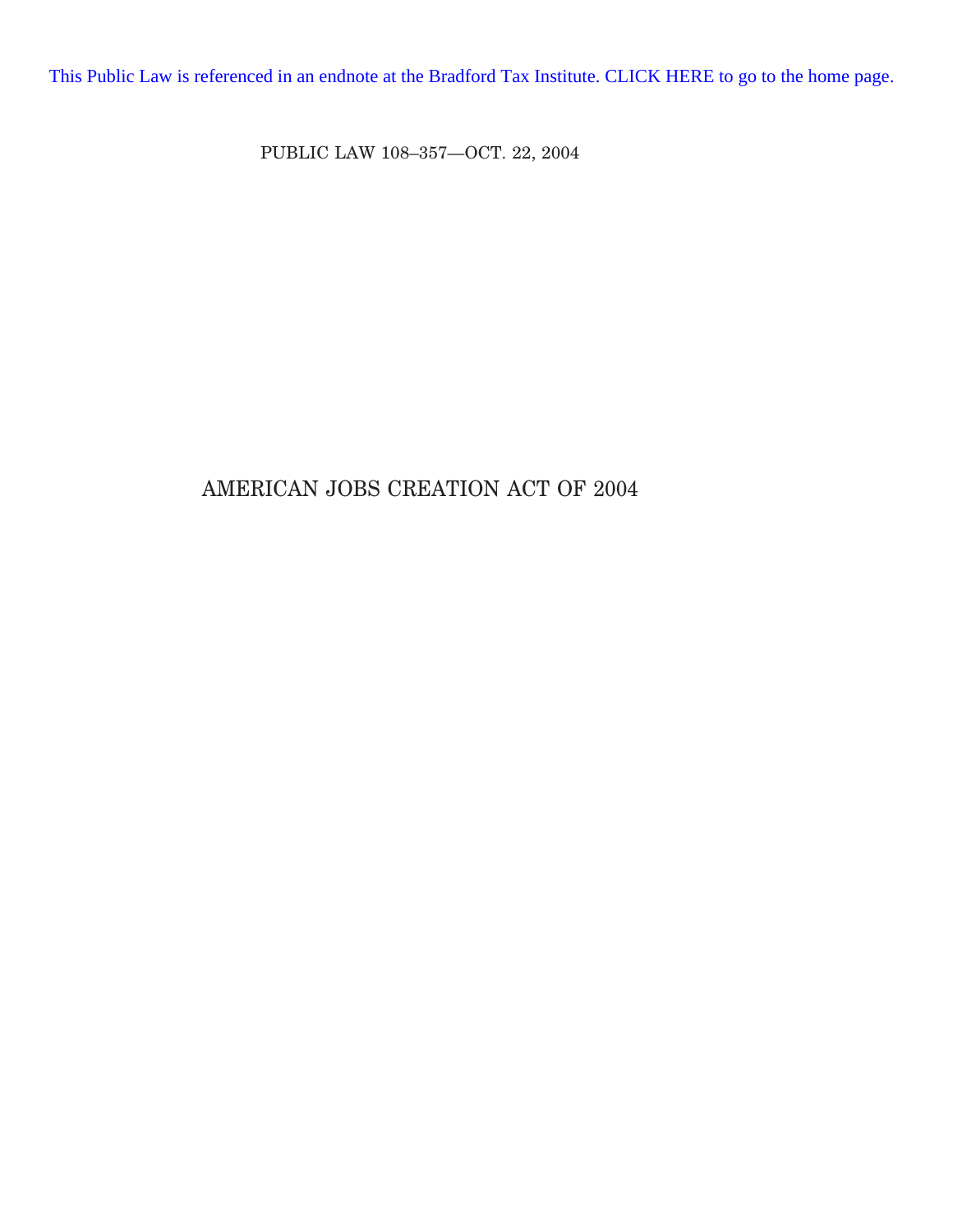This Public Law is referenced in an endnote at the Bradford Tax Institute. CLICK HERE to go to the home page.

PUBLIC LAW 108–357—OCT. 22, 2004

# AMERICAN JOBS CREATION ACT OF 2004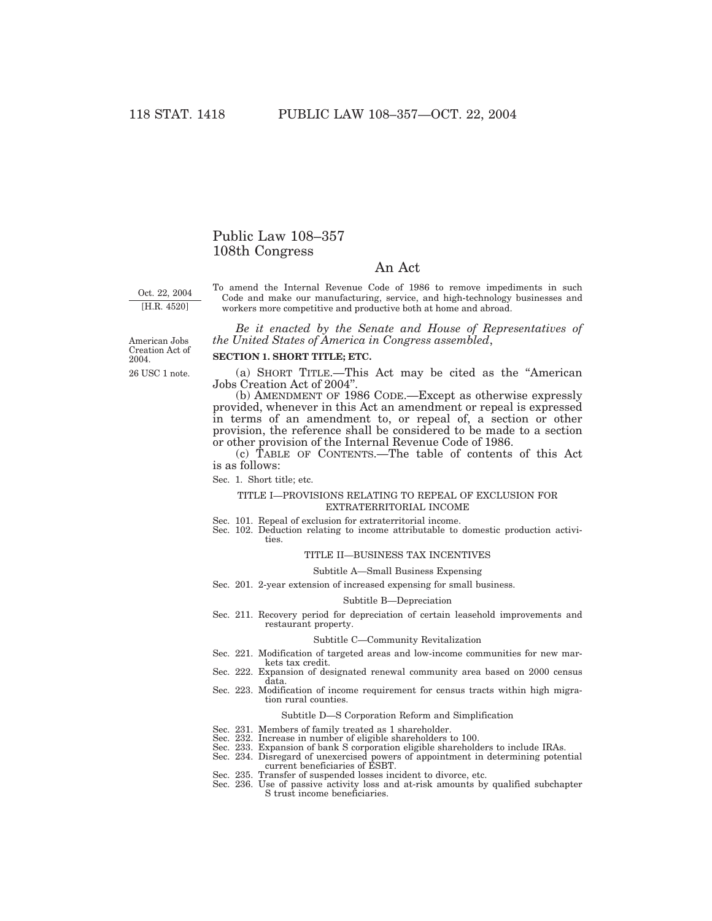# Public Law 108–357
# 108th Congress

## An Act

Oct. 22, 2004
[H.R. 4520]

To amend the Internal Revenue Code of 1986 to remove impediments in such Code and make our manufacturing, service, and high-technology businesses and workers more competitive and productive both at home and abroad.

*Be it enacted by the Senate and House of Representatives of the United States of America in Congress assembled*,

American Jobs Creation Act of 2004.

26 USC 1 note.

**SECTION 1. SHORT TITLE; ETC.**

(a) SHORT TITLE.—This Act may be cited as the "American Jobs Creation Act of 2004".

(b) AMENDMENT OF 1986 CODE.—Except as otherwise expressly provided, whenever in this Act an amendment or repeal is expressed in terms of an amendment to, or repeal of, a section or other provision, the reference shall be considered to be made to a section or other provision of the Internal Revenue Code of 1986.

(c) TABLE OF CONTENTS.—The table of contents of this Act is as follows:

Sec. 1. Short title; etc.

TITLE I—PROVISIONS RELATING TO REPEAL OF EXCLUSION FOR EXTRATERRITORIAL INCOME

Sec. 101. Repeal of exclusion for extraterritorial income.
Sec. 102. Deduction relating to income attributable to domestic production activities.

TITLE II—BUSINESS TAX INCENTIVES

Subtitle A—Small Business Expensing

Sec. 201. 2-year extension of increased expensing for small business.

Subtitle B—Depreciation

Sec. 211. Recovery period for depreciation of certain leasehold improvements and restaurant property.

Subtitle C—Community Revitalization

Sec. 221. Modification of targeted areas and low-income communities for new markets tax credit.
Sec. 222. Expansion of designated renewal community area based on 2000 census data.
Sec. 223. Modification of income requirement for census tracts within high migration rural counties.

Subtitle D—S Corporation Reform and Simplification

Sec. 231. Members of family treated as 1 shareholder.
Sec. 232. Increase in number of eligible shareholders to 100.
Sec. 233. Expansion of bank S corporation eligible shareholders to include IRAs.
Sec. 234. Disregard of unexercised powers of appointment in determining potential current beneficiaries of ESBT.
Sec. 235. Transfer of suspended losses incident to divorce, etc.
Sec. 236. Use of passive activity loss and at-risk amounts by qualified subchapter S trust income beneficiaries.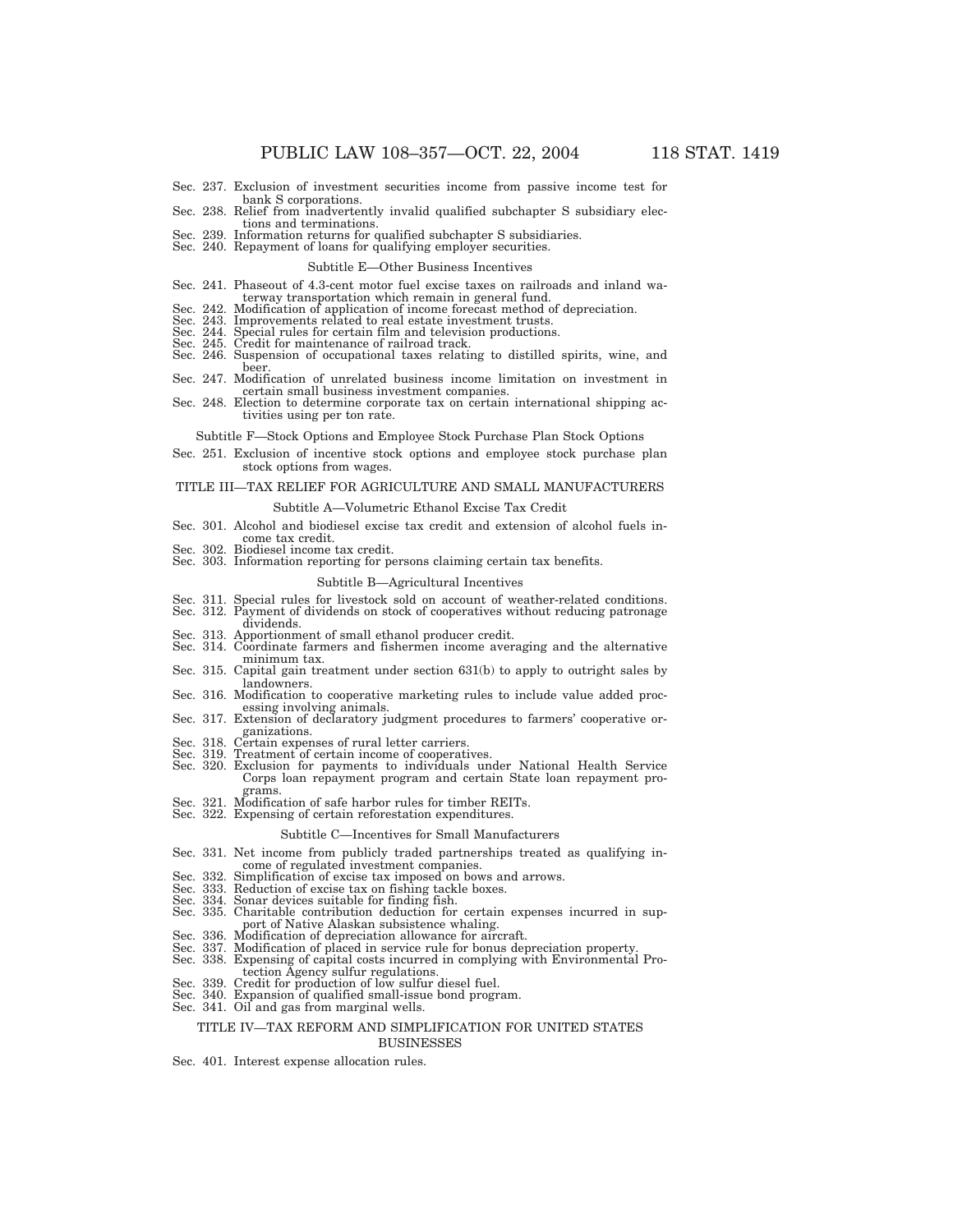Sec. 237. Exclusion of investment securities income from passive income test for bank S corporations.
Sec. 238. Relief from inadvertently invalid qualified subchapter S subsidiary elections and terminations.
Sec. 239. Information returns for qualified subchapter S subsidiaries.
Sec. 240. Repayment of loans for qualifying employer securities.

### Subtitle E—Other Business Incentives

Sec. 241. Phaseout of 4.3-cent motor fuel excise taxes on railroads and inland waterway transportation which remain in general fund.
Sec. 242. Modification of application of income forecast method of depreciation.
Sec. 243. Improvements related to real estate investment trusts.
Sec. 244. Special rules for certain film and television productions.
Sec. 245. Credit for maintenance of railroad track.
Sec. 246. Suspension of occupational taxes relating to distilled spirits, wine, and beer.
Sec. 247. Modification of unrelated business income limitation on investment in certain small business investment companies.
Sec. 248. Election to determine corporate tax on certain international shipping activities using per ton rate.

### Subtitle F—Stock Options and Employee Stock Purchase Plan Stock Options

Sec. 251. Exclusion of incentive stock options and employee stock purchase plan stock options from wages.

## TITLE III—TAX RELIEF FOR AGRICULTURE AND SMALL MANUFACTURERS

### Subtitle A—Volumetric Ethanol Excise Tax Credit

Sec. 301. Alcohol and biodiesel excise tax credit and extension of alcohol fuels income tax credit.
Sec. 302. Biodiesel income tax credit.
Sec. 303. Information reporting for persons claiming certain tax benefits.

### Subtitle B—Agricultural Incentives

Sec. 311. Special rules for livestock sold on account of weather-related conditions.
Sec. 312. Payment of dividends on stock of cooperatives without reducing patronage dividends.
Sec. 313. Apportionment of small ethanol producer credit.
Sec. 314. Coordinate farmers and fishermen income averaging and the alternative minimum tax.
Sec. 315. Capital gain treatment under section 631(b) to apply to outright sales by landowners.
Sec. 316. Modification to cooperative marketing rules to include value added processing involving animals.
Sec. 317. Extension of declaratory judgment procedures to farmers' cooperative organizations.
Sec. 318. Certain expenses of rural letter carriers.
Sec. 319. Treatment of certain income of cooperatives.
Sec. 320. Exclusion for payments to individuals under National Health Service Corps loan repayment program and certain State loan repayment programs.
Sec. 321. Modification of safe harbor rules for timber REITs.
Sec. 322. Expensing of certain reforestation expenditures.

### Subtitle C—Incentives for Small Manufacturers

Sec. 331. Net income from publicly traded partnerships treated as qualifying income of regulated investment companies.
Sec. 332. Simplification of excise tax imposed on bows and arrows.
Sec. 333. Reduction of excise tax on fishing tackle boxes.
Sec. 334. Sonar devices suitable for finding fish.
Sec. 335. Charitable contribution deduction for certain expenses incurred in support of Native Alaskan subsistence whaling.
Sec. 336. Modification of depreciation allowance for aircraft.
Sec. 337. Modification of placed in service rule for bonus depreciation property.
Sec. 338. Expensing of capital costs incurred in complying with Environmental Protection Agency sulfur regulations.
Sec. 339. Credit for production of low sulfur diesel fuel.
Sec. 340. Expansion of qualified small-issue bond program.
Sec. 341. Oil and gas from marginal wells.

## TITLE IV—TAX REFORM AND SIMPLIFICATION FOR UNITED STATES BUSINESSES

Sec. 401. Interest expense allocation rules.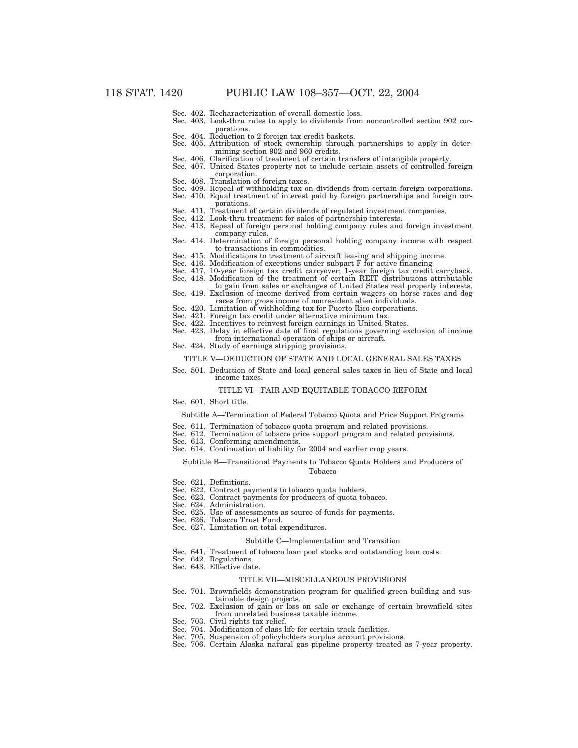Sec. 402. Recharacterization of overall domestic loss.
Sec. 403. Look-thru rules to apply to dividends from noncontrolled section 902 corporations.
Sec. 404. Reduction to 2 foreign tax credit baskets.
Sec. 405. Attribution of stock ownership through partnerships to apply in determining section 902 and 960 credits.
Sec. 406. Clarification of treatment of certain transfers of intangible property.
Sec. 407. United States property not to include certain assets of controlled foreign corporation.
Sec. 408. Translation of foreign taxes.
Sec. 409. Repeal of withholding tax on dividends from certain foreign corporations.
Sec. 410. Equal treatment of interest paid by foreign partnerships and foreign corporations.
Sec. 411. Treatment of certain dividends of regulated investment companies.
Sec. 412. Look-thru treatment for sales of partnership interests.
Sec. 413. Repeal of foreign personal holding company rules and foreign investment company rules.
Sec. 414. Determination of foreign personal holding company income with respect to transactions in commodities.
Sec. 415. Modifications to treatment of aircraft leasing and shipping income.
Sec. 416. Modification of exceptions under subpart F for active financing.
Sec. 417. 10-year foreign tax credit carryover; 1-year foreign tax credit carryback.
Sec. 418. Modification of the treatment of certain REIT distributions attributable to gain from sales or exchanges of United States real property interests.
Sec. 419. Exclusion of income derived from certain wagers on horse races and dog races from gross income of nonresident alien individuals.
Sec. 420. Limitation of withholding tax for Puerto Rico corporations.
Sec. 421. Foreign tax credit under alternative minimum tax.
Sec. 422. Incentives to reinvest foreign earnings in United States.
Sec. 423. Delay in effective date of final regulations governing exclusion of income from international operation of ships or aircraft.
Sec. 424. Study of earnings stripping provisions.

TITLE V—DEDUCTION OF STATE AND LOCAL GENERAL SALES TAXES

Sec. 501. Deduction of State and local general sales taxes in lieu of State and local income taxes.

TITLE VI—FAIR AND EQUITABLE TOBACCO REFORM

Sec. 601. Short title.

Subtitle A—Termination of Federal Tobacco Quota and Price Support Programs

Sec. 611. Termination of tobacco quota program and related provisions.
Sec. 612. Termination of tobacco price support program and related provisions.
Sec. 613. Conforming amendments.
Sec. 614. Continuation of liability for 2004 and earlier crop years.

Subtitle B—Transitional Payments to Tobacco Quota Holders and Producers of Tobacco

Sec. 621. Definitions.
Sec. 622. Contract payments to tobacco quota holders.
Sec. 623. Contract payments for producers of quota tobacco.
Sec. 624. Administration.
Sec. 625. Use of assessments as source of funds for payments.
Sec. 626. Tobacco Trust Fund.
Sec. 627. Limitation on total expenditures.

Subtitle C—Implementation and Transition

Sec. 641. Treatment of tobacco loan pool stocks and outstanding loan costs.
Sec. 642. Regulations.
Sec. 643. Effective date.

TITLE VII—MISCELLANEOUS PROVISIONS

Sec. 701. Brownfields demonstration program for qualified green building and sustainable design projects.
Sec. 702. Exclusion of gain or loss on sale or exchange of certain brownfield sites from unrelated business taxable income.
Sec. 703. Civil rights tax relief.
Sec. 704. Modification of class life for certain track facilities.
Sec. 705. Suspension of policyholders surplus account provisions.
Sec. 706. Certain Alaska natural gas pipeline property treated as 7-year property.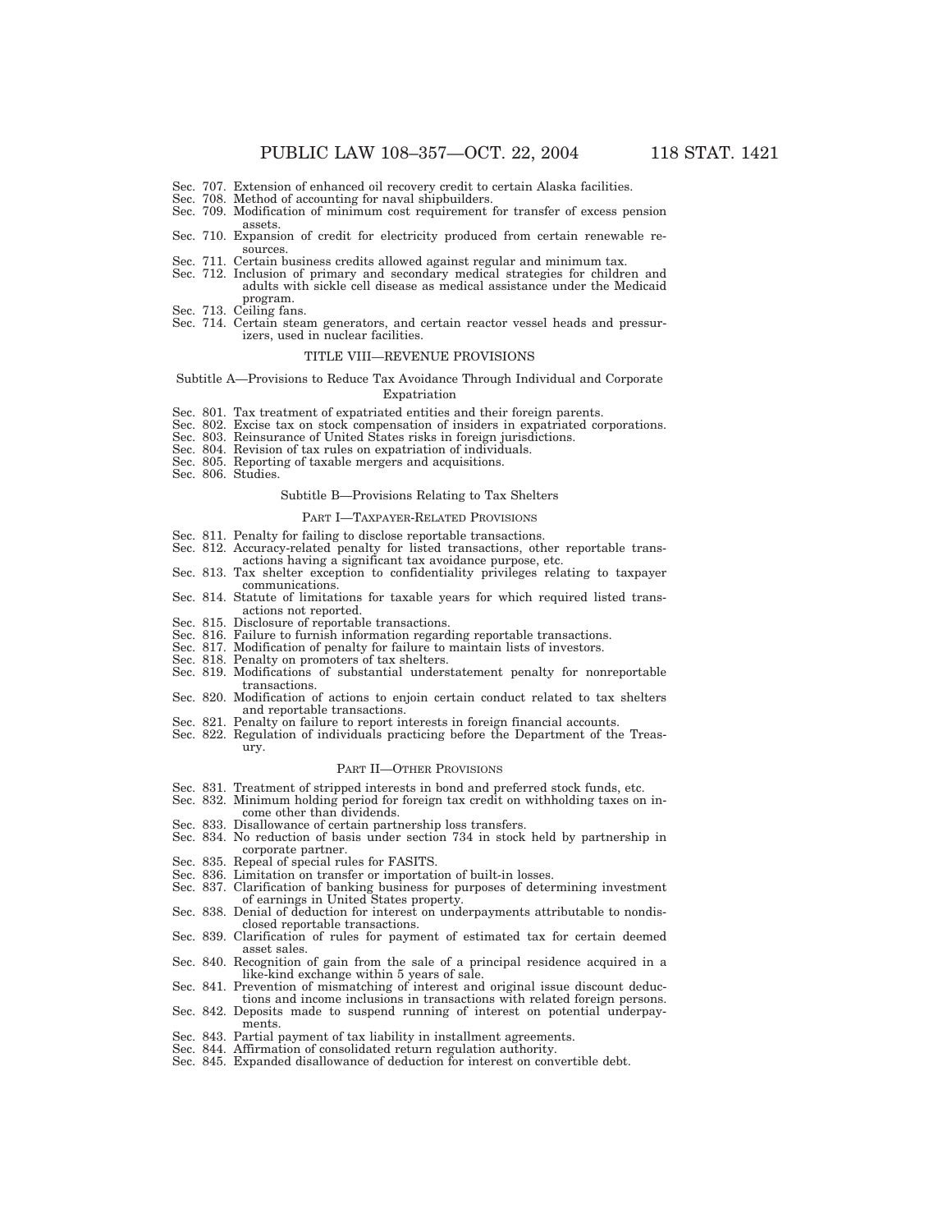Sec. 707. Extension of enhanced oil recovery credit to certain Alaska facilities.
Sec. 708. Method of accounting for naval shipbuilders.
Sec. 709. Modification of minimum cost requirement for transfer of excess pension assets.
Sec. 710. Expansion of credit for electricity produced from certain renewable resources.
Sec. 711. Certain business credits allowed against regular and minimum tax.
Sec. 712. Inclusion of primary and secondary medical strategies for children and adults with sickle cell disease as medical assistance under the Medicaid program.
Sec. 713. Ceiling fans.
Sec. 714. Certain steam generators, and certain reactor vessel heads and pressurizers, used in nuclear facilities.

## TITLE VIII—REVENUE PROVISIONS

### Subtitle A—Provisions to Reduce Tax Avoidance Through Individual and Corporate Expatriation

Sec. 801. Tax treatment of expatriated entities and their foreign parents.
Sec. 802. Excise tax on stock compensation of insiders in expatriated corporations.
Sec. 803. Reinsurance of United States risks in foreign jurisdictions.
Sec. 804. Revision of tax rules on expatriation of individuals.
Sec. 805. Reporting of taxable mergers and acquisitions.
Sec. 806. Studies.

### Subtitle B—Provisions Relating to Tax Shelters

#### PART I—TAXPAYER-RELATED PROVISIONS

Sec. 811. Penalty for failing to disclose reportable transactions.
Sec. 812. Accuracy-related penalty for listed transactions, other reportable transactions having a significant tax avoidance purpose, etc.
Sec. 813. Tax shelter exception to confidentiality privileges relating to taxpayer communications.
Sec. 814. Statute of limitations for taxable years for which required listed transactions not reported.
Sec. 815. Disclosure of reportable transactions.
Sec. 816. Failure to furnish information regarding reportable transactions.
Sec. 817. Modification of penalty for failure to maintain lists of investors.
Sec. 818. Penalty on promoters of tax shelters.
Sec. 819. Modifications of substantial understatement penalty for nonreportable transactions.
Sec. 820. Modification of actions to enjoin certain conduct related to tax shelters and reportable transactions.
Sec. 821. Penalty on failure to report interests in foreign financial accounts.
Sec. 822. Regulation of individuals practicing before the Department of the Treasury.

#### PART II—OTHER PROVISIONS

Sec. 831. Treatment of stripped interests in bond and preferred stock funds, etc.
Sec. 832. Minimum holding period for foreign tax credit on withholding taxes on income other than dividends.
Sec. 833. Disallowance of certain partnership loss transfers.
Sec. 834. No reduction of basis under section 734 in stock held by partnership in corporate partner.
Sec. 835. Repeal of special rules for FASITS.
Sec. 836. Limitation on transfer or importation of built-in losses.
Sec. 837. Clarification of banking business for purposes of determining investment of earnings in United States property.
Sec. 838. Denial of deduction for interest on underpayments attributable to nondisclosed reportable transactions.
Sec. 839. Clarification of rules for payment of estimated tax for certain deemed asset sales.
Sec. 840. Recognition of gain from the sale of a principal residence acquired in a like-kind exchange within 5 years of sale.
Sec. 841. Prevention of mismatching of interest and original issue discount deductions and income inclusions in transactions with related foreign persons.
Sec. 842. Deposits made to suspend running of interest on potential underpayments.
Sec. 843. Partial payment of tax liability in installment agreements.
Sec. 844. Affirmation of consolidated return regulation authority.
Sec. 845. Expanded disallowance of deduction for interest on convertible debt.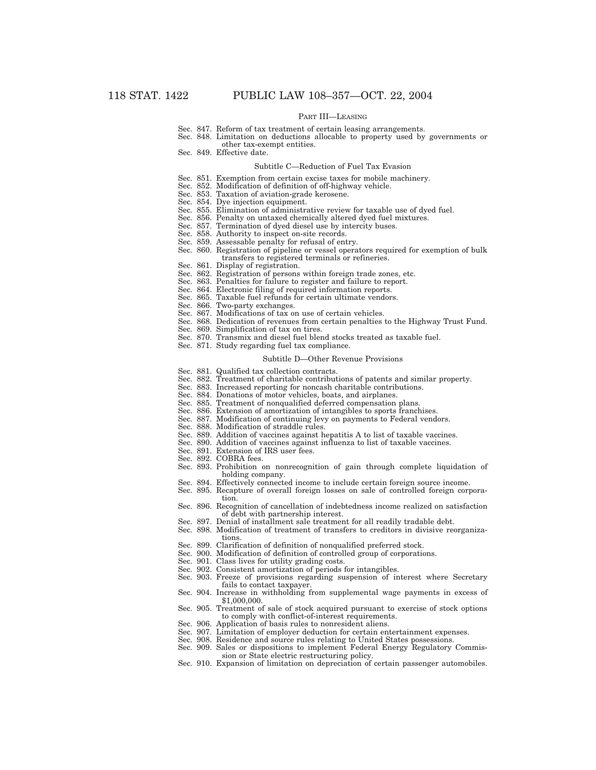PART III—LEASING

Sec. 847. Reform of tax treatment of certain leasing arrangements.
Sec. 848. Limitation on deductions allocable to property used by governments or other tax-exempt entities.
Sec. 849. Effective date.

Subtitle C—Reduction of Fuel Tax Evasion

Sec. 851. Exemption from certain excise taxes for mobile machinery.
Sec. 852. Modification of definition of off-highway vehicle.
Sec. 853. Taxation of aviation-grade kerosene.
Sec. 854. Dye injection equipment.
Sec. 855. Elimination of administrative review for taxable use of dyed fuel.
Sec. 856. Penalty on untaxed chemically altered dyed fuel mixtures.
Sec. 857. Termination of dyed diesel use by intercity buses.
Sec. 858. Authority to inspect on-site records.
Sec. 859. Assessable penalty for refusal of entry.
Sec. 860. Registration of pipeline or vessel operators required for exemption of bulk transfers to registered terminals or refineries.
Sec. 861. Display of registration.
Sec. 862. Registration of persons within foreign trade zones, etc.
Sec. 863. Penalties for failure to register and failure to report.
Sec. 864. Electronic filing of required information reports.
Sec. 865. Taxable fuel refunds for certain ultimate vendors.
Sec. 866. Two-party exchanges.
Sec. 867. Modifications of tax on use of certain vehicles.
Sec. 868. Dedication of revenues from certain penalties to the Highway Trust Fund.
Sec. 869. Simplification of tax on tires.
Sec. 870. Transmix and diesel fuel blend stocks treated as taxable fuel.
Sec. 871. Study regarding fuel tax compliance.

Subtitle D—Other Revenue Provisions

Sec. 881. Qualified tax collection contracts.
Sec. 882. Treatment of charitable contributions of patents and similar property.
Sec. 883. Increased reporting for noncash charitable contributions.
Sec. 884. Donations of motor vehicles, boats, and airplanes.
Sec. 885. Treatment of nonqualified deferred compensation plans.
Sec. 886. Extension of amortization of intangibles to sports franchises.
Sec. 887. Modification of continuing levy on payments to Federal vendors.
Sec. 888. Modification of straddle rules.
Sec. 889. Addition of vaccines against hepatitis A to list of taxable vaccines.
Sec. 890. Addition of vaccines against influenza to list of taxable vaccines.
Sec. 891. Extension of IRS user fees.
Sec. 892. COBRA fees.
Sec. 893. Prohibition on nonrecognition of gain through complete liquidation of holding company.
Sec. 894. Effectively connected income to include certain foreign source income.
Sec. 895. Recapture of overall foreign losses on sale of controlled foreign corporation.
Sec. 896. Recognition of cancellation of indebtedness income realized on satisfaction of debt with partnership interest.
Sec. 897. Denial of installment sale treatment for all readily tradable debt.
Sec. 898. Modification of treatment of transfers to creditors in divisive reorganizations.
Sec. 899. Clarification of definition of nonqualified preferred stock.
Sec. 900. Modification of definition of controlled group of corporations.
Sec. 901. Class lives for utility grading costs.
Sec. 902. Consistent amortization of periods for intangibles.
Sec. 903. Freeze of provisions regarding suspension of interest where Secretary fails to contact taxpayer.
Sec. 904. Increase in withholding from supplemental wage payments in excess of $1,000,000.
Sec. 905. Treatment of sale of stock acquired pursuant to exercise of stock options to comply with conflict-of-interest requirements.
Sec. 906. Application of basis rules to nonresident aliens.
Sec. 907. Limitation of employer deduction for certain entertainment expenses.
Sec. 908. Residence and source rules relating to United States possessions.
Sec. 909. Sales or dispositions to implement Federal Energy Regulatory Commission or State electric restructuring policy.
Sec. 910. Expansion of limitation on depreciation of certain passenger automobiles.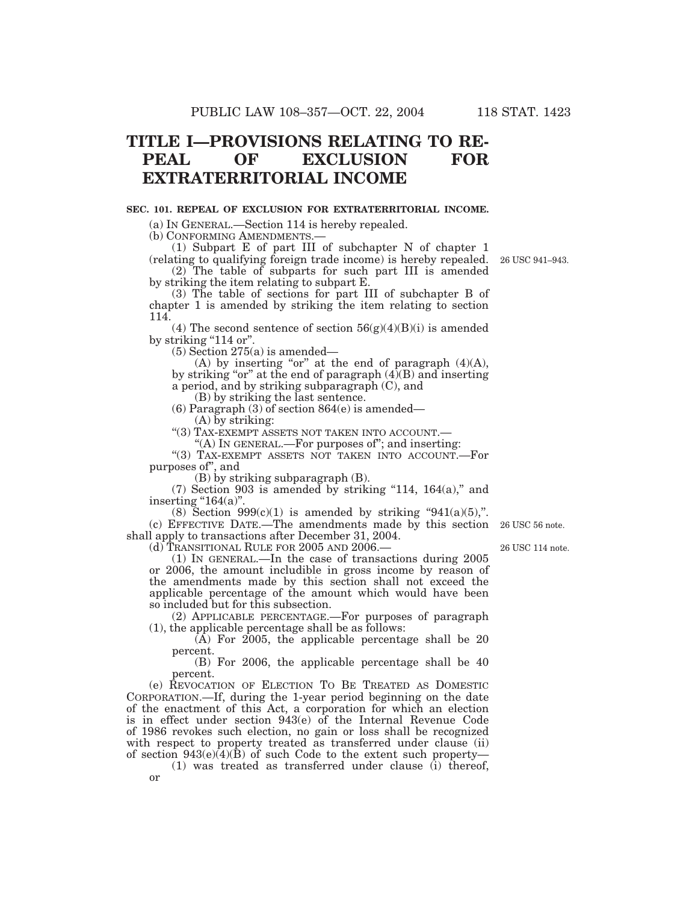# TITLE I—PROVISIONS RELATING TO REPEAL OF EXCLUSION FOR EXTRATERRITORIAL INCOME

### SEC. 101. REPEAL OF EXCLUSION FOR EXTRATERRITORIAL INCOME.

(a) IN GENERAL.—Section 114 is hereby repealed.

(b) CONFORMING AMENDMENTS.—

(1) Subpart E of part III of subchapter N of chapter 1 (relating to qualifying foreign trade income) is hereby repealed.

26 USC 941–943.

(2) The table of subparts for such part III is amended by striking the item relating to subpart E.

(3) The table of sections for part III of subchapter B of chapter 1 is amended by striking the item relating to section 114.

(4) The second sentence of section 56(g)(4)(B)(i) is amended by striking "114 or".

(5) Section 275(a) is amended—

(A) by inserting "or" at the end of paragraph (4)(A), by striking "or" at the end of paragraph (4)(B) and inserting a period, and by striking subparagraph (C), and

(B) by striking the last sentence.

(6) Paragraph (3) of section 864(e) is amended—

(A) by striking:

"(3) TAX-EXEMPT ASSETS NOT TAKEN INTO ACCOUNT.—

"(A) IN GENERAL.—For purposes of"; and inserting:

"(3) TAX-EXEMPT ASSETS NOT TAKEN INTO ACCOUNT.—For purposes of", and

(B) by striking subparagraph (B).

(7) Section 903 is amended by striking "114, 164(a)," and inserting "164(a)".

(8) Section 999(c)(1) is amended by striking "941(a)(5),".

(c) EFFECTIVE DATE.—The amendments made by this section shall apply to transactions after December 31, 2004.

26 USC 56 note.

(d) TRANSITIONAL RULE FOR 2005 AND 2006.—

26 USC 114 note.

(1) IN GENERAL.—In the case of transactions during 2005 or 2006, the amount includible in gross income by reason of the amendments made by this section shall not exceed the applicable percentage of the amount which would have been so included but for this subsection.

(2) APPLICABLE PERCENTAGE.—For purposes of paragraph (1), the applicable percentage shall be as follows:

(A) For 2005, the applicable percentage shall be 20 percent.

(B) For 2006, the applicable percentage shall be 40 percent.

(e) REVOCATION OF ELECTION TO BE TREATED AS DOMESTIC CORPORATION.—If, during the 1-year period beginning on the date of the enactment of this Act, a corporation for which an election is in effect under section 943(e) of the Internal Revenue Code of 1986 revokes such election, no gain or loss shall be recognized with respect to property treated as transferred under clause (ii) of section 943(e)(4)(B) of such Code to the extent such property—

(1) was treated as transferred under clause (i) thereof, or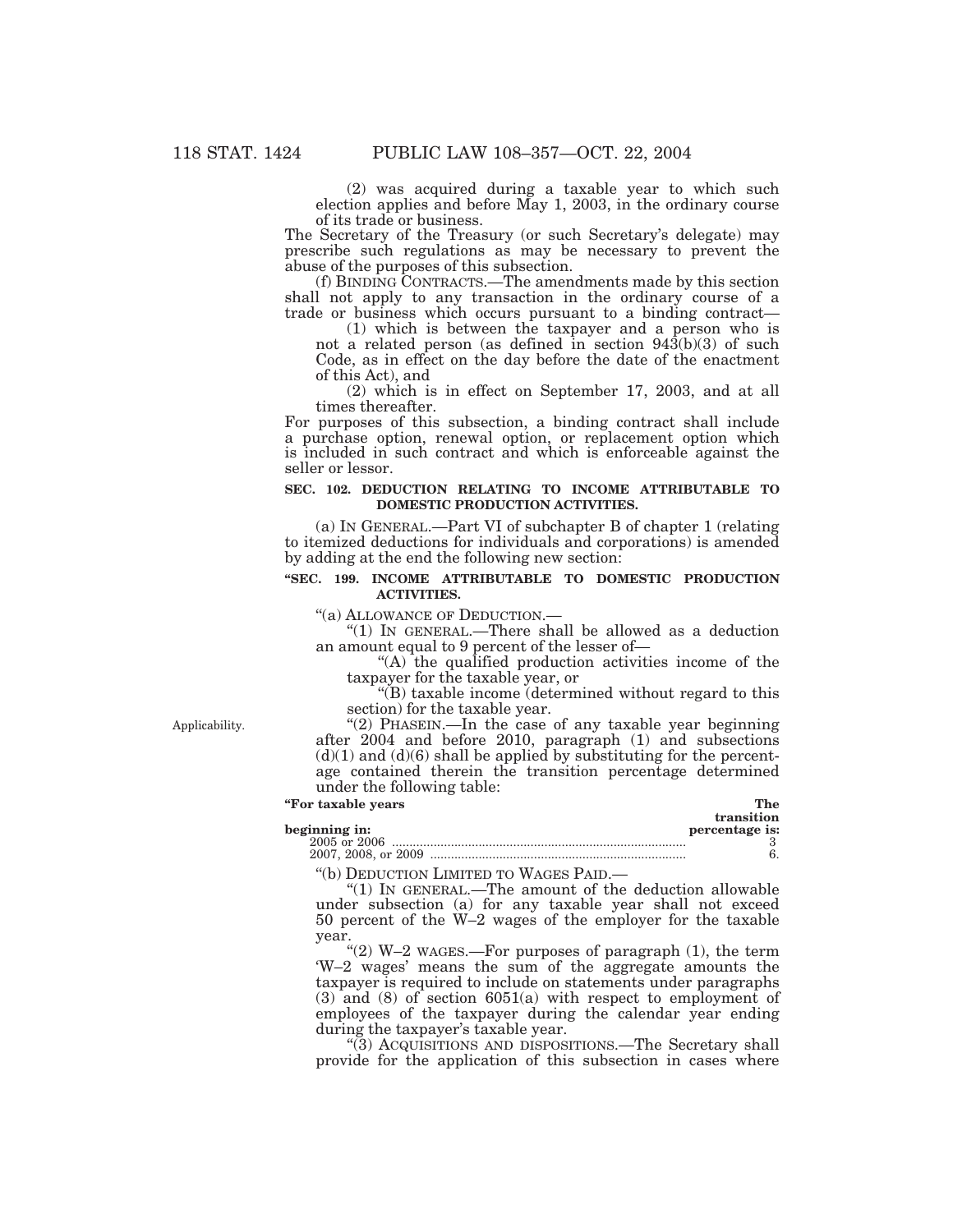(2) was acquired during a taxable year to which such election applies and before May 1, 2003, in the ordinary course of its trade or business.

The Secretary of the Treasury (or such Secretary's delegate) may prescribe such regulations as may be necessary to prevent the abuse of the purposes of this subsection.

(f) BINDING CONTRACTS.—The amendments made by this section shall not apply to any transaction in the ordinary course of a trade or business which occurs pursuant to a binding contract—

(1) which is between the taxpayer and a person who is not a related person (as defined in section 943(b)(3) of such Code, as in effect on the day before the date of the enactment of this Act), and

(2) which is in effect on September 17, 2003, and at all times thereafter.

For purposes of this subsection, a binding contract shall include a purchase option, renewal option, or replacement option which is included in such contract and which is enforceable against the seller or lessor.

**SEC. 102. DEDUCTION RELATING TO INCOME ATTRIBUTABLE TO DOMESTIC PRODUCTION ACTIVITIES.**

(a) IN GENERAL.—Part VI of subchapter B of chapter 1 (relating to itemized deductions for individuals and corporations) is amended by adding at the end the following new section:

**"SEC. 199. INCOME ATTRIBUTABLE TO DOMESTIC PRODUCTION ACTIVITIES.**

"(a) ALLOWANCE OF DEDUCTION.—

"(1) IN GENERAL.—There shall be allowed as a deduction an amount equal to 9 percent of the lesser of—

"(A) the qualified production activities income of the taxpayer for the taxable year, or

"(B) taxable income (determined without regard to this section) for the taxable year.

Applicability.

"(2) PHASEIN.—In the case of any taxable year beginning after 2004 and before 2010, paragraph (1) and subsections (d)(1) and (d)(6) shall be applied by substituting for the percentage contained therein the transition percentage determined under the following table:

| "For taxable years beginning in: | The transition percentage is: |
|---|---|
| 2005 or 2006 | 3 |
| 2007, 2008, or 2009 | 6. |

"(b) DEDUCTION LIMITED TO WAGES PAID.—

"(1) IN GENERAL.—The amount of the deduction allowable under subsection (a) for any taxable year shall not exceed 50 percent of the W–2 wages of the employer for the taxable year.

"(2) W–2 WAGES.—For purposes of paragraph (1), the term 'W–2 wages' means the sum of the aggregate amounts the taxpayer is required to include on statements under paragraphs (3) and (8) of section 6051(a) with respect to employment of employees of the taxpayer during the calendar year ending during the taxpayer's taxable year.

"(3) ACQUISITIONS AND DISPOSITIONS.—The Secretary shall provide for the application of this subsection in cases where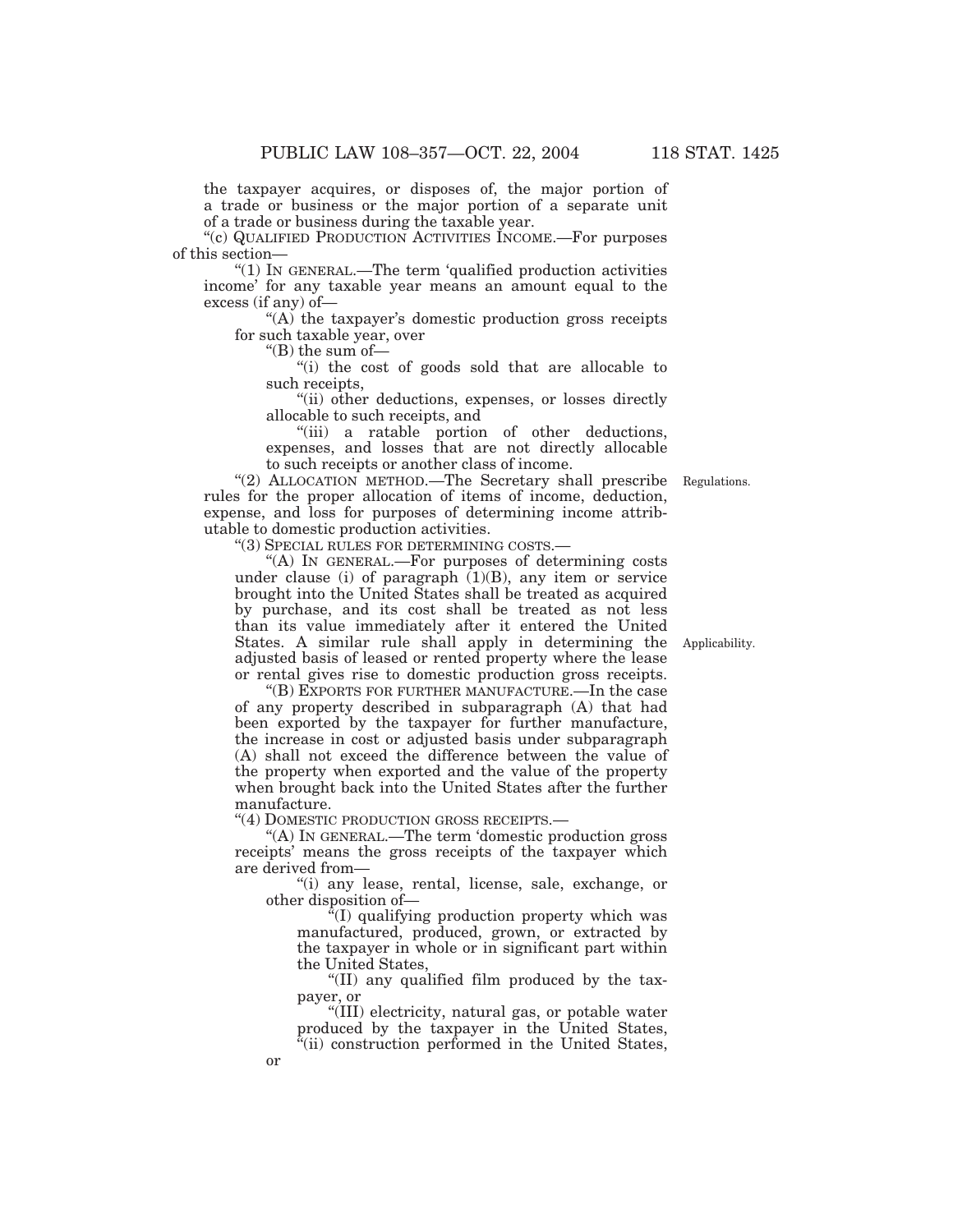the taxpayer acquires, or disposes of, the major portion of a trade or business or the major portion of a separate unit of a trade or business during the taxable year.

"(c) QUALIFIED PRODUCTION ACTIVITIES INCOME.—For purposes of this section—

"(1) IN GENERAL.—The term 'qualified production activities income' for any taxable year means an amount equal to the excess (if any) of—

"(A) the taxpayer's domestic production gross receipts for such taxable year, over

"(B) the sum of—

"(i) the cost of goods sold that are allocable to such receipts,

"(ii) other deductions, expenses, or losses directly allocable to such receipts, and

"(iii) a ratable portion of other deductions, expenses, and losses that are not directly allocable to such receipts or another class of income.

"(2) ALLOCATION METHOD.—The Secretary shall prescribe rules for the proper allocation of items of income, deduction, expense, and loss for purposes of determining income attributable to domestic production activities.

Regulations.

"(3) SPECIAL RULES FOR DETERMINING COSTS.—

"(A) IN GENERAL.—For purposes of determining costs under clause (i) of paragraph (1)(B), any item or service brought into the United States shall be treated as acquired by purchase, and its cost shall be treated as not less than its value immediately after it entered the United States. A similar rule shall apply in determining the adjusted basis of leased or rented property where the lease or rental gives rise to domestic production gross receipts.

Applicability.

"(B) EXPORTS FOR FURTHER MANUFACTURE.—In the case of any property described in subparagraph (A) that had been exported by the taxpayer for further manufacture, the increase in cost or adjusted basis under subparagraph (A) shall not exceed the difference between the value of the property when exported and the value of the property when brought back into the United States after the further manufacture.

"(4) DOMESTIC PRODUCTION GROSS RECEIPTS.—

"(A) IN GENERAL.—The term 'domestic production gross receipts' means the gross receipts of the taxpayer which are derived from—

"(i) any lease, rental, license, sale, exchange, or other disposition of—

"(I) qualifying production property which was manufactured, produced, grown, or extracted by the taxpayer in whole or in significant part within the United States,

"(II) any qualified film produced by the taxpayer, or

"(III) electricity, natural gas, or potable water produced by the taxpayer in the United States,

"(ii) construction performed in the United States, or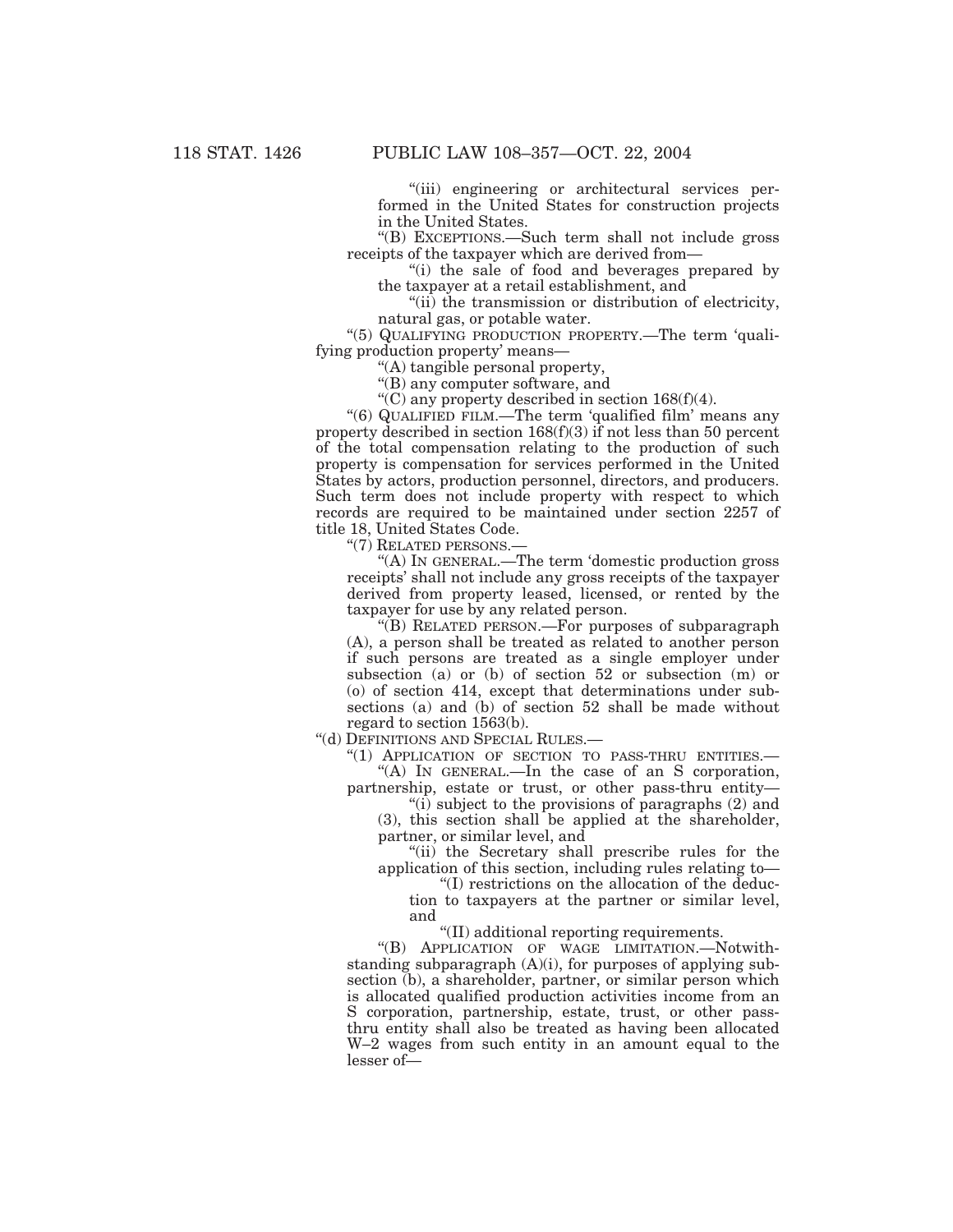"(iii) engineering or architectural services performed in the United States for construction projects in the United States.

"(B) EXCEPTIONS.—Such term shall not include gross receipts of the taxpayer which are derived from—

"(i) the sale of food and beverages prepared by the taxpayer at a retail establishment, and

"(ii) the transmission or distribution of electricity, natural gas, or potable water.

"(5) QUALIFYING PRODUCTION PROPERTY.—The term 'qualifying production property' means—

"(A) tangible personal property,

"(B) any computer software, and

"(C) any property described in section 168(f)(4).

"(6) QUALIFIED FILM.—The term 'qualified film' means any property described in section 168(f)(3) if not less than 50 percent of the total compensation relating to the production of such property is compensation for services performed in the United States by actors, production personnel, directors, and producers. Such term does not include property with respect to which records are required to be maintained under section 2257 of title 18, United States Code.

"(7) RELATED PERSONS.—

"(A) IN GENERAL.—The term 'domestic production gross receipts' shall not include any gross receipts of the taxpayer derived from property leased, licensed, or rented by the taxpayer for use by any related person.

"(B) RELATED PERSON.—For purposes of subparagraph (A), a person shall be treated as related to another person if such persons are treated as a single employer under subsection (a) or (b) of section 52 or subsection (m) or (o) of section 414, except that determinations under subsections (a) and (b) of section 52 shall be made without regard to section 1563(b).

"(d) DEFINITIONS AND SPECIAL RULES.—

"(1) APPLICATION OF SECTION TO PASS-THRU ENTITIES.—

"(A) IN GENERAL.—In the case of an S corporation, partnership, estate or trust, or other pass-thru entity—

"(i) subject to the provisions of paragraphs (2) and (3), this section shall be applied at the shareholder, partner, or similar level, and

"(ii) the Secretary shall prescribe rules for the application of this section, including rules relating to—

"(I) restrictions on the allocation of the deduction to taxpayers at the partner or similar level, and

"(II) additional reporting requirements.

"(B) APPLICATION OF WAGE LIMITATION.—Notwithstanding subparagraph (A)(i), for purposes of applying subsection (b), a shareholder, partner, or similar person which is allocated qualified production activities income from an S corporation, partnership, estate, trust, or other pass-thru entity shall also be treated as having been allocated W–2 wages from such entity in an amount equal to the lesser of—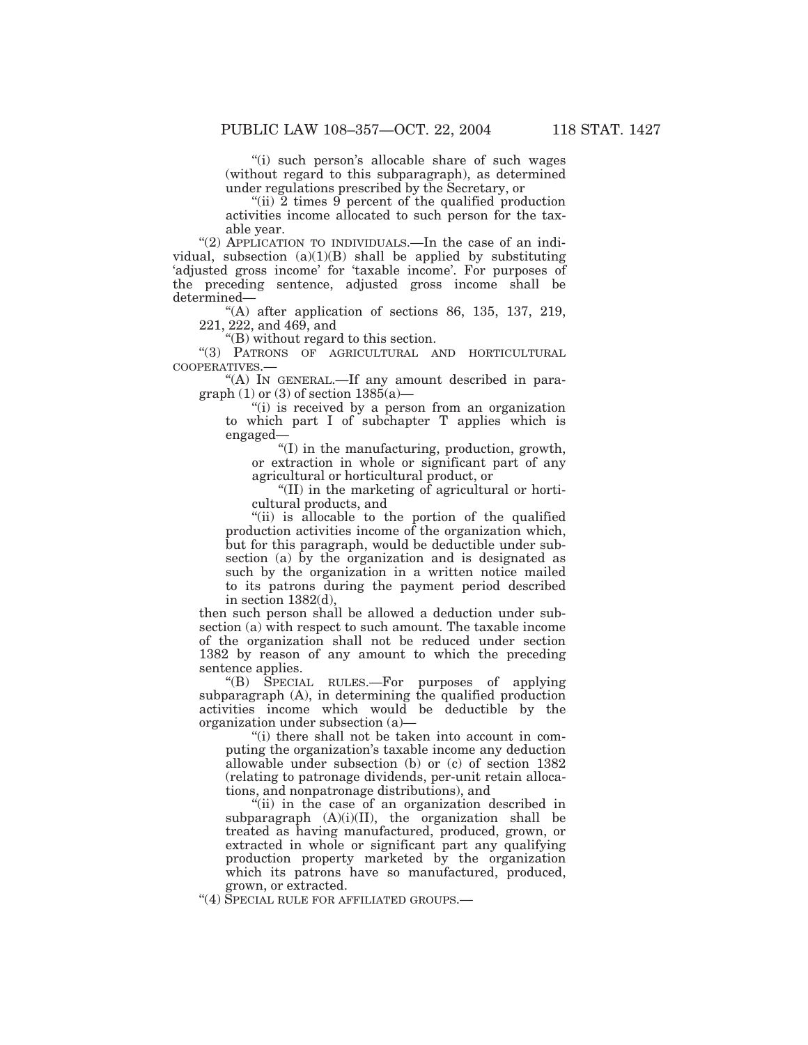"(i) such person's allocable share of such wages (without regard to this subparagraph), as determined under regulations prescribed by the Secretary, or

"(ii) 2 times 9 percent of the qualified production activities income allocated to such person for the taxable year.

"(2) APPLICATION TO INDIVIDUALS.—In the case of an individual, subsection (a)(1)(B) shall be applied by substituting 'adjusted gross income' for 'taxable income'. For purposes of the preceding sentence, adjusted gross income shall be determined—

"(A) after application of sections 86, 135, 137, 219, 221, 222, and 469, and

"(B) without regard to this section.

"(3) PATRONS OF AGRICULTURAL AND HORTICULTURAL COOPERATIVES.—

"(A) IN GENERAL.—If any amount described in paragraph (1) or (3) of section 1385(a)—

"(i) is received by a person from an organization to which part I of subchapter T applies which is engaged—

"(I) in the manufacturing, production, growth, or extraction in whole or significant part of any agricultural or horticultural product, or

"(II) in the marketing of agricultural or horticultural products, and

"(ii) is allocable to the portion of the qualified production activities income of the organization which, but for this paragraph, would be deductible under subsection (a) by the organization and is designated as such by the organization in a written notice mailed to its patrons during the payment period described in section 1382(d),

then such person shall be allowed a deduction under subsection (a) with respect to such amount. The taxable income of the organization shall not be reduced under section 1382 by reason of any amount to which the preceding sentence applies.

"(B) SPECIAL RULES.—For purposes of applying subparagraph (A), in determining the qualified production activities income which would be deductible by the organization under subsection (a)—

"(i) there shall not be taken into account in computing the organization's taxable income any deduction allowable under subsection (b) or (c) of section 1382 (relating to patronage dividends, per-unit retain allocations, and nonpatronage distributions), and

"(ii) in the case of an organization described in subparagraph (A)(i)(II), the organization shall be treated as having manufactured, produced, grown, or extracted in whole or significant part any qualifying production property marketed by the organization which its patrons have so manufactured, produced, grown, or extracted.

"(4) SPECIAL RULE FOR AFFILIATED GROUPS.—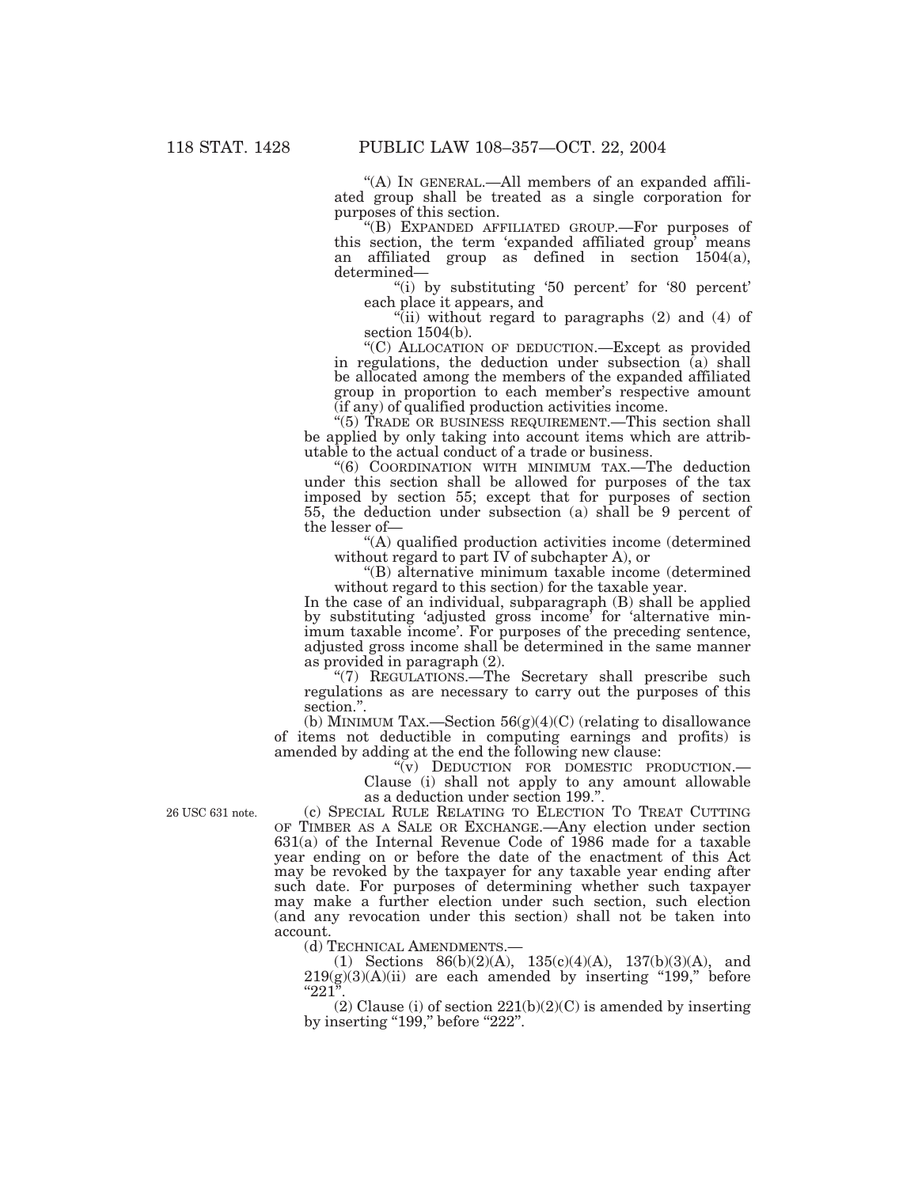"(A) IN GENERAL.—All members of an expanded affiliated group shall be treated as a single corporation for purposes of this section.

"(B) EXPANDED AFFILIATED GROUP.—For purposes of this section, the term 'expanded affiliated group' means an affiliated group as defined in section 1504(a), determined—

"(i) by substituting '50 percent' for '80 percent' each place it appears, and

"(ii) without regard to paragraphs (2) and (4) of section 1504(b).

"(C) ALLOCATION OF DEDUCTION.—Except as provided in regulations, the deduction under subsection (a) shall be allocated among the members of the expanded affiliated group in proportion to each member's respective amount (if any) of qualified production activities income.

"(5) TRADE OR BUSINESS REQUIREMENT.—This section shall be applied by only taking into account items which are attributable to the actual conduct of a trade or business.

"(6) COORDINATION WITH MINIMUM TAX.—The deduction under this section shall be allowed for purposes of the tax imposed by section 55; except that for purposes of section 55, the deduction under subsection (a) shall be 9 percent of the lesser of—

"(A) qualified production activities income (determined without regard to part IV of subchapter A), or

"(B) alternative minimum taxable income (determined without regard to this section) for the taxable year.

In the case of an individual, subparagraph (B) shall be applied by substituting 'adjusted gross income' for 'alternative minimum taxable income'. For purposes of the preceding sentence, adjusted gross income shall be determined in the same manner as provided in paragraph (2).

"(7) REGULATIONS.—The Secretary shall prescribe such regulations as are necessary to carry out the purposes of this section.".

(b) MINIMUM TAX.—Section 56(g)(4)(C) (relating to disallowance of items not deductible in computing earnings and profits) is amended by adding at the end the following new clause:

"(v) DEDUCTION FOR DOMESTIC PRODUCTION.—Clause (i) shall not apply to any amount allowable as a deduction under section 199.".

26 USC 631 note.

(c) SPECIAL RULE RELATING TO ELECTION TO TREAT CUTTING OF TIMBER AS A SALE OR EXCHANGE.—Any election under section 631(a) of the Internal Revenue Code of 1986 made for a taxable year ending on or before the date of the enactment of this Act may be revoked by the taxpayer for any taxable year ending after such date. For purposes of determining whether such taxpayer may make a further election under such section, such election (and any revocation under this section) shall not be taken into account.

(d) TECHNICAL AMENDMENTS.—

(1) Sections 86(b)(2)(A), 135(c)(4)(A), 137(b)(3)(A), and 219(g)(3)(A)(ii) are each amended by inserting "199," before "221".

(2) Clause (i) of section 221(b)(2)(C) is amended by inserting by inserting "199," before "222".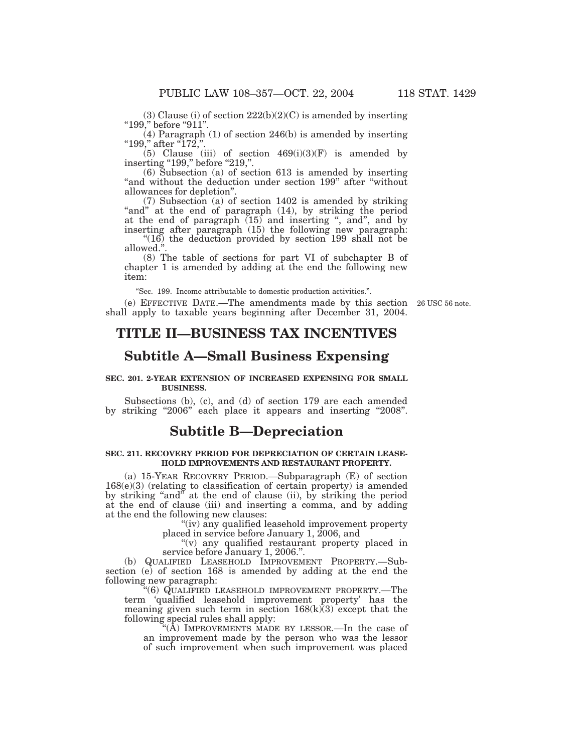(3) Clause (i) of section 222(b)(2)(C) is amended by inserting "199," before "911".

(4) Paragraph (1) of section 246(b) is amended by inserting "199," after "172,".

(5) Clause (iii) of section 469(i)(3)(F) is amended by inserting "199," before "219,".

(6) Subsection (a) of section 613 is amended by inserting "and without the deduction under section 199" after "without allowances for depletion".

(7) Subsection (a) of section 1402 is amended by striking "and" at the end of paragraph (14), by striking the period at the end of paragraph (15) and inserting ", and", and by inserting after paragraph (15) the following new paragraph:

"(16) the deduction provided by section 199 shall not be allowed.".

(8) The table of sections for part VI of subchapter B of chapter 1 is amended by adding at the end the following new item:

"Sec. 199. Income attributable to domestic production activities.".

(e) EFFECTIVE DATE.—The amendments made by this section shall apply to taxable years beginning after December 31, 2004.

26 USC 56 note.

# TITLE II—BUSINESS TAX INCENTIVES

## Subtitle A—Small Business Expensing

**SEC. 201. 2-YEAR EXTENSION OF INCREASED EXPENSING FOR SMALL BUSINESS.**

Subsections (b), (c), and (d) of section 179 are each amended by striking "2006" each place it appears and inserting "2008".

## Subtitle B—Depreciation

**SEC. 211. RECOVERY PERIOD FOR DEPRECIATION OF CERTAIN LEASEHOLD IMPROVEMENTS AND RESTAURANT PROPERTY.**

(a) 15-YEAR RECOVERY PERIOD.—Subparagraph (E) of section 168(e)(3) (relating to classification of certain property) is amended by striking "and" at the end of clause (ii), by striking the period at the end of clause (iii) and inserting a comma, and by adding at the end the following new clauses:

"(iv) any qualified leasehold improvement property placed in service before January 1, 2006, and

"(v) any qualified restaurant property placed in service before January 1, 2006.".

(b) QUALIFIED LEASEHOLD IMPROVEMENT PROPERTY.—Subsection (e) of section 168 is amended by adding at the end the following new paragraph:

"(6) QUALIFIED LEASEHOLD IMPROVEMENT PROPERTY.—The term 'qualified leasehold improvement property' has the meaning given such term in section 168(k)(3) except that the following special rules shall apply:

"(A) IMPROVEMENTS MADE BY LESSOR.—In the case of an improvement made by the person who was the lessor of such improvement when such improvement was placed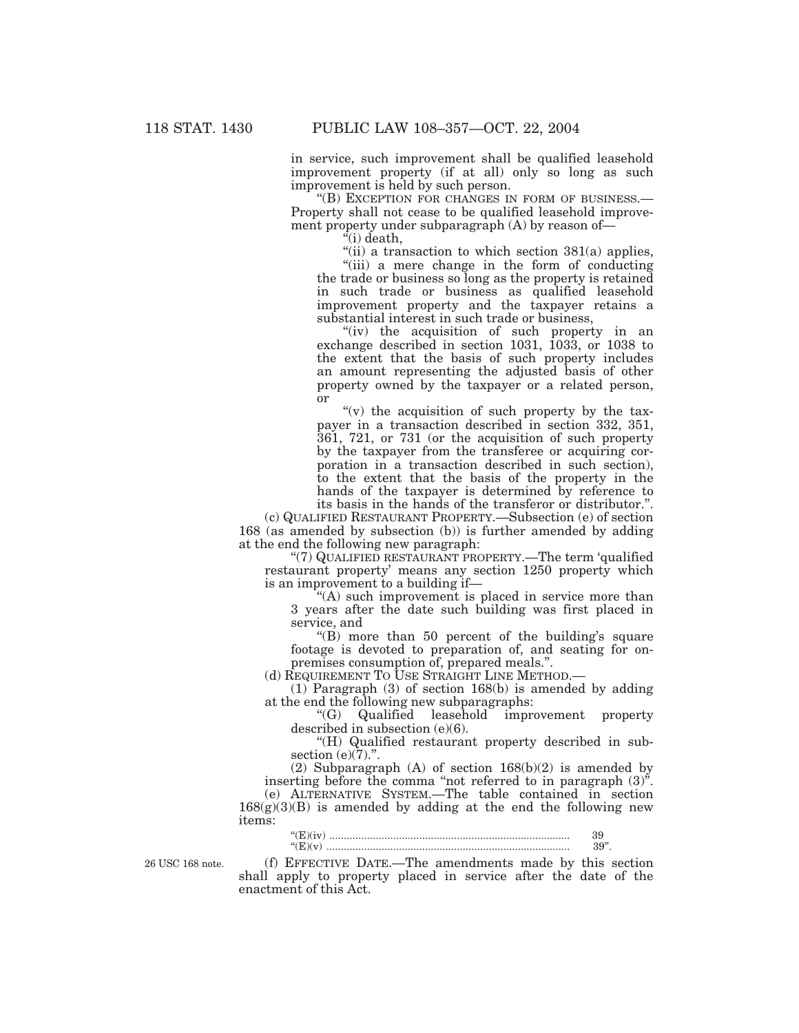in service, such improvement shall be qualified leasehold improvement property (if at all) only so long as such improvement is held by such person.

"(B) EXCEPTION FOR CHANGES IN FORM OF BUSINESS.—Property shall not cease to be qualified leasehold improvement property under subparagraph (A) by reason of—

"(i) death,

"(ii) a transaction to which section 381(a) applies,

"(iii) a mere change in the form of conducting the trade or business so long as the property is retained in such trade or business as qualified leasehold improvement property and the taxpayer retains a substantial interest in such trade or business,

"(iv) the acquisition of such property in an exchange described in section 1031, 1033, or 1038 to the extent that the basis of such property includes an amount representing the adjusted basis of other property owned by the taxpayer or a related person, or

"(v) the acquisition of such property by the taxpayer in a transaction described in section 332, 351, 361, 721, or 731 (or the acquisition of such property by the taxpayer from the transferee or acquiring corporation in a transaction described in such section), to the extent that the basis of the property in the hands of the taxpayer is determined by reference to its basis in the hands of the transferor or distributor.".

(c) QUALIFIED RESTAURANT PROPERTY.—Subsection (e) of section 168 (as amended by subsection (b)) is further amended by adding at the end the following new paragraph:

"(7) QUALIFIED RESTAURANT PROPERTY.—The term 'qualified restaurant property' means any section 1250 property which is an improvement to a building if—

"(A) such improvement is placed in service more than 3 years after the date such building was first placed in service, and

"(B) more than 50 percent of the building's square footage is devoted to preparation of, and seating for on-premises consumption of, prepared meals.".

(d) REQUIREMENT TO USE STRAIGHT LINE METHOD.—

(1) Paragraph (3) of section 168(b) is amended by adding at the end the following new subparagraphs:

"(G) Qualified leasehold improvement property described in subsection (e)(6).

"(H) Qualified restaurant property described in subsection (e)(7).".

(2) Subparagraph (A) of section 168(b)(2) is amended by inserting before the comma "not referred to in paragraph (3)".

(e) ALTERNATIVE SYSTEM.—The table contained in section 168(g)(3)(B) is amended by adding at the end the following new items:

"(E)(iv) .................................................................................. 39
"(E)(v) .................................................................................. 39".

26 USC 168 note.

(f) EFFECTIVE DATE.—The amendments made by this section shall apply to property placed in service after the date of the enactment of this Act.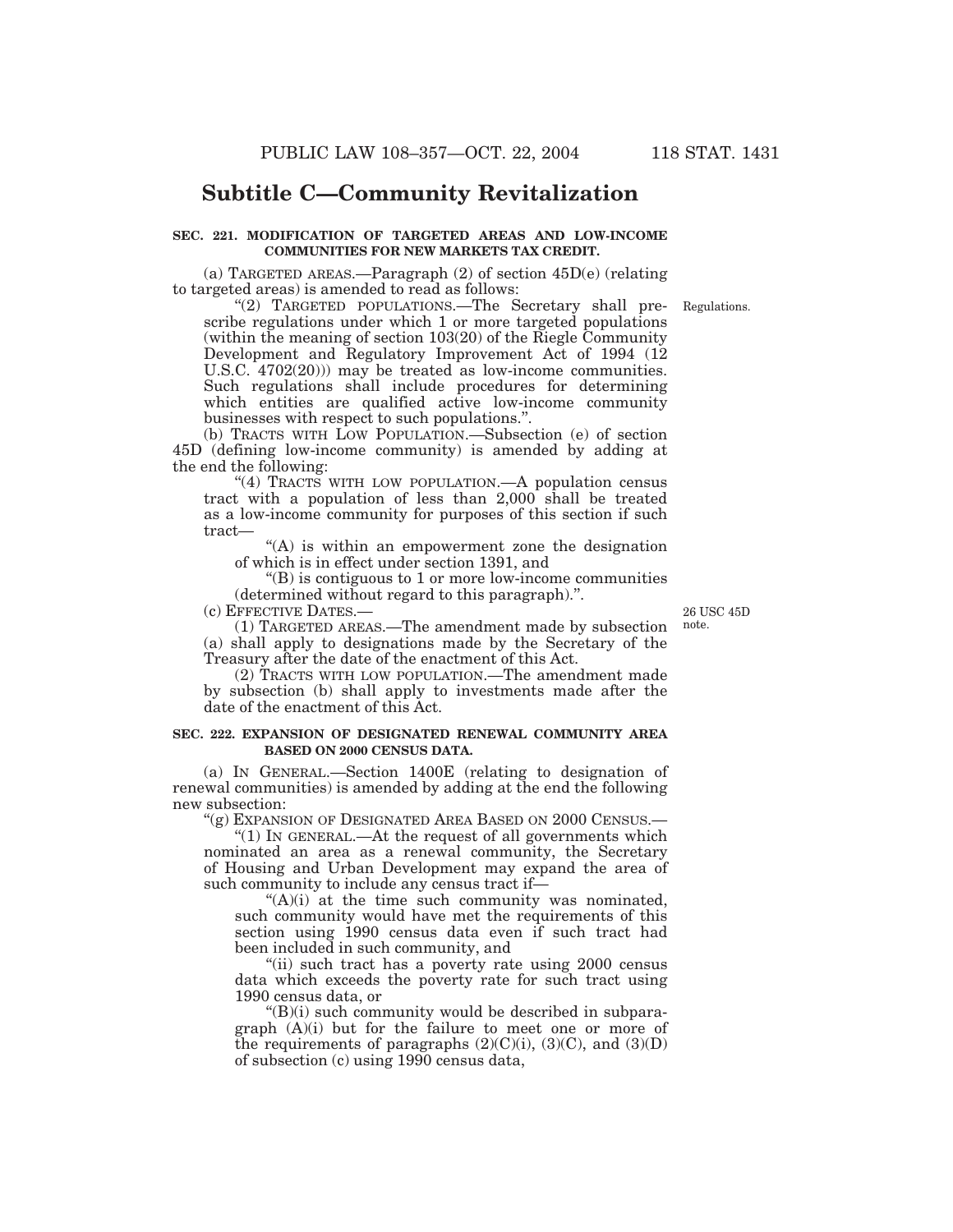## Subtitle C—Community Revitalization

**SEC. 221. MODIFICATION OF TARGETED AREAS AND LOW-INCOME COMMUNITIES FOR NEW MARKETS TAX CREDIT.**

(a) TARGETED AREAS.—Paragraph (2) of section 45D(e) (relating to targeted areas) is amended to read as follows:

"(2) TARGETED POPULATIONS.—The Secretary shall prescribe regulations under which 1 or more targeted populations (within the meaning of section 103(20) of the Riegle Community Development and Regulatory Improvement Act of 1994 (12 U.S.C. 4702(20))) may be treated as low-income communities. Such regulations shall include procedures for determining which entities are qualified active low-income community businesses with respect to such populations.".

Regulations.

(b) TRACTS WITH LOW POPULATION.—Subsection (e) of section 45D (defining low-income community) is amended by adding at the end the following:

"(4) TRACTS WITH LOW POPULATION.—A population census tract with a population of less than 2,000 shall be treated as a low-income community for purposes of this section if such tract—

"(A) is within an empowerment zone the designation of which is in effect under section 1391, and

"(B) is contiguous to 1 or more low-income communities (determined without regard to this paragraph).".

(c) EFFECTIVE DATES.—

26 USC 45D note.

(1) TARGETED AREAS.—The amendment made by subsection (a) shall apply to designations made by the Secretary of the Treasury after the date of the enactment of this Act.

(2) TRACTS WITH LOW POPULATION.—The amendment made by subsection (b) shall apply to investments made after the date of the enactment of this Act.

**SEC. 222. EXPANSION OF DESIGNATED RENEWAL COMMUNITY AREA BASED ON 2000 CENSUS DATA.**

(a) IN GENERAL.—Section 1400E (relating to designation of renewal communities) is amended by adding at the end the following new subsection:

"(g) EXPANSION OF DESIGNATED AREA BASED ON 2000 CENSUS.—

"(1) IN GENERAL.—At the request of all governments which nominated an area as a renewal community, the Secretary of Housing and Urban Development may expand the area of such community to include any census tract if—

"(A)(i) at the time such community was nominated, such community would have met the requirements of this section using 1990 census data even if such tract had been included in such community, and

"(ii) such tract has a poverty rate using 2000 census data which exceeds the poverty rate for such tract using 1990 census data, or

"(B)(i) such community would be described in subparagraph (A)(i) but for the failure to meet one or more of the requirements of paragraphs (2)(C)(i), (3)(C), and (3)(D) of subsection (c) using 1990 census data,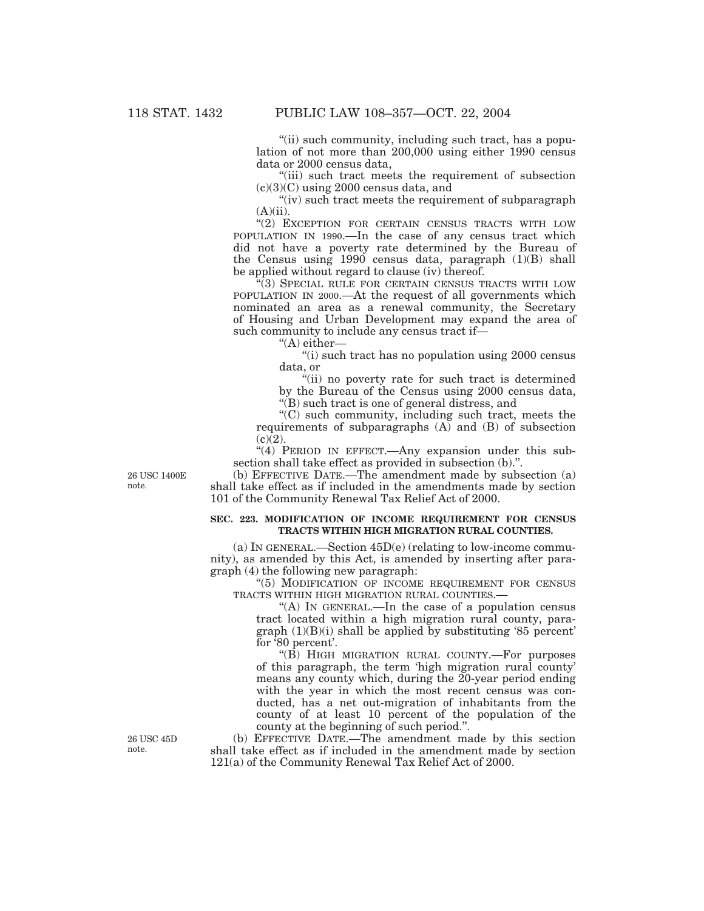"(ii) such community, including such tract, has a population of not more than 200,000 using either 1990 census data or 2000 census data,

"(iii) such tract meets the requirement of subsection (c)(3)(C) using 2000 census data, and

"(iv) such tract meets the requirement of subparagraph (A)(ii).

"(2) EXCEPTION FOR CERTAIN CENSUS TRACTS WITH LOW POPULATION IN 1990.—In the case of any census tract which did not have a poverty rate determined by the Bureau of the Census using 1990 census data, paragraph (1)(B) shall be applied without regard to clause (iv) thereof.

"(3) SPECIAL RULE FOR CERTAIN CENSUS TRACTS WITH LOW POPULATION IN 2000.—At the request of all governments which nominated an area as a renewal community, the Secretary of Housing and Urban Development may expand the area of such community to include any census tract if—

"(A) either—

"(i) such tract has no population using 2000 census data, or

"(ii) no poverty rate for such tract is determined by the Bureau of the Census using 2000 census data,

"(B) such tract is one of general distress, and

"(C) such community, including such tract, meets the requirements of subparagraphs (A) and (B) of subsection (c)(2).

"(4) PERIOD IN EFFECT.—Any expansion under this subsection shall take effect as provided in subsection (b).".

26 USC 1400E note.

(b) EFFECTIVE DATE.—The amendment made by subsection (a) shall take effect as if included in the amendments made by section 101 of the Community Renewal Tax Relief Act of 2000.

**SEC. 223. MODIFICATION OF INCOME REQUIREMENT FOR CENSUS TRACTS WITHIN HIGH MIGRATION RURAL COUNTIES.**

(a) IN GENERAL.—Section 45D(e) (relating to low-income community), as amended by this Act, is amended by inserting after paragraph (4) the following new paragraph:

"(5) MODIFICATION OF INCOME REQUIREMENT FOR CENSUS TRACTS WITHIN HIGH MIGRATION RURAL COUNTIES.—

"(A) IN GENERAL.—In the case of a population census tract located within a high migration rural county, paragraph (1)(B)(i) shall be applied by substituting '85 percent' for '80 percent'.

"(B) HIGH MIGRATION RURAL COUNTY.—For purposes of this paragraph, the term 'high migration rural county' means any county which, during the 20-year period ending with the year in which the most recent census was conducted, has a net out-migration of inhabitants from the county of at least 10 percent of the population of the county at the beginning of such period.".

26 USC 45D note.

(b) EFFECTIVE DATE.—The amendment made by this section shall take effect as if included in the amendment made by section 121(a) of the Community Renewal Tax Relief Act of 2000.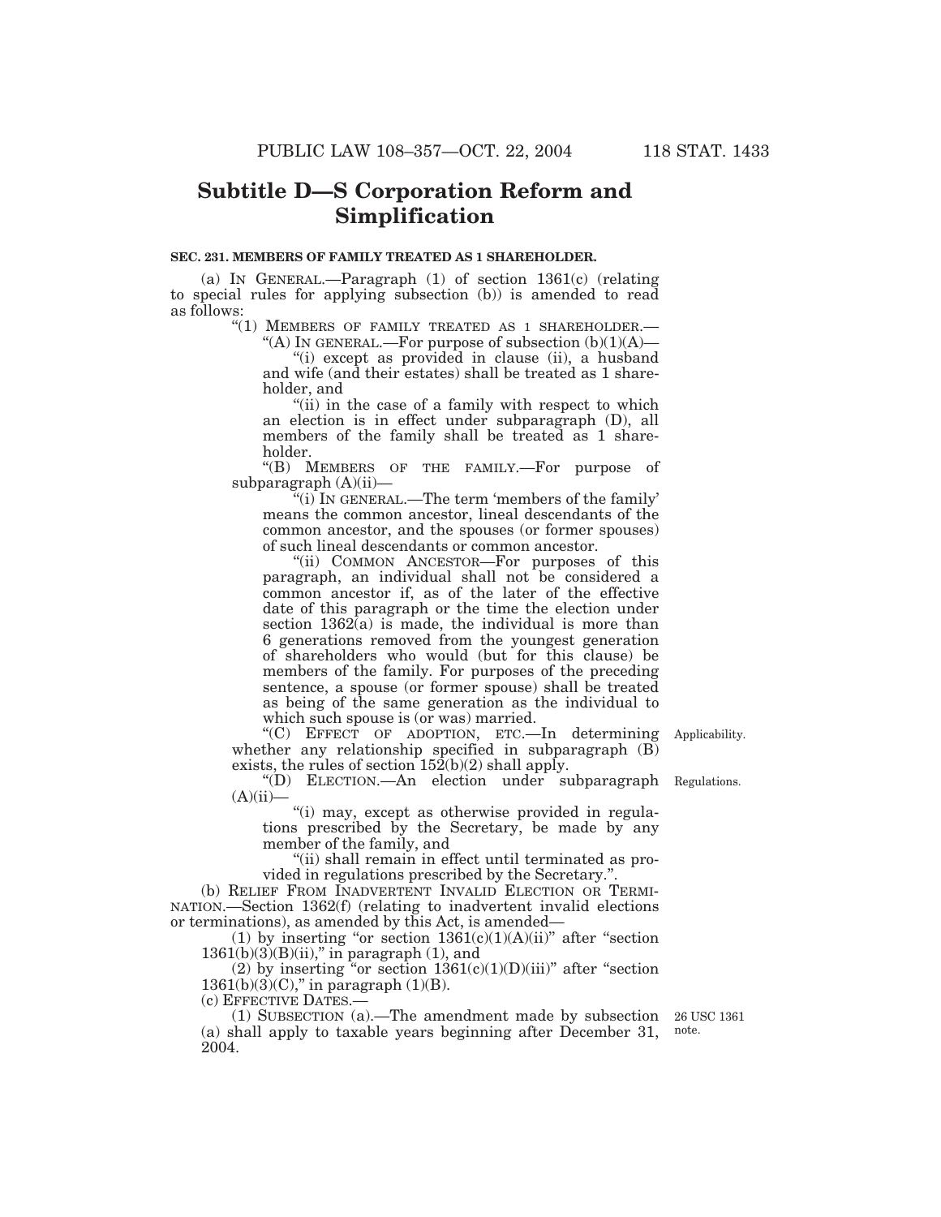## Subtitle D—S Corporation Reform and Simplification

**SEC. 231. MEMBERS OF FAMILY TREATED AS 1 SHAREHOLDER.**

(a) IN GENERAL.—Paragraph (1) of section 1361(c) (relating to special rules for applying subsection (b)) is amended to read as follows:

"(1) MEMBERS OF FAMILY TREATED AS 1 SHAREHOLDER.—

"(A) IN GENERAL.—For purpose of subsection (b)(1)(A)—

"(i) except as provided in clause (ii), a husband and wife (and their estates) shall be treated as 1 shareholder, and

"(ii) in the case of a family with respect to which an election is in effect under subparagraph (D), all members of the family shall be treated as 1 shareholder.

"(B) MEMBERS OF THE FAMILY.—For purpose of subparagraph (A)(ii)—

"(i) IN GENERAL.—The term 'members of the family' means the common ancestor, lineal descendants of the common ancestor, and the spouses (or former spouses) of such lineal descendants or common ancestor.

"(ii) COMMON ANCESTOR—For purposes of this paragraph, an individual shall not be considered a common ancestor if, as of the later of the effective date of this paragraph or the time the election under section 1362(a) is made, the individual is more than 6 generations removed from the youngest generation of shareholders who would (but for this clause) be members of the family. For purposes of the preceding sentence, a spouse (or former spouse) shall be treated as being of the same generation as the individual to which such spouse is (or was) married.

"(C) EFFECT OF ADOPTION, ETC.—In determining whether any relationship specified in subparagraph (B) exists, the rules of section 152(b)(2) shall apply.

Applicability.

"(D) ELECTION.—An election under subparagraph (A)(ii)—

Regulations.

"(i) may, except as otherwise provided in regulations prescribed by the Secretary, be made by any member of the family, and

"(ii) shall remain in effect until terminated as provided in regulations prescribed by the Secretary.".

(b) RELIEF FROM INADVERTENT INVALID ELECTION OR TERMINATION.—Section 1362(f) (relating to inadvertent invalid elections or terminations), as amended by this Act, is amended—

(1) by inserting "or section 1361(c)(1)(A)(ii)" after "section 1361(b)(3)(B)(ii)," in paragraph (1), and

(2) by inserting "or section 1361(c)(1)(D)(iii)" after "section 1361(b)(3)(C)," in paragraph (1)(B).

(c) EFFECTIVE DATES.—

(1) SUBSECTION (a).—The amendment made by subsection (a) shall apply to taxable years beginning after December 31, 2004.

26 USC 1361 note.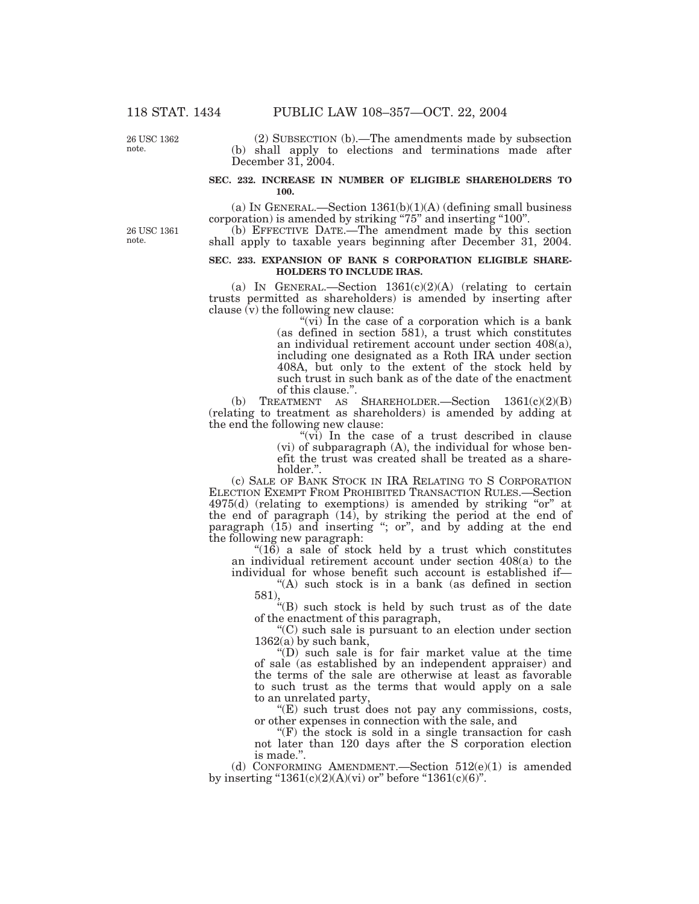26 USC 1362 note.

(2) SUBSECTION (b).—The amendments made by subsection (b) shall apply to elections and terminations made after December 31, 2004.

**SEC. 232. INCREASE IN NUMBER OF ELIGIBLE SHAREHOLDERS TO 100.**

(a) IN GENERAL.—Section 1361(b)(1)(A) (defining small business corporation) is amended by striking "75" and inserting "100".

26 USC 1361 note.

(b) EFFECTIVE DATE.—The amendment made by this section shall apply to taxable years beginning after December 31, 2004.

**SEC. 233. EXPANSION OF BANK S CORPORATION ELIGIBLE SHAREHOLDERS TO INCLUDE IRAS.**

(a) IN GENERAL.—Section 1361(c)(2)(A) (relating to certain trusts permitted as shareholders) is amended by inserting after clause (v) the following new clause:

"(vi) In the case of a corporation which is a bank (as defined in section 581), a trust which constitutes an individual retirement account under section 408(a), including one designated as a Roth IRA under section 408A, but only to the extent of the stock held by such trust in such bank as of the date of the enactment of this clause.".

(b) TREATMENT AS SHAREHOLDER.—Section 1361(c)(2)(B) (relating to treatment as shareholders) is amended by adding at the end the following new clause:

"(vi) In the case of a trust described in clause (vi) of subparagraph (A), the individual for whose benefit the trust was created shall be treated as a shareholder.".

(c) SALE OF BANK STOCK IN IRA RELATING TO S CORPORATION ELECTION EXEMPT FROM PROHIBITED TRANSACTION RULES.—Section 4975(d) (relating to exemptions) is amended by striking "or" at the end of paragraph (14), by striking the period at the end of paragraph (15) and inserting "; or", and by adding at the end the following new paragraph:

"(16) a sale of stock held by a trust which constitutes an individual retirement account under section 408(a) to the individual for whose benefit such account is established if—

"(A) such stock is in a bank (as defined in section 581),

"(B) such stock is held by such trust as of the date of the enactment of this paragraph,

"(C) such sale is pursuant to an election under section 1362(a) by such bank,

"(D) such sale is for fair market value at the time of sale (as established by an independent appraiser) and the terms of the sale are otherwise at least as favorable to such trust as the terms that would apply on a sale to an unrelated party,

"(E) such trust does not pay any commissions, costs, or other expenses in connection with the sale, and

"(F) the stock is sold in a single transaction for cash not later than 120 days after the S corporation election is made.".

(d) CONFORMING AMENDMENT.—Section 512(e)(1) is amended by inserting "1361(c)(2)(A)(vi) or" before "1361(c)(6)".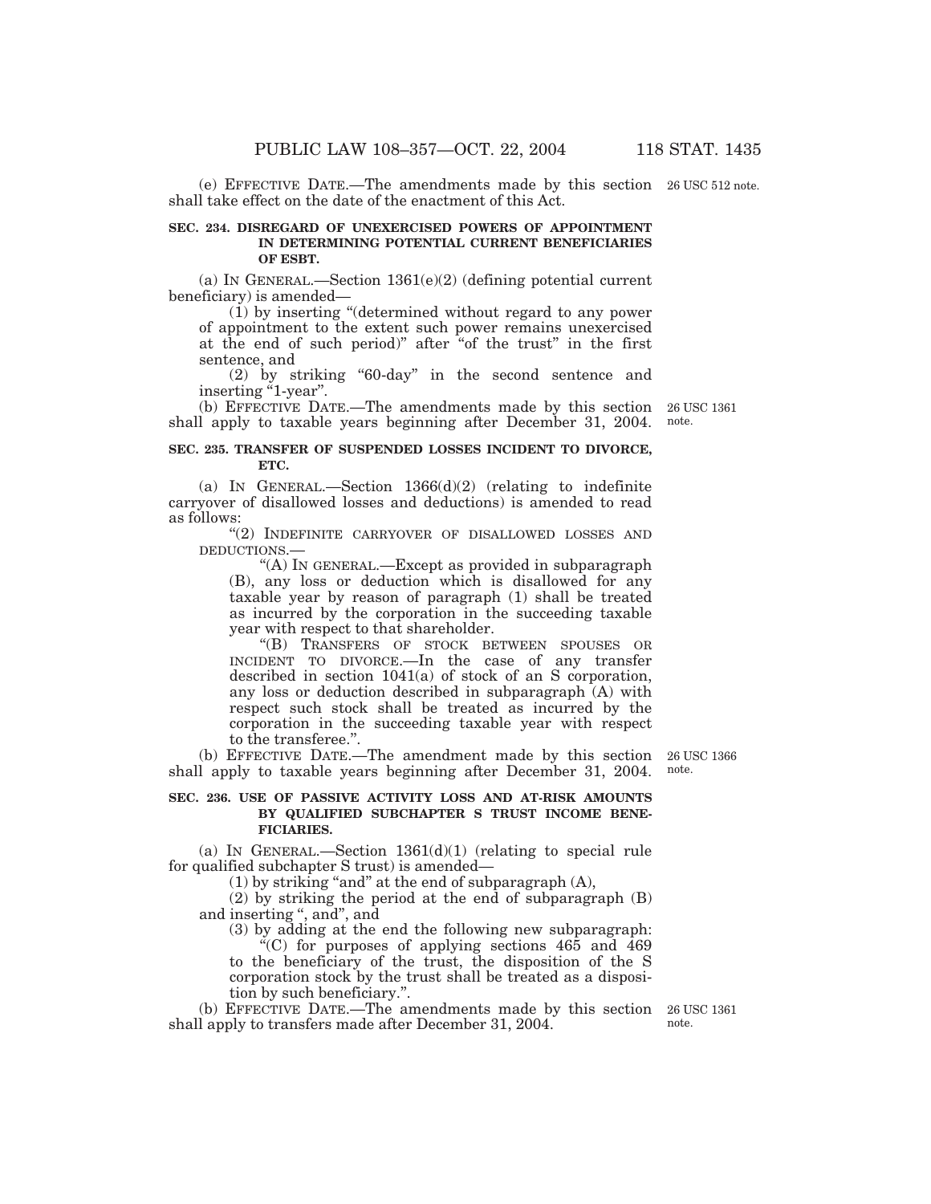(e) EFFECTIVE DATE.—The amendments made by this section shall take effect on the date of the enactment of this Act.

26 USC 512 note.

**SEC. 234. DISREGARD OF UNEXERCISED POWERS OF APPOINTMENT IN DETERMINING POTENTIAL CURRENT BENEFICIARIES OF ESBT.**

(a) IN GENERAL.—Section 1361(e)(2) (defining potential current beneficiary) is amended—

(1) by inserting "(determined without regard to any power of appointment to the extent such power remains unexercised at the end of such period)" after "of the trust" in the first sentence, and

(2) by striking "60-day" in the second sentence and inserting "1-year".

(b) EFFECTIVE DATE.—The amendments made by this section shall apply to taxable years beginning after December 31, 2004.

26 USC 1361 note.

**SEC. 235. TRANSFER OF SUSPENDED LOSSES INCIDENT TO DIVORCE, ETC.**

(a) IN GENERAL.—Section 1366(d)(2) (relating to indefinite carryover of disallowed losses and deductions) is amended to read as follows:

"(2) INDEFINITE CARRYOVER OF DISALLOWED LOSSES AND DEDUCTIONS.—

"(A) IN GENERAL.—Except as provided in subparagraph (B), any loss or deduction which is disallowed for any taxable year by reason of paragraph (1) shall be treated as incurred by the corporation in the succeeding taxable year with respect to that shareholder.

"(B) TRANSFERS OF STOCK BETWEEN SPOUSES OR INCIDENT TO DIVORCE.—In the case of any transfer described in section 1041(a) of stock of an S corporation, any loss or deduction described in subparagraph (A) with respect such stock shall be treated as incurred by the corporation in the succeeding taxable year with respect to the transferee.".

(b) EFFECTIVE DATE.—The amendment made by this section shall apply to taxable years beginning after December 31, 2004.

26 USC 1366 note.

**SEC. 236. USE OF PASSIVE ACTIVITY LOSS AND AT-RISK AMOUNTS BY QUALIFIED SUBCHAPTER S TRUST INCOME BENEFICIARIES.**

(a) IN GENERAL.—Section 1361(d)(1) (relating to special rule for qualified subchapter S trust) is amended—

(1) by striking "and" at the end of subparagraph (A),

(2) by striking the period at the end of subparagraph (B) and inserting ", and", and

(3) by adding at the end the following new subparagraph:

"(C) for purposes of applying sections 465 and 469 to the beneficiary of the trust, the disposition of the S corporation stock by the trust shall be treated as a disposition by such beneficiary.".

(b) EFFECTIVE DATE.—The amendments made by this section shall apply to transfers made after December 31, 2004.

26 USC 1361 note.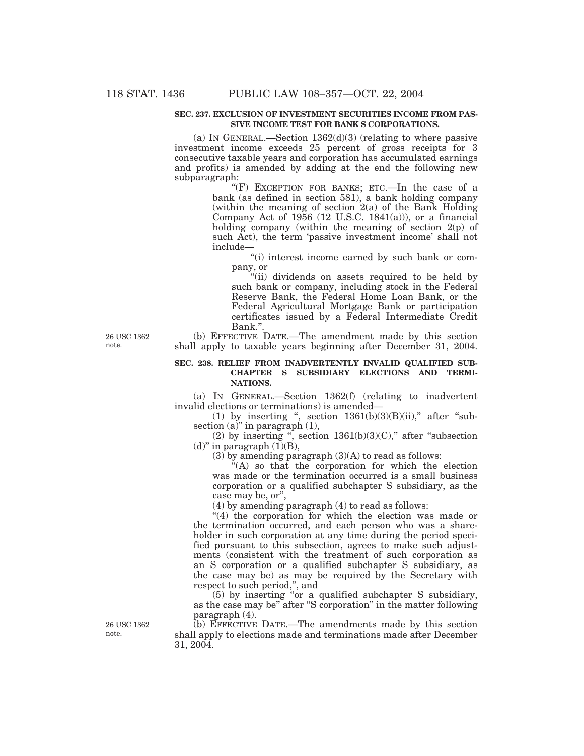**SEC. 237. EXCLUSION OF INVESTMENT SECURITIES INCOME FROM PASSIVE INCOME TEST FOR BANK S CORPORATIONS.**

(a) IN GENERAL.—Section 1362(d)(3) (relating to where passive investment income exceeds 25 percent of gross receipts for 3 consecutive taxable years and corporation has accumulated earnings and profits) is amended by adding at the end the following new subparagraph:

"(F) EXCEPTION FOR BANKS; ETC.—In the case of a bank (as defined in section 581), a bank holding company (within the meaning of section 2(a) of the Bank Holding Company Act of 1956 (12 U.S.C. 1841(a))), or a financial holding company (within the meaning of section 2(p) of such Act), the term 'passive investment income' shall not include—

"(i) interest income earned by such bank or company, or

"(ii) dividends on assets required to be held by such bank or company, including stock in the Federal Reserve Bank, the Federal Home Loan Bank, or the Federal Agricultural Mortgage Bank or participation certificates issued by a Federal Intermediate Credit Bank.".

26 USC 1362 note.

(b) EFFECTIVE DATE.—The amendment made by this section shall apply to taxable years beginning after December 31, 2004.

**SEC. 238. RELIEF FROM INADVERTENTLY INVALID QUALIFIED SUBCHAPTER S SUBSIDIARY ELECTIONS AND TERMINATIONS.**

(a) IN GENERAL.—Section 1362(f) (relating to inadvertent invalid elections or terminations) is amended—

(1) by inserting ", section 1361(b)(3)(B)(ii)," after "subsection (a)" in paragraph (1),

(2) by inserting ", section 1361(b)(3)(C)," after "subsection (d)" in paragraph (1)(B),

(3) by amending paragraph (3)(A) to read as follows:

"(A) so that the corporation for which the election was made or the termination occurred is a small business corporation or a qualified subchapter S subsidiary, as the case may be, or",

(4) by amending paragraph (4) to read as follows:

"(4) the corporation for which the election was made or the termination occurred, and each person who was a shareholder in such corporation at any time during the period specified pursuant to this subsection, agrees to make such adjustments (consistent with the treatment of such corporation as an S corporation or a qualified subchapter S subsidiary, as the case may be) as may be required by the Secretary with respect to such period,", and

(5) by inserting "or a qualified subchapter S subsidiary, as the case may be" after "S corporation" in the matter following paragraph (4).

26 USC 1362 note.

(b) EFFECTIVE DATE.—The amendments made by this section shall apply to elections made and terminations made after December 31, 2004.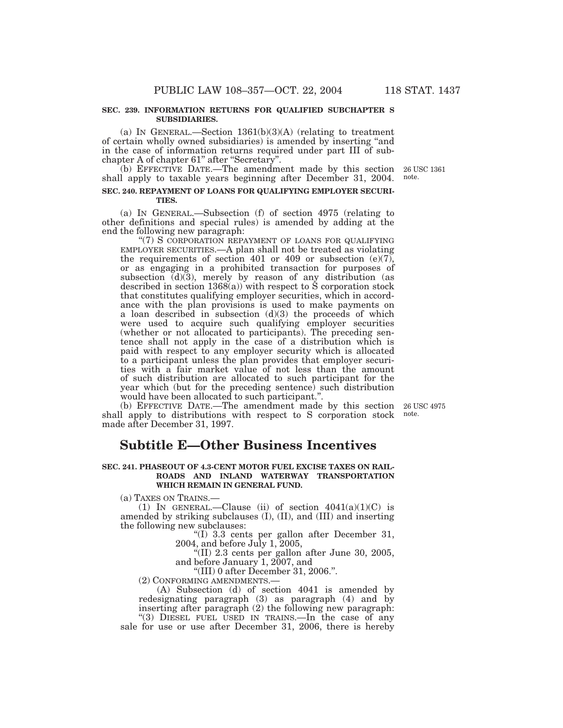**SEC. 239. INFORMATION RETURNS FOR QUALIFIED SUBCHAPTER S SUBSIDIARIES.**

(a) IN GENERAL.—Section 1361(b)(3)(A) (relating to treatment of certain wholly owned subsidiaries) is amended by inserting "and in the case of information returns required under part III of subchapter A of chapter 61" after "Secretary".

(b) EFFECTIVE DATE.—The amendment made by this section shall apply to taxable years beginning after December 31, 2004.

26 USC 1361 note.

**SEC. 240. REPAYMENT OF LOANS FOR QUALIFYING EMPLOYER SECURITIES.**

(a) IN GENERAL.—Subsection (f) of section 4975 (relating to other definitions and special rules) is amended by adding at the end the following new paragraph:

"(7) S CORPORATION REPAYMENT OF LOANS FOR QUALIFYING EMPLOYER SECURITIES.—A plan shall not be treated as violating the requirements of section 401 or 409 or subsection (e)(7), or as engaging in a prohibited transaction for purposes of subsection (d)(3), merely by reason of any distribution (as described in section 1368(a)) with respect to S corporation stock that constitutes qualifying employer securities, which in accordance with the plan provisions is used to make payments on a loan described in subsection (d)(3) the proceeds of which were used to acquire such qualifying employer securities (whether or not allocated to participants). The preceding sentence shall not apply in the case of a distribution which is paid with respect to any employer security which is allocated to a participant unless the plan provides that employer securities with a fair market value of not less than the amount of such distribution are allocated to such participant for the year which (but for the preceding sentence) such distribution would have been allocated to such participant.".

(b) EFFECTIVE DATE.—The amendment made by this section shall apply to distributions with respect to S corporation stock made after December 31, 1997.

26 USC 4975 note.

## Subtitle E—Other Business Incentives

**SEC. 241. PHASEOUT OF 4.3-CENT MOTOR FUEL EXCISE TAXES ON RAILROADS AND INLAND WATERWAY TRANSPORTATION WHICH REMAIN IN GENERAL FUND.**

(a) TAXES ON TRAINS.—

(1) IN GENERAL.—Clause (ii) of section 4041(a)(1)(C) is amended by striking subclauses (I), (II), and (III) and inserting the following new subclauses:

"(I) 3.3 cents per gallon after December 31, 2004, and before July 1, 2005,

"(II) 2.3 cents per gallon after June 30, 2005, and before January 1, 2007, and

"(III) 0 after December 31, 2006.".

(2) CONFORMING AMENDMENTS.—

(A) Subsection (d) of section 4041 is amended by redesignating paragraph (3) as paragraph (4) and by inserting after paragraph (2) the following new paragraph:

"(3) DIESEL FUEL USED IN TRAINS.—In the case of any sale for use or use after December 31, 2006, there is hereby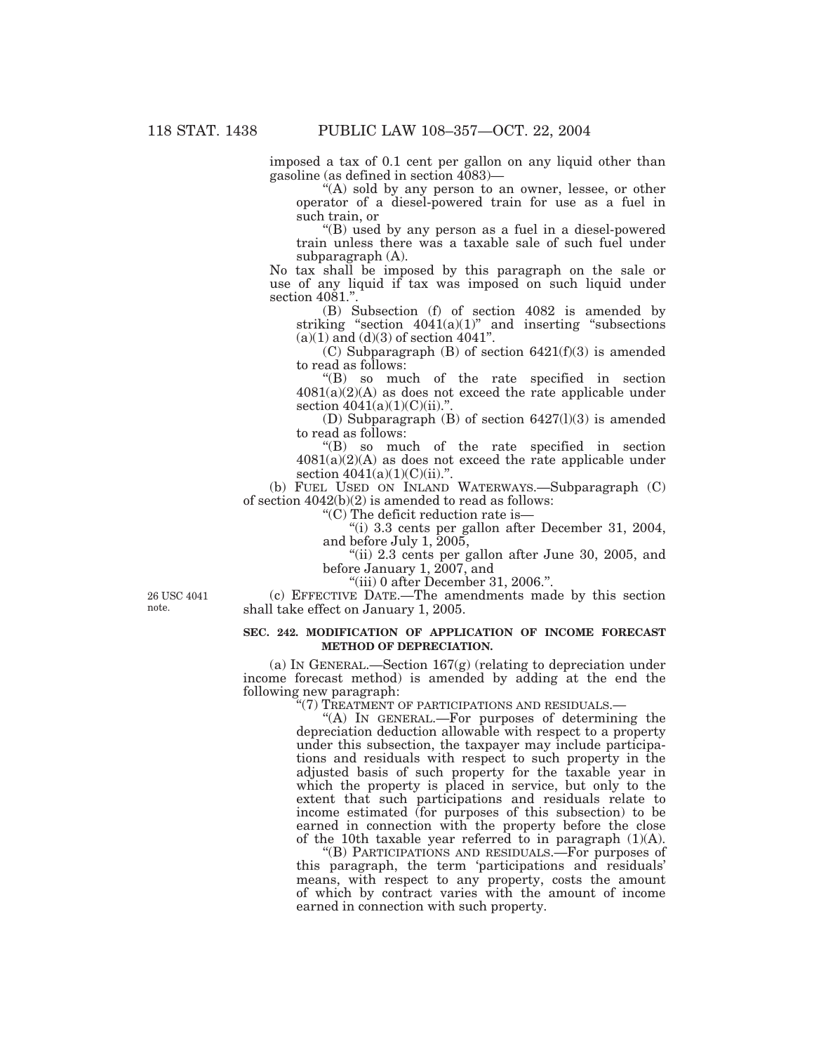imposed a tax of 0.1 cent per gallon on any liquid other than gasoline (as defined in section 4083)—

"(A) sold by any person to an owner, lessee, or other operator of a diesel-powered train for use as a fuel in such train, or

"(B) used by any person as a fuel in a diesel-powered train unless there was a taxable sale of such fuel under subparagraph (A).

No tax shall be imposed by this paragraph on the sale or use of any liquid if tax was imposed on such liquid under section 4081.".

(B) Subsection (f) of section 4082 is amended by striking "section 4041(a)(1)" and inserting "subsections (a)(1) and (d)(3) of section 4041".

(C) Subparagraph (B) of section 6421(f)(3) is amended to read as follows:

"(B) so much of the rate specified in section 4081(a)(2)(A) as does not exceed the rate applicable under section 4041(a)(1)(C)(ii).".

(D) Subparagraph (B) of section 6427(l)(3) is amended to read as follows:

"(B) so much of the rate specified in section 4081(a)(2)(A) as does not exceed the rate applicable under section 4041(a)(1)(C)(ii).".

(b) FUEL USED ON INLAND WATERWAYS.—Subparagraph (C) of section 4042(b)(2) is amended to read as follows:

"(C) The deficit reduction rate is—

"(i) 3.3 cents per gallon after December 31, 2004, and before July 1, 2005,

"(ii) 2.3 cents per gallon after June 30, 2005, and before January 1, 2007, and

"(iii) 0 after December 31, 2006.".

26 USC 4041 note.

(c) EFFECTIVE DATE.—The amendments made by this section shall take effect on January 1, 2005.

**SEC. 242. MODIFICATION OF APPLICATION OF INCOME FORECAST METHOD OF DEPRECIATION.**

(a) IN GENERAL.—Section 167(g) (relating to depreciation under income forecast method) is amended by adding at the end the following new paragraph:

"(7) TREATMENT OF PARTICIPATIONS AND RESIDUALS.—

"(A) IN GENERAL.—For purposes of determining the depreciation deduction allowable with respect to a property under this subsection, the taxpayer may include participations and residuals with respect to such property in the adjusted basis of such property for the taxable year in which the property is placed in service, but only to the extent that such participations and residuals relate to income estimated (for purposes of this subsection) to be earned in connection with the property before the close of the 10th taxable year referred to in paragraph (1)(A).

"(B) PARTICIPATIONS AND RESIDUALS.—For purposes of this paragraph, the term 'participations and residuals' means, with respect to any property, costs the amount of which by contract varies with the amount of income earned in connection with such property.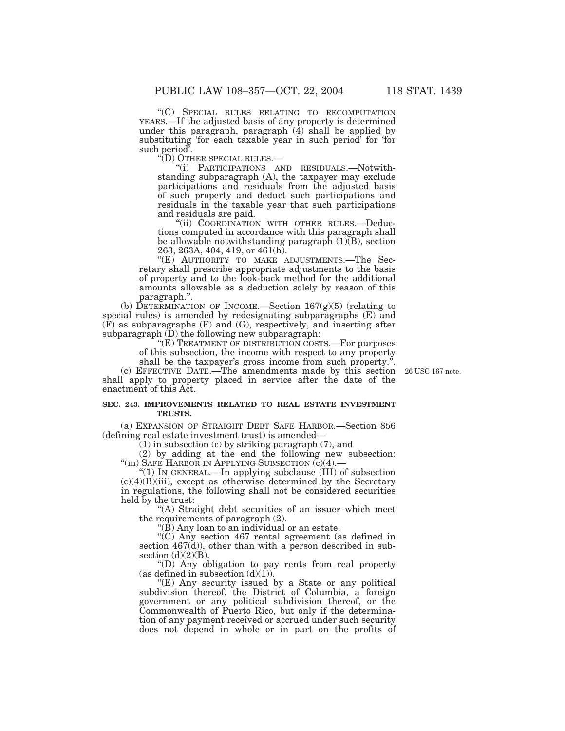"(C) SPECIAL RULES RELATING TO RECOMPUTATION YEARS.—If the adjusted basis of any property is determined under this paragraph, paragraph (4) shall be applied by substituting 'for each taxable year in such period' for 'for such period'.

"(D) OTHER SPECIAL RULES.—

"(i) PARTICIPATIONS AND RESIDUALS.—Notwithstanding subparagraph (A), the taxpayer may exclude participations and residuals from the adjusted basis of such property and deduct such participations and residuals in the taxable year that such participations and residuals are paid.

"(ii) COORDINATION WITH OTHER RULES.—Deductions computed in accordance with this paragraph shall be allowable notwithstanding paragraph (1)(B), section 263, 263A, 404, 419, or 461(h).

"(E) AUTHORITY TO MAKE ADJUSTMENTS.—The Secretary shall prescribe appropriate adjustments to the basis of property and to the look-back method for the additional amounts allowable as a deduction solely by reason of this paragraph.".

(b) DETERMINATION OF INCOME.—Section 167(g)(5) (relating to special rules) is amended by redesignating subparagraphs (E) and (F) as subparagraphs (F) and (G), respectively, and inserting after subparagraph (D) the following new subparagraph:

"(E) TREATMENT OF DISTRIBUTION COSTS.—For purposes of this subsection, the income with respect to any property shall be the taxpayer's gross income from such property.".

(c) EFFECTIVE DATE.—The amendments made by this section shall apply to property placed in service after the date of the enactment of this Act.

26 USC 167 note.

**SEC. 243. IMPROVEMENTS RELATED TO REAL ESTATE INVESTMENT TRUSTS.**

(a) EXPANSION OF STRAIGHT DEBT SAFE HARBOR.—Section 856 (defining real estate investment trust) is amended—

(1) in subsection (c) by striking paragraph (7), and

(2) by adding at the end the following new subsection:

"(m) SAFE HARBOR IN APPLYING SUBSECTION (c)(4).—

"(1) IN GENERAL.—In applying subclause (III) of subsection (c)(4)(B)(iii), except as otherwise determined by the Secretary in regulations, the following shall not be considered securities held by the trust:

"(A) Straight debt securities of an issuer which meet the requirements of paragraph (2).

"(B) Any loan to an individual or an estate.

"(C) Any section 467 rental agreement (as defined in section 467(d)), other than with a person described in subsection (d)(2)(B).

"(D) Any obligation to pay rents from real property (as defined in subsection (d)(1)).

"(E) Any security issued by a State or any political subdivision thereof, the District of Columbia, a foreign government or any political subdivision thereof, or the Commonwealth of Puerto Rico, but only if the determination of any payment received or accrued under such security does not depend in whole or in part on the profits of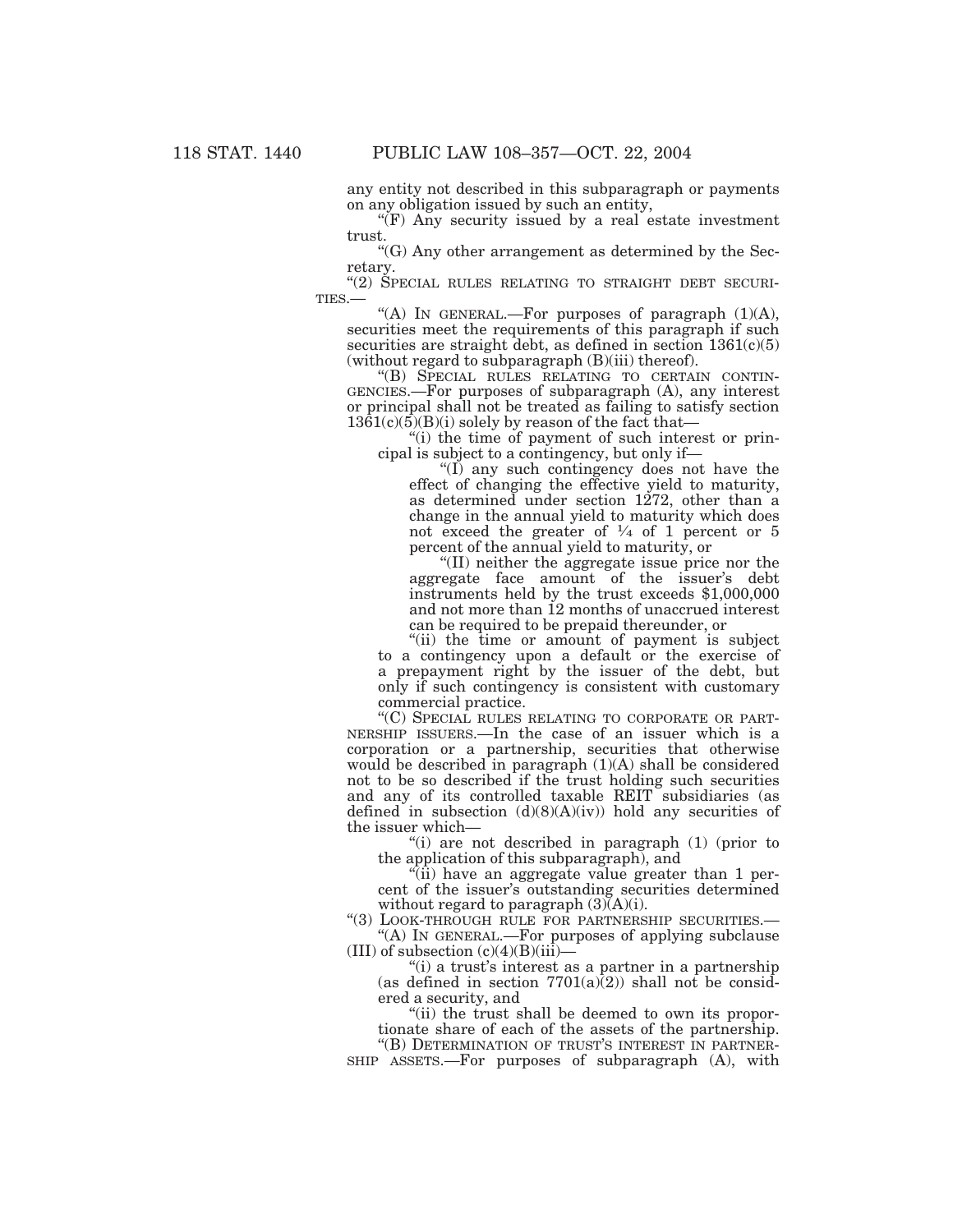any entity not described in this subparagraph or payments on any obligation issued by such an entity,

"(F) Any security issued by a real estate investment trust.

"(G) Any other arrangement as determined by the Secretary.

"(2) SPECIAL RULES RELATING TO STRAIGHT DEBT SECURITIES.—

"(A) IN GENERAL.—For purposes of paragraph (1)(A), securities meet the requirements of this paragraph if such securities are straight debt, as defined in section 1361(c)(5) (without regard to subparagraph (B)(iii) thereof).

"(B) SPECIAL RULES RELATING TO CERTAIN CONTINGENCIES.—For purposes of subparagraph (A), any interest or principal shall not be treated as failing to satisfy section 1361(c)(5)(B)(i) solely by reason of the fact that—

"(i) the time of payment of such interest or principal is subject to a contingency, but only if—

"(I) any such contingency does not have the effect of changing the effective yield to maturity, as determined under section 1272, other than a change in the annual yield to maturity which does not exceed the greater of ¼ of 1 percent or 5 percent of the annual yield to maturity, or

"(II) neither the aggregate issue price nor the aggregate face amount of the issuer's debt instruments held by the trust exceeds $1,000,000 and not more than 12 months of unaccrued interest can be required to be prepaid thereunder, or

"(ii) the time or amount of payment is subject to a contingency upon a default or the exercise of a prepayment right by the issuer of the debt, but only if such contingency is consistent with customary commercial practice.

"(C) SPECIAL RULES RELATING TO CORPORATE OR PARTNERSHIP ISSUERS.—In the case of an issuer which is a corporation or a partnership, securities that otherwise would be described in paragraph (1)(A) shall be considered not to be so described if the trust holding such securities and any of its controlled taxable REIT subsidiaries (as defined in subsection (d)(8)(A)(iv)) hold any securities of the issuer which—

"(i) are not described in paragraph (1) (prior to the application of this subparagraph), and

"(ii) have an aggregate value greater than 1 percent of the issuer's outstanding securities determined without regard to paragraph (3)(A)(i).

"(3) LOOK-THROUGH RULE FOR PARTNERSHIP SECURITIES.—

"(A) IN GENERAL.—For purposes of applying subclause (III) of subsection (c)(4)(B)(iii)—

"(i) a trust's interest as a partner in a partnership (as defined in section 7701(a)(2)) shall not be considered a security, and

"(ii) the trust shall be deemed to own its proportionate share of each of the assets of the partnership.

"(B) DETERMINATION OF TRUST'S INTEREST IN PARTNERSHIP ASSETS.—For purposes of subparagraph (A), with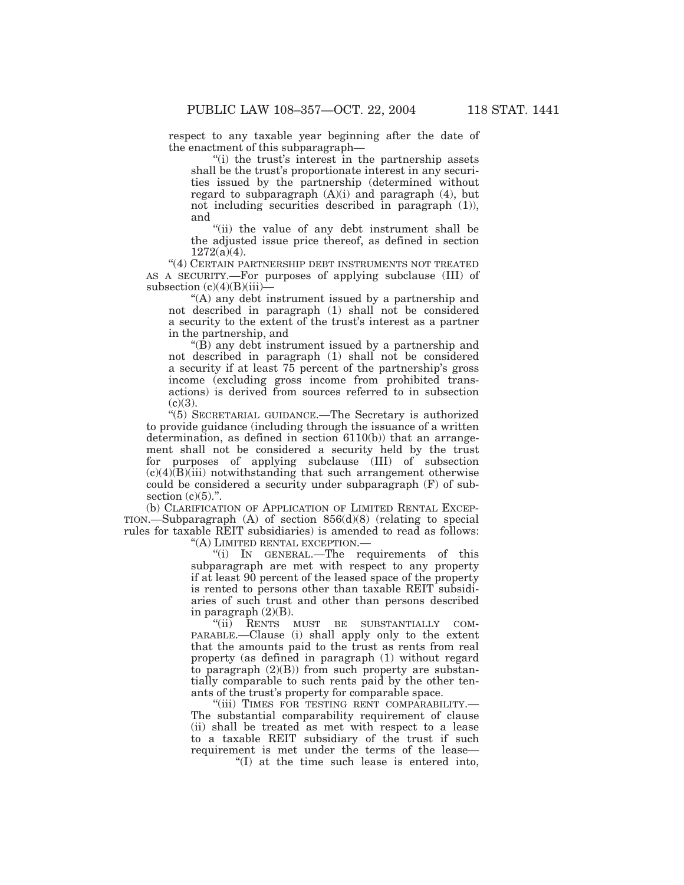respect to any taxable year beginning after the date of the enactment of this subparagraph—

"(i) the trust's interest in the partnership assets shall be the trust's proportionate interest in any securities issued by the partnership (determined without regard to subparagraph (A)(i) and paragraph (4), but not including securities described in paragraph (1)), and

"(ii) the value of any debt instrument shall be the adjusted issue price thereof, as defined in section 1272(a)(4).

"(4) CERTAIN PARTNERSHIP DEBT INSTRUMENTS NOT TREATED AS A SECURITY.—For purposes of applying subclause (III) of subsection (c)(4)(B)(iii)—

"(A) any debt instrument issued by a partnership and not described in paragraph (1) shall not be considered a security to the extent of the trust's interest as a partner in the partnership, and

"(B) any debt instrument issued by a partnership and not described in paragraph (1) shall not be considered a security if at least 75 percent of the partnership's gross income (excluding gross income from prohibited transactions) is derived from sources referred to in subsection (c)(3).

"(5) SECRETARIAL GUIDANCE.—The Secretary is authorized to provide guidance (including through the issuance of a written determination, as defined in section 6110(b)) that an arrangement shall not be considered a security held by the trust for purposes of applying subclause (III) of subsection (c)(4)(B)(iii) notwithstanding that such arrangement otherwise could be considered a security under subparagraph (F) of subsection (c)(5).".

(b) CLARIFICATION OF APPLICATION OF LIMITED RENTAL EXCEPTION.—Subparagraph (A) of section 856(d)(8) (relating to special rules for taxable REIT subsidiaries) is amended to read as follows:

"(A) LIMITED RENTAL EXCEPTION.—

"(i) IN GENERAL.—The requirements of this subparagraph are met with respect to any property if at least 90 percent of the leased space of the property is rented to persons other than taxable REIT subsidiaries of such trust and other than persons described in paragraph (2)(B).

"(ii) RENTS MUST BE SUBSTANTIALLY COMPARABLE.—Clause (i) shall apply only to the extent that the amounts paid to the trust as rents from real property (as defined in paragraph (1) without regard to paragraph (2)(B)) from such property are substantially comparable to such rents paid by the other tenants of the trust's property for comparable space.

"(iii) TIMES FOR TESTING RENT COMPARABILITY.—The substantial comparability requirement of clause (ii) shall be treated as met with respect to a lease to a taxable REIT subsidiary of the trust if such requirement is met under the terms of the lease—

"(I) at the time such lease is entered into,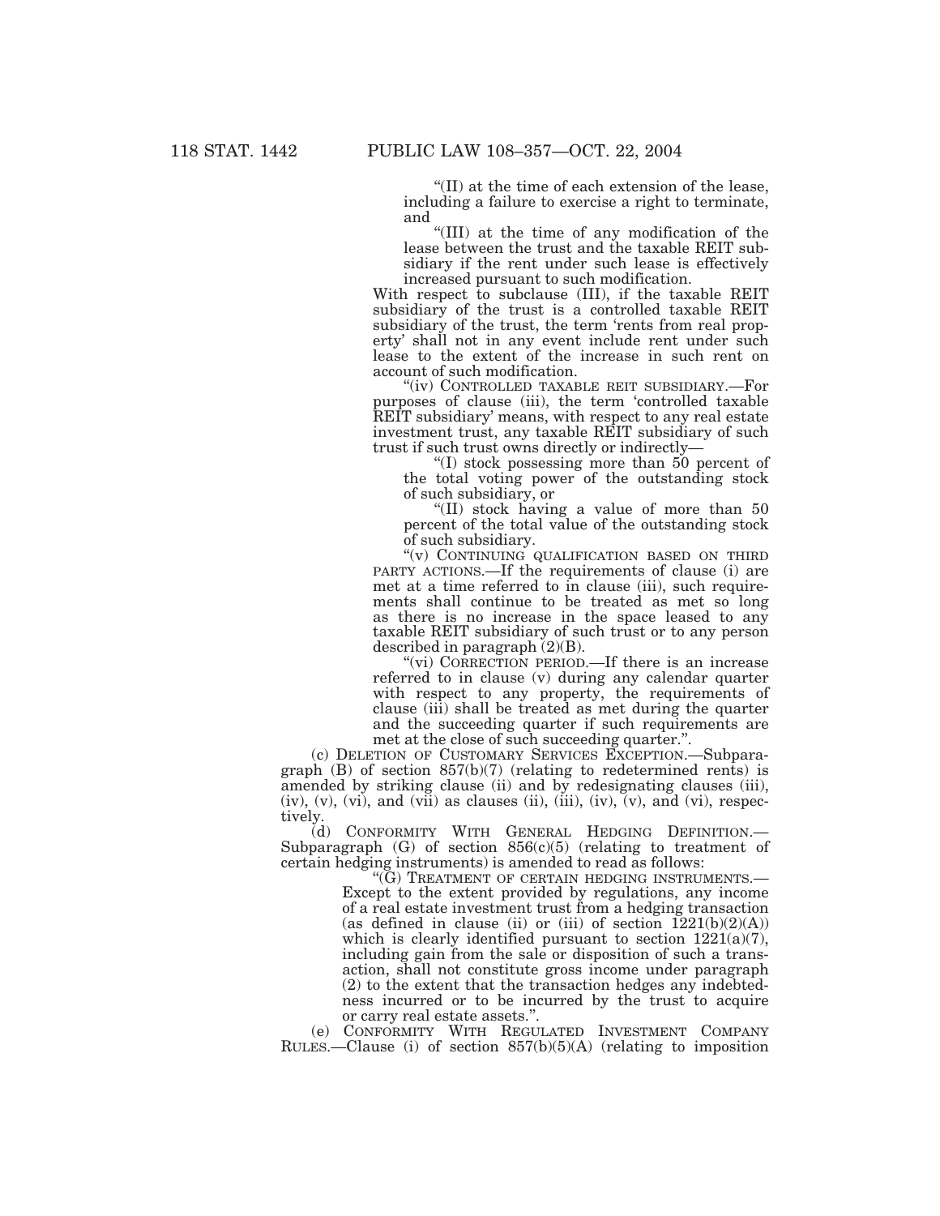"(II) at the time of each extension of the lease, including a failure to exercise a right to terminate, and

"(III) at the time of any modification of the lease between the trust and the taxable REIT subsidiary if the rent under such lease is effectively increased pursuant to such modification.

With respect to subclause (III), if the taxable REIT subsidiary of the trust is a controlled taxable REIT subsidiary of the trust, the term 'rents from real property' shall not in any event include rent under such lease to the extent of the increase in such rent on account of such modification.

"(iv) CONTROLLED TAXABLE REIT SUBSIDIARY.—For purposes of clause (iii), the term 'controlled taxable REIT subsidiary' means, with respect to any real estate investment trust, any taxable REIT subsidiary of such trust if such trust owns directly or indirectly—

"(I) stock possessing more than 50 percent of the total voting power of the outstanding stock of such subsidiary, or

"(II) stock having a value of more than 50 percent of the total value of the outstanding stock of such subsidiary.

"(v) CONTINUING QUALIFICATION BASED ON THIRD PARTY ACTIONS.—If the requirements of clause (i) are met at a time referred to in clause (iii), such requirements shall continue to be treated as met so long as there is no increase in the space leased to any taxable REIT subsidiary of such trust or to any person described in paragraph (2)(B).

"(vi) CORRECTION PERIOD.—If there is an increase referred to in clause (v) during any calendar quarter with respect to any property, the requirements of clause (iii) shall be treated as met during the quarter and the succeeding quarter if such requirements are met at the close of such succeeding quarter.".

(c) DELETION OF CUSTOMARY SERVICES EXCEPTION.—Subparagraph (B) of section 857(b)(7) (relating to redetermined rents) is amended by striking clause (ii) and by redesignating clauses (iii), (iv), (v), (vi), and (vii) as clauses (ii), (iii), (iv), (v), and (vi), respectively.

(d) CONFORMITY WITH GENERAL HEDGING DEFINITION.—Subparagraph (G) of section 856(c)(5) (relating to treatment of certain hedging instruments) is amended to read as follows:

"(G) TREATMENT OF CERTAIN HEDGING INSTRUMENTS.—Except to the extent provided by regulations, any income of a real estate investment trust from a hedging transaction (as defined in clause (ii) or (iii) of section 1221(b)(2)(A)) which is clearly identified pursuant to section 1221(a)(7), including gain from the sale or disposition of such a transaction, shall not constitute gross income under paragraph (2) to the extent that the transaction hedges any indebtedness incurred or to be incurred by the trust to acquire or carry real estate assets.".

(e) CONFORMITY WITH REGULATED INVESTMENT COMPANY RULES.—Clause (i) of section 857(b)(5)(A) (relating to imposition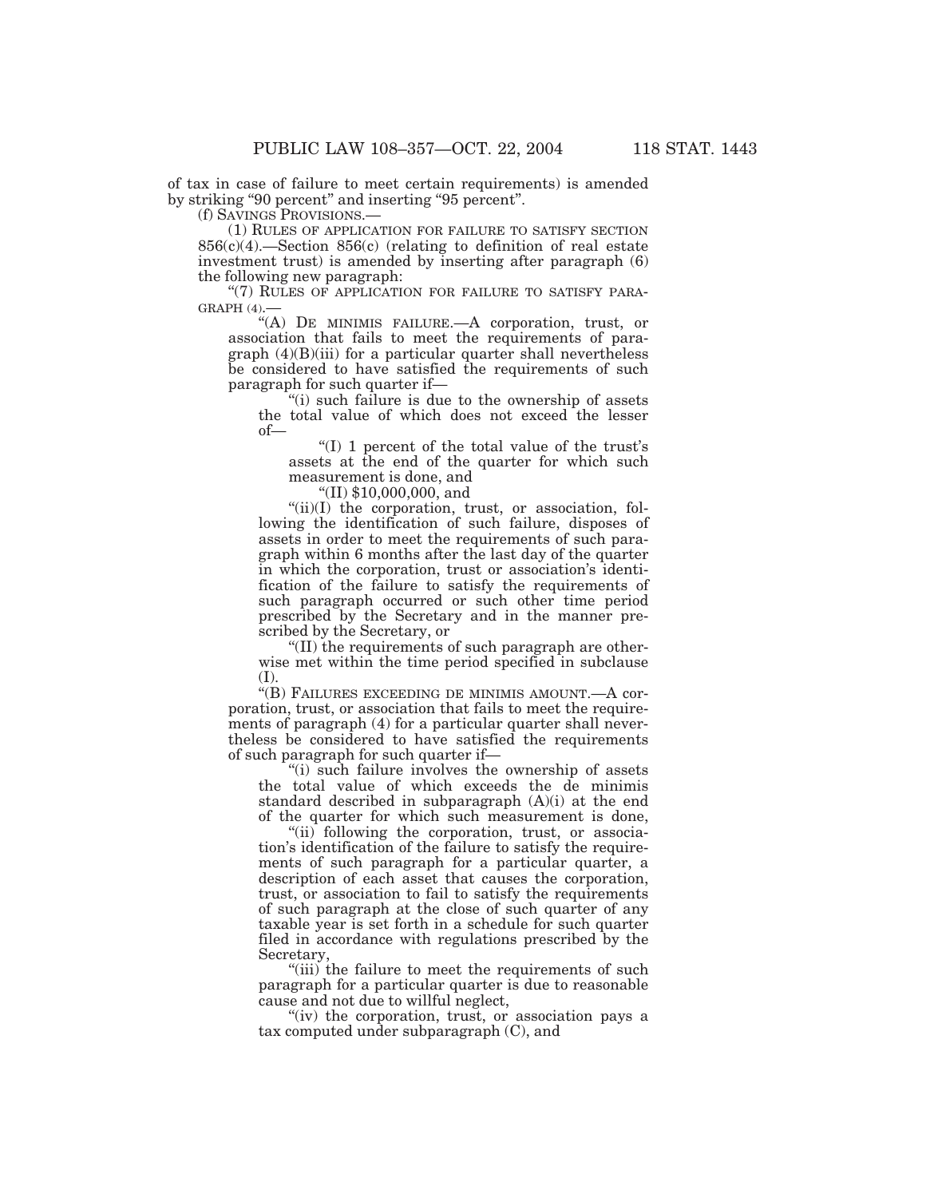of tax in case of failure to meet certain requirements) is amended by striking "90 percent" and inserting "95 percent".

(f) SAVINGS PROVISIONS.—

(1) RULES OF APPLICATION FOR FAILURE TO SATISFY SECTION 856(c)(4).—Section 856(c) (relating to definition of real estate investment trust) is amended by inserting after paragraph (6) the following new paragraph:

"(7) RULES OF APPLICATION FOR FAILURE TO SATISFY PARAGRAPH (4).—

"(A) DE MINIMIS FAILURE.—A corporation, trust, or association that fails to meet the requirements of paragraph (4)(B)(iii) for a particular quarter shall nevertheless be considered to have satisfied the requirements of such paragraph for such quarter if—

"(i) such failure is due to the ownership of assets the total value of which does not exceed the lesser of—

"(I) 1 percent of the total value of the trust's assets at the end of the quarter for which such measurement is done, and

"(II) $10,000,000, and

"(ii)(I) the corporation, trust, or association, following the identification of such failure, disposes of assets in order to meet the requirements of such paragraph within 6 months after the last day of the quarter in which the corporation, trust or association's identification of the failure to satisfy the requirements of such paragraph occurred or such other time period prescribed by the Secretary and in the manner prescribed by the Secretary, or

"(II) the requirements of such paragraph are otherwise met within the time period specified in subclause (I).

"(B) FAILURES EXCEEDING DE MINIMIS AMOUNT.—A corporation, trust, or association that fails to meet the requirements of paragraph (4) for a particular quarter shall nevertheless be considered to have satisfied the requirements of such paragraph for such quarter if—

"(i) such failure involves the ownership of assets the total value of which exceeds the de minimis standard described in subparagraph (A)(i) at the end of the quarter for which such measurement is done,

"(ii) following the corporation, trust, or association's identification of the failure to satisfy the requirements of such paragraph for a particular quarter, a description of each asset that causes the corporation, trust, or association to fail to satisfy the requirements of such paragraph at the close of such quarter of any taxable year is set forth in a schedule for such quarter filed in accordance with regulations prescribed by the Secretary,

"(iii) the failure to meet the requirements of such paragraph for a particular quarter is due to reasonable cause and not due to willful neglect,

"(iv) the corporation, trust, or association pays a tax computed under subparagraph (C), and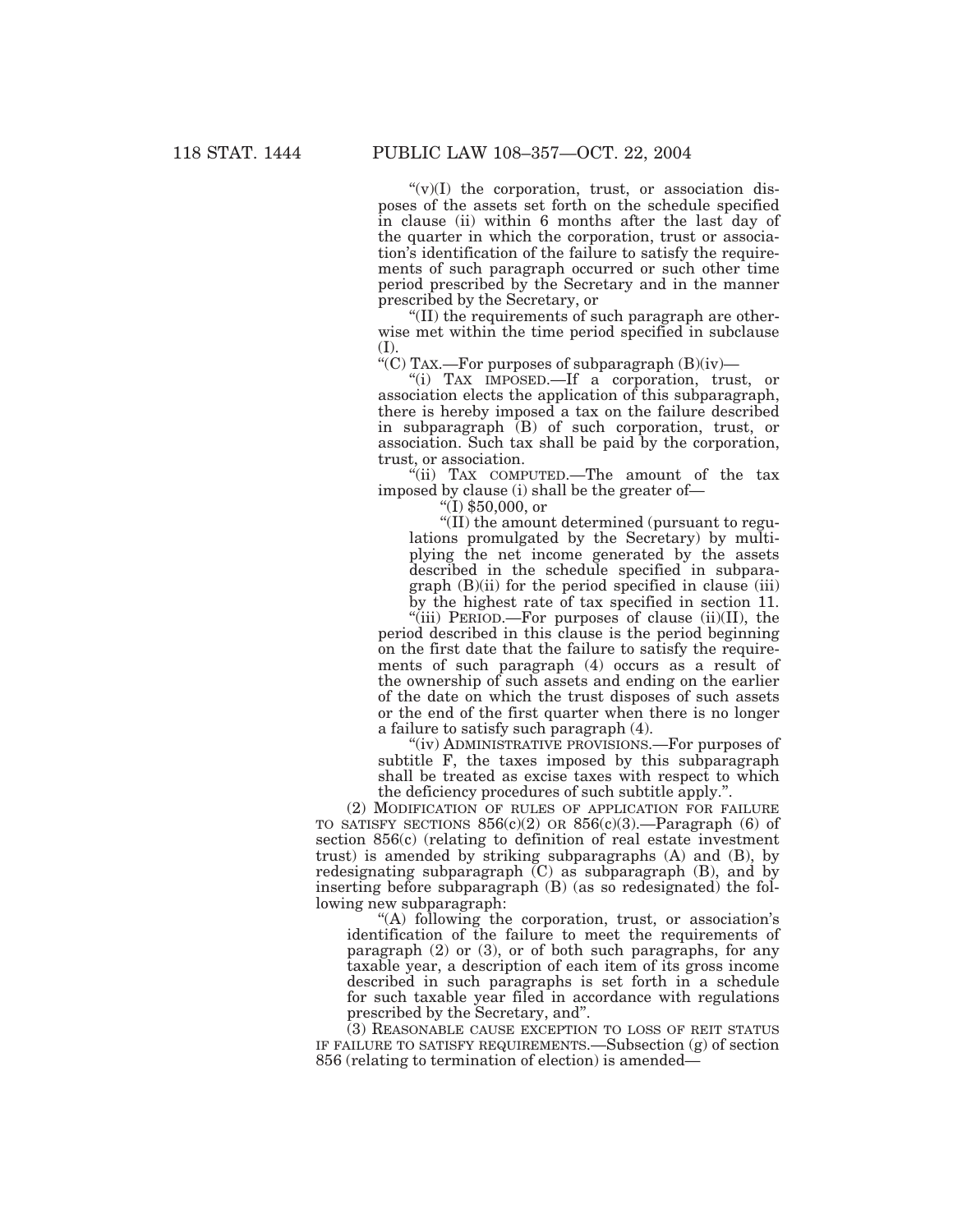"(v)(I) the corporation, trust, or association disposes of the assets set forth on the schedule specified in clause (ii) within 6 months after the last day of the quarter in which the corporation, trust or association's identification of the failure to satisfy the requirements of such paragraph occurred or such other time period prescribed by the Secretary and in the manner prescribed by the Secretary, or

"(II) the requirements of such paragraph are otherwise met within the time period specified in subclause (I).

"(C) TAX.—For purposes of subparagraph (B)(iv)—

"(i) TAX IMPOSED.—If a corporation, trust, or association elects the application of this subparagraph, there is hereby imposed a tax on the failure described in subparagraph (B) of such corporation, trust, or association. Such tax shall be paid by the corporation, trust, or association.

"(ii) TAX COMPUTED.—The amount of the tax imposed by clause (i) shall be the greater of—

"(I) $50,000, or

"(II) the amount determined (pursuant to regulations promulgated by the Secretary) by multiplying the net income generated by the assets described in the schedule specified in subparagraph (B)(ii) for the period specified in clause (iii) by the highest rate of tax specified in section 11.

"(iii) PERIOD.—For purposes of clause (ii)(II), the period described in this clause is the period beginning on the first date that the failure to satisfy the requirements of such paragraph (4) occurs as a result of the ownership of such assets and ending on the earlier of the date on which the trust disposes of such assets or the end of the first quarter when there is no longer a failure to satisfy such paragraph (4).

"(iv) ADMINISTRATIVE PROVISIONS.—For purposes of subtitle F, the taxes imposed by this subparagraph shall be treated as excise taxes with respect to which the deficiency procedures of such subtitle apply.".

(2) MODIFICATION OF RULES OF APPLICATION FOR FAILURE TO SATISFY SECTIONS 856(c)(2) OR 856(c)(3).—Paragraph (6) of section 856(c) (relating to definition of real estate investment trust) is amended by striking subparagraphs (A) and (B), by redesignating subparagraph (C) as subparagraph (B), and by inserting before subparagraph (B) (as so redesignated) the following new subparagraph:

"(A) following the corporation, trust, or association's identification of the failure to meet the requirements of paragraph (2) or (3), or of both such paragraphs, for any taxable year, a description of each item of its gross income described in such paragraphs is set forth in a schedule for such taxable year filed in accordance with regulations prescribed by the Secretary, and".

(3) REASONABLE CAUSE EXCEPTION TO LOSS OF REIT STATUS IF FAILURE TO SATISFY REQUIREMENTS.—Subsection (g) of section 856 (relating to termination of election) is amended—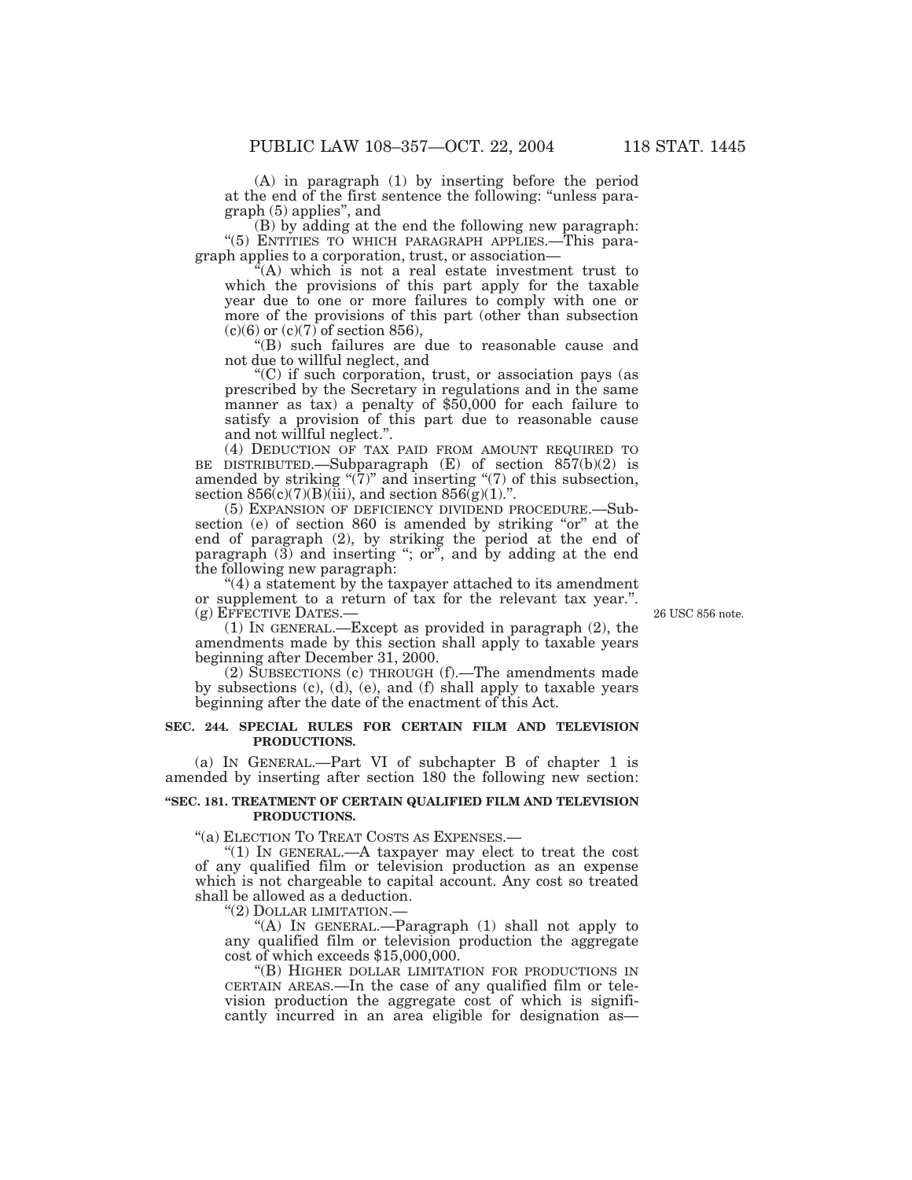(A) in paragraph (1) by inserting before the period at the end of the first sentence the following: "unless paragraph (5) applies", and

(B) by adding at the end the following new paragraph:

"(5) ENTITIES TO WHICH PARAGRAPH APPLIES.—This paragraph applies to a corporation, trust, or association—

"(A) which is not a real estate investment trust to which the provisions of this part apply for the taxable year due to one or more failures to comply with one or more of the provisions of this part (other than subsection (c)(6) or (c)(7) of section 856),

"(B) such failures are due to reasonable cause and not due to willful neglect, and

"(C) if such corporation, trust, or association pays (as prescribed by the Secretary in regulations and in the same manner as tax) a penalty of $50,000 for each failure to satisfy a provision of this part due to reasonable cause and not willful neglect.".

(4) DEDUCTION OF TAX PAID FROM AMOUNT REQUIRED TO BE DISTRIBUTED.—Subparagraph (E) of section 857(b)(2) is amended by striking "(7)" and inserting "(7) of this subsection, section 856(c)(7)(B)(iii), and section 856(g)(1).".

(5) EXPANSION OF DEFICIENCY DIVIDEND PROCEDURE.—Subsection (e) of section 860 is amended by striking "or" at the end of paragraph (2), by striking the period at the end of paragraph (3) and inserting "; or", and by adding at the end the following new paragraph:

"(4) a statement by the taxpayer attached to its amendment or supplement to a return of tax for the relevant tax year.".

(g) EFFECTIVE DATES.—

26 USC 856 note.

(1) IN GENERAL.—Except as provided in paragraph (2), the amendments made by this section shall apply to taxable years beginning after December 31, 2000.

(2) SUBSECTIONS (c) THROUGH (f).—The amendments made by subsections (c), (d), (e), and (f) shall apply to taxable years beginning after the date of the enactment of this Act.

**SEC. 244. SPECIAL RULES FOR CERTAIN FILM AND TELEVISION PRODUCTIONS.**

(a) IN GENERAL.—Part VI of subchapter B of chapter 1 is amended by inserting after section 180 the following new section:

**"SEC. 181. TREATMENT OF CERTAIN QUALIFIED FILM AND TELEVISION PRODUCTIONS.**

"(a) ELECTION TO TREAT COSTS AS EXPENSES.—

"(1) IN GENERAL.—A taxpayer may elect to treat the cost of any qualified film or television production as an expense which is not chargeable to capital account. Any cost so treated shall be allowed as a deduction.

"(2) DOLLAR LIMITATION.—

"(A) IN GENERAL.—Paragraph (1) shall not apply to any qualified film or television production the aggregate cost of which exceeds $15,000,000.

"(B) HIGHER DOLLAR LIMITATION FOR PRODUCTIONS IN CERTAIN AREAS.—In the case of any qualified film or television production the aggregate cost of which is significantly incurred in an area eligible for designation as—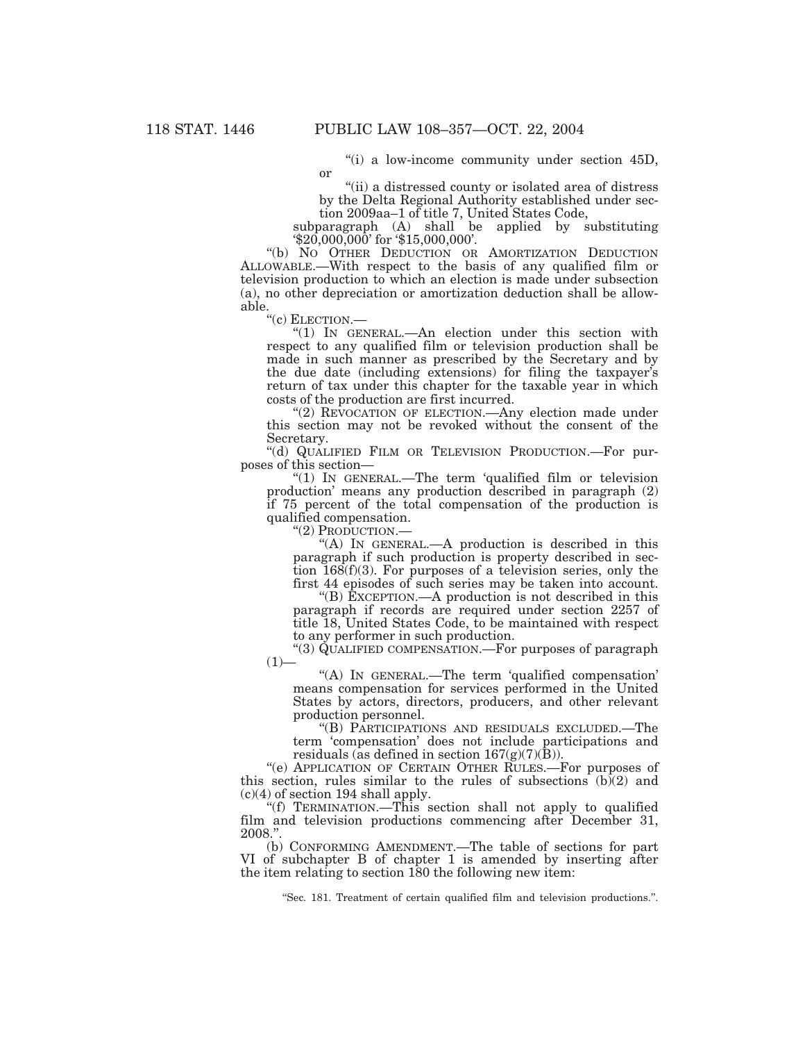"(i) a low-income community under section 45D, or

"(ii) a distressed county or isolated area of distress by the Delta Regional Authority established under section 2009aa–1 of title 7, United States Code,

subparagraph (A) shall be applied by substituting '$20,000,000' for '$15,000,000'.

"(b) NO OTHER DEDUCTION OR AMORTIZATION DEDUCTION ALLOWABLE.—With respect to the basis of any qualified film or television production to which an election is made under subsection (a), no other depreciation or amortization deduction shall be allowable.

"(c) ELECTION.—

"(1) IN GENERAL.—An election under this section with respect to any qualified film or television production shall be made in such manner as prescribed by the Secretary and by the due date (including extensions) for filing the taxpayer's return of tax under this chapter for the taxable year in which costs of the production are first incurred.

"(2) REVOCATION OF ELECTION.—Any election made under this section may not be revoked without the consent of the Secretary.

"(d) QUALIFIED FILM OR TELEVISION PRODUCTION.—For purposes of this section—

"(1) IN GENERAL.—The term 'qualified film or television production' means any production described in paragraph (2) if 75 percent of the total compensation of the production is qualified compensation.

"(2) PRODUCTION.—

"(A) IN GENERAL.—A production is described in this paragraph if such production is property described in section 168(f)(3). For purposes of a television series, only the first 44 episodes of such series may be taken into account.

"(B) EXCEPTION.—A production is not described in this paragraph if records are required under section 2257 of title 18, United States Code, to be maintained with respect to any performer in such production.

"(3) QUALIFIED COMPENSATION.—For purposes of paragraph (1)—

"(A) IN GENERAL.—The term 'qualified compensation' means compensation for services performed in the United States by actors, directors, producers, and other relevant production personnel.

"(B) PARTICIPATIONS AND RESIDUALS EXCLUDED.—The term 'compensation' does not include participations and residuals (as defined in section 167(g)(7)(B)).

"(e) APPLICATION OF CERTAIN OTHER RULES.—For purposes of this section, rules similar to the rules of subsections (b)(2) and (c)(4) of section 194 shall apply.

"(f) TERMINATION.—This section shall not apply to qualified film and television productions commencing after December 31, 2008.".

(b) CONFORMING AMENDMENT.—The table of sections for part VI of subchapter B of chapter 1 is amended by inserting after the item relating to section 180 the following new item:

"Sec. 181. Treatment of certain qualified film and television productions.".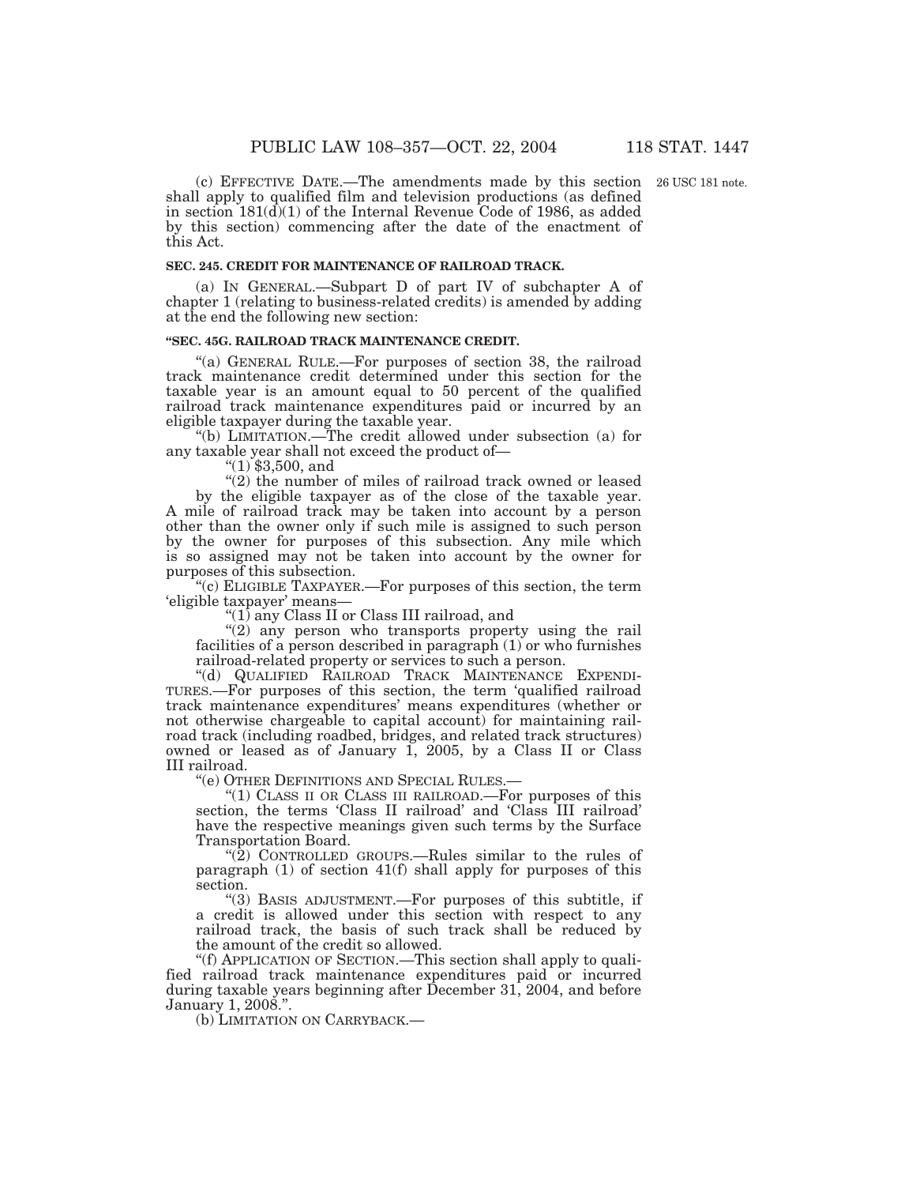(c) EFFECTIVE DATE.—The amendments made by this section shall apply to qualified film and television productions (as defined in section 181(d)(1) of the Internal Revenue Code of 1986, as added by this section) commencing after the date of the enactment of this Act.

26 USC 181 note.

**SEC. 245. CREDIT FOR MAINTENANCE OF RAILROAD TRACK.**

(a) IN GENERAL.—Subpart D of part IV of subchapter A of chapter 1 (relating to business-related credits) is amended by adding at the end the following new section:

**"SEC. 45G. RAILROAD TRACK MAINTENANCE CREDIT.**

"(a) GENERAL RULE.—For purposes of section 38, the railroad track maintenance credit determined under this section for the taxable year is an amount equal to 50 percent of the qualified railroad track maintenance expenditures paid or incurred by an eligible taxpayer during the taxable year.

"(b) LIMITATION.—The credit allowed under subsection (a) for any taxable year shall not exceed the product of—

"(1) $3,500, and

"(2) the number of miles of railroad track owned or leased by the eligible taxpayer as of the close of the taxable year.

A mile of railroad track may be taken into account by a person other than the owner only if such mile is assigned to such person by the owner for purposes of this subsection. Any mile which is so assigned may not be taken into account by the owner for purposes of this subsection.

"(c) ELIGIBLE TAXPAYER.—For purposes of this section, the term 'eligible taxpayer' means—

"(1) any Class II or Class III railroad, and

"(2) any person who transports property using the rail facilities of a person described in paragraph (1) or who furnishes railroad-related property or services to such a person.

"(d) QUALIFIED RAILROAD TRACK MAINTENANCE EXPENDITURES.—For purposes of this section, the term 'qualified railroad track maintenance expenditures' means expenditures (whether or not otherwise chargeable to capital account) for maintaining railroad track (including roadbed, bridges, and related track structures) owned or leased as of January 1, 2005, by a Class II or Class III railroad.

"(e) OTHER DEFINITIONS AND SPECIAL RULES.—

"(1) CLASS II OR CLASS III RAILROAD.—For purposes of this section, the terms 'Class II railroad' and 'Class III railroad' have the respective meanings given such terms by the Surface Transportation Board.

"(2) CONTROLLED GROUPS.—Rules similar to the rules of paragraph (1) of section 41(f) shall apply for purposes of this section.

"(3) BASIS ADJUSTMENT.—For purposes of this subtitle, if a credit is allowed under this section with respect to any railroad track, the basis of such track shall be reduced by the amount of the credit so allowed.

"(f) APPLICATION OF SECTION.—This section shall apply to qualified railroad track maintenance expenditures paid or incurred during taxable years beginning after December 31, 2004, and before January 1, 2008.".

(b) LIMITATION ON CARRYBACK.—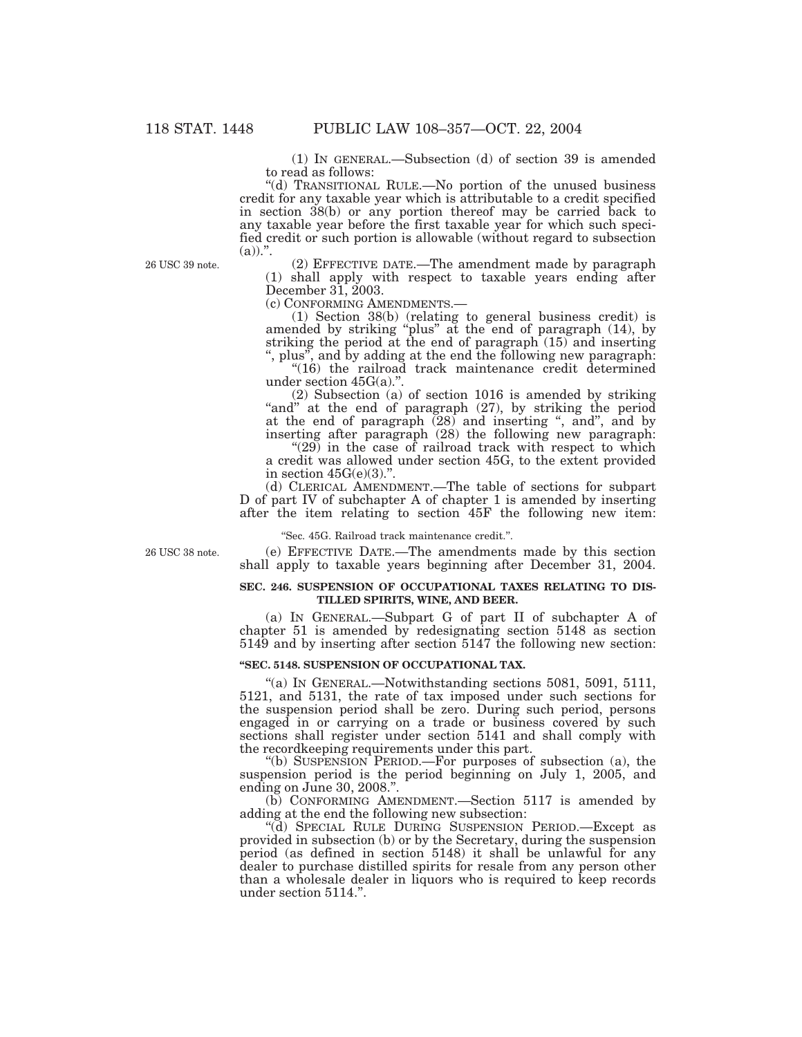(1) IN GENERAL.—Subsection (d) of section 39 is amended to read as follows:

"(d) TRANSITIONAL RULE.—No portion of the unused business credit for any taxable year which is attributable to a credit specified in section 38(b) or any portion thereof may be carried back to any taxable year before the first taxable year for which such specified credit or such portion is allowable (without regard to subsection (a)).".

26 USC 39 note.

(2) EFFECTIVE DATE.—The amendment made by paragraph (1) shall apply with respect to taxable years ending after December 31, 2003.

(c) CONFORMING AMENDMENTS.—

(1) Section 38(b) (relating to general business credit) is amended by striking "plus" at the end of paragraph (14), by striking the period at the end of paragraph (15) and inserting ", plus", and by adding at the end the following new paragraph:

"(16) the railroad track maintenance credit determined under section 45G(a).".

(2) Subsection (a) of section 1016 is amended by striking "and" at the end of paragraph (27), by striking the period at the end of paragraph (28) and inserting ", and", and by inserting after paragraph (28) the following new paragraph:

"(29) in the case of railroad track with respect to which a credit was allowed under section 45G, to the extent provided in section 45G(e)(3).".

(d) CLERICAL AMENDMENT.—The table of sections for subpart D of part IV of subchapter A of chapter 1 is amended by inserting after the item relating to section 45F the following new item:

"Sec. 45G. Railroad track maintenance credit.".

26 USC 38 note.

(e) EFFECTIVE DATE.—The amendments made by this section shall apply to taxable years beginning after December 31, 2004.

**SEC. 246. SUSPENSION OF OCCUPATIONAL TAXES RELATING TO DISTILLED SPIRITS, WINE, AND BEER.**

(a) IN GENERAL.—Subpart G of part II of subchapter A of chapter 51 is amended by redesignating section 5148 as section 5149 and by inserting after section 5147 the following new section:

**"SEC. 5148. SUSPENSION OF OCCUPATIONAL TAX.**

"(a) IN GENERAL.—Notwithstanding sections 5081, 5091, 5111, 5121, and 5131, the rate of tax imposed under such sections for the suspension period shall be zero. During such period, persons engaged in or carrying on a trade or business covered by such sections shall register under section 5141 and shall comply with the recordkeeping requirements under this part.

"(b) SUSPENSION PERIOD.—For purposes of subsection (a), the suspension period is the period beginning on July 1, 2005, and ending on June 30, 2008.".

(b) CONFORMING AMENDMENT.—Section 5117 is amended by adding at the end the following new subsection:

"(d) SPECIAL RULE DURING SUSPENSION PERIOD.—Except as provided in subsection (b) or by the Secretary, during the suspension period (as defined in section 5148) it shall be unlawful for any dealer to purchase distilled spirits for resale from any person other than a wholesale dealer in liquors who is required to keep records under section 5114.".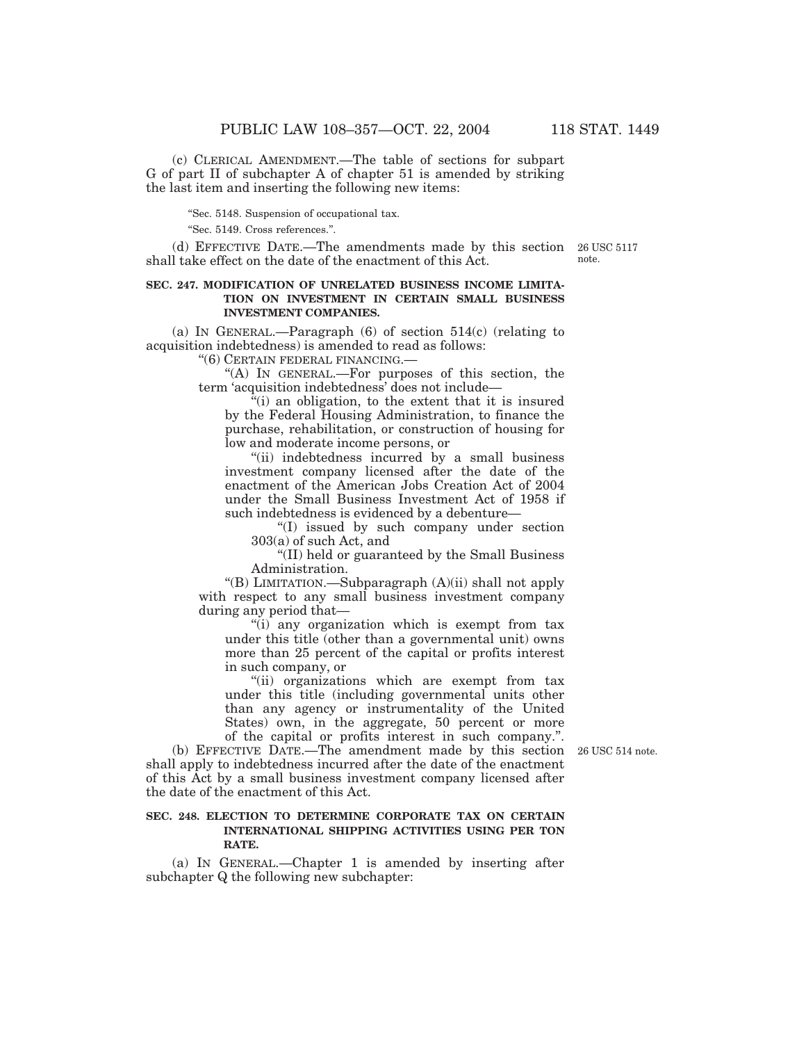(c) CLERICAL AMENDMENT.—The table of sections for subpart G of part II of subchapter A of chapter 51 is amended by striking the last item and inserting the following new items:

"Sec. 5148. Suspension of occupational tax.

"Sec. 5149. Cross references.".

(d) EFFECTIVE DATE.—The amendments made by this section shall take effect on the date of the enactment of this Act.

26 USC 5117 note.

**SEC. 247. MODIFICATION OF UNRELATED BUSINESS INCOME LIMITATION ON INVESTMENT IN CERTAIN SMALL BUSINESS INVESTMENT COMPANIES.**

(a) IN GENERAL.—Paragraph (6) of section 514(c) (relating to acquisition indebtedness) is amended to read as follows:

"(6) CERTAIN FEDERAL FINANCING.—

"(A) IN GENERAL.—For purposes of this section, the term 'acquisition indebtedness' does not include—

"(i) an obligation, to the extent that it is insured by the Federal Housing Administration, to finance the purchase, rehabilitation, or construction of housing for low and moderate income persons, or

"(ii) indebtedness incurred by a small business investment company licensed after the date of the enactment of the American Jobs Creation Act of 2004 under the Small Business Investment Act of 1958 if such indebtedness is evidenced by a debenture—

"(I) issued by such company under section 303(a) of such Act, and

"(II) held or guaranteed by the Small Business Administration.

"(B) LIMITATION.—Subparagraph (A)(ii) shall not apply with respect to any small business investment company during any period that—

"(i) any organization which is exempt from tax under this title (other than a governmental unit) owns more than 25 percent of the capital or profits interest in such company, or

"(ii) organizations which are exempt from tax under this title (including governmental units other than any agency or instrumentality of the United States) own, in the aggregate, 50 percent or more of the capital or profits interest in such company.".

(b) EFFECTIVE DATE.—The amendment made by this section shall apply to indebtedness incurred after the date of the enactment of this Act by a small business investment company licensed after the date of the enactment of this Act.

26 USC 514 note.

**SEC. 248. ELECTION TO DETERMINE CORPORATE TAX ON CERTAIN INTERNATIONAL SHIPPING ACTIVITIES USING PER TON RATE.**

(a) IN GENERAL.—Chapter 1 is amended by inserting after subchapter Q the following new subchapter: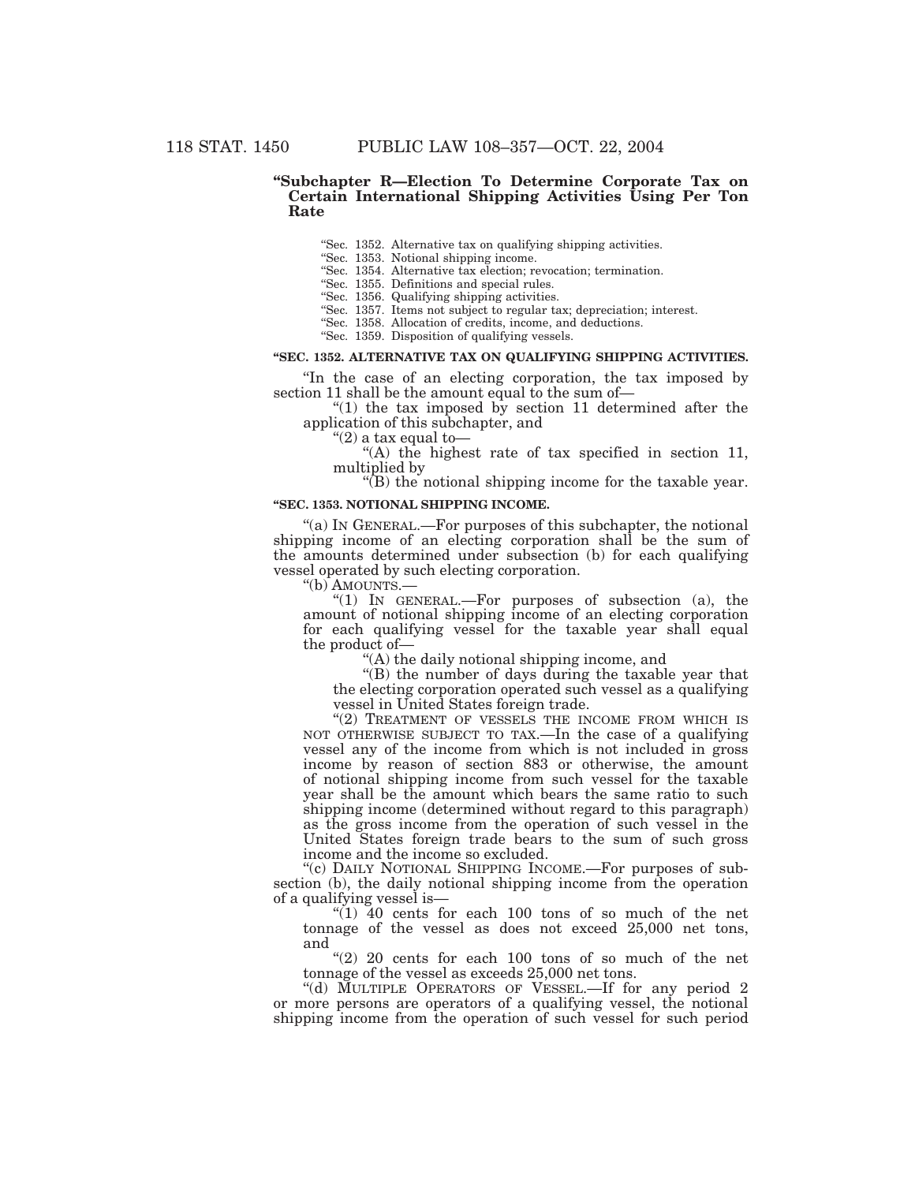### "Subchapter R—Election To Determine Corporate Tax on Certain International Shipping Activities Using Per Ton Rate

"Sec. 1352. Alternative tax on qualifying shipping activities.
"Sec. 1353. Notional shipping income.
"Sec. 1354. Alternative tax election; revocation; termination.
"Sec. 1355. Definitions and special rules.
"Sec. 1356. Qualifying shipping activities.
"Sec. 1357. Items not subject to regular tax; depreciation; interest.
"Sec. 1358. Allocation of credits, income, and deductions.
"Sec. 1359. Disposition of qualifying vessels.

#### "SEC. 1352. ALTERNATIVE TAX ON QUALIFYING SHIPPING ACTIVITIES.

"In the case of an electing corporation, the tax imposed by section 11 shall be the amount equal to the sum of—

"(1) the tax imposed by section 11 determined after the application of this subchapter, and

"(2) a tax equal to—

"(A) the highest rate of tax specified in section 11, multiplied by

"(B) the notional shipping income for the taxable year.

#### "SEC. 1353. NOTIONAL SHIPPING INCOME.

"(a) IN GENERAL.—For purposes of this subchapter, the notional shipping income of an electing corporation shall be the sum of the amounts determined under subsection (b) for each qualifying vessel operated by such electing corporation.

"(b) AMOUNTS.—

"(1) IN GENERAL.—For purposes of subsection (a), the amount of notional shipping income of an electing corporation for each qualifying vessel for the taxable year shall equal the product of—

"(A) the daily notional shipping income, and

"(B) the number of days during the taxable year that the electing corporation operated such vessel as a qualifying vessel in United States foreign trade.

"(2) TREATMENT OF VESSELS THE INCOME FROM WHICH IS NOT OTHERWISE SUBJECT TO TAX.—In the case of a qualifying vessel any of the income from which is not included in gross income by reason of section 883 or otherwise, the amount of notional shipping income from such vessel for the taxable year shall be the amount which bears the same ratio to such shipping income (determined without regard to this paragraph) as the gross income from the operation of such vessel in the United States foreign trade bears to the sum of such gross income and the income so excluded.

"(c) DAILY NOTIONAL SHIPPING INCOME.—For purposes of subsection (b), the daily notional shipping income from the operation of a qualifying vessel is—

"(1) 40 cents for each 100 tons of so much of the net tonnage of the vessel as does not exceed 25,000 net tons, and

"(2) 20 cents for each 100 tons of so much of the net tonnage of the vessel as exceeds 25,000 net tons.

"(d) MULTIPLE OPERATORS OF VESSEL.—If for any period 2 or more persons are operators of a qualifying vessel, the notional shipping income from the operation of such vessel for such period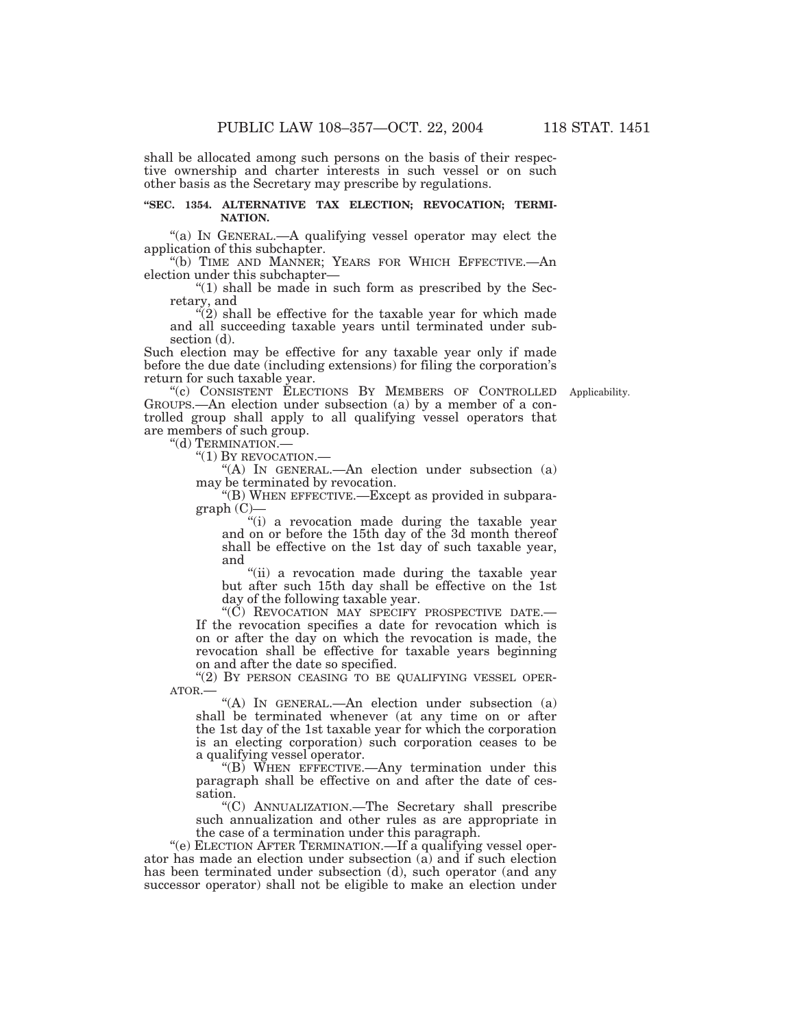shall be allocated among such persons on the basis of their respective ownership and charter interests in such vessel or on such other basis as the Secretary may prescribe by regulations.

**"SEC. 1354. ALTERNATIVE TAX ELECTION; REVOCATION; TERMINATION.**

"(a) IN GENERAL.—A qualifying vessel operator may elect the application of this subchapter.

"(b) TIME AND MANNER; YEARS FOR WHICH EFFECTIVE.—An election under this subchapter—

"(1) shall be made in such form as prescribed by the Secretary, and

"(2) shall be effective for the taxable year for which made and all succeeding taxable years until terminated under subsection (d).

Such election may be effective for any taxable year only if made before the due date (including extensions) for filing the corporation's return for such taxable year.

Applicability.

"(c) CONSISTENT ELECTIONS BY MEMBERS OF CONTROLLED GROUPS.—An election under subsection (a) by a member of a controlled group shall apply to all qualifying vessel operators that are members of such group.

"(d) TERMINATION.—

"(1) BY REVOCATION.—

"(A) IN GENERAL.—An election under subsection (a) may be terminated by revocation.

"(B) WHEN EFFECTIVE.—Except as provided in subparagraph (C)—

"(i) a revocation made during the taxable year and on or before the 15th day of the 3d month thereof shall be effective on the 1st day of such taxable year, and

"(ii) a revocation made during the taxable year but after such 15th day shall be effective on the 1st day of the following taxable year.

"(C) REVOCATION MAY SPECIFY PROSPECTIVE DATE.—If the revocation specifies a date for revocation which is on or after the day on which the revocation is made, the revocation shall be effective for taxable years beginning on and after the date so specified.

"(2) BY PERSON CEASING TO BE QUALIFYING VESSEL OPERATOR.—

"(A) IN GENERAL.—An election under subsection (a) shall be terminated whenever (at any time on or after the 1st day of the 1st taxable year for which the corporation is an electing corporation) such corporation ceases to be a qualifying vessel operator.

"(B) WHEN EFFECTIVE.—Any termination under this paragraph shall be effective on and after the date of cessation.

"(C) ANNUALIZATION.—The Secretary shall prescribe such annualization and other rules as are appropriate in the case of a termination under this paragraph.

"(e) ELECTION AFTER TERMINATION.—If a qualifying vessel operator has made an election under subsection (a) and if such election has been terminated under subsection (d), such operator (and any successor operator) shall not be eligible to make an election under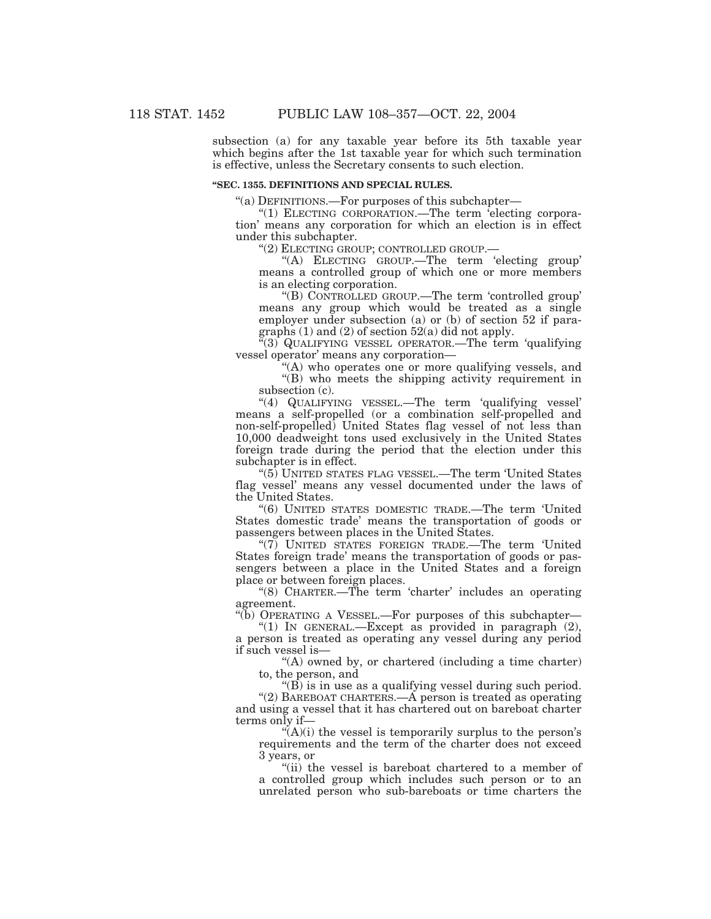subsection (a) for any taxable year before its 5th taxable year which begins after the 1st taxable year for which such termination is effective, unless the Secretary consents to such election.

**"SEC. 1355. DEFINITIONS AND SPECIAL RULES.**

"(a) DEFINITIONS.—For purposes of this subchapter—

"(1) ELECTING CORPORATION.—The term 'electing corporation' means any corporation for which an election is in effect under this subchapter.

"(2) ELECTING GROUP; CONTROLLED GROUP.—

"(A) ELECTING GROUP.—The term 'electing group' means a controlled group of which one or more members is an electing corporation.

"(B) CONTROLLED GROUP.—The term 'controlled group' means any group which would be treated as a single employer under subsection (a) or (b) of section 52 if paragraphs (1) and (2) of section 52(a) did not apply.

"(3) QUALIFYING VESSEL OPERATOR.—The term 'qualifying vessel operator' means any corporation—

"(A) who operates one or more qualifying vessels, and

"(B) who meets the shipping activity requirement in subsection (c).

"(4) QUALIFYING VESSEL.—The term 'qualifying vessel' means a self-propelled (or a combination self-propelled and non-self-propelled) United States flag vessel of not less than 10,000 deadweight tons used exclusively in the United States foreign trade during the period that the election under this subchapter is in effect.

"(5) UNITED STATES FLAG VESSEL.—The term 'United States flag vessel' means any vessel documented under the laws of the United States.

"(6) UNITED STATES DOMESTIC TRADE.—The term 'United States domestic trade' means the transportation of goods or passengers between places in the United States.

"(7) UNITED STATES FOREIGN TRADE.—The term 'United States foreign trade' means the transportation of goods or passengers between a place in the United States and a foreign place or between foreign places.

"(8) CHARTER.—The term 'charter' includes an operating agreement.

"(b) OPERATING A VESSEL.—For purposes of this subchapter—

"(1) IN GENERAL.—Except as provided in paragraph (2), a person is treated as operating any vessel during any period if such vessel is—

"(A) owned by, or chartered (including a time charter) to, the person, and

"(B) is in use as a qualifying vessel during such period.

"(2) BAREBOAT CHARTERS.—A person is treated as operating and using a vessel that it has chartered out on bareboat charter terms only if—

"(A)(i) the vessel is temporarily surplus to the person's requirements and the term of the charter does not exceed 3 years, or

"(ii) the vessel is bareboat chartered to a member of a controlled group which includes such person or to an unrelated person who sub-bareboats or time charters the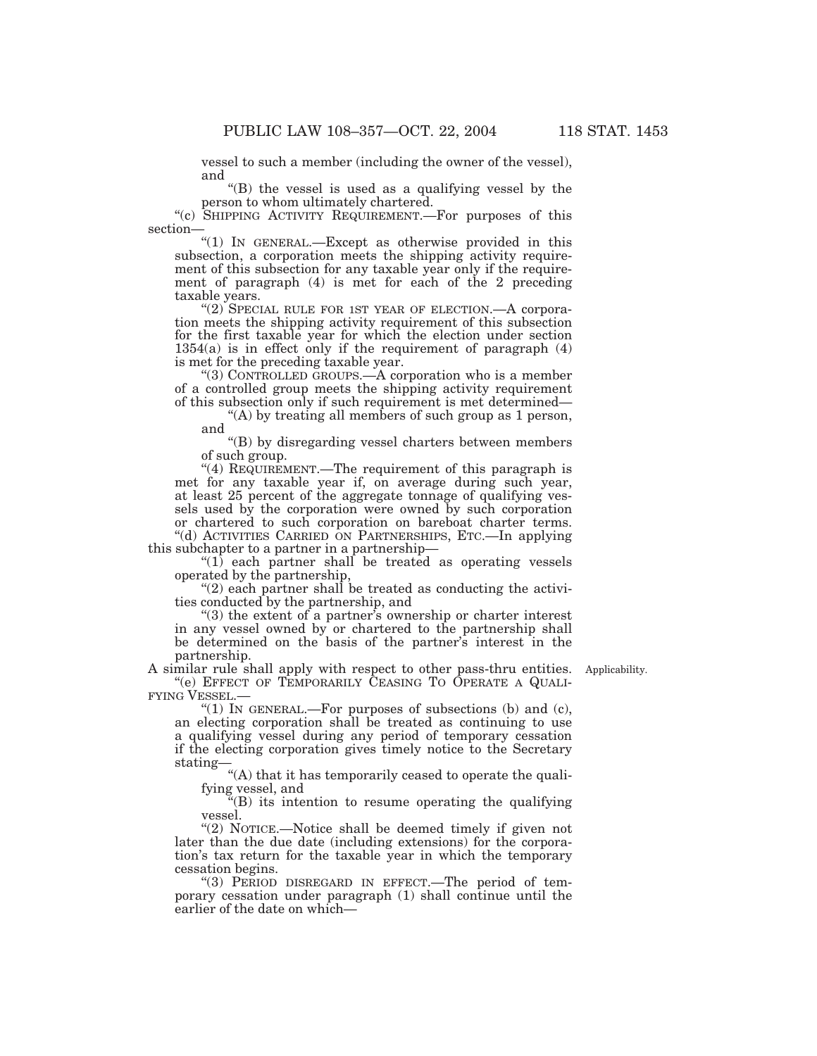vessel to such a member (including the owner of the vessel), and

"(B) the vessel is used as a qualifying vessel by the person to whom ultimately chartered.

"(c) SHIPPING ACTIVITY REQUIREMENT.—For purposes of this section—

"(1) IN GENERAL.—Except as otherwise provided in this subsection, a corporation meets the shipping activity requirement of this subsection for any taxable year only if the requirement of paragraph (4) is met for each of the 2 preceding taxable years.

"(2) SPECIAL RULE FOR 1ST YEAR OF ELECTION.—A corporation meets the shipping activity requirement of this subsection for the first taxable year for which the election under section 1354(a) is in effect only if the requirement of paragraph (4) is met for the preceding taxable year.

"(3) CONTROLLED GROUPS.—A corporation who is a member of a controlled group meets the shipping activity requirement of this subsection only if such requirement is met determined—

"(A) by treating all members of such group as 1 person, and

"(B) by disregarding vessel charters between members of such group.

"(4) REQUIREMENT.—The requirement of this paragraph is met for any taxable year if, on average during such year, at least 25 percent of the aggregate tonnage of qualifying vessels used by the corporation were owned by such corporation or chartered to such corporation on bareboat charter terms.

"(d) ACTIVITIES CARRIED ON PARTNERSHIPS, ETC.—In applying this subchapter to a partner in a partnership—

"(1) each partner shall be treated as operating vessels operated by the partnership,

"(2) each partner shall be treated as conducting the activities conducted by the partnership, and

"(3) the extent of a partner's ownership or charter interest in any vessel owned by or chartered to the partnership shall be determined on the basis of the partner's interest in the partnership.

A similar rule shall apply with respect to other pass-thru entities. Applicability.

"(e) EFFECT OF TEMPORARILY CEASING TO OPERATE A QUALIFYING VESSEL.—

"(1) IN GENERAL.—For purposes of subsections (b) and (c), an electing corporation shall be treated as continuing to use a qualifying vessel during any period of temporary cessation if the electing corporation gives timely notice to the Secretary stating—

"(A) that it has temporarily ceased to operate the qualifying vessel, and

"(B) its intention to resume operating the qualifying vessel.

"(2) NOTICE.—Notice shall be deemed timely if given not later than the due date (including extensions) for the corporation's tax return for the taxable year in which the temporary cessation begins.

"(3) PERIOD DISREGARD IN EFFECT.—The period of temporary cessation under paragraph (1) shall continue until the earlier of the date on which—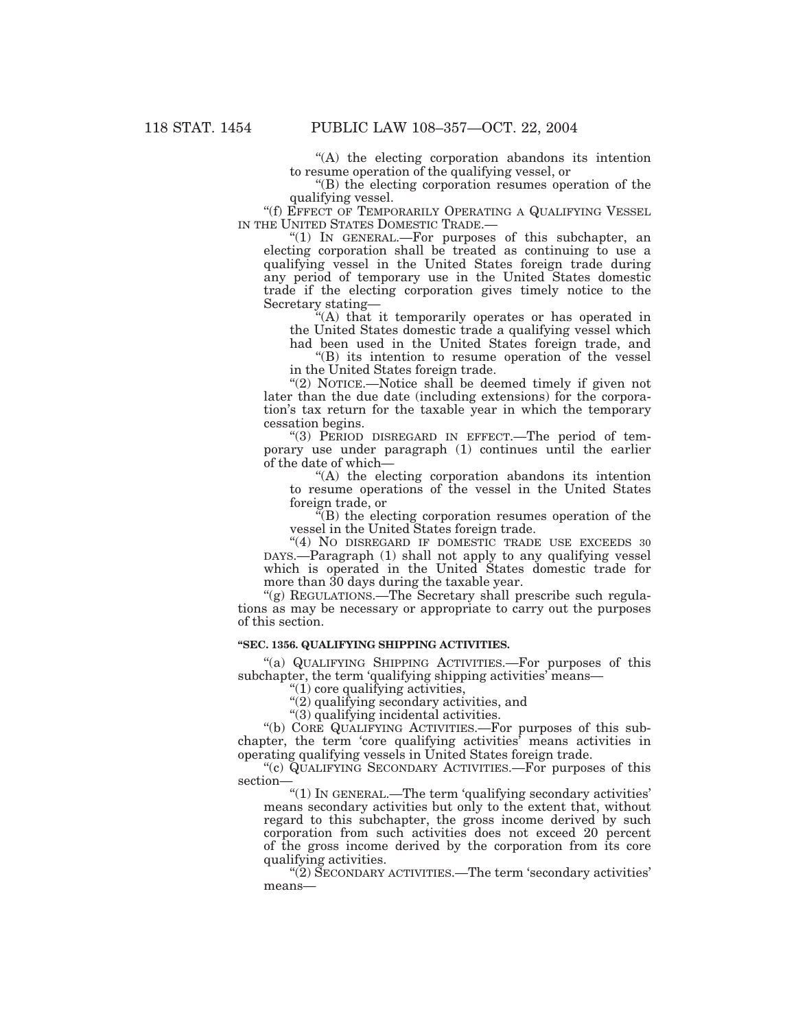"(A) the electing corporation abandons its intention to resume operation of the qualifying vessel, or

"(B) the electing corporation resumes operation of the qualifying vessel.

"(f) EFFECT OF TEMPORARILY OPERATING A QUALIFYING VESSEL IN THE UNITED STATES DOMESTIC TRADE.—

"(1) IN GENERAL.—For purposes of this subchapter, an electing corporation shall be treated as continuing to use a qualifying vessel in the United States foreign trade during any period of temporary use in the United States domestic trade if the electing corporation gives timely notice to the Secretary stating—

"(A) that it temporarily operates or has operated in the United States domestic trade a qualifying vessel which had been used in the United States foreign trade, and

"(B) its intention to resume operation of the vessel in the United States foreign trade.

"(2) NOTICE.—Notice shall be deemed timely if given not later than the due date (including extensions) for the corporation's tax return for the taxable year in which the temporary cessation begins.

"(3) PERIOD DISREGARD IN EFFECT.—The period of temporary use under paragraph (1) continues until the earlier of the date of which—

"(A) the electing corporation abandons its intention to resume operations of the vessel in the United States foreign trade, or

"(B) the electing corporation resumes operation of the vessel in the United States foreign trade.

"(4) NO DISREGARD IF DOMESTIC TRADE USE EXCEEDS 30 DAYS.—Paragraph (1) shall not apply to any qualifying vessel which is operated in the United States domestic trade for more than 30 days during the taxable year.

"(g) REGULATIONS.—The Secretary shall prescribe such regulations as may be necessary or appropriate to carry out the purposes of this section.

**"SEC. 1356. QUALIFYING SHIPPING ACTIVITIES.**

"(a) QUALIFYING SHIPPING ACTIVITIES.—For purposes of this subchapter, the term 'qualifying shipping activities' means—

"(1) core qualifying activities,

"(2) qualifying secondary activities, and

"(3) qualifying incidental activities.

"(b) CORE QUALIFYING ACTIVITIES.—For purposes of this subchapter, the term 'core qualifying activities' means activities in operating qualifying vessels in United States foreign trade.

"(c) QUALIFYING SECONDARY ACTIVITIES.—For purposes of this section—

"(1) IN GENERAL.—The term 'qualifying secondary activities' means secondary activities but only to the extent that, without regard to this subchapter, the gross income derived by such corporation from such activities does not exceed 20 percent of the gross income derived by the corporation from its core qualifying activities.

"(2) SECONDARY ACTIVITIES.—The term 'secondary activities' means—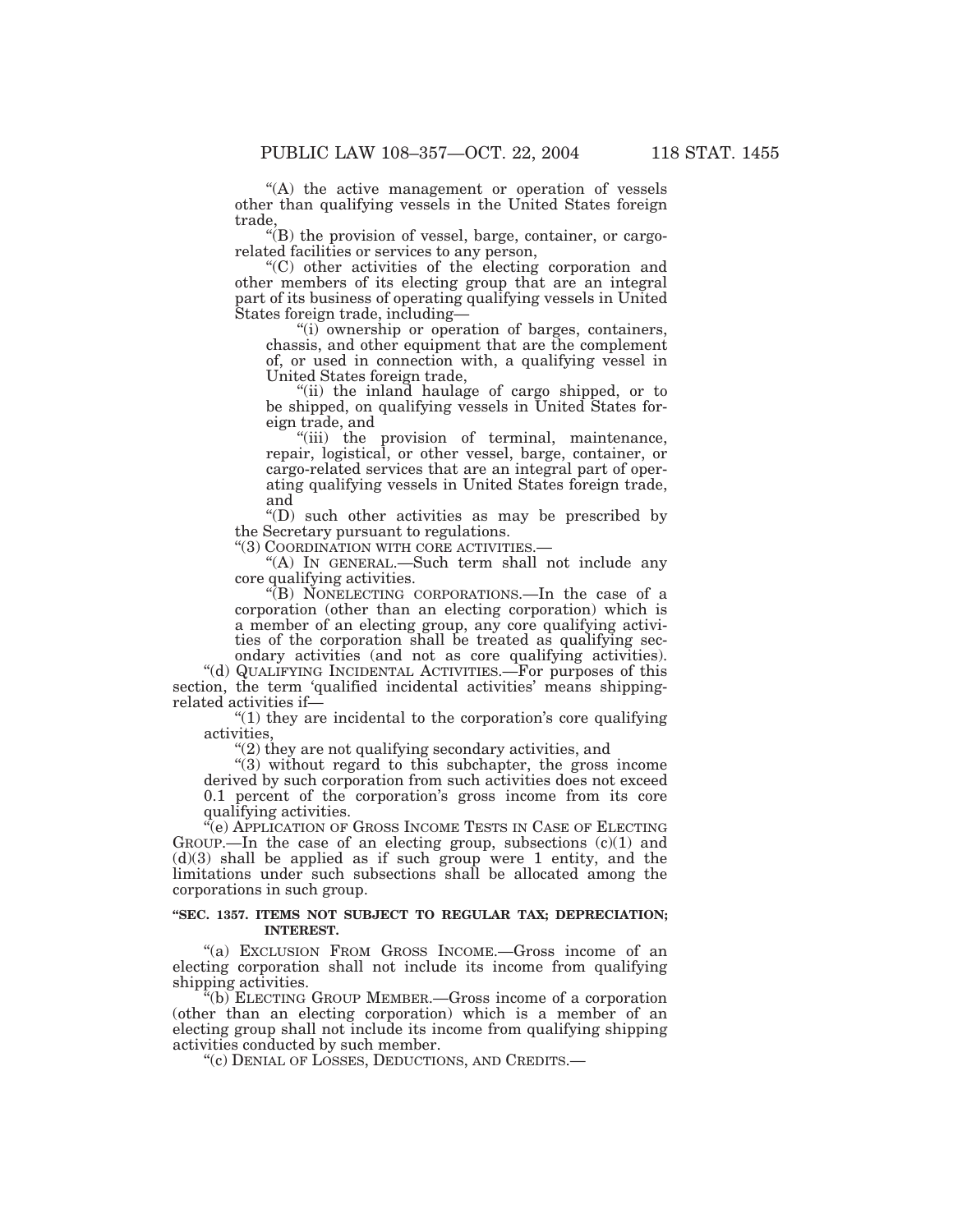"(A) the active management or operation of vessels other than qualifying vessels in the United States foreign trade,

"(B) the provision of vessel, barge, container, or cargo-related facilities or services to any person,

"(C) other activities of the electing corporation and other members of its electing group that are an integral part of its business of operating qualifying vessels in United States foreign trade, including—

"(i) ownership or operation of barges, containers, chassis, and other equipment that are the complement of, or used in connection with, a qualifying vessel in United States foreign trade,

"(ii) the inland haulage of cargo shipped, or to be shipped, on qualifying vessels in United States foreign trade, and

"(iii) the provision of terminal, maintenance, repair, logistical, or other vessel, barge, container, or cargo-related services that are an integral part of operating qualifying vessels in United States foreign trade, and

"(D) such other activities as may be prescribed by the Secretary pursuant to regulations.

"(3) COORDINATION WITH CORE ACTIVITIES.—

"(A) IN GENERAL.—Such term shall not include any core qualifying activities.

"(B) NONELECTING CORPORATIONS.—In the case of a corporation (other than an electing corporation) which is a member of an electing group, any core qualifying activities of the corporation shall be treated as qualifying secondary activities (and not as core qualifying activities).

"(d) QUALIFYING INCIDENTAL ACTIVITIES.—For purposes of this section, the term 'qualified incidental activities' means shipping-related activities if—

"(1) they are incidental to the corporation's core qualifying activities,

"(2) they are not qualifying secondary activities, and

"(3) without regard to this subchapter, the gross income derived by such corporation from such activities does not exceed 0.1 percent of the corporation's gross income from its core qualifying activities.

"(e) APPLICATION OF GROSS INCOME TESTS IN CASE OF ELECTING GROUP.—In the case of an electing group, subsections (c)(1) and (d)(3) shall be applied as if such group were 1 entity, and the limitations under such subsections shall be allocated among the corporations in such group.

**"SEC. 1357. ITEMS NOT SUBJECT TO REGULAR TAX; DEPRECIATION; INTEREST.**

"(a) EXCLUSION FROM GROSS INCOME.—Gross income of an electing corporation shall not include its income from qualifying shipping activities.

"(b) ELECTING GROUP MEMBER.—Gross income of a corporation (other than an electing corporation) which is a member of an electing group shall not include its income from qualifying shipping activities conducted by such member.

"(c) DENIAL OF LOSSES, DEDUCTIONS, AND CREDITS.—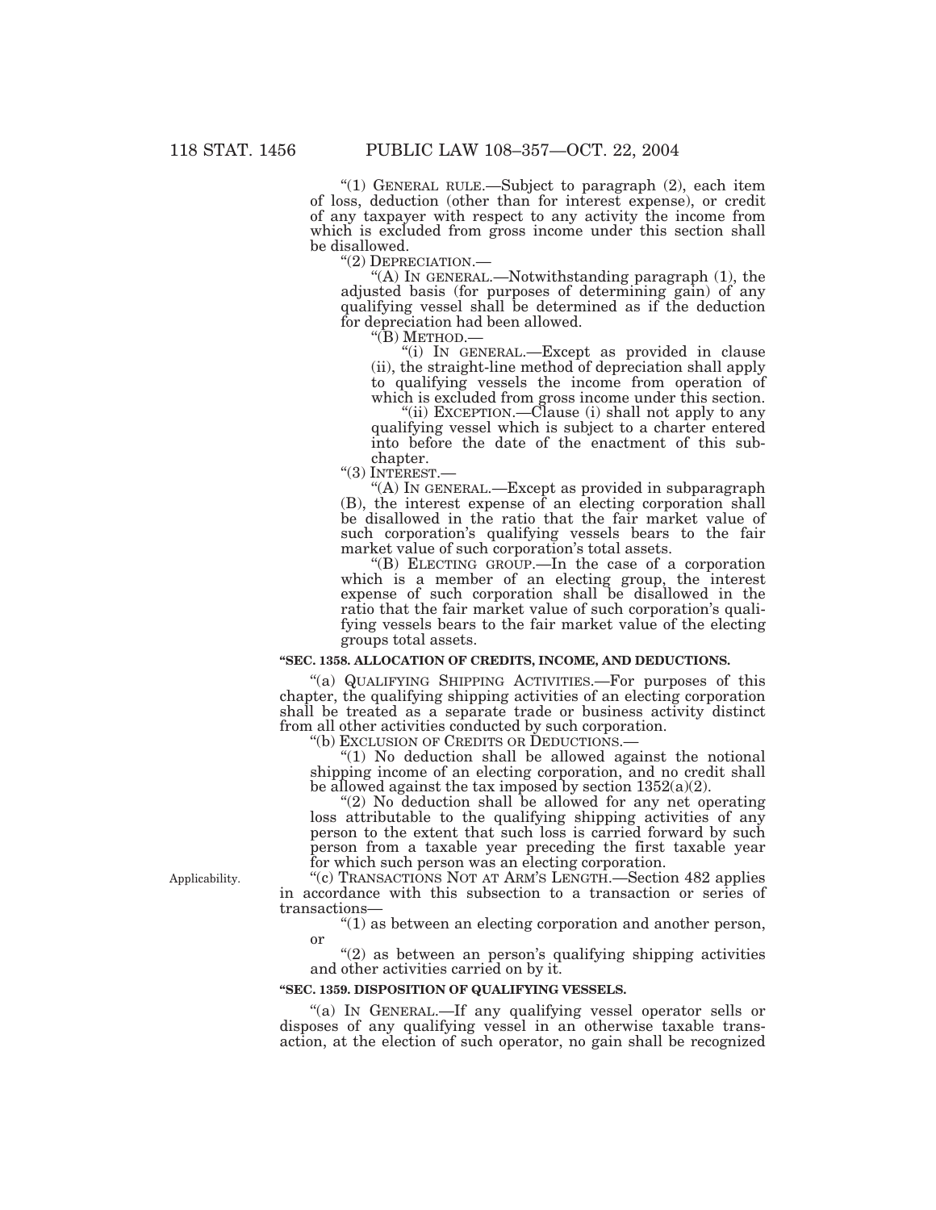"(1) GENERAL RULE.—Subject to paragraph (2), each item of loss, deduction (other than for interest expense), or credit of any taxpayer with respect to any activity the income from which is excluded from gross income under this section shall be disallowed.

"(2) DEPRECIATION.—

"(A) IN GENERAL.—Notwithstanding paragraph (1), the adjusted basis (for purposes of determining gain) of any qualifying vessel shall be determined as if the deduction for depreciation had been allowed.

"(B) METHOD.—

"(i) IN GENERAL.—Except as provided in clause (ii), the straight-line method of depreciation shall apply to qualifying vessels the income from operation of which is excluded from gross income under this section.

"(ii) EXCEPTION.—Clause (i) shall not apply to any qualifying vessel which is subject to a charter entered into before the date of the enactment of this subchapter.

"(3) INTEREST.—

"(A) IN GENERAL.—Except as provided in subparagraph (B), the interest expense of an electing corporation shall be disallowed in the ratio that the fair market value of such corporation's qualifying vessels bears to the fair market value of such corporation's total assets.

"(B) ELECTING GROUP.—In the case of a corporation which is a member of an electing group, the interest expense of such corporation shall be disallowed in the ratio that the fair market value of such corporation's qualifying vessels bears to the fair market value of the electing groups total assets.

**"SEC. 1358. ALLOCATION OF CREDITS, INCOME, AND DEDUCTIONS.**

"(a) QUALIFYING SHIPPING ACTIVITIES.—For purposes of this chapter, the qualifying shipping activities of an electing corporation shall be treated as a separate trade or business activity distinct from all other activities conducted by such corporation.

"(b) EXCLUSION OF CREDITS OR DEDUCTIONS.—

"(1) No deduction shall be allowed against the notional shipping income of an electing corporation, and no credit shall be allowed against the tax imposed by section 1352(a)(2).

"(2) No deduction shall be allowed for any net operating loss attributable to the qualifying shipping activities of any person to the extent that such loss is carried forward by such person from a taxable year preceding the first taxable year for which such person was an electing corporation.

Applicability.

"(c) TRANSACTIONS NOT AT ARM'S LENGTH.—Section 482 applies in accordance with this subsection to a transaction or series of transactions—

"(1) as between an electing corporation and another person, or

"(2) as between an person's qualifying shipping activities and other activities carried on by it.

**"SEC. 1359. DISPOSITION OF QUALIFYING VESSELS.**

"(a) IN GENERAL.—If any qualifying vessel operator sells or disposes of any qualifying vessel in an otherwise taxable transaction, at the election of such operator, no gain shall be recognized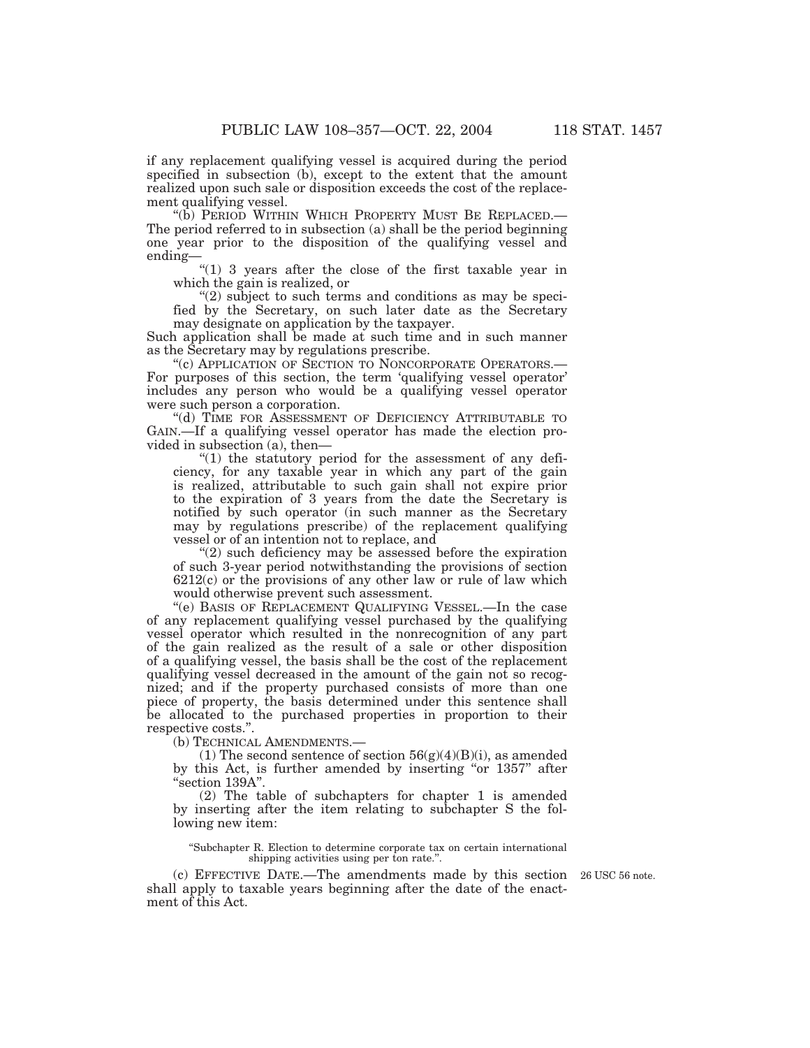if any replacement qualifying vessel is acquired during the period specified in subsection (b), except to the extent that the amount realized upon such sale or disposition exceeds the cost of the replacement qualifying vessel.

"(b) PERIOD WITHIN WHICH PROPERTY MUST BE REPLACED.—The period referred to in subsection (a) shall be the period beginning one year prior to the disposition of the qualifying vessel and ending—

"(1) 3 years after the close of the first taxable year in which the gain is realized, or

"(2) subject to such terms and conditions as may be specified by the Secretary, on such later date as the Secretary may designate on application by the taxpayer.

Such application shall be made at such time and in such manner as the Secretary may by regulations prescribe.

"(c) APPLICATION OF SECTION TO NONCORPORATE OPERATORS.—For purposes of this section, the term 'qualifying vessel operator' includes any person who would be a qualifying vessel operator were such person a corporation.

"(d) TIME FOR ASSESSMENT OF DEFICIENCY ATTRIBUTABLE TO GAIN.—If a qualifying vessel operator has made the election provided in subsection (a), then—

"(1) the statutory period for the assessment of any deficiency, for any taxable year in which any part of the gain is realized, attributable to such gain shall not expire prior to the expiration of 3 years from the date the Secretary is notified by such operator (in such manner as the Secretary may by regulations prescribe) of the replacement qualifying vessel or of an intention not to replace, and

"(2) such deficiency may be assessed before the expiration of such 3-year period notwithstanding the provisions of section 6212(c) or the provisions of any other law or rule of law which would otherwise prevent such assessment.

"(e) BASIS OF REPLACEMENT QUALIFYING VESSEL.—In the case of any replacement qualifying vessel purchased by the qualifying vessel operator which resulted in the nonrecognition of any part of the gain realized as the result of a sale or other disposition of a qualifying vessel, the basis shall be the cost of the replacement qualifying vessel decreased in the amount of the gain not so recognized; and if the property purchased consists of more than one piece of property, the basis determined under this sentence shall be allocated to the purchased properties in proportion to their respective costs.".

(b) TECHNICAL AMENDMENTS.—

(1) The second sentence of section 56(g)(4)(B)(i), as amended by this Act, is further amended by inserting "or 1357" after "section 139A".

(2) The table of subchapters for chapter 1 is amended by inserting after the item relating to subchapter S the following new item:

"Subchapter R. Election to determine corporate tax on certain international shipping activities using per ton rate.".

(c) EFFECTIVE DATE.—The amendments made by this section shall apply to taxable years beginning after the date of the enactment of this Act.

26 USC 56 note.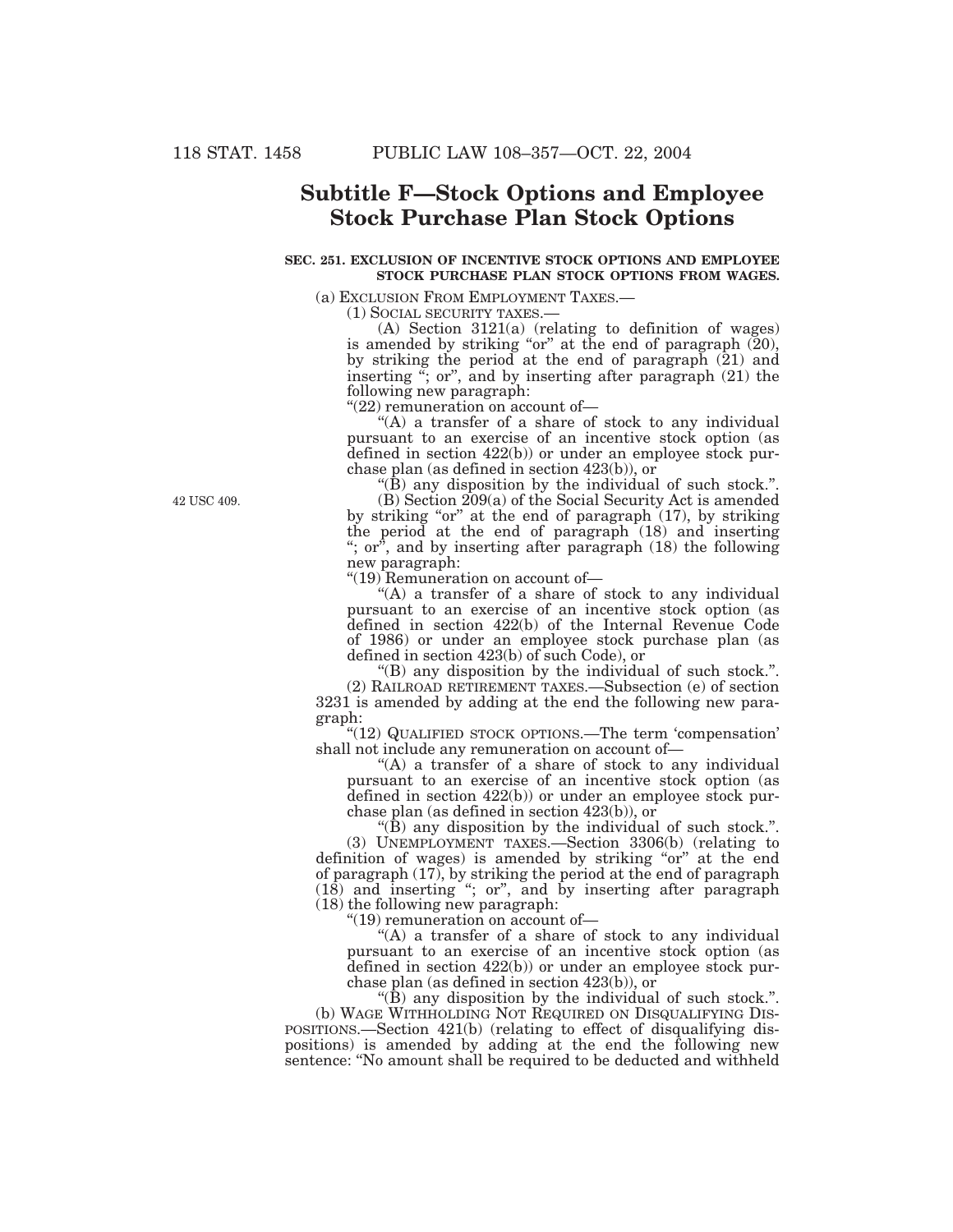## Subtitle F—Stock Options and Employee Stock Purchase Plan Stock Options

### SEC. 251. EXCLUSION OF INCENTIVE STOCK OPTIONS AND EMPLOYEE STOCK PURCHASE PLAN STOCK OPTIONS FROM WAGES.

(a) EXCLUSION FROM EMPLOYMENT TAXES.—

(1) SOCIAL SECURITY TAXES.—

(A) Section 3121(a) (relating to definition of wages) is amended by striking "or" at the end of paragraph (20), by striking the period at the end of paragraph (21) and inserting "; or", and by inserting after paragraph (21) the following new paragraph:

"(22) remuneration on account of—

"(A) a transfer of a share of stock to any individual pursuant to an exercise of an incentive stock option (as defined in section 422(b)) or under an employee stock purchase plan (as defined in section 423(b)), or

"(B) any disposition by the individual of such stock.".

42 USC 409.

(B) Section 209(a) of the Social Security Act is amended by striking "or" at the end of paragraph (17), by striking the period at the end of paragraph (18) and inserting "; or", and by inserting after paragraph (18) the following new paragraph:

"(19) Remuneration on account of—

"(A) a transfer of a share of stock to any individual pursuant to an exercise of an incentive stock option (as defined in section 422(b) of the Internal Revenue Code of 1986) or under an employee stock purchase plan (as defined in section 423(b) of such Code), or

"(B) any disposition by the individual of such stock.".

(2) RAILROAD RETIREMENT TAXES.—Subsection (e) of section 3231 is amended by adding at the end the following new paragraph:

"(12) QUALIFIED STOCK OPTIONS.—The term 'compensation' shall not include any remuneration on account of—

"(A) a transfer of a share of stock to any individual pursuant to an exercise of an incentive stock option (as defined in section 422(b)) or under an employee stock purchase plan (as defined in section 423(b)), or

"(B) any disposition by the individual of such stock.".

(3) UNEMPLOYMENT TAXES.—Section 3306(b) (relating to definition of wages) is amended by striking "or" at the end of paragraph (17), by striking the period at the end of paragraph (18) and inserting "; or", and by inserting after paragraph (18) the following new paragraph:

"(19) remuneration on account of—

"(A) a transfer of a share of stock to any individual pursuant to an exercise of an incentive stock option (as defined in section 422(b)) or under an employee stock purchase plan (as defined in section 423(b)), or

"(B) any disposition by the individual of such stock.".

(b) WAGE WITHHOLDING NOT REQUIRED ON DISQUALIFYING DISPOSITIONS.—Section 421(b) (relating to effect of disqualifying dispositions) is amended by adding at the end the following new sentence: "No amount shall be required to be deducted and withheld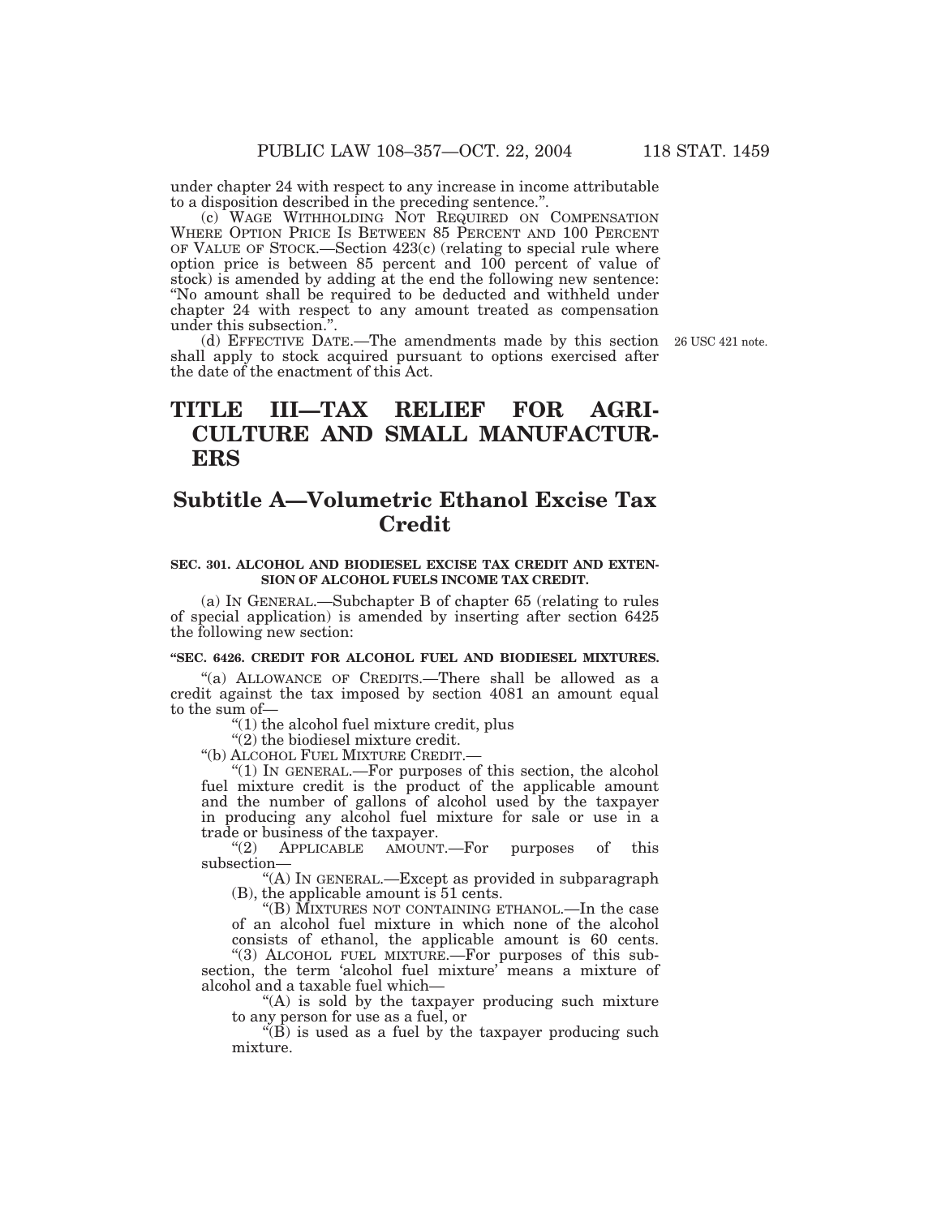under chapter 24 with respect to any increase in income attributable to a disposition described in the preceding sentence.".

(c) WAGE WITHHOLDING NOT REQUIRED ON COMPENSATION WHERE OPTION PRICE IS BETWEEN 85 PERCENT AND 100 PERCENT OF VALUE OF STOCK.—Section 423(c) (relating to special rule where option price is between 85 percent and 100 percent of value of stock) is amended by adding at the end the following new sentence: "No amount shall be required to be deducted and withheld under chapter 24 with respect to any amount treated as compensation under this subsection.".

(d) EFFECTIVE DATE.—The amendments made by this section shall apply to stock acquired pursuant to options exercised after the date of the enactment of this Act.

26 USC 421 note.

# TITLE III—TAX RELIEF FOR AGRICULTURE AND SMALL MANUFACTURERS

## Subtitle A—Volumetric Ethanol Excise Tax Credit

### SEC. 301. ALCOHOL AND BIODIESEL EXCISE TAX CREDIT AND EXTENSION OF ALCOHOL FUELS INCOME TAX CREDIT.

(a) IN GENERAL.—Subchapter B of chapter 65 (relating to rules of special application) is amended by inserting after section 6425 the following new section:

### "SEC. 6426. CREDIT FOR ALCOHOL FUEL AND BIODIESEL MIXTURES.

"(a) ALLOWANCE OF CREDITS.—There shall be allowed as a credit against the tax imposed by section 4081 an amount equal to the sum of—

"(1) the alcohol fuel mixture credit, plus

"(2) the biodiesel mixture credit.

"(b) ALCOHOL FUEL MIXTURE CREDIT.—

"(1) IN GENERAL.—For purposes of this section, the alcohol fuel mixture credit is the product of the applicable amount and the number of gallons of alcohol used by the taxpayer in producing any alcohol fuel mixture for sale or use in a trade or business of the taxpayer.

"(2) APPLICABLE AMOUNT.—For purposes of this subsection—

"(A) IN GENERAL.—Except as provided in subparagraph (B), the applicable amount is 51 cents.

"(B) MIXTURES NOT CONTAINING ETHANOL.—In the case of an alcohol fuel mixture in which none of the alcohol consists of ethanol, the applicable amount is 60 cents.

"(3) ALCOHOL FUEL MIXTURE.—For purposes of this subsection, the term 'alcohol fuel mixture' means a mixture of alcohol and a taxable fuel which—

"(A) is sold by the taxpayer producing such mixture to any person for use as a fuel, or

"(B) is used as a fuel by the taxpayer producing such mixture.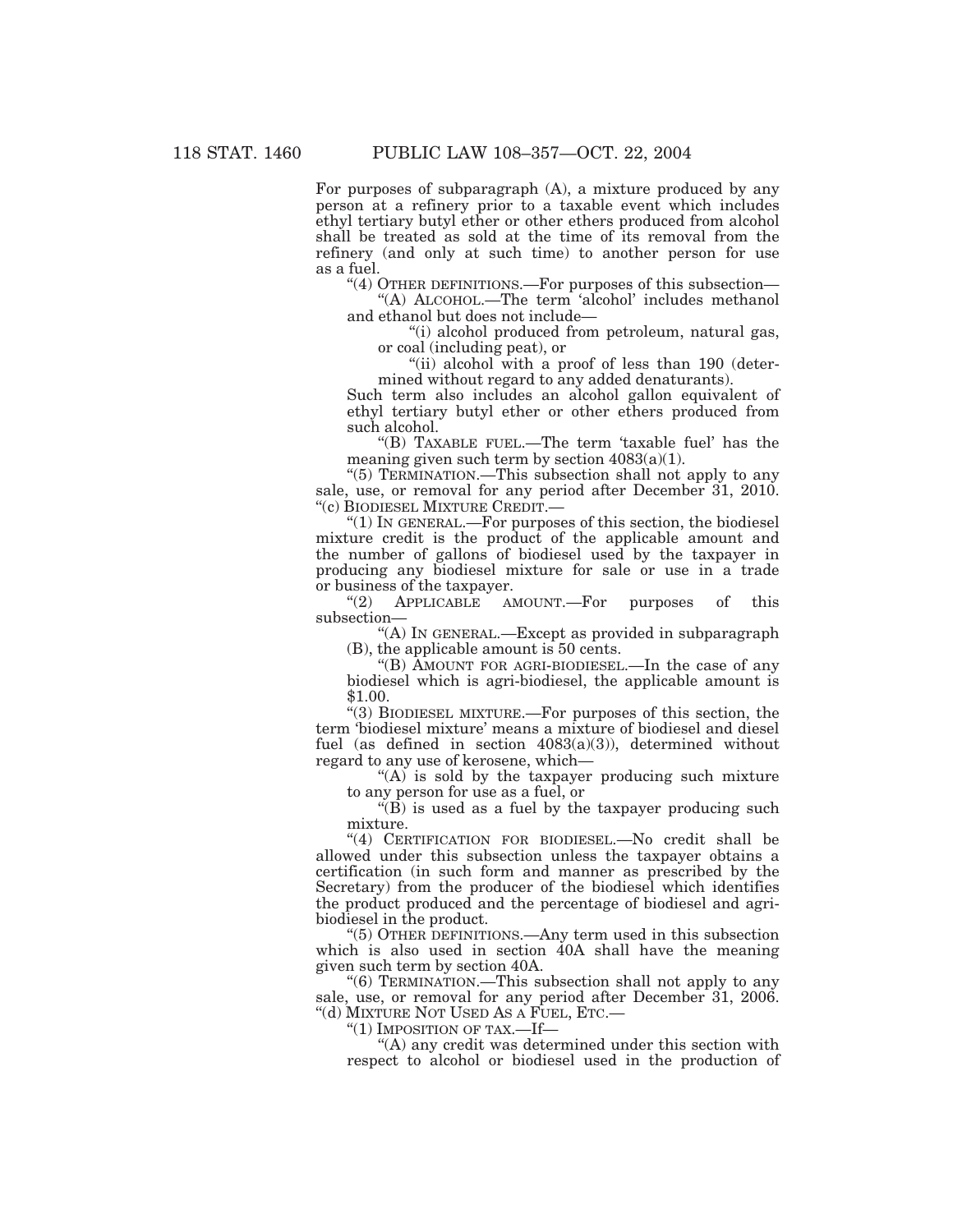For purposes of subparagraph (A), a mixture produced by any person at a refinery prior to a taxable event which includes ethyl tertiary butyl ether or other ethers produced from alcohol shall be treated as sold at the time of its removal from the refinery (and only at such time) to another person for use as a fuel.

"(4) OTHER DEFINITIONS.—For purposes of this subsection—

"(A) ALCOHOL.—The term 'alcohol' includes methanol and ethanol but does not include—

"(i) alcohol produced from petroleum, natural gas, or coal (including peat), or

"(ii) alcohol with a proof of less than 190 (determined without regard to any added denaturants).

Such term also includes an alcohol gallon equivalent of ethyl tertiary butyl ether or other ethers produced from such alcohol.

"(B) TAXABLE FUEL.—The term 'taxable fuel' has the meaning given such term by section 4083(a)(1).

"(5) TERMINATION.—This subsection shall not apply to any sale, use, or removal for any period after December 31, 2010.

"(c) BIODIESEL MIXTURE CREDIT.—

"(1) IN GENERAL.—For purposes of this section, the biodiesel mixture credit is the product of the applicable amount and the number of gallons of biodiesel used by the taxpayer in producing any biodiesel mixture for sale or use in a trade or business of the taxpayer.

"(2) APPLICABLE AMOUNT.—For purposes of this subsection—

"(A) IN GENERAL.—Except as provided in subparagraph (B), the applicable amount is 50 cents.

"(B) AMOUNT FOR AGRI-BIODIESEL.—In the case of any biodiesel which is agri-biodiesel, the applicable amount is $1.00.

"(3) BIODIESEL MIXTURE.—For purposes of this section, the term 'biodiesel mixture' means a mixture of biodiesel and diesel fuel (as defined in section 4083(a)(3)), determined without regard to any use of kerosene, which—

"(A) is sold by the taxpayer producing such mixture to any person for use as a fuel, or

"(B) is used as a fuel by the taxpayer producing such mixture.

"(4) CERTIFICATION FOR BIODIESEL.—No credit shall be allowed under this subsection unless the taxpayer obtains a certification (in such form and manner as prescribed by the Secretary) from the producer of the biodiesel which identifies the product produced and the percentage of biodiesel and agri-biodiesel in the product.

"(5) OTHER DEFINITIONS.—Any term used in this subsection which is also used in section 40A shall have the meaning given such term by section 40A.

"(6) TERMINATION.—This subsection shall not apply to any sale, use, or removal for any period after December 31, 2006.

"(d) MIXTURE NOT USED AS A FUEL, ETC.—

"(1) IMPOSITION OF TAX.—If—

"(A) any credit was determined under this section with respect to alcohol or biodiesel used in the production of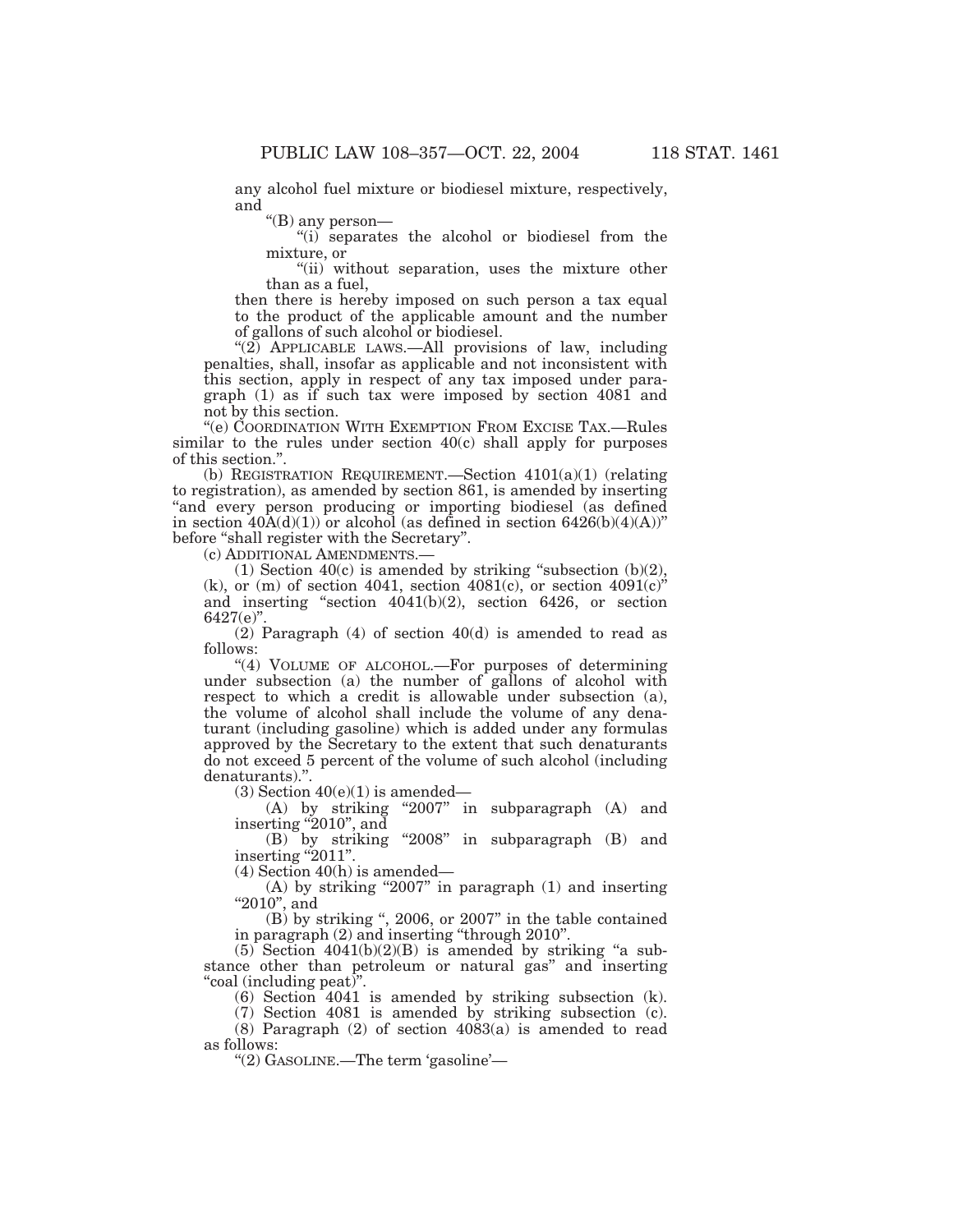any alcohol fuel mixture or biodiesel mixture, respectively, and

"(B) any person—

"(i) separates the alcohol or biodiesel from the mixture, or

"(ii) without separation, uses the mixture other than as a fuel,

then there is hereby imposed on such person a tax equal to the product of the applicable amount and the number of gallons of such alcohol or biodiesel.

"(2) APPLICABLE LAWS.—All provisions of law, including penalties, shall, insofar as applicable and not inconsistent with this section, apply in respect of any tax imposed under paragraph (1) as if such tax were imposed by section 4081 and not by this section.

"(e) COORDINATION WITH EXEMPTION FROM EXCISE TAX.—Rules similar to the rules under section 40(c) shall apply for purposes of this section.".

(b) REGISTRATION REQUIREMENT.—Section 4101(a)(1) (relating to registration), as amended by section 861, is amended by inserting "and every person producing or importing biodiesel (as defined in section 40A(d)(1)) or alcohol (as defined in section 6426(b)(4)(A))" before "shall register with the Secretary".

(c) ADDITIONAL AMENDMENTS.—

(1) Section 40(c) is amended by striking "subsection (b)(2), (k), or (m) of section 4041, section 4081(c), or section 4091(c)" and inserting "section 4041(b)(2), section 6426, or section 6427(e)".

(2) Paragraph (4) of section 40(d) is amended to read as follows:

"(4) VOLUME OF ALCOHOL.—For purposes of determining under subsection (a) the number of gallons of alcohol with respect to which a credit is allowable under subsection (a), the volume of alcohol shall include the volume of any denaturant (including gasoline) which is added under any formulas approved by the Secretary to the extent that such denaturants do not exceed 5 percent of the volume of such alcohol (including denaturants).".

(3) Section 40(e)(1) is amended—

(A) by striking "2007" in subparagraph (A) and inserting "2010", and

(B) by striking "2008" in subparagraph (B) and inserting "2011".

(4) Section 40(h) is amended—

(A) by striking "2007" in paragraph (1) and inserting "2010", and

(B) by striking ", 2006, or 2007" in the table contained in paragraph (2) and inserting "through 2010".

(5) Section 4041(b)(2)(B) is amended by striking "a substance other than petroleum or natural gas" and inserting "coal (including peat)".

(6) Section 4041 is amended by striking subsection (k).

(7) Section 4081 is amended by striking subsection (c).

(8) Paragraph (2) of section 4083(a) is amended to read as follows:

"(2) GASOLINE.—The term 'gasoline'—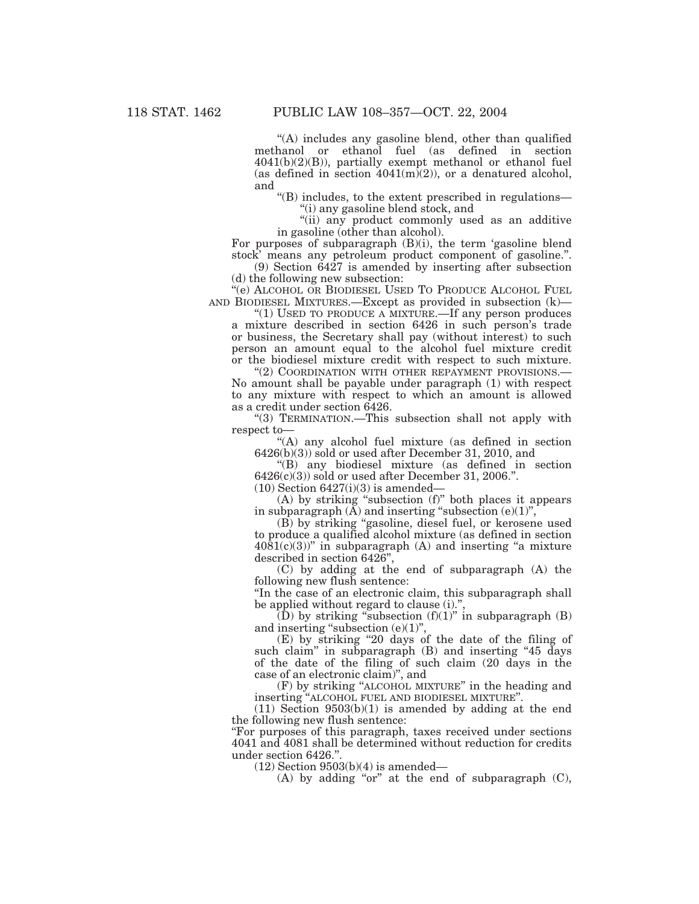"(A) includes any gasoline blend, other than qualified methanol or ethanol fuel (as defined in section 4041(b)(2)(B)), partially exempt methanol or ethanol fuel (as defined in section 4041(m)(2)), or a denatured alcohol, and

"(B) includes, to the extent prescribed in regulations—

"(i) any gasoline blend stock, and

"(ii) any product commonly used as an additive in gasoline (other than alcohol).

For purposes of subparagraph (B)(i), the term 'gasoline blend stock' means any petroleum product component of gasoline.".

(9) Section 6427 is amended by inserting after subsection (d) the following new subsection:

"(e) ALCOHOL OR BIODIESEL USED TO PRODUCE ALCOHOL FUEL AND BIODIESEL MIXTURES.—Except as provided in subsection (k)—

"(1) USED TO PRODUCE A MIXTURE.—If any person produces a mixture described in section 6426 in such person's trade or business, the Secretary shall pay (without interest) to such person an amount equal to the alcohol fuel mixture credit or the biodiesel mixture credit with respect to such mixture.

"(2) COORDINATION WITH OTHER REPAYMENT PROVISIONS.—No amount shall be payable under paragraph (1) with respect to any mixture with respect to which an amount is allowed as a credit under section 6426.

"(3) TERMINATION.—This subsection shall not apply with respect to—

"(A) any alcohol fuel mixture (as defined in section 6426(b)(3)) sold or used after December 31, 2010, and

"(B) any biodiesel mixture (as defined in section 6426(c)(3)) sold or used after December 31, 2006.".

(10) Section 6427(i)(3) is amended—

(A) by striking "subsection (f)" both places it appears in subparagraph (A) and inserting "subsection (e)(1)",

(B) by striking "gasoline, diesel fuel, or kerosene used to produce a qualified alcohol mixture (as defined in section 4081(c)(3))" in subparagraph (A) and inserting "a mixture described in section 6426",

(C) by adding at the end of subparagraph (A) the following new flush sentence:

"In the case of an electronic claim, this subparagraph shall be applied without regard to clause (i).",

(D) by striking "subsection (f)(1)" in subparagraph (B) and inserting "subsection (e)(1)",

(E) by striking "20 days of the date of the filing of such claim" in subparagraph (B) and inserting "45 days of the date of the filing of such claim (20 days in the case of an electronic claim)", and

(F) by striking "ALCOHOL MIXTURE" in the heading and inserting "ALCOHOL FUEL AND BIODIESEL MIXTURE".

(11) Section 9503(b)(1) is amended by adding at the end the following new flush sentence:

"For purposes of this paragraph, taxes received under sections 4041 and 4081 shall be determined without reduction for credits under section 6426.".

(12) Section 9503(b)(4) is amended—

(A) by adding "or" at the end of subparagraph (C),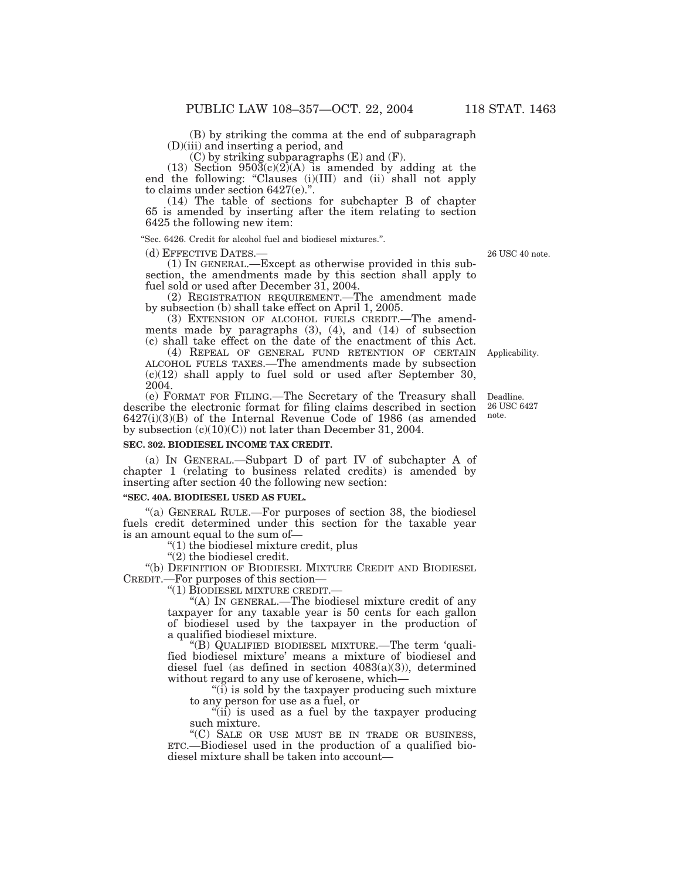(B) by striking the comma at the end of subparagraph (D)(iii) and inserting a period, and

(C) by striking subparagraphs (E) and (F).

(13) Section 9503(c)(2)(A) is amended by adding at the end the following: "Clauses (i)(III) and (ii) shall not apply to claims under section 6427(e).".

(14) The table of sections for subchapter B of chapter 65 is amended by inserting after the item relating to section 6425 the following new item:

"Sec. 6426. Credit for alcohol fuel and biodiesel mixtures.".

26 USC 40 note.

(d) EFFECTIVE DATES.—

(1) IN GENERAL.—Except as otherwise provided in this subsection, the amendments made by this section shall apply to fuel sold or used after December 31, 2004.

(2) REGISTRATION REQUIREMENT.—The amendment made by subsection (b) shall take effect on April 1, 2005.

(3) EXTENSION OF ALCOHOL FUELS CREDIT.—The amendments made by paragraphs (3), (4), and (14) of subsection (c) shall take effect on the date of the enactment of this Act.

Applicability.

(4) REPEAL OF GENERAL FUND RETENTION OF CERTAIN ALCOHOL FUELS TAXES.—The amendments made by subsection (c)(12) shall apply to fuel sold or used after September 30, 2004.

Deadline. 26 USC 6427 note.

(e) FORMAT FOR FILING.—The Secretary of the Treasury shall describe the electronic format for filing claims described in section 6427(i)(3)(B) of the Internal Revenue Code of 1986 (as amended by subsection (c)(10)(C)) not later than December 31, 2004.

**SEC. 302. BIODIESEL INCOME TAX CREDIT.**

(a) IN GENERAL.—Subpart D of part IV of subchapter A of chapter 1 (relating to business related credits) is amended by inserting after section 40 the following new section:

**"SEC. 40A. BIODIESEL USED AS FUEL.**

"(a) GENERAL RULE.—For purposes of section 38, the biodiesel fuels credit determined under this section for the taxable year is an amount equal to the sum of—

"(1) the biodiesel mixture credit, plus

"(2) the biodiesel credit.

"(b) DEFINITION OF BIODIESEL MIXTURE CREDIT AND BIODIESEL CREDIT.—For purposes of this section—

"(1) BIODIESEL MIXTURE CREDIT.—

"(A) IN GENERAL.—The biodiesel mixture credit of any taxpayer for any taxable year is 50 cents for each gallon of biodiesel used by the taxpayer in the production of a qualified biodiesel mixture.

"(B) QUALIFIED BIODIESEL MIXTURE.—The term 'qualified biodiesel mixture' means a mixture of biodiesel and diesel fuel (as defined in section 4083(a)(3)), determined without regard to any use of kerosene, which—

"(i) is sold by the taxpayer producing such mixture to any person for use as a fuel, or

"(ii) is used as a fuel by the taxpayer producing such mixture.

"(C) SALE OR USE MUST BE IN TRADE OR BUSINESS, ETC.—Biodiesel used in the production of a qualified biodiesel mixture shall be taken into account—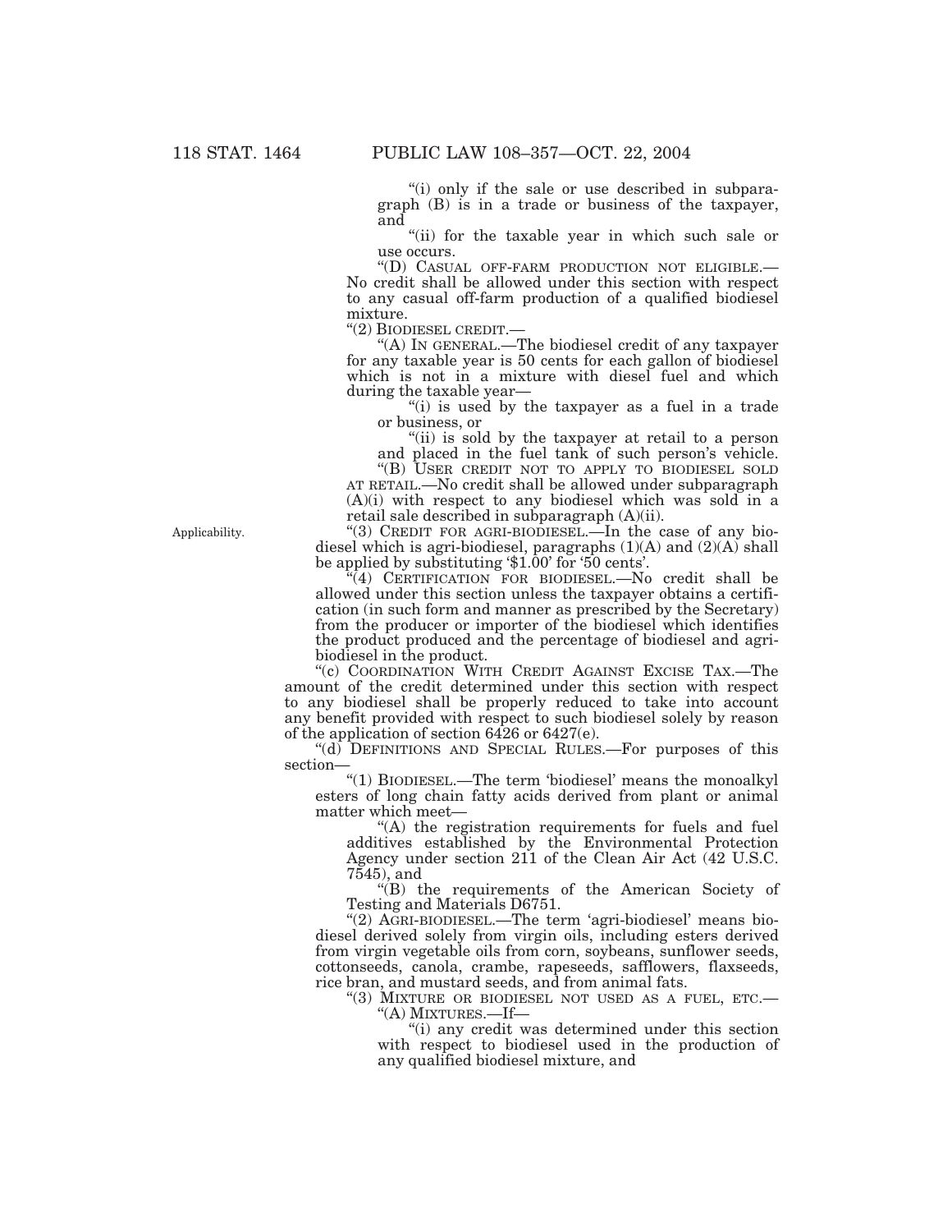"(i) only if the sale or use described in subparagraph (B) is in a trade or business of the taxpayer, and

"(ii) for the taxable year in which such sale or use occurs.

"(D) CASUAL OFF-FARM PRODUCTION NOT ELIGIBLE.—No credit shall be allowed under this section with respect to any casual off-farm production of a qualified biodiesel mixture.

"(2) BIODIESEL CREDIT.—

"(A) IN GENERAL.—The biodiesel credit of any taxpayer for any taxable year is 50 cents for each gallon of biodiesel which is not in a mixture with diesel fuel and which during the taxable year—

"(i) is used by the taxpayer as a fuel in a trade or business, or

"(ii) is sold by the taxpayer at retail to a person and placed in the fuel tank of such person's vehicle.

"(B) USER CREDIT NOT TO APPLY TO BIODIESEL SOLD AT RETAIL.—No credit shall be allowed under subparagraph (A)(i) with respect to any biodiesel which was sold in a retail sale described in subparagraph (A)(ii).

Applicability.

"(3) CREDIT FOR AGRI-BIODIESEL.—In the case of any biodiesel which is agri-biodiesel, paragraphs (1)(A) and (2)(A) shall be applied by substituting '$1.00' for '50 cents'.

"(4) CERTIFICATION FOR BIODIESEL.—No credit shall be allowed under this section unless the taxpayer obtains a certification (in such form and manner as prescribed by the Secretary) from the producer or importer of the biodiesel which identifies the product produced and the percentage of biodiesel and agri-biodiesel in the product.

"(c) COORDINATION WITH CREDIT AGAINST EXCISE TAX.—The amount of the credit determined under this section with respect to any biodiesel shall be properly reduced to take into account any benefit provided with respect to such biodiesel solely by reason of the application of section 6426 or 6427(e).

"(d) DEFINITIONS AND SPECIAL RULES.—For purposes of this section—

"(1) BIODIESEL.—The term 'biodiesel' means the monoalkyl esters of long chain fatty acids derived from plant or animal matter which meet—

"(A) the registration requirements for fuels and fuel additives established by the Environmental Protection Agency under section 211 of the Clean Air Act (42 U.S.C. 7545), and

"(B) the requirements of the American Society of Testing and Materials D6751.

"(2) AGRI-BIODIESEL.—The term 'agri-biodiesel' means biodiesel derived solely from virgin oils, including esters derived from virgin vegetable oils from corn, soybeans, sunflower seeds, cottonseeds, canola, crambe, rapeseeds, safflowers, flaxseeds, rice bran, and mustard seeds, and from animal fats.

"(3) MIXTURE OR BIODIESEL NOT USED AS A FUEL, ETC.—

"(A) MIXTURES.—If—

"(i) any credit was determined under this section with respect to biodiesel used in the production of any qualified biodiesel mixture, and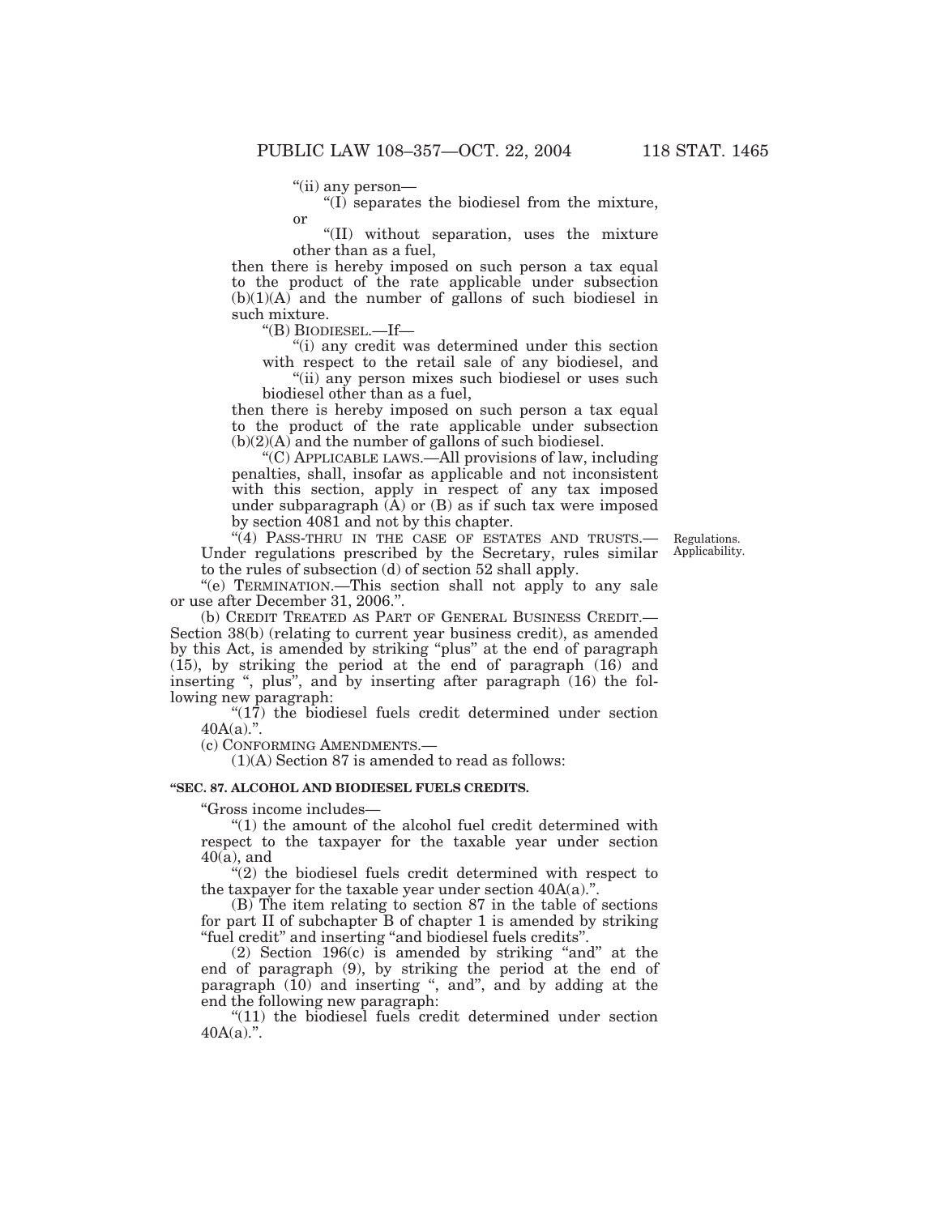"(ii) any person—

"(I) separates the biodiesel from the mixture, or

"(II) without separation, uses the mixture other than as a fuel,

then there is hereby imposed on such person a tax equal to the product of the rate applicable under subsection (b)(1)(A) and the number of gallons of such biodiesel in such mixture.

"(B) BIODIESEL.—If—

"(i) any credit was determined under this section with respect to the retail sale of any biodiesel, and

"(ii) any person mixes such biodiesel or uses such biodiesel other than as a fuel,

then there is hereby imposed on such person a tax equal to the product of the rate applicable under subsection (b)(2)(A) and the number of gallons of such biodiesel.

"(C) APPLICABLE LAWS.—All provisions of law, including penalties, shall, insofar as applicable and not inconsistent with this section, apply in respect of any tax imposed under subparagraph (A) or (B) as if such tax were imposed by section 4081 and not by this chapter.

"(4) PASS-THRU IN THE CASE OF ESTATES AND TRUSTS.—Under regulations prescribed by the Secretary, rules similar to the rules of subsection (d) of section 52 shall apply.

Regulations. Applicability.

"(e) TERMINATION.—This section shall not apply to any sale or use after December 31, 2006.".

(b) CREDIT TREATED AS PART OF GENERAL BUSINESS CREDIT.—Section 38(b) (relating to current year business credit), as amended by this Act, is amended by striking "plus" at the end of paragraph (15), by striking the period at the end of paragraph (16) and inserting ", plus", and by inserting after paragraph (16) the following new paragraph:

"(17) the biodiesel fuels credit determined under section 40A(a).".

(c) CONFORMING AMENDMENTS.—

(1)(A) Section 87 is amended to read as follows:

**"SEC. 87. ALCOHOL AND BIODIESEL FUELS CREDITS.**

"Gross income includes—

"(1) the amount of the alcohol fuel credit determined with respect to the taxpayer for the taxable year under section 40(a), and

"(2) the biodiesel fuels credit determined with respect to the taxpayer for the taxable year under section 40A(a).".

(B) The item relating to section 87 in the table of sections for part II of subchapter B of chapter 1 is amended by striking "fuel credit" and inserting "and biodiesel fuels credits".

(2) Section 196(c) is amended by striking "and" at the end of paragraph (9), by striking the period at the end of paragraph (10) and inserting ", and", and by adding at the end the following new paragraph:

"(11) the biodiesel fuels credit determined under section 40A(a).".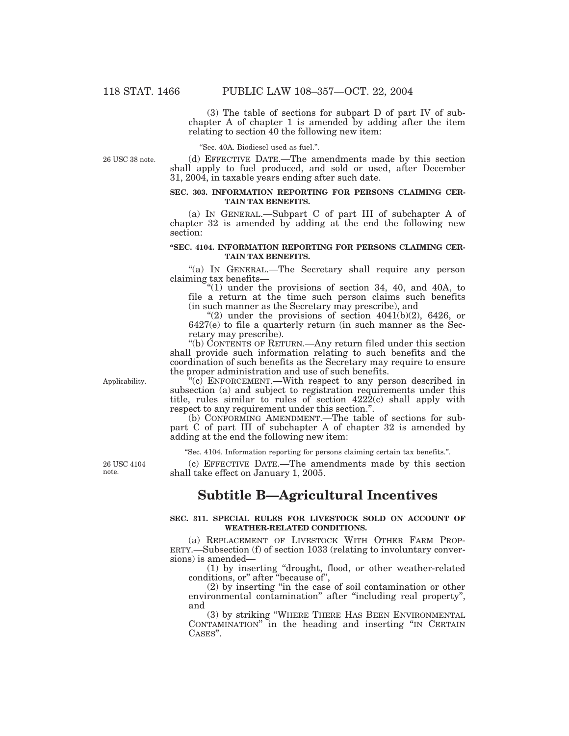(3) The table of sections for subpart D of part IV of subchapter A of chapter 1 is amended by adding after the item relating to section 40 the following new item:

"Sec. 40A. Biodiesel used as fuel.".

26 USC 38 note.

(d) EFFECTIVE DATE.—The amendments made by this section shall apply to fuel produced, and sold or used, after December 31, 2004, in taxable years ending after such date.

**SEC. 303. INFORMATION REPORTING FOR PERSONS CLAIMING CERTAIN TAX BENEFITS.**

(a) IN GENERAL.—Subpart C of part III of subchapter A of chapter 32 is amended by adding at the end the following new section:

**"SEC. 4104. INFORMATION REPORTING FOR PERSONS CLAIMING CERTAIN TAX BENEFITS.**

"(a) IN GENERAL.—The Secretary shall require any person claiming tax benefits—

"(1) under the provisions of section 34, 40, and 40A, to file a return at the time such person claims such benefits (in such manner as the Secretary may prescribe), and

"(2) under the provisions of section 4041(b)(2), 6426, or 6427(e) to file a quarterly return (in such manner as the Secretary may prescribe).

"(b) CONTENTS OF RETURN.—Any return filed under this section shall provide such information relating to such benefits and the coordination of such benefits as the Secretary may require to ensure the proper administration and use of such benefits.

Applicability.

"(c) ENFORCEMENT.—With respect to any person described in subsection (a) and subject to registration requirements under this title, rules similar to rules of section 4222(c) shall apply with respect to any requirement under this section.".

(b) CONFORMING AMENDMENT.—The table of sections for subpart C of part III of subchapter A of chapter 32 is amended by adding at the end the following new item:

"Sec. 4104. Information reporting for persons claiming certain tax benefits.".

26 USC 4104 note.

(c) EFFECTIVE DATE.—The amendments made by this section shall take effect on January 1, 2005.

## Subtitle B—Agricultural Incentives

**SEC. 311. SPECIAL RULES FOR LIVESTOCK SOLD ON ACCOUNT OF WEATHER-RELATED CONDITIONS.**

(a) REPLACEMENT OF LIVESTOCK WITH OTHER FARM PROPERTY.—Subsection (f) of section 1033 (relating to involuntary conversions) is amended—

(1) by inserting "drought, flood, or other weather-related conditions, or" after "because of",

(2) by inserting "in the case of soil contamination or other environmental contamination" after "including real property", and

(3) by striking "WHERE THERE HAS BEEN ENVIRONMENTAL CONTAMINATION" in the heading and inserting "IN CERTAIN CASES".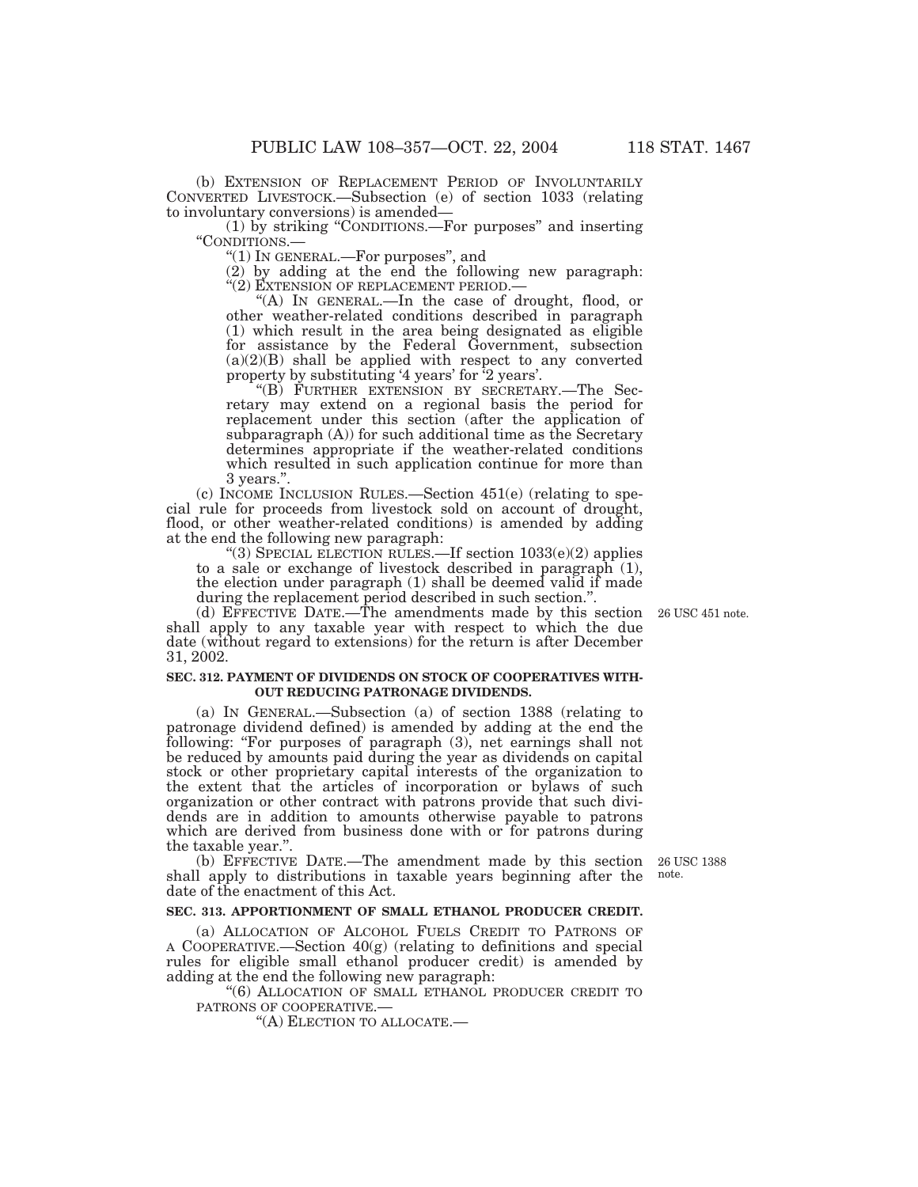(b) EXTENSION OF REPLACEMENT PERIOD OF INVOLUNTARILY CONVERTED LIVESTOCK.—Subsection (e) of section 1033 (relating to involuntary conversions) is amended—

(1) by striking "CONDITIONS.—For purposes" and inserting "CONDITIONS.—

"(1) IN GENERAL.—For purposes", and

(2) by adding at the end the following new paragraph:

"(2) EXTENSION OF REPLACEMENT PERIOD.—

"(A) IN GENERAL.—In the case of drought, flood, or other weather-related conditions described in paragraph (1) which result in the area being designated as eligible for assistance by the Federal Government, subsection (a)(2)(B) shall be applied with respect to any converted property by substituting '4 years' for '2 years'.

"(B) FURTHER EXTENSION BY SECRETARY.—The Secretary may extend on a regional basis the period for replacement under this section (after the application of subparagraph (A)) for such additional time as the Secretary determines appropriate if the weather-related conditions which resulted in such application continue for more than 3 years.".

(c) INCOME INCLUSION RULES.—Section 451(e) (relating to special rule for proceeds from livestock sold on account of drought, flood, or other weather-related conditions) is amended by adding at the end the following new paragraph:

"(3) SPECIAL ELECTION RULES.—If section 1033(e)(2) applies to a sale or exchange of livestock described in paragraph (1), the election under paragraph (1) shall be deemed valid if made during the replacement period described in such section.".

(d) EFFECTIVE DATE.—The amendments made by this section shall apply to any taxable year with respect to which the due date (without regard to extensions) for the return is after December 31, 2002.

26 USC 451 note.

**SEC. 312. PAYMENT OF DIVIDENDS ON STOCK OF COOPERATIVES WITHOUT REDUCING PATRONAGE DIVIDENDS.**

(a) IN GENERAL.—Subsection (a) of section 1388 (relating to patronage dividend defined) is amended by adding at the end the following: "For purposes of paragraph (3), net earnings shall not be reduced by amounts paid during the year as dividends on capital stock or other proprietary capital interests of the organization to the extent that the articles of incorporation or bylaws of such organization or other contract with patrons provide that such dividends are in addition to amounts otherwise payable to patrons which are derived from business done with or for patrons during the taxable year.".

(b) EFFECTIVE DATE.—The amendment made by this section shall apply to distributions in taxable years beginning after the date of the enactment of this Act.

26 USC 1388 note.

**SEC. 313. APPORTIONMENT OF SMALL ETHANOL PRODUCER CREDIT.**

(a) ALLOCATION OF ALCOHOL FUELS CREDIT TO PATRONS OF A COOPERATIVE.—Section 40(g) (relating to definitions and special rules for eligible small ethanol producer credit) is amended by adding at the end the following new paragraph:

"(6) ALLOCATION OF SMALL ETHANOL PRODUCER CREDIT TO PATRONS OF COOPERATIVE.—

"(A) ELECTION TO ALLOCATE.—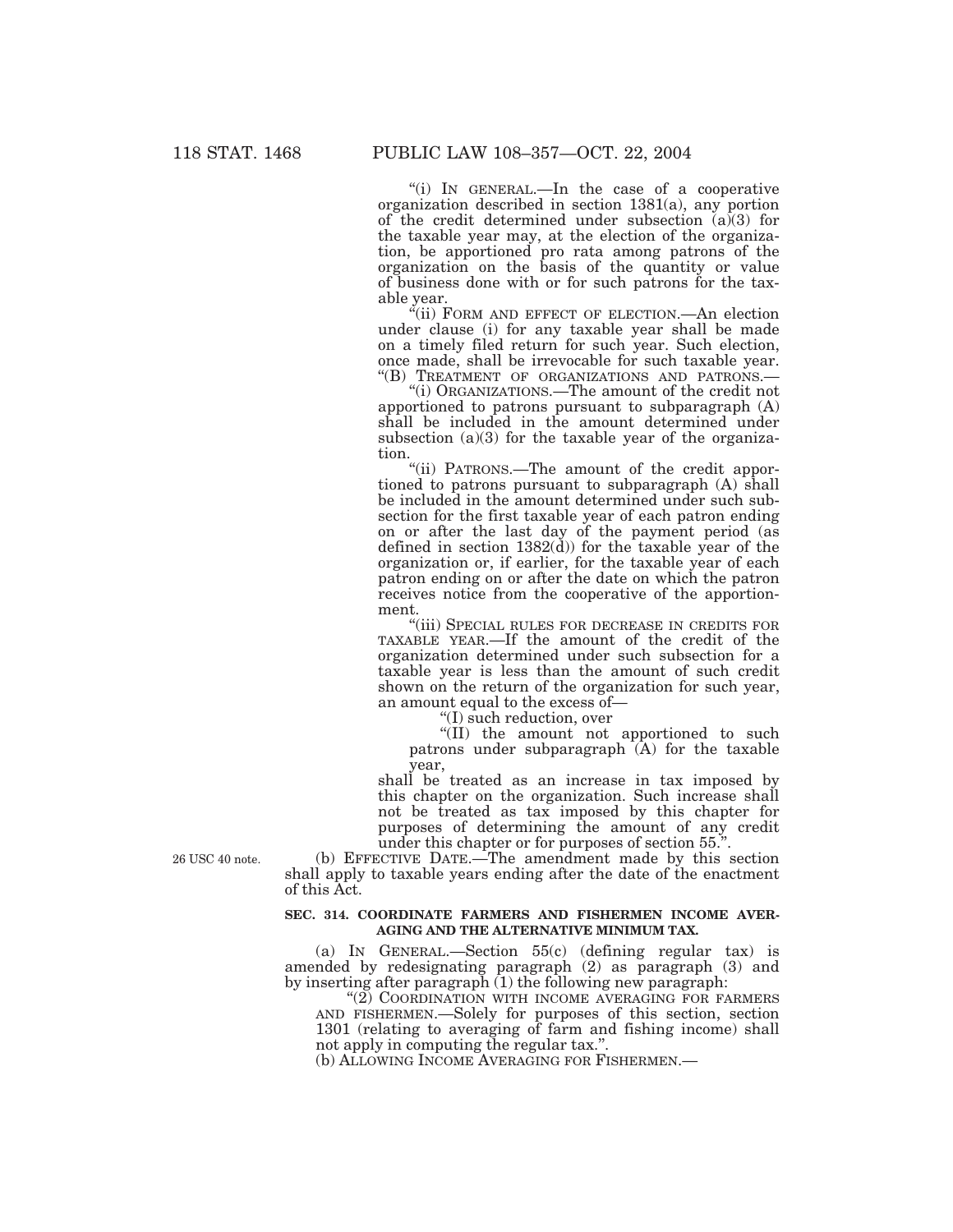"(i) IN GENERAL.—In the case of a cooperative organization described in section 1381(a), any portion of the credit determined under subsection (a)(3) for the taxable year may, at the election of the organization, be apportioned pro rata among patrons of the organization on the basis of the quantity or value of business done with or for such patrons for the taxable year.

"(ii) FORM AND EFFECT OF ELECTION.—An election under clause (i) for any taxable year shall be made on a timely filed return for such year. Such election, once made, shall be irrevocable for such taxable year.

"(B) TREATMENT OF ORGANIZATIONS AND PATRONS.—

"(i) ORGANIZATIONS.—The amount of the credit not apportioned to patrons pursuant to subparagraph (A) shall be included in the amount determined under subsection (a)(3) for the taxable year of the organization.

"(ii) PATRONS.—The amount of the credit apportioned to patrons pursuant to subparagraph (A) shall be included in the amount determined under such subsection for the first taxable year of each patron ending on or after the last day of the payment period (as defined in section 1382(d)) for the taxable year of the organization or, if earlier, for the taxable year of each patron ending on or after the date on which the patron receives notice from the cooperative of the apportionment.

"(iii) SPECIAL RULES FOR DECREASE IN CREDITS FOR TAXABLE YEAR.—If the amount of the credit of the organization determined under such subsection for a taxable year is less than the amount of such credit shown on the return of the organization for such year, an amount equal to the excess of—

"(I) such reduction, over

"(II) the amount not apportioned to such patrons under subparagraph (A) for the taxable year,

shall be treated as an increase in tax imposed by this chapter on the organization. Such increase shall not be treated as tax imposed by this chapter for purposes of determining the amount of any credit under this chapter or for purposes of section 55.".

26 USC 40 note.

(b) EFFECTIVE DATE.—The amendment made by this section shall apply to taxable years ending after the date of the enactment of this Act.

**SEC. 314. COORDINATE FARMERS AND FISHERMEN INCOME AVERAGING AND THE ALTERNATIVE MINIMUM TAX.**

(a) IN GENERAL.—Section 55(c) (defining regular tax) is amended by redesignating paragraph (2) as paragraph (3) and by inserting after paragraph (1) the following new paragraph:

"(2) COORDINATION WITH INCOME AVERAGING FOR FARMERS AND FISHERMEN.—Solely for purposes of this section, section 1301 (relating to averaging of farm and fishing income) shall not apply in computing the regular tax.".

(b) ALLOWING INCOME AVERAGING FOR FISHERMEN.—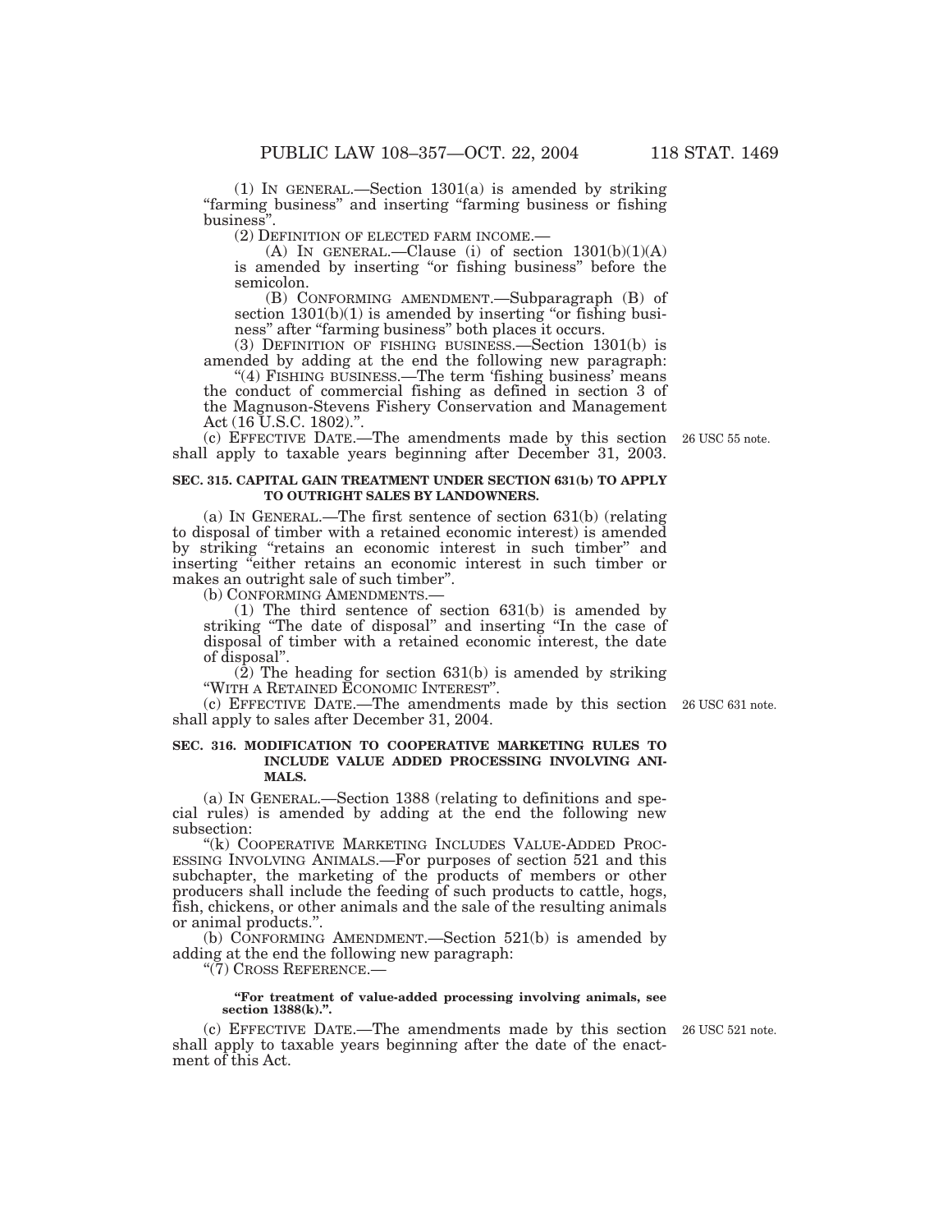(1) IN GENERAL.—Section 1301(a) is amended by striking "farming business" and inserting "farming business or fishing business".

(2) DEFINITION OF ELECTED FARM INCOME.—

(A) IN GENERAL.—Clause (i) of section 1301(b)(1)(A) is amended by inserting "or fishing business" before the semicolon.

(B) CONFORMING AMENDMENT.—Subparagraph (B) of section 1301(b)(1) is amended by inserting "or fishing business" after "farming business" both places it occurs.

(3) DEFINITION OF FISHING BUSINESS.—Section 1301(b) is amended by adding at the end the following new paragraph:

"(4) FISHING BUSINESS.—The term 'fishing business' means the conduct of commercial fishing as defined in section 3 of the Magnuson-Stevens Fishery Conservation and Management Act (16 U.S.C. 1802).".

(c) EFFECTIVE DATE.—The amendments made by this section shall apply to taxable years beginning after December 31, 2003.

26 USC 55 note.

**SEC. 315. CAPITAL GAIN TREATMENT UNDER SECTION 631(b) TO APPLY TO OUTRIGHT SALES BY LANDOWNERS.**

(a) IN GENERAL.—The first sentence of section 631(b) (relating to disposal of timber with a retained economic interest) is amended by striking "retains an economic interest in such timber" and inserting "either retains an economic interest in such timber or makes an outright sale of such timber".

(b) CONFORMING AMENDMENTS.—

(1) The third sentence of section 631(b) is amended by striking "The date of disposal" and inserting "In the case of disposal of timber with a retained economic interest, the date of disposal".

(2) The heading for section 631(b) is amended by striking "WITH A RETAINED ECONOMIC INTEREST".

(c) EFFECTIVE DATE.—The amendments made by this section shall apply to sales after December 31, 2004.

26 USC 631 note.

**SEC. 316. MODIFICATION TO COOPERATIVE MARKETING RULES TO INCLUDE VALUE ADDED PROCESSING INVOLVING ANIMALS.**

(a) IN GENERAL.—Section 1388 (relating to definitions and special rules) is amended by adding at the end the following new subsection:

"(k) COOPERATIVE MARKETING INCLUDES VALUE-ADDED PROCESSING INVOLVING ANIMALS.—For purposes of section 521 and this subchapter, the marketing of the products of members or other producers shall include the feeding of such products to cattle, hogs, fish, chickens, or other animals and the sale of the resulting animals or animal products.".

(b) CONFORMING AMENDMENT.—Section 521(b) is amended by adding at the end the following new paragraph:

"(7) CROSS REFERENCE.—

**"For treatment of value-added processing involving animals, see section 1388(k).".**

(c) EFFECTIVE DATE.—The amendments made by this section shall apply to taxable years beginning after the date of the enactment of this Act.

26 USC 521 note.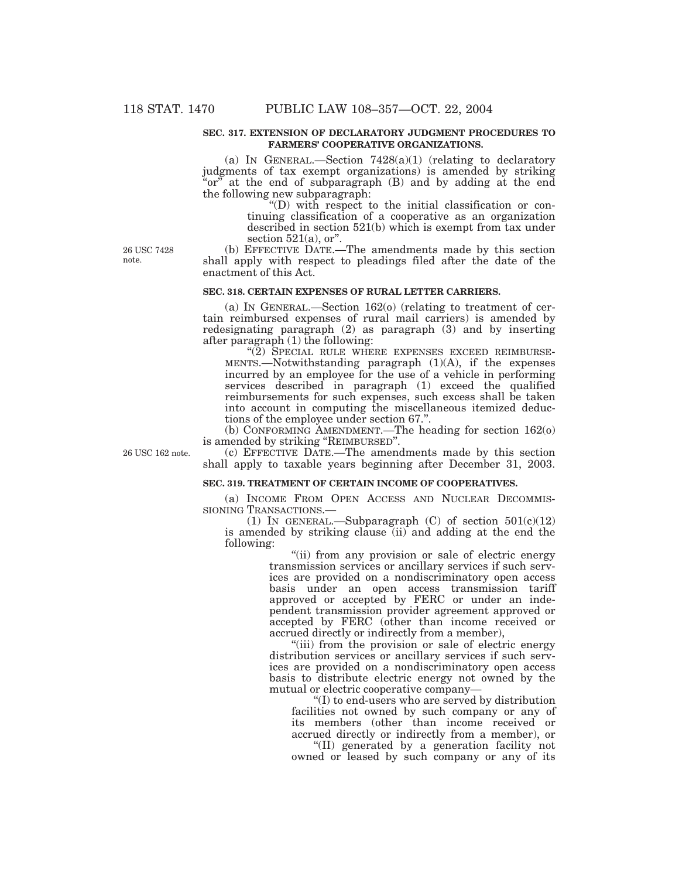**SEC. 317. EXTENSION OF DECLARATORY JUDGMENT PROCEDURES TO FARMERS' COOPERATIVE ORGANIZATIONS.**

(a) IN GENERAL.—Section 7428(a)(1) (relating to declaratory judgments of tax exempt organizations) is amended by striking "or" at the end of subparagraph (B) and by adding at the end the following new subparagraph:

"(D) with respect to the initial classification or continuing classification of a cooperative as an organization described in section 521(b) which is exempt from tax under section 521(a), or".

26 USC 7428 note.

(b) EFFECTIVE DATE.—The amendments made by this section shall apply with respect to pleadings filed after the date of the enactment of this Act.

**SEC. 318. CERTAIN EXPENSES OF RURAL LETTER CARRIERS.**

(a) IN GENERAL.—Section 162(o) (relating to treatment of certain reimbursed expenses of rural mail carriers) is amended by redesignating paragraph (2) as paragraph (3) and by inserting after paragraph (1) the following:

"(2) SPECIAL RULE WHERE EXPENSES EXCEED REIMBURSEMENTS.—Notwithstanding paragraph (1)(A), if the expenses incurred by an employee for the use of a vehicle in performing services described in paragraph (1) exceed the qualified reimbursements for such expenses, such excess shall be taken into account in computing the miscellaneous itemized deductions of the employee under section 67.".

(b) CONFORMING AMENDMENT.—The heading for section 162(o) is amended by striking "REIMBURSED".

26 USC 162 note.

(c) EFFECTIVE DATE.—The amendments made by this section shall apply to taxable years beginning after December 31, 2003.

**SEC. 319. TREATMENT OF CERTAIN INCOME OF COOPERATIVES.**

(a) INCOME FROM OPEN ACCESS AND NUCLEAR DECOMMISSIONING TRANSACTIONS.—

(1) IN GENERAL.—Subparagraph (C) of section 501(c)(12) is amended by striking clause (ii) and adding at the end the following:

"(ii) from any provision or sale of electric energy transmission services or ancillary services if such services are provided on a nondiscriminatory open access basis under an open access transmission tariff approved or accepted by FERC or under an independent transmission provider agreement approved or accepted by FERC (other than income received or accrued directly or indirectly from a member),

"(iii) from the provision or sale of electric energy distribution services or ancillary services if such services are provided on a nondiscriminatory open access basis to distribute electric energy not owned by the mutual or electric cooperative company—

"(I) to end-users who are served by distribution facilities not owned by such company or any of its members (other than income received or accrued directly or indirectly from a member), or

"(II) generated by a generation facility not owned or leased by such company or any of its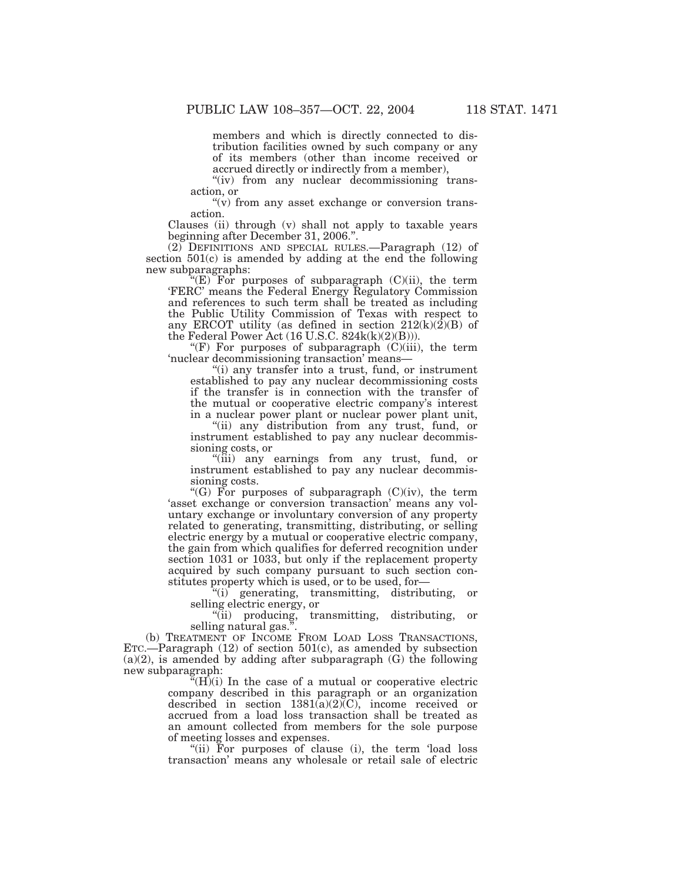members and which is directly connected to distribution facilities owned by such company or any of its members (other than income received or accrued directly or indirectly from a member),

"(iv) from any nuclear decommissioning transaction, or

"(v) from any asset exchange or conversion transaction.

Clauses (ii) through (v) shall not apply to taxable years beginning after December 31, 2006.".

(2) DEFINITIONS AND SPECIAL RULES.—Paragraph (12) of section 501(c) is amended by adding at the end the following new subparagraphs:

"(E) For purposes of subparagraph (C)(ii), the term 'FERC' means the Federal Energy Regulatory Commission and references to such term shall be treated as including the Public Utility Commission of Texas with respect to any ERCOT utility (as defined in section 212(k)(2)(B) of the Federal Power Act (16 U.S.C. 824k(k)(2)(B))).

"(F) For purposes of subparagraph (C)(iii), the term 'nuclear decommissioning transaction' means—

"(i) any transfer into a trust, fund, or instrument established to pay any nuclear decommissioning costs if the transfer is in connection with the transfer of the mutual or cooperative electric company's interest in a nuclear power plant or nuclear power plant unit,

"(ii) any distribution from any trust, fund, or instrument established to pay any nuclear decommissioning costs, or

"(iii) any earnings from any trust, fund, or instrument established to pay any nuclear decommissioning costs.

"(G) For purposes of subparagraph (C)(iv), the term 'asset exchange or conversion transaction' means any voluntary exchange or involuntary conversion of any property related to generating, transmitting, distributing, or selling electric energy by a mutual or cooperative electric company, the gain from which qualifies for deferred recognition under section 1031 or 1033, but only if the replacement property acquired by such company pursuant to such section constitutes property which is used, or to be used, for—

"(i) generating, transmitting, distributing, or selling electric energy, or

"(ii) producing, transmitting, distributing, or selling natural gas.".

(b) TREATMENT OF INCOME FROM LOAD LOSS TRANSACTIONS, ETC.—Paragraph (12) of section 501(c), as amended by subsection (a)(2), is amended by adding after subparagraph (G) the following new subparagraph:

"(H)(i) In the case of a mutual or cooperative electric company described in this paragraph or an organization described in section 1381(a)(2)(C), income received or accrued from a load loss transaction shall be treated as an amount collected from members for the sole purpose of meeting losses and expenses.

"(ii) For purposes of clause (i), the term 'load loss transaction' means any wholesale or retail sale of electric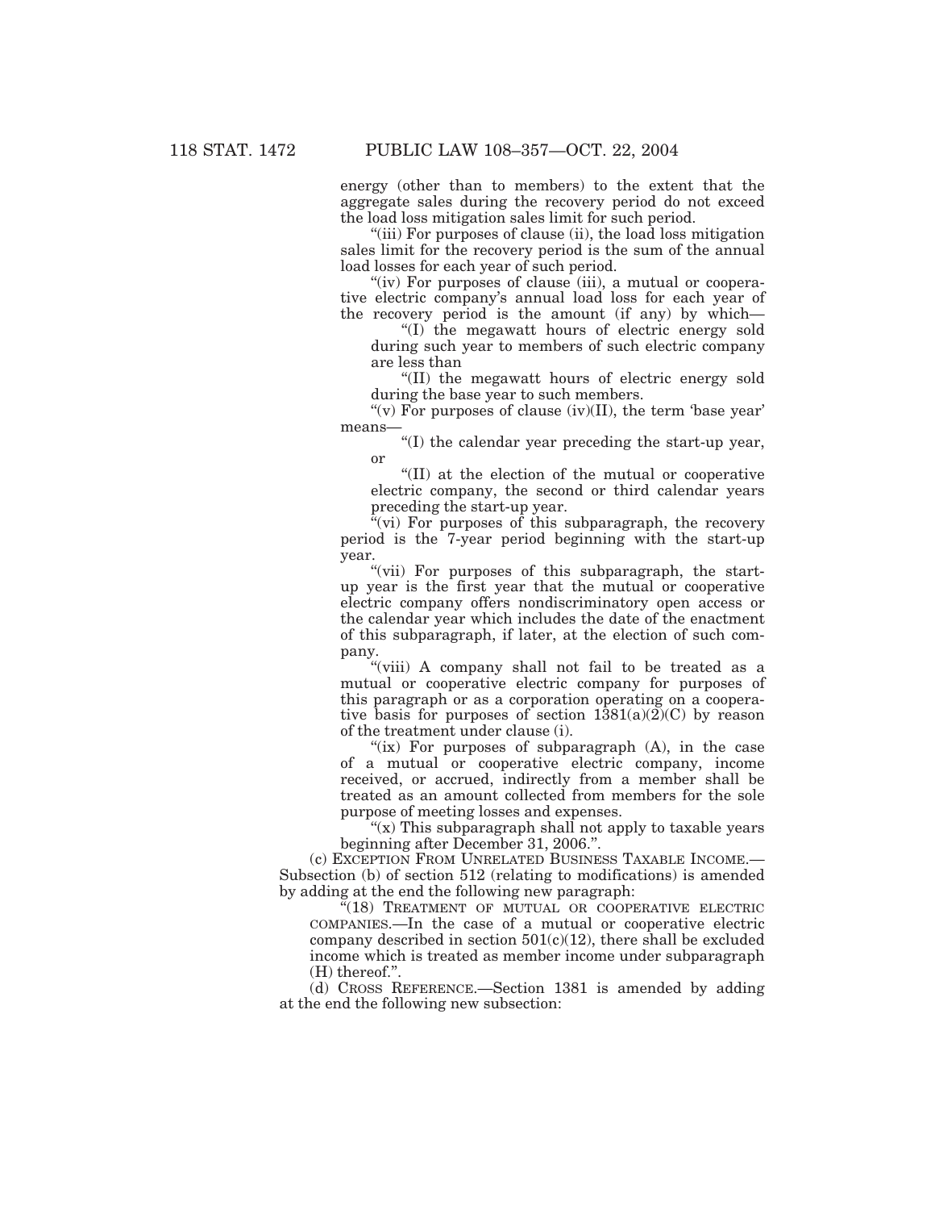energy (other than to members) to the extent that the aggregate sales during the recovery period do not exceed the load loss mitigation sales limit for such period.

"(iii) For purposes of clause (ii), the load loss mitigation sales limit for the recovery period is the sum of the annual load losses for each year of such period.

"(iv) For purposes of clause (iii), a mutual or cooperative electric company's annual load loss for each year of the recovery period is the amount (if any) by which—

"(I) the megawatt hours of electric energy sold during such year to members of such electric company are less than

"(II) the megawatt hours of electric energy sold during the base year to such members.

"(v) For purposes of clause (iv)(II), the term 'base year' means—

"(I) the calendar year preceding the start-up year, or

"(II) at the election of the mutual or cooperative electric company, the second or third calendar years preceding the start-up year.

"(vi) For purposes of this subparagraph, the recovery period is the 7-year period beginning with the start-up year.

"(vii) For purposes of this subparagraph, the start-up year is the first year that the mutual or cooperative electric company offers nondiscriminatory open access or the calendar year which includes the date of the enactment of this subparagraph, if later, at the election of such company.

"(viii) A company shall not fail to be treated as a mutual or cooperative electric company for purposes of this paragraph or as a corporation operating on a cooperative basis for purposes of section 1381(a)(2)(C) by reason of the treatment under clause (i).

"(ix) For purposes of subparagraph (A), in the case of a mutual or cooperative electric company, income received, or accrued, indirectly from a member shall be treated as an amount collected from members for the sole purpose of meeting losses and expenses.

"(x) This subparagraph shall not apply to taxable years beginning after December 31, 2006.".

(c) EXCEPTION FROM UNRELATED BUSINESS TAXABLE INCOME.—Subsection (b) of section 512 (relating to modifications) is amended by adding at the end the following new paragraph:

"(18) TREATMENT OF MUTUAL OR COOPERATIVE ELECTRIC COMPANIES.—In the case of a mutual or cooperative electric company described in section 501(c)(12), there shall be excluded income which is treated as member income under subparagraph (H) thereof.".

(d) CROSS REFERENCE.—Section 1381 is amended by adding at the end the following new subsection: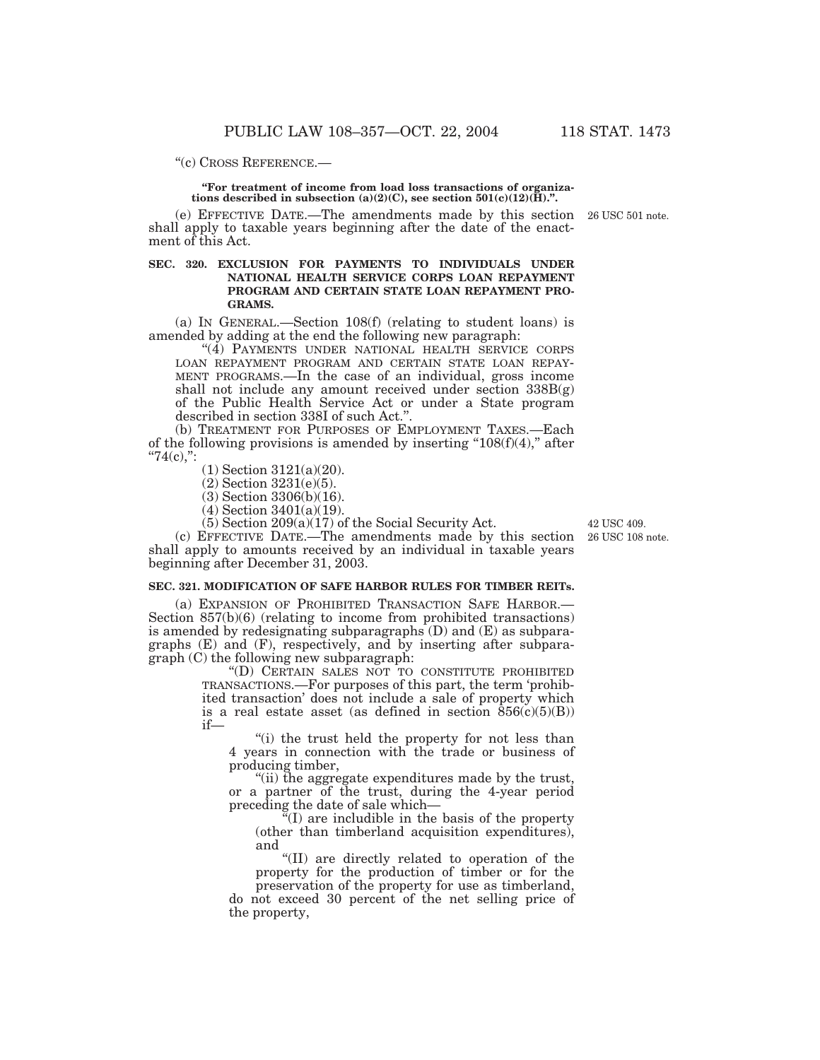"(c) CROSS REFERENCE.—

**"For treatment of income from load loss transactions of organizations described in subsection (a)(2)(C), see section 501(c)(12)(H).".**

(e) EFFECTIVE DATE.—The amendments made by this section shall apply to taxable years beginning after the date of the enactment of this Act.

26 USC 501 note.

### SEC. 320. EXCLUSION FOR PAYMENTS TO INDIVIDUALS UNDER NATIONAL HEALTH SERVICE CORPS LOAN REPAYMENT PROGRAM AND CERTAIN STATE LOAN REPAYMENT PROGRAMS.

(a) IN GENERAL.—Section 108(f) (relating to student loans) is amended by adding at the end the following new paragraph:

"(4) PAYMENTS UNDER NATIONAL HEALTH SERVICE CORPS LOAN REPAYMENT PROGRAM AND CERTAIN STATE LOAN REPAYMENT PROGRAMS.—In the case of an individual, gross income shall not include any amount received under section 338B(g) of the Public Health Service Act or under a State program described in section 338I of such Act.".

(b) TREATMENT FOR PURPOSES OF EMPLOYMENT TAXES.—Each of the following provisions is amended by inserting "108(f)(4)," after "74(c),":

(1) Section 3121(a)(20).

(2) Section 3231(e)(5).

(3) Section 3306(b)(16).

(4) Section 3401(a)(19).

(5) Section 209(a)(17) of the Social Security Act.

42 USC 409.

(c) EFFECTIVE DATE.—The amendments made by this section shall apply to amounts received by an individual in taxable years beginning after December 31, 2003.

26 USC 108 note.

### SEC. 321. MODIFICATION OF SAFE HARBOR RULES FOR TIMBER REITs.

(a) EXPANSION OF PROHIBITED TRANSACTION SAFE HARBOR.—Section 857(b)(6) (relating to income from prohibited transactions) is amended by redesignating subparagraphs (D) and (E) as subparagraphs (E) and (F), respectively, and by inserting after subparagraph (C) the following new subparagraph:

"(D) CERTAIN SALES NOT TO CONSTITUTE PROHIBITED TRANSACTIONS.—For purposes of this part, the term 'prohibited transaction' does not include a sale of property which is a real estate asset (as defined in section 856(c)(5)(B)) if—

"(i) the trust held the property for not less than 4 years in connection with the trade or business of producing timber,

"(ii) the aggregate expenditures made by the trust, or a partner of the trust, during the 4-year period preceding the date of sale which—

"(I) are includible in the basis of the property (other than timberland acquisition expenditures), and

"(II) are directly related to operation of the property for the production of timber or for the preservation of the property for use as timberland,

do not exceed 30 percent of the net selling price of the property,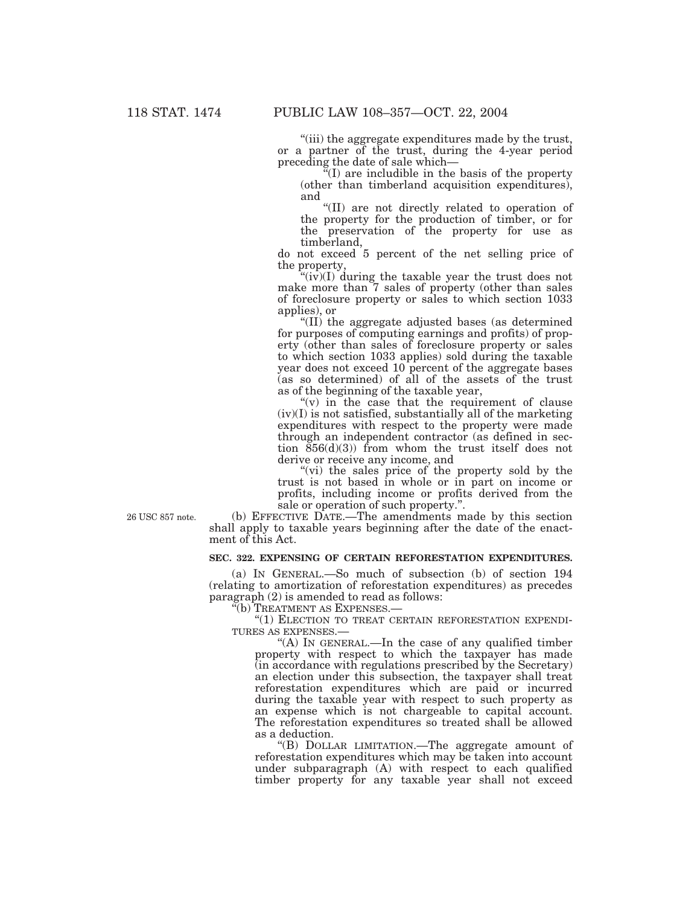"(iii) the aggregate expenditures made by the trust, or a partner of the trust, during the 4-year period preceding the date of sale which—

"(I) are includible in the basis of the property (other than timberland acquisition expenditures), and

"(II) are not directly related to operation of the property for the production of timber, or for the preservation of the property for use as timberland,

do not exceed 5 percent of the net selling price of the property,

"(iv)(I) during the taxable year the trust does not make more than 7 sales of property (other than sales of foreclosure property or sales to which section 1033 applies), or

"(II) the aggregate adjusted bases (as determined for purposes of computing earnings and profits) of property (other than sales of foreclosure property or sales to which section 1033 applies) sold during the taxable year does not exceed 10 percent of the aggregate bases (as so determined) of all of the assets of the trust as of the beginning of the taxable year,

"(v) in the case that the requirement of clause (iv)(I) is not satisfied, substantially all of the marketing expenditures with respect to the property were made through an independent contractor (as defined in section 856(d)(3)) from whom the trust itself does not derive or receive any income, and

"(vi) the sales price of the property sold by the trust is not based in whole or in part on income or profits, including income or profits derived from the sale or operation of such property.".

26 USC 857 note.

(b) EFFECTIVE DATE.—The amendments made by this section shall apply to taxable years beginning after the date of the enactment of this Act.

**SEC. 322. EXPENSING OF CERTAIN REFORESTATION EXPENDITURES.**

(a) IN GENERAL.—So much of subsection (b) of section 194 (relating to amortization of reforestation expenditures) as precedes paragraph (2) is amended to read as follows:

"(b) TREATMENT AS EXPENSES.—

"(1) ELECTION TO TREAT CERTAIN REFORESTATION EXPENDITURES AS EXPENSES.—

"(A) IN GENERAL.—In the case of any qualified timber property with respect to which the taxpayer has made (in accordance with regulations prescribed by the Secretary) an election under this subsection, the taxpayer shall treat reforestation expenditures which are paid or incurred during the taxable year with respect to such property as an expense which is not chargeable to capital account. The reforestation expenditures so treated shall be allowed as a deduction.

"(B) DOLLAR LIMITATION.—The aggregate amount of reforestation expenditures which may be taken into account under subparagraph (A) with respect to each qualified timber property for any taxable year shall not exceed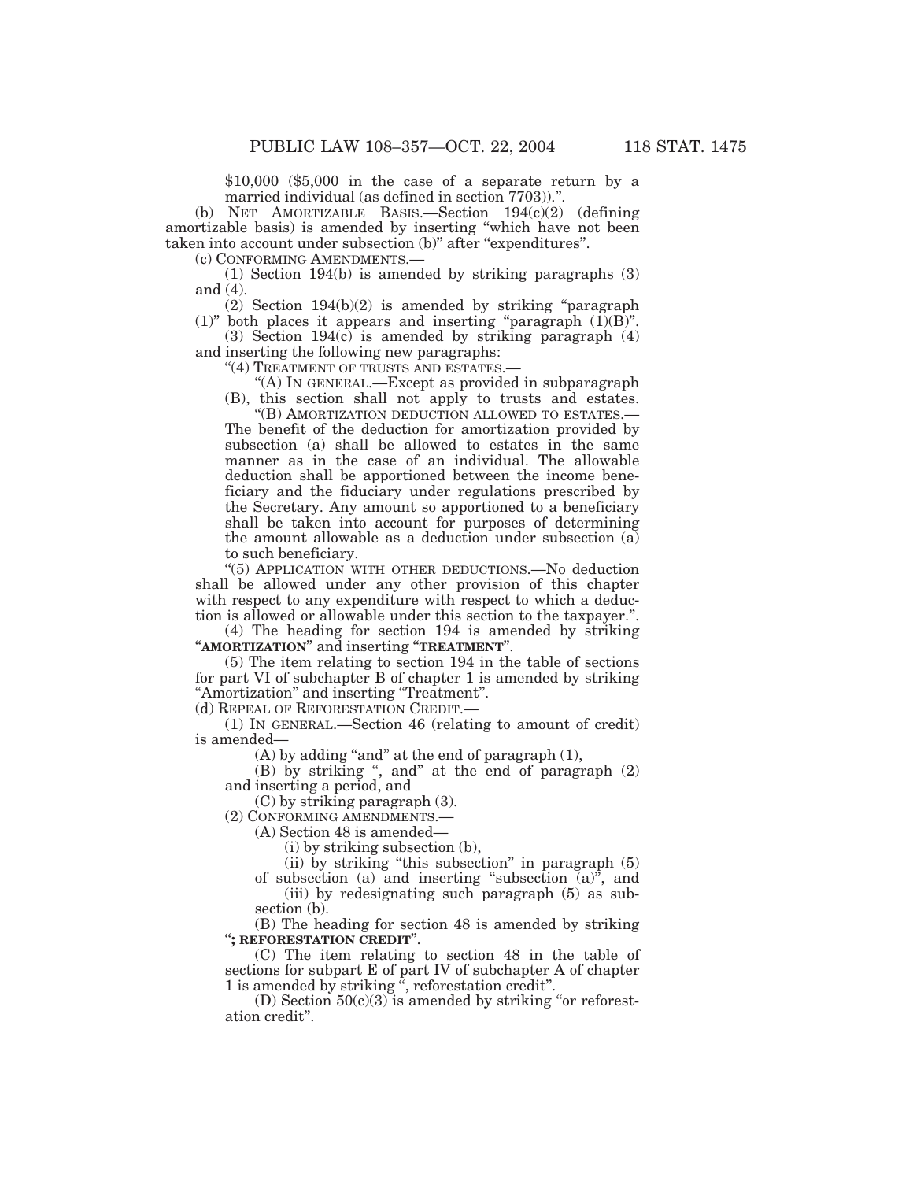$10,000 ($5,000 in the case of a separate return by a married individual (as defined in section 7703)).".

(b) NET AMORTIZABLE BASIS.—Section 194(c)(2) (defining amortizable basis) is amended by inserting "which have not been taken into account under subsection (b)" after "expenditures".

(c) CONFORMING AMENDMENTS.—

(1) Section 194(b) is amended by striking paragraphs (3) and (4).

(2) Section 194(b)(2) is amended by striking "paragraph (1)" both places it appears and inserting "paragraph (1)(B)".

(3) Section 194(c) is amended by striking paragraph (4) and inserting the following new paragraphs:

"(4) TREATMENT OF TRUSTS AND ESTATES.—

"(A) IN GENERAL.—Except as provided in subparagraph (B), this section shall not apply to trusts and estates.

"(B) AMORTIZATION DEDUCTION ALLOWED TO ESTATES.—The benefit of the deduction for amortization provided by subsection (a) shall be allowed to estates in the same manner as in the case of an individual. The allowable deduction shall be apportioned between the income beneficiary and the fiduciary under regulations prescribed by the Secretary. Any amount so apportioned to a beneficiary shall be taken into account for purposes of determining the amount allowable as a deduction under subsection (a) to such beneficiary.

"(5) APPLICATION WITH OTHER DEDUCTIONS.—No deduction shall be allowed under any other provision of this chapter with respect to any expenditure with respect to which a deduction is allowed or allowable under this section to the taxpayer.".

(4) The heading for section 194 is amended by striking "**AMORTIZATION**" and inserting "**TREATMENT**".

(5) The item relating to section 194 in the table of sections for part VI of subchapter B of chapter 1 is amended by striking "Amortization" and inserting "Treatment".

(d) REPEAL OF REFORESTATION CREDIT.—

(1) IN GENERAL.—Section 46 (relating to amount of credit) is amended—

(A) by adding "and" at the end of paragraph (1),

(B) by striking ", and" at the end of paragraph (2) and inserting a period, and

(C) by striking paragraph (3).

(2) CONFORMING AMENDMENTS.—

(A) Section 48 is amended—

(i) by striking subsection (b),

(ii) by striking "this subsection" in paragraph (5) of subsection (a) and inserting "subsection (a)", and

(iii) by redesignating such paragraph (5) as subsection (b).

(B) The heading for section 48 is amended by striking "**; REFORESTATION CREDIT**".

(C) The item relating to section 48 in the table of sections for subpart E of part IV of subchapter A of chapter 1 is amended by striking ", reforestation credit".

(D) Section 50(c)(3) is amended by striking "or reforestation credit".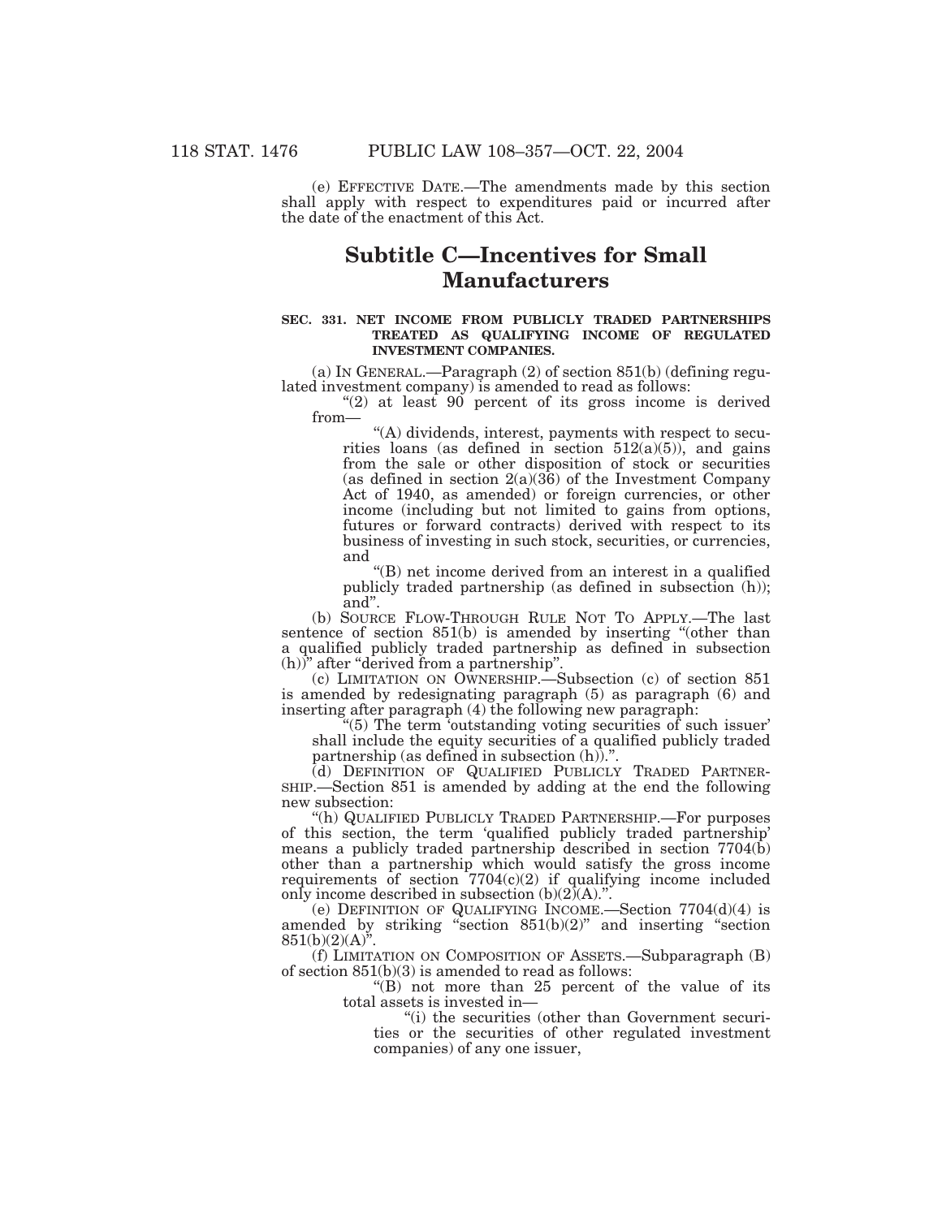(e) EFFECTIVE DATE.—The amendments made by this section shall apply with respect to expenditures paid or incurred after the date of the enactment of this Act.

## Subtitle C—Incentives for Small Manufacturers

### SEC. 331. NET INCOME FROM PUBLICLY TRADED PARTNERSHIPS TREATED AS QUALIFYING INCOME OF REGULATED INVESTMENT COMPANIES.

(a) IN GENERAL.—Paragraph (2) of section 851(b) (defining regulated investment company) is amended to read as follows:

"(2) at least 90 percent of its gross income is derived from—

"(A) dividends, interest, payments with respect to securities loans (as defined in section 512(a)(5)), and gains from the sale or other disposition of stock or securities (as defined in section 2(a)(36) of the Investment Company Act of 1940, as amended) or foreign currencies, or other income (including but not limited to gains from options, futures or forward contracts) derived with respect to its business of investing in such stock, securities, or currencies, and

"(B) net income derived from an interest in a qualified publicly traded partnership (as defined in subsection (h)); and".

(b) SOURCE FLOW-THROUGH RULE NOT TO APPLY.—The last sentence of section 851(b) is amended by inserting "(other than a qualified publicly traded partnership as defined in subsection (h))" after "derived from a partnership".

(c) LIMITATION ON OWNERSHIP.—Subsection (c) of section 851 is amended by redesignating paragraph (5) as paragraph (6) and inserting after paragraph (4) the following new paragraph:

"(5) The term 'outstanding voting securities of such issuer' shall include the equity securities of a qualified publicly traded partnership (as defined in subsection (h)).".

(d) DEFINITION OF QUALIFIED PUBLICLY TRADED PARTNERSHIP.—Section 851 is amended by adding at the end the following new subsection:

"(h) QUALIFIED PUBLICLY TRADED PARTNERSHIP.—For purposes of this section, the term 'qualified publicly traded partnership' means a publicly traded partnership described in section 7704(b) other than a partnership which would satisfy the gross income requirements of section 7704(c)(2) if qualifying income included only income described in subsection (b)(2)(A).".

(e) DEFINITION OF QUALIFYING INCOME.—Section 7704(d)(4) is amended by striking "section 851(b)(2)" and inserting "section 851(b)(2)(A)".

(f) LIMITATION ON COMPOSITION OF ASSETS.—Subparagraph (B) of section 851(b)(3) is amended to read as follows:

"(B) not more than 25 percent of the value of its total assets is invested in—

"(i) the securities (other than Government securities or the securities of other regulated investment companies) of any one issuer,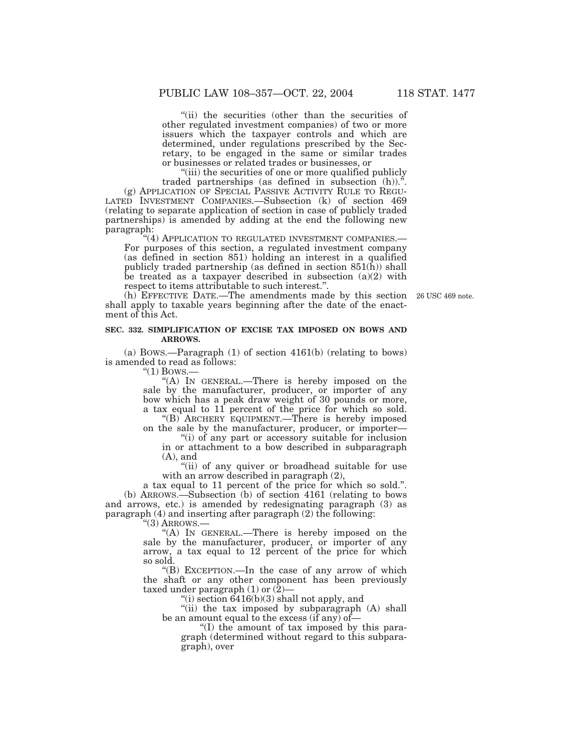"(ii) the securities (other than the securities of other regulated investment companies) of two or more issuers which the taxpayer controls and which are determined, under regulations prescribed by the Secretary, to be engaged in the same or similar trades or businesses or related trades or businesses, or

"(iii) the securities of one or more qualified publicly traded partnerships (as defined in subsection (h)).".

(g) APPLICATION OF SPECIAL PASSIVE ACTIVITY RULE TO REGULATED INVESTMENT COMPANIES.—Subsection (k) of section 469 (relating to separate application of section in case of publicly traded partnerships) is amended by adding at the end the following new paragraph:

"(4) APPLICATION TO REGULATED INVESTMENT COMPANIES.—For purposes of this section, a regulated investment company (as defined in section 851) holding an interest in a qualified publicly traded partnership (as defined in section 851(h)) shall be treated as a taxpayer described in subsection (a)(2) with respect to items attributable to such interest.".

(h) EFFECTIVE DATE.—The amendments made by this section shall apply to taxable years beginning after the date of the enactment of this Act.

26 USC 469 note.

**SEC. 332. SIMPLIFICATION OF EXCISE TAX IMPOSED ON BOWS AND ARROWS.**

(a) BOWS.—Paragraph (1) of section 4161(b) (relating to bows) is amended to read as follows:

"(1) BOWS.—

"(A) IN GENERAL.—There is hereby imposed on the sale by the manufacturer, producer, or importer of any bow which has a peak draw weight of 30 pounds or more, a tax equal to 11 percent of the price for which so sold.

"(B) ARCHERY EQUIPMENT.—There is hereby imposed on the sale by the manufacturer, producer, or importer—

"(i) of any part or accessory suitable for inclusion in or attachment to a bow described in subparagraph (A), and

"(ii) of any quiver or broadhead suitable for use with an arrow described in paragraph (2),

a tax equal to 11 percent of the price for which so sold.".

(b) ARROWS.—Subsection (b) of section 4161 (relating to bows and arrows, etc.) is amended by redesignating paragraph (3) as paragraph (4) and inserting after paragraph (2) the following:

"(3) ARROWS.—

"(A) IN GENERAL.—There is hereby imposed on the sale by the manufacturer, producer, or importer of any arrow, a tax equal to 12 percent of the price for which so sold.

"(B) EXCEPTION.—In the case of any arrow of which the shaft or any other component has been previously taxed under paragraph (1) or (2)—

"(i) section 6416(b)(3) shall not apply, and

"(ii) the tax imposed by subparagraph (A) shall be an amount equal to the excess (if any) of—

"(I) the amount of tax imposed by this paragraph (determined without regard to this subparagraph), over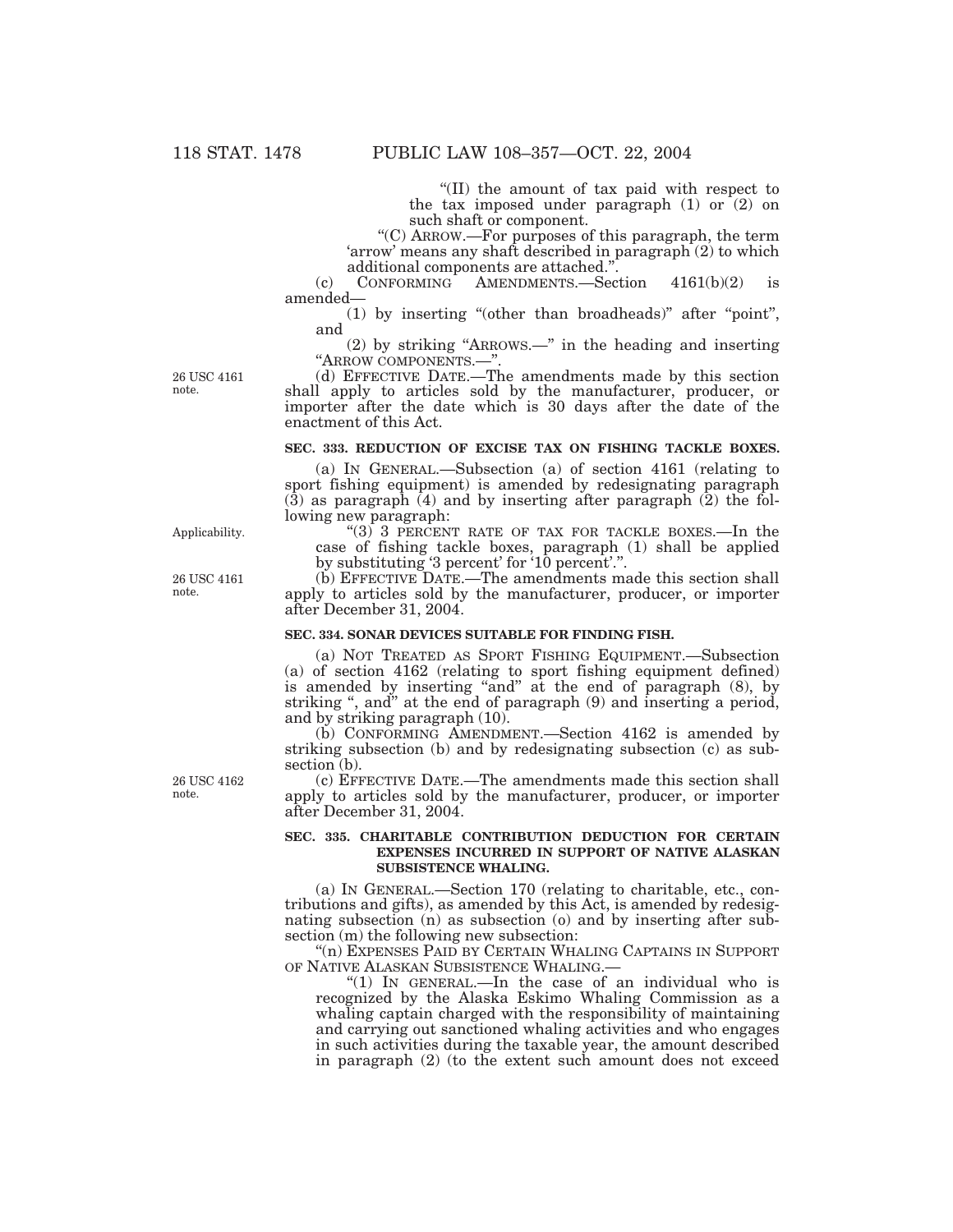"(II) the amount of tax paid with respect to the tax imposed under paragraph (1) or (2) on such shaft or component.

"(C) ARROW.—For purposes of this paragraph, the term 'arrow' means any shaft described in paragraph (2) to which additional components are attached.".

(c) CONFORMING AMENDMENTS.—Section 4161(b)(2) is amended—

(1) by inserting "(other than broadheads)" after "point", and

(2) by striking "ARROWS.—" in the heading and inserting "ARROW COMPONENTS.—".

26 USC 4161 note.

(d) EFFECTIVE DATE.—The amendments made by this section shall apply to articles sold by the manufacturer, producer, or importer after the date which is 30 days after the date of the enactment of this Act.

**SEC. 333. REDUCTION OF EXCISE TAX ON FISHING TACKLE BOXES.**

(a) IN GENERAL.—Subsection (a) of section 4161 (relating to sport fishing equipment) is amended by redesignating paragraph (3) as paragraph (4) and by inserting after paragraph (2) the following new paragraph:

Applicability.

"(3) 3 PERCENT RATE OF TAX FOR TACKLE BOXES.—In the case of fishing tackle boxes, paragraph (1) shall be applied by substituting '3 percent' for '10 percent'.".

26 USC 4161 note.

(b) EFFECTIVE DATE.—The amendments made this section shall apply to articles sold by the manufacturer, producer, or importer after December 31, 2004.

**SEC. 334. SONAR DEVICES SUITABLE FOR FINDING FISH.**

(a) NOT TREATED AS SPORT FISHING EQUIPMENT.—Subsection (a) of section 4162 (relating to sport fishing equipment defined) is amended by inserting "and" at the end of paragraph (8), by striking ", and" at the end of paragraph (9) and inserting a period, and by striking paragraph (10).

(b) CONFORMING AMENDMENT.—Section 4162 is amended by striking subsection (b) and by redesignating subsection (c) as subsection (b).

26 USC 4162 note.

(c) EFFECTIVE DATE.—The amendments made this section shall apply to articles sold by the manufacturer, producer, or importer after December 31, 2004.

**SEC. 335. CHARITABLE CONTRIBUTION DEDUCTION FOR CERTAIN EXPENSES INCURRED IN SUPPORT OF NATIVE ALASKAN SUBSISTENCE WHALING.**

(a) IN GENERAL.—Section 170 (relating to charitable, etc., contributions and gifts), as amended by this Act, is amended by redesignating subsection (n) as subsection (o) and by inserting after subsection (m) the following new subsection:

"(n) EXPENSES PAID BY CERTAIN WHALING CAPTAINS IN SUPPORT OF NATIVE ALASKAN SUBSISTENCE WHALING.—

"(1) IN GENERAL.—In the case of an individual who is recognized by the Alaska Eskimo Whaling Commission as a whaling captain charged with the responsibility of maintaining and carrying out sanctioned whaling activities and who engages in such activities during the taxable year, the amount described in paragraph (2) (to the extent such amount does not exceed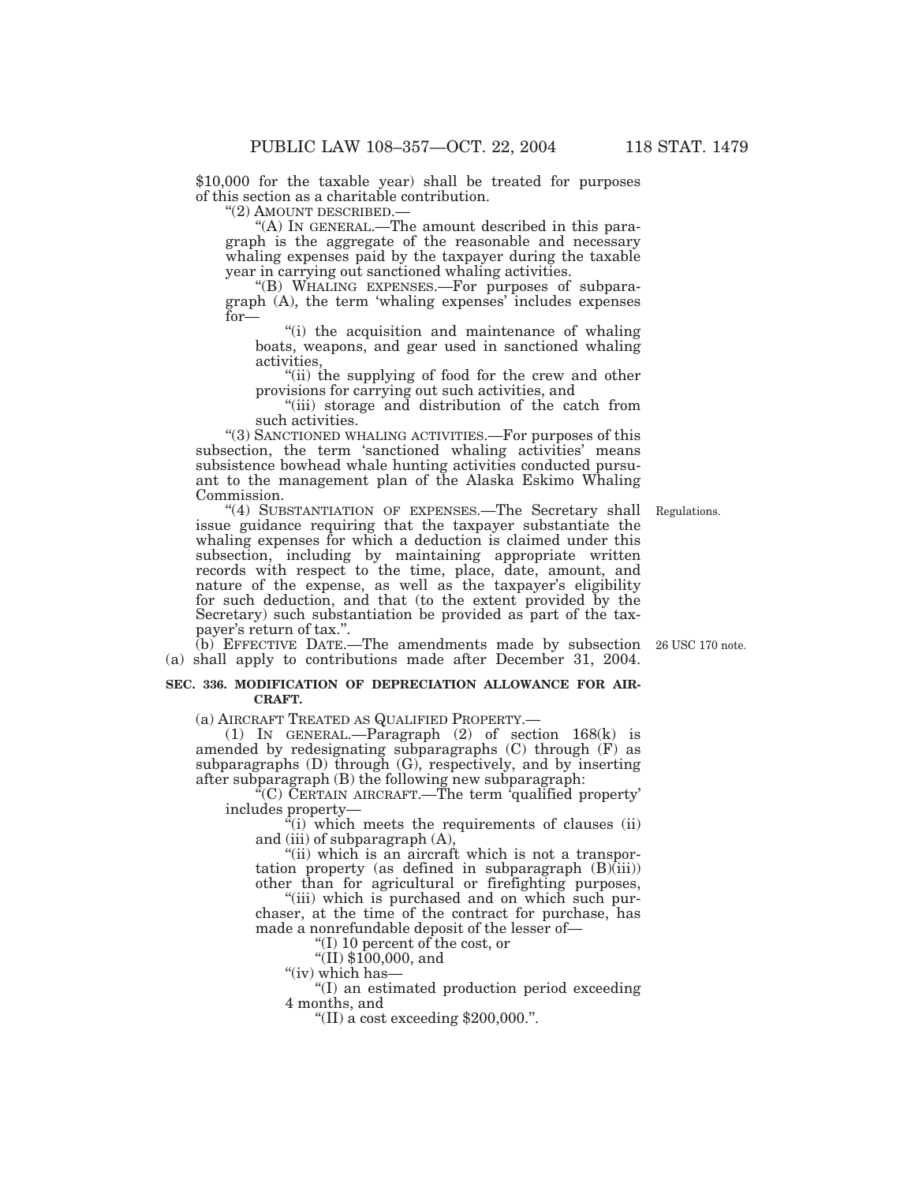$10,000 for the taxable year) shall be treated for purposes of this section as a charitable contribution.

"(2) AMOUNT DESCRIBED.—

"(A) IN GENERAL.—The amount described in this paragraph is the aggregate of the reasonable and necessary whaling expenses paid by the taxpayer during the taxable year in carrying out sanctioned whaling activities.

"(B) WHALING EXPENSES.—For purposes of subparagraph (A), the term 'whaling expenses' includes expenses for—

"(i) the acquisition and maintenance of whaling boats, weapons, and gear used in sanctioned whaling activities,

"(ii) the supplying of food for the crew and other provisions for carrying out such activities, and

"(iii) storage and distribution of the catch from such activities.

"(3) SANCTIONED WHALING ACTIVITIES.—For purposes of this subsection, the term 'sanctioned whaling activities' means subsistence bowhead whale hunting activities conducted pursuant to the management plan of the Alaska Eskimo Whaling Commission.

"(4) SUBSTANTIATION OF EXPENSES.—The Secretary shall issue guidance requiring that the taxpayer substantiate the whaling expenses for which a deduction is claimed under this subsection, including by maintaining appropriate written records with respect to the time, place, date, amount, and nature of the expense, as well as the taxpayer's eligibility for such deduction, and that (to the extent provided by the Secretary) such substantiation be provided as part of the taxpayer's return of tax.".

Regulations.

(b) EFFECTIVE DATE.—The amendments made by subsection (a) shall apply to contributions made after December 31, 2004.

26 USC 170 note.

**SEC. 336. MODIFICATION OF DEPRECIATION ALLOWANCE FOR AIRCRAFT.**

(a) AIRCRAFT TREATED AS QUALIFIED PROPERTY.—

(1) IN GENERAL.—Paragraph (2) of section 168(k) is amended by redesignating subparagraphs (C) through (F) as subparagraphs (D) through (G), respectively, and by inserting after subparagraph (B) the following new subparagraph:

"(C) CERTAIN AIRCRAFT.—The term 'qualified property' includes property—

"(i) which meets the requirements of clauses (ii) and (iii) of subparagraph (A),

"(ii) which is an aircraft which is not a transportation property (as defined in subparagraph (B)(iii)) other than for agricultural or firefighting purposes,

"(iii) which is purchased and on which such purchaser, at the time of the contract for purchase, has made a nonrefundable deposit of the lesser of—

"(I) 10 percent of the cost, or

"(II) $100,000, and

"(iv) which has—

"(I) an estimated production period exceeding 4 months, and

"(II) a cost exceeding $200,000.".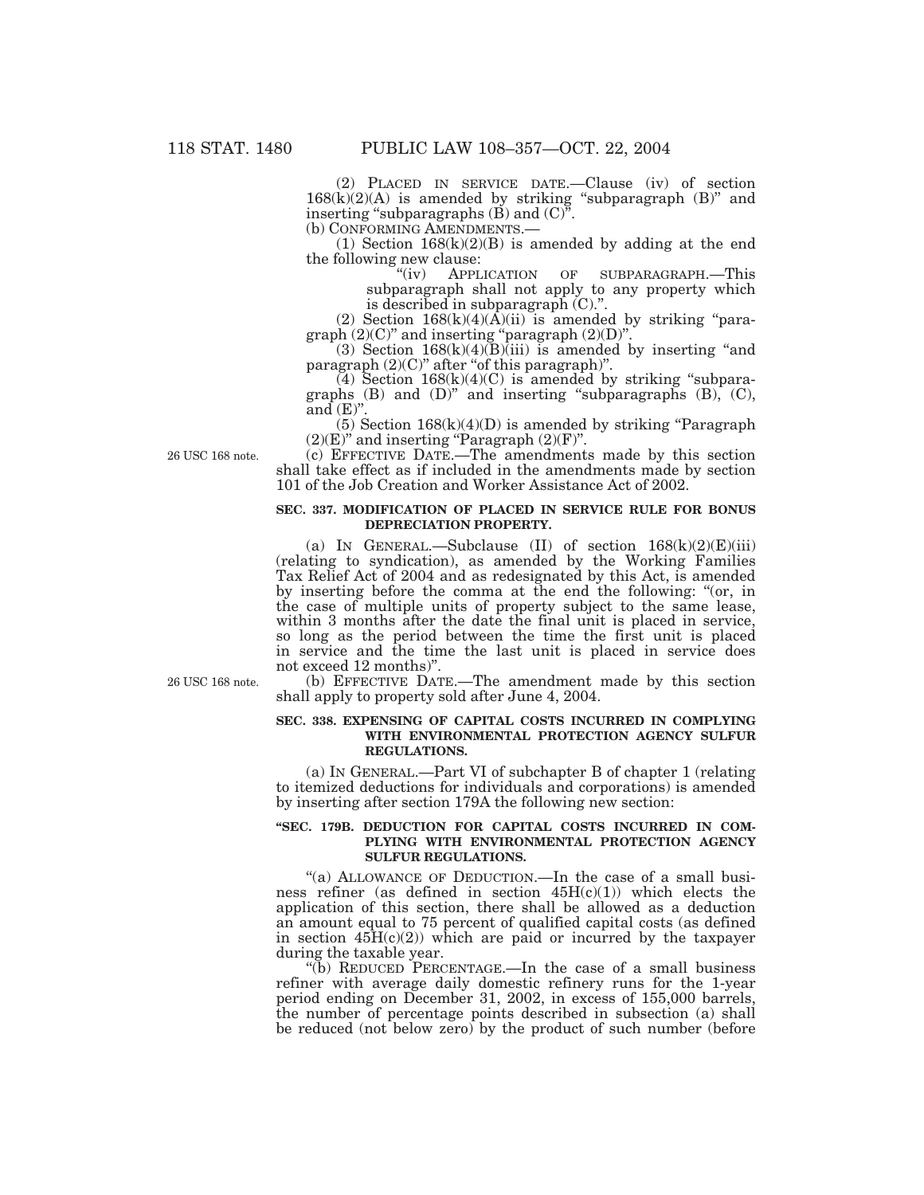(2) PLACED IN SERVICE DATE.—Clause (iv) of section 168(k)(2)(A) is amended by striking "subparagraph (B)" and inserting "subparagraphs (B) and (C)".

(b) CONFORMING AMENDMENTS.—

(1) Section 168(k)(2)(B) is amended by adding at the end the following new clause:

"(iv) APPLICATION OF SUBPARAGRAPH.—This subparagraph shall not apply to any property which is described in subparagraph (C).".

(2) Section 168(k)(4)(A)(ii) is amended by striking "paragraph (2)(C)" and inserting "paragraph (2)(D)".

(3) Section 168(k)(4)(B)(iii) is amended by inserting "and paragraph (2)(C)" after "of this paragraph)".

(4) Section 168(k)(4)(C) is amended by striking "subparagraphs (B) and (D)" and inserting "subparagraphs (B), (C), and (E)".

(5) Section 168(k)(4)(D) is amended by striking "Paragraph (2)(E)" and inserting "Paragraph (2)(F)".

26 USC 168 note.

(c) EFFECTIVE DATE.—The amendments made by this section shall take effect as if included in the amendments made by section 101 of the Job Creation and Worker Assistance Act of 2002.

**SEC. 337. MODIFICATION OF PLACED IN SERVICE RULE FOR BONUS DEPRECIATION PROPERTY.**

(a) IN GENERAL.—Subclause (II) of section 168(k)(2)(E)(iii) (relating to syndication), as amended by the Working Families Tax Relief Act of 2004 and as redesignated by this Act, is amended by inserting before the comma at the end the following: "(or, in the case of multiple units of property subject to the same lease, within 3 months after the date the final unit is placed in service, so long as the period between the time the first unit is placed in service and the time the last unit is placed in service does not exceed 12 months)".

26 USC 168 note.

(b) EFFECTIVE DATE.—The amendment made by this section shall apply to property sold after June 4, 2004.

**SEC. 338. EXPENSING OF CAPITAL COSTS INCURRED IN COMPLYING WITH ENVIRONMENTAL PROTECTION AGENCY SULFUR REGULATIONS.**

(a) IN GENERAL.—Part VI of subchapter B of chapter 1 (relating to itemized deductions for individuals and corporations) is amended by inserting after section 179A the following new section:

**"SEC. 179B. DEDUCTION FOR CAPITAL COSTS INCURRED IN COMPLYING WITH ENVIRONMENTAL PROTECTION AGENCY SULFUR REGULATIONS.**

"(a) ALLOWANCE OF DEDUCTION.—In the case of a small business refiner (as defined in section 45H(c)(1)) which elects the application of this section, there shall be allowed as a deduction an amount equal to 75 percent of qualified capital costs (as defined in section 45H(c)(2)) which are paid or incurred by the taxpayer during the taxable year.

"(b) REDUCED PERCENTAGE.—In the case of a small business refiner with average daily domestic refinery runs for the 1-year period ending on December 31, 2002, in excess of 155,000 barrels, the number of percentage points described in subsection (a) shall be reduced (not below zero) by the product of such number (before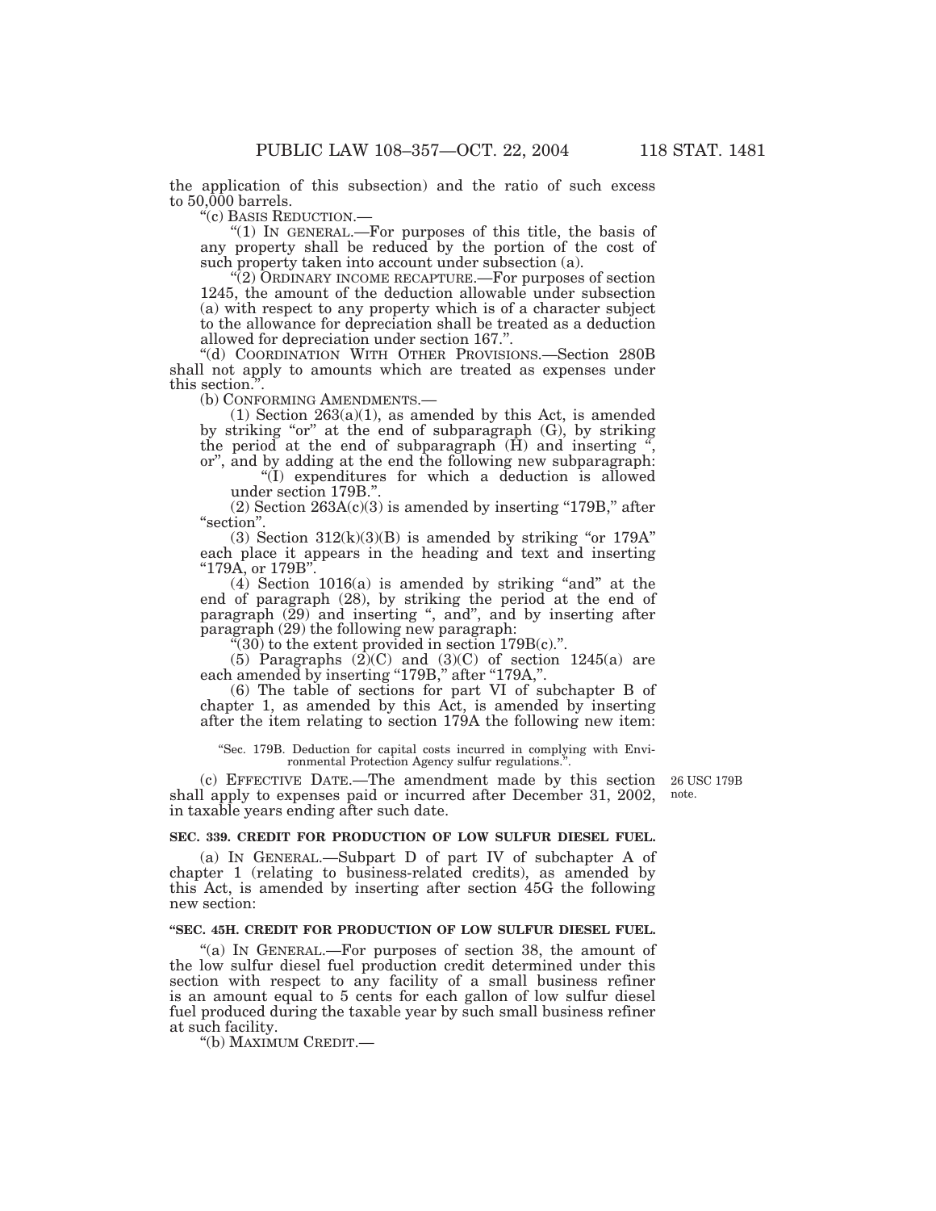the application of this subsection) and the ratio of such excess to 50,000 barrels.

"(c) BASIS REDUCTION.—

"(1) IN GENERAL.—For purposes of this title, the basis of any property shall be reduced by the portion of the cost of such property taken into account under subsection (a).

"(2) ORDINARY INCOME RECAPTURE.—For purposes of section 1245, the amount of the deduction allowable under subsection (a) with respect to any property which is of a character subject to the allowance for depreciation shall be treated as a deduction allowed for depreciation under section 167.".

"(d) COORDINATION WITH OTHER PROVISIONS.—Section 280B shall not apply to amounts which are treated as expenses under this section.".

(b) CONFORMING AMENDMENTS.—

(1) Section 263(a)(1), as amended by this Act, is amended by striking "or" at the end of subparagraph (G), by striking the period at the end of subparagraph (H) and inserting ", or", and by adding at the end the following new subparagraph:

"(I) expenditures for which a deduction is allowed under section 179B.".

(2) Section 263A(c)(3) is amended by inserting "179B," after "section".

(3) Section 312(k)(3)(B) is amended by striking "or 179A" each place it appears in the heading and text and inserting "179A, or 179B".

(4) Section 1016(a) is amended by striking "and" at the end of paragraph (28), by striking the period at the end of paragraph (29) and inserting ", and", and by inserting after paragraph (29) the following new paragraph:

"(30) to the extent provided in section 179B(c).".

(5) Paragraphs (2)(C) and (3)(C) of section 1245(a) are each amended by inserting "179B," after "179A,".

(6) The table of sections for part VI of subchapter B of chapter 1, as amended by this Act, is amended by inserting after the item relating to section 179A the following new item:

"Sec. 179B. Deduction for capital costs incurred in complying with Environmental Protection Agency sulfur regulations.".

(c) EFFECTIVE DATE.—The amendment made by this section shall apply to expenses paid or incurred after December 31, 2002, in taxable years ending after such date.

26 USC 179B note.

**SEC. 339. CREDIT FOR PRODUCTION OF LOW SULFUR DIESEL FUEL.**

(a) IN GENERAL.—Subpart D of part IV of subchapter A of chapter 1 (relating to business-related credits), as amended by this Act, is amended by inserting after section 45G the following new section:

**"SEC. 45H. CREDIT FOR PRODUCTION OF LOW SULFUR DIESEL FUEL.**

"(a) IN GENERAL.—For purposes of section 38, the amount of the low sulfur diesel fuel production credit determined under this section with respect to any facility of a small business refiner is an amount equal to 5 cents for each gallon of low sulfur diesel fuel produced during the taxable year by such small business refiner at such facility.

"(b) MAXIMUM CREDIT.—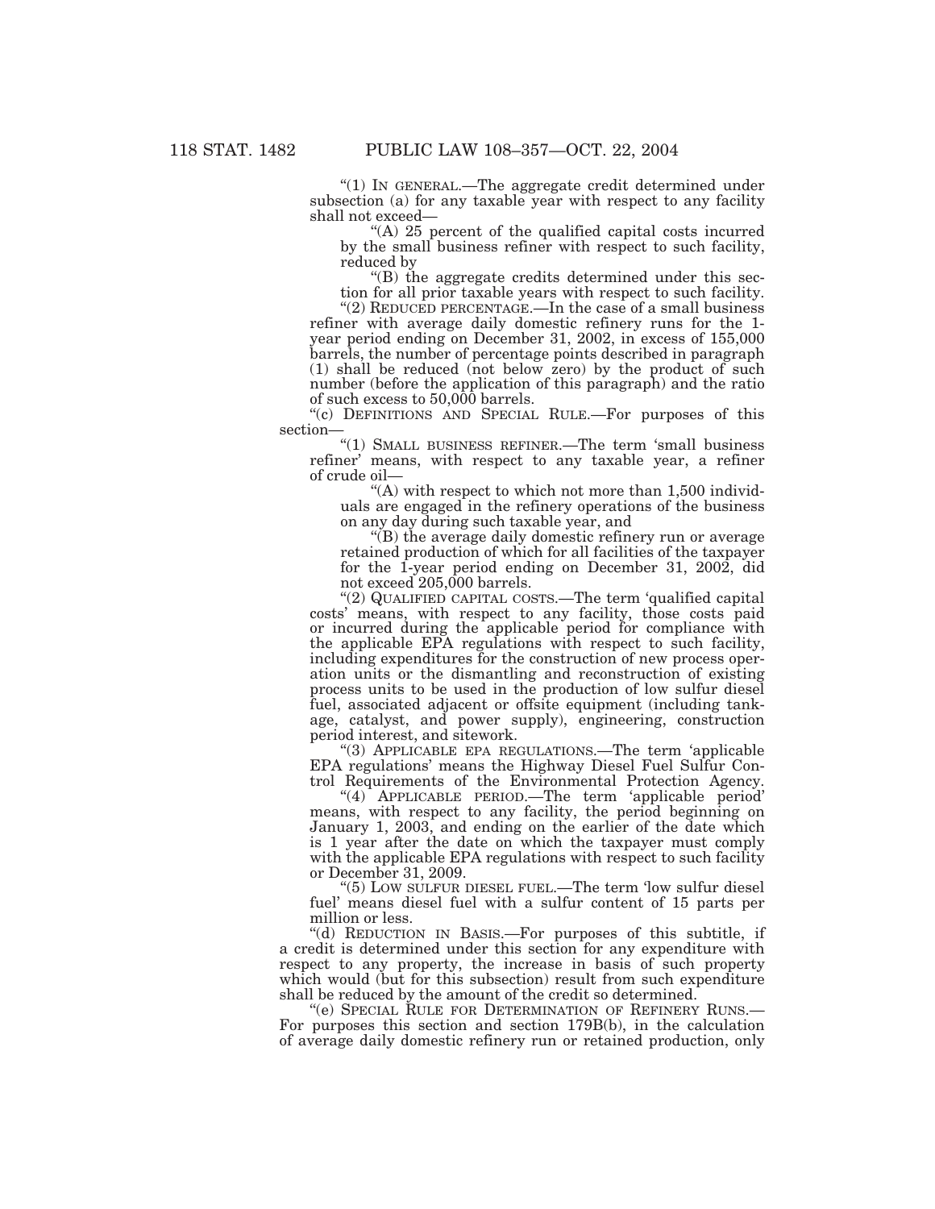"(1) IN GENERAL.—The aggregate credit determined under subsection (a) for any taxable year with respect to any facility shall not exceed—

"(A) 25 percent of the qualified capital costs incurred by the small business refiner with respect to such facility, reduced by

"(B) the aggregate credits determined under this section for all prior taxable years with respect to such facility.

"(2) REDUCED PERCENTAGE.—In the case of a small business refiner with average daily domestic refinery runs for the 1-year period ending on December 31, 2002, in excess of 155,000 barrels, the number of percentage points described in paragraph (1) shall be reduced (not below zero) by the product of such number (before the application of this paragraph) and the ratio of such excess to 50,000 barrels.

"(c) DEFINITIONS AND SPECIAL RULE.—For purposes of this section—

"(1) SMALL BUSINESS REFINER.—The term 'small business refiner' means, with respect to any taxable year, a refiner of crude oil—

"(A) with respect to which not more than 1,500 individuals are engaged in the refinery operations of the business on any day during such taxable year, and

"(B) the average daily domestic refinery run or average retained production of which for all facilities of the taxpayer for the 1-year period ending on December 31, 2002, did not exceed 205,000 barrels.

"(2) QUALIFIED CAPITAL COSTS.—The term 'qualified capital costs' means, with respect to any facility, those costs paid or incurred during the applicable period for compliance with the applicable EPA regulations with respect to such facility, including expenditures for the construction of new process operation units or the dismantling and reconstruction of existing process units to be used in the production of low sulfur diesel fuel, associated adjacent or offsite equipment (including tankage, catalyst, and power supply), engineering, construction period interest, and sitework.

"(3) APPLICABLE EPA REGULATIONS.—The term 'applicable EPA regulations' means the Highway Diesel Fuel Sulfur Control Requirements of the Environmental Protection Agency.

"(4) APPLICABLE PERIOD.—The term 'applicable period' means, with respect to any facility, the period beginning on January 1, 2003, and ending on the earlier of the date which is 1 year after the date on which the taxpayer must comply with the applicable EPA regulations with respect to such facility or December 31, 2009.

"(5) LOW SULFUR DIESEL FUEL.—The term 'low sulfur diesel fuel' means diesel fuel with a sulfur content of 15 parts per million or less.

"(d) REDUCTION IN BASIS.—For purposes of this subtitle, if a credit is determined under this section for any expenditure with respect to any property, the increase in basis of such property which would (but for this subsection) result from such expenditure shall be reduced by the amount of the credit so determined.

"(e) SPECIAL RULE FOR DETERMINATION OF REFINERY RUNS.—For purposes this section and section 179B(b), in the calculation of average daily domestic refinery run or retained production, only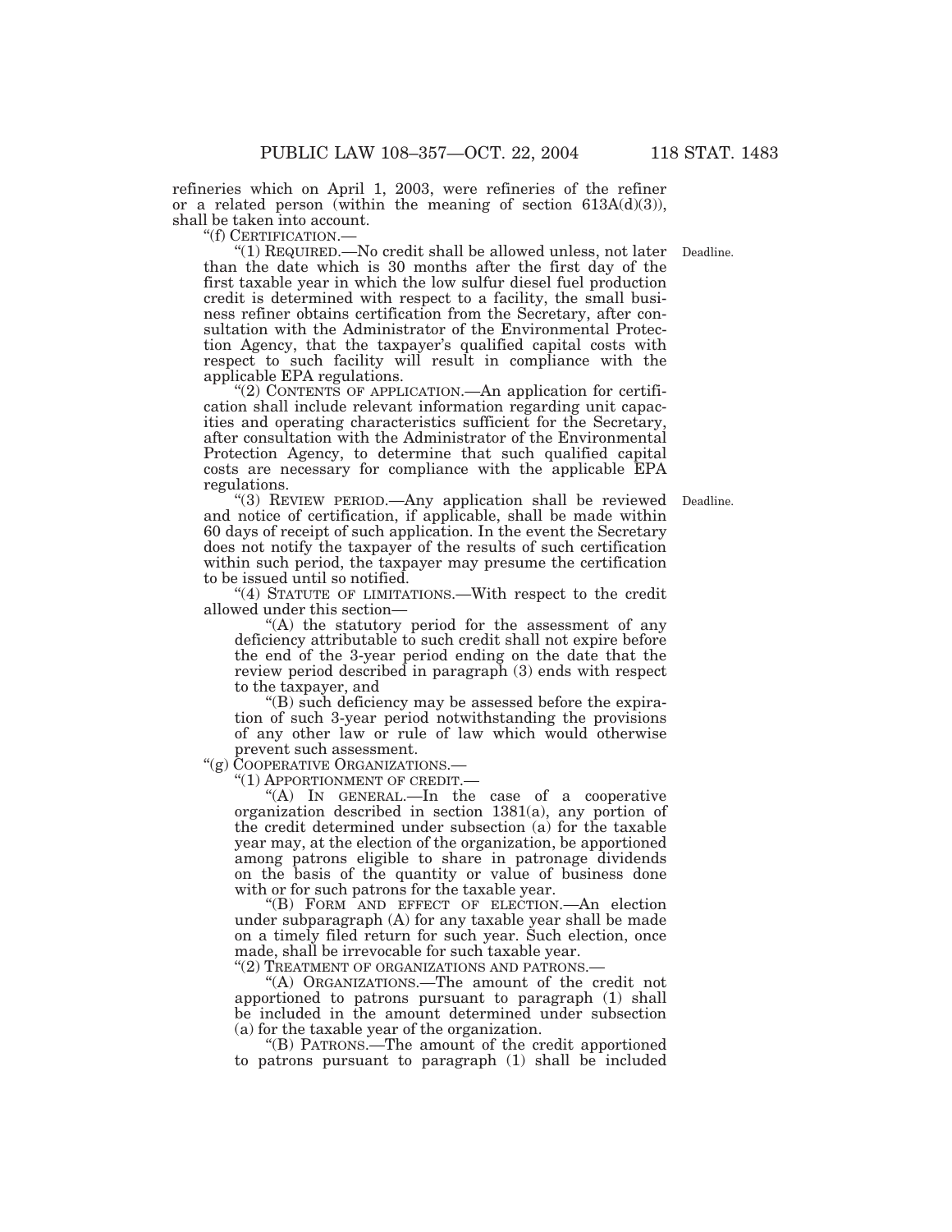refineries which on April 1, 2003, were refineries of the refiner or a related person (within the meaning of section 613A(d)(3)), shall be taken into account.

"(f) CERTIFICATION.—

"(1) REQUIRED.—No credit shall be allowed unless, not later than the date which is 30 months after the first day of the first taxable year in which the low sulfur diesel fuel production credit is determined with respect to a facility, the small business refiner obtains certification from the Secretary, after consultation with the Administrator of the Environmental Protection Agency, that the taxpayer's qualified capital costs with respect to such facility will result in compliance with the applicable EPA regulations.

Deadline.

"(2) CONTENTS OF APPLICATION.—An application for certification shall include relevant information regarding unit capacities and operating characteristics sufficient for the Secretary, after consultation with the Administrator of the Environmental Protection Agency, to determine that such qualified capital costs are necessary for compliance with the applicable EPA regulations.

"(3) REVIEW PERIOD.—Any application shall be reviewed and notice of certification, if applicable, shall be made within 60 days of receipt of such application. In the event the Secretary does not notify the taxpayer of the results of such certification within such period, the taxpayer may presume the certification to be issued until so notified.

Deadline.

"(4) STATUTE OF LIMITATIONS.—With respect to the credit allowed under this section—

"(A) the statutory period for the assessment of any deficiency attributable to such credit shall not expire before the end of the 3-year period ending on the date that the review period described in paragraph (3) ends with respect to the taxpayer, and

"(B) such deficiency may be assessed before the expiration of such 3-year period notwithstanding the provisions of any other law or rule of law which would otherwise prevent such assessment.

"(g) COOPERATIVE ORGANIZATIONS.—

"(1) APPORTIONMENT OF CREDIT.—

"(A) IN GENERAL.—In the case of a cooperative organization described in section 1381(a), any portion of the credit determined under subsection (a) for the taxable year may, at the election of the organization, be apportioned among patrons eligible to share in patronage dividends on the basis of the quantity or value of business done with or for such patrons for the taxable year.

"(B) FORM AND EFFECT OF ELECTION.—An election under subparagraph (A) for any taxable year shall be made on a timely filed return for such year. Such election, once made, shall be irrevocable for such taxable year.

"(2) TREATMENT OF ORGANIZATIONS AND PATRONS.—

"(A) ORGANIZATIONS.—The amount of the credit not apportioned to patrons pursuant to paragraph (1) shall be included in the amount determined under subsection (a) for the taxable year of the organization.

"(B) PATRONS.—The amount of the credit apportioned to patrons pursuant to paragraph (1) shall be included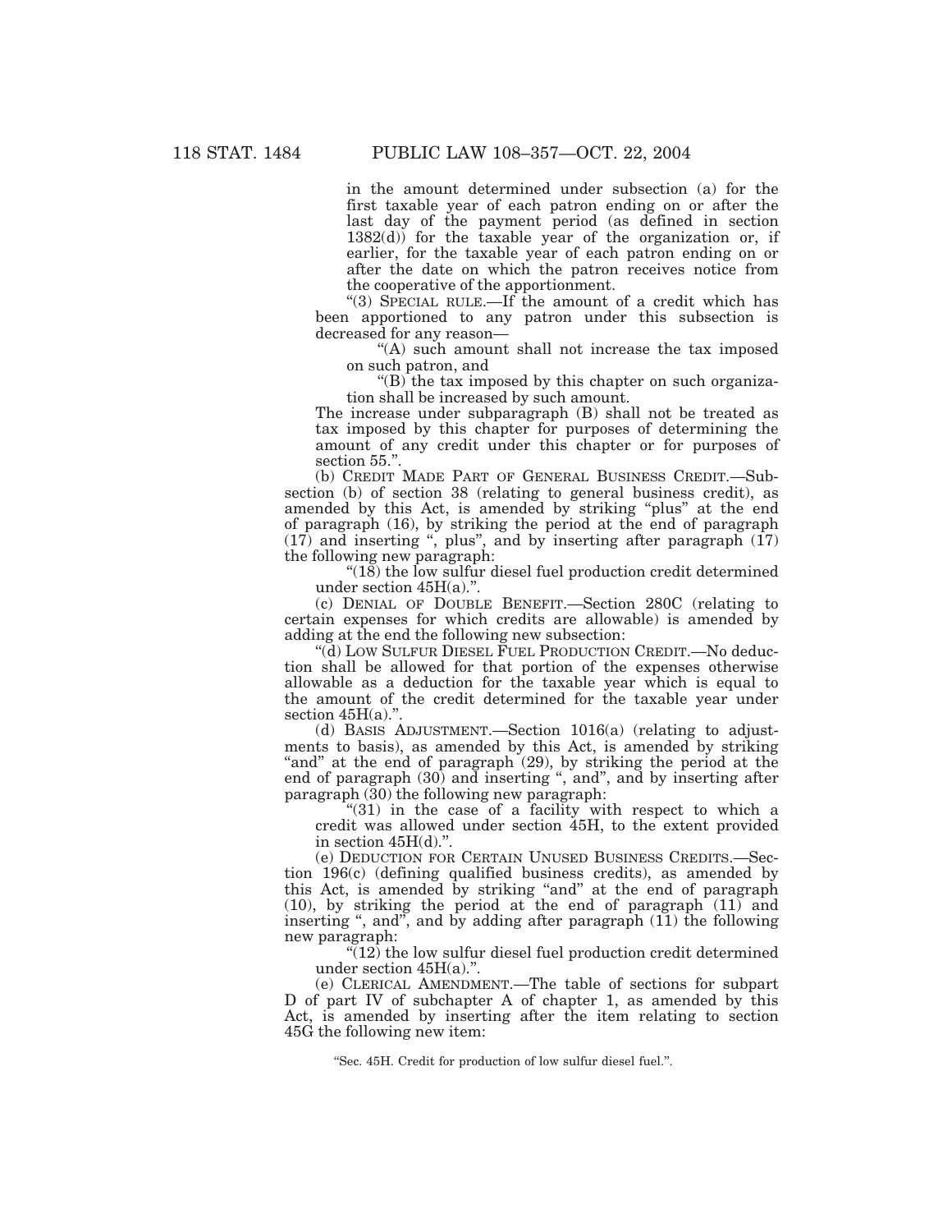in the amount determined under subsection (a) for the first taxable year of each patron ending on or after the last day of the payment period (as defined in section 1382(d)) for the taxable year of the organization or, if earlier, for the taxable year of each patron ending on or after the date on which the patron receives notice from the cooperative of the apportionment.

"(3) SPECIAL RULE.—If the amount of a credit which has been apportioned to any patron under this subsection is decreased for any reason—

"(A) such amount shall not increase the tax imposed on such patron, and

"(B) the tax imposed by this chapter on such organization shall be increased by such amount.

The increase under subparagraph (B) shall not be treated as tax imposed by this chapter for purposes of determining the amount of any credit under this chapter or for purposes of section 55.".

(b) CREDIT MADE PART OF GENERAL BUSINESS CREDIT.—Subsection (b) of section 38 (relating to general business credit), as amended by this Act, is amended by striking "plus" at the end of paragraph (16), by striking the period at the end of paragraph (17) and inserting ", plus", and by inserting after paragraph (17) the following new paragraph:

"(18) the low sulfur diesel fuel production credit determined under section 45H(a).".

(c) DENIAL OF DOUBLE BENEFIT.—Section 280C (relating to certain expenses for which credits are allowable) is amended by adding at the end the following new subsection:

"(d) LOW SULFUR DIESEL FUEL PRODUCTION CREDIT.—No deduction shall be allowed for that portion of the expenses otherwise allowable as a deduction for the taxable year which is equal to the amount of the credit determined for the taxable year under section 45H(a).".

(d) BASIS ADJUSTMENT.—Section 1016(a) (relating to adjustments to basis), as amended by this Act, is amended by striking "and" at the end of paragraph (29), by striking the period at the end of paragraph (30) and inserting ", and", and by inserting after paragraph (30) the following new paragraph:

"(31) in the case of a facility with respect to which a credit was allowed under section 45H, to the extent provided in section 45H(d).".

(e) DEDUCTION FOR CERTAIN UNUSED BUSINESS CREDITS.—Section 196(c) (defining qualified business credits), as amended by this Act, is amended by striking "and" at the end of paragraph (10), by striking the period at the end of paragraph (11) and inserting ", and", and by adding after paragraph (11) the following new paragraph:

"(12) the low sulfur diesel fuel production credit determined under section 45H(a).".

(e) CLERICAL AMENDMENT.—The table of sections for subpart D of part IV of subchapter A of chapter 1, as amended by this Act, is amended by inserting after the item relating to section 45G the following new item:

"Sec. 45H. Credit for production of low sulfur diesel fuel.".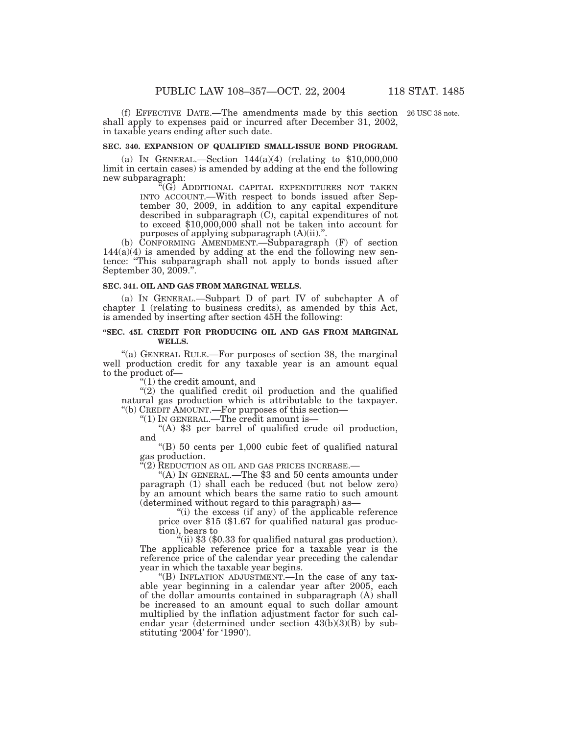(f) EFFECTIVE DATE.—The amendments made by this section shall apply to expenses paid or incurred after December 31, 2002, in taxable years ending after such date.

26 USC 38 note.

**SEC. 340. EXPANSION OF QUALIFIED SMALL-ISSUE BOND PROGRAM.**

(a) IN GENERAL.—Section 144(a)(4) (relating to $10,000,000 limit in certain cases) is amended by adding at the end the following new subparagraph:

"(G) ADDITIONAL CAPITAL EXPENDITURES NOT TAKEN INTO ACCOUNT.—With respect to bonds issued after September 30, 2009, in addition to any capital expenditure described in subparagraph (C), capital expenditures of not to exceed $10,000,000 shall not be taken into account for purposes of applying subparagraph (A)(ii).".

(b) CONFORMING AMENDMENT.—Subparagraph (F) of section 144(a)(4) is amended by adding at the end the following new sentence: "This subparagraph shall not apply to bonds issued after September 30, 2009.".

**SEC. 341. OIL AND GAS FROM MARGINAL WELLS.**

(a) IN GENERAL.—Subpart D of part IV of subchapter A of chapter 1 (relating to business credits), as amended by this Act, is amended by inserting after section 45H the following:

**"SEC. 45I. CREDIT FOR PRODUCING OIL AND GAS FROM MARGINAL WELLS.**

"(a) GENERAL RULE.—For purposes of section 38, the marginal well production credit for any taxable year is an amount equal to the product of—

"(1) the credit amount, and

"(2) the qualified credit oil production and the qualified natural gas production which is attributable to the taxpayer.

"(b) CREDIT AMOUNT.—For purposes of this section—

"(1) IN GENERAL.—The credit amount is—

"(A) $3 per barrel of qualified crude oil production, and

"(B) 50 cents per 1,000 cubic feet of qualified natural gas production.

"(2) REDUCTION AS OIL AND GAS PRICES INCREASE.—

"(A) IN GENERAL.—The $3 and 50 cents amounts under paragraph (1) shall each be reduced (but not below zero) by an amount which bears the same ratio to such amount (determined without regard to this paragraph) as—

"(i) the excess (if any) of the applicable reference price over $15 ($1.67 for qualified natural gas production), bears to

"(ii) $3 ($0.33 for qualified natural gas production).

The applicable reference price for a taxable year is the reference price of the calendar year preceding the calendar year in which the taxable year begins.

"(B) INFLATION ADJUSTMENT.—In the case of any taxable year beginning in a calendar year after 2005, each of the dollar amounts contained in subparagraph (A) shall be increased to an amount equal to such dollar amount multiplied by the inflation adjustment factor for such calendar year (determined under section 43(b)(3)(B) by substituting '2004' for '1990').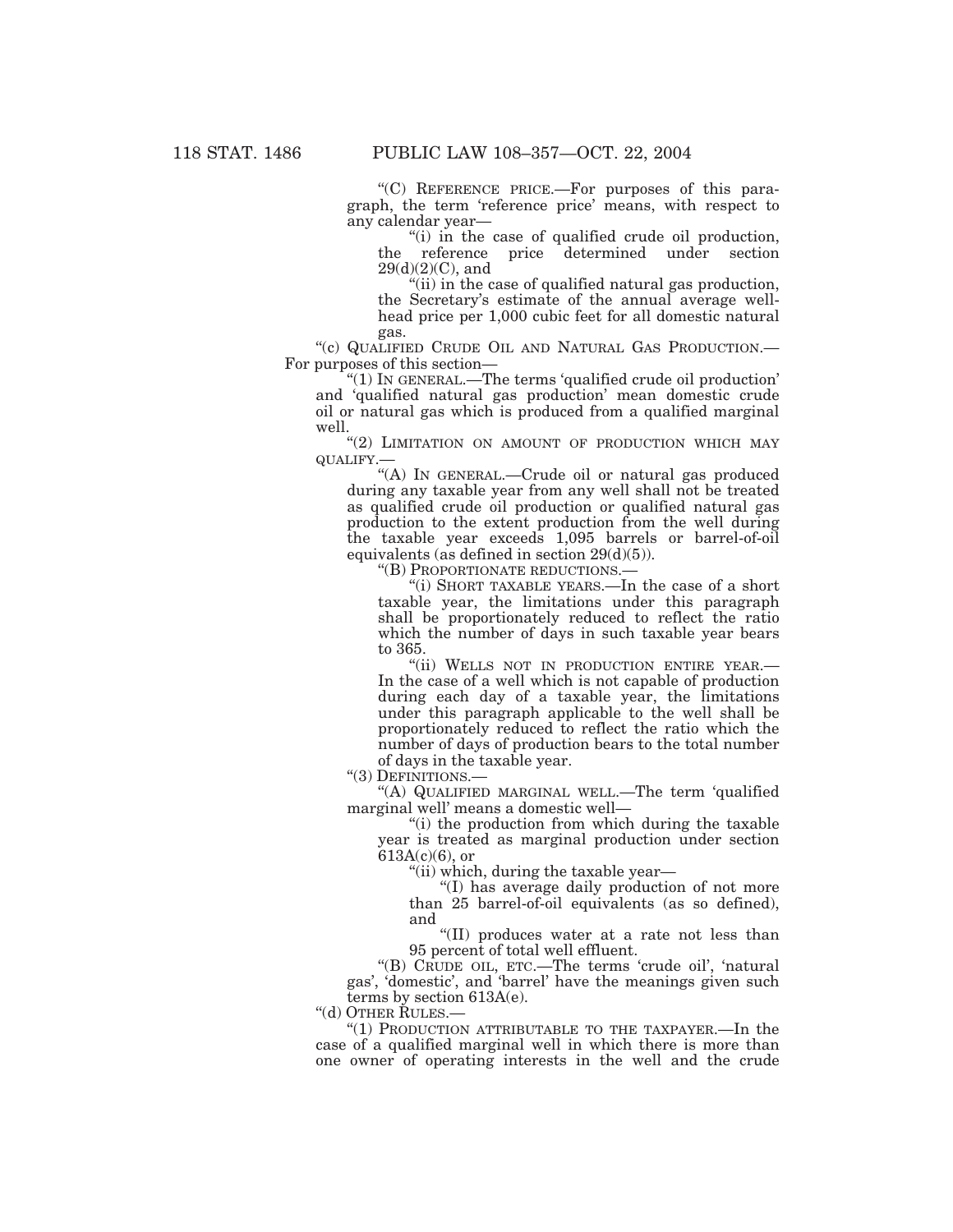"(C) REFERENCE PRICE.—For purposes of this paragraph, the term 'reference price' means, with respect to any calendar year—

"(i) in the case of qualified crude oil production, the reference price determined under section 29(d)(2)(C), and

"(ii) in the case of qualified natural gas production, the Secretary's estimate of the annual average wellhead price per 1,000 cubic feet for all domestic natural gas.

"(c) QUALIFIED CRUDE OIL AND NATURAL GAS PRODUCTION.—For purposes of this section—

"(1) IN GENERAL.—The terms 'qualified crude oil production' and 'qualified natural gas production' mean domestic crude oil or natural gas which is produced from a qualified marginal well.

"(2) LIMITATION ON AMOUNT OF PRODUCTION WHICH MAY QUALIFY.—

"(A) IN GENERAL.—Crude oil or natural gas produced during any taxable year from any well shall not be treated as qualified crude oil production or qualified natural gas production to the extent production from the well during the taxable year exceeds 1,095 barrels or barrel-of-oil equivalents (as defined in section 29(d)(5)).

"(B) PROPORTIONATE REDUCTIONS.—

"(i) SHORT TAXABLE YEARS.—In the case of a short taxable year, the limitations under this paragraph shall be proportionately reduced to reflect the ratio which the number of days in such taxable year bears to 365.

"(ii) WELLS NOT IN PRODUCTION ENTIRE YEAR.—In the case of a well which is not capable of production during each day of a taxable year, the limitations under this paragraph applicable to the well shall be proportionately reduced to reflect the ratio which the number of days of production bears to the total number of days in the taxable year.

"(3) DEFINITIONS.—

"(A) QUALIFIED MARGINAL WELL.—The term 'qualified marginal well' means a domestic well—

"(i) the production from which during the taxable year is treated as marginal production under section 613A(c)(6), or

"(ii) which, during the taxable year—

"(I) has average daily production of not more than 25 barrel-of-oil equivalents (as so defined), and

"(II) produces water at a rate not less than 95 percent of total well effluent.

"(B) CRUDE OIL, ETC.—The terms 'crude oil', 'natural gas', 'domestic', and 'barrel' have the meanings given such terms by section 613A(e).

"(d) OTHER RULES.—

"(1) PRODUCTION ATTRIBUTABLE TO THE TAXPAYER.—In the case of a qualified marginal well in which there is more than one owner of operating interests in the well and the crude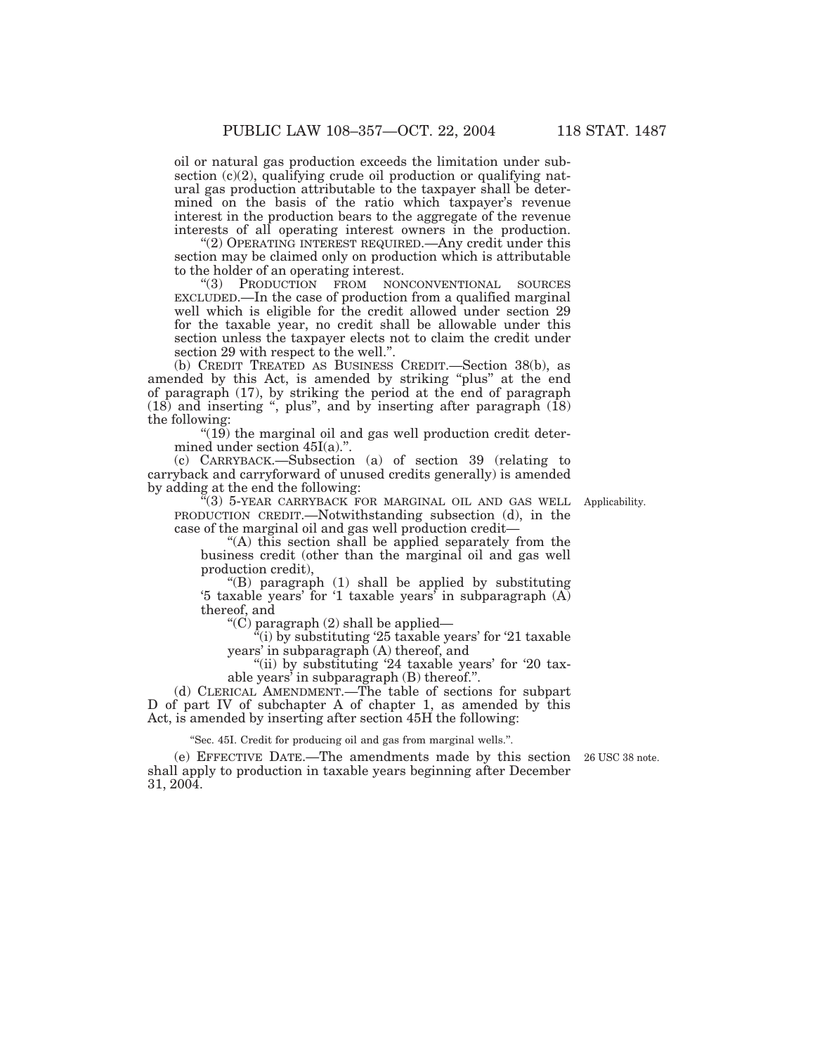oil or natural gas production exceeds the limitation under subsection (c)(2), qualifying crude oil production or qualifying natural gas production attributable to the taxpayer shall be determined on the basis of the ratio which taxpayer's revenue interest in the production bears to the aggregate of the revenue interests of all operating interest owners in the production.

"(2) OPERATING INTEREST REQUIRED.—Any credit under this section may be claimed only on production which is attributable to the holder of an operating interest.

"(3) PRODUCTION FROM NONCONVENTIONAL SOURCES EXCLUDED.—In the case of production from a qualified marginal well which is eligible for the credit allowed under section 29 for the taxable year, no credit shall be allowable under this section unless the taxpayer elects not to claim the credit under section 29 with respect to the well.".

(b) CREDIT TREATED AS BUSINESS CREDIT.—Section 38(b), as amended by this Act, is amended by striking "plus" at the end of paragraph (17), by striking the period at the end of paragraph (18) and inserting ", plus", and by inserting after paragraph (18) the following:

"(19) the marginal oil and gas well production credit determined under section 45I(a).".

(c) CARRYBACK.—Subsection (a) of section 39 (relating to carryback and carryforward of unused credits generally) is amended by adding at the end the following:

Applicability.

"(3) 5-YEAR CARRYBACK FOR MARGINAL OIL AND GAS WELL PRODUCTION CREDIT.—Notwithstanding subsection (d), in the case of the marginal oil and gas well production credit—

"(A) this section shall be applied separately from the business credit (other than the marginal oil and gas well production credit),

"(B) paragraph (1) shall be applied by substituting '5 taxable years' for '1 taxable years' in subparagraph (A) thereof, and

"(C) paragraph (2) shall be applied—

"(i) by substituting '25 taxable years' for '21 taxable years' in subparagraph (A) thereof, and

"(ii) by substituting '24 taxable years' for '20 taxable years' in subparagraph (B) thereof.".

(d) CLERICAL AMENDMENT.—The table of sections for subpart D of part IV of subchapter A of chapter 1, as amended by this Act, is amended by inserting after section 45H the following:

"Sec. 45I. Credit for producing oil and gas from marginal wells.".

26 USC 38 note.

(e) EFFECTIVE DATE.—The amendments made by this section shall apply to production in taxable years beginning after December 31, 2004.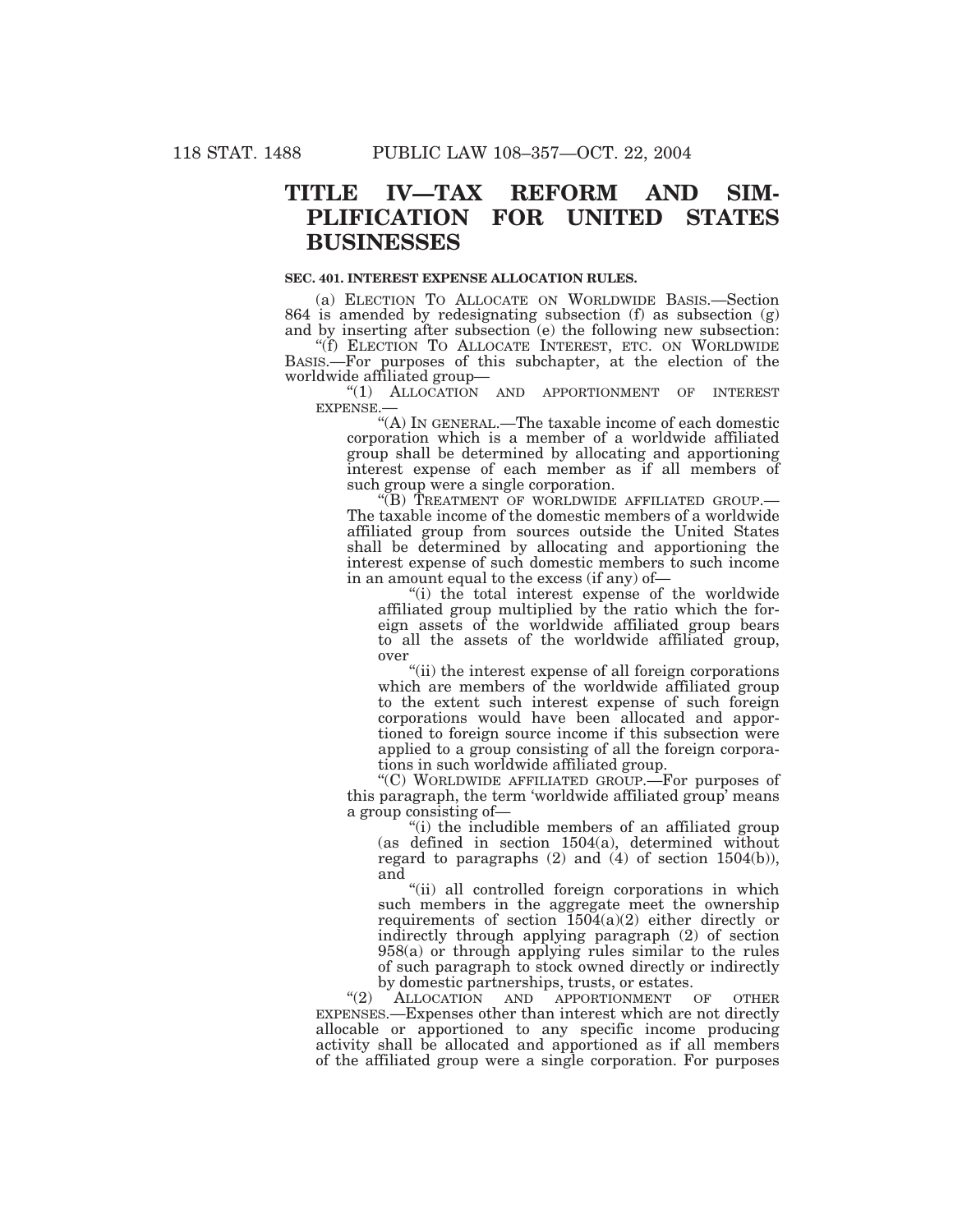# TITLE IV—TAX REFORM AND SIMPLIFICATION FOR UNITED STATES BUSINESSES

### SEC. 401. INTEREST EXPENSE ALLOCATION RULES.

(a) ELECTION TO ALLOCATE ON WORLDWIDE BASIS.—Section 864 is amended by redesignating subsection (f) as subsection (g) and by inserting after subsection (e) the following new subsection:

"(f) ELECTION TO ALLOCATE INTEREST, ETC. ON WORLDWIDE BASIS.—For purposes of this subchapter, at the election of the worldwide affiliated group—

"(1) ALLOCATION AND APPORTIONMENT OF INTEREST EXPENSE.—

"(A) IN GENERAL.—The taxable income of each domestic corporation which is a member of a worldwide affiliated group shall be determined by allocating and apportioning interest expense of each member as if all members of such group were a single corporation.

"(B) TREATMENT OF WORLDWIDE AFFILIATED GROUP.—The taxable income of the domestic members of a worldwide affiliated group from sources outside the United States shall be determined by allocating and apportioning the interest expense of such domestic members to such income in an amount equal to the excess (if any) of—

"(i) the total interest expense of the worldwide affiliated group multiplied by the ratio which the foreign assets of the worldwide affiliated group bears to all the assets of the worldwide affiliated group, over

"(ii) the interest expense of all foreign corporations which are members of the worldwide affiliated group to the extent such interest expense of such foreign corporations would have been allocated and apportioned to foreign source income if this subsection were applied to a group consisting of all the foreign corporations in such worldwide affiliated group.

"(C) WORLDWIDE AFFILIATED GROUP.—For purposes of this paragraph, the term 'worldwide affiliated group' means a group consisting of—

"(i) the includible members of an affiliated group (as defined in section 1504(a), determined without regard to paragraphs (2) and (4) of section 1504(b)), and

"(ii) all controlled foreign corporations in which such members in the aggregate meet the ownership requirements of section 1504(a)(2) either directly or indirectly through applying paragraph (2) of section 958(a) or through applying rules similar to the rules of such paragraph to stock owned directly or indirectly by domestic partnerships, trusts, or estates.

"(2) ALLOCATION AND APPORTIONMENT OF OTHER EXPENSES.—Expenses other than interest which are not directly allocable or apportioned to any specific income producing activity shall be allocated and apportioned as if all members of the affiliated group were a single corporation. For purposes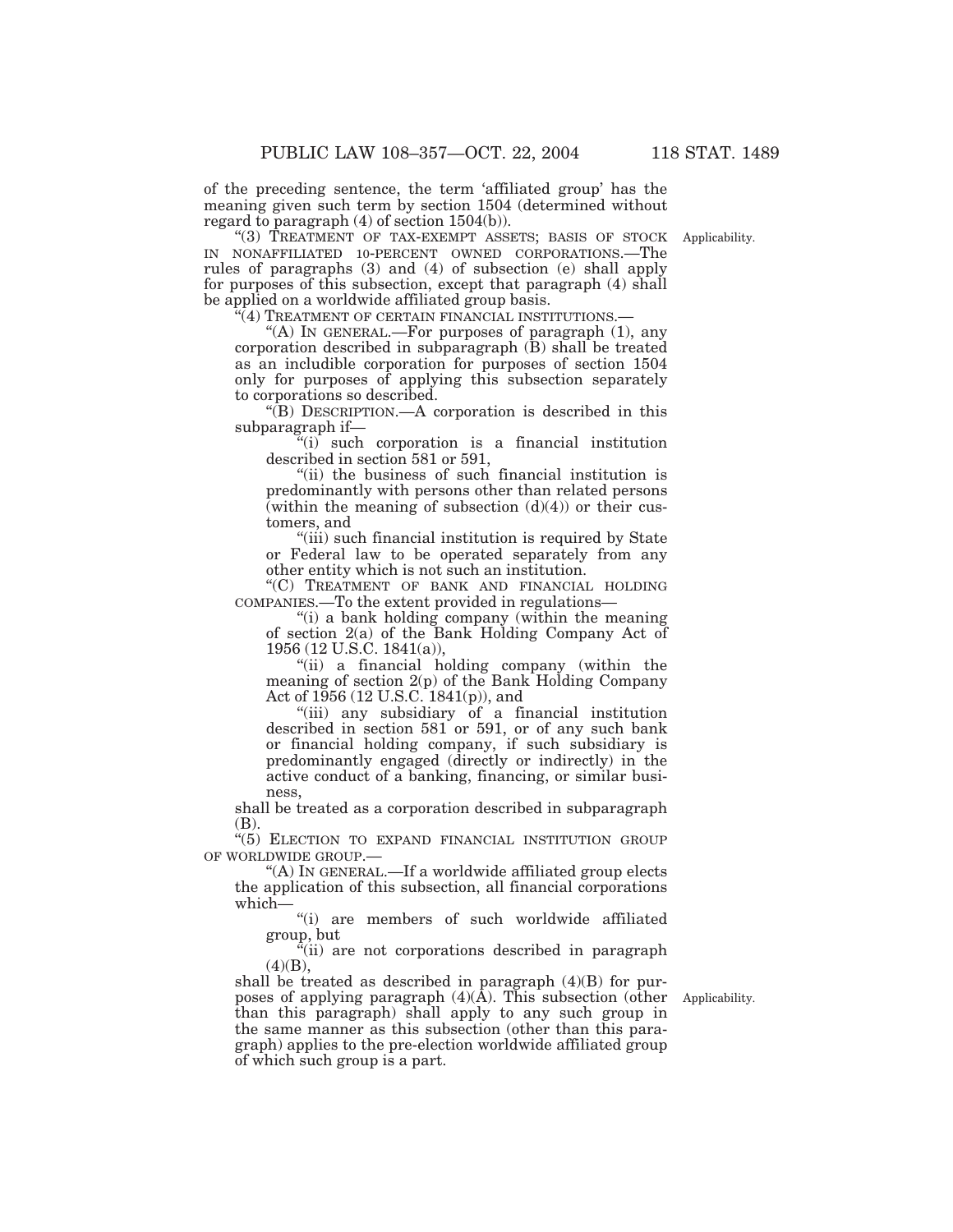of the preceding sentence, the term 'affiliated group' has the meaning given such term by section 1504 (determined without regard to paragraph (4) of section 1504(b)).

"(3) TREATMENT OF TAX-EXEMPT ASSETS; BASIS OF STOCK IN NONAFFILIATED 10-PERCENT OWNED CORPORATIONS.—The rules of paragraphs (3) and (4) of subsection (e) shall apply for purposes of this subsection, except that paragraph (4) shall be applied on a worldwide affiliated group basis.

Applicability.

"(4) TREATMENT OF CERTAIN FINANCIAL INSTITUTIONS.—

"(A) IN GENERAL.—For purposes of paragraph (1), any corporation described in subparagraph (B) shall be treated as an includible corporation for purposes of section 1504 only for purposes of applying this subsection separately to corporations so described.

"(B) DESCRIPTION.—A corporation is described in this subparagraph if—

"(i) such corporation is a financial institution described in section 581 or 591,

"(ii) the business of such financial institution is predominantly with persons other than related persons (within the meaning of subsection (d)(4)) or their customers, and

"(iii) such financial institution is required by State or Federal law to be operated separately from any other entity which is not such an institution.

"(C) TREATMENT OF BANK AND FINANCIAL HOLDING COMPANIES.—To the extent provided in regulations—

"(i) a bank holding company (within the meaning of section 2(a) of the Bank Holding Company Act of 1956 (12 U.S.C. 1841(a)),

"(ii) a financial holding company (within the meaning of section 2(p) of the Bank Holding Company Act of 1956 (12 U.S.C. 1841(p)), and

"(iii) any subsidiary of a financial institution described in section 581 or 591, or of any such bank or financial holding company, if such subsidiary is predominantly engaged (directly or indirectly) in the active conduct of a banking, financing, or similar business,

shall be treated as a corporation described in subparagraph (B).

"(5) ELECTION TO EXPAND FINANCIAL INSTITUTION GROUP OF WORLDWIDE GROUP.—

"(A) IN GENERAL.—If a worldwide affiliated group elects the application of this subsection, all financial corporations which—

"(i) are members of such worldwide affiliated group, but

"(ii) are not corporations described in paragraph (4)(B),

shall be treated as described in paragraph (4)(B) for purposes of applying paragraph (4)(A). This subsection (other than this paragraph) shall apply to any such group in the same manner as this subsection (other than this paragraph) applies to the pre-election worldwide affiliated group of which such group is a part.

Applicability.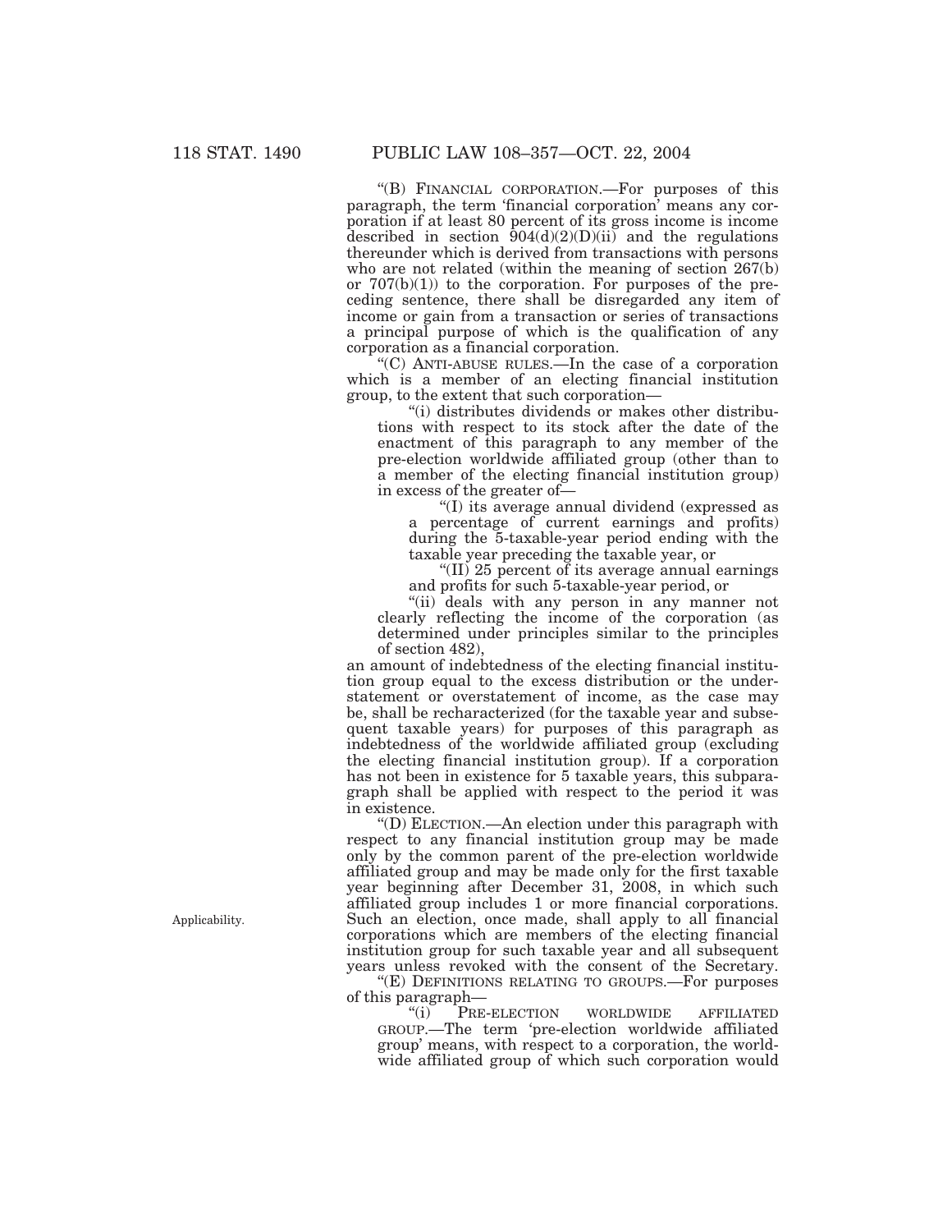"(B) FINANCIAL CORPORATION.—For purposes of this paragraph, the term 'financial corporation' means any corporation if at least 80 percent of its gross income is income described in section 904(d)(2)(D)(ii) and the regulations thereunder which is derived from transactions with persons who are not related (within the meaning of section 267(b) or 707(b)(1)) to the corporation. For purposes of the preceding sentence, there shall be disregarded any item of income or gain from a transaction or series of transactions a principal purpose of which is the qualification of any corporation as a financial corporation.

"(C) ANTI-ABUSE RULES.—In the case of a corporation which is a member of an electing financial institution group, to the extent that such corporation—

"(i) distributes dividends or makes other distributions with respect to its stock after the date of the enactment of this paragraph to any member of the pre-election worldwide affiliated group (other than to a member of the electing financial institution group) in excess of the greater of—

"(I) its average annual dividend (expressed as a percentage of current earnings and profits) during the 5-taxable-year period ending with the taxable year preceding the taxable year, or

"(II) 25 percent of its average annual earnings and profits for such 5-taxable-year period, or

"(ii) deals with any person in any manner not clearly reflecting the income of the corporation (as determined under principles similar to the principles of section 482),

an amount of indebtedness of the electing financial institution group equal to the excess distribution or the understatement or overstatement of income, as the case may be, shall be recharacterized (for the taxable year and subsequent taxable years) for purposes of this paragraph as indebtedness of the worldwide affiliated group (excluding the electing financial institution group). If a corporation has not been in existence for 5 taxable years, this subparagraph shall be applied with respect to the period it was in existence.

"(D) ELECTION.—An election under this paragraph with respect to any financial institution group may be made only by the common parent of the pre-election worldwide affiliated group and may be made only for the first taxable year beginning after December 31, 2008, in which such affiliated group includes 1 or more financial corporations. Such an election, once made, shall apply to all financial corporations which are members of the electing financial institution group for such taxable year and all subsequent years unless revoked with the consent of the Secretary.

Applicability.

"(E) DEFINITIONS RELATING TO GROUPS.—For purposes of this paragraph—

"(i) PRE-ELECTION WORLDWIDE AFFILIATED GROUP.—The term 'pre-election worldwide affiliated group' means, with respect to a corporation, the worldwide affiliated group of which such corporation would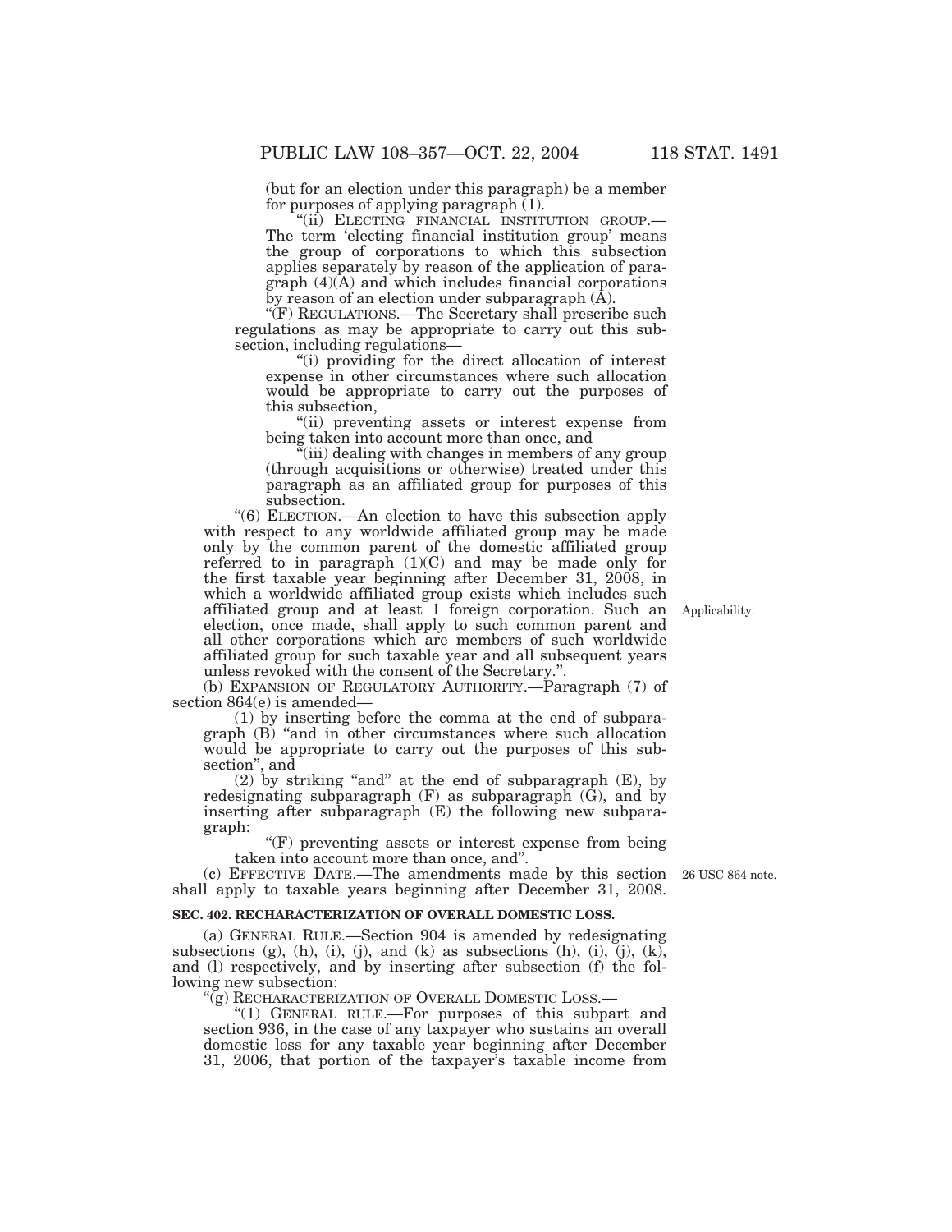(but for an election under this paragraph) be a member for purposes of applying paragraph (1).

"(ii) ELECTING FINANCIAL INSTITUTION GROUP.—The term 'electing financial institution group' means the group of corporations to which this subsection applies separately by reason of the application of paragraph (4)(A) and which includes financial corporations by reason of an election under subparagraph (A).

"(F) REGULATIONS.—The Secretary shall prescribe such regulations as may be appropriate to carry out this subsection, including regulations—

"(i) providing for the direct allocation of interest expense in other circumstances where such allocation would be appropriate to carry out the purposes of this subsection,

"(ii) preventing assets or interest expense from being taken into account more than once, and

"(iii) dealing with changes in members of any group (through acquisitions or otherwise) treated under this paragraph as an affiliated group for purposes of this subsection.

"(6) ELECTION.—An election to have this subsection apply with respect to any worldwide affiliated group may be made only by the common parent of the domestic affiliated group referred to in paragraph (1)(C) and may be made only for the first taxable year beginning after December 31, 2008, in which a worldwide affiliated group exists which includes such affiliated group and at least 1 foreign corporation. Such an election, once made, shall apply to such common parent and all other corporations which are members of such worldwide affiliated group for such taxable year and all subsequent years unless revoked with the consent of the Secretary.".

Applicability.

(b) EXPANSION OF REGULATORY AUTHORITY.—Paragraph (7) of section 864(e) is amended—

(1) by inserting before the comma at the end of subparagraph (B) "and in other circumstances where such allocation would be appropriate to carry out the purposes of this subsection", and

(2) by striking "and" at the end of subparagraph (E), by redesignating subparagraph (F) as subparagraph (G), and by inserting after subparagraph (E) the following new subparagraph:

"(F) preventing assets or interest expense from being taken into account more than once, and".

(c) EFFECTIVE DATE.—The amendments made by this section shall apply to taxable years beginning after December 31, 2008.

26 USC 864 note.

**SEC. 402. RECHARACTERIZATION OF OVERALL DOMESTIC LOSS.**

(a) GENERAL RULE.—Section 904 is amended by redesignating subsections (g), (h), (i), (j), and (k) as subsections (h), (i), (j), (k), and (l) respectively, and by inserting after subsection (f) the following new subsection:

"(g) RECHARACTERIZATION OF OVERALL DOMESTIC LOSS.—

"(1) GENERAL RULE.—For purposes of this subpart and section 936, in the case of any taxpayer who sustains an overall domestic loss for any taxable year beginning after December 31, 2006, that portion of the taxpayer's taxable income from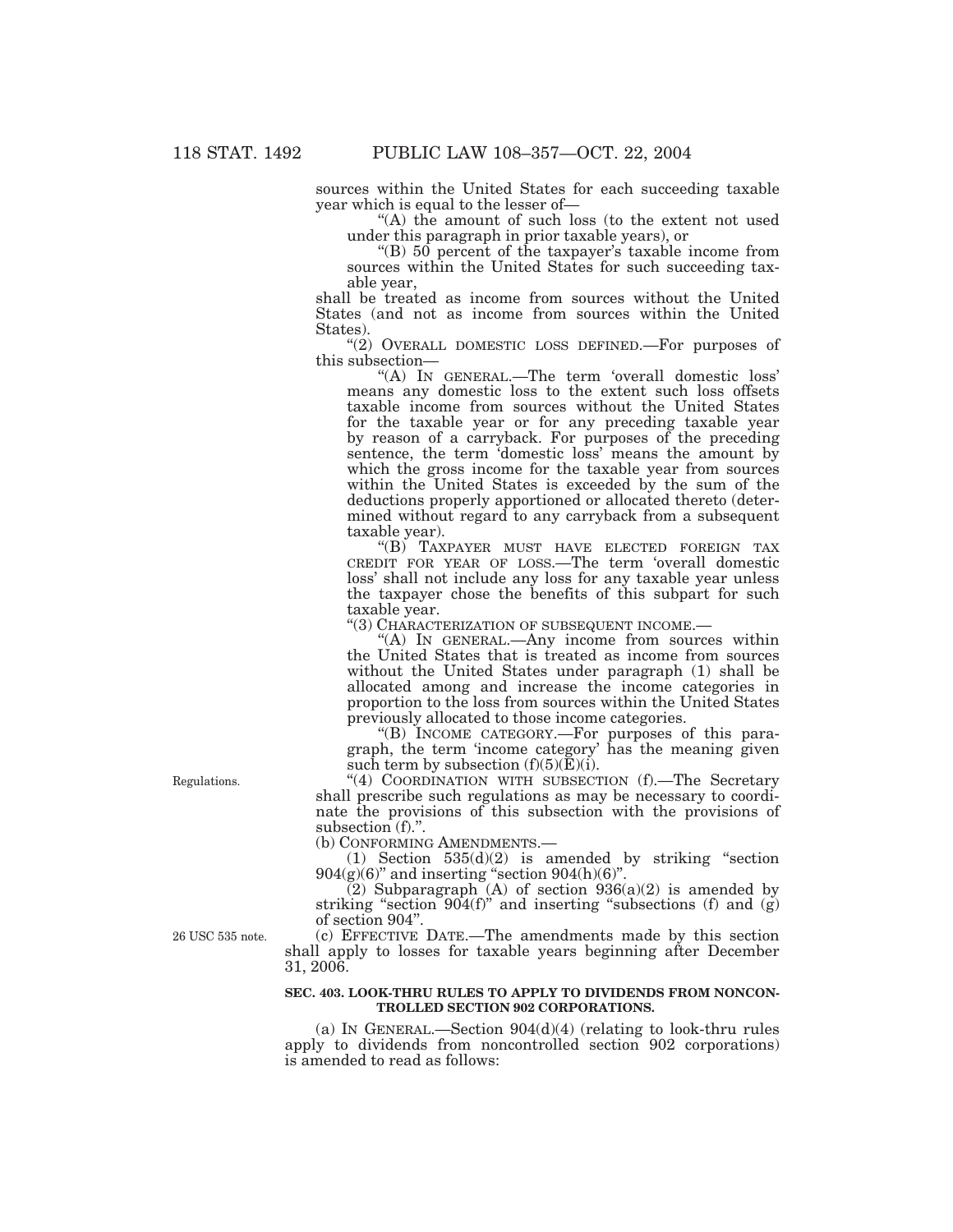sources within the United States for each succeeding taxable year which is equal to the lesser of—

"(A) the amount of such loss (to the extent not used under this paragraph in prior taxable years), or

"(B) 50 percent of the taxpayer's taxable income from sources within the United States for such succeeding taxable year,

shall be treated as income from sources without the United States (and not as income from sources within the United States).

"(2) OVERALL DOMESTIC LOSS DEFINED.—For purposes of this subsection—

"(A) IN GENERAL.—The term 'overall domestic loss' means any domestic loss to the extent such loss offsets taxable income from sources without the United States for the taxable year or for any preceding taxable year by reason of a carryback. For purposes of the preceding sentence, the term 'domestic loss' means the amount by which the gross income for the taxable year from sources within the United States is exceeded by the sum of the deductions properly apportioned or allocated thereto (determined without regard to any carryback from a subsequent taxable year).

"(B) TAXPAYER MUST HAVE ELECTED FOREIGN TAX CREDIT FOR YEAR OF LOSS.—The term 'overall domestic loss' shall not include any loss for any taxable year unless the taxpayer chose the benefits of this subpart for such taxable year.

"(3) CHARACTERIZATION OF SUBSEQUENT INCOME.—

"(A) IN GENERAL.—Any income from sources within the United States that is treated as income from sources without the United States under paragraph (1) shall be allocated among and increase the income categories in proportion to the loss from sources within the United States previously allocated to those income categories.

"(B) INCOME CATEGORY.—For purposes of this paragraph, the term 'income category' has the meaning given such term by subsection (f)(5)(E)(i).

Regulations.

"(4) COORDINATION WITH SUBSECTION (f).—The Secretary shall prescribe such regulations as may be necessary to coordinate the provisions of this subsection with the provisions of subsection (f).".

(b) CONFORMING AMENDMENTS.—

(1) Section 535(d)(2) is amended by striking "section 904(g)(6)" and inserting "section 904(h)(6)".

(2) Subparagraph (A) of section 936(a)(2) is amended by striking "section 904(f)" and inserting "subsections (f) and (g) of section 904".

26 USC 535 note.

(c) EFFECTIVE DATE.—The amendments made by this section shall apply to losses for taxable years beginning after December 31, 2006.

**SEC. 403. LOOK-THRU RULES TO APPLY TO DIVIDENDS FROM NONCONTROLLED SECTION 902 CORPORATIONS.**

(a) IN GENERAL.—Section 904(d)(4) (relating to look-thru rules apply to dividends from noncontrolled section 902 corporations) is amended to read as follows: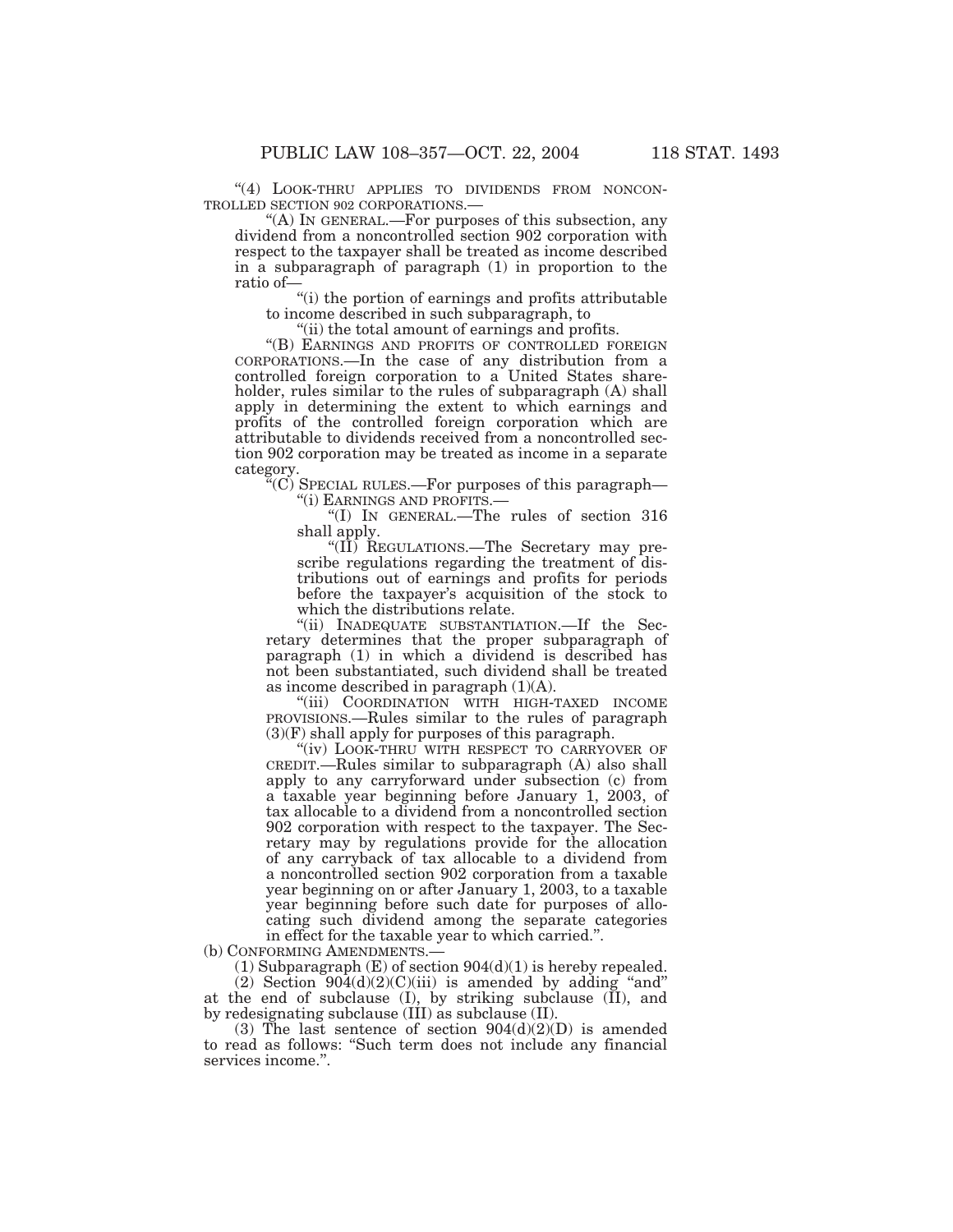"(4) LOOK-THRU APPLIES TO DIVIDENDS FROM NONCONTROLLED SECTION 902 CORPORATIONS.—

"(A) IN GENERAL.—For purposes of this subsection, any dividend from a noncontrolled section 902 corporation with respect to the taxpayer shall be treated as income described in a subparagraph of paragraph (1) in proportion to the ratio of—

"(i) the portion of earnings and profits attributable to income described in such subparagraph, to

"(ii) the total amount of earnings and profits.

"(B) EARNINGS AND PROFITS OF CONTROLLED FOREIGN CORPORATIONS.—In the case of any distribution from a controlled foreign corporation to a United States shareholder, rules similar to the rules of subparagraph (A) shall apply in determining the extent to which earnings and profits of the controlled foreign corporation which are attributable to dividends received from a noncontrolled section 902 corporation may be treated as income in a separate category.

"(C) SPECIAL RULES.—For purposes of this paragraph—

"(i) EARNINGS AND PROFITS.—

"(I) IN GENERAL.—The rules of section 316 shall apply.

"(II) REGULATIONS.—The Secretary may prescribe regulations regarding the treatment of distributions out of earnings and profits for periods before the taxpayer's acquisition of the stock to which the distributions relate.

"(ii) INADEQUATE SUBSTANTIATION.—If the Secretary determines that the proper subparagraph of paragraph (1) in which a dividend is described has not been substantiated, such dividend shall be treated as income described in paragraph (1)(A).

"(iii) COORDINATION WITH HIGH-TAXED INCOME PROVISIONS.—Rules similar to the rules of paragraph (3)(F) shall apply for purposes of this paragraph.

"(iv) LOOK-THRU WITH RESPECT TO CARRYOVER OF CREDIT.—Rules similar to subparagraph (A) also shall apply to any carryforward under subsection (c) from a taxable year beginning before January 1, 2003, of tax allocable to a dividend from a noncontrolled section 902 corporation with respect to the taxpayer. The Secretary may by regulations provide for the allocation of any carryback of tax allocable to a dividend from a noncontrolled section 902 corporation from a taxable year beginning on or after January 1, 2003, to a taxable year beginning before such date for purposes of allocating such dividend among the separate categories in effect for the taxable year to which carried.".

(b) CONFORMING AMENDMENTS.—

(1) Subparagraph (E) of section 904(d)(1) is hereby repealed.

(2) Section 904(d)(2)(C)(iii) is amended by adding "and" at the end of subclause (I), by striking subclause (II), and by redesignating subclause (III) as subclause (II).

(3) The last sentence of section 904(d)(2)(D) is amended to read as follows: "Such term does not include any financial services income.".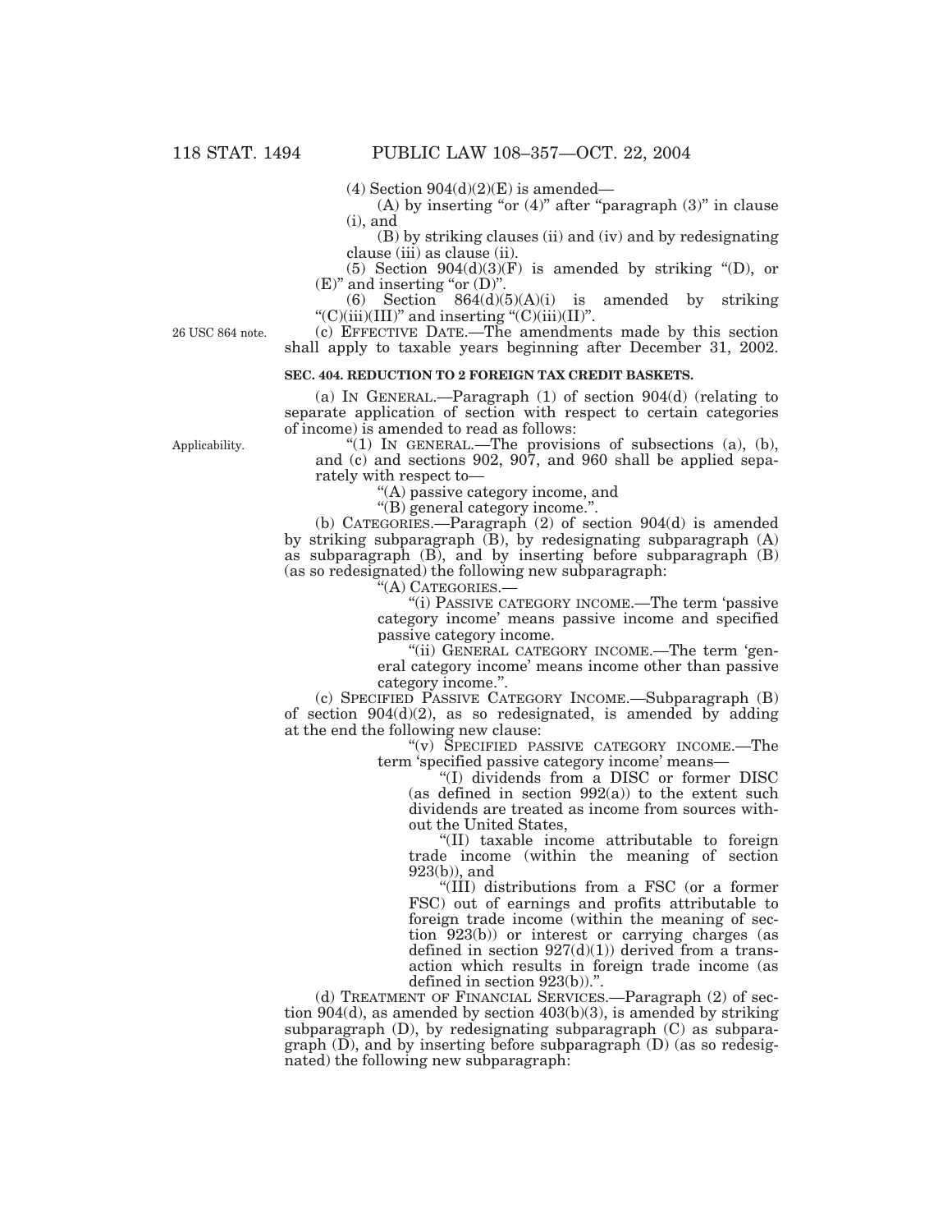(4) Section 904(d)(2)(E) is amended—

(A) by inserting "or (4)" after "paragraph (3)" in clause (i), and

(B) by striking clauses (ii) and (iv) and by redesignating clause (iii) as clause (ii).

(5) Section 904(d)(3)(F) is amended by striking "(D), or (E)" and inserting "or (D)".

(6) Section 864(d)(5)(A)(i) is amended by striking "(C)(iii)(III)" and inserting "(C)(iii)(II)".

26 USC 864 note.

(c) EFFECTIVE DATE.—The amendments made by this section shall apply to taxable years beginning after December 31, 2002.

**SEC. 404. REDUCTION TO 2 FOREIGN TAX CREDIT BASKETS.**

(a) IN GENERAL.—Paragraph (1) of section 904(d) (relating to separate application of section with respect to certain categories of income) is amended to read as follows:

Applicability.

"(1) IN GENERAL.—The provisions of subsections (a), (b), and (c) and sections 902, 907, and 960 shall be applied separately with respect to—

"(A) passive category income, and

"(B) general category income.".

(b) CATEGORIES.—Paragraph (2) of section 904(d) is amended by striking subparagraph (B), by redesignating subparagraph (A) as subparagraph (B), and by inserting before subparagraph (B) (as so redesignated) the following new subparagraph:

"(A) CATEGORIES.—

"(i) PASSIVE CATEGORY INCOME.—The term 'passive category income' means passive income and specified passive category income.

"(ii) GENERAL CATEGORY INCOME.—The term 'general category income' means income other than passive category income.".

(c) SPECIFIED PASSIVE CATEGORY INCOME.—Subparagraph (B) of section 904(d)(2), as so redesignated, is amended by adding at the end the following new clause:

"(v) SPECIFIED PASSIVE CATEGORY INCOME.—The term 'specified passive category income' means—

"(I) dividends from a DISC or former DISC (as defined in section 992(a)) to the extent such dividends are treated as income from sources without the United States,

"(II) taxable income attributable to foreign trade income (within the meaning of section 923(b)), and

"(III) distributions from a FSC (or a former FSC) out of earnings and profits attributable to foreign trade income (within the meaning of section 923(b)) or interest or carrying charges (as defined in section 927(d)(1)) derived from a transaction which results in foreign trade income (as defined in section 923(b)).".

(d) TREATMENT OF FINANCIAL SERVICES.—Paragraph (2) of section 904(d), as amended by section 403(b)(3), is amended by striking subparagraph (D), by redesignating subparagraph (C) as subparagraph (D), and by inserting before subparagraph (D) (as so redesignated) the following new subparagraph: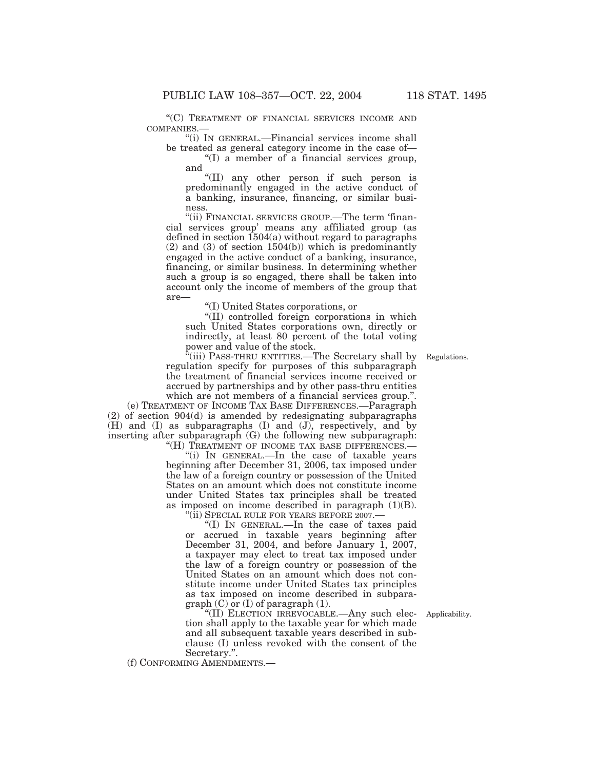"(C) TREATMENT OF FINANCIAL SERVICES INCOME AND COMPANIES.—

"(i) IN GENERAL.—Financial services income shall be treated as general category income in the case of—

"(I) a member of a financial services group, and

"(II) any other person if such person is predominantly engaged in the active conduct of a banking, insurance, financing, or similar business.

"(ii) FINANCIAL SERVICES GROUP.—The term 'financial services group' means any affiliated group (as defined in section 1504(a) without regard to paragraphs (2) and (3) of section 1504(b)) which is predominantly engaged in the active conduct of a banking, insurance, financing, or similar business. In determining whether such a group is so engaged, there shall be taken into account only the income of members of the group that are—

"(I) United States corporations, or

"(II) controlled foreign corporations in which such United States corporations own, directly or indirectly, at least 80 percent of the total voting power and value of the stock.

"(iii) PASS-THRU ENTITIES.—The Secretary shall by regulation specify for purposes of this subparagraph the treatment of financial services income received or accrued by partnerships and by other pass-thru entities which are not members of a financial services group.".

Regulations.

(e) TREATMENT OF INCOME TAX BASE DIFFERENCES.—Paragraph (2) of section 904(d) is amended by redesignating subparagraphs (H) and (I) as subparagraphs (I) and (J), respectively, and by inserting after subparagraph (G) the following new subparagraph:

"(H) TREATMENT OF INCOME TAX BASE DIFFERENCES.—

"(i) IN GENERAL.—In the case of taxable years beginning after December 31, 2006, tax imposed under the law of a foreign country or possession of the United States on an amount which does not constitute income under United States tax principles shall be treated as imposed on income described in paragraph (1)(B).

"(ii) SPECIAL RULE FOR YEARS BEFORE 2007.—

"(I) IN GENERAL.—In the case of taxes paid or accrued in taxable years beginning after December 31, 2004, and before January 1, 2007, a taxpayer may elect to treat tax imposed under the law of a foreign country or possession of the United States on an amount which does not constitute income under United States tax principles as tax imposed on income described in subparagraph (C) or (I) of paragraph (1).

"(II) ELECTION IRREVOCABLE.—Any such election shall apply to the taxable year for which made and all subsequent taxable years described in subclause (I) unless revoked with the consent of the Secretary.".

Applicability.

(f) CONFORMING AMENDMENTS.—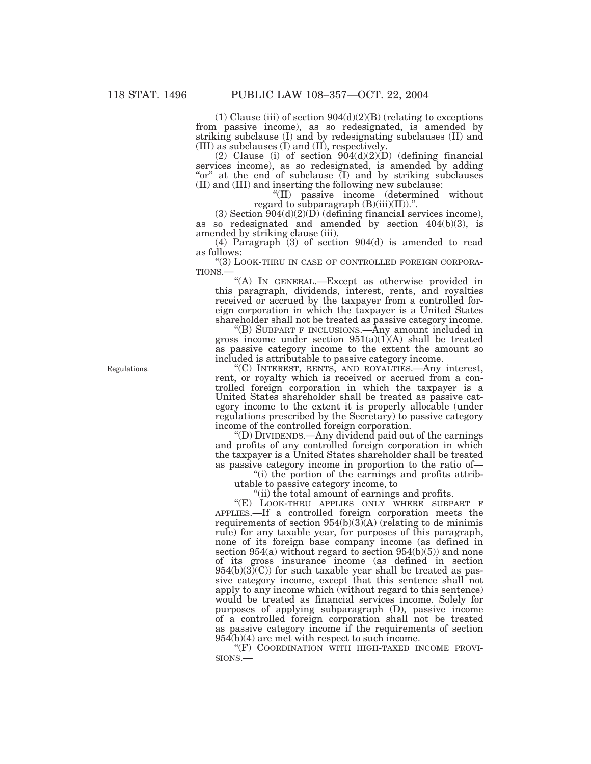(1) Clause (iii) of section 904(d)(2)(B) (relating to exceptions from passive income), as so redesignated, is amended by striking subclause (I) and by redesignating subclauses (II) and (III) as subclauses (I) and (II), respectively.

(2) Clause (i) of section 904(d)(2)(D) (defining financial services income), as so redesignated, is amended by adding "or" at the end of subclause (I) and by striking subclauses (II) and (III) and inserting the following new subclause:

"(II) passive income (determined without regard to subparagraph (B)(iii)(II)).".

(3) Section 904(d)(2)(D) (defining financial services income), as so redesignated and amended by section 404(b)(3), is amended by striking clause (iii).

(4) Paragraph (3) of section 904(d) is amended to read as follows:

"(3) LOOK-THRU IN CASE OF CONTROLLED FOREIGN CORPORATIONS.—

"(A) IN GENERAL.—Except as otherwise provided in this paragraph, dividends, interest, rents, and royalties received or accrued by the taxpayer from a controlled foreign corporation in which the taxpayer is a United States shareholder shall not be treated as passive category income.

"(B) SUBPART F INCLUSIONS.—Any amount included in gross income under section 951(a)(1)(A) shall be treated as passive category income to the extent the amount so included is attributable to passive category income.

Regulations.

"(C) INTEREST, RENTS, AND ROYALTIES.—Any interest, rent, or royalty which is received or accrued from a controlled foreign corporation in which the taxpayer is a United States shareholder shall be treated as passive category income to the extent it is properly allocable (under regulations prescribed by the Secretary) to passive category income of the controlled foreign corporation.

"(D) DIVIDENDS.—Any dividend paid out of the earnings and profits of any controlled foreign corporation in which the taxpayer is a United States shareholder shall be treated as passive category income in proportion to the ratio of—

"(i) the portion of the earnings and profits attributable to passive category income, to

"(ii) the total amount of earnings and profits.

"(E) LOOK-THRU APPLIES ONLY WHERE SUBPART F APPLIES.—If a controlled foreign corporation meets the requirements of section 954(b)(3)(A) (relating to de minimis rule) for any taxable year, for purposes of this paragraph, none of its foreign base company income (as defined in section 954(a) without regard to section 954(b)(5)) and none of its gross insurance income (as defined in section 954(b)(3)(C)) for such taxable year shall be treated as passive category income, except that this sentence shall not apply to any income which (without regard to this sentence) would be treated as financial services income. Solely for purposes of applying subparagraph (D), passive income of a controlled foreign corporation shall not be treated as passive category income if the requirements of section 954(b)(4) are met with respect to such income.

"(F) COORDINATION WITH HIGH-TAXED INCOME PROVISIONS.—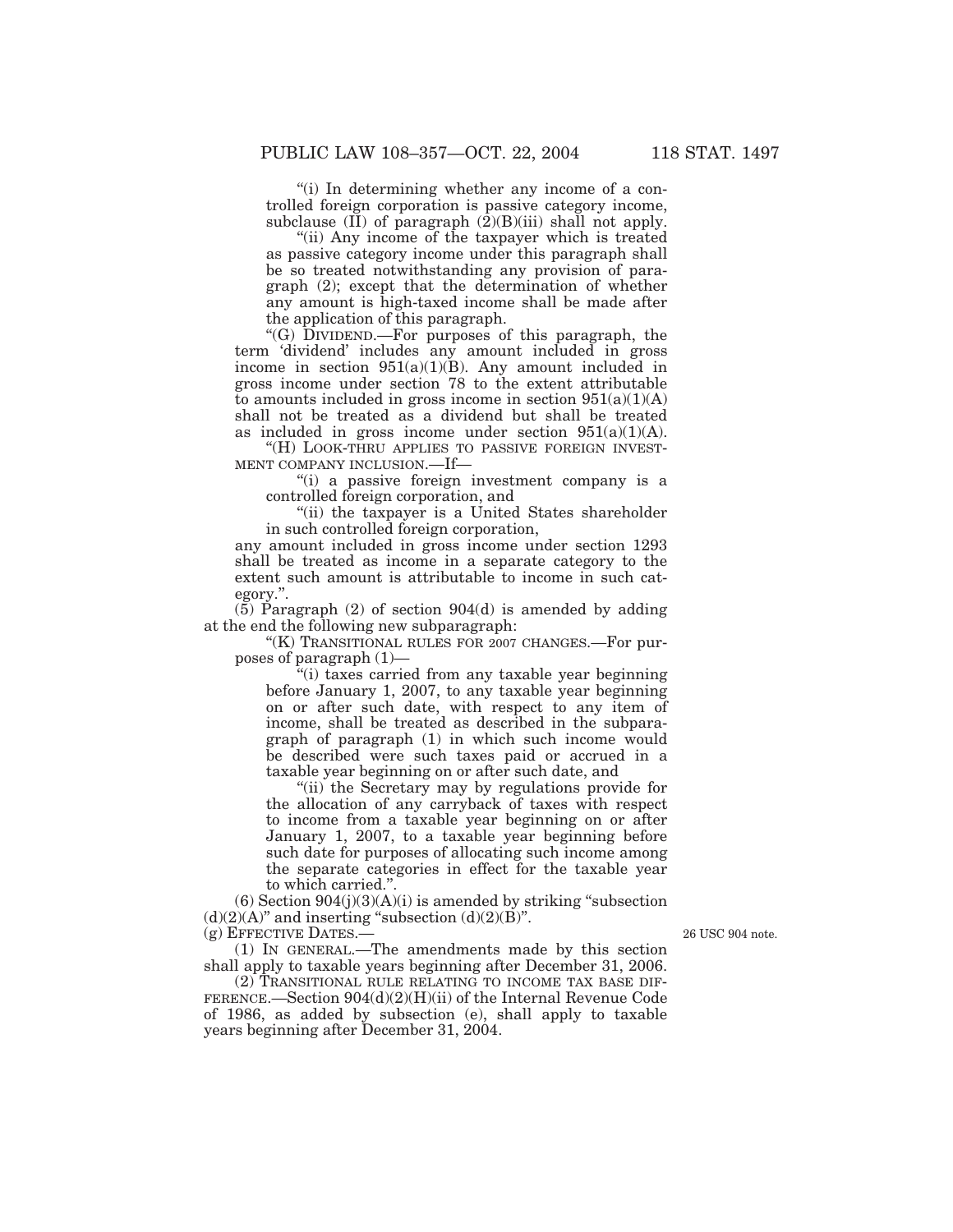"(i) In determining whether any income of a controlled foreign corporation is passive category income, subclause (II) of paragraph (2)(B)(iii) shall not apply.

"(ii) Any income of the taxpayer which is treated as passive category income under this paragraph shall be so treated notwithstanding any provision of paragraph (2); except that the determination of whether any amount is high-taxed income shall be made after the application of this paragraph.

"(G) DIVIDEND.—For purposes of this paragraph, the term 'dividend' includes any amount included in gross income in section 951(a)(1)(B). Any amount included in gross income under section 78 to the extent attributable to amounts included in gross income in section 951(a)(1)(A) shall not be treated as a dividend but shall be treated as included in gross income under section 951(a)(1)(A).

"(H) LOOK-THRU APPLIES TO PASSIVE FOREIGN INVESTMENT COMPANY INCLUSION.—If—

"(i) a passive foreign investment company is a controlled foreign corporation, and

"(ii) the taxpayer is a United States shareholder in such controlled foreign corporation,

any amount included in gross income under section 1293 shall be treated as income in a separate category to the extent such amount is attributable to income in such category.".

(5) Paragraph (2) of section 904(d) is amended by adding at the end the following new subparagraph:

"(K) TRANSITIONAL RULES FOR 2007 CHANGES.—For purposes of paragraph (1)—

"(i) taxes carried from any taxable year beginning before January 1, 2007, to any taxable year beginning on or after such date, with respect to any item of income, shall be treated as described in the subparagraph of paragraph (1) in which such income would be described were such taxes paid or accrued in a taxable year beginning on or after such date, and

"(ii) the Secretary may by regulations provide for the allocation of any carryback of taxes with respect to income from a taxable year beginning on or after January 1, 2007, to a taxable year beginning before such date for purposes of allocating such income among the separate categories in effect for the taxable year to which carried.".

(6) Section 904(j)(3)(A)(i) is amended by striking "subsection (d)(2)(A)" and inserting "subsection (d)(2)(B)".

(g) EFFECTIVE DATES.—

26 USC 904 note.

(1) IN GENERAL.—The amendments made by this section shall apply to taxable years beginning after December 31, 2006.

(2) TRANSITIONAL RULE RELATING TO INCOME TAX BASE DIFFERENCE.—Section 904(d)(2)(H)(ii) of the Internal Revenue Code of 1986, as added by subsection (e), shall apply to taxable years beginning after December 31, 2004.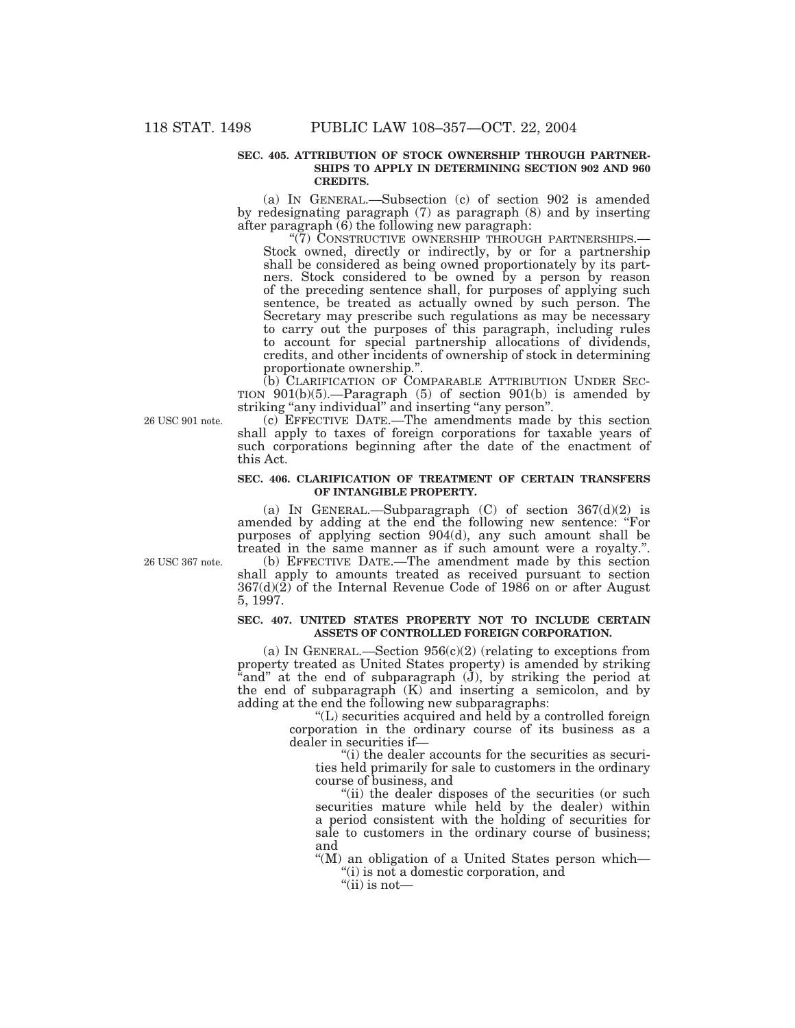**SEC. 405. ATTRIBUTION OF STOCK OWNERSHIP THROUGH PARTNERSHIPS TO APPLY IN DETERMINING SECTION 902 AND 960 CREDITS.**

(a) IN GENERAL.—Subsection (c) of section 902 is amended by redesignating paragraph (7) as paragraph (8) and by inserting after paragraph (6) the following new paragraph:

"(7) CONSTRUCTIVE OWNERSHIP THROUGH PARTNERSHIPS.— Stock owned, directly or indirectly, by or for a partnership shall be considered as being owned proportionately by its partners. Stock considered to be owned by a person by reason of the preceding sentence shall, for purposes of applying such sentence, be treated as actually owned by such person. The Secretary may prescribe such regulations as may be necessary to carry out the purposes of this paragraph, including rules to account for special partnership allocations of dividends, credits, and other incidents of ownership of stock in determining proportionate ownership.".

(b) CLARIFICATION OF COMPARABLE ATTRIBUTION UNDER SECTION 901(b)(5).—Paragraph (5) of section 901(b) is amended by striking "any individual" and inserting "any person".

26 USC 901 note.

(c) EFFECTIVE DATE.—The amendments made by this section shall apply to taxes of foreign corporations for taxable years of such corporations beginning after the date of the enactment of this Act.

**SEC. 406. CLARIFICATION OF TREATMENT OF CERTAIN TRANSFERS OF INTANGIBLE PROPERTY.**

(a) IN GENERAL.—Subparagraph (C) of section 367(d)(2) is amended by adding at the end the following new sentence: "For purposes of applying section 904(d), any such amount shall be treated in the same manner as if such amount were a royalty.".

26 USC 367 note.

(b) EFFECTIVE DATE.—The amendment made by this section shall apply to amounts treated as received pursuant to section 367(d)(2) of the Internal Revenue Code of 1986 on or after August 5, 1997.

**SEC. 407. UNITED STATES PROPERTY NOT TO INCLUDE CERTAIN ASSETS OF CONTROLLED FOREIGN CORPORATION.**

(a) IN GENERAL.—Section 956(c)(2) (relating to exceptions from property treated as United States property) is amended by striking "and" at the end of subparagraph (J), by striking the period at the end of subparagraph (K) and inserting a semicolon, and by adding at the end the following new subparagraphs:

"(L) securities acquired and held by a controlled foreign corporation in the ordinary course of its business as a dealer in securities if—

"(i) the dealer accounts for the securities as securities held primarily for sale to customers in the ordinary course of business, and

"(ii) the dealer disposes of the securities (or such securities mature while held by the dealer) within a period consistent with the holding of securities for sale to customers in the ordinary course of business; and

"(M) an obligation of a United States person which—

"(i) is not a domestic corporation, and

"(ii) is not—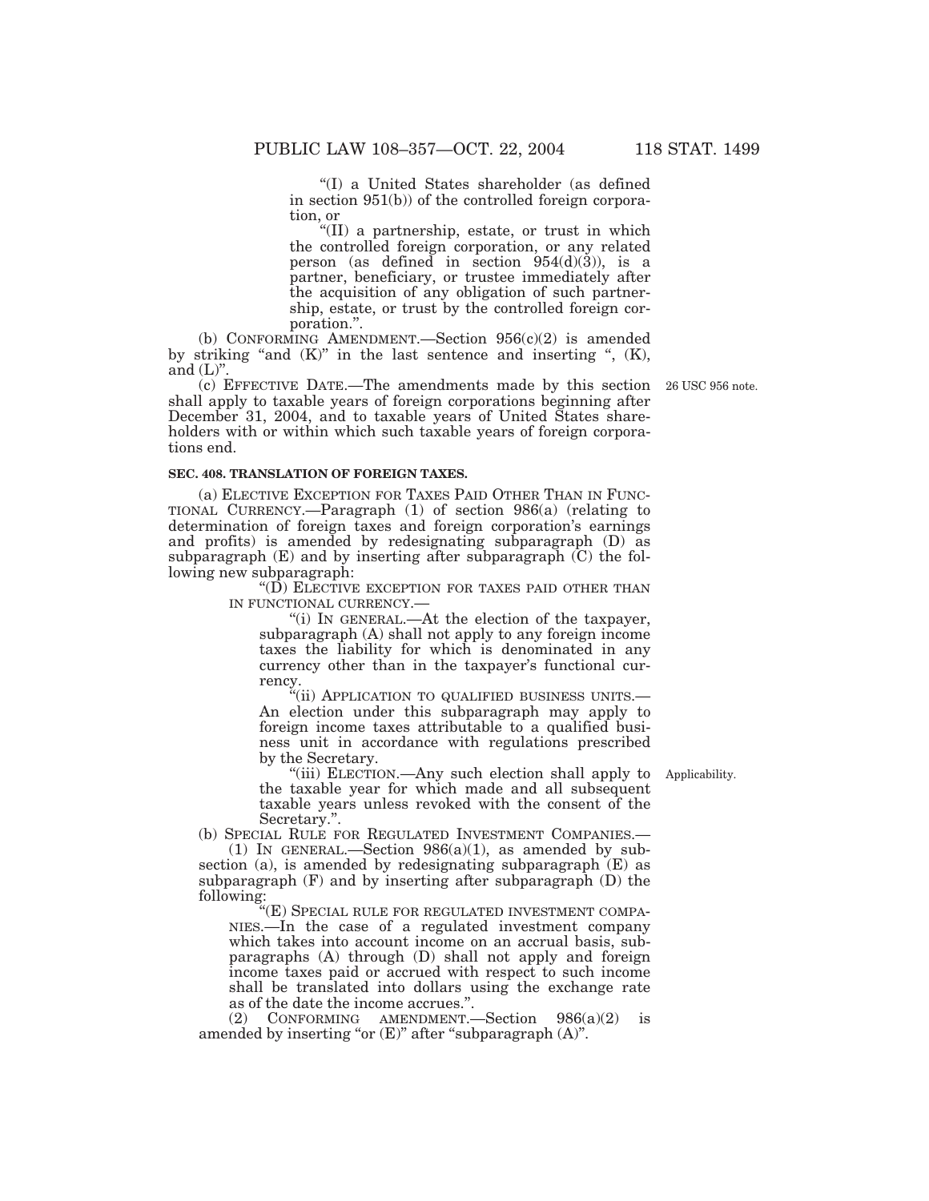"(I) a United States shareholder (as defined in section 951(b)) of the controlled foreign corporation, or

"(II) a partnership, estate, or trust in which the controlled foreign corporation, or any related person (as defined in section 954(d)(3)), is a partner, beneficiary, or trustee immediately after the acquisition of any obligation of such partnership, estate, or trust by the controlled foreign corporation.".

(b) CONFORMING AMENDMENT.—Section 956(c)(2) is amended by striking "and (K)" in the last sentence and inserting ", (K), and (L)".

(c) EFFECTIVE DATE.—The amendments made by this section shall apply to taxable years of foreign corporations beginning after December 31, 2004, and to taxable years of United States shareholders with or within which such taxable years of foreign corporations end.

26 USC 956 note.

**SEC. 408. TRANSLATION OF FOREIGN TAXES.**

(a) ELECTIVE EXCEPTION FOR TAXES PAID OTHER THAN IN FUNCTIONAL CURRENCY.—Paragraph (1) of section 986(a) (relating to determination of foreign taxes and foreign corporation's earnings and profits) is amended by redesignating subparagraph (D) as subparagraph (E) and by inserting after subparagraph (C) the following new subparagraph:

"(D) ELECTIVE EXCEPTION FOR TAXES PAID OTHER THAN IN FUNCTIONAL CURRENCY.—

"(i) IN GENERAL.—At the election of the taxpayer, subparagraph (A) shall not apply to any foreign income taxes the liability for which is denominated in any currency other than in the taxpayer's functional currency.

"(ii) APPLICATION TO QUALIFIED BUSINESS UNITS.—An election under this subparagraph may apply to foreign income taxes attributable to a qualified business unit in accordance with regulations prescribed by the Secretary.

"(iii) ELECTION.—Any such election shall apply to the taxable year for which made and all subsequent taxable years unless revoked with the consent of the Secretary.".

Applicability.

(b) SPECIAL RULE FOR REGULATED INVESTMENT COMPANIES.—

(1) IN GENERAL.—Section 986(a)(1), as amended by subsection (a), is amended by redesignating subparagraph (E) as subparagraph (F) and by inserting after subparagraph (D) the following:

"(E) SPECIAL RULE FOR REGULATED INVESTMENT COMPANIES.—In the case of a regulated investment company which takes into account income on an accrual basis, subparagraphs (A) through (D) shall not apply and foreign income taxes paid or accrued with respect to such income shall be translated into dollars using the exchange rate as of the date the income accrues.".

(2) CONFORMING AMENDMENT.—Section 986(a)(2) is amended by inserting "or (E)" after "subparagraph (A)".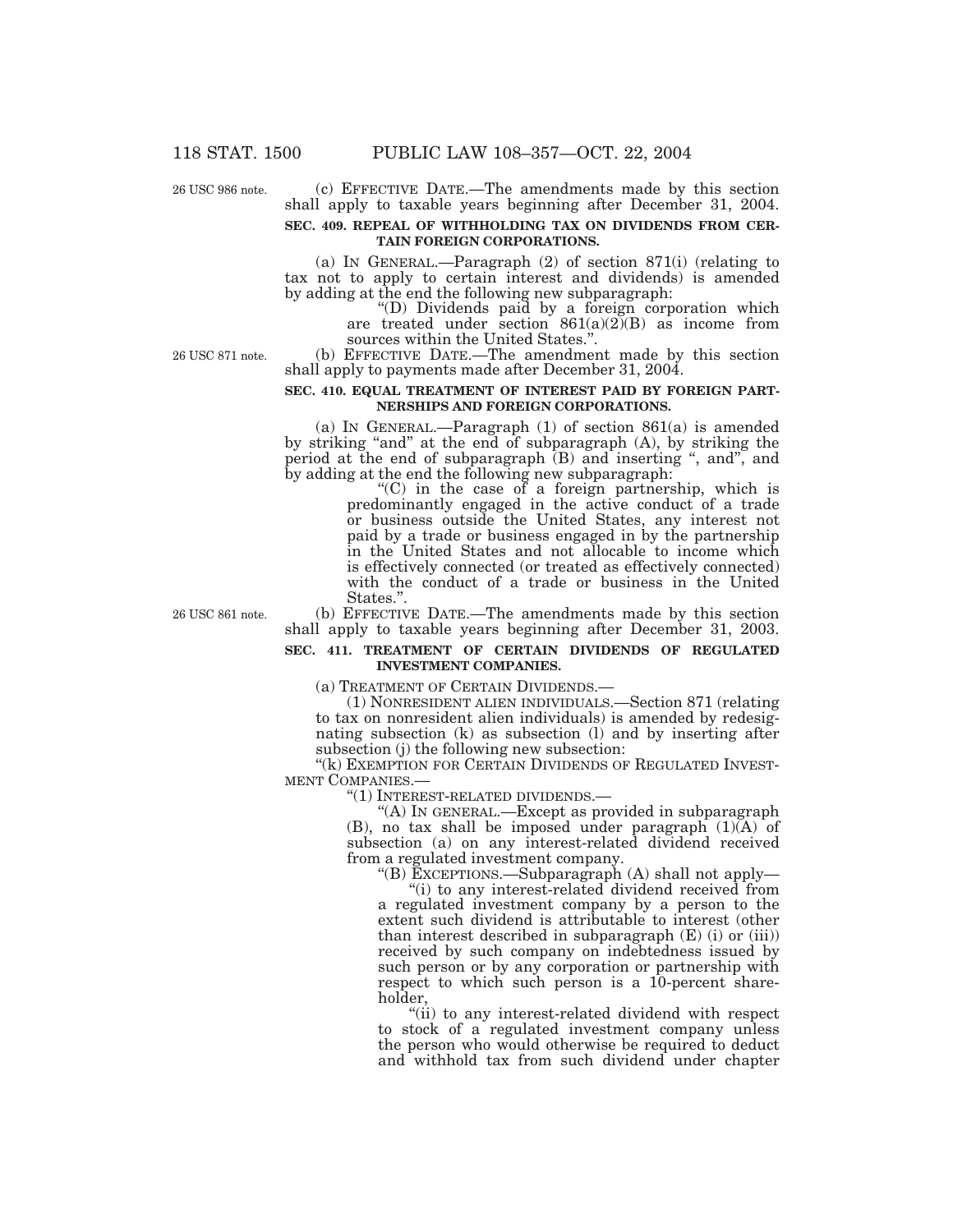(c) EFFECTIVE DATE.—The amendments made by this section shall apply to taxable years beginning after December 31, 2004.

26 USC 986 note.

**SEC. 409. REPEAL OF WITHHOLDING TAX ON DIVIDENDS FROM CERTAIN FOREIGN CORPORATIONS.**

(a) IN GENERAL.—Paragraph (2) of section 871(i) (relating to tax not to apply to certain interest and dividends) is amended by adding at the end the following new subparagraph:

"(D) Dividends paid by a foreign corporation which are treated under section 861(a)(2)(B) as income from sources within the United States.".

26 USC 871 note.

(b) EFFECTIVE DATE.—The amendment made by this section shall apply to payments made after December 31, 2004.

**SEC. 410. EQUAL TREATMENT OF INTEREST PAID BY FOREIGN PARTNERSHIPS AND FOREIGN CORPORATIONS.**

(a) IN GENERAL.—Paragraph (1) of section 861(a) is amended by striking "and" at the end of subparagraph (A), by striking the period at the end of subparagraph (B) and inserting ", and", and by adding at the end the following new subparagraph:

"(C) in the case of a foreign partnership, which is predominantly engaged in the active conduct of a trade or business outside the United States, any interest not paid by a trade or business engaged in by the partnership in the United States and not allocable to income which is effectively connected (or treated as effectively connected) with the conduct of a trade or business in the United States.".

26 USC 861 note.

(b) EFFECTIVE DATE.—The amendments made by this section shall apply to taxable years beginning after December 31, 2003.

**SEC. 411. TREATMENT OF CERTAIN DIVIDENDS OF REGULATED INVESTMENT COMPANIES.**

(a) TREATMENT OF CERTAIN DIVIDENDS.—

(1) NONRESIDENT ALIEN INDIVIDUALS.—Section 871 (relating to tax on nonresident alien individuals) is amended by redesignating subsection (k) as subsection (l) and by inserting after subsection (j) the following new subsection:

"(k) EXEMPTION FOR CERTAIN DIVIDENDS OF REGULATED INVESTMENT COMPANIES.—

"(1) INTEREST-RELATED DIVIDENDS.—

"(A) IN GENERAL.—Except as provided in subparagraph (B), no tax shall be imposed under paragraph (1)(A) of subsection (a) on any interest-related dividend received from a regulated investment company.

"(B) EXCEPTIONS.—Subparagraph (A) shall not apply—

"(i) to any interest-related dividend received from a regulated investment company by a person to the extent such dividend is attributable to interest (other than interest described in subparagraph (E) (i) or (iii)) received by such company on indebtedness issued by such person or by any corporation or partnership with respect to which such person is a 10-percent shareholder,

"(ii) to any interest-related dividend with respect to stock of a regulated investment company unless the person who would otherwise be required to deduct and withhold tax from such dividend under chapter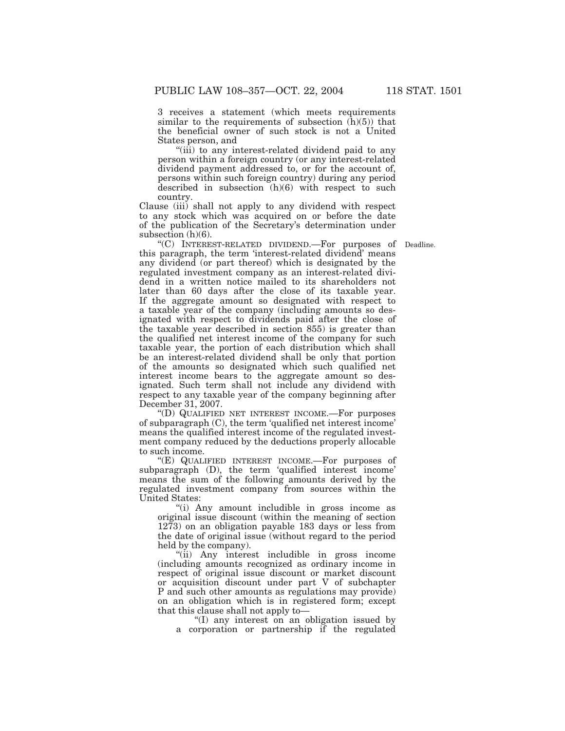3 receives a statement (which meets requirements similar to the requirements of subsection (h)(5)) that the beneficial owner of such stock is not a United States person, and

"(iii) to any interest-related dividend paid to any person within a foreign country (or any interest-related dividend payment addressed to, or for the account of, persons within such foreign country) during any period described in subsection (h)(6) with respect to such country.

Clause (iii) shall not apply to any dividend with respect to any stock which was acquired on or before the date of the publication of the Secretary's determination under subsection (h)(6).

"(C) INTEREST-RELATED DIVIDEND.—For purposes of this paragraph, the term 'interest-related dividend' means any dividend (or part thereof) which is designated by the regulated investment company as an interest-related dividend in a written notice mailed to its shareholders not later than 60 days after the close of its taxable year. If the aggregate amount so designated with respect to a taxable year of the company (including amounts so designated with respect to dividends paid after the close of the taxable year described in section 855) is greater than the qualified net interest income of the company for such taxable year, the portion of each distribution which shall be an interest-related dividend shall be only that portion of the amounts so designated which such qualified net interest income bears to the aggregate amount so designated. Such term shall not include any dividend with respect to any taxable year of the company beginning after December 31, 2007.

Deadline.

"(D) QUALIFIED NET INTEREST INCOME.—For purposes of subparagraph (C), the term 'qualified net interest income' means the qualified interest income of the regulated investment company reduced by the deductions properly allocable to such income.

"(E) QUALIFIED INTEREST INCOME.—For purposes of subparagraph (D), the term 'qualified interest income' means the sum of the following amounts derived by the regulated investment company from sources within the United States:

"(i) Any amount includible in gross income as original issue discount (within the meaning of section 1273) on an obligation payable 183 days or less from the date of original issue (without regard to the period held by the company).

"(ii) Any interest includible in gross income (including amounts recognized as ordinary income in respect of original issue discount or market discount or acquisition discount under part V of subchapter P and such other amounts as regulations may provide) on an obligation which is in registered form; except that this clause shall not apply to—

"(I) any interest on an obligation issued by a corporation or partnership if the regulated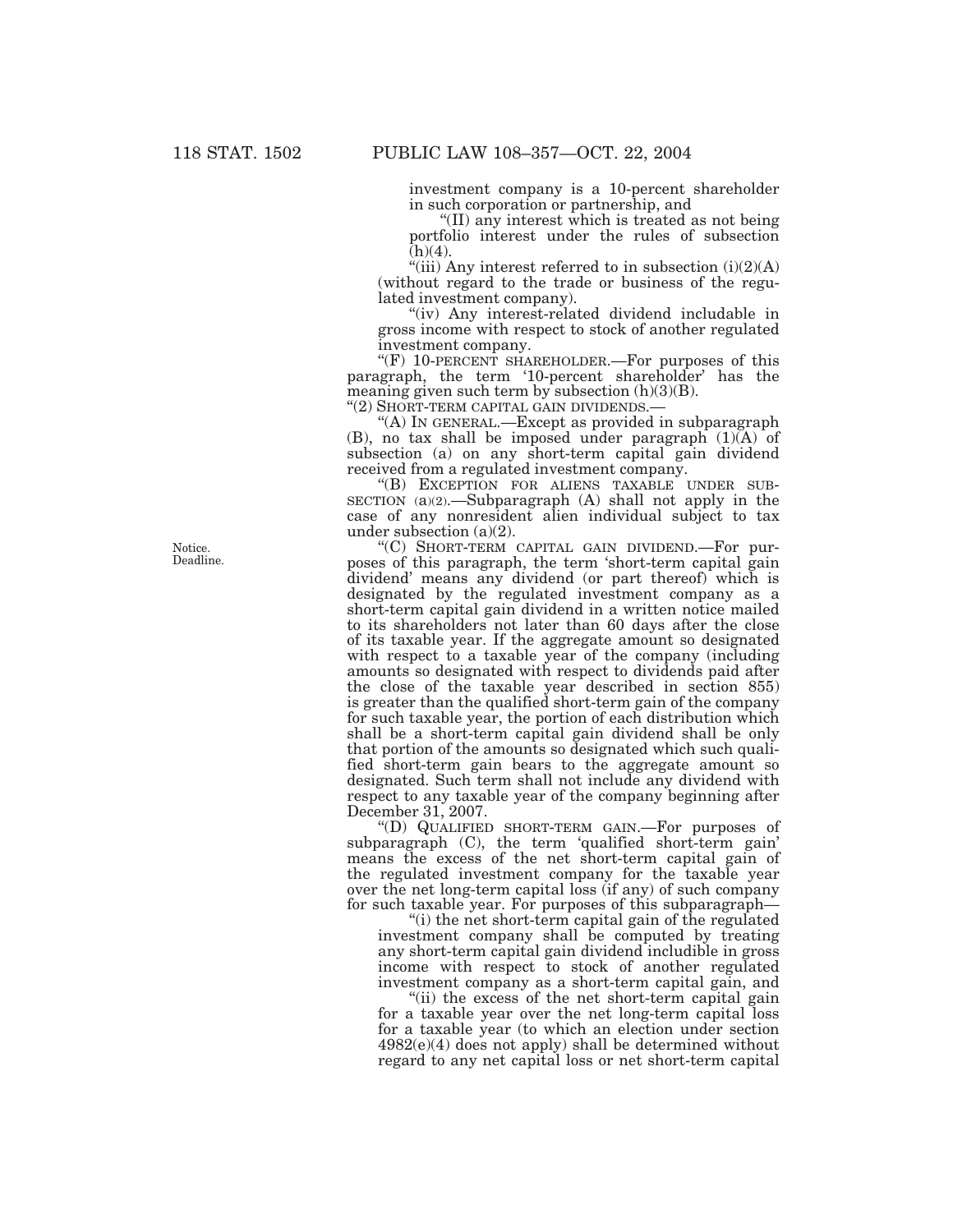investment company is a 10-percent shareholder in such corporation or partnership, and

"(II) any interest which is treated as not being portfolio interest under the rules of subsection (h)(4).

"(iii) Any interest referred to in subsection (i)(2)(A) (without regard to the trade or business of the regulated investment company).

"(iv) Any interest-related dividend includable in gross income with respect to stock of another regulated investment company.

"(F) 10-PERCENT SHAREHOLDER.—For purposes of this paragraph, the term '10-percent shareholder' has the meaning given such term by subsection (h)(3)(B).

"(2) SHORT-TERM CAPITAL GAIN DIVIDENDS.—

"(A) IN GENERAL.—Except as provided in subparagraph (B), no tax shall be imposed under paragraph (1)(A) of subsection (a) on any short-term capital gain dividend received from a regulated investment company.

"(B) EXCEPTION FOR ALIENS TAXABLE UNDER SUBSECTION (a)(2).—Subparagraph (A) shall not apply in the case of any nonresident alien individual subject to tax under subsection (a)(2).

Notice. Deadline.

"(C) SHORT-TERM CAPITAL GAIN DIVIDEND.—For purposes of this paragraph, the term 'short-term capital gain dividend' means any dividend (or part thereof) which is designated by the regulated investment company as a short-term capital gain dividend in a written notice mailed to its shareholders not later than 60 days after the close of its taxable year. If the aggregate amount so designated with respect to a taxable year of the company (including amounts so designated with respect to dividends paid after the close of the taxable year described in section 855) is greater than the qualified short-term gain of the company for such taxable year, the portion of each distribution which shall be a short-term capital gain dividend shall be only that portion of the amounts so designated which such qualified short-term gain bears to the aggregate amount so designated. Such term shall not include any dividend with respect to any taxable year of the company beginning after December 31, 2007.

"(D) QUALIFIED SHORT-TERM GAIN.—For purposes of subparagraph (C), the term 'qualified short-term gain' means the excess of the net short-term capital gain of the regulated investment company for the taxable year over the net long-term capital loss (if any) of such company for such taxable year. For purposes of this subparagraph—

"(i) the net short-term capital gain of the regulated investment company shall be computed by treating any short-term capital gain dividend includible in gross income with respect to stock of another regulated investment company as a short-term capital gain, and

"(ii) the excess of the net short-term capital gain for a taxable year over the net long-term capital loss for a taxable year (to which an election under section 4982(e)(4) does not apply) shall be determined without regard to any net capital loss or net short-term capital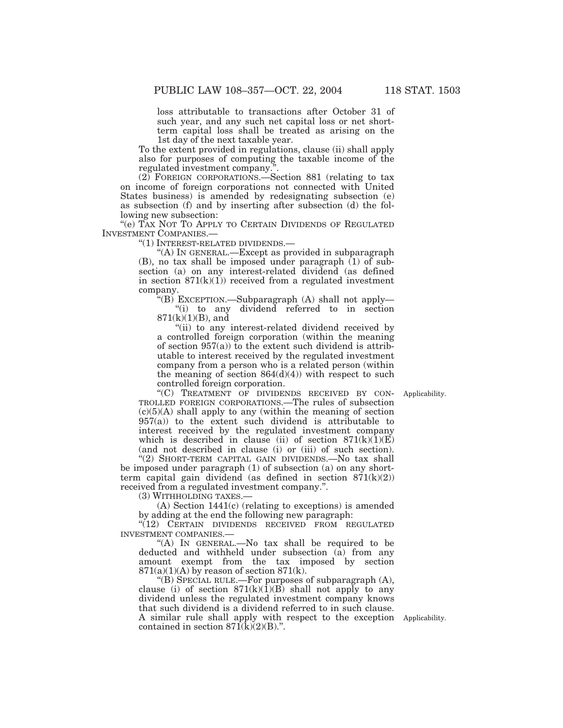loss attributable to transactions after October 31 of such year, and any such net capital loss or net short-term capital loss shall be treated as arising on the 1st day of the next taxable year.

To the extent provided in regulations, clause (ii) shall apply also for purposes of computing the taxable income of the regulated investment company.".

(2) FOREIGN CORPORATIONS.—Section 881 (relating to tax on income of foreign corporations not connected with United States business) is amended by redesignating subsection (e) as subsection (f) and by inserting after subsection (d) the following new subsection:

"(e) TAX NOT TO APPLY TO CERTAIN DIVIDENDS OF REGULATED INVESTMENT COMPANIES.—

"(1) INTEREST-RELATED DIVIDENDS.—

"(A) IN GENERAL.—Except as provided in subparagraph (B), no tax shall be imposed under paragraph (1) of subsection (a) on any interest-related dividend (as defined in section 871(k)(1)) received from a regulated investment company.

"(B) EXCEPTION.—Subparagraph (A) shall not apply—

"(i) to any dividend referred to in section 871(k)(1)(B), and

"(ii) to any interest-related dividend received by a controlled foreign corporation (within the meaning of section 957(a)) to the extent such dividend is attributable to interest received by the regulated investment company from a person who is a related person (within the meaning of section 864(d)(4)) with respect to such controlled foreign corporation.

"(C) TREATMENT OF DIVIDENDS RECEIVED BY CONTROLLED FOREIGN CORPORATIONS.—The rules of subsection (c)(5)(A) shall apply to any (within the meaning of section 957(a)) to the extent such dividend is attributable to interest received by the regulated investment company which is described in clause (ii) of section 871(k)(1)(E) (and not described in clause (i) or (iii) of such section).

Applicability.

"(2) SHORT-TERM CAPITAL GAIN DIVIDENDS.—No tax shall be imposed under paragraph (1) of subsection (a) on any short-term capital gain dividend (as defined in section 871(k)(2)) received from a regulated investment company.".

(3) WITHHOLDING TAXES.—

(A) Section 1441(c) (relating to exceptions) is amended by adding at the end the following new paragraph:

"(12) CERTAIN DIVIDENDS RECEIVED FROM REGULATED INVESTMENT COMPANIES.—

"(A) IN GENERAL.—No tax shall be required to be deducted and withheld under subsection (a) from any amount exempt from the tax imposed by section 871(a)(1)(A) by reason of section 871(k).

"(B) SPECIAL RULE.—For purposes of subparagraph (A), clause (i) of section 871(k)(1)(B) shall not apply to any dividend unless the regulated investment company knows that such dividend is a dividend referred to in such clause. A similar rule shall apply with respect to the exception contained in section 871(k)(2)(B).".

Applicability.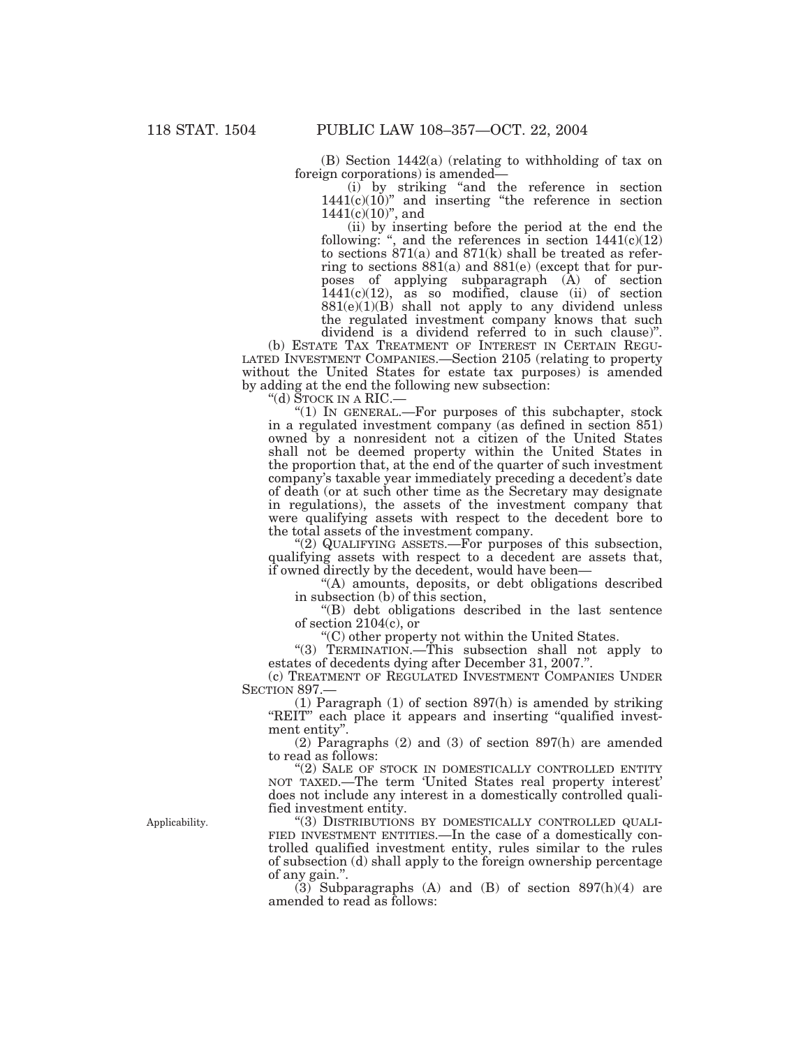(B) Section 1442(a) (relating to withholding of tax on foreign corporations) is amended—

(i) by striking "and the reference in section 1441(c)(10)" and inserting "the reference in section 1441(c)(10)", and

(ii) by inserting before the period at the end the following: ", and the references in section 1441(c)(12) to sections 871(a) and 871(k) shall be treated as referring to sections 881(a) and 881(e) (except that for purposes of applying subparagraph (A) of section 1441(c)(12), as so modified, clause (ii) of section 881(e)(1)(B) shall not apply to any dividend unless the regulated investment company knows that such dividend is a dividend referred to in such clause)".

(b) ESTATE TAX TREATMENT OF INTEREST IN CERTAIN REGULATED INVESTMENT COMPANIES.—Section 2105 (relating to property without the United States for estate tax purposes) is amended by adding at the end the following new subsection:

"(d) STOCK IN A RIC.—

"(1) IN GENERAL.—For purposes of this subchapter, stock in a regulated investment company (as defined in section 851) owned by a nonresident not a citizen of the United States shall not be deemed property within the United States in the proportion that, at the end of the quarter of such investment company's taxable year immediately preceding a decedent's date of death (or at such other time as the Secretary may designate in regulations), the assets of the investment company that were qualifying assets with respect to the decedent bore to the total assets of the investment company.

"(2) QUALIFYING ASSETS.—For purposes of this subsection, qualifying assets with respect to a decedent are assets that, if owned directly by the decedent, would have been—

"(A) amounts, deposits, or debt obligations described in subsection (b) of this section,

"(B) debt obligations described in the last sentence of section 2104(c), or

"(C) other property not within the United States.

"(3) TERMINATION.—This subsection shall not apply to estates of decedents dying after December 31, 2007.".

(c) TREATMENT OF REGULATED INVESTMENT COMPANIES UNDER SECTION 897.—

(1) Paragraph (1) of section 897(h) is amended by striking "REIT" each place it appears and inserting "qualified investment entity".

(2) Paragraphs (2) and (3) of section 897(h) are amended to read as follows:

"(2) SALE OF STOCK IN DOMESTICALLY CONTROLLED ENTITY NOT TAXED.—The term 'United States real property interest' does not include any interest in a domestically controlled qualified investment entity.

Applicability.

"(3) DISTRIBUTIONS BY DOMESTICALLY CONTROLLED QUALIFIED INVESTMENT ENTITIES.—In the case of a domestically controlled qualified investment entity, rules similar to the rules of subsection (d) shall apply to the foreign ownership percentage of any gain.".

(3) Subparagraphs (A) and (B) of section 897(h)(4) are amended to read as follows: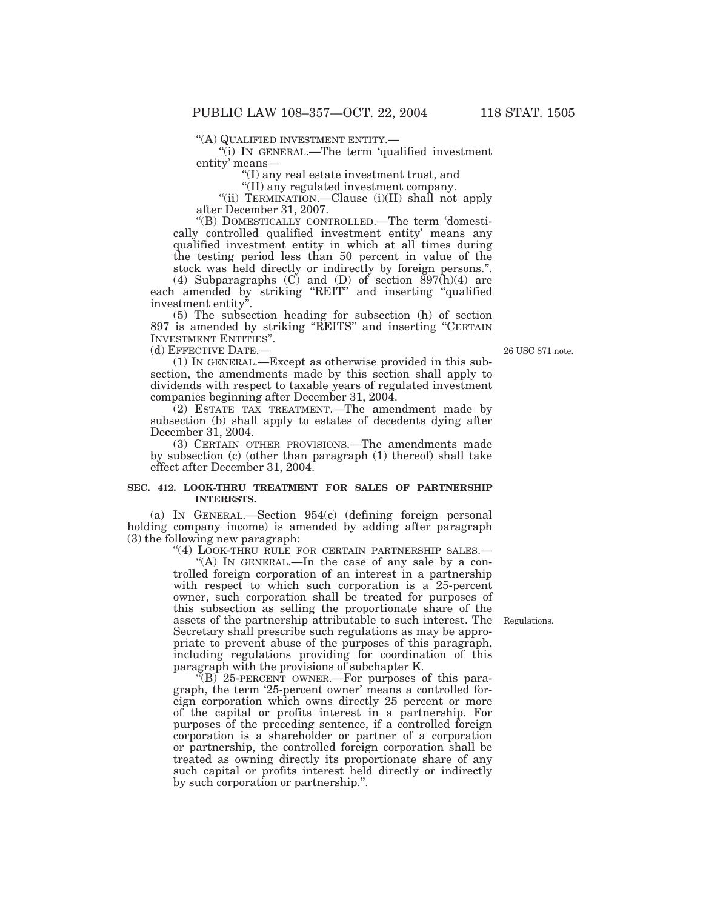"(A) QUALIFIED INVESTMENT ENTITY.—

"(i) IN GENERAL.—The term 'qualified investment entity' means—

"(I) any real estate investment trust, and

"(II) any regulated investment company.

"(ii) TERMINATION.—Clause (i)(II) shall not apply after December 31, 2007.

"(B) DOMESTICALLY CONTROLLED.—The term 'domestically controlled qualified investment entity' means any qualified investment entity in which at all times during the testing period less than 50 percent in value of the stock was held directly or indirectly by foreign persons.".

(4) Subparagraphs (C) and (D) of section 897(h)(4) are each amended by striking "REIT" and inserting "qualified investment entity".

(5) The subsection heading for subsection (h) of section 897 is amended by striking "REITS" and inserting "CERTAIN INVESTMENT ENTITIES".

(d) EFFECTIVE DATE.—

26 USC 871 note.

(1) IN GENERAL.—Except as otherwise provided in this subsection, the amendments made by this section shall apply to dividends with respect to taxable years of regulated investment companies beginning after December 31, 2004.

(2) ESTATE TAX TREATMENT.—The amendment made by subsection (b) shall apply to estates of decedents dying after December 31, 2004.

(3) CERTAIN OTHER PROVISIONS.—The amendments made by subsection (c) (other than paragraph (1) thereof) shall take effect after December 31, 2004.

**SEC. 412. LOOK-THRU TREATMENT FOR SALES OF PARTNERSHIP INTERESTS.**

(a) IN GENERAL.—Section 954(c) (defining foreign personal holding company income) is amended by adding after paragraph (3) the following new paragraph:

"(4) LOOK-THRU RULE FOR CERTAIN PARTNERSHIP SALES.—

"(A) IN GENERAL.—In the case of any sale by a controlled foreign corporation of an interest in a partnership with respect to which such corporation is a 25-percent owner, such corporation shall be treated for purposes of this subsection as selling the proportionate share of the assets of the partnership attributable to such interest. The Secretary shall prescribe such regulations as may be appropriate to prevent abuse of the purposes of this paragraph, including regulations providing for coordination of this paragraph with the provisions of subchapter K.

Regulations.

"(B) 25-PERCENT OWNER.—For purposes of this paragraph, the term '25-percent owner' means a controlled foreign corporation which owns directly 25 percent or more of the capital or profits interest in a partnership. For purposes of the preceding sentence, if a controlled foreign corporation is a shareholder or partner of a corporation or partnership, the controlled foreign corporation shall be treated as owning directly its proportionate share of any such capital or profits interest held directly or indirectly by such corporation or partnership.".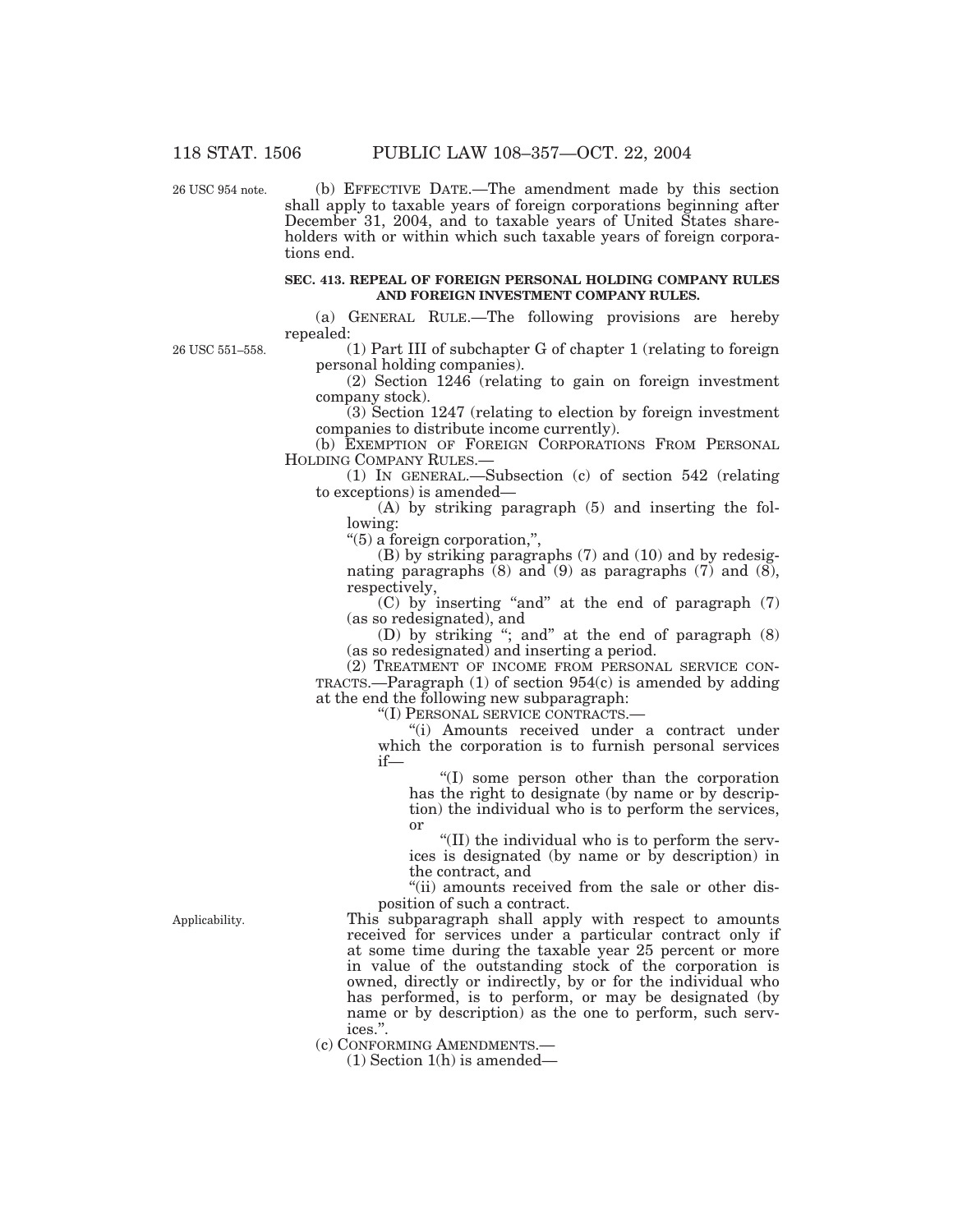(b) EFFECTIVE DATE.—The amendment made by this section shall apply to taxable years of foreign corporations beginning after December 31, 2004, and to taxable years of United States shareholders with or within which such taxable years of foreign corporations end.

**SEC. 413. REPEAL OF FOREIGN PERSONAL HOLDING COMPANY RULES AND FOREIGN INVESTMENT COMPANY RULES.**

(a) GENERAL RULE.—The following provisions are hereby repealed:

(1) Part III of subchapter G of chapter 1 (relating to foreign personal holding companies).

(2) Section 1246 (relating to gain on foreign investment company stock).

(3) Section 1247 (relating to election by foreign investment companies to distribute income currently).

(b) EXEMPTION OF FOREIGN CORPORATIONS FROM PERSONAL HOLDING COMPANY RULES.—

(1) IN GENERAL.—Subsection (c) of section 542 (relating to exceptions) is amended—

(A) by striking paragraph (5) and inserting the following:

"(5) a foreign corporation,",

(B) by striking paragraphs (7) and (10) and by redesignating paragraphs (8) and (9) as paragraphs (7) and (8), respectively,

(C) by inserting "and" at the end of paragraph (7) (as so redesignated), and

(D) by striking "; and" at the end of paragraph (8) (as so redesignated) and inserting a period.

(2) TREATMENT OF INCOME FROM PERSONAL SERVICE CONTRACTS.—Paragraph (1) of section 954(c) is amended by adding at the end the following new subparagraph:

"(I) PERSONAL SERVICE CONTRACTS.—

"(i) Amounts received under a contract under which the corporation is to furnish personal services if—

"(I) some person other than the corporation has the right to designate (by name or by description) the individual who is to perform the services, or

"(II) the individual who is to perform the services is designated (by name or by description) in the contract, and

"(ii) amounts received from the sale or other disposition of such a contract.

This subparagraph shall apply with respect to amounts received for services under a particular contract only if at some time during the taxable year 25 percent or more in value of the outstanding stock of the corporation is owned, directly or indirectly, by or for the individual who has performed, is to perform, or may be designated (by name or by description) as the one to perform, such services.".

(c) CONFORMING AMENDMENTS.—

(1) Section 1(h) is amended—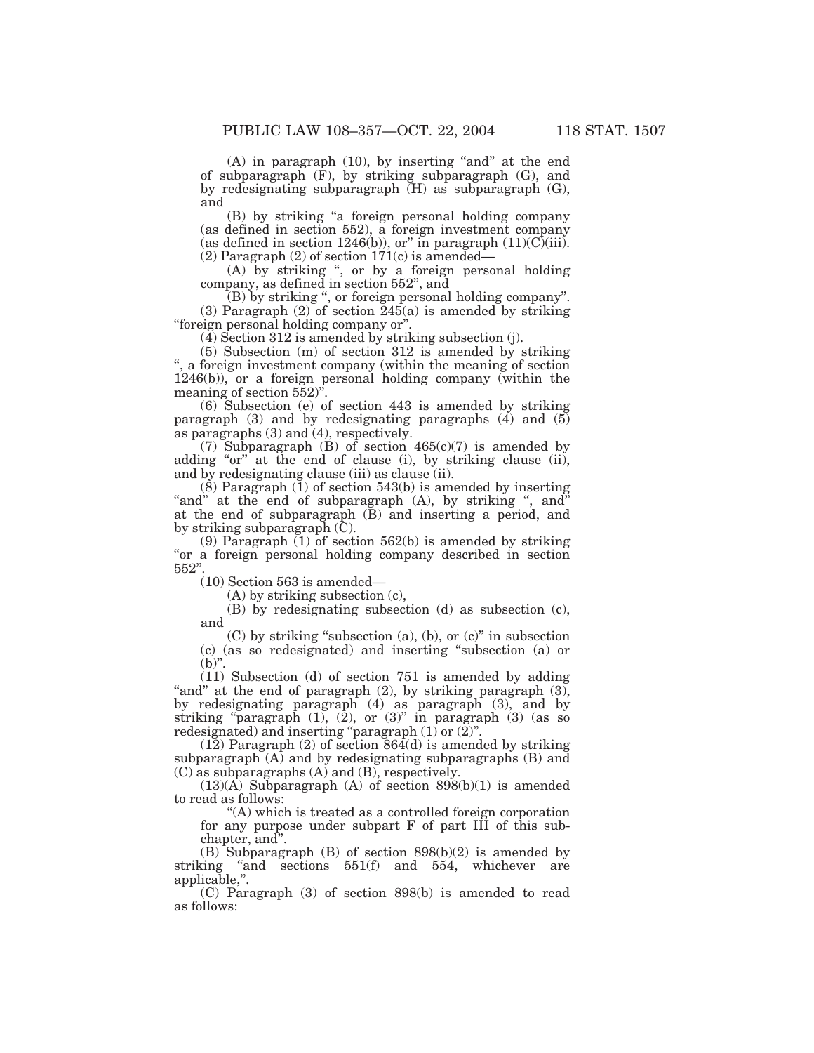(A) in paragraph (10), by inserting "and" at the end of subparagraph (F), by striking subparagraph (G), and by redesignating subparagraph (H) as subparagraph (G), and

(B) by striking "a foreign personal holding company (as defined in section 552), a foreign investment company (as defined in section 1246(b)), or" in paragraph (11)(C)(iii).

(2) Paragraph (2) of section 171(c) is amended—

(A) by striking ", or by a foreign personal holding company, as defined in section 552", and

(B) by striking ", or foreign personal holding company".

(3) Paragraph (2) of section 245(a) is amended by striking "foreign personal holding company or".

(4) Section 312 is amended by striking subsection (j).

(5) Subsection (m) of section 312 is amended by striking ", a foreign investment company (within the meaning of section 1246(b)), or a foreign personal holding company (within the meaning of section 552)".

(6) Subsection (e) of section 443 is amended by striking paragraph (3) and by redesignating paragraphs (4) and (5) as paragraphs (3) and (4), respectively.

(7) Subparagraph (B) of section 465(c)(7) is amended by adding "or" at the end of clause (i), by striking clause (ii), and by redesignating clause (iii) as clause (ii).

(8) Paragraph (1) of section 543(b) is amended by inserting "and" at the end of subparagraph (A), by striking ", and" at the end of subparagraph (B) and inserting a period, and by striking subparagraph (C).

(9) Paragraph (1) of section 562(b) is amended by striking "or a foreign personal holding company described in section 552".

(10) Section 563 is amended—

(A) by striking subsection (c),

(B) by redesignating subsection (d) as subsection (c), and

(C) by striking "subsection (a), (b), or (c)" in subsection (c) (as so redesignated) and inserting "subsection (a) or (b)".

(11) Subsection (d) of section 751 is amended by adding "and" at the end of paragraph (2), by striking paragraph (3), by redesignating paragraph (4) as paragraph (3), and by striking "paragraph (1), (2), or (3)" in paragraph (3) (as so redesignated) and inserting "paragraph (1) or (2)".

(12) Paragraph (2) of section 864(d) is amended by striking subparagraph (A) and by redesignating subparagraphs (B) and (C) as subparagraphs (A) and (B), respectively.

(13)(A) Subparagraph (A) of section 898(b)(1) is amended to read as follows:

"(A) which is treated as a controlled foreign corporation for any purpose under subpart F of part III of this subchapter, and".

(B) Subparagraph (B) of section 898(b)(2) is amended by striking "and sections 551(f) and 554, whichever are applicable,".

(C) Paragraph (3) of section 898(b) is amended to read as follows: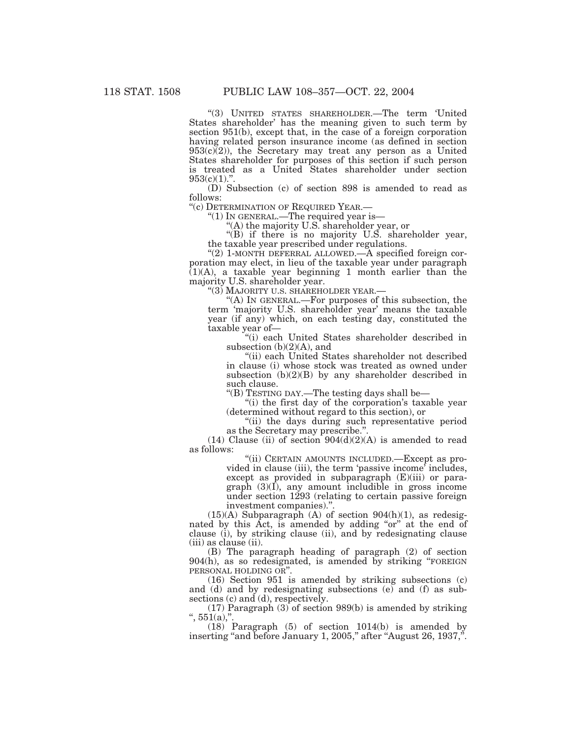"(3) UNITED STATES SHAREHOLDER.—The term 'United States shareholder' has the meaning given to such term by section 951(b), except that, in the case of a foreign corporation having related person insurance income (as defined in section 953(c)(2)), the Secretary may treat any person as a United States shareholder for purposes of this section if such person is treated as a United States shareholder under section 953(c)(1).".

(D) Subsection (c) of section 898 is amended to read as follows:

"(c) DETERMINATION OF REQUIRED YEAR.—

"(1) IN GENERAL.—The required year is—

"(A) the majority U.S. shareholder year, or

"(B) if there is no majority U.S. shareholder year, the taxable year prescribed under regulations.

"(2) 1-MONTH DEFERRAL ALLOWED.—A specified foreign corporation may elect, in lieu of the taxable year under paragraph (1)(A), a taxable year beginning 1 month earlier than the majority U.S. shareholder year.

"(3) MAJORITY U.S. SHAREHOLDER YEAR.—

"(A) IN GENERAL.—For purposes of this subsection, the term 'majority U.S. shareholder year' means the taxable year (if any) which, on each testing day, constituted the taxable year of—

"(i) each United States shareholder described in subsection (b)(2)(A), and

"(ii) each United States shareholder not described in clause (i) whose stock was treated as owned under subsection (b)(2)(B) by any shareholder described in such clause.

"(B) TESTING DAY.—The testing days shall be—

"(i) the first day of the corporation's taxable year (determined without regard to this section), or

"(ii) the days during such representative period as the Secretary may prescribe.".

(14) Clause (ii) of section 904(d)(2)(A) is amended to read as follows:

"(ii) CERTAIN AMOUNTS INCLUDED.—Except as provided in clause (iii), the term 'passive income' includes, except as provided in subparagraph (E)(iii) or paragraph (3)(I), any amount includible in gross income under section 1293 (relating to certain passive foreign investment companies).".

(15)(A) Subparagraph (A) of section 904(h)(1), as redesignated by this Act, is amended by adding "or" at the end of clause (i), by striking clause (ii), and by redesignating clause (iii) as clause (ii).

(B) The paragraph heading of paragraph (2) of section 904(h), as so redesignated, is amended by striking "FOREIGN PERSONAL HOLDING OR".

(16) Section 951 is amended by striking subsections (c) and (d) and by redesignating subsections (e) and (f) as subsections (c) and (d), respectively.

(17) Paragraph (3) of section 989(b) is amended by striking ", 551(a),".

(18) Paragraph (5) of section 1014(b) is amended by inserting "and before January 1, 2005," after "August 26, 1937,".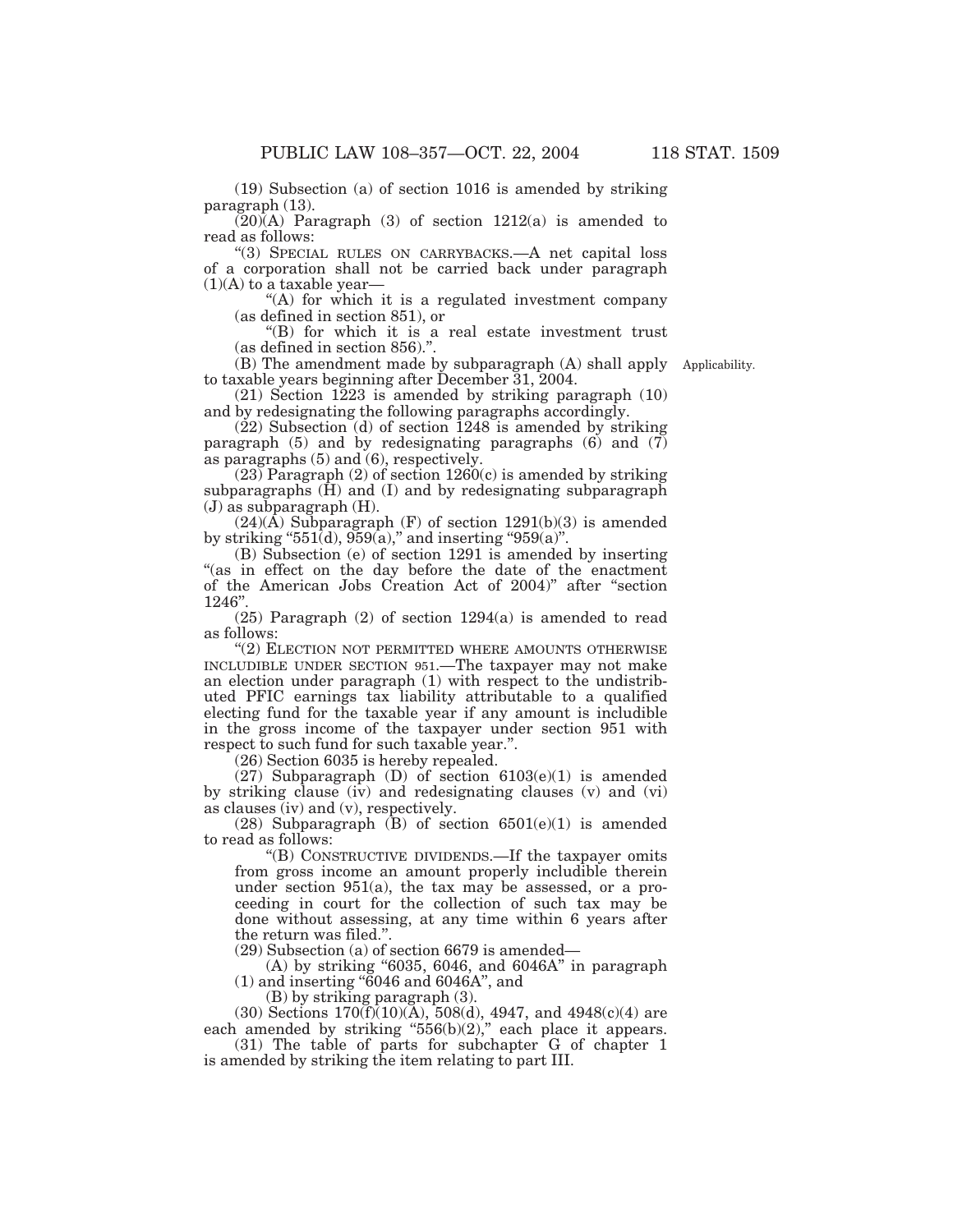(19) Subsection (a) of section 1016 is amended by striking paragraph (13).

(20)(A) Paragraph (3) of section 1212(a) is amended to read as follows:

"(3) SPECIAL RULES ON CARRYBACKS.—A net capital loss of a corporation shall not be carried back under paragraph (1)(A) to a taxable year—

"(A) for which it is a regulated investment company (as defined in section 851), or

"(B) for which it is a real estate investment trust (as defined in section 856).".

(B) The amendment made by subparagraph (A) shall apply to taxable years beginning after December 31, 2004.

Applicability.

(21) Section 1223 is amended by striking paragraph (10) and by redesignating the following paragraphs accordingly.

(22) Subsection (d) of section 1248 is amended by striking paragraph (5) and by redesignating paragraphs (6) and (7) as paragraphs (5) and (6), respectively.

(23) Paragraph (2) of section 1260(c) is amended by striking subparagraphs (H) and (I) and by redesignating subparagraph (J) as subparagraph (H).

(24)(A) Subparagraph (F) of section 1291(b)(3) is amended by striking "551(d), 959(a)," and inserting "959(a)".

(B) Subsection (e) of section 1291 is amended by inserting "(as in effect on the day before the date of the enactment of the American Jobs Creation Act of 2004)" after "section 1246".

(25) Paragraph (2) of section 1294(a) is amended to read as follows:

"(2) ELECTION NOT PERMITTED WHERE AMOUNTS OTHERWISE INCLUDIBLE UNDER SECTION 951.—The taxpayer may not make an election under paragraph (1) with respect to the undistributed PFIC earnings tax liability attributable to a qualified electing fund for the taxable year if any amount is includible in the gross income of the taxpayer under section 951 with respect to such fund for such taxable year.".

(26) Section 6035 is hereby repealed.

(27) Subparagraph (D) of section 6103(e)(1) is amended by striking clause (iv) and redesignating clauses (v) and (vi) as clauses (iv) and (v), respectively.

(28) Subparagraph (B) of section 6501(e)(1) is amended to read as follows:

"(B) CONSTRUCTIVE DIVIDENDS.—If the taxpayer omits from gross income an amount properly includible therein under section 951(a), the tax may be assessed, or a proceeding in court for the collection of such tax may be done without assessing, at any time within 6 years after the return was filed.".

(29) Subsection (a) of section 6679 is amended—

(A) by striking "6035, 6046, and 6046A" in paragraph (1) and inserting "6046 and 6046A", and

(B) by striking paragraph (3).

(30) Sections 170(f)(10)(A), 508(d), 4947, and 4948(c)(4) are each amended by striking "556(b)(2)," each place it appears.

(31) The table of parts for subchapter G of chapter 1 is amended by striking the item relating to part III.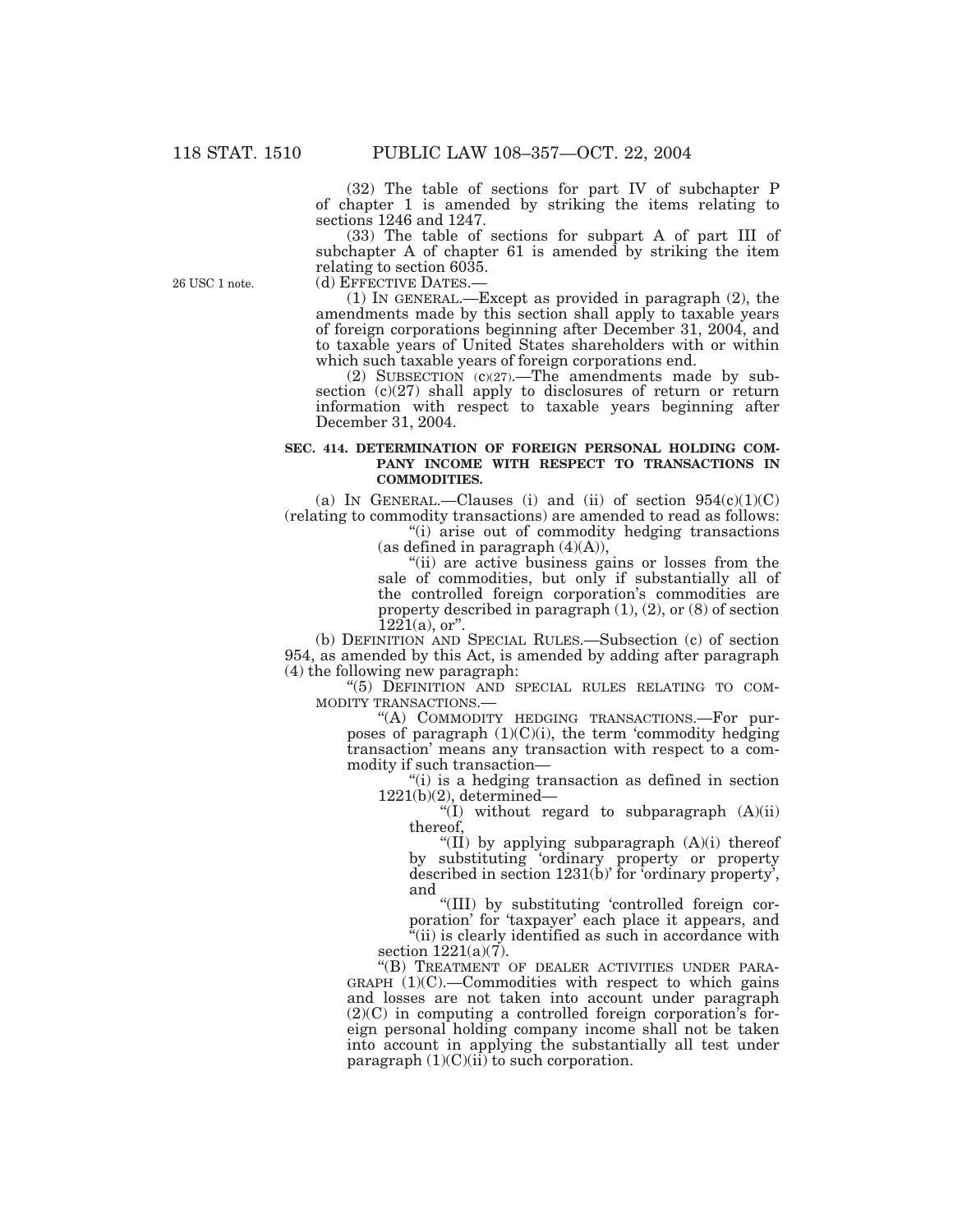(32) The table of sections for part IV of subchapter P of chapter 1 is amended by striking the items relating to sections 1246 and 1247.

(33) The table of sections for subpart A of part III of subchapter A of chapter 61 is amended by striking the item relating to section 6035.

26 USC 1 note.

(d) EFFECTIVE DATES.—

(1) IN GENERAL.—Except as provided in paragraph (2), the amendments made by this section shall apply to taxable years of foreign corporations beginning after December 31, 2004, and to taxable years of United States shareholders with or within which such taxable years of foreign corporations end.

(2) SUBSECTION (c)(27).—The amendments made by subsection (c)(27) shall apply to disclosures of return or return information with respect to taxable years beginning after December 31, 2004.

**SEC. 414. DETERMINATION OF FOREIGN PERSONAL HOLDING COMPANY INCOME WITH RESPECT TO TRANSACTIONS IN COMMODITIES.**

(a) IN GENERAL.—Clauses (i) and (ii) of section 954(c)(1)(C) (relating to commodity transactions) are amended to read as follows:

"(i) arise out of commodity hedging transactions (as defined in paragraph (4)(A)),

"(ii) are active business gains or losses from the sale of commodities, but only if substantially all of the controlled foreign corporation's commodities are property described in paragraph (1), (2), or (8) of section 1221(a), or".

(b) DEFINITION AND SPECIAL RULES.—Subsection (c) of section 954, as amended by this Act, is amended by adding after paragraph (4) the following new paragraph:

"(5) DEFINITION AND SPECIAL RULES RELATING TO COMMODITY TRANSACTIONS.—

"(A) COMMODITY HEDGING TRANSACTIONS.—For purposes of paragraph (1)(C)(i), the term 'commodity hedging transaction' means any transaction with respect to a commodity if such transaction—

"(i) is a hedging transaction as defined in section 1221(b)(2), determined—

"(I) without regard to subparagraph (A)(ii) thereof,

"(II) by applying subparagraph (A)(i) thereof by substituting 'ordinary property or property described in section 1231(b)' for 'ordinary property', and

"(III) by substituting 'controlled foreign corporation' for 'taxpayer' each place it appears, and

"(ii) is clearly identified as such in accordance with section 1221(a)(7).

"(B) TREATMENT OF DEALER ACTIVITIES UNDER PARAGRAPH (1)(C).—Commodities with respect to which gains and losses are not taken into account under paragraph (2)(C) in computing a controlled foreign corporation's foreign personal holding company income shall not be taken into account in applying the substantially all test under paragraph (1)(C)(ii) to such corporation.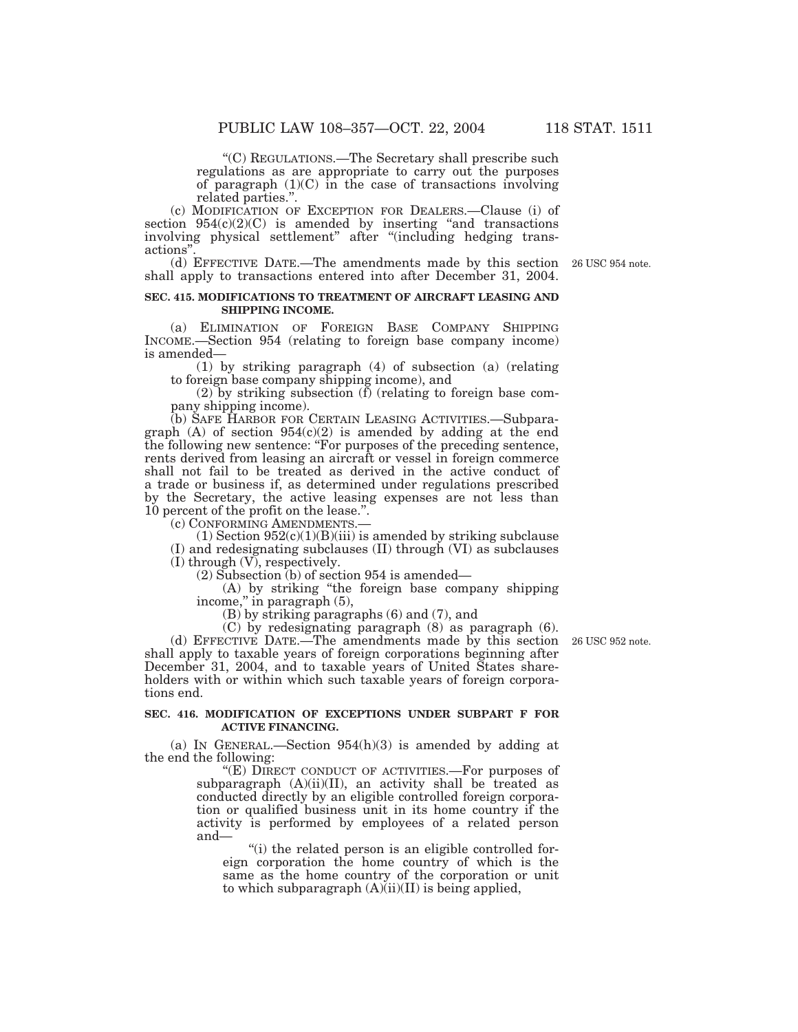"(C) REGULATIONS.—The Secretary shall prescribe such regulations as are appropriate to carry out the purposes of paragraph (1)(C) in the case of transactions involving related parties.".

(c) MODIFICATION OF EXCEPTION FOR DEALERS.—Clause (i) of section 954(c)(2)(C) is amended by inserting "and transactions involving physical settlement" after "(including hedging transactions".

(d) EFFECTIVE DATE.—The amendments made by this section shall apply to transactions entered into after December 31, 2004.

26 USC 954 note.

**SEC. 415. MODIFICATIONS TO TREATMENT OF AIRCRAFT LEASING AND SHIPPING INCOME.**

(a) ELIMINATION OF FOREIGN BASE COMPANY SHIPPING INCOME.—Section 954 (relating to foreign base company income) is amended—

(1) by striking paragraph (4) of subsection (a) (relating to foreign base company shipping income), and

(2) by striking subsection (f) (relating to foreign base company shipping income).

(b) SAFE HARBOR FOR CERTAIN LEASING ACTIVITIES.—Subparagraph (A) of section 954(c)(2) is amended by adding at the end the following new sentence: "For purposes of the preceding sentence, rents derived from leasing an aircraft or vessel in foreign commerce shall not fail to be treated as derived in the active conduct of a trade or business if, as determined under regulations prescribed by the Secretary, the active leasing expenses are not less than 10 percent of the profit on the lease.".

(c) CONFORMING AMENDMENTS.—

(1) Section 952(c)(1)(B)(iii) is amended by striking subclause (I) and redesignating subclauses (II) through (VI) as subclauses (I) through (V), respectively.

(2) Subsection (b) of section 954 is amended—

(A) by striking "the foreign base company shipping income," in paragraph (5),

(B) by striking paragraphs (6) and (7), and

(C) by redesignating paragraph (8) as paragraph (6).

(d) EFFECTIVE DATE.—The amendments made by this section shall apply to taxable years of foreign corporations beginning after December 31, 2004, and to taxable years of United States shareholders with or within which such taxable years of foreign corporations end.

26 USC 952 note.

**SEC. 416. MODIFICATION OF EXCEPTIONS UNDER SUBPART F FOR ACTIVE FINANCING.**

(a) IN GENERAL.—Section 954(h)(3) is amended by adding at the end the following:

"(E) DIRECT CONDUCT OF ACTIVITIES.—For purposes of subparagraph (A)(ii)(II), an activity shall be treated as conducted directly by an eligible controlled foreign corporation or qualified business unit in its home country if the activity is performed by employees of a related person and—

"(i) the related person is an eligible controlled foreign corporation the home country of which is the same as the home country of the corporation or unit to which subparagraph (A)(ii)(II) is being applied,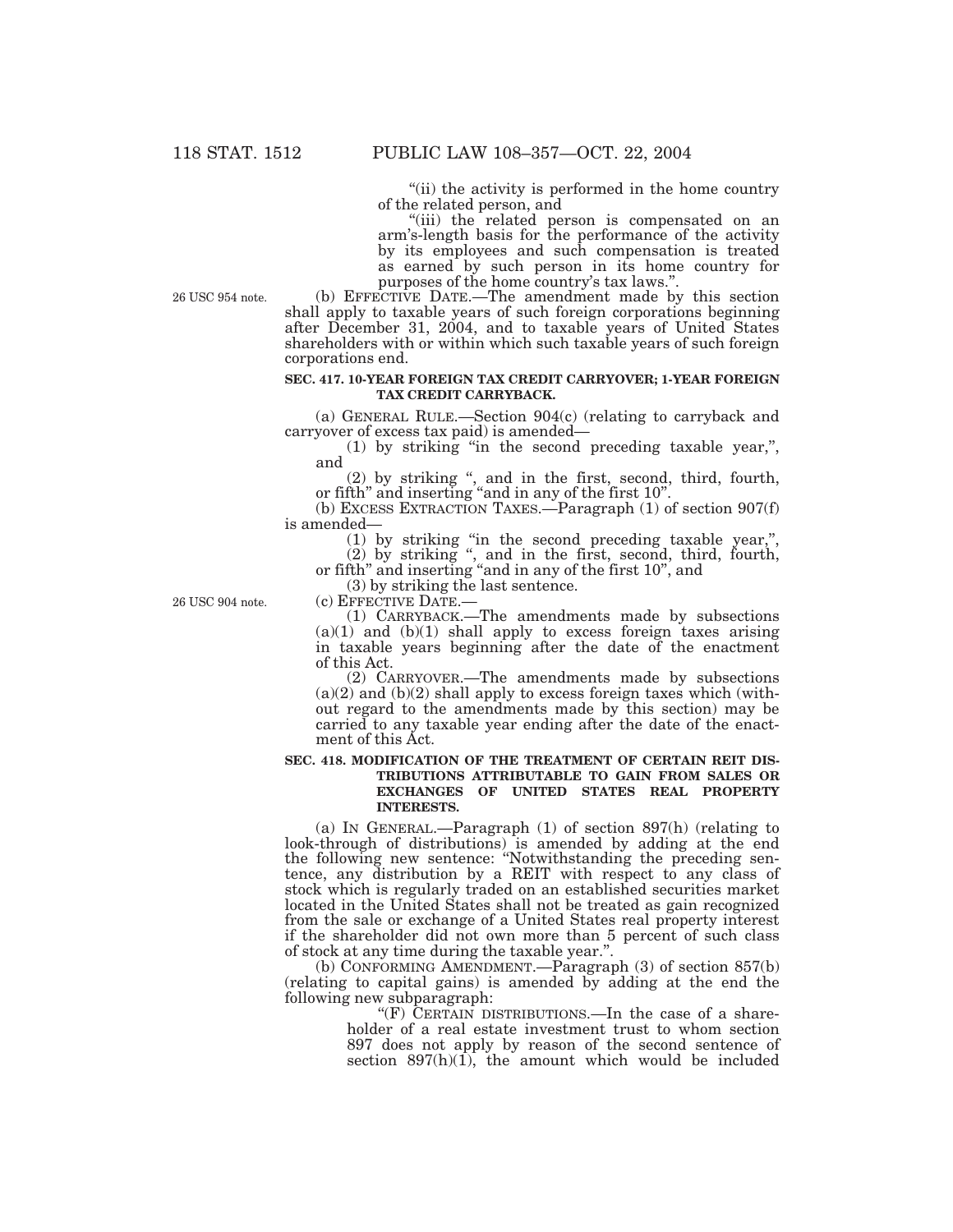"(ii) the activity is performed in the home country of the related person, and

"(iii) the related person is compensated on an arm's-length basis for the performance of the activity by its employees and such compensation is treated as earned by such person in its home country for purposes of the home country's tax laws.".

26 USC 954 note.

(b) EFFECTIVE DATE.—The amendment made by this section shall apply to taxable years of such foreign corporations beginning after December 31, 2004, and to taxable years of United States shareholders with or within which such taxable years of such foreign corporations end.

**SEC. 417. 10-YEAR FOREIGN TAX CREDIT CARRYOVER; 1-YEAR FOREIGN TAX CREDIT CARRYBACK.**

(a) GENERAL RULE.—Section 904(c) (relating to carryback and carryover of excess tax paid) is amended—

(1) by striking "in the second preceding taxable year,", and

(2) by striking ", and in the first, second, third, fourth, or fifth" and inserting "and in any of the first 10".

(b) EXCESS EXTRACTION TAXES.—Paragraph (1) of section 907(f) is amended—

(1) by striking "in the second preceding taxable year,",

(2) by striking ", and in the first, second, third, fourth, or fifth" and inserting "and in any of the first 10", and

(3) by striking the last sentence.

26 USC 904 note.

(c) EFFECTIVE DATE.—

(1) CARRYBACK.—The amendments made by subsections (a)(1) and (b)(1) shall apply to excess foreign taxes arising in taxable years beginning after the date of the enactment of this Act.

(2) CARRYOVER.—The amendments made by subsections (a)(2) and (b)(2) shall apply to excess foreign taxes which (without regard to the amendments made by this section) may be carried to any taxable year ending after the date of the enactment of this Act.

**SEC. 418. MODIFICATION OF THE TREATMENT OF CERTAIN REIT DISTRIBUTIONS ATTRIBUTABLE TO GAIN FROM SALES OR EXCHANGES OF UNITED STATES REAL PROPERTY INTERESTS.**

(a) IN GENERAL.—Paragraph (1) of section 897(h) (relating to look-through of distributions) is amended by adding at the end the following new sentence: "Notwithstanding the preceding sentence, any distribution by a REIT with respect to any class of stock which is regularly traded on an established securities market located in the United States shall not be treated as gain recognized from the sale or exchange of a United States real property interest if the shareholder did not own more than 5 percent of such class of stock at any time during the taxable year.".

(b) CONFORMING AMENDMENT.—Paragraph (3) of section 857(b) (relating to capital gains) is amended by adding at the end the following new subparagraph:

"(F) CERTAIN DISTRIBUTIONS.—In the case of a shareholder of a real estate investment trust to whom section 897 does not apply by reason of the second sentence of section 897(h)(1), the amount which would be included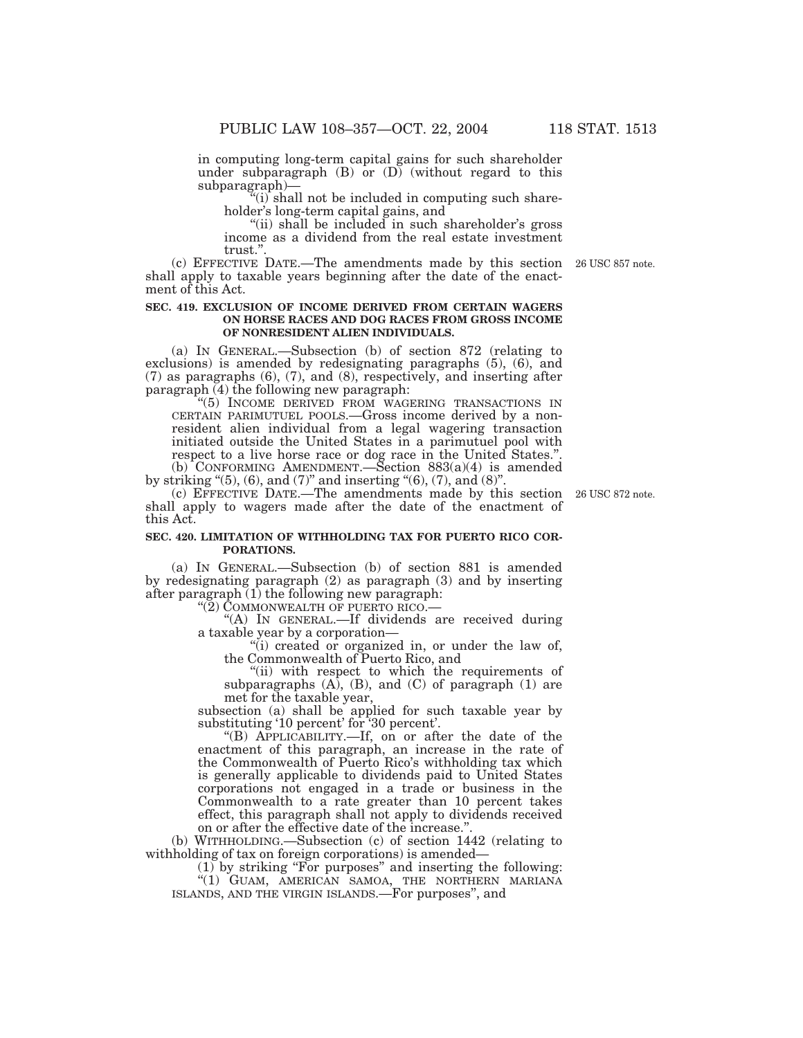in computing long-term capital gains for such shareholder under subparagraph (B) or (D) (without regard to this subparagraph)—

"(i) shall not be included in computing such shareholder's long-term capital gains, and

"(ii) shall be included in such shareholder's gross income as a dividend from the real estate investment trust.".

(c) EFFECTIVE DATE.—The amendments made by this section shall apply to taxable years beginning after the date of the enactment of this Act.

26 USC 857 note.

**SEC. 419. EXCLUSION OF INCOME DERIVED FROM CERTAIN WAGERS ON HORSE RACES AND DOG RACES FROM GROSS INCOME OF NONRESIDENT ALIEN INDIVIDUALS.**

(a) IN GENERAL.—Subsection (b) of section 872 (relating to exclusions) is amended by redesignating paragraphs (5), (6), and (7) as paragraphs (6), (7), and (8), respectively, and inserting after paragraph (4) the following new paragraph:

"(5) INCOME DERIVED FROM WAGERING TRANSACTIONS IN CERTAIN PARIMUTUEL POOLS.—Gross income derived by a nonresident alien individual from a legal wagering transaction initiated outside the United States in a parimutuel pool with respect to a live horse race or dog race in the United States.".

(b) CONFORMING AMENDMENT.—Section 883(a)(4) is amended by striking "(5), (6), and (7)" and inserting "(6), (7), and (8)".

(c) EFFECTIVE DATE.—The amendments made by this section shall apply to wagers made after the date of the enactment of this Act.

26 USC 872 note.

**SEC. 420. LIMITATION OF WITHHOLDING TAX FOR PUERTO RICO CORPORATIONS.**

(a) IN GENERAL.—Subsection (b) of section 881 is amended by redesignating paragraph (2) as paragraph (3) and by inserting after paragraph (1) the following new paragraph:

"(2) COMMONWEALTH OF PUERTO RICO.—

"(A) IN GENERAL.—If dividends are received during a taxable year by a corporation—

"(i) created or organized in, or under the law of, the Commonwealth of Puerto Rico, and

"(ii) with respect to which the requirements of subparagraphs (A), (B), and (C) of paragraph (1) are met for the taxable year,

subsection (a) shall be applied for such taxable year by substituting '10 percent' for '30 percent'.

"(B) APPLICABILITY.—If, on or after the date of the enactment of this paragraph, an increase in the rate of the Commonwealth of Puerto Rico's withholding tax which is generally applicable to dividends paid to United States corporations not engaged in a trade or business in the Commonwealth to a rate greater than 10 percent takes effect, this paragraph shall not apply to dividends received on or after the effective date of the increase.".

(b) WITHHOLDING.—Subsection (c) of section 1442 (relating to withholding of tax on foreign corporations) is amended—

(1) by striking "For purposes" and inserting the following:

"(1) GUAM, AMERICAN SAMOA, THE NORTHERN MARIANA ISLANDS, AND THE VIRGIN ISLANDS.—For purposes", and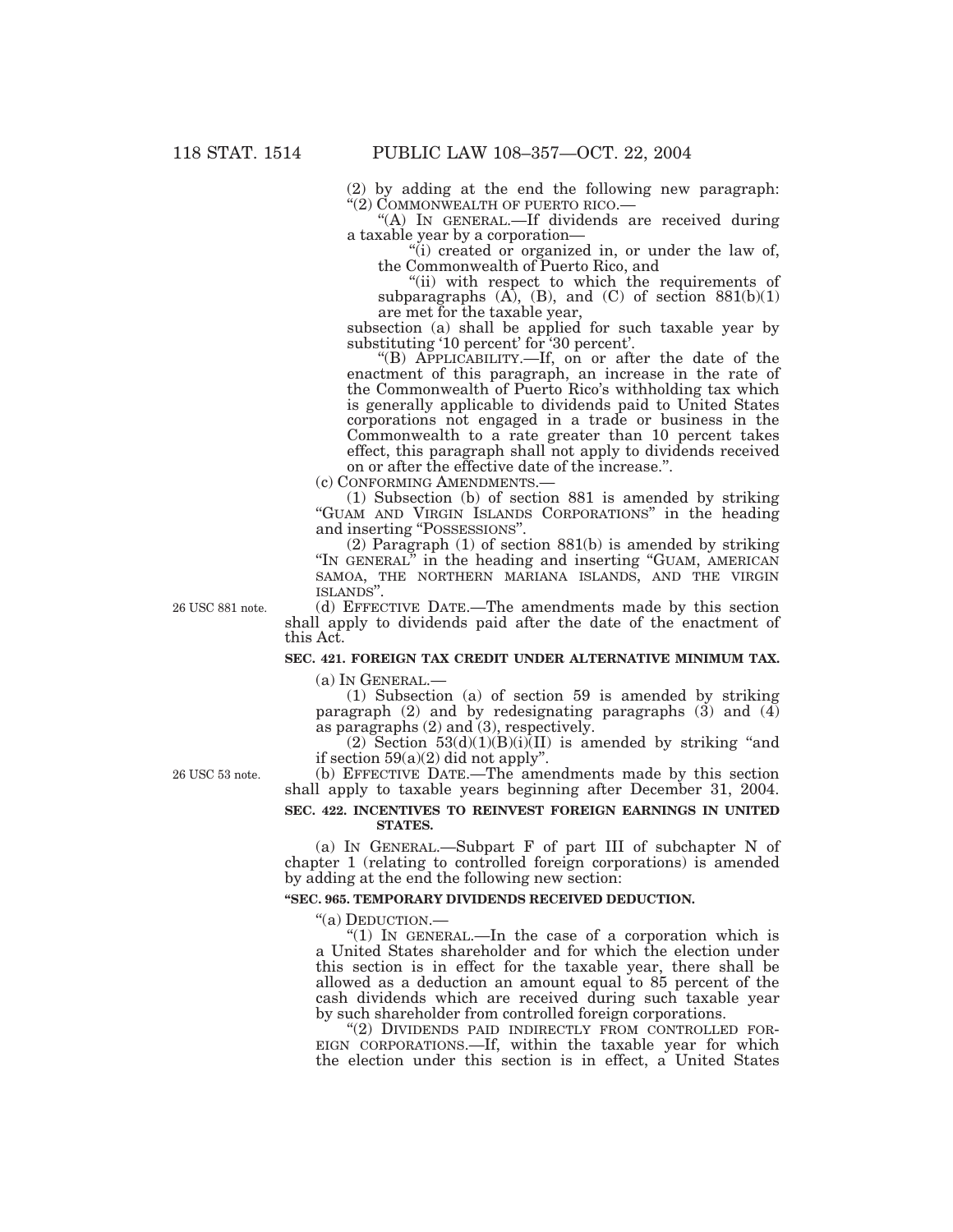(2) by adding at the end the following new paragraph:

"(2) COMMONWEALTH OF PUERTO RICO.—

"(A) IN GENERAL.—If dividends are received during a taxable year by a corporation—

"(i) created or organized in, or under the law of, the Commonwealth of Puerto Rico, and

"(ii) with respect to which the requirements of subparagraphs (A), (B), and (C) of section 881(b)(1) are met for the taxable year,

subsection (a) shall be applied for such taxable year by substituting '10 percent' for '30 percent'.

"(B) APPLICABILITY.—If, on or after the date of the enactment of this paragraph, an increase in the rate of the Commonwealth of Puerto Rico's withholding tax which is generally applicable to dividends paid to United States corporations not engaged in a trade or business in the Commonwealth to a rate greater than 10 percent takes effect, this paragraph shall not apply to dividends received on or after the effective date of the increase.".

(c) CONFORMING AMENDMENTS.—

(1) Subsection (b) of section 881 is amended by striking "GUAM AND VIRGIN ISLANDS CORPORATIONS" in the heading and inserting "POSSESSIONS".

(2) Paragraph (1) of section 881(b) is amended by striking "IN GENERAL" in the heading and inserting "GUAM, AMERICAN SAMOA, THE NORTHERN MARIANA ISLANDS, AND THE VIRGIN ISLANDS".

26 USC 881 note.

(d) EFFECTIVE DATE.—The amendments made by this section shall apply to dividends paid after the date of the enactment of this Act.

**SEC. 421. FOREIGN TAX CREDIT UNDER ALTERNATIVE MINIMUM TAX.**

(a) IN GENERAL.—

(1) Subsection (a) of section 59 is amended by striking paragraph (2) and by redesignating paragraphs (3) and (4) as paragraphs (2) and (3), respectively.

(2) Section 53(d)(1)(B)(i)(II) is amended by striking "and if section 59(a)(2) did not apply".

26 USC 53 note.

(b) EFFECTIVE DATE.—The amendments made by this section shall apply to taxable years beginning after December 31, 2004.

**SEC. 422. INCENTIVES TO REINVEST FOREIGN EARNINGS IN UNITED STATES.**

(a) IN GENERAL.—Subpart F of part III of subchapter N of chapter 1 (relating to controlled foreign corporations) is amended by adding at the end the following new section:

**"SEC. 965. TEMPORARY DIVIDENDS RECEIVED DEDUCTION.**

"(a) DEDUCTION.—

"(1) IN GENERAL.—In the case of a corporation which is a United States shareholder and for which the election under this section is in effect for the taxable year, there shall be allowed as a deduction an amount equal to 85 percent of the cash dividends which are received during such taxable year by such shareholder from controlled foreign corporations.

"(2) DIVIDENDS PAID INDIRECTLY FROM CONTROLLED FOREIGN CORPORATIONS.—If, within the taxable year for which the election under this section is in effect, a United States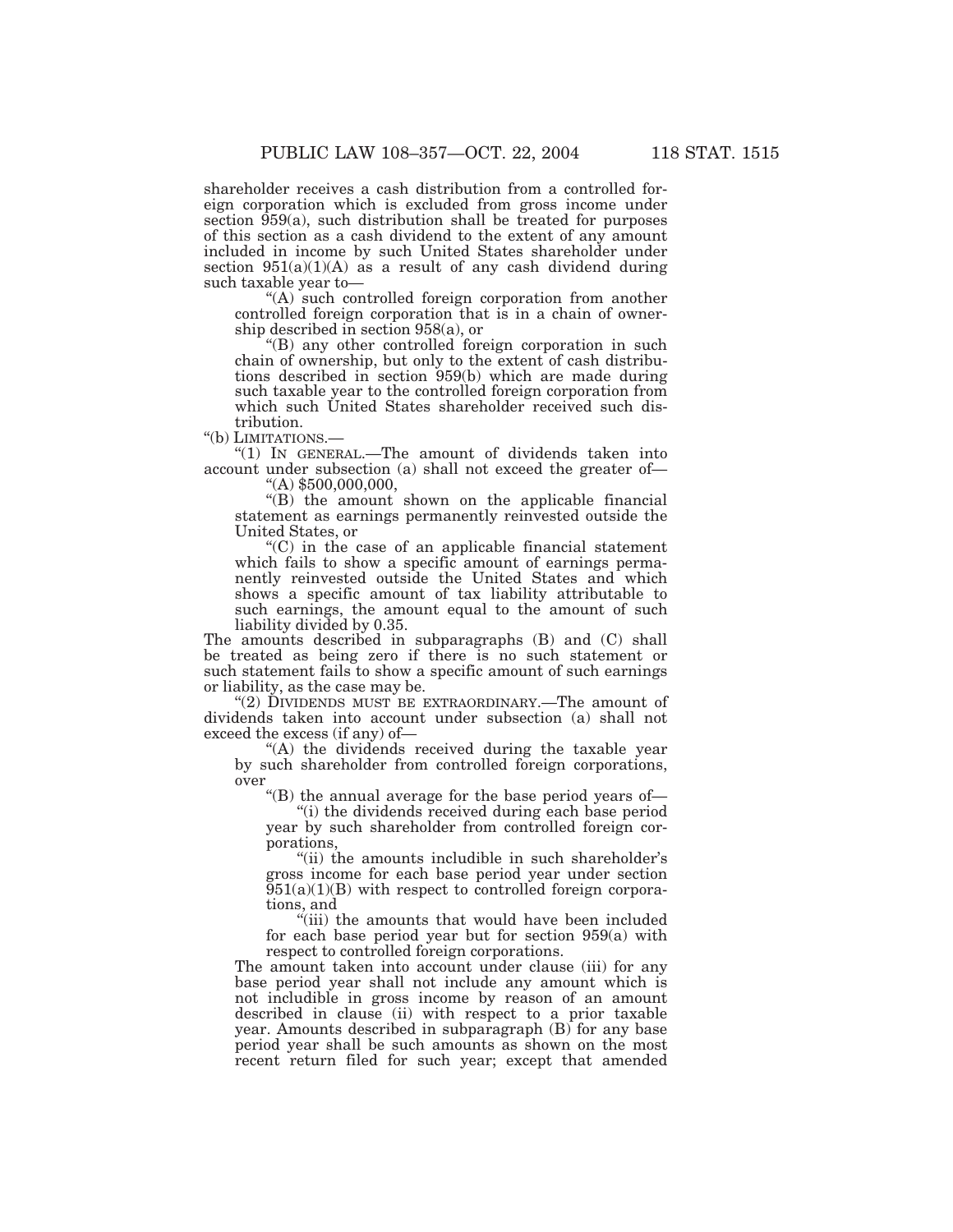shareholder receives a cash distribution from a controlled foreign corporation which is excluded from gross income under section 959(a), such distribution shall be treated for purposes of this section as a cash dividend to the extent of any amount included in income by such United States shareholder under section 951(a)(1)(A) as a result of any cash dividend during such taxable year to—

"(A) such controlled foreign corporation from another controlled foreign corporation that is in a chain of ownership described in section 958(a), or

"(B) any other controlled foreign corporation in such chain of ownership, but only to the extent of cash distributions described in section 959(b) which are made during such taxable year to the controlled foreign corporation from which such United States shareholder received such distribution.

"(b) LIMITATIONS.—

"(1) IN GENERAL.—The amount of dividends taken into account under subsection (a) shall not exceed the greater of—

"(A) $500,000,000,

"(B) the amount shown on the applicable financial statement as earnings permanently reinvested outside the United States, or

"(C) in the case of an applicable financial statement which fails to show a specific amount of earnings permanently reinvested outside the United States and which shows a specific amount of tax liability attributable to such earnings, the amount equal to the amount of such liability divided by 0.35.

The amounts described in subparagraphs (B) and (C) shall be treated as being zero if there is no such statement or such statement fails to show a specific amount of such earnings or liability, as the case may be.

"(2) DIVIDENDS MUST BE EXTRAORDINARY.—The amount of dividends taken into account under subsection (a) shall not exceed the excess (if any) of—

"(A) the dividends received during the taxable year by such shareholder from controlled foreign corporations, over

"(B) the annual average for the base period years of—

"(i) the dividends received during each base period year by such shareholder from controlled foreign corporations,

"(ii) the amounts includible in such shareholder's gross income for each base period year under section 951(a)(1)(B) with respect to controlled foreign corporations, and

"(iii) the amounts that would have been included for each base period year but for section 959(a) with respect to controlled foreign corporations.

The amount taken into account under clause (iii) for any base period year shall not include any amount which is not includible in gross income by reason of an amount described in clause (ii) with respect to a prior taxable year. Amounts described in subparagraph (B) for any base period year shall be such amounts as shown on the most recent return filed for such year; except that amended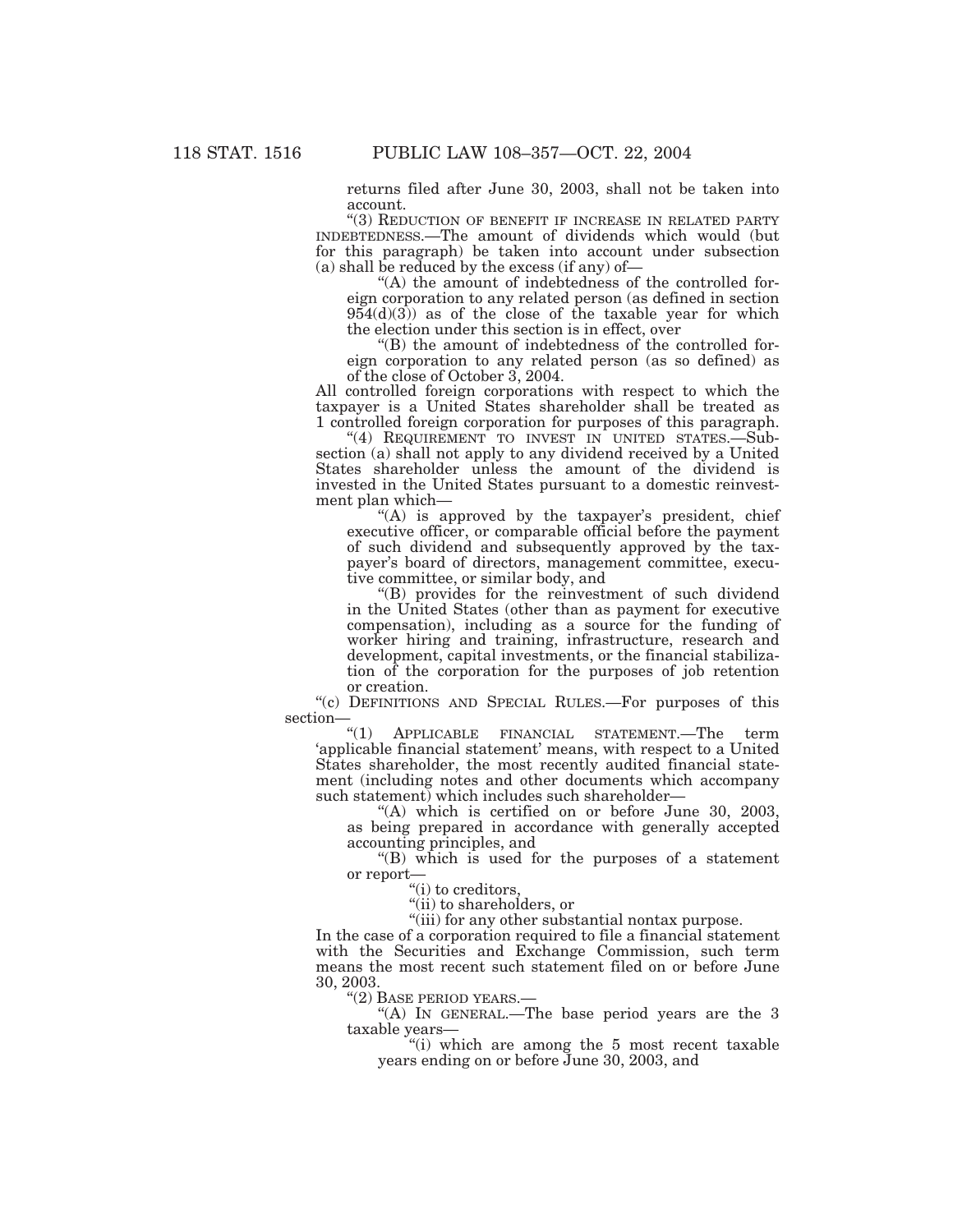returns filed after June 30, 2003, shall not be taken into account.

"(3) REDUCTION OF BENEFIT IF INCREASE IN RELATED PARTY INDEBTEDNESS.—The amount of dividends which would (but for this paragraph) be taken into account under subsection (a) shall be reduced by the excess (if any) of—

"(A) the amount of indebtedness of the controlled foreign corporation to any related person (as defined in section 954(d)(3)) as of the close of the taxable year for which the election under this section is in effect, over

"(B) the amount of indebtedness of the controlled foreign corporation to any related person (as so defined) as of the close of October 3, 2004.

All controlled foreign corporations with respect to which the taxpayer is a United States shareholder shall be treated as 1 controlled foreign corporation for purposes of this paragraph.

"(4) REQUIREMENT TO INVEST IN UNITED STATES.—Subsection (a) shall not apply to any dividend received by a United States shareholder unless the amount of the dividend is invested in the United States pursuant to a domestic reinvestment plan which—

"(A) is approved by the taxpayer's president, chief executive officer, or comparable official before the payment of such dividend and subsequently approved by the taxpayer's board of directors, management committee, executive committee, or similar body, and

"(B) provides for the reinvestment of such dividend in the United States (other than as payment for executive compensation), including as a source for the funding of worker hiring and training, infrastructure, research and development, capital investments, or the financial stabilization of the corporation for the purposes of job retention or creation.

"(c) DEFINITIONS AND SPECIAL RULES.—For purposes of this section—

"(1) APPLICABLE FINANCIAL STATEMENT.—The term 'applicable financial statement' means, with respect to a United States shareholder, the most recently audited financial statement (including notes and other documents which accompany such statement) which includes such shareholder—

"(A) which is certified on or before June 30, 2003, as being prepared in accordance with generally accepted accounting principles, and

"(B) which is used for the purposes of a statement or report—

"(i) to creditors,

"(ii) to shareholders, or

"(iii) for any other substantial nontax purpose.

In the case of a corporation required to file a financial statement with the Securities and Exchange Commission, such term means the most recent such statement filed on or before June 30, 2003.

"(2) BASE PERIOD YEARS.—

"(A) IN GENERAL.—The base period years are the 3 taxable years—

"(i) which are among the 5 most recent taxable years ending on or before June 30, 2003, and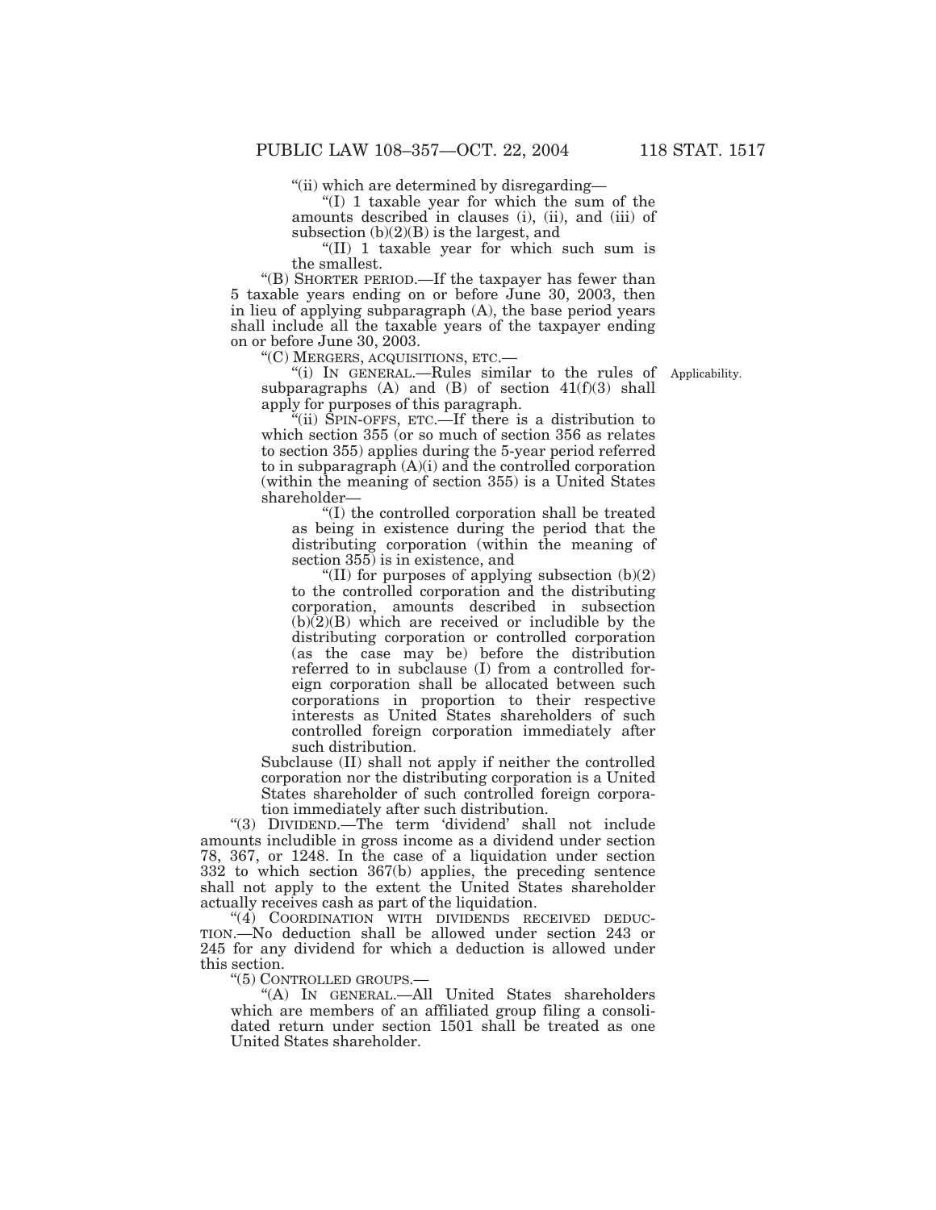"(ii) which are determined by disregarding—

"(I) 1 taxable year for which the sum of the amounts described in clauses (i), (ii), and (iii) of subsection (b)(2)(B) is the largest, and

"(II) 1 taxable year for which such sum is the smallest.

"(B) SHORTER PERIOD.—If the taxpayer has fewer than 5 taxable years ending on or before June 30, 2003, then in lieu of applying subparagraph (A), the base period years shall include all the taxable years of the taxpayer ending on or before June 30, 2003.

"(C) MERGERS, ACQUISITIONS, ETC.—

"(i) IN GENERAL.—Rules similar to the rules of subparagraphs (A) and (B) of section 41(f)(3) shall apply for purposes of this paragraph.

Applicability.

"(ii) SPIN-OFFS, ETC.—If there is a distribution to which section 355 (or so much of section 356 as relates to section 355) applies during the 5-year period referred to in subparagraph (A)(i) and the controlled corporation (within the meaning of section 355) is a United States shareholder—

"(I) the controlled corporation shall be treated as being in existence during the period that the distributing corporation (within the meaning of section 355) is in existence, and

"(II) for purposes of applying subsection (b)(2) to the controlled corporation and the distributing corporation, amounts described in subsection (b)(2)(B) which are received or includible by the distributing corporation or controlled corporation (as the case may be) before the distribution referred to in subclause (I) from a controlled foreign corporation shall be allocated between such corporations in proportion to their respective interests as United States shareholders of such controlled foreign corporation immediately after such distribution.

Subclause (II) shall not apply if neither the controlled corporation nor the distributing corporation is a United States shareholder of such controlled foreign corporation immediately after such distribution.

"(3) DIVIDEND.—The term 'dividend' shall not include amounts includible in gross income as a dividend under section 78, 367, or 1248. In the case of a liquidation under section 332 to which section 367(b) applies, the preceding sentence shall not apply to the extent the United States shareholder actually receives cash as part of the liquidation.

"(4) COORDINATION WITH DIVIDENDS RECEIVED DEDUCTION.—No deduction shall be allowed under section 243 or 245 for any dividend for which a deduction is allowed under this section.

"(5) CONTROLLED GROUPS.—

"(A) IN GENERAL.—All United States shareholders which are members of an affiliated group filing a consolidated return under section 1501 shall be treated as one United States shareholder.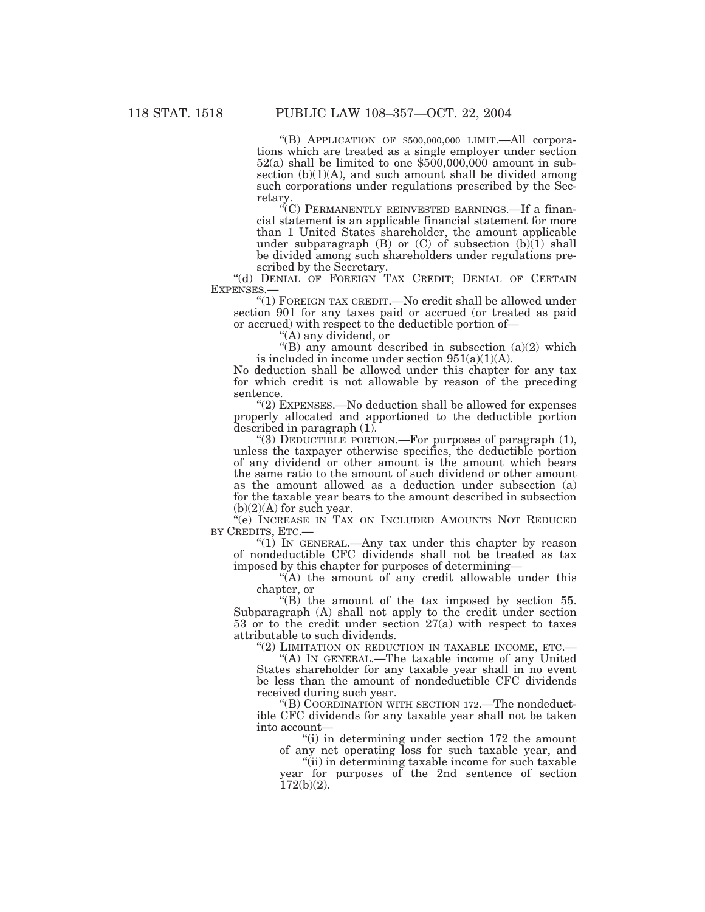"(B) APPLICATION OF $500,000,000 LIMIT.—All corporations which are treated as a single employer under section 52(a) shall be limited to one $500,000,000 amount in subsection (b)(1)(A), and such amount shall be divided among such corporations under regulations prescribed by the Secretary.

"(C) PERMANENTLY REINVESTED EARNINGS.—If a financial statement is an applicable financial statement for more than 1 United States shareholder, the amount applicable under subparagraph (B) or (C) of subsection (b)(1) shall be divided among such shareholders under regulations prescribed by the Secretary.

"(d) DENIAL OF FOREIGN TAX CREDIT; DENIAL OF CERTAIN EXPENSES.—

"(1) FOREIGN TAX CREDIT.—No credit shall be allowed under section 901 for any taxes paid or accrued (or treated as paid or accrued) with respect to the deductible portion of—

"(A) any dividend, or

"(B) any amount described in subsection (a)(2) which is included in income under section 951(a)(1)(A).

No deduction shall be allowed under this chapter for any tax for which credit is not allowable by reason of the preceding sentence.

"(2) EXPENSES.—No deduction shall be allowed for expenses properly allocated and apportioned to the deductible portion described in paragraph (1).

"(3) DEDUCTIBLE PORTION.—For purposes of paragraph (1), unless the taxpayer otherwise specifies, the deductible portion of any dividend or other amount is the amount which bears the same ratio to the amount of such dividend or other amount as the amount allowed as a deduction under subsection (a) for the taxable year bears to the amount described in subsection (b)(2)(A) for such year.

"(e) INCREASE IN TAX ON INCLUDED AMOUNTS NOT REDUCED BY CREDITS, ETC.—

"(1) IN GENERAL.—Any tax under this chapter by reason of nondeductible CFC dividends shall not be treated as tax imposed by this chapter for purposes of determining—

"(A) the amount of any credit allowable under this chapter, or

"(B) the amount of the tax imposed by section 55.

Subparagraph (A) shall not apply to the credit under section 53 or to the credit under section 27(a) with respect to taxes attributable to such dividends.

"(2) LIMITATION ON REDUCTION IN TAXABLE INCOME, ETC.—

"(A) IN GENERAL.—The taxable income of any United States shareholder for any taxable year shall in no event be less than the amount of nondeductible CFC dividends received during such year.

"(B) COORDINATION WITH SECTION 172.—The nondeductible CFC dividends for any taxable year shall not be taken into account—

"(i) in determining under section 172 the amount of any net operating loss for such taxable year, and

"(ii) in determining taxable income for such taxable year for purposes of the 2nd sentence of section 172(b)(2).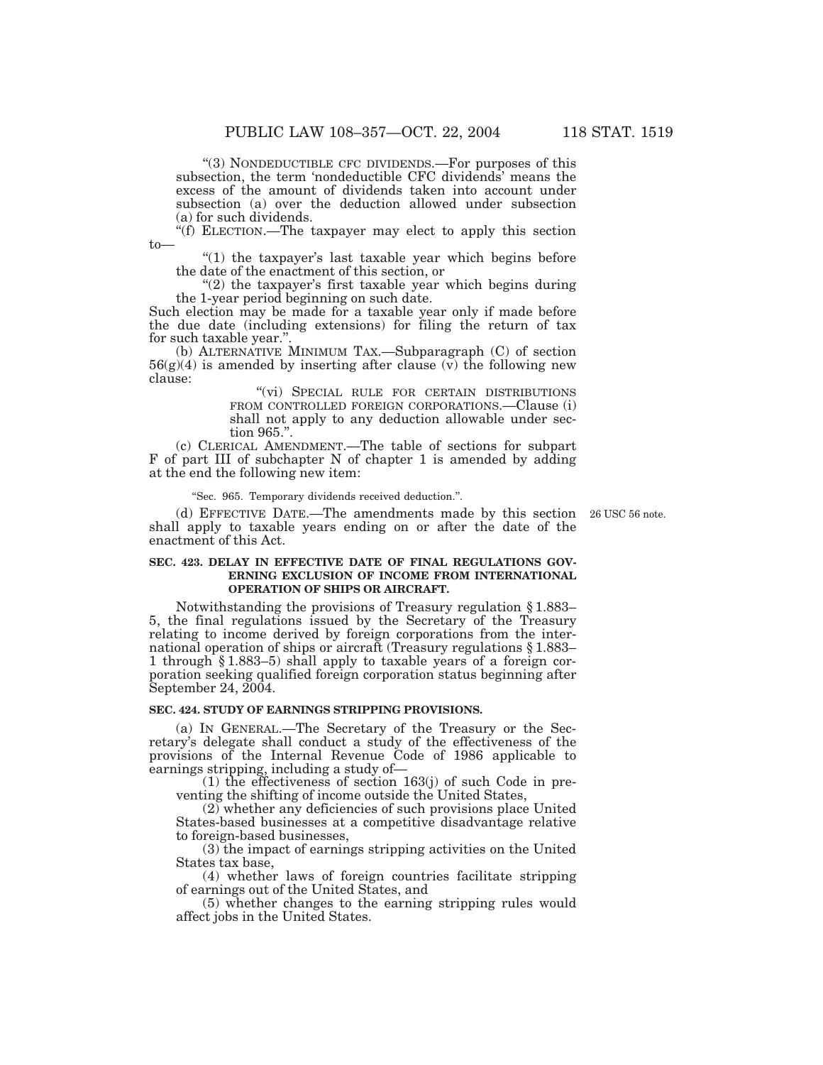"(3) NONDEDUCTIBLE CFC DIVIDENDS.—For purposes of this subsection, the term 'nondeductible CFC dividends' means the excess of the amount of dividends taken into account under subsection (a) over the deduction allowed under subsection (a) for such dividends.

"(f) ELECTION.—The taxpayer may elect to apply this section to—

"(1) the taxpayer's last taxable year which begins before the date of the enactment of this section, or

"(2) the taxpayer's first taxable year which begins during the 1-year period beginning on such date.

Such election may be made for a taxable year only if made before the due date (including extensions) for filing the return of tax for such taxable year.".

(b) ALTERNATIVE MINIMUM TAX.—Subparagraph (C) of section 56(g)(4) is amended by inserting after clause (v) the following new clause:

"(vi) SPECIAL RULE FOR CERTAIN DISTRIBUTIONS FROM CONTROLLED FOREIGN CORPORATIONS.—Clause (i) shall not apply to any deduction allowable under section 965.".

(c) CLERICAL AMENDMENT.—The table of sections for subpart F of part III of subchapter N of chapter 1 is amended by adding at the end the following new item:

"Sec. 965. Temporary dividends received deduction.".

(d) EFFECTIVE DATE.—The amendments made by this section shall apply to taxable years ending on or after the date of the enactment of this Act.

26 USC 56 note.

**SEC. 423. DELAY IN EFFECTIVE DATE OF FINAL REGULATIONS GOVERNING EXCLUSION OF INCOME FROM INTERNATIONAL OPERATION OF SHIPS OR AIRCRAFT.**

Notwithstanding the provisions of Treasury regulation § 1.883–5, the final regulations issued by the Secretary of the Treasury relating to income derived by foreign corporations from the international operation of ships or aircraft (Treasury regulations § 1.883–1 through § 1.883–5) shall apply to taxable years of a foreign corporation seeking qualified foreign corporation status beginning after September 24, 2004.

**SEC. 424. STUDY OF EARNINGS STRIPPING PROVISIONS.**

(a) IN GENERAL.—The Secretary of the Treasury or the Secretary's delegate shall conduct a study of the effectiveness of the provisions of the Internal Revenue Code of 1986 applicable to earnings stripping, including a study of—

(1) the effectiveness of section 163(j) of such Code in preventing the shifting of income outside the United States,

(2) whether any deficiencies of such provisions place United States-based businesses at a competitive disadvantage relative to foreign-based businesses,

(3) the impact of earnings stripping activities on the United States tax base,

(4) whether laws of foreign countries facilitate stripping of earnings out of the United States, and

(5) whether changes to the earning stripping rules would affect jobs in the United States.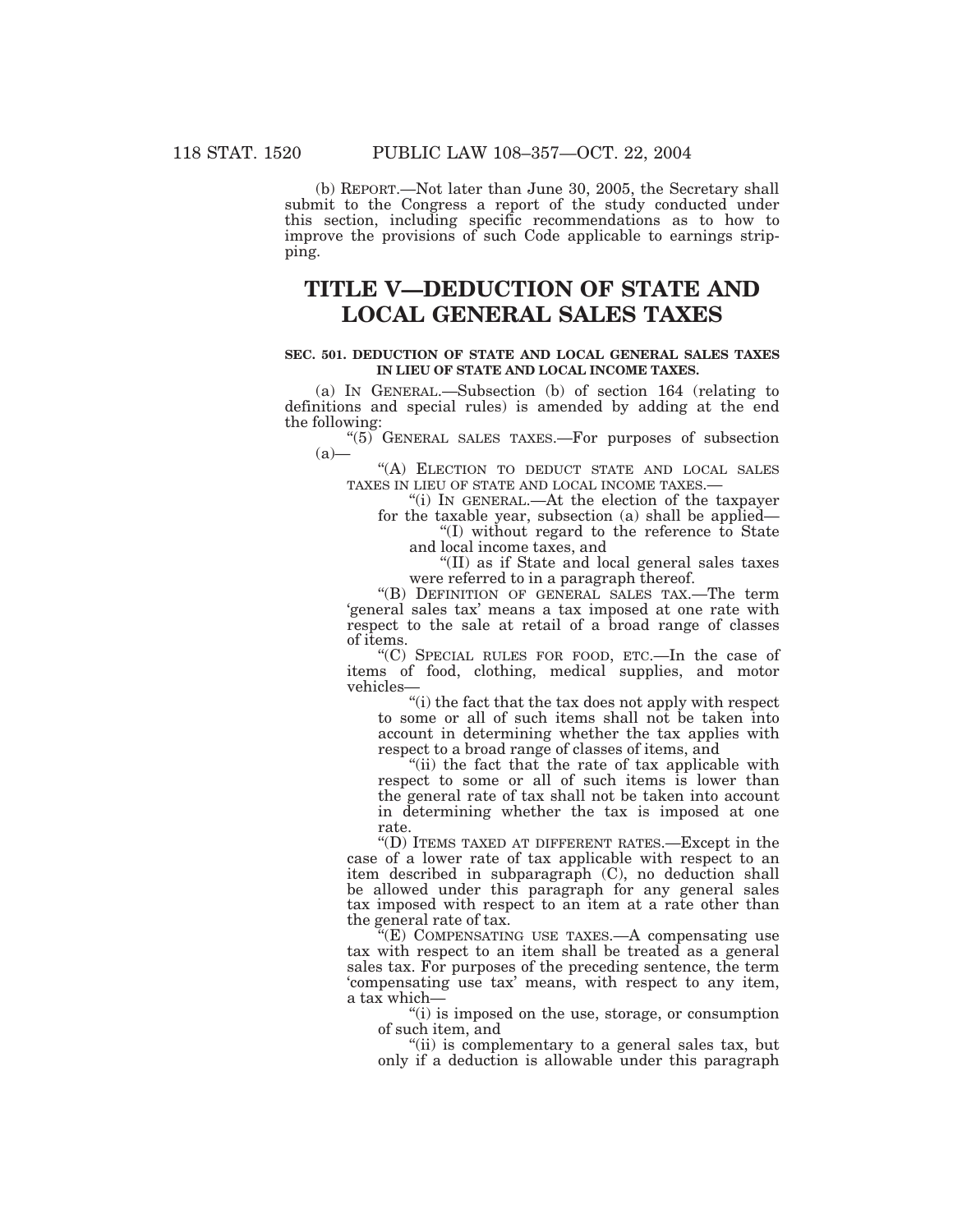(b) REPORT.—Not later than June 30, 2005, the Secretary shall submit to the Congress a report of the study conducted under this section, including specific recommendations as to how to improve the provisions of such Code applicable to earnings stripping.

# TITLE V—DEDUCTION OF STATE AND LOCAL GENERAL SALES TAXES

### SEC. 501. DEDUCTION OF STATE AND LOCAL GENERAL SALES TAXES IN LIEU OF STATE AND LOCAL INCOME TAXES.

(a) IN GENERAL.—Subsection (b) of section 164 (relating to definitions and special rules) is amended by adding at the end the following:

"(5) GENERAL SALES TAXES.—For purposes of subsection (a)—

"(A) ELECTION TO DEDUCT STATE AND LOCAL SALES TAXES IN LIEU OF STATE AND LOCAL INCOME TAXES.—

"(i) IN GENERAL.—At the election of the taxpayer for the taxable year, subsection (a) shall be applied—

"(I) without regard to the reference to State and local income taxes, and

"(II) as if State and local general sales taxes were referred to in a paragraph thereof.

"(B) DEFINITION OF GENERAL SALES TAX.—The term 'general sales tax' means a tax imposed at one rate with respect to the sale at retail of a broad range of classes of items.

"(C) SPECIAL RULES FOR FOOD, ETC.—In the case of items of food, clothing, medical supplies, and motor vehicles—

"(i) the fact that the tax does not apply with respect to some or all of such items shall not be taken into account in determining whether the tax applies with respect to a broad range of classes of items, and

"(ii) the fact that the rate of tax applicable with respect to some or all of such items is lower than the general rate of tax shall not be taken into account in determining whether the tax is imposed at one rate.

"(D) ITEMS TAXED AT DIFFERENT RATES.—Except in the case of a lower rate of tax applicable with respect to an item described in subparagraph (C), no deduction shall be allowed under this paragraph for any general sales tax imposed with respect to an item at a rate other than the general rate of tax.

"(E) COMPENSATING USE TAXES.—A compensating use tax with respect to an item shall be treated as a general sales tax. For purposes of the preceding sentence, the term 'compensating use tax' means, with respect to any item, a tax which—

"(i) is imposed on the use, storage, or consumption of such item, and

"(ii) is complementary to a general sales tax, but only if a deduction is allowable under this paragraph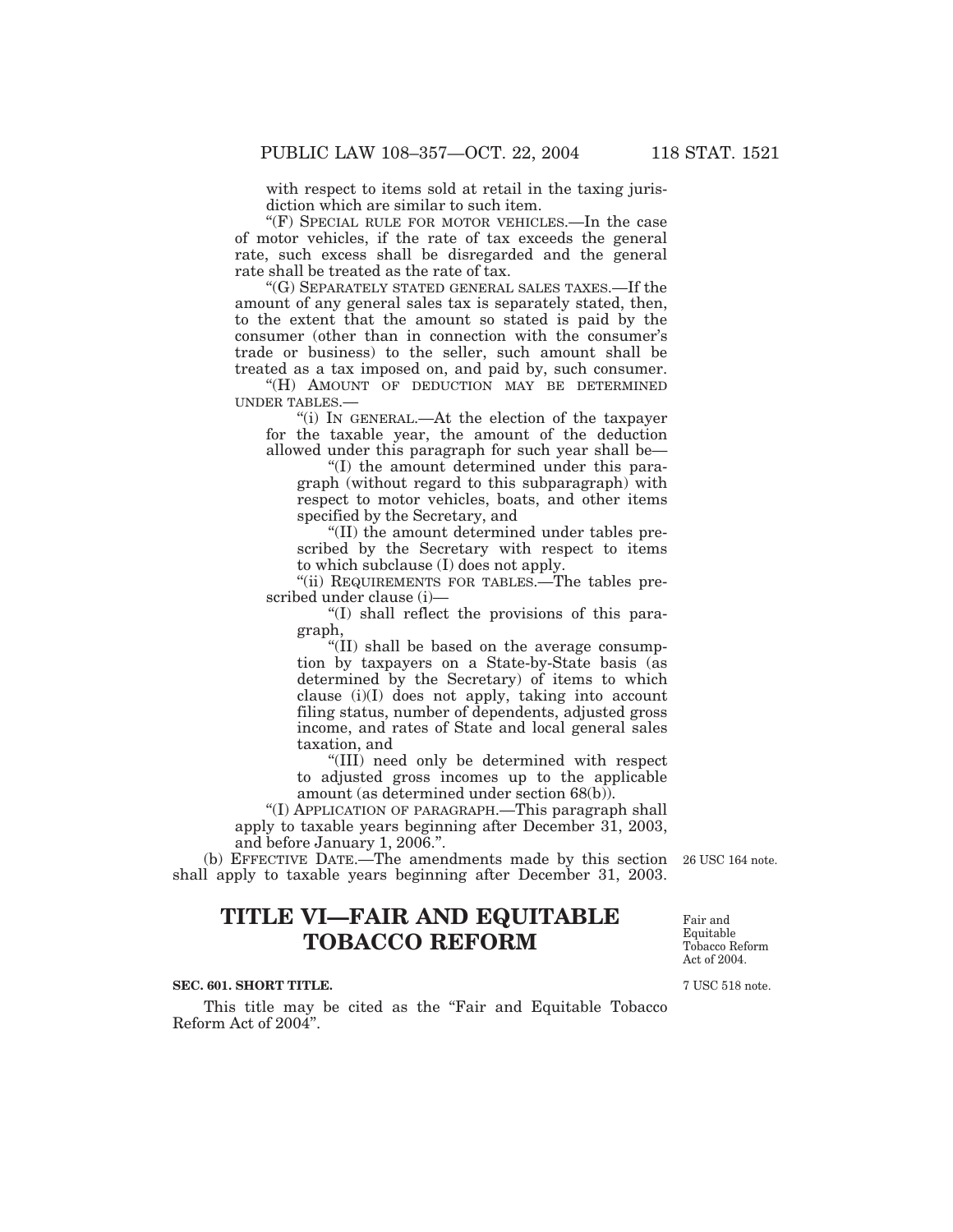with respect to items sold at retail in the taxing jurisdiction which are similar to such item.

"(F) SPECIAL RULE FOR MOTOR VEHICLES.—In the case of motor vehicles, if the rate of tax exceeds the general rate, such excess shall be disregarded and the general rate shall be treated as the rate of tax.

"(G) SEPARATELY STATED GENERAL SALES TAXES.—If the amount of any general sales tax is separately stated, then, to the extent that the amount so stated is paid by the consumer (other than in connection with the consumer's trade or business) to the seller, such amount shall be treated as a tax imposed on, and paid by, such consumer.

"(H) AMOUNT OF DEDUCTION MAY BE DETERMINED UNDER TABLES.—

"(i) IN GENERAL.—At the election of the taxpayer for the taxable year, the amount of the deduction allowed under this paragraph for such year shall be—

"(I) the amount determined under this paragraph (without regard to this subparagraph) with respect to motor vehicles, boats, and other items specified by the Secretary, and

"(II) the amount determined under tables prescribed by the Secretary with respect to items to which subclause (I) does not apply.

"(ii) REQUIREMENTS FOR TABLES.—The tables prescribed under clause (i)—

"(I) shall reflect the provisions of this paragraph,

"(II) shall be based on the average consumption by taxpayers on a State-by-State basis (as determined by the Secretary) of items to which clause (i)(I) does not apply, taking into account filing status, number of dependents, adjusted gross income, and rates of State and local general sales taxation, and

"(III) need only be determined with respect to adjusted gross incomes up to the applicable amount (as determined under section 68(b)).

"(I) APPLICATION OF PARAGRAPH.—This paragraph shall apply to taxable years beginning after December 31, 2003, and before January 1, 2006.".

(b) EFFECTIVE DATE.—The amendments made by this section shall apply to taxable years beginning after December 31, 2003.

26 USC 164 note.

# TITLE VI—FAIR AND EQUITABLE TOBACCO REFORM

Fair and Equitable Tobacco Reform Act of 2004.

7 USC 518 note.

### SEC. 601. SHORT TITLE.

This title may be cited as the "Fair and Equitable Tobacco Reform Act of 2004".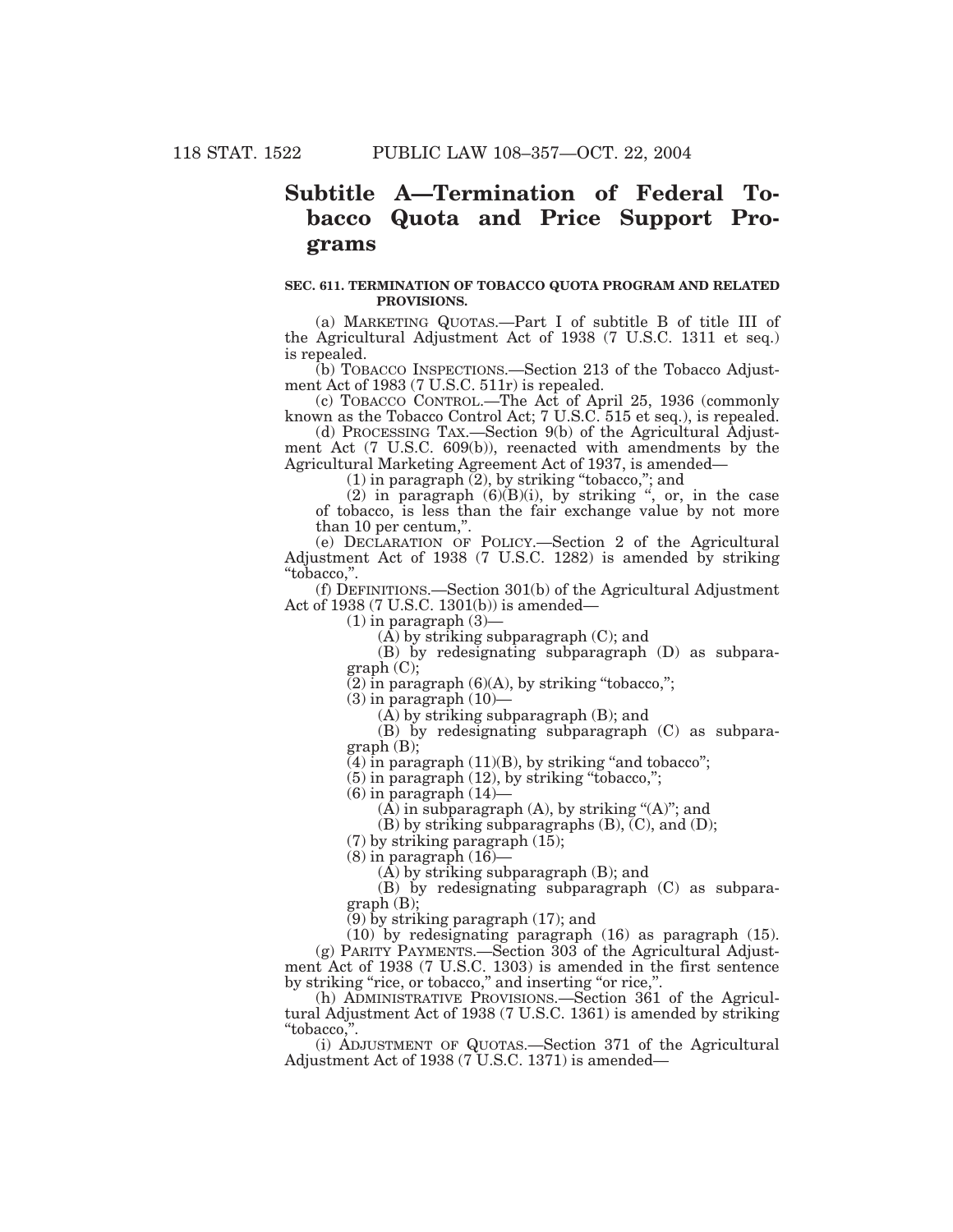## Subtitle A—Termination of Federal Tobacco Quota and Price Support Programs

### SEC. 611. TERMINATION OF TOBACCO QUOTA PROGRAM AND RELATED PROVISIONS.

(a) MARKETING QUOTAS.—Part I of subtitle B of title III of the Agricultural Adjustment Act of 1938 (7 U.S.C. 1311 et seq.) is repealed.

(b) TOBACCO INSPECTIONS.—Section 213 of the Tobacco Adjustment Act of 1983 (7 U.S.C. 511r) is repealed.

(c) TOBACCO CONTROL.—The Act of April 25, 1936 (commonly known as the Tobacco Control Act; 7 U.S.C. 515 et seq.), is repealed.

(d) PROCESSING TAX.—Section 9(b) of the Agricultural Adjustment Act (7 U.S.C. 609(b)), reenacted with amendments by the Agricultural Marketing Agreement Act of 1937, is amended—

(1) in paragraph (2), by striking "tobacco,"; and

(2) in paragraph (6)(B)(i), by striking ", or, in the case of tobacco, is less than the fair exchange value by not more than 10 per centum,".

(e) DECLARATION OF POLICY.—Section 2 of the Agricultural Adjustment Act of 1938 (7 U.S.C. 1282) is amended by striking "tobacco,".

(f) DEFINITIONS.—Section 301(b) of the Agricultural Adjustment Act of 1938 (7 U.S.C. 1301(b)) is amended—

(1) in paragraph (3)—

(A) by striking subparagraph (C); and

(B) by redesignating subparagraph (D) as subparagraph (C);

(2) in paragraph (6)(A), by striking "tobacco,";

(3) in paragraph (10)—

(A) by striking subparagraph (B); and

(B) by redesignating subparagraph (C) as subparagraph (B);

(4) in paragraph (11)(B), by striking "and tobacco";

(5) in paragraph (12), by striking "tobacco,";

(6) in paragraph (14)—

(A) in subparagraph (A), by striking "(A)"; and

(B) by striking subparagraphs (B), (C), and (D);

(7) by striking paragraph (15);

(8) in paragraph (16)—

(A) by striking subparagraph (B); and

(B) by redesignating subparagraph (C) as subparagraph (B);

(9) by striking paragraph (17); and

(10) by redesignating paragraph (16) as paragraph (15).

(g) PARITY PAYMENTS.—Section 303 of the Agricultural Adjustment Act of 1938 (7 U.S.C. 1303) is amended in the first sentence by striking "rice, or tobacco," and inserting "or rice,".

(h) ADMINISTRATIVE PROVISIONS.—Section 361 of the Agricultural Adjustment Act of 1938 (7 U.S.C. 1361) is amended by striking "tobacco,".

(i) ADJUSTMENT OF QUOTAS.—Section 371 of the Agricultural Adjustment Act of 1938 (7 U.S.C. 1371) is amended—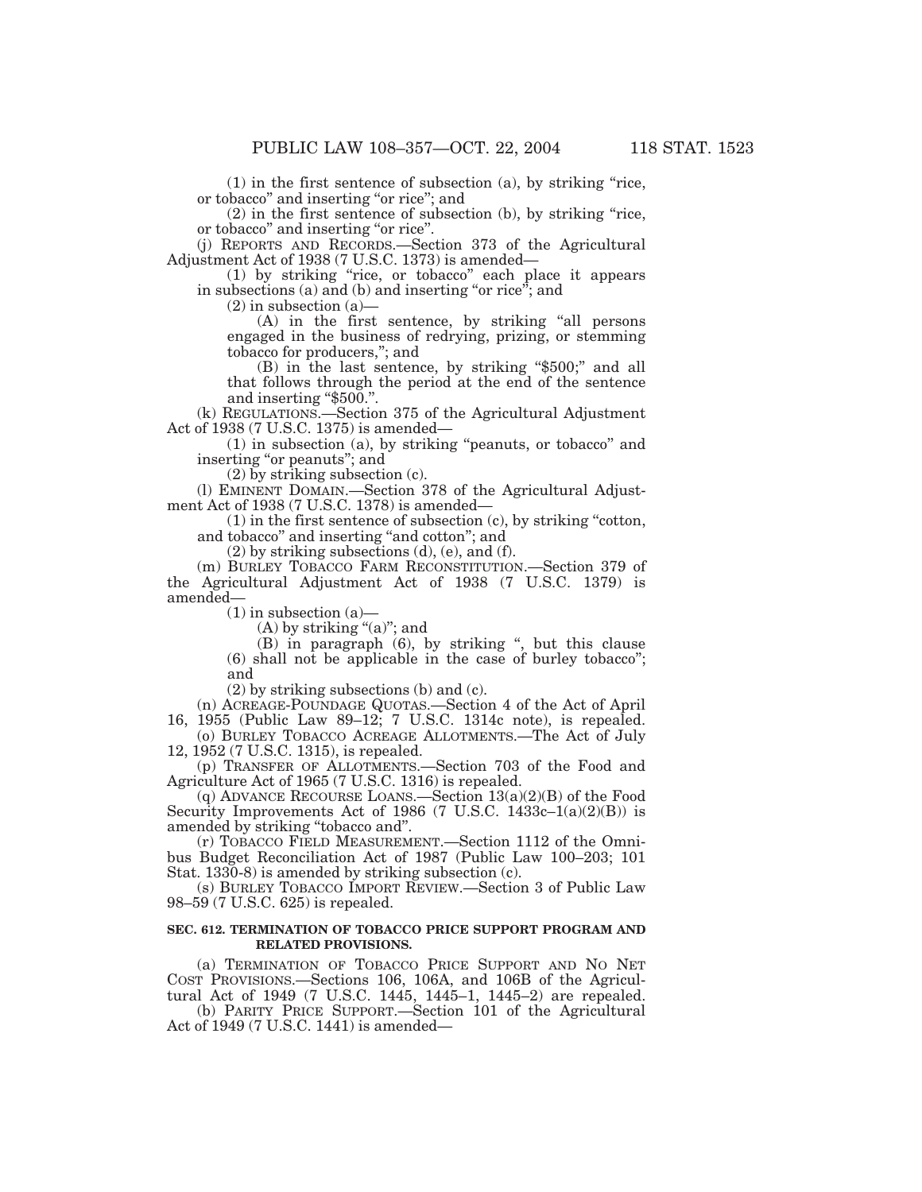(1) in the first sentence of subsection (a), by striking "rice, or tobacco" and inserting "or rice"; and

(2) in the first sentence of subsection (b), by striking "rice, or tobacco" and inserting "or rice".

(j) REPORTS AND RECORDS.—Section 373 of the Agricultural Adjustment Act of 1938 (7 U.S.C. 1373) is amended—

(1) by striking "rice, or tobacco" each place it appears in subsections (a) and (b) and inserting "or rice"; and

(2) in subsection (a)—

(A) in the first sentence, by striking "all persons engaged in the business of redrying, prizing, or stemming tobacco for producers,"; and

(B) in the last sentence, by striking "$500;" and all that follows through the period at the end of the sentence and inserting "$500.".

(k) REGULATIONS.—Section 375 of the Agricultural Adjustment Act of 1938 (7 U.S.C. 1375) is amended—

(1) in subsection (a), by striking "peanuts, or tobacco" and inserting "or peanuts"; and

(2) by striking subsection (c).

(l) EMINENT DOMAIN.—Section 378 of the Agricultural Adjustment Act of 1938 (7 U.S.C. 1378) is amended—

(1) in the first sentence of subsection (c), by striking "cotton, and tobacco" and inserting "and cotton"; and

(2) by striking subsections (d), (e), and (f).

(m) BURLEY TOBACCO FARM RECONSTITUTION.—Section 379 of the Agricultural Adjustment Act of 1938 (7 U.S.C. 1379) is amended—

(1) in subsection (a)—

(A) by striking "(a)"; and

(B) in paragraph (6), by striking ", but this clause (6) shall not be applicable in the case of burley tobacco"; and

(2) by striking subsections (b) and (c).

(n) ACREAGE-POUNDAGE QUOTAS.—Section 4 of the Act of April 16, 1955 (Public Law 89–12; 7 U.S.C. 1314c note), is repealed.

(o) BURLEY TOBACCO ACREAGE ALLOTMENTS.—The Act of July 12, 1952 (7 U.S.C. 1315), is repealed.

(p) TRANSFER OF ALLOTMENTS.—Section 703 of the Food and Agriculture Act of 1965 (7 U.S.C. 1316) is repealed.

(q) ADVANCE RECOURSE LOANS.—Section 13(a)(2)(B) of the Food Security Improvements Act of 1986 (7 U.S.C. 1433c–1(a)(2)(B)) is amended by striking "tobacco and".

(r) TOBACCO FIELD MEASUREMENT.—Section 1112 of the Omnibus Budget Reconciliation Act of 1987 (Public Law 100–203; 101 Stat. 1330-8) is amended by striking subsection (c).

(s) BURLEY TOBACCO IMPORT REVIEW.—Section 3 of Public Law 98–59 (7 U.S.C. 625) is repealed.

**SEC. 612. TERMINATION OF TOBACCO PRICE SUPPORT PROGRAM AND RELATED PROVISIONS.**

(a) TERMINATION OF TOBACCO PRICE SUPPORT AND NO NET COST PROVISIONS.—Sections 106, 106A, and 106B of the Agricultural Act of 1949 (7 U.S.C. 1445, 1445–1, 1445–2) are repealed.

(b) PARITY PRICE SUPPORT.—Section 101 of the Agricultural Act of 1949 (7 U.S.C. 1441) is amended—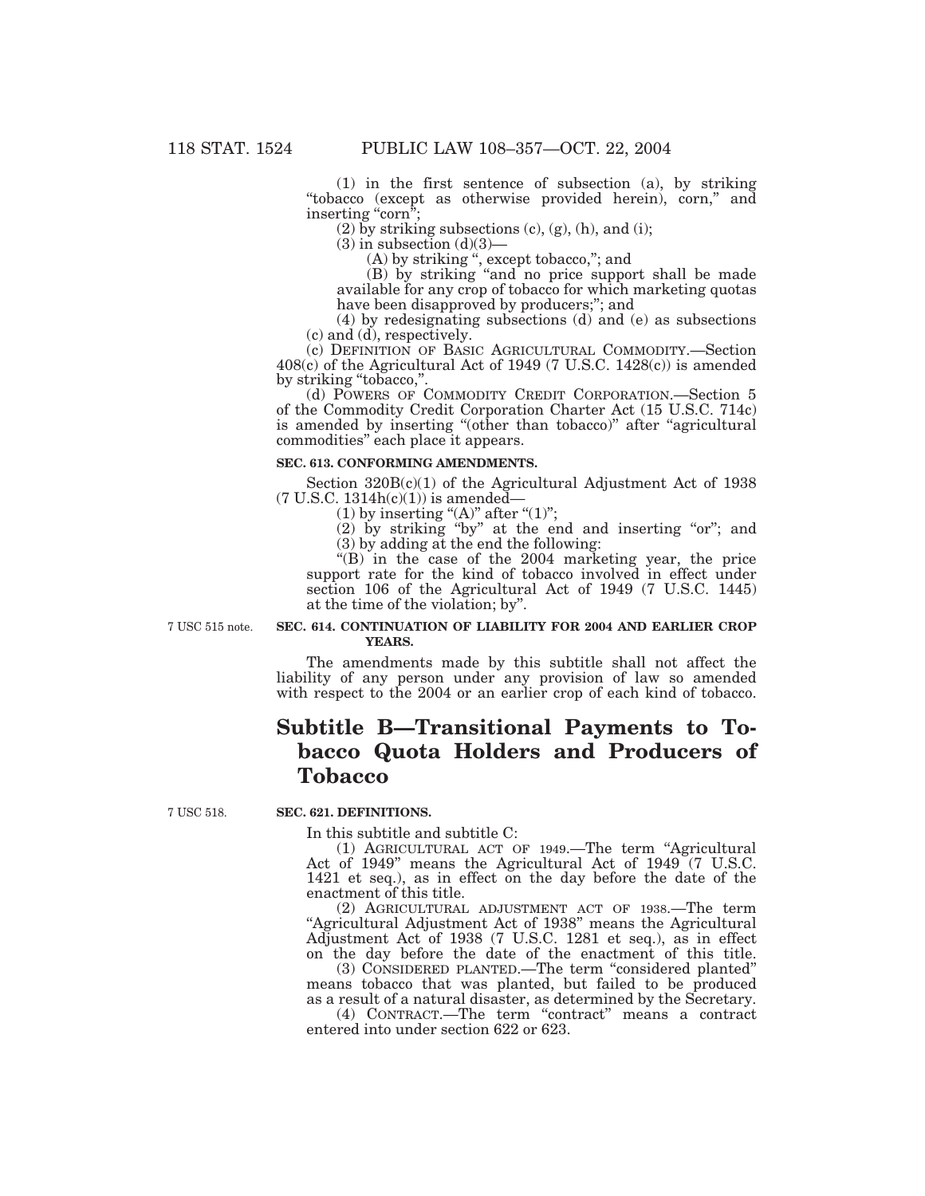(1) in the first sentence of subsection (a), by striking "tobacco (except as otherwise provided herein), corn," and inserting "corn";

(2) by striking subsections (c), (g), (h), and (i);

(3) in subsection (d)(3)—

(A) by striking ", except tobacco,"; and

(B) by striking "and no price support shall be made available for any crop of tobacco for which marketing quotas have been disapproved by producers;"; and

(4) by redesignating subsections (d) and (e) as subsections (c) and (d), respectively.

(c) DEFINITION OF BASIC AGRICULTURAL COMMODITY.—Section 408(c) of the Agricultural Act of 1949 (7 U.S.C. 1428(c)) is amended by striking "tobacco,".

(d) POWERS OF COMMODITY CREDIT CORPORATION.—Section 5 of the Commodity Credit Corporation Charter Act (15 U.S.C. 714c) is amended by inserting "(other than tobacco)" after "agricultural commodities" each place it appears.

**SEC. 613. CONFORMING AMENDMENTS.**

Section 320B(c)(1) of the Agricultural Adjustment Act of 1938 (7 U.S.C. 1314h(c)(1)) is amended—

(1) by inserting "(A)" after "(1)";

(2) by striking "by" at the end and inserting "or"; and

(3) by adding at the end the following:

"(B) in the case of the 2004 marketing year, the price support rate for the kind of tobacco involved in effect under section 106 of the Agricultural Act of 1949 (7 U.S.C. 1445) at the time of the violation; by".

7 USC 515 note.

**SEC. 614. CONTINUATION OF LIABILITY FOR 2004 AND EARLIER CROP YEARS.**

The amendments made by this subtitle shall not affect the liability of any person under any provision of law so amended with respect to the 2004 or an earlier crop of each kind of tobacco.

## Subtitle B—Transitional Payments to Tobacco Quota Holders and Producers of Tobacco

7 USC 518.

**SEC. 621. DEFINITIONS.**

In this subtitle and subtitle C:

(1) AGRICULTURAL ACT OF 1949.—The term "Agricultural Act of 1949" means the Agricultural Act of 1949 (7 U.S.C. 1421 et seq.), as in effect on the day before the date of the enactment of this title.

(2) AGRICULTURAL ADJUSTMENT ACT OF 1938.—The term "Agricultural Adjustment Act of 1938" means the Agricultural Adjustment Act of 1938 (7 U.S.C. 1281 et seq.), as in effect on the day before the date of the enactment of this title.

(3) CONSIDERED PLANTED.—The term "considered planted" means tobacco that was planted, but failed to be produced as a result of a natural disaster, as determined by the Secretary.

(4) CONTRACT.—The term "contract" means a contract entered into under section 622 or 623.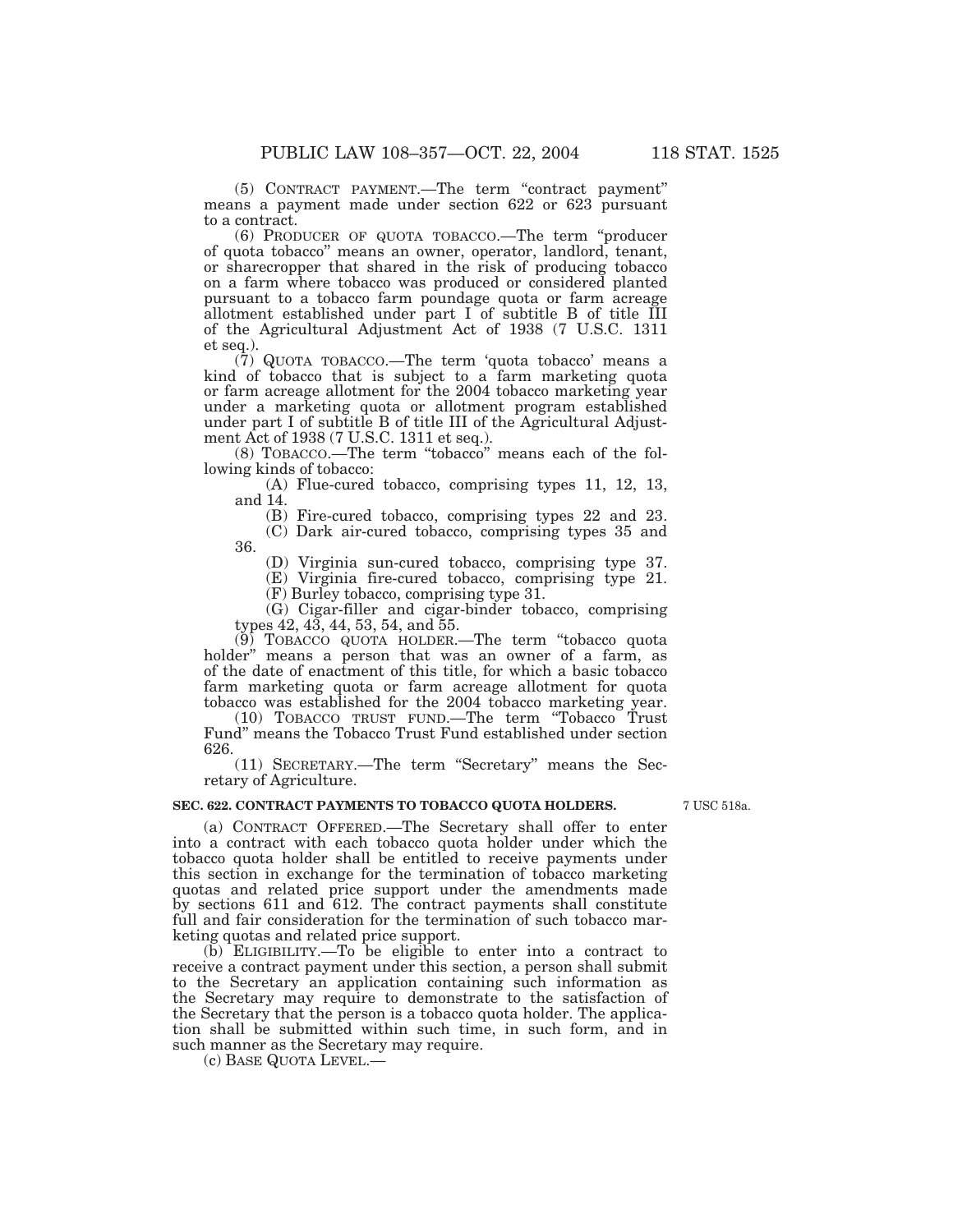(5) CONTRACT PAYMENT.—The term "contract payment" means a payment made under section 622 or 623 pursuant to a contract.

(6) PRODUCER OF QUOTA TOBACCO.—The term "producer of quota tobacco" means an owner, operator, landlord, tenant, or sharecropper that shared in the risk of producing tobacco on a farm where tobacco was produced or considered planted pursuant to a tobacco farm poundage quota or farm acreage allotment established under part I of subtitle B of title III of the Agricultural Adjustment Act of 1938 (7 U.S.C. 1311 et seq.).

(7) QUOTA TOBACCO.—The term 'quota tobacco' means a kind of tobacco that is subject to a farm marketing quota or farm acreage allotment for the 2004 tobacco marketing year under a marketing quota or allotment program established under part I of subtitle B of title III of the Agricultural Adjustment Act of 1938 (7 U.S.C. 1311 et seq.).

(8) TOBACCO.—The term "tobacco" means each of the following kinds of tobacco:

(A) Flue-cured tobacco, comprising types 11, 12, 13, and 14.

(B) Fire-cured tobacco, comprising types 22 and 23.

(C) Dark air-cured tobacco, comprising types 35 and 36.

(D) Virginia sun-cured tobacco, comprising type 37.

(E) Virginia fire-cured tobacco, comprising type 21.

(F) Burley tobacco, comprising type 31.

(G) Cigar-filler and cigar-binder tobacco, comprising types 42, 43, 44, 53, 54, and 55.

(9) TOBACCO QUOTA HOLDER.—The term "tobacco quota holder" means a person that was an owner of a farm, as of the date of enactment of this title, for which a basic tobacco farm marketing quota or farm acreage allotment for quota tobacco was established for the 2004 tobacco marketing year.

(10) TOBACCO TRUST FUND.—The term "Tobacco Trust Fund" means the Tobacco Trust Fund established under section 626.

(11) SECRETARY.—The term "Secretary" means the Secretary of Agriculture.

**SEC. 622. CONTRACT PAYMENTS TO TOBACCO QUOTA HOLDERS.**

7 USC 518a.

(a) CONTRACT OFFERED.—The Secretary shall offer to enter into a contract with each tobacco quota holder under which the tobacco quota holder shall be entitled to receive payments under this section in exchange for the termination of tobacco marketing quotas and related price support under the amendments made by sections 611 and 612. The contract payments shall constitute full and fair consideration for the termination of such tobacco marketing quotas and related price support.

(b) ELIGIBILITY.—To be eligible to enter into a contract to receive a contract payment under this section, a person shall submit to the Secretary an application containing such information as the Secretary may require to demonstrate to the satisfaction of the Secretary that the person is a tobacco quota holder. The application shall be submitted within such time, in such form, and in such manner as the Secretary may require.

(c) BASE QUOTA LEVEL.—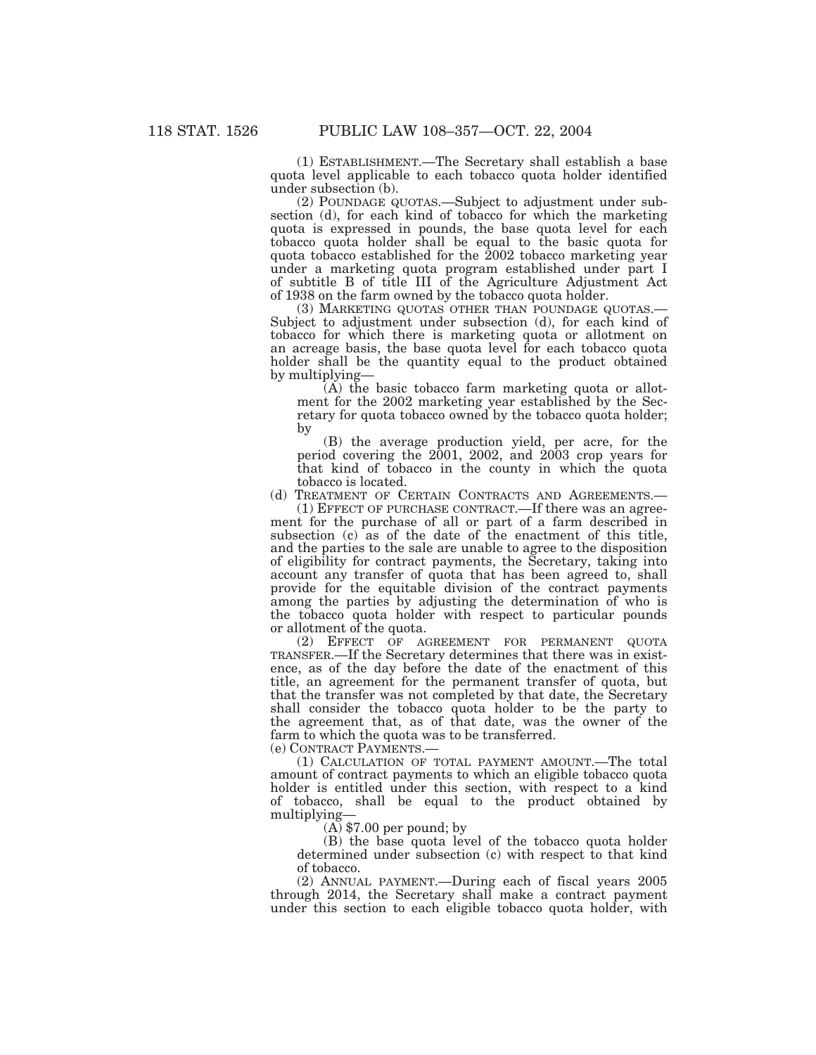(1) ESTABLISHMENT.—The Secretary shall establish a base quota level applicable to each tobacco quota holder identified under subsection (b).

(2) POUNDAGE QUOTAS.—Subject to adjustment under subsection (d), for each kind of tobacco for which the marketing quota is expressed in pounds, the base quota level for each tobacco quota holder shall be equal to the basic quota for quota tobacco established for the 2002 tobacco marketing year under a marketing quota program established under part I of subtitle B of title III of the Agriculture Adjustment Act of 1938 on the farm owned by the tobacco quota holder.

(3) MARKETING QUOTAS OTHER THAN POUNDAGE QUOTAS.—Subject to adjustment under subsection (d), for each kind of tobacco for which there is marketing quota or allotment on an acreage basis, the base quota level for each tobacco quota holder shall be the quantity equal to the product obtained by multiplying—

(A) the basic tobacco farm marketing quota or allotment for the 2002 marketing year established by the Secretary for quota tobacco owned by the tobacco quota holder; by

(B) the average production yield, per acre, for the period covering the 2001, 2002, and 2003 crop years for that kind of tobacco in the county in which the quota tobacco is located.

(d) TREATMENT OF CERTAIN CONTRACTS AND AGREEMENTS.—

(1) EFFECT OF PURCHASE CONTRACT.—If there was an agreement for the purchase of all or part of a farm described in subsection (c) as of the date of the enactment of this title, and the parties to the sale are unable to agree to the disposition of eligibility for contract payments, the Secretary, taking into account any transfer of quota that has been agreed to, shall provide for the equitable division of the contract payments among the parties by adjusting the determination of who is the tobacco quota holder with respect to particular pounds or allotment of the quota.

(2) EFFECT OF AGREEMENT FOR PERMANENT QUOTA TRANSFER.—If the Secretary determines that there was in existence, as of the day before the date of the enactment of this title, an agreement for the permanent transfer of quota, but that the transfer was not completed by that date, the Secretary shall consider the tobacco quota holder to be the party to the agreement that, as of that date, was the owner of the farm to which the quota was to be transferred.

(e) CONTRACT PAYMENTS.—

(1) CALCULATION OF TOTAL PAYMENT AMOUNT.—The total amount of contract payments to which an eligible tobacco quota holder is entitled under this section, with respect to a kind of tobacco, shall be equal to the product obtained by multiplying—

(A) $7.00 per pound; by

(B) the base quota level of the tobacco quota holder determined under subsection (c) with respect to that kind of tobacco.

(2) ANNUAL PAYMENT.—During each of fiscal years 2005 through 2014, the Secretary shall make a contract payment under this section to each eligible tobacco quota holder, with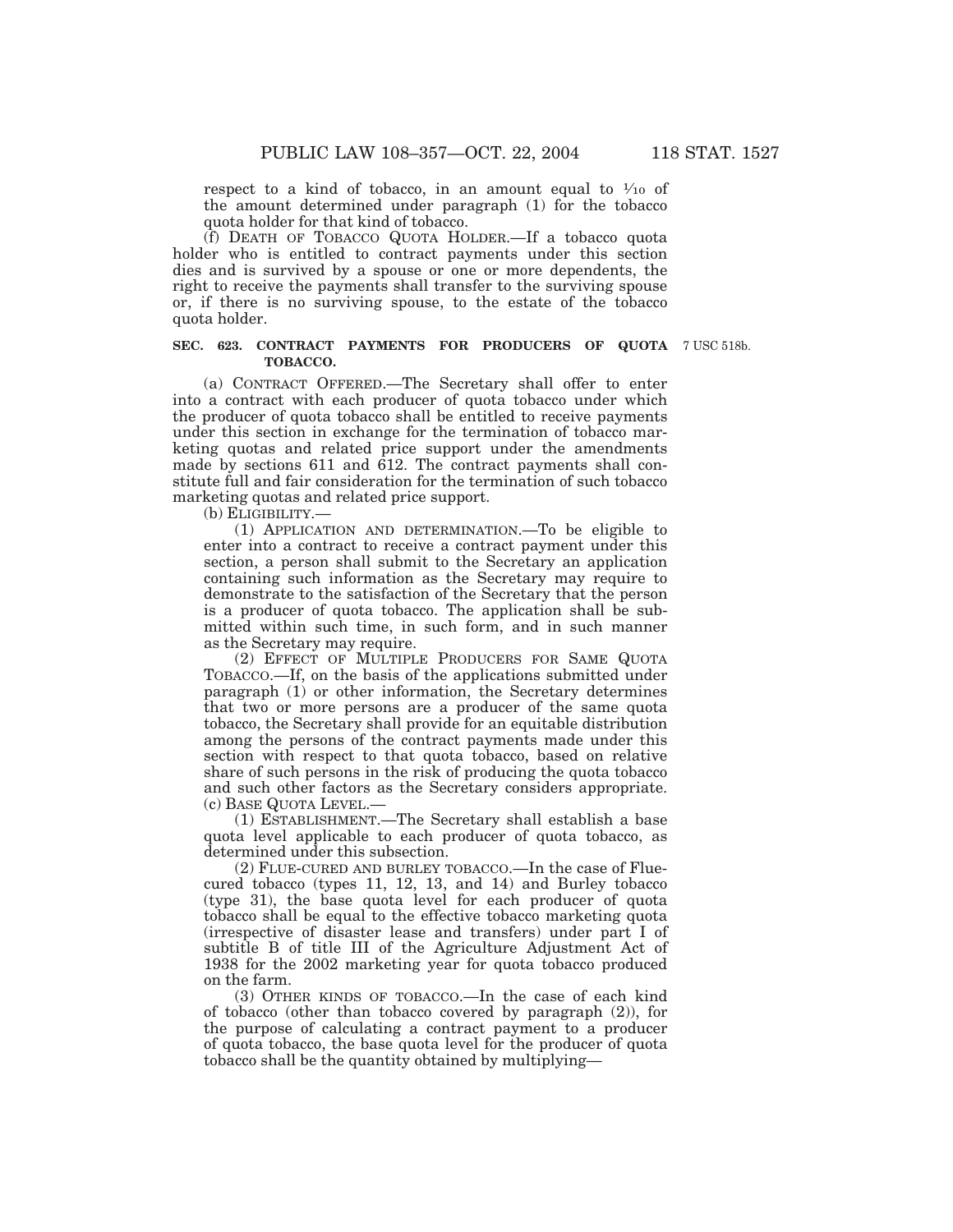respect to a kind of tobacco, in an amount equal to $1/10$ of the amount determined under paragraph (1) for the tobacco quota holder for that kind of tobacco.

(f) DEATH OF TOBACCO QUOTA HOLDER.—If a tobacco quota holder who is entitled to contract payments under this section dies and is survived by a spouse or one or more dependents, the right to receive the payments shall transfer to the surviving spouse or, if there is no surviving spouse, to the estate of the tobacco quota holder.

**SEC. 623. CONTRACT PAYMENTS FOR PRODUCERS OF QUOTA TOBACCO.**

7 USC 518b.

(a) CONTRACT OFFERED.—The Secretary shall offer to enter into a contract with each producer of quota tobacco under which the producer of quota tobacco shall be entitled to receive payments under this section in exchange for the termination of tobacco marketing quotas and related price support under the amendments made by sections 611 and 612. The contract payments shall constitute full and fair consideration for the termination of such tobacco marketing quotas and related price support.

(b) ELIGIBILITY.—

(1) APPLICATION AND DETERMINATION.—To be eligible to enter into a contract to receive a contract payment under this section, a person shall submit to the Secretary an application containing such information as the Secretary may require to demonstrate to the satisfaction of the Secretary that the person is a producer of quota tobacco. The application shall be submitted within such time, in such form, and in such manner as the Secretary may require.

(2) EFFECT OF MULTIPLE PRODUCERS FOR SAME QUOTA TOBACCO.—If, on the basis of the applications submitted under paragraph (1) or other information, the Secretary determines that two or more persons are a producer of the same quota tobacco, the Secretary shall provide for an equitable distribution among the persons of the contract payments made under this section with respect to that quota tobacco, based on relative share of such persons in the risk of producing the quota tobacco and such other factors as the Secretary considers appropriate.

(c) BASE QUOTA LEVEL.—

(1) ESTABLISHMENT.—The Secretary shall establish a base quota level applicable to each producer of quota tobacco, as determined under this subsection.

(2) FLUE-CURED AND BURLEY TOBACCO.—In the case of Flue-cured tobacco (types 11, 12, 13, and 14) and Burley tobacco (type 31), the base quota level for each producer of quota tobacco shall be equal to the effective tobacco marketing quota (irrespective of disaster lease and transfers) under part I of subtitle B of title III of the Agriculture Adjustment Act of 1938 for the 2002 marketing year for quota tobacco produced on the farm.

(3) OTHER KINDS OF TOBACCO.—In the case of each kind of tobacco (other than tobacco covered by paragraph (2)), for the purpose of calculating a contract payment to a producer of quota tobacco, the base quota level for the producer of quota tobacco shall be the quantity obtained by multiplying—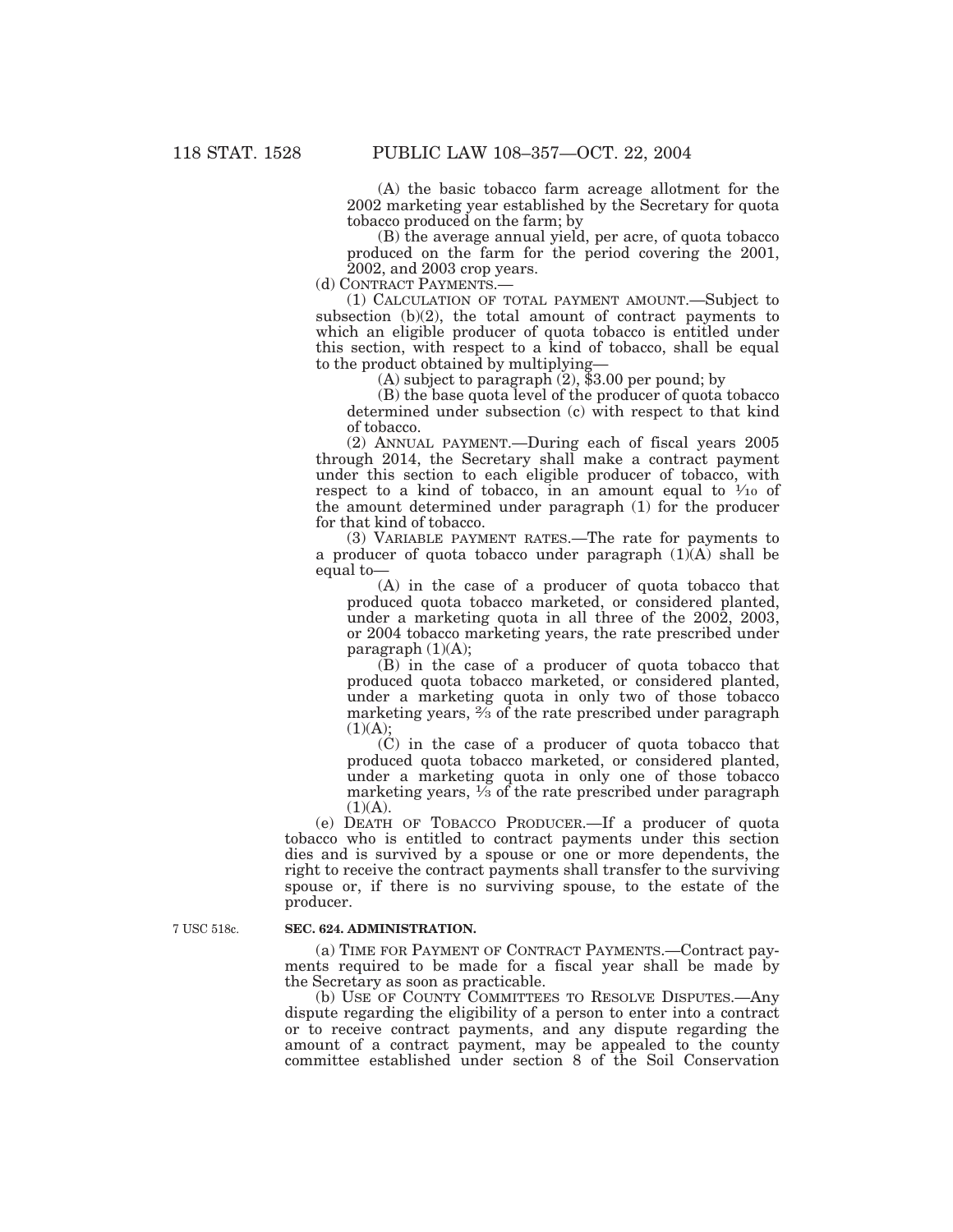(A) the basic tobacco farm acreage allotment for the 2002 marketing year established by the Secretary for quota tobacco produced on the farm; by

(B) the average annual yield, per acre, of quota tobacco produced on the farm for the period covering the 2001, 2002, and 2003 crop years.

(d) CONTRACT PAYMENTS.—

(1) CALCULATION OF TOTAL PAYMENT AMOUNT.—Subject to subsection (b)(2), the total amount of contract payments to which an eligible producer of quota tobacco is entitled under this section, with respect to a kind of tobacco, shall be equal to the product obtained by multiplying—

(A) subject to paragraph (2), $3.00 per pound; by

(B) the base quota level of the producer of quota tobacco determined under subsection (c) with respect to that kind of tobacco.

(2) ANNUAL PAYMENT.—During each of fiscal years 2005 through 2014, the Secretary shall make a contract payment under this section to each eligible producer of tobacco, with respect to a kind of tobacco, in an amount equal to 1⁄10 of the amount determined under paragraph (1) for the producer for that kind of tobacco.

(3) VARIABLE PAYMENT RATES.—The rate for payments to a producer of quota tobacco under paragraph (1)(A) shall be equal to—

(A) in the case of a producer of quota tobacco that produced quota tobacco marketed, or considered planted, under a marketing quota in all three of the 2002, 2003, or 2004 tobacco marketing years, the rate prescribed under paragraph (1)(A);

(B) in the case of a producer of quota tobacco that produced quota tobacco marketed, or considered planted, under a marketing quota in only two of those tobacco marketing years, 2⁄3 of the rate prescribed under paragraph (1)(A);

(C) in the case of a producer of quota tobacco that produced quota tobacco marketed, or considered planted, under a marketing quota in only one of those tobacco marketing years, 1⁄3 of the rate prescribed under paragraph (1)(A).

(e) DEATH OF TOBACCO PRODUCER.—If a producer of quota tobacco who is entitled to contract payments under this section dies and is survived by a spouse or one or more dependents, the right to receive the contract payments shall transfer to the surviving spouse or, if there is no surviving spouse, to the estate of the producer.

7 USC 518c.

**SEC. 624. ADMINISTRATION.**

(a) TIME FOR PAYMENT OF CONTRACT PAYMENTS.—Contract payments required to be made for a fiscal year shall be made by the Secretary as soon as practicable.

(b) USE OF COUNTY COMMITTEES TO RESOLVE DISPUTES.—Any dispute regarding the eligibility of a person to enter into a contract or to receive contract payments, and any dispute regarding the amount of a contract payment, may be appealed to the county committee established under section 8 of the Soil Conservation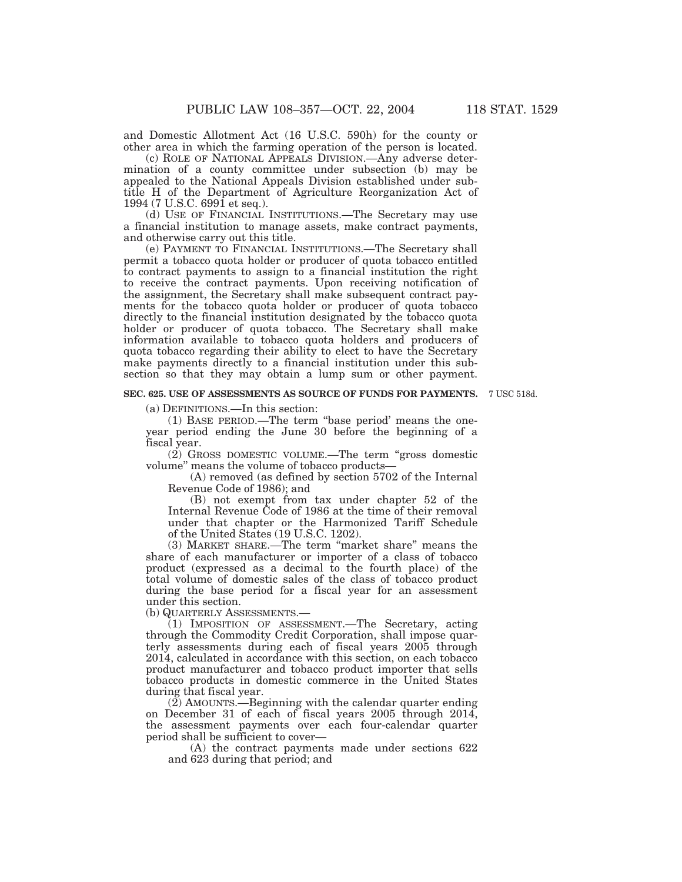and Domestic Allotment Act (16 U.S.C. 590h) for the county or other area in which the farming operation of the person is located.

(c) ROLE OF NATIONAL APPEALS DIVISION.—Any adverse determination of a county committee under subsection (b) may be appealed to the National Appeals Division established under subtitle H of the Department of Agriculture Reorganization Act of 1994 (7 U.S.C. 6991 et seq.).

(d) USE OF FINANCIAL INSTITUTIONS.—The Secretary may use a financial institution to manage assets, make contract payments, and otherwise carry out this title.

(e) PAYMENT TO FINANCIAL INSTITUTIONS.—The Secretary shall permit a tobacco quota holder or producer of quota tobacco entitled to contract payments to assign to a financial institution the right to receive the contract payments. Upon receiving notification of the assignment, the Secretary shall make subsequent contract payments for the tobacco quota holder or producer of quota tobacco directly to the financial institution designated by the tobacco quota holder or producer of quota tobacco. The Secretary shall make information available to tobacco quota holders and producers of quota tobacco regarding their ability to elect to have the Secretary make payments directly to a financial institution under this subsection so that they may obtain a lump sum or other payment.

**SEC. 625. USE OF ASSESSMENTS AS SOURCE OF FUNDS FOR PAYMENTS.**

7 USC 518d.

(a) DEFINITIONS.—In this section:

(1) BASE PERIOD.—The term "base period' means the one-year period ending the June 30 before the beginning of a fiscal year.

(2) GROSS DOMESTIC VOLUME.—The term "gross domestic volume" means the volume of tobacco products—

(A) removed (as defined by section 5702 of the Internal Revenue Code of 1986); and

(B) not exempt from tax under chapter 52 of the Internal Revenue Code of 1986 at the time of their removal under that chapter or the Harmonized Tariff Schedule of the United States (19 U.S.C. 1202).

(3) MARKET SHARE.—The term "market share" means the share of each manufacturer or importer of a class of tobacco product (expressed as a decimal to the fourth place) of the total volume of domestic sales of the class of tobacco product during the base period for a fiscal year for an assessment under this section.

(b) QUARTERLY ASSESSMENTS.—

(1) IMPOSITION OF ASSESSMENT.—The Secretary, acting through the Commodity Credit Corporation, shall impose quarterly assessments during each of fiscal years 2005 through 2014, calculated in accordance with this section, on each tobacco product manufacturer and tobacco product importer that sells tobacco products in domestic commerce in the United States during that fiscal year.

(2) AMOUNTS.—Beginning with the calendar quarter ending on December 31 of each of fiscal years 2005 through 2014, the assessment payments over each four-calendar quarter period shall be sufficient to cover—

(A) the contract payments made under sections 622 and 623 during that period; and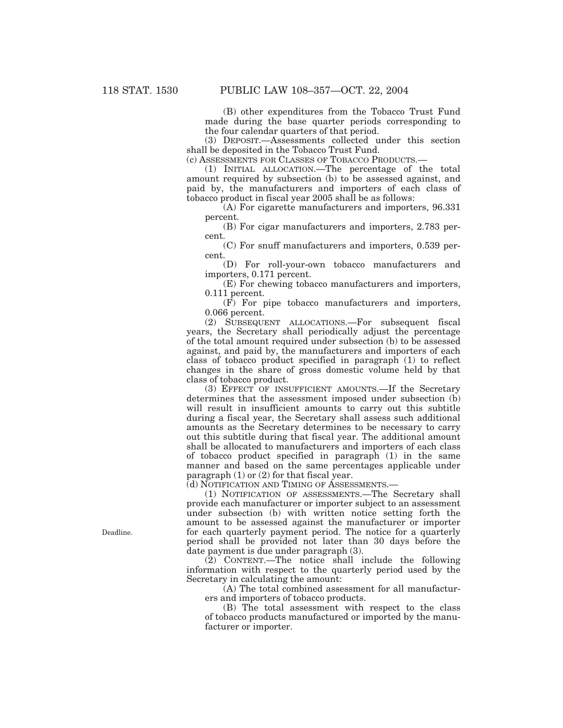(B) other expenditures from the Tobacco Trust Fund made during the base quarter periods corresponding to the four calendar quarters of that period.

(3) DEPOSIT.—Assessments collected under this section shall be deposited in the Tobacco Trust Fund.

(c) ASSESSMENTS FOR CLASSES OF TOBACCO PRODUCTS.—

(1) INITIAL ALLOCATION.—The percentage of the total amount required by subsection (b) to be assessed against, and paid by, the manufacturers and importers of each class of tobacco product in fiscal year 2005 shall be as follows:

(A) For cigarette manufacturers and importers, 96.331 percent.

(B) For cigar manufacturers and importers, 2.783 percent.

(C) For snuff manufacturers and importers, 0.539 percent.

(D) For roll-your-own tobacco manufacturers and importers, 0.171 percent.

(E) For chewing tobacco manufacturers and importers, 0.111 percent.

(F) For pipe tobacco manufacturers and importers, 0.066 percent.

(2) SUBSEQUENT ALLOCATIONS.—For subsequent fiscal years, the Secretary shall periodically adjust the percentage of the total amount required under subsection (b) to be assessed against, and paid by, the manufacturers and importers of each class of tobacco product specified in paragraph (1) to reflect changes in the share of gross domestic volume held by that class of tobacco product.

(3) EFFECT OF INSUFFICIENT AMOUNTS.—If the Secretary determines that the assessment imposed under subsection (b) will result in insufficient amounts to carry out this subtitle during a fiscal year, the Secretary shall assess such additional amounts as the Secretary determines to be necessary to carry out this subtitle during that fiscal year. The additional amount shall be allocated to manufacturers and importers of each class of tobacco product specified in paragraph (1) in the same manner and based on the same percentages applicable under paragraph (1) or (2) for that fiscal year.

(d) NOTIFICATION AND TIMING OF ASSESSMENTS.—

(1) NOTIFICATION OF ASSESSMENTS.—The Secretary shall provide each manufacturer or importer subject to an assessment under subsection (b) with written notice setting forth the amount to be assessed against the manufacturer or importer for each quarterly payment period. The notice for a quarterly period shall be provided not later than 30 days before the date payment is due under paragraph (3).

Deadline.

(2) CONTENT.—The notice shall include the following information with respect to the quarterly period used by the Secretary in calculating the amount:

(A) The total combined assessment for all manufacturers and importers of tobacco products.

(B) The total assessment with respect to the class of tobacco products manufactured or imported by the manufacturer or importer.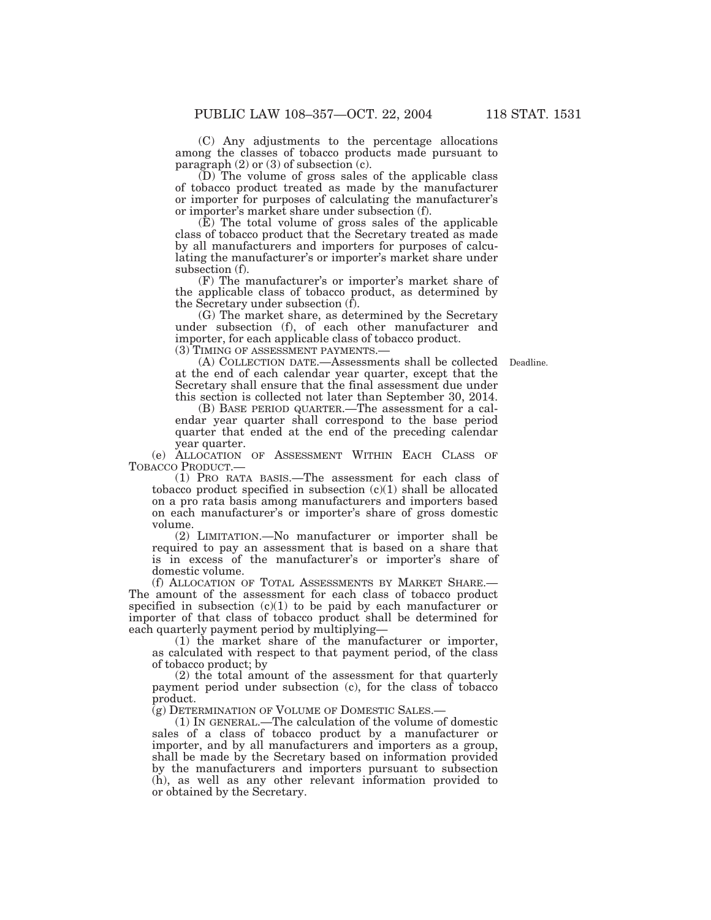(C) Any adjustments to the percentage allocations among the classes of tobacco products made pursuant to paragraph (2) or (3) of subsection (c).

(D) The volume of gross sales of the applicable class of tobacco product treated as made by the manufacturer or importer for purposes of calculating the manufacturer's or importer's market share under subsection (f).

(E) The total volume of gross sales of the applicable class of tobacco product that the Secretary treated as made by all manufacturers and importers for purposes of calculating the manufacturer's or importer's market share under subsection (f).

(F) The manufacturer's or importer's market share of the applicable class of tobacco product, as determined by the Secretary under subsection (f).

(G) The market share, as determined by the Secretary under subsection (f), of each other manufacturer and importer, for each applicable class of tobacco product.

(3) TIMING OF ASSESSMENT PAYMENTS.—

(A) COLLECTION DATE.—Assessments shall be collected at the end of each calendar year quarter, except that the Secretary shall ensure that the final assessment due under this section is collected not later than September 30, 2014.

Deadline.

(B) BASE PERIOD QUARTER.—The assessment for a calendar year quarter shall correspond to the base period quarter that ended at the end of the preceding calendar year quarter.

(e) ALLOCATION OF ASSESSMENT WITHIN EACH CLASS OF TOBACCO PRODUCT.—

(1) PRO RATA BASIS.—The assessment for each class of tobacco product specified in subsection (c)(1) shall be allocated on a pro rata basis among manufacturers and importers based on each manufacturer's or importer's share of gross domestic volume.

(2) LIMITATION.—No manufacturer or importer shall be required to pay an assessment that is based on a share that is in excess of the manufacturer's or importer's share of domestic volume.

(f) ALLOCATION OF TOTAL ASSESSMENTS BY MARKET SHARE.— The amount of the assessment for each class of tobacco product specified in subsection (c)(1) to be paid by each manufacturer or importer of that class of tobacco product shall be determined for each quarterly payment period by multiplying—

(1) the market share of the manufacturer or importer, as calculated with respect to that payment period, of the class of tobacco product; by

(2) the total amount of the assessment for that quarterly payment period under subsection (c), for the class of tobacco product.

(g) DETERMINATION OF VOLUME OF DOMESTIC SALES.—

(1) IN GENERAL.—The calculation of the volume of domestic sales of a class of tobacco product by a manufacturer or importer, and by all manufacturers and importers as a group, shall be made by the Secretary based on information provided by the manufacturers and importers pursuant to subsection (h), as well as any other relevant information provided to or obtained by the Secretary.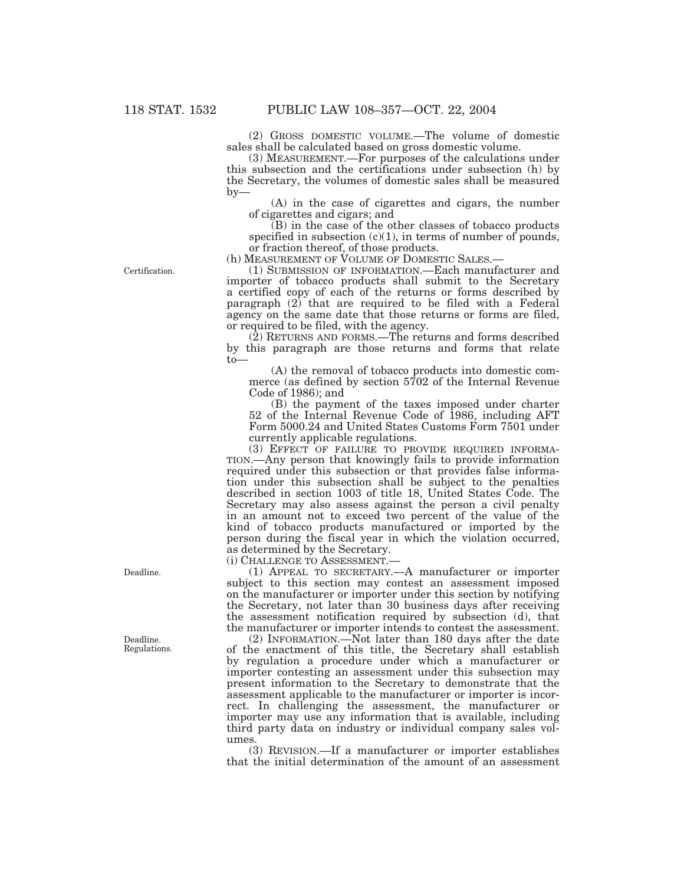(2) GROSS DOMESTIC VOLUME.—The volume of domestic sales shall be calculated based on gross domestic volume.

(3) MEASUREMENT.—For purposes of the calculations under this subsection and the certifications under subsection (h) by the Secretary, the volumes of domestic sales shall be measured by—

(A) in the case of cigarettes and cigars, the number of cigarettes and cigars; and

(B) in the case of the other classes of tobacco products specified in subsection (c)(1), in terms of number of pounds, or fraction thereof, of those products.

(h) MEASUREMENT OF VOLUME OF DOMESTIC SALES.—

Certification.

(1) SUBMISSION OF INFORMATION.—Each manufacturer and importer of tobacco products shall submit to the Secretary a certified copy of each of the returns or forms described by paragraph (2) that are required to be filed with a Federal agency on the same date that those returns or forms are filed, or required to be filed, with the agency.

(2) RETURNS AND FORMS.—The returns and forms described by this paragraph are those returns and forms that relate to—

(A) the removal of tobacco products into domestic commerce (as defined by section 5702 of the Internal Revenue Code of 1986); and

(B) the payment of the taxes imposed under charter 52 of the Internal Revenue Code of 1986, including AFT Form 5000.24 and United States Customs Form 7501 under currently applicable regulations.

(3) EFFECT OF FAILURE TO PROVIDE REQUIRED INFORMATION.—Any person that knowingly fails to provide information required under this subsection or that provides false information under this subsection shall be subject to the penalties described in section 1003 of title 18, United States Code. The Secretary may also assess against the person a civil penalty in an amount not to exceed two percent of the value of the kind of tobacco products manufactured or imported by the person during the fiscal year in which the violation occurred, as determined by the Secretary.

(i) CHALLENGE TO ASSESSMENT.—

Deadline.

(1) APPEAL TO SECRETARY.—A manufacturer or importer subject to this section may contest an assessment imposed on the manufacturer or importer under this section by notifying the Secretary, not later than 30 business days after receiving the assessment notification required by subsection (d), that the manufacturer or importer intends to contest the assessment.

Deadline. Regulations.

(2) INFORMATION.—Not later than 180 days after the date of the enactment of this title, the Secretary shall establish by regulation a procedure under which a manufacturer or importer contesting an assessment under this subsection may present information to the Secretary to demonstrate that the assessment applicable to the manufacturer or importer is incorrect. In challenging the assessment, the manufacturer or importer may use any information that is available, including third party data on industry or individual company sales volumes.

(3) REVISION.—If a manufacturer or importer establishes that the initial determination of the amount of an assessment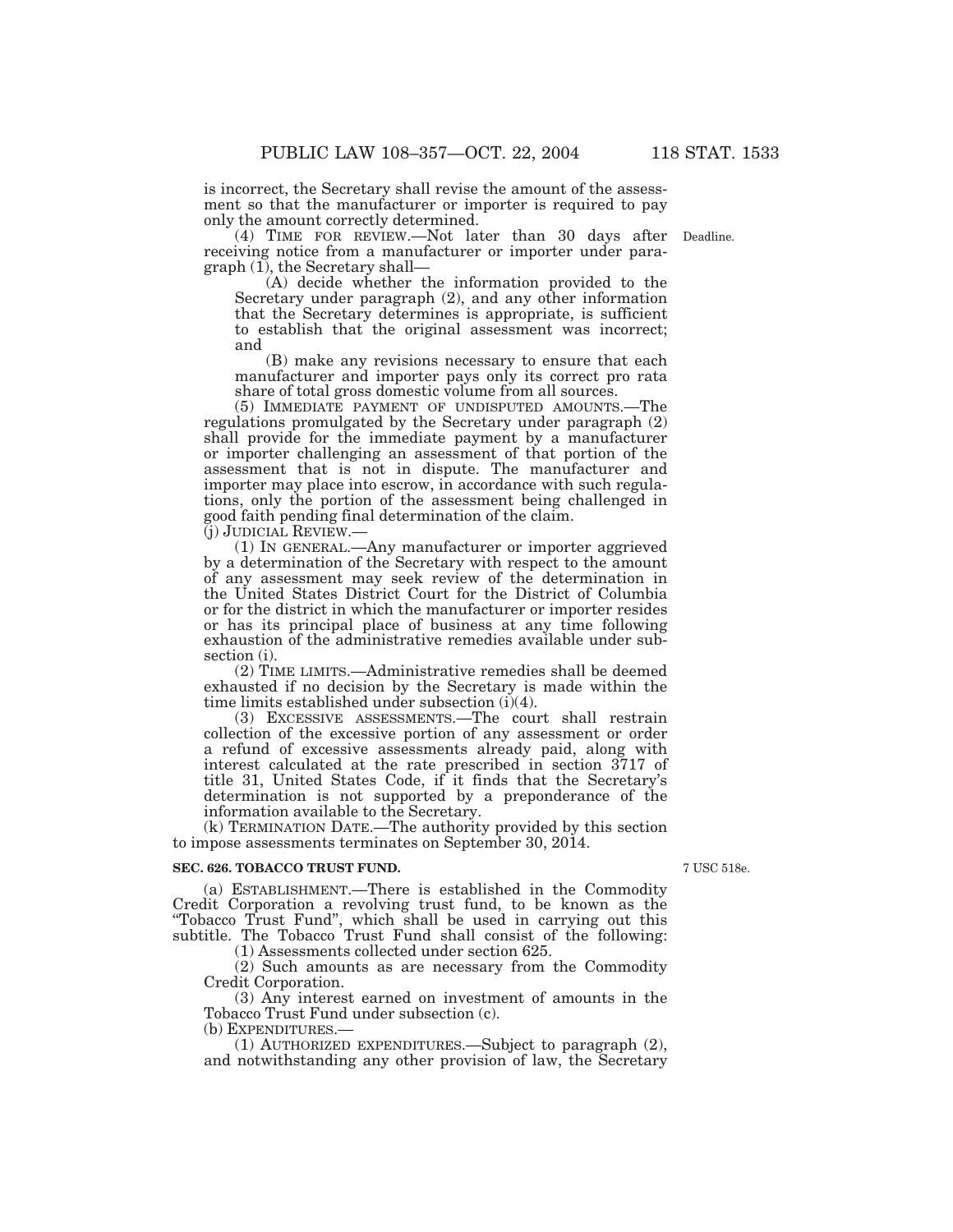is incorrect, the Secretary shall revise the amount of the assessment so that the manufacturer or importer is required to pay only the amount correctly determined.

(4) TIME FOR REVIEW.—Not later than 30 days after receiving notice from a manufacturer or importer under paragraph (1), the Secretary shall—

(A) decide whether the information provided to the Secretary under paragraph (2), and any other information that the Secretary determines is appropriate, is sufficient to establish that the original assessment was incorrect; and

(B) make any revisions necessary to ensure that each manufacturer and importer pays only its correct pro rata share of total gross domestic volume from all sources.

Deadline.

(5) IMMEDIATE PAYMENT OF UNDISPUTED AMOUNTS.—The regulations promulgated by the Secretary under paragraph (2) shall provide for the immediate payment by a manufacturer or importer challenging an assessment of that portion of the assessment that is not in dispute. The manufacturer and importer may place into escrow, in accordance with such regulations, only the portion of the assessment being challenged in good faith pending final determination of the claim.

(j) JUDICIAL REVIEW.—

(1) IN GENERAL.—Any manufacturer or importer aggrieved by a determination of the Secretary with respect to the amount of any assessment may seek review of the determination in the United States District Court for the District of Columbia or for the district in which the manufacturer or importer resides or has its principal place of business at any time following exhaustion of the administrative remedies available under subsection (i).

(2) TIME LIMITS.—Administrative remedies shall be deemed exhausted if no decision by the Secretary is made within the time limits established under subsection (i)(4).

(3) EXCESSIVE ASSESSMENTS.—The court shall restrain collection of the excessive portion of any assessment or order a refund of excessive assessments already paid, along with interest calculated at the rate prescribed in section 3717 of title 31, United States Code, if it finds that the Secretary's determination is not supported by a preponderance of the information available to the Secretary.

(k) TERMINATION DATE.—The authority provided by this section to impose assessments terminates on September 30, 2014.

**SEC. 626. TOBACCO TRUST FUND.**

7 USC 518e.

(a) ESTABLISHMENT.—There is established in the Commodity Credit Corporation a revolving trust fund, to be known as the "Tobacco Trust Fund", which shall be used in carrying out this subtitle. The Tobacco Trust Fund shall consist of the following:

(1) Assessments collected under section 625.

(2) Such amounts as are necessary from the Commodity Credit Corporation.

(3) Any interest earned on investment of amounts in the Tobacco Trust Fund under subsection (c).

(b) EXPENDITURES.—

(1) AUTHORIZED EXPENDITURES.—Subject to paragraph (2), and notwithstanding any other provision of law, the Secretary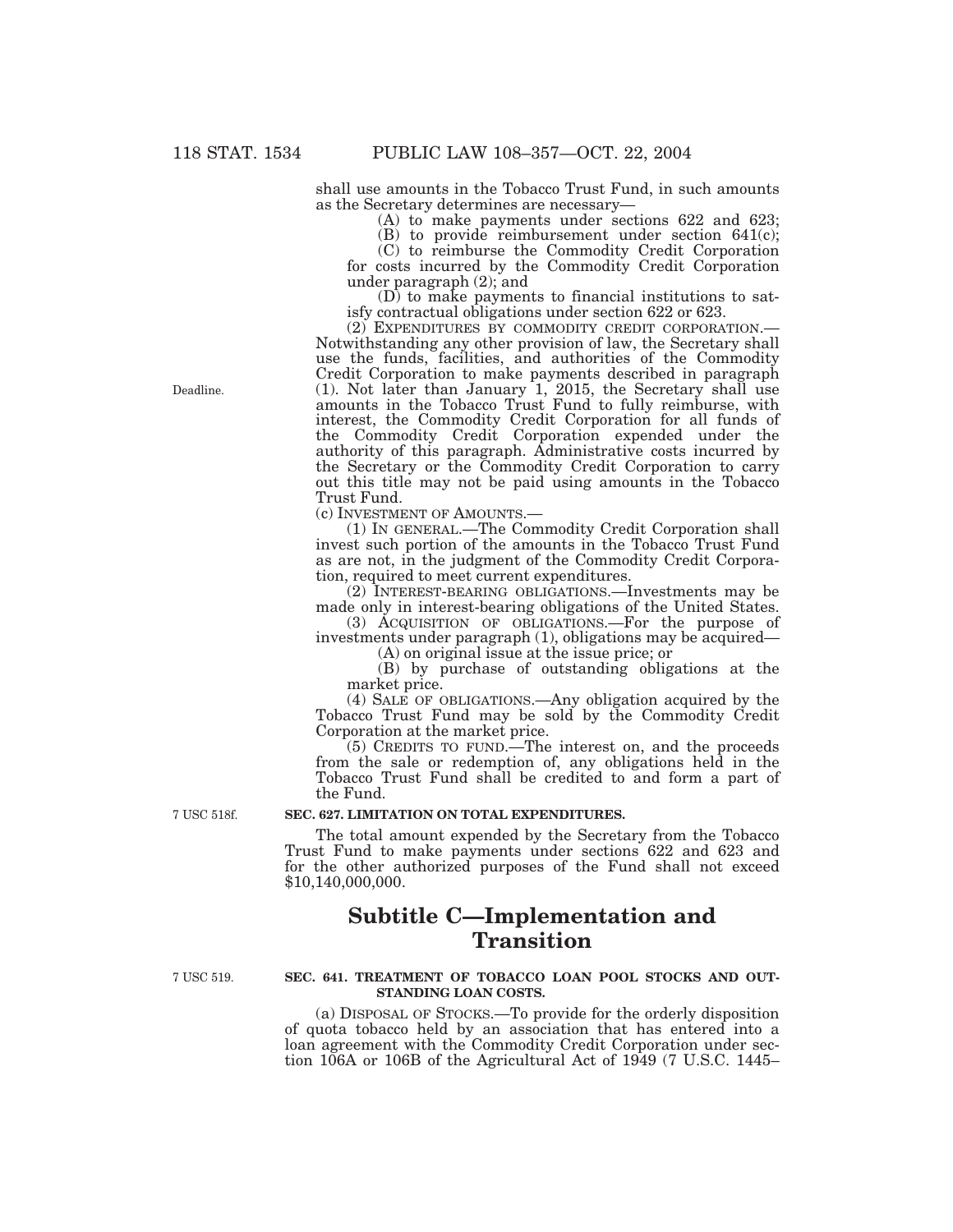shall use amounts in the Tobacco Trust Fund, in such amounts as the Secretary determines are necessary—

(A) to make payments under sections 622 and 623;

(B) to provide reimbursement under section 641(c);

(C) to reimburse the Commodity Credit Corporation for costs incurred by the Commodity Credit Corporation under paragraph (2); and

(D) to make payments to financial institutions to satisfy contractual obligations under section 622 or 623.

(2) EXPENDITURES BY COMMODITY CREDIT CORPORATION.—Notwithstanding any other provision of law, the Secretary shall use the funds, facilities, and authorities of the Commodity Credit Corporation to make payments described in paragraph (1). Not later than January 1, 2015, the Secretary shall use amounts in the Tobacco Trust Fund to fully reimburse, with interest, the Commodity Credit Corporation for all funds of the Commodity Credit Corporation expended under the authority of this paragraph. Administrative costs incurred by the Secretary or the Commodity Credit Corporation to carry out this title may not be paid using amounts in the Tobacco Trust Fund.

Deadline.

(c) INVESTMENT OF AMOUNTS.—

(1) IN GENERAL.—The Commodity Credit Corporation shall invest such portion of the amounts in the Tobacco Trust Fund as are not, in the judgment of the Commodity Credit Corporation, required to meet current expenditures.

(2) INTEREST-BEARING OBLIGATIONS.—Investments may be made only in interest-bearing obligations of the United States.

(3) ACQUISITION OF OBLIGATIONS.—For the purpose of investments under paragraph (1), obligations may be acquired—

(A) on original issue at the issue price; or

(B) by purchase of outstanding obligations at the market price.

(4) SALE OF OBLIGATIONS.—Any obligation acquired by the Tobacco Trust Fund may be sold by the Commodity Credit Corporation at the market price.

(5) CREDITS TO FUND.—The interest on, and the proceeds from the sale or redemption of, any obligations held in the Tobacco Trust Fund shall be credited to and form a part of the Fund.

7 USC 518f.

**SEC. 627. LIMITATION ON TOTAL EXPENDITURES.**

The total amount expended by the Secretary from the Tobacco Trust Fund to make payments under sections 622 and 623 and for the other authorized purposes of the Fund shall not exceed $10,140,000,000.

## Subtitle C—Implementation and Transition

7 USC 519.

**SEC. 641. TREATMENT OF TOBACCO LOAN POOL STOCKS AND OUTSTANDING LOAN COSTS.**

(a) DISPOSAL OF STOCKS.—To provide for the orderly disposition of quota tobacco held by an association that has entered into a loan agreement with the Commodity Credit Corporation under section 106A or 106B of the Agricultural Act of 1949 (7 U.S.C. 1445–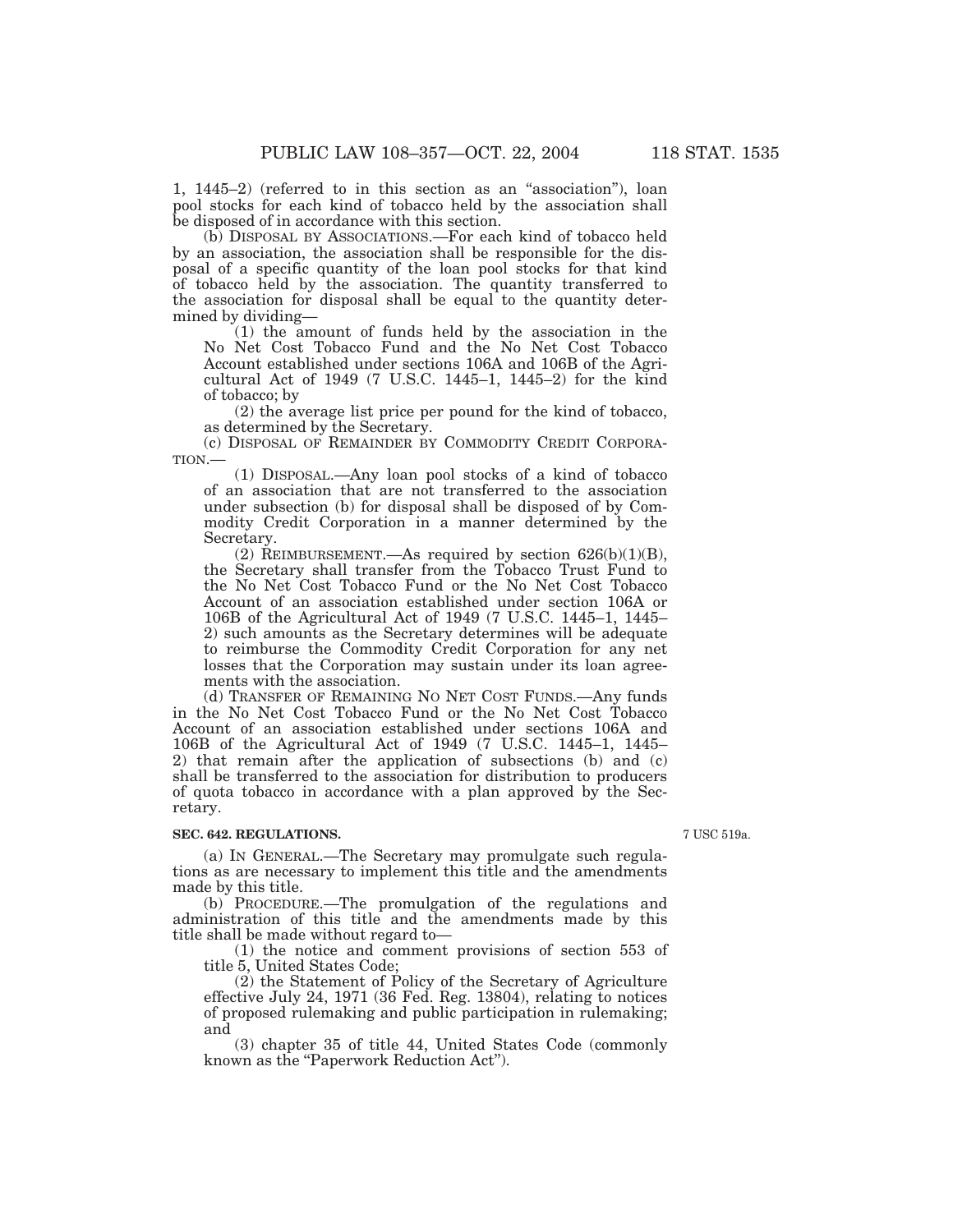1, 1445–2) (referred to in this section as an "association"), loan pool stocks for each kind of tobacco held by the association shall be disposed of in accordance with this section.

(b) DISPOSAL BY ASSOCIATIONS.—For each kind of tobacco held by an association, the association shall be responsible for the disposal of a specific quantity of the loan pool stocks for that kind of tobacco held by the association. The quantity transferred to the association for disposal shall be equal to the quantity determined by dividing—

(1) the amount of funds held by the association in the No Net Cost Tobacco Fund and the No Net Cost Tobacco Account established under sections 106A and 106B of the Agricultural Act of 1949 (7 U.S.C. 1445–1, 1445–2) for the kind of tobacco; by

(2) the average list price per pound for the kind of tobacco, as determined by the Secretary.

(c) DISPOSAL OF REMAINDER BY COMMODITY CREDIT CORPORATION.—

(1) DISPOSAL.—Any loan pool stocks of a kind of tobacco of an association that are not transferred to the association under subsection (b) for disposal shall be disposed of by Commodity Credit Corporation in a manner determined by the Secretary.

(2) REIMBURSEMENT.—As required by section 626(b)(1)(B), the Secretary shall transfer from the Tobacco Trust Fund to the No Net Cost Tobacco Fund or the No Net Cost Tobacco Account of an association established under section 106A or 106B of the Agricultural Act of 1949 (7 U.S.C. 1445–1, 1445–2) such amounts as the Secretary determines will be adequate to reimburse the Commodity Credit Corporation for any net losses that the Corporation may sustain under its loan agreements with the association.

(d) TRANSFER OF REMAINING NO NET COST FUNDS.—Any funds in the No Net Cost Tobacco Fund or the No Net Cost Tobacco Account of an association established under sections 106A and 106B of the Agricultural Act of 1949 (7 U.S.C. 1445–1, 1445–2) that remain after the application of subsections (b) and (c) shall be transferred to the association for distribution to producers of quota tobacco in accordance with a plan approved by the Secretary.

**SEC. 642. REGULATIONS.**

7 USC 519a.

(a) IN GENERAL.—The Secretary may promulgate such regulations as are necessary to implement this title and the amendments made by this title.

(b) PROCEDURE.—The promulgation of the regulations and administration of this title and the amendments made by this title shall be made without regard to—

(1) the notice and comment provisions of section 553 of title 5, United States Code;

(2) the Statement of Policy of the Secretary of Agriculture effective July 24, 1971 (36 Fed. Reg. 13804), relating to notices of proposed rulemaking and public participation in rulemaking; and

(3) chapter 35 of title 44, United States Code (commonly known as the "Paperwork Reduction Act").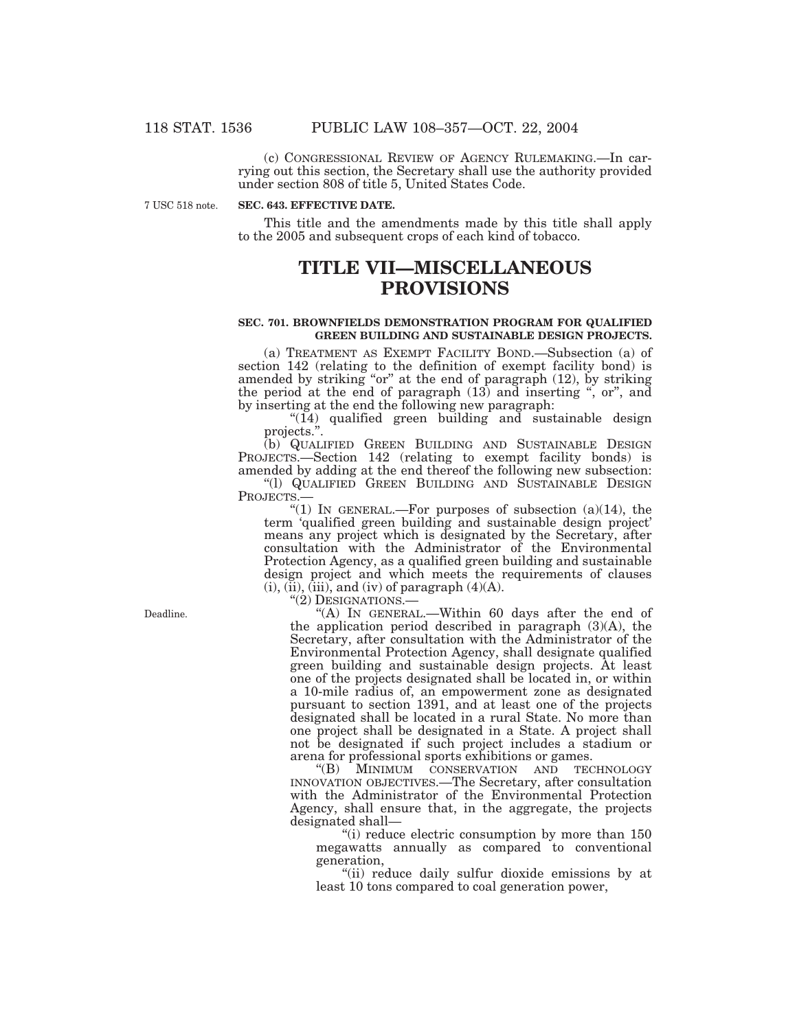(c) CONGRESSIONAL REVIEW OF AGENCY RULEMAKING.—In carrying out this section, the Secretary shall use the authority provided under section 808 of title 5, United States Code.

7 USC 518 note.

**SEC. 643. EFFECTIVE DATE.**

This title and the amendments made by this title shall apply to the 2005 and subsequent crops of each kind of tobacco.

# TITLE VII—MISCELLANEOUS PROVISIONS

**SEC. 701. BROWNFIELDS DEMONSTRATION PROGRAM FOR QUALIFIED GREEN BUILDING AND SUSTAINABLE DESIGN PROJECTS.**

(a) TREATMENT AS EXEMPT FACILITY BOND.—Subsection (a) of section 142 (relating to the definition of exempt facility bond) is amended by striking "or" at the end of paragraph (12), by striking the period at the end of paragraph (13) and inserting ", or", and by inserting at the end the following new paragraph:

"(14) qualified green building and sustainable design projects.".

(b) QUALIFIED GREEN BUILDING AND SUSTAINABLE DESIGN PROJECTS.—Section 142 (relating to exempt facility bonds) is amended by adding at the end thereof the following new subsection:

"(l) QUALIFIED GREEN BUILDING AND SUSTAINABLE DESIGN PROJECTS.—

"(1) IN GENERAL.—For purposes of subsection (a)(14), the term 'qualified green building and sustainable design project' means any project which is designated by the Secretary, after consultation with the Administrator of the Environmental Protection Agency, as a qualified green building and sustainable design project and which meets the requirements of clauses (i), (ii), (iii), and (iv) of paragraph (4)(A).

"(2) DESIGNATIONS.—

Deadline.

"(A) IN GENERAL.—Within 60 days after the end of the application period described in paragraph (3)(A), the Secretary, after consultation with the Administrator of the Environmental Protection Agency, shall designate qualified green building and sustainable design projects. At least one of the projects designated shall be located in, or within a 10-mile radius of, an empowerment zone as designated pursuant to section 1391, and at least one of the projects designated shall be located in a rural State. No more than one project shall be designated in a State. A project shall not be designated if such project includes a stadium or arena for professional sports exhibitions or games.

"(B) MINIMUM CONSERVATION AND TECHNOLOGY INNOVATION OBJECTIVES.—The Secretary, after consultation with the Administrator of the Environmental Protection Agency, shall ensure that, in the aggregate, the projects designated shall—

"(i) reduce electric consumption by more than 150 megawatts annually as compared to conventional generation,

"(ii) reduce daily sulfur dioxide emissions by at least 10 tons compared to coal generation power,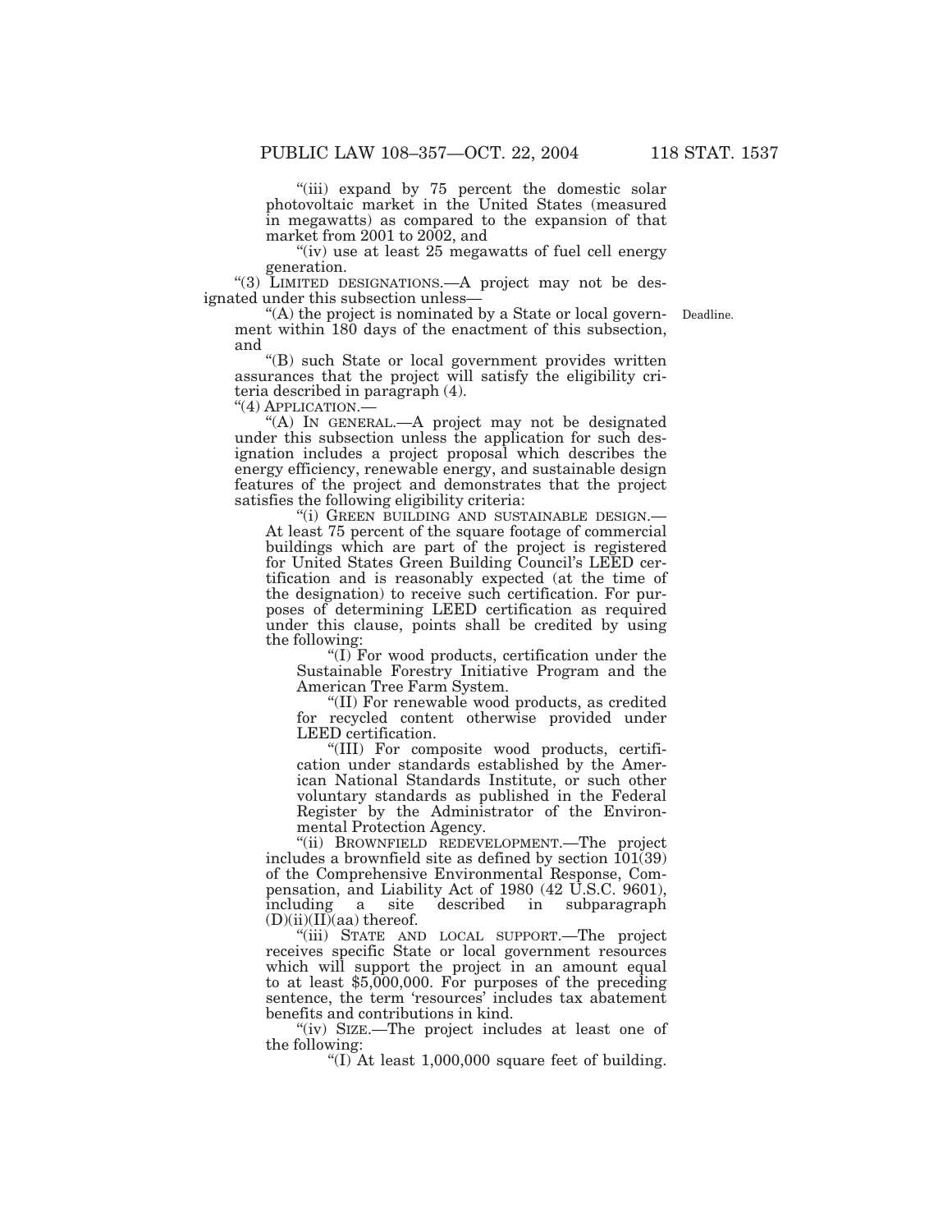"(iii) expand by 75 percent the domestic solar photovoltaic market in the United States (measured in megawatts) as compared to the expansion of that market from 2001 to 2002, and

"(iv) use at least 25 megawatts of fuel cell energy generation.

"(3) LIMITED DESIGNATIONS.—A project may not be designated under this subsection unless—

"(A) the project is nominated by a State or local government within 180 days of the enactment of this subsection, and

Deadline.

"(B) such State or local government provides written assurances that the project will satisfy the eligibility criteria described in paragraph (4).

"(4) APPLICATION.—

"(A) IN GENERAL.—A project may not be designated under this subsection unless the application for such designation includes a project proposal which describes the energy efficiency, renewable energy, and sustainable design features of the project and demonstrates that the project satisfies the following eligibility criteria:

"(i) GREEN BUILDING AND SUSTAINABLE DESIGN.—At least 75 percent of the square footage of commercial buildings which are part of the project is registered for United States Green Building Council's LEED certification and is reasonably expected (at the time of the designation) to receive such certification. For purposes of determining LEED certification as required under this clause, points shall be credited by using the following:

"(I) For wood products, certification under the Sustainable Forestry Initiative Program and the American Tree Farm System.

"(II) For renewable wood products, as credited for recycled content otherwise provided under LEED certification.

"(III) For composite wood products, certification under standards established by the American National Standards Institute, or such other voluntary standards as published in the Federal Register by the Administrator of the Environmental Protection Agency.

"(ii) BROWNFIELD REDEVELOPMENT.—The project includes a brownfield site as defined by section 101(39) of the Comprehensive Environmental Response, Compensation, and Liability Act of 1980 (42 U.S.C. 9601), including a site described in subparagraph (D)(ii)(II)(aa) thereof.

"(iii) STATE AND LOCAL SUPPORT.—The project receives specific State or local government resources which will support the project in an amount equal to at least $5,000,000. For purposes of the preceding sentence, the term 'resources' includes tax abatement benefits and contributions in kind.

"(iv) SIZE.—The project includes at least one of the following:

"(I) At least 1,000,000 square feet of building.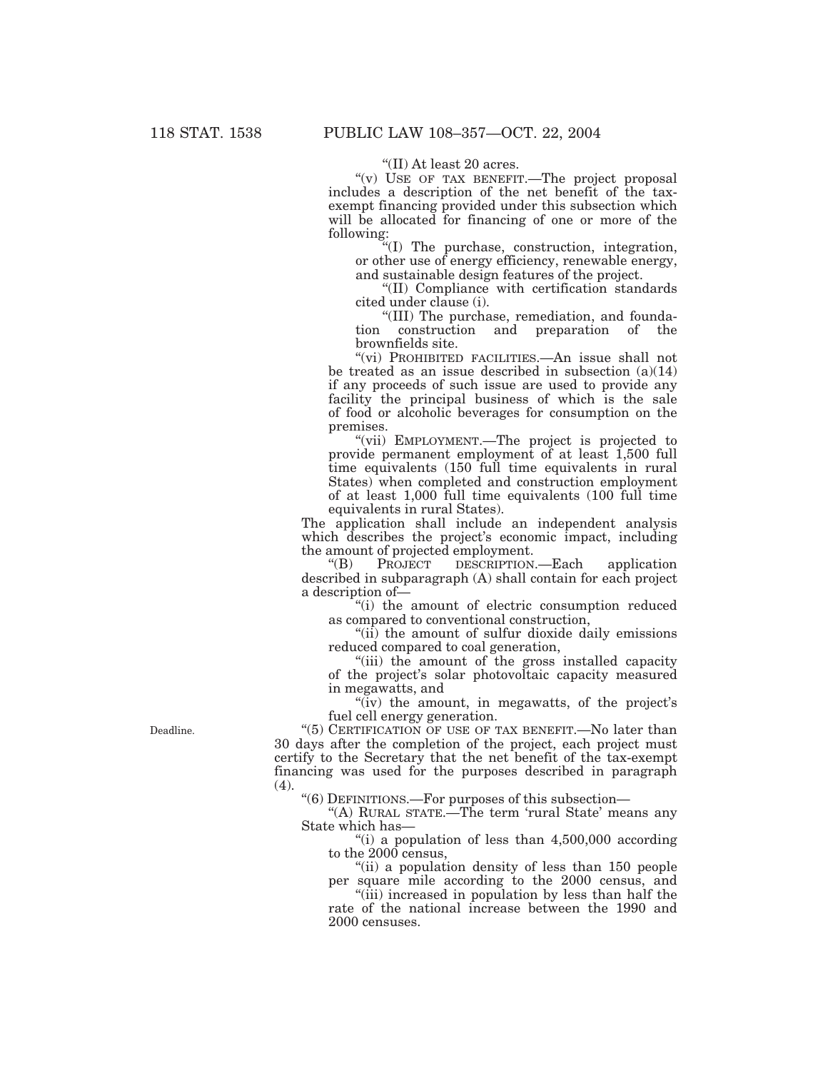"(II) At least 20 acres.

"(v) USE OF TAX BENEFIT.—The project proposal includes a description of the net benefit of the tax-exempt financing provided under this subsection which will be allocated for financing of one or more of the following:

"(I) The purchase, construction, integration, or other use of energy efficiency, renewable energy, and sustainable design features of the project.

"(II) Compliance with certification standards cited under clause (i).

"(III) The purchase, remediation, and foundation construction and preparation of the brownfields site.

"(vi) PROHIBITED FACILITIES.—An issue shall not be treated as an issue described in subsection (a)(14) if any proceeds of such issue are used to provide any facility the principal business of which is the sale of food or alcoholic beverages for consumption on the premises.

"(vii) EMPLOYMENT.—The project is projected to provide permanent employment of at least 1,500 full time equivalents (150 full time equivalents in rural States) when completed and construction employment of at least 1,000 full time equivalents (100 full time equivalents in rural States).

The application shall include an independent analysis which describes the project's economic impact, including the amount of projected employment.

"(B) PROJECT DESCRIPTION.—Each application described in subparagraph (A) shall contain for each project a description of—

"(i) the amount of electric consumption reduced as compared to conventional construction,

"(ii) the amount of sulfur dioxide daily emissions reduced compared to coal generation,

"(iii) the amount of the gross installed capacity of the project's solar photovoltaic capacity measured in megawatts, and

"(iv) the amount, in megawatts, of the project's fuel cell energy generation.

Deadline.

"(5) CERTIFICATION OF USE OF TAX BENEFIT.—No later than 30 days after the completion of the project, each project must certify to the Secretary that the net benefit of the tax-exempt financing was used for the purposes described in paragraph (4).

"(6) DEFINITIONS.—For purposes of this subsection—

"(A) RURAL STATE.—The term 'rural State' means any State which has—

"(i) a population of less than 4,500,000 according to the 2000 census,

"(ii) a population density of less than 150 people per square mile according to the 2000 census, and

"(iii) increased in population by less than half the rate of the national increase between the 1990 and 2000 censuses.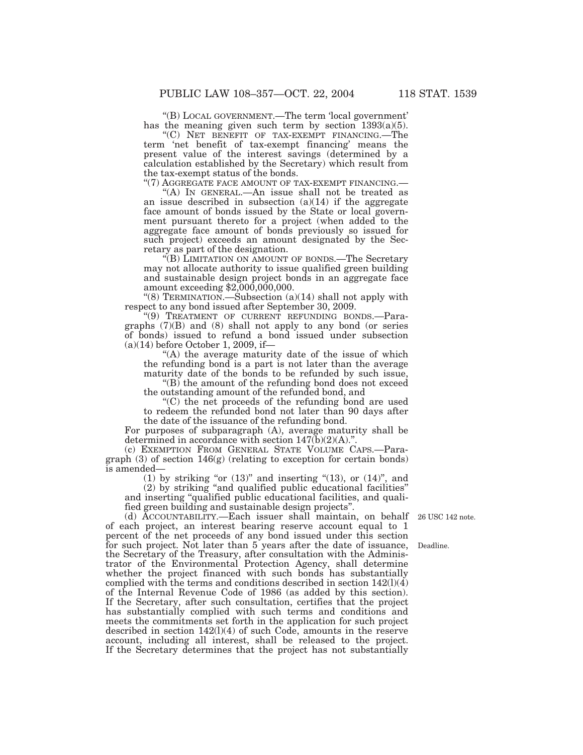"(B) LOCAL GOVERNMENT.—The term 'local government' has the meaning given such term by section 1393(a)(5).

"(C) NET BENEFIT OF TAX-EXEMPT FINANCING.—The term 'net benefit of tax-exempt financing' means the present value of the interest savings (determined by a calculation established by the Secretary) which result from the tax-exempt status of the bonds.

"(7) AGGREGATE FACE AMOUNT OF TAX-EXEMPT FINANCING.—

"(A) IN GENERAL.—An issue shall not be treated as an issue described in subsection (a)(14) if the aggregate face amount of bonds issued by the State or local government pursuant thereto for a project (when added to the aggregate face amount of bonds previously so issued for such project) exceeds an amount designated by the Secretary as part of the designation.

"(B) LIMITATION ON AMOUNT OF BONDS.—The Secretary may not allocate authority to issue qualified green building and sustainable design project bonds in an aggregate face amount exceeding $2,000,000,000.

"(8) TERMINATION.—Subsection (a)(14) shall not apply with respect to any bond issued after September 30, 2009.

"(9) TREATMENT OF CURRENT REFUNDING BONDS.—Paragraphs (7)(B) and (8) shall not apply to any bond (or series of bonds) issued to refund a bond issued under subsection (a)(14) before October 1, 2009, if—

"(A) the average maturity date of the issue of which the refunding bond is a part is not later than the average maturity date of the bonds to be refunded by such issue,

"(B) the amount of the refunding bond does not exceed the outstanding amount of the refunded bond, and

"(C) the net proceeds of the refunding bond are used to redeem the refunded bond not later than 90 days after the date of the issuance of the refunding bond.

For purposes of subparagraph (A), average maturity shall be determined in accordance with section 147(b)(2)(A).".

(c) EXEMPTION FROM GENERAL STATE VOLUME CAPS.—Paragraph (3) of section 146(g) (relating to exception for certain bonds) is amended—

(1) by striking "or (13)" and inserting "(13), or (14)", and

(2) by striking "and qualified public educational facilities" and inserting "qualified public educational facilities, and qualified green building and sustainable design projects".

26 USC 142 note.

(d) ACCOUNTABILITY.—Each issuer shall maintain, on behalf of each project, an interest bearing reserve account equal to 1 percent of the net proceeds of any bond issued under this section for such project. Not later than 5 years after the date of issuance, the Secretary of the Treasury, after consultation with the Administrator of the Environmental Protection Agency, shall determine whether the project financed with such bonds has substantially complied with the terms and conditions described in section 142(l)(4) of the Internal Revenue Code of 1986 (as added by this section). If the Secretary, after such consultation, certifies that the project has substantially complied with such terms and conditions and meets the commitments set forth in the application for such project described in section 142(l)(4) of such Code, amounts in the reserve account, including all interest, shall be released to the project. If the Secretary determines that the project has not substantially

Deadline.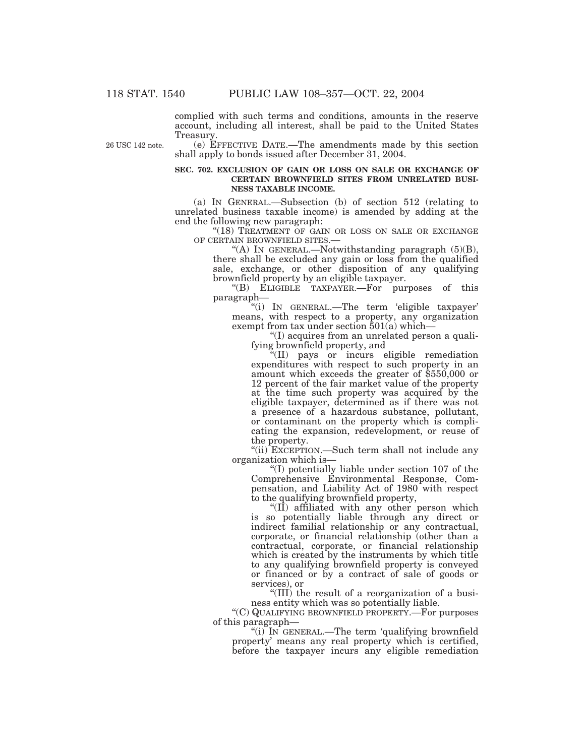complied with such terms and conditions, amounts in the reserve account, including all interest, shall be paid to the United States Treasury.

26 USC 142 note.

(e) EFFECTIVE DATE.—The amendments made by this section shall apply to bonds issued after December 31, 2004.

**SEC. 702. EXCLUSION OF GAIN OR LOSS ON SALE OR EXCHANGE OF CERTAIN BROWNFIELD SITES FROM UNRELATED BUSINESS TAXABLE INCOME.**

(a) IN GENERAL.—Subsection (b) of section 512 (relating to unrelated business taxable income) is amended by adding at the end the following new paragraph:

"(18) TREATMENT OF GAIN OR LOSS ON SALE OR EXCHANGE OF CERTAIN BROWNFIELD SITES.—

"(A) IN GENERAL.—Notwithstanding paragraph (5)(B), there shall be excluded any gain or loss from the qualified sale, exchange, or other disposition of any qualifying brownfield property by an eligible taxpayer.

"(B) ELIGIBLE TAXPAYER.—For purposes of this paragraph—

"(i) IN GENERAL.—The term 'eligible taxpayer' means, with respect to a property, any organization exempt from tax under section 501(a) which—

"(I) acquires from an unrelated person a qualifying brownfield property, and

"(II) pays or incurs eligible remediation expenditures with respect to such property in an amount which exceeds the greater of $550,000 or 12 percent of the fair market value of the property at the time such property was acquired by the eligible taxpayer, determined as if there was not a presence of a hazardous substance, pollutant, or contaminant on the property which is complicating the expansion, redevelopment, or reuse of the property.

"(ii) EXCEPTION.—Such term shall not include any organization which is—

"(I) potentially liable under section 107 of the Comprehensive Environmental Response, Compensation, and Liability Act of 1980 with respect to the qualifying brownfield property,

"(II) affiliated with any other person which is so potentially liable through any direct or indirect familial relationship or any contractual, corporate, or financial relationship (other than a contractual, corporate, or financial relationship which is created by the instruments by which title to any qualifying brownfield property is conveyed or financed or by a contract of sale of goods or services), or

"(III) the result of a reorganization of a business entity which was so potentially liable.

"(C) QUALIFYING BROWNFIELD PROPERTY.—For purposes of this paragraph—

"(i) IN GENERAL.—The term 'qualifying brownfield property' means any real property which is certified, before the taxpayer incurs any eligible remediation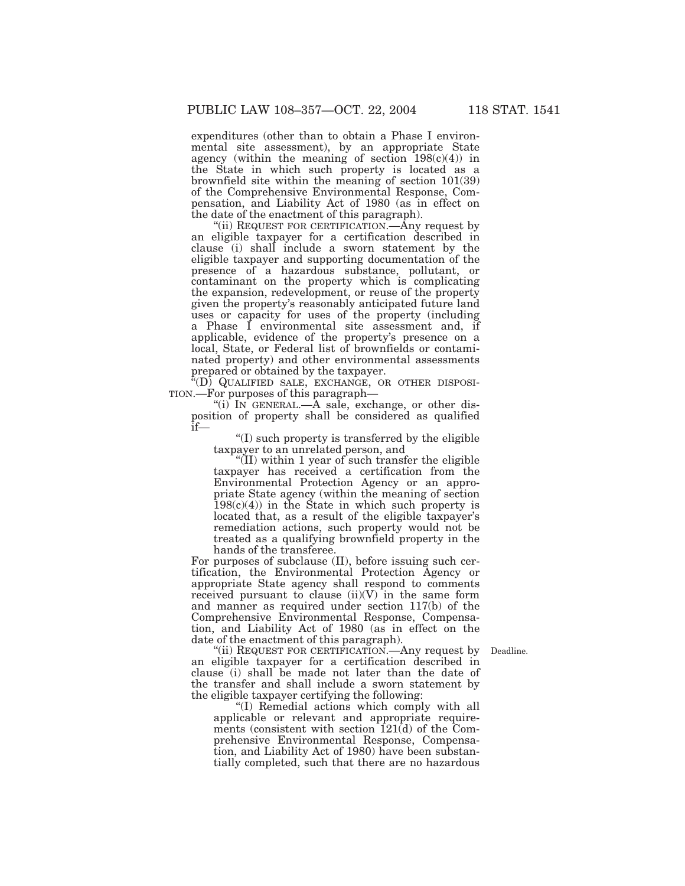expenditures (other than to obtain a Phase I environmental site assessment), by an appropriate State agency (within the meaning of section 198(c)(4)) in the State in which such property is located as a brownfield site within the meaning of section 101(39) of the Comprehensive Environmental Response, Compensation, and Liability Act of 1980 (as in effect on the date of the enactment of this paragraph).

"(ii) REQUEST FOR CERTIFICATION.—Any request by an eligible taxpayer for a certification described in clause (i) shall include a sworn statement by the eligible taxpayer and supporting documentation of the presence of a hazardous substance, pollutant, or contaminant on the property which is complicating the expansion, redevelopment, or reuse of the property given the property's reasonably anticipated future land uses or capacity for uses of the property (including a Phase I environmental site assessment and, if applicable, evidence of the property's presence on a local, State, or Federal list of brownfields or contaminated property) and other environmental assessments prepared or obtained by the taxpayer.

"(D) QUALIFIED SALE, EXCHANGE, OR OTHER DISPOSITION.—For purposes of this paragraph—

"(i) IN GENERAL.—A sale, exchange, or other disposition of property shall be considered as qualified if—

"(I) such property is transferred by the eligible taxpayer to an unrelated person, and

"(II) within 1 year of such transfer the eligible taxpayer has received a certification from the Environmental Protection Agency or an appropriate State agency (within the meaning of section 198(c)(4)) in the State in which such property is located that, as a result of the eligible taxpayer's remediation actions, such property would not be treated as a qualifying brownfield property in the hands of the transferee.

For purposes of subclause (II), before issuing such certification, the Environmental Protection Agency or appropriate State agency shall respond to comments received pursuant to clause (ii)(V) in the same form and manner as required under section 117(b) of the Comprehensive Environmental Response, Compensation, and Liability Act of 1980 (as in effect on the date of the enactment of this paragraph).

Deadline.

"(ii) REQUEST FOR CERTIFICATION.—Any request by an eligible taxpayer for a certification described in clause (i) shall be made not later than the date of the transfer and shall include a sworn statement by the eligible taxpayer certifying the following:

"(I) Remedial actions which comply with all applicable or relevant and appropriate requirements (consistent with section 121(d) of the Comprehensive Environmental Response, Compensation, and Liability Act of 1980) have been substantially completed, such that there are no hazardous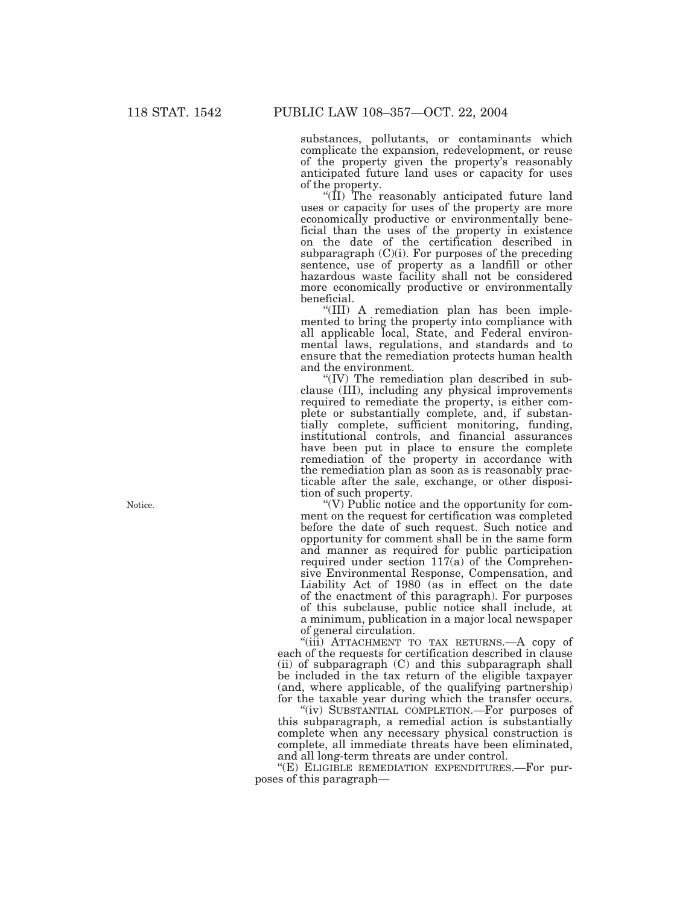substances, pollutants, or contaminants which complicate the expansion, redevelopment, or reuse of the property given the property's reasonably anticipated future land uses or capacity for uses of the property.

"(II) The reasonably anticipated future land uses or capacity for uses of the property are more economically productive or environmentally beneficial than the uses of the property in existence on the date of the certification described in subparagraph (C)(i). For purposes of the preceding sentence, use of property as a landfill or other hazardous waste facility shall not be considered more economically productive or environmentally beneficial.

"(III) A remediation plan has been implemented to bring the property into compliance with all applicable local, State, and Federal environmental laws, regulations, and standards and to ensure that the remediation protects human health and the environment.

"(IV) The remediation plan described in subclause (III), including any physical improvements required to remediate the property, is either complete or substantially complete, and, if substantially complete, sufficient monitoring, funding, institutional controls, and financial assurances have been put in place to ensure the complete remediation of the property in accordance with the remediation plan as soon as is reasonably practicable after the sale, exchange, or other disposition of such property.

Notice.

"(V) Public notice and the opportunity for comment on the request for certification was completed before the date of such request. Such notice and opportunity for comment shall be in the same form and manner as required for public participation required under section 117(a) of the Comprehensive Environmental Response, Compensation, and Liability Act of 1980 (as in effect on the date of the enactment of this paragraph). For purposes of this subclause, public notice shall include, at a minimum, publication in a major local newspaper of general circulation.

"(iii) ATTACHMENT TO TAX RETURNS.—A copy of each of the requests for certification described in clause (ii) of subparagraph (C) and this subparagraph shall be included in the tax return of the eligible taxpayer (and, where applicable, of the qualifying partnership) for the taxable year during which the transfer occurs.

"(iv) SUBSTANTIAL COMPLETION.—For purposes of this subparagraph, a remedial action is substantially complete when any necessary physical construction is complete, all immediate threats have been eliminated, and all long-term threats are under control.

"(E) ELIGIBLE REMEDIATION EXPENDITURES.—For purposes of this paragraph—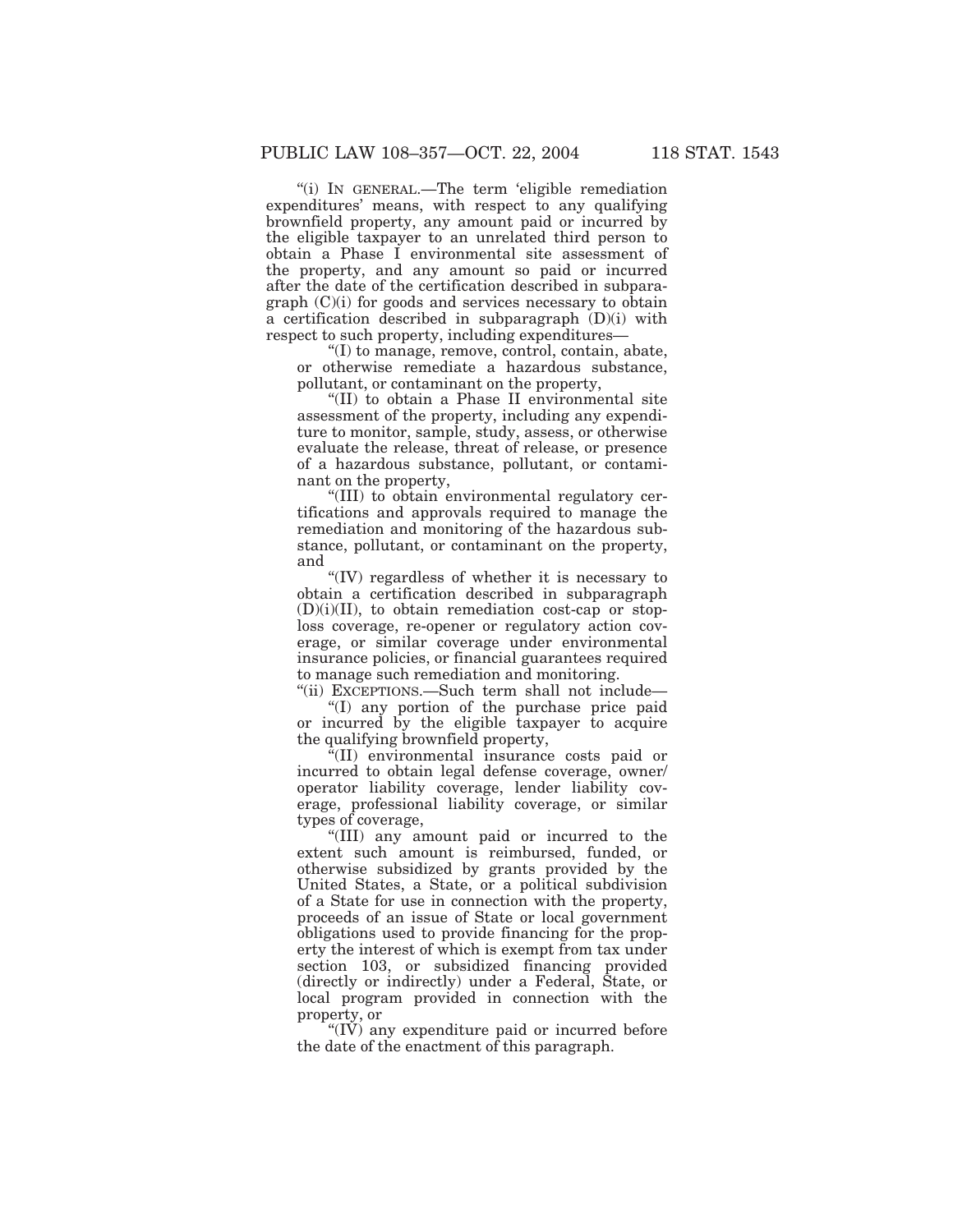"(i) IN GENERAL.—The term 'eligible remediation expenditures' means, with respect to any qualifying brownfield property, any amount paid or incurred by the eligible taxpayer to an unrelated third person to obtain a Phase I environmental site assessment of the property, and any amount so paid or incurred after the date of the certification described in subparagraph (C)(i) for goods and services necessary to obtain a certification described in subparagraph (D)(i) with respect to such property, including expenditures—

"(I) to manage, remove, control, contain, abate, or otherwise remediate a hazardous substance, pollutant, or contaminant on the property,

"(II) to obtain a Phase II environmental site assessment of the property, including any expenditure to monitor, sample, study, assess, or otherwise evaluate the release, threat of release, or presence of a hazardous substance, pollutant, or contaminant on the property,

"(III) to obtain environmental regulatory certifications and approvals required to manage the remediation and monitoring of the hazardous substance, pollutant, or contaminant on the property, and

"(IV) regardless of whether it is necessary to obtain a certification described in subparagraph (D)(i)(II), to obtain remediation cost-cap or stop-loss coverage, re-opener or regulatory action coverage, or similar coverage under environmental insurance policies, or financial guarantees required to manage such remediation and monitoring.

"(ii) EXCEPTIONS.—Such term shall not include—

"(I) any portion of the purchase price paid or incurred by the eligible taxpayer to acquire the qualifying brownfield property,

"(II) environmental insurance costs paid or incurred to obtain legal defense coverage, owner/operator liability coverage, lender liability coverage, professional liability coverage, or similar types of coverage,

"(III) any amount paid or incurred to the extent such amount is reimbursed, funded, or otherwise subsidized by grants provided by the United States, a State, or a political subdivision of a State for use in connection with the property, proceeds of an issue of State or local government obligations used to provide financing for the property the interest of which is exempt from tax under section 103, or subsidized financing provided (directly or indirectly) under a Federal, State, or local program provided in connection with the property, or

"(IV) any expenditure paid or incurred before the date of the enactment of this paragraph.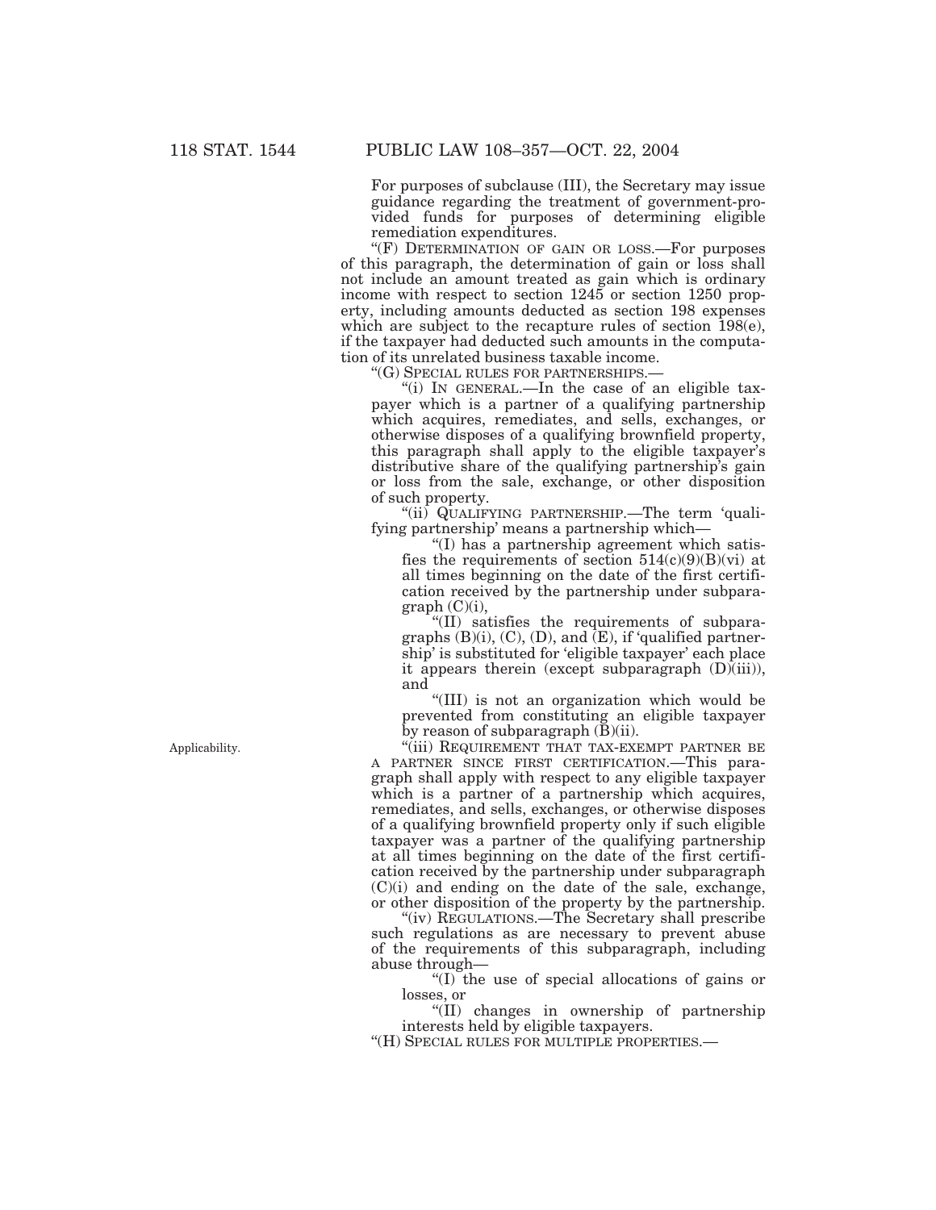For purposes of subclause (III), the Secretary may issue guidance regarding the treatment of government-provided funds for purposes of determining eligible remediation expenditures.

"(F) DETERMINATION OF GAIN OR LOSS.—For purposes of this paragraph, the determination of gain or loss shall not include an amount treated as gain which is ordinary income with respect to section 1245 or section 1250 property, including amounts deducted as section 198 expenses which are subject to the recapture rules of section 198(e), if the taxpayer had deducted such amounts in the computation of its unrelated business taxable income.

"(G) SPECIAL RULES FOR PARTNERSHIPS.—

"(i) IN GENERAL.—In the case of an eligible taxpayer which is a partner of a qualifying partnership which acquires, remediates, and sells, exchanges, or otherwise disposes of a qualifying brownfield property, this paragraph shall apply to the eligible taxpayer's distributive share of the qualifying partnership's gain or loss from the sale, exchange, or other disposition of such property.

"(ii) QUALIFYING PARTNERSHIP.—The term 'qualifying partnership' means a partnership which—

"(I) has a partnership agreement which satisfies the requirements of section 514(c)(9)(B)(vi) at all times beginning on the date of the first certification received by the partnership under subparagraph (C)(i),

"(II) satisfies the requirements of subparagraphs (B)(i), (C), (D), and (E), if 'qualified partnership' is substituted for 'eligible taxpayer' each place it appears therein (except subparagraph (D)(iii)), and

"(III) is not an organization which would be prevented from constituting an eligible taxpayer by reason of subparagraph (B)(ii).

Applicability.

"(iii) REQUIREMENT THAT TAX-EXEMPT PARTNER BE A PARTNER SINCE FIRST CERTIFICATION.—This paragraph shall apply with respect to any eligible taxpayer which is a partner of a partnership which acquires, remediates, and sells, exchanges, or otherwise disposes of a qualifying brownfield property only if such eligible taxpayer was a partner of the qualifying partnership at all times beginning on the date of the first certification received by the partnership under subparagraph (C)(i) and ending on the date of the sale, exchange, or other disposition of the property by the partnership.

"(iv) REGULATIONS.—The Secretary shall prescribe such regulations as are necessary to prevent abuse of the requirements of this subparagraph, including abuse through—

"(I) the use of special allocations of gains or losses, or

"(II) changes in ownership of partnership interests held by eligible taxpayers.

"(H) SPECIAL RULES FOR MULTIPLE PROPERTIES.—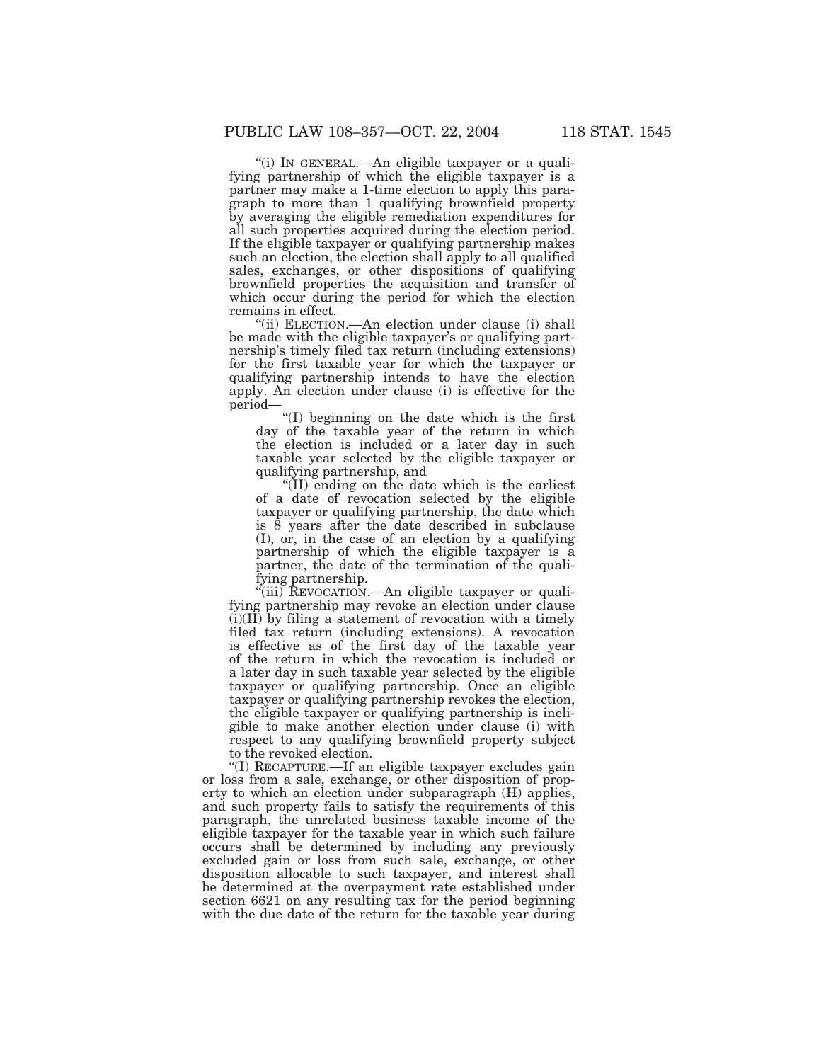"(i) IN GENERAL.—An eligible taxpayer or a qualifying partnership of which the eligible taxpayer is a partner may make a 1-time election to apply this paragraph to more than 1 qualifying brownfield property by averaging the eligible remediation expenditures for all such properties acquired during the election period. If the eligible taxpayer or qualifying partnership makes such an election, the election shall apply to all qualified sales, exchanges, or other dispositions of qualifying brownfield properties the acquisition and transfer of which occur during the period for which the election remains in effect.

"(ii) ELECTION.—An election under clause (i) shall be made with the eligible taxpayer's or qualifying partnership's timely filed tax return (including extensions) for the first taxable year for which the taxpayer or qualifying partnership intends to have the election apply. An election under clause (i) is effective for the period—

"(I) beginning on the date which is the first day of the taxable year of the return in which the election is included or a later day in such taxable year selected by the eligible taxpayer or qualifying partnership, and

"(II) ending on the date which is the earliest of a date of revocation selected by the eligible taxpayer or qualifying partnership, the date which is 8 years after the date described in subclause (I), or, in the case of an election by a qualifying partnership of which the eligible taxpayer is a partner, the date of the termination of the qualifying partnership.

"(iii) REVOCATION.—An eligible taxpayer or qualifying partnership may revoke an election under clause (i)(II) by filing a statement of revocation with a timely filed tax return (including extensions). A revocation is effective as of the first day of the taxable year of the return in which the revocation is included or a later day in such taxable year selected by the eligible taxpayer or qualifying partnership. Once an eligible taxpayer or qualifying partnership revokes the election, the eligible taxpayer or qualifying partnership is ineligible to make another election under clause (i) with respect to any qualifying brownfield property subject to the revoked election.

"(I) RECAPTURE.—If an eligible taxpayer excludes gain or loss from a sale, exchange, or other disposition of property to which an election under subparagraph (H) applies, and such property fails to satisfy the requirements of this paragraph, the unrelated business taxable income of the eligible taxpayer for the taxable year in which such failure occurs shall be determined by including any previously excluded gain or loss from such sale, exchange, or other disposition allocable to such taxpayer, and interest shall be determined at the overpayment rate established under section 6621 on any resulting tax for the period beginning with the due date of the return for the taxable year during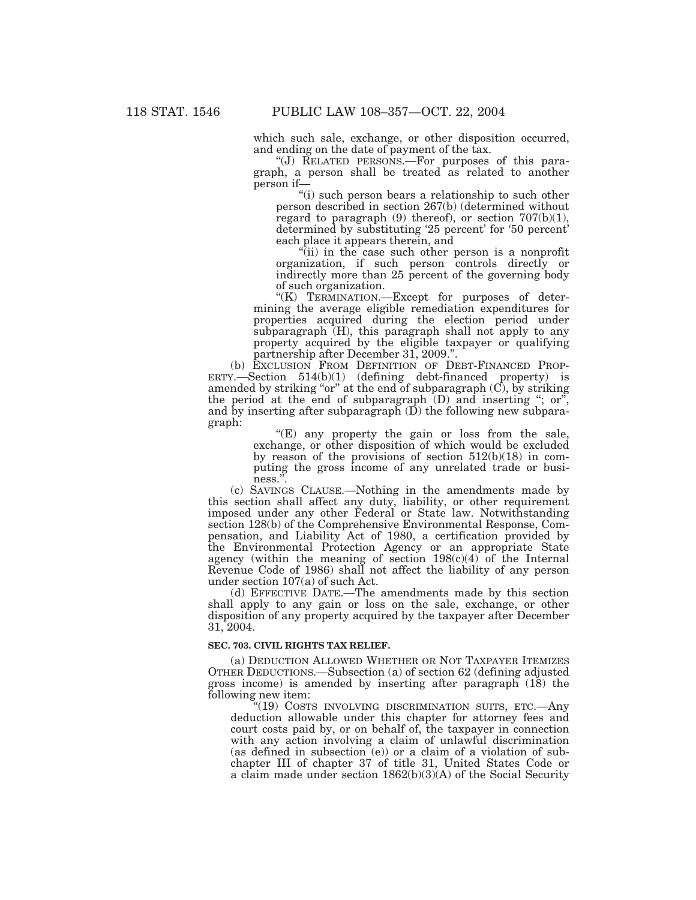which such sale, exchange, or other disposition occurred, and ending on the date of payment of the tax.

"(J) RELATED PERSONS.—For purposes of this paragraph, a person shall be treated as related to another person if—

"(i) such person bears a relationship to such other person described in section 267(b) (determined without regard to paragraph (9) thereof), or section 707(b)(1), determined by substituting '25 percent' for '50 percent' each place it appears therein, and

"(ii) in the case such other person is a nonprofit organization, if such person controls directly or indirectly more than 25 percent of the governing body of such organization.

"(K) TERMINATION.—Except for purposes of determining the average eligible remediation expenditures for properties acquired during the election period under subparagraph (H), this paragraph shall not apply to any property acquired by the eligible taxpayer or qualifying partnership after December 31, 2009.".

(b) EXCLUSION FROM DEFINITION OF DEBT-FINANCED PROPERTY.—Section 514(b)(1) (defining debt-financed property) is amended by striking "or" at the end of subparagraph (C), by striking the period at the end of subparagraph (D) and inserting "; or", and by inserting after subparagraph (D) the following new subparagraph:

"(E) any property the gain or loss from the sale, exchange, or other disposition of which would be excluded by reason of the provisions of section 512(b)(18) in computing the gross income of any unrelated trade or business.".

(c) SAVINGS CLAUSE.—Nothing in the amendments made by this section shall affect any duty, liability, or other requirement imposed under any other Federal or State law. Notwithstanding section 128(b) of the Comprehensive Environmental Response, Compensation, and Liability Act of 1980, a certification provided by the Environmental Protection Agency or an appropriate State agency (within the meaning of section 198(c)(4) of the Internal Revenue Code of 1986) shall not affect the liability of any person under section 107(a) of such Act.

(d) EFFECTIVE DATE.—The amendments made by this section shall apply to any gain or loss on the sale, exchange, or other disposition of any property acquired by the taxpayer after December 31, 2004.

**SEC. 703. CIVIL RIGHTS TAX RELIEF.**

(a) DEDUCTION ALLOWED WHETHER OR NOT TAXPAYER ITEMIZES OTHER DEDUCTIONS.—Subsection (a) of section 62 (defining adjusted gross income) is amended by inserting after paragraph (18) the following new item:

"(19) COSTS INVOLVING DISCRIMINATION SUITS, ETC.—Any deduction allowable under this chapter for attorney fees and court costs paid by, or on behalf of, the taxpayer in connection with any action involving a claim of unlawful discrimination (as defined in subsection (e)) or a claim of a violation of subchapter III of chapter 37 of title 31, United States Code or a claim made under section 1862(b)(3)(A) of the Social Security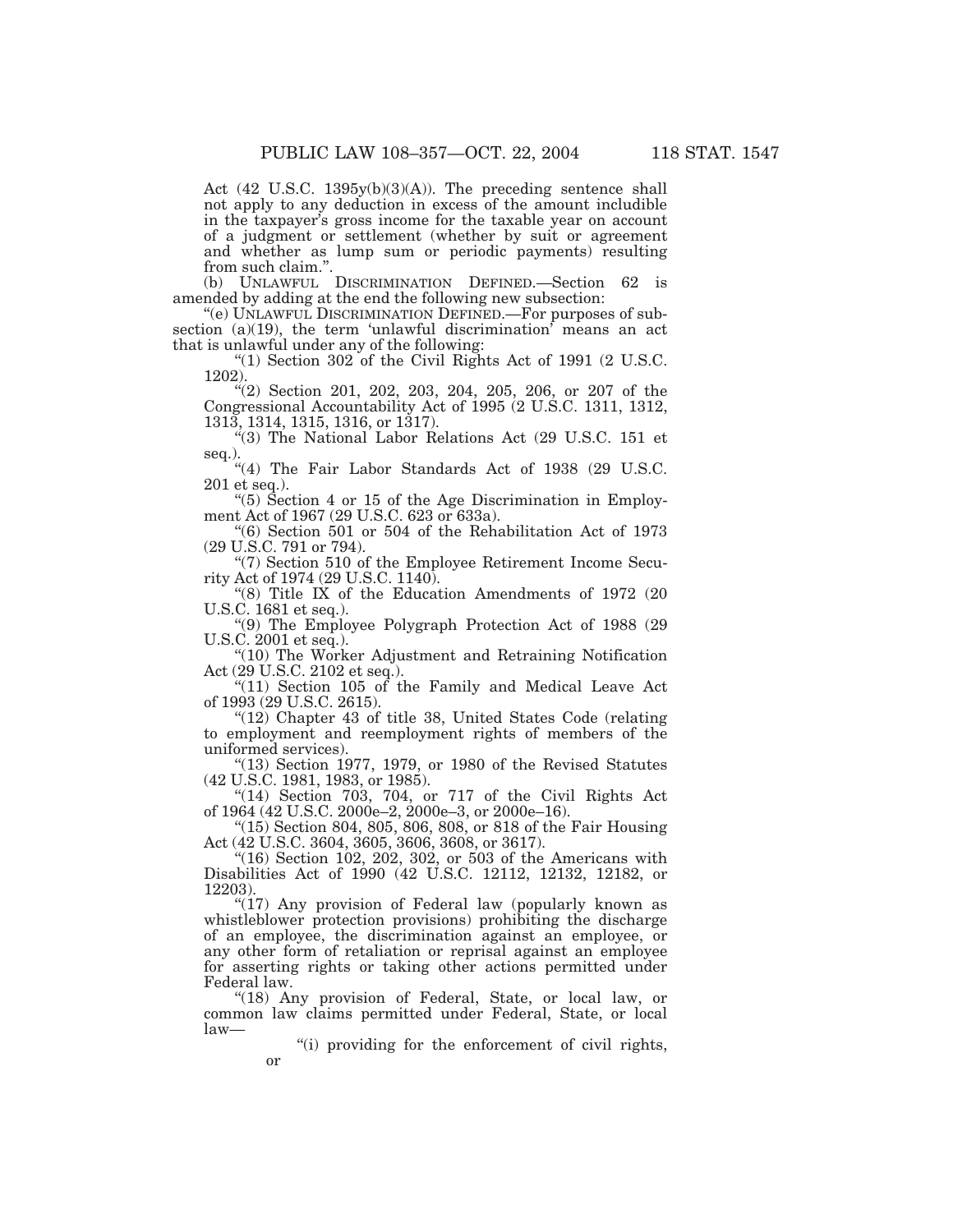Act (42 U.S.C. 1395y(b)(3)(A)). The preceding sentence shall not apply to any deduction in excess of the amount includible in the taxpayer's gross income for the taxable year on account of a judgment or settlement (whether by suit or agreement and whether as lump sum or periodic payments) resulting from such claim.".

(b) UNLAWFUL DISCRIMINATION DEFINED.—Section 62 is amended by adding at the end the following new subsection:

"(e) UNLAWFUL DISCRIMINATION DEFINED.—For purposes of subsection (a)(19), the term 'unlawful discrimination' means an act that is unlawful under any of the following:

"(1) Section 302 of the Civil Rights Act of 1991 (2 U.S.C. 1202).

"(2) Section 201, 202, 203, 204, 205, 206, or 207 of the Congressional Accountability Act of 1995 (2 U.S.C. 1311, 1312, 1313, 1314, 1315, 1316, or 1317).

"(3) The National Labor Relations Act (29 U.S.C. 151 et seq.).

"(4) The Fair Labor Standards Act of 1938 (29 U.S.C. 201 et seq.).

"(5) Section 4 or 15 of the Age Discrimination in Employment Act of 1967 (29 U.S.C. 623 or 633a).

"(6) Section 501 or 504 of the Rehabilitation Act of 1973 (29 U.S.C. 791 or 794).

"(7) Section 510 of the Employee Retirement Income Security Act of 1974 (29 U.S.C. 1140).

"(8) Title IX of the Education Amendments of 1972 (20 U.S.C. 1681 et seq.).

"(9) The Employee Polygraph Protection Act of 1988 (29 U.S.C. 2001 et seq.).

"(10) The Worker Adjustment and Retraining Notification Act (29 U.S.C. 2102 et seq.).

"(11) Section 105 of the Family and Medical Leave Act of 1993 (29 U.S.C. 2615).

"(12) Chapter 43 of title 38, United States Code (relating to employment and reemployment rights of members of the uniformed services).

"(13) Section 1977, 1979, or 1980 of the Revised Statutes (42 U.S.C. 1981, 1983, or 1985).

"(14) Section 703, 704, or 717 of the Civil Rights Act of 1964 (42 U.S.C. 2000e–2, 2000e–3, or 2000e–16).

"(15) Section 804, 805, 806, 808, or 818 of the Fair Housing Act (42 U.S.C. 3604, 3605, 3606, 3608, or 3617).

"(16) Section 102, 202, 302, or 503 of the Americans with Disabilities Act of 1990 (42 U.S.C. 12112, 12132, 12182, or 12203).

"(17) Any provision of Federal law (popularly known as whistleblower protection provisions) prohibiting the discharge of an employee, the discrimination against an employee, or any other form of retaliation or reprisal against an employee for asserting rights or taking other actions permitted under Federal law.

"(18) Any provision of Federal, State, or local law, or common law claims permitted under Federal, State, or local law—

"(i) providing for the enforcement of civil rights, or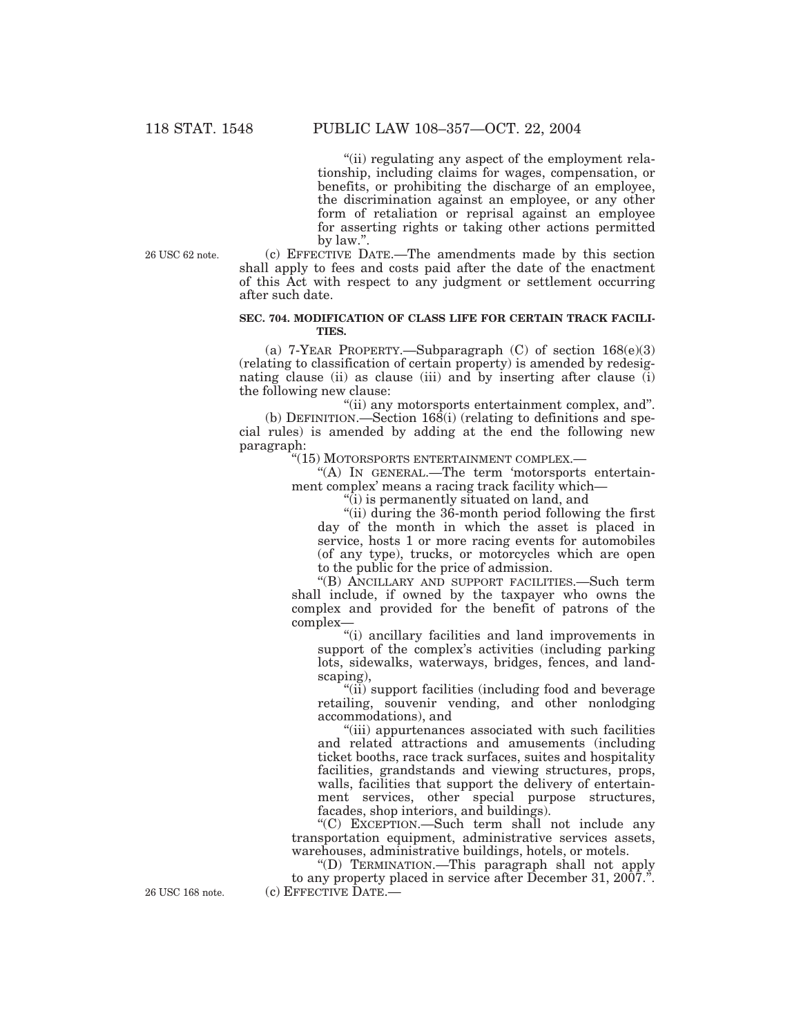"(ii) regulating any aspect of the employment relationship, including claims for wages, compensation, or benefits, or prohibiting the discharge of an employee, the discrimination against an employee, or any other form of retaliation or reprisal against an employee for asserting rights or taking other actions permitted by law.".

26 USC 62 note.

(c) EFFECTIVE DATE.—The amendments made by this section shall apply to fees and costs paid after the date of the enactment of this Act with respect to any judgment or settlement occurring after such date.

**SEC. 704. MODIFICATION OF CLASS LIFE FOR CERTAIN TRACK FACILITIES.**

(a) 7-YEAR PROPERTY.—Subparagraph (C) of section 168(e)(3) (relating to classification of certain property) is amended by redesignating clause (ii) as clause (iii) and by inserting after clause (i) the following new clause:

"(ii) any motorsports entertainment complex, and".

(b) DEFINITION.—Section 168(i) (relating to definitions and special rules) is amended by adding at the end the following new paragraph:

"(15) MOTORSPORTS ENTERTAINMENT COMPLEX.—

"(A) IN GENERAL.—The term 'motorsports entertainment complex' means a racing track facility which—

"(i) is permanently situated on land, and

"(ii) during the 36-month period following the first day of the month in which the asset is placed in service, hosts 1 or more racing events for automobiles (of any type), trucks, or motorcycles which are open to the public for the price of admission.

"(B) ANCILLARY AND SUPPORT FACILITIES.—Such term shall include, if owned by the taxpayer who owns the complex and provided for the benefit of patrons of the complex—

"(i) ancillary facilities and land improvements in support of the complex's activities (including parking lots, sidewalks, waterways, bridges, fences, and landscaping),

"(ii) support facilities (including food and beverage retailing, souvenir vending, and other nonlodging accommodations), and

"(iii) appurtenances associated with such facilities and related attractions and amusements (including ticket booths, race track surfaces, suites and hospitality facilities, grandstands and viewing structures, props, walls, facilities that support the delivery of entertainment services, other special purpose structures, facades, shop interiors, and buildings).

"(C) EXCEPTION.—Such term shall not include any transportation equipment, administrative services assets, warehouses, administrative buildings, hotels, or motels.

"(D) TERMINATION.—This paragraph shall not apply to any property placed in service after December 31, 2007.".

26 USC 168 note.

(c) EFFECTIVE DATE.—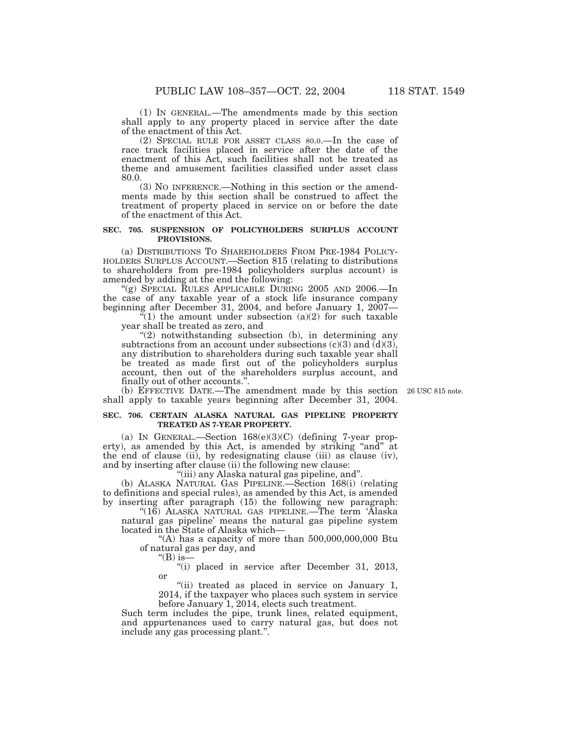(1) IN GENERAL.—The amendments made by this section shall apply to any property placed in service after the date of the enactment of this Act.

(2) SPECIAL RULE FOR ASSET CLASS 80.0.—In the case of race track facilities placed in service after the date of the enactment of this Act, such facilities shall not be treated as theme and amusement facilities classified under asset class 80.0.

(3) NO INFERENCE.—Nothing in this section or the amendments made by this section shall be construed to affect the treatment of property placed in service on or before the date of the enactment of this Act.

**SEC. 705. SUSPENSION OF POLICYHOLDERS SURPLUS ACCOUNT PROVISIONS.**

(a) DISTRIBUTIONS TO SHAREHOLDERS FROM PRE-1984 POLICYHOLDERS SURPLUS ACCOUNT.—Section 815 (relating to distributions to shareholders from pre-1984 policyholders surplus account) is amended by adding at the end the following:

"(g) SPECIAL RULES APPLICABLE DURING 2005 AND 2006.—In the case of any taxable year of a stock life insurance company beginning after December 31, 2004, and before January 1, 2007—

"(1) the amount under subsection (a)(2) for such taxable year shall be treated as zero, and

"(2) notwithstanding subsection (b), in determining any subtractions from an account under subsections (c)(3) and (d)(3), any distribution to shareholders during such taxable year shall be treated as made first out of the policyholders surplus account, then out of the shareholders surplus account, and finally out of other accounts.".

(b) EFFECTIVE DATE.—The amendment made by this section shall apply to taxable years beginning after December 31, 2004.

26 USC 815 note.

**SEC. 706. CERTAIN ALASKA NATURAL GAS PIPELINE PROPERTY TREATED AS 7-YEAR PROPERTY.**

(a) IN GENERAL.—Section 168(e)(3)(C) (defining 7-year property), as amended by this Act, is amended by striking "and" at the end of clause (ii), by redesignating clause (iii) as clause (iv), and by inserting after clause (ii) the following new clause:

"(iii) any Alaska natural gas pipeline, and".

(b) ALASKA NATURAL GAS PIPELINE.—Section 168(i) (relating to definitions and special rules), as amended by this Act, is amended by inserting after paragraph (15) the following new paragraph:

"(16) ALASKA NATURAL GAS PIPELINE.—The term 'Alaska natural gas pipeline' means the natural gas pipeline system located in the State of Alaska which—

"(A) has a capacity of more than 500,000,000,000 Btu of natural gas per day, and

"(B) is—

"(i) placed in service after December 31, 2013, or

"(ii) treated as placed in service on January 1, 2014, if the taxpayer who places such system in service before January 1, 2014, elects such treatment.

Such term includes the pipe, trunk lines, related equipment, and appurtenances used to carry natural gas, but does not include any gas processing plant.".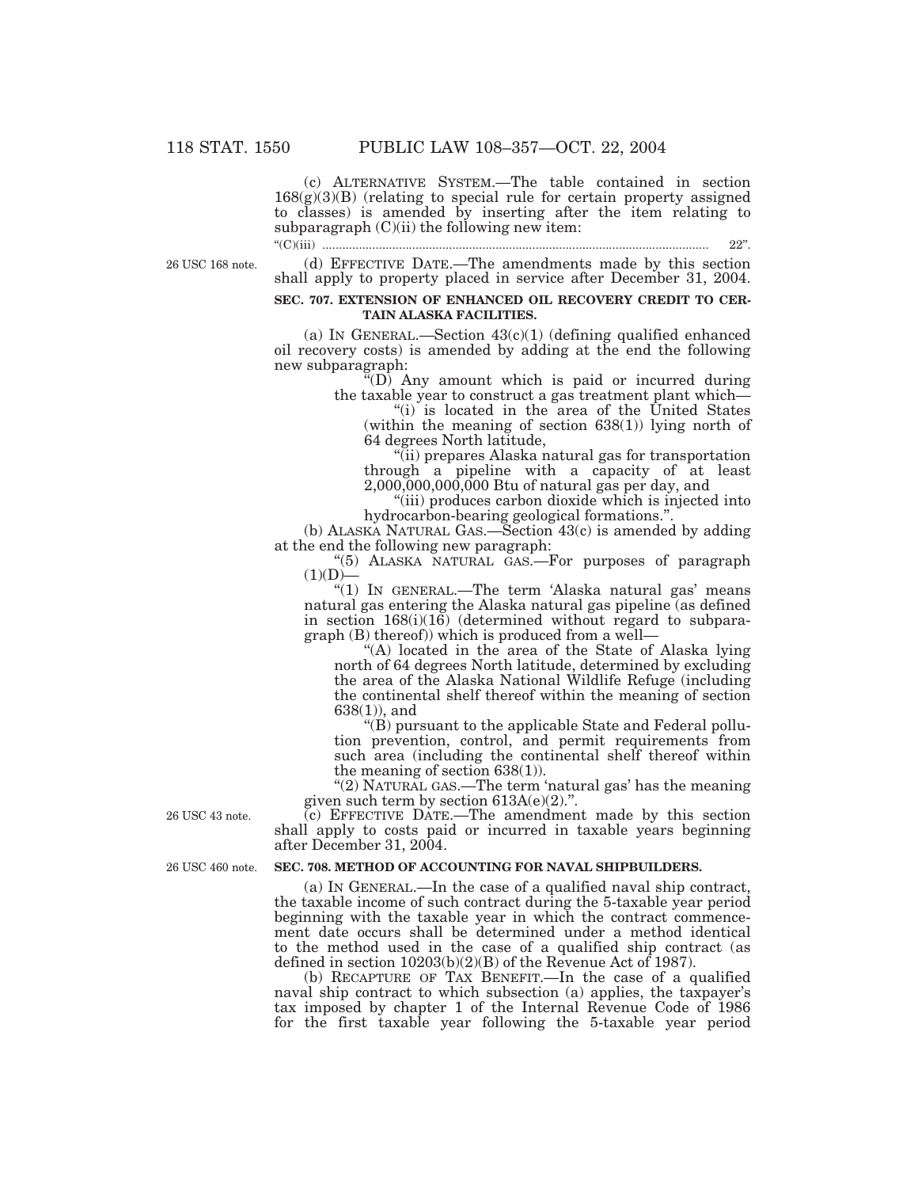(c) ALTERNATIVE SYSTEM.—The table contained in section 168(g)(3)(B) (relating to special rule for certain property assigned to classes) is amended by inserting after the item relating to subparagraph (C)(ii) the following new item:

"(C)(iii) .................................................................................................. 22".

26 USC 168 note.

(d) EFFECTIVE DATE.—The amendments made by this section shall apply to property placed in service after December 31, 2004.

**SEC. 707. EXTENSION OF ENHANCED OIL RECOVERY CREDIT TO CERTAIN ALASKA FACILITIES.**

(a) IN GENERAL.—Section 43(c)(1) (defining qualified enhanced oil recovery costs) is amended by adding at the end the following new subparagraph:

"(D) Any amount which is paid or incurred during the taxable year to construct a gas treatment plant which—

"(i) is located in the area of the United States (within the meaning of section 638(1)) lying north of 64 degrees North latitude,

"(ii) prepares Alaska natural gas for transportation through a pipeline with a capacity of at least 2,000,000,000,000 Btu of natural gas per day, and

"(iii) produces carbon dioxide which is injected into hydrocarbon-bearing geological formations.".

(b) ALASKA NATURAL GAS.—Section 43(c) is amended by adding at the end the following new paragraph:

"(5) ALASKA NATURAL GAS.—For purposes of paragraph (1)(D)—

"(1) IN GENERAL.—The term 'Alaska natural gas' means natural gas entering the Alaska natural gas pipeline (as defined in section 168(i)(16) (determined without regard to subparagraph (B) thereof)) which is produced from a well—

"(A) located in the area of the State of Alaska lying north of 64 degrees North latitude, determined by excluding the area of the Alaska National Wildlife Refuge (including the continental shelf thereof within the meaning of section 638(1)), and

"(B) pursuant to the applicable State and Federal pollution prevention, control, and permit requirements from such area (including the continental shelf thereof within the meaning of section 638(1)).

"(2) NATURAL GAS.—The term 'natural gas' has the meaning given such term by section 613A(e)(2).".

26 USC 43 note.

(c) EFFECTIVE DATE.—The amendment made by this section shall apply to costs paid or incurred in taxable years beginning after December 31, 2004.

26 USC 460 note.

**SEC. 708. METHOD OF ACCOUNTING FOR NAVAL SHIPBUILDERS.**

(a) IN GENERAL.—In the case of a qualified naval ship contract, the taxable income of such contract during the 5-taxable year period beginning with the taxable year in which the contract commencement date occurs shall be determined under a method identical to the method used in the case of a qualified ship contract (as defined in section 10203(b)(2)(B) of the Revenue Act of 1987).

(b) RECAPTURE OF TAX BENEFIT.—In the case of a qualified naval ship contract to which subsection (a) applies, the taxpayer's tax imposed by chapter 1 of the Internal Revenue Code of 1986 for the first taxable year following the 5-taxable year period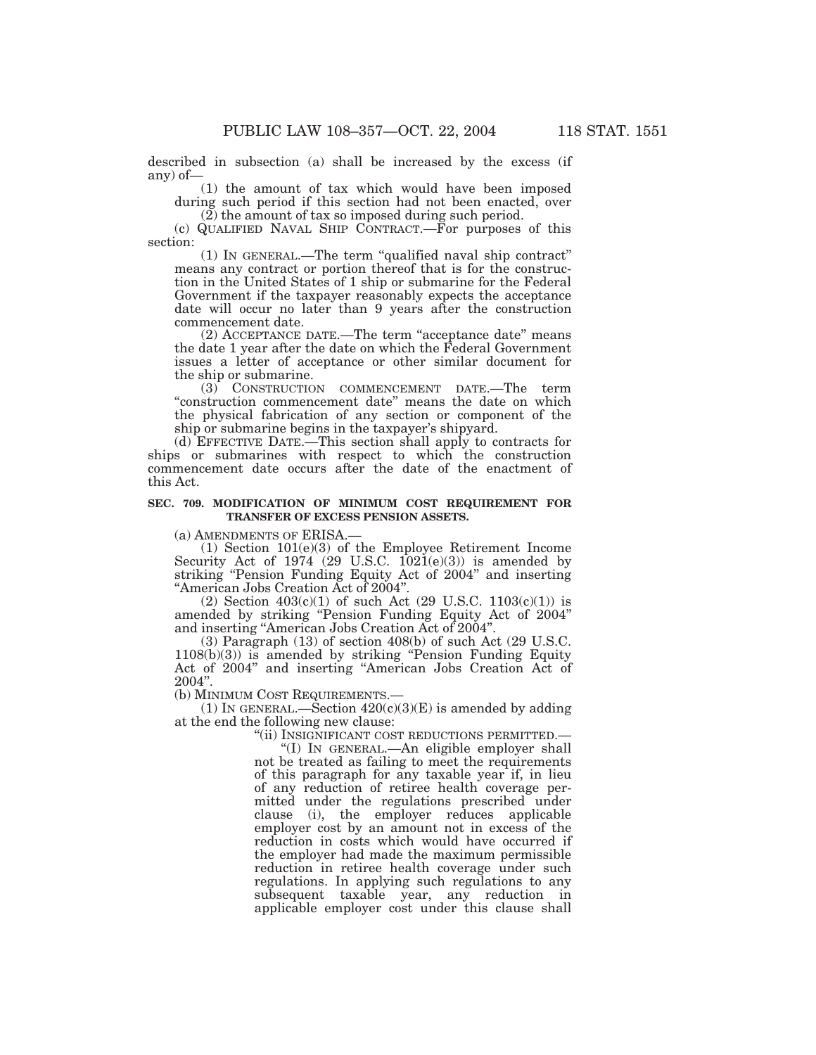described in subsection (a) shall be increased by the excess (if any) of—

(1) the amount of tax which would have been imposed during such period if this section had not been enacted, over

(2) the amount of tax so imposed during such period.

(c) QUALIFIED NAVAL SHIP CONTRACT.—For purposes of this section:

(1) IN GENERAL.—The term "qualified naval ship contract" means any contract or portion thereof that is for the construction in the United States of 1 ship or submarine for the Federal Government if the taxpayer reasonably expects the acceptance date will occur no later than 9 years after the construction commencement date.

(2) ACCEPTANCE DATE.—The term "acceptance date" means the date 1 year after the date on which the Federal Government issues a letter of acceptance or other similar document for the ship or submarine.

(3) CONSTRUCTION COMMENCEMENT DATE.—The term "construction commencement date" means the date on which the physical fabrication of any section or component of the ship or submarine begins in the taxpayer's shipyard.

(d) EFFECTIVE DATE.—This section shall apply to contracts for ships or submarines with respect to which the construction commencement date occurs after the date of the enactment of this Act.

### SEC. 709. MODIFICATION OF MINIMUM COST REQUIREMENT FOR TRANSFER OF EXCESS PENSION ASSETS.

(a) AMENDMENTS OF ERISA.—

(1) Section 101(e)(3) of the Employee Retirement Income Security Act of 1974 (29 U.S.C. 1021(e)(3)) is amended by striking "Pension Funding Equity Act of 2004" and inserting "American Jobs Creation Act of 2004".

(2) Section 403(c)(1) of such Act (29 U.S.C. 1103(c)(1)) is amended by striking "Pension Funding Equity Act of 2004" and inserting "American Jobs Creation Act of 2004".

(3) Paragraph (13) of section 408(b) of such Act (29 U.S.C. 1108(b)(3)) is amended by striking "Pension Funding Equity Act of 2004" and inserting "American Jobs Creation Act of 2004".

(b) MINIMUM COST REQUIREMENTS.—

(1) IN GENERAL.—Section 420(c)(3)(E) is amended by adding at the end the following new clause:

"(ii) INSIGNIFICANT COST REDUCTIONS PERMITTED.—

"(I) IN GENERAL.—An eligible employer shall not be treated as failing to meet the requirements of this paragraph for any taxable year if, in lieu of any reduction of retiree health coverage permitted under the regulations prescribed under clause (i), the employer reduces applicable employer cost by an amount not in excess of the reduction in costs which would have occurred if the employer had made the maximum permissible reduction in retiree health coverage under such regulations. In applying such regulations to any subsequent taxable year, any reduction in applicable employer cost under this clause shall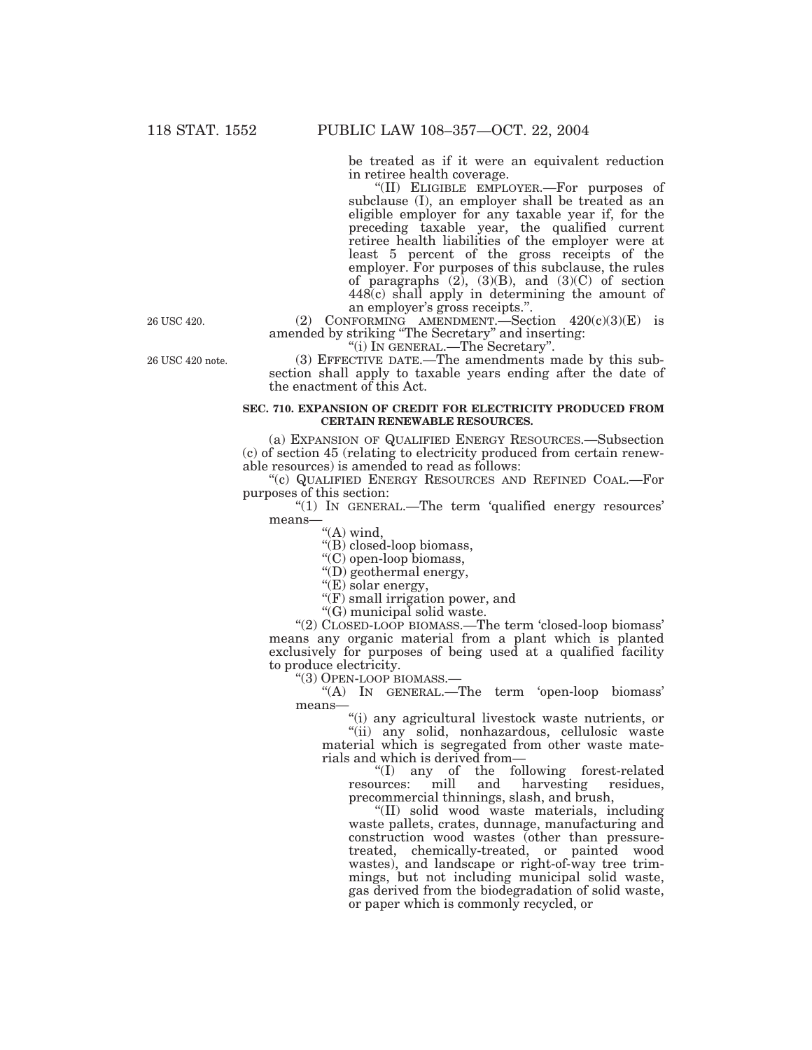be treated as if it were an equivalent reduction in retiree health coverage.

"(II) ELIGIBLE EMPLOYER.—For purposes of subclause (I), an employer shall be treated as an eligible employer for any taxable year if, for the preceding taxable year, the qualified current retiree health liabilities of the employer were at least 5 percent of the gross receipts of the employer. For purposes of this subclause, the rules of paragraphs (2), (3)(B), and (3)(C) of section 448(c) shall apply in determining the amount of an employer's gross receipts.".

26 USC 420.

(2) CONFORMING AMENDMENT.—Section 420(c)(3)(E) is amended by striking "The Secretary" and inserting:

"(i) IN GENERAL.—The Secretary".

26 USC 420 note.

(3) EFFECTIVE DATE.—The amendments made by this subsection shall apply to taxable years ending after the date of the enactment of this Act.

**SEC. 710. EXPANSION OF CREDIT FOR ELECTRICITY PRODUCED FROM CERTAIN RENEWABLE RESOURCES.**

(a) EXPANSION OF QUALIFIED ENERGY RESOURCES.—Subsection (c) of section 45 (relating to electricity produced from certain renewable resources) is amended to read as follows:

"(c) QUALIFIED ENERGY RESOURCES AND REFINED COAL.—For purposes of this section:

"(1) IN GENERAL.—The term 'qualified energy resources' means—

"(A) wind,

"(B) closed-loop biomass,

"(C) open-loop biomass,

"(D) geothermal energy,

"(E) solar energy,

"(F) small irrigation power, and

"(G) municipal solid waste.

"(2) CLOSED-LOOP BIOMASS.—The term 'closed-loop biomass' means any organic material from a plant which is planted exclusively for purposes of being used at a qualified facility to produce electricity.

"(3) OPEN-LOOP BIOMASS.—

"(A) IN GENERAL.—The term 'open-loop biomass' means—

"(i) any agricultural livestock waste nutrients, or

"(ii) any solid, nonhazardous, cellulosic waste material which is segregated from other waste materials and which is derived from—

"(I) any of the following forest-related resources: mill and harvesting residues, precommercial thinnings, slash, and brush,

"(II) solid wood waste materials, including waste pallets, crates, dunnage, manufacturing and construction wood wastes (other than pressure-treated, chemically-treated, or painted wood wastes), and landscape or right-of-way tree trimmings, but not including municipal solid waste, gas derived from the biodegradation of solid waste, or paper which is commonly recycled, or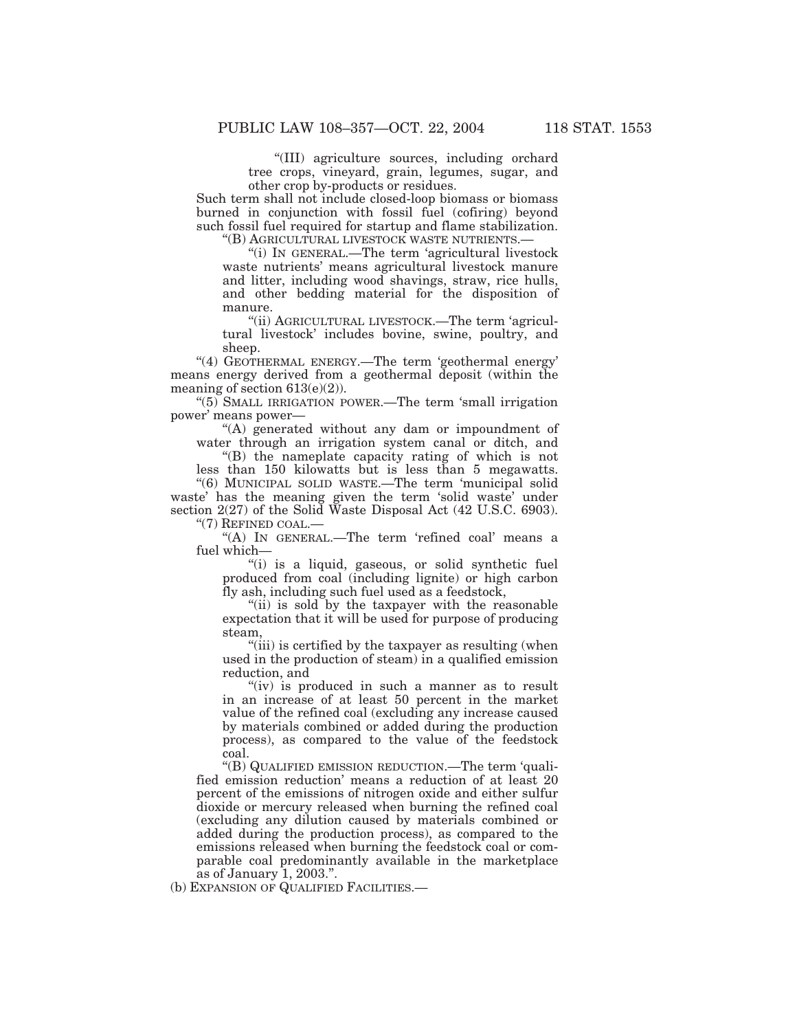"(III) agriculture sources, including orchard tree crops, vineyard, grain, legumes, sugar, and other crop by-products or residues.

Such term shall not include closed-loop biomass or biomass burned in conjunction with fossil fuel (cofiring) beyond such fossil fuel required for startup and flame stabilization.

"(B) AGRICULTURAL LIVESTOCK WASTE NUTRIENTS.—

"(i) IN GENERAL.—The term 'agricultural livestock waste nutrients' means agricultural livestock manure and litter, including wood shavings, straw, rice hulls, and other bedding material for the disposition of manure.

"(ii) AGRICULTURAL LIVESTOCK.—The term 'agricultural livestock' includes bovine, swine, poultry, and sheep.

"(4) GEOTHERMAL ENERGY.—The term 'geothermal energy' means energy derived from a geothermal deposit (within the meaning of section 613(e)(2)).

"(5) SMALL IRRIGATION POWER.—The term 'small irrigation power' means power—

"(A) generated without any dam or impoundment of water through an irrigation system canal or ditch, and

"(B) the nameplate capacity rating of which is not less than 150 kilowatts but is less than 5 megawatts.

"(6) MUNICIPAL SOLID WASTE.—The term 'municipal solid waste' has the meaning given the term 'solid waste' under section 2(27) of the Solid Waste Disposal Act (42 U.S.C. 6903).

"(7) REFINED COAL.—

"(A) IN GENERAL.—The term 'refined coal' means a fuel which—

"(i) is a liquid, gaseous, or solid synthetic fuel produced from coal (including lignite) or high carbon fly ash, including such fuel used as a feedstock,

"(ii) is sold by the taxpayer with the reasonable expectation that it will be used for purpose of producing steam,

"(iii) is certified by the taxpayer as resulting (when used in the production of steam) in a qualified emission reduction, and

"(iv) is produced in such a manner as to result in an increase of at least 50 percent in the market value of the refined coal (excluding any increase caused by materials combined or added during the production process), as compared to the value of the feedstock coal.

"(B) QUALIFIED EMISSION REDUCTION.—The term 'qualified emission reduction' means a reduction of at least 20 percent of the emissions of nitrogen oxide and either sulfur dioxide or mercury released when burning the refined coal (excluding any dilution caused by materials combined or added during the production process), as compared to the emissions released when burning the feedstock coal or comparable coal predominantly available in the marketplace as of January 1, 2003.".

(b) EXPANSION OF QUALIFIED FACILITIES.—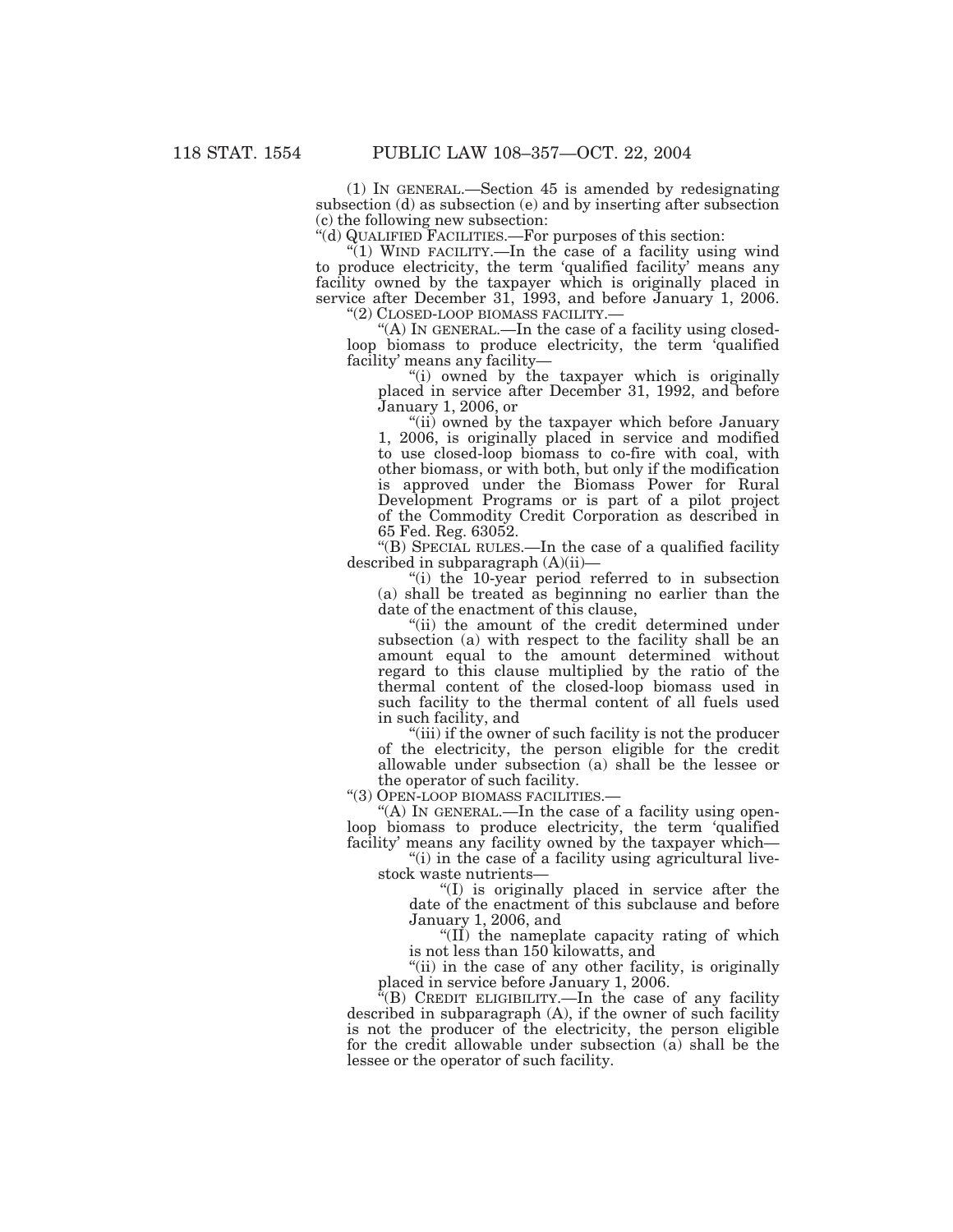(1) IN GENERAL.—Section 45 is amended by redesignating subsection (d) as subsection (e) and by inserting after subsection (c) the following new subsection:

"(d) QUALIFIED FACILITIES.—For purposes of this section:

"(1) WIND FACILITY.—In the case of a facility using wind to produce electricity, the term 'qualified facility' means any facility owned by the taxpayer which is originally placed in service after December 31, 1993, and before January 1, 2006.

"(2) CLOSED-LOOP BIOMASS FACILITY.—

"(A) IN GENERAL.—In the case of a facility using closed-loop biomass to produce electricity, the term 'qualified facility' means any facility—

"(i) owned by the taxpayer which is originally placed in service after December 31, 1992, and before January 1, 2006, or

"(ii) owned by the taxpayer which before January 1, 2006, is originally placed in service and modified to use closed-loop biomass to co-fire with coal, with other biomass, or with both, but only if the modification is approved under the Biomass Power for Rural Development Programs or is part of a pilot project of the Commodity Credit Corporation as described in 65 Fed. Reg. 63052.

"(B) SPECIAL RULES.—In the case of a qualified facility described in subparagraph (A)(ii)—

"(i) the 10-year period referred to in subsection (a) shall be treated as beginning no earlier than the date of the enactment of this clause,

"(ii) the amount of the credit determined under subsection (a) with respect to the facility shall be an amount equal to the amount determined without regard to this clause multiplied by the ratio of the thermal content of the closed-loop biomass used in such facility to the thermal content of all fuels used in such facility, and

"(iii) if the owner of such facility is not the producer of the electricity, the person eligible for the credit allowable under subsection (a) shall be the lessee or the operator of such facility.

"(3) OPEN-LOOP BIOMASS FACILITIES.—

"(A) IN GENERAL.—In the case of a facility using open-loop biomass to produce electricity, the term 'qualified facility' means any facility owned by the taxpayer which—

"(i) in the case of a facility using agricultural livestock waste nutrients—

"(I) is originally placed in service after the date of the enactment of this subclause and before January 1, 2006, and

"(II) the nameplate capacity rating of which is not less than 150 kilowatts, and

"(ii) in the case of any other facility, is originally placed in service before January 1, 2006.

"(B) CREDIT ELIGIBILITY.—In the case of any facility described in subparagraph (A), if the owner of such facility is not the producer of the electricity, the person eligible for the credit allowable under subsection (a) shall be the lessee or the operator of such facility.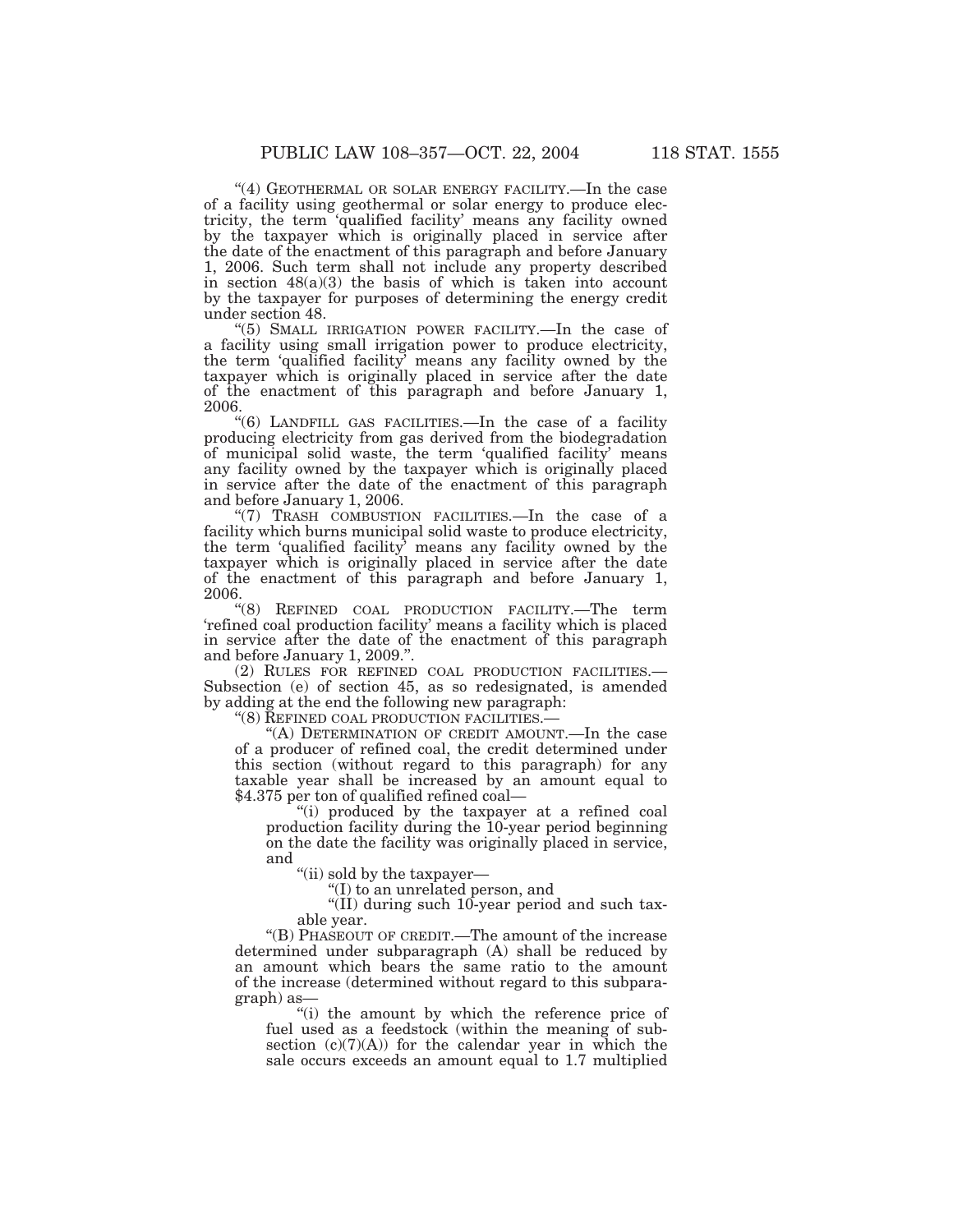"(4) GEOTHERMAL OR SOLAR ENERGY FACILITY.—In the case of a facility using geothermal or solar energy to produce electricity, the term 'qualified facility' means any facility owned by the taxpayer which is originally placed in service after the date of the enactment of this paragraph and before January 1, 2006. Such term shall not include any property described in section 48(a)(3) the basis of which is taken into account by the taxpayer for purposes of determining the energy credit under section 48.

"(5) SMALL IRRIGATION POWER FACILITY.—In the case of a facility using small irrigation power to produce electricity, the term 'qualified facility' means any facility owned by the taxpayer which is originally placed in service after the date of the enactment of this paragraph and before January 1, 2006.

"(6) LANDFILL GAS FACILITIES.—In the case of a facility producing electricity from gas derived from the biodegradation of municipal solid waste, the term 'qualified facility' means any facility owned by the taxpayer which is originally placed in service after the date of the enactment of this paragraph and before January 1, 2006.

"(7) TRASH COMBUSTION FACILITIES.—In the case of a facility which burns municipal solid waste to produce electricity, the term 'qualified facility' means any facility owned by the taxpayer which is originally placed in service after the date of the enactment of this paragraph and before January 1, 2006.

"(8) REFINED COAL PRODUCTION FACILITY.—The term 'refined coal production facility' means a facility which is placed in service after the date of the enactment of this paragraph and before January 1, 2009.".

(2) RULES FOR REFINED COAL PRODUCTION FACILITIES.—Subsection (e) of section 45, as so redesignated, is amended by adding at the end the following new paragraph:

"(8) REFINED COAL PRODUCTION FACILITIES.—

"(A) DETERMINATION OF CREDIT AMOUNT.—In the case of a producer of refined coal, the credit determined under this section (without regard to this paragraph) for any taxable year shall be increased by an amount equal to $4.375 per ton of qualified refined coal—

"(i) produced by the taxpayer at a refined coal production facility during the 10-year period beginning on the date the facility was originally placed in service, and

"(ii) sold by the taxpayer—

"(I) to an unrelated person, and

"(II) during such 10-year period and such taxable year.

"(B) PHASEOUT OF CREDIT.—The amount of the increase determined under subparagraph (A) shall be reduced by an amount which bears the same ratio to the amount of the increase (determined without regard to this subparagraph) as—

"(i) the amount by which the reference price of fuel used as a feedstock (within the meaning of subsection (c)(7)(A)) for the calendar year in which the sale occurs exceeds an amount equal to 1.7 multiplied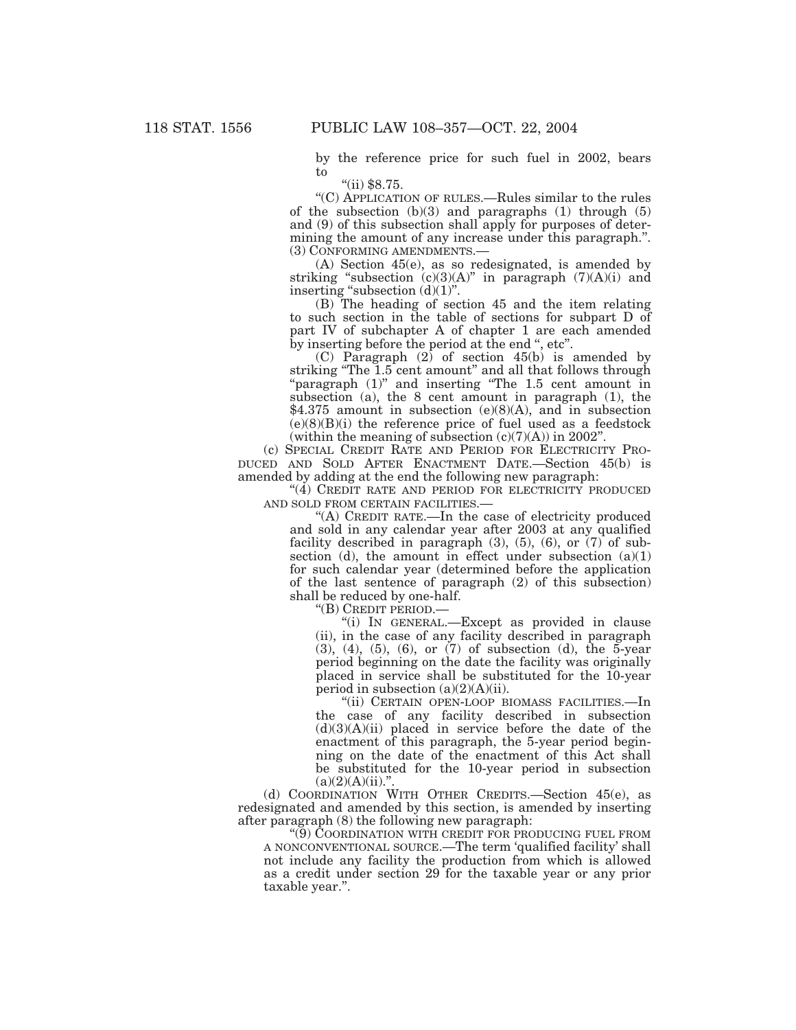by the reference price for such fuel in 2002, bears to

"(ii) $8.75.

"(C) APPLICATION OF RULES.—Rules similar to the rules of the subsection (b)(3) and paragraphs (1) through (5) and (9) of this subsection shall apply for purposes of determining the amount of any increase under this paragraph.".

(3) CONFORMING AMENDMENTS.—

(A) Section 45(e), as so redesignated, is amended by striking "subsection (c)(3)(A)" in paragraph (7)(A)(i) and inserting "subsection (d)(1)".

(B) The heading of section 45 and the item relating to such section in the table of sections for subpart D of part IV of subchapter A of chapter 1 are each amended by inserting before the period at the end ", etc".

(C) Paragraph (2) of section 45(b) is amended by striking "The 1.5 cent amount" and all that follows through "paragraph (1)" and inserting "The 1.5 cent amount in subsection (a), the 8 cent amount in paragraph (1), the $4.375 amount in subsection (e)(8)(A), and in subsection (e)(8)(B)(i) the reference price of fuel used as a feedstock (within the meaning of subsection (c)(7)(A)) in 2002".

(c) SPECIAL CREDIT RATE AND PERIOD FOR ELECTRICITY PRODUCED AND SOLD AFTER ENACTMENT DATE.—Section 45(b) is amended by adding at the end the following new paragraph:

"(4) CREDIT RATE AND PERIOD FOR ELECTRICITY PRODUCED AND SOLD FROM CERTAIN FACILITIES.—

"(A) CREDIT RATE.—In the case of electricity produced and sold in any calendar year after 2003 at any qualified facility described in paragraph (3), (5), (6), or (7) of subsection (d), the amount in effect under subsection (a)(1) for such calendar year (determined before the application of the last sentence of paragraph (2) of this subsection) shall be reduced by one-half.

"(B) CREDIT PERIOD.—

"(i) IN GENERAL.—Except as provided in clause (ii), in the case of any facility described in paragraph (3), (4), (5), (6), or (7) of subsection (d), the 5-year period beginning on the date the facility was originally placed in service shall be substituted for the 10-year period in subsection (a)(2)(A)(ii).

"(ii) CERTAIN OPEN-LOOP BIOMASS FACILITIES.—In the case of any facility described in subsection (d)(3)(A)(ii) placed in service before the date of the enactment of this paragraph, the 5-year period beginning on the date of the enactment of this Act shall be substituted for the 10-year period in subsection (a)(2)(A)(ii).".

(d) COORDINATION WITH OTHER CREDITS.—Section 45(e), as redesignated and amended by this section, is amended by inserting after paragraph (8) the following new paragraph:

"(9) COORDINATION WITH CREDIT FOR PRODUCING FUEL FROM A NONCONVENTIONAL SOURCE.—The term 'qualified facility' shall not include any facility the production from which is allowed as a credit under section 29 for the taxable year or any prior taxable year.".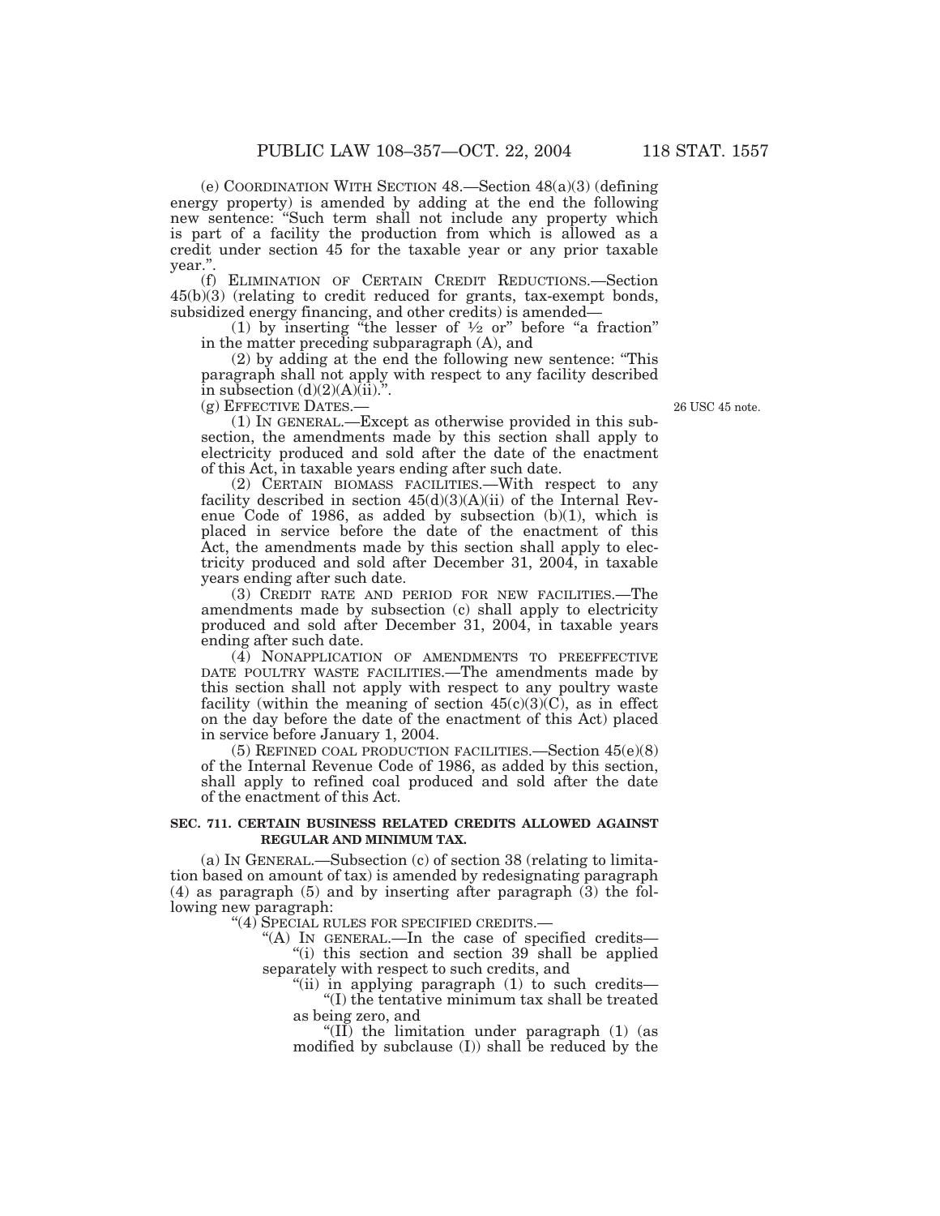(e) COORDINATION WITH SECTION 48.—Section 48(a)(3) (defining energy property) is amended by adding at the end the following new sentence: "Such term shall not include any property which is part of a facility the production from which is allowed as a credit under section 45 for the taxable year or any prior taxable year.".

(f) ELIMINATION OF CERTAIN CREDIT REDUCTIONS.—Section 45(b)(3) (relating to credit reduced for grants, tax-exempt bonds, subsidized energy financing, and other credits) is amended—

(1) by inserting "the lesser of ½ or" before "a fraction" in the matter preceding subparagraph (A), and

(2) by adding at the end the following new sentence: "This paragraph shall not apply with respect to any facility described in subsection (d)(2)(A)(ii).".

(g) EFFECTIVE DATES.—

26 USC 45 note.

(1) IN GENERAL.—Except as otherwise provided in this subsection, the amendments made by this section shall apply to electricity produced and sold after the date of the enactment of this Act, in taxable years ending after such date.

(2) CERTAIN BIOMASS FACILITIES.—With respect to any facility described in section 45(d)(3)(A)(ii) of the Internal Revenue Code of 1986, as added by subsection (b)(1), which is placed in service before the date of the enactment of this Act, the amendments made by this section shall apply to electricity produced and sold after December 31, 2004, in taxable years ending after such date.

(3) CREDIT RATE AND PERIOD FOR NEW FACILITIES.—The amendments made by subsection (c) shall apply to electricity produced and sold after December 31, 2004, in taxable years ending after such date.

(4) NONAPPLICATION OF AMENDMENTS TO PREEFFECTIVE DATE POULTRY WASTE FACILITIES.—The amendments made by this section shall not apply with respect to any poultry waste facility (within the meaning of section 45(c)(3)(C), as in effect on the day before the date of the enactment of this Act) placed in service before January 1, 2004.

(5) REFINED COAL PRODUCTION FACILITIES.—Section 45(e)(8) of the Internal Revenue Code of 1986, as added by this section, shall apply to refined coal produced and sold after the date of the enactment of this Act.

**SEC. 711. CERTAIN BUSINESS RELATED CREDITS ALLOWED AGAINST REGULAR AND MINIMUM TAX.**

(a) IN GENERAL.—Subsection (c) of section 38 (relating to limitation based on amount of tax) is amended by redesignating paragraph (4) as paragraph (5) and by inserting after paragraph (3) the following new paragraph:

"(4) SPECIAL RULES FOR SPECIFIED CREDITS.—

"(A) IN GENERAL.—In the case of specified credits—

"(i) this section and section 39 shall be applied separately with respect to such credits, and

"(ii) in applying paragraph (1) to such credits—

"(I) the tentative minimum tax shall be treated as being zero, and

"(II) the limitation under paragraph (1) (as modified by subclause (I)) shall be reduced by the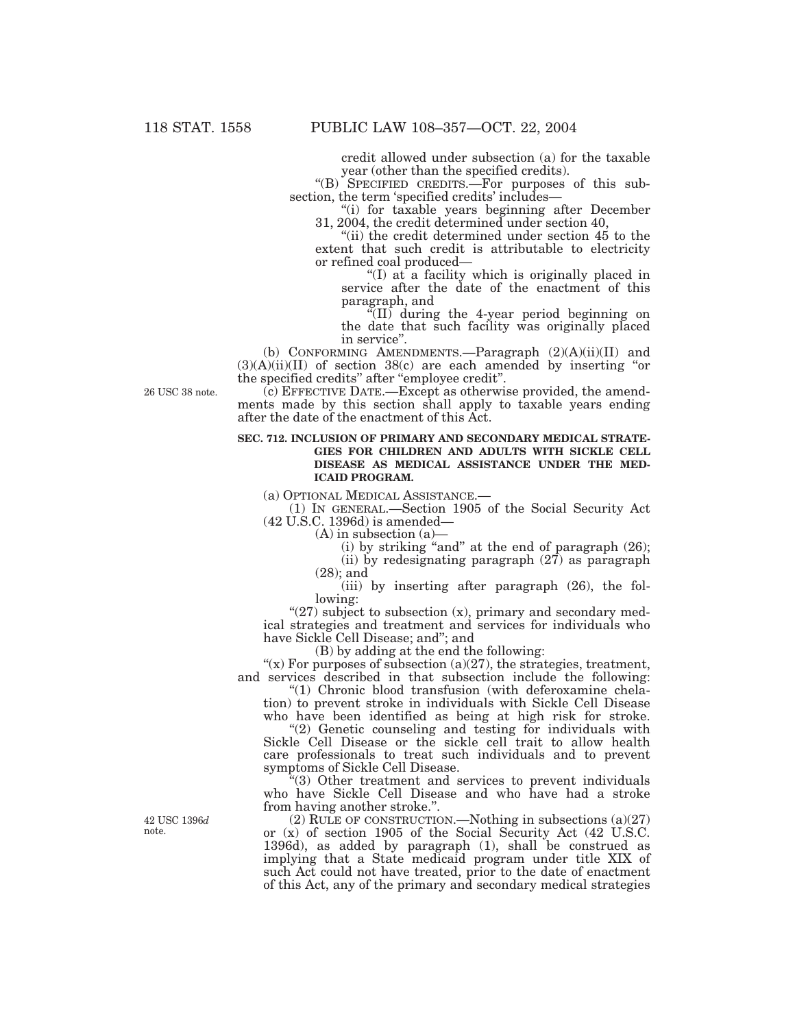credit allowed under subsection (a) for the taxable year (other than the specified credits).

"(B) SPECIFIED CREDITS.—For purposes of this subsection, the term 'specified credits' includes—

"(i) for taxable years beginning after December 31, 2004, the credit determined under section 40,

"(ii) the credit determined under section 45 to the extent that such credit is attributable to electricity or refined coal produced—

"(I) at a facility which is originally placed in service after the date of the enactment of this paragraph, and

"(II) during the 4-year period beginning on the date that such facility was originally placed in service".

(b) CONFORMING AMENDMENTS.—Paragraph (2)(A)(ii)(II) and (3)(A)(ii)(II) of section 38(c) are each amended by inserting "or the specified credits" after "employee credit".

26 USC 38 note.

(c) EFFECTIVE DATE.—Except as otherwise provided, the amendments made by this section shall apply to taxable years ending after the date of the enactment of this Act.

**SEC. 712. INCLUSION OF PRIMARY AND SECONDARY MEDICAL STRATEGIES FOR CHILDREN AND ADULTS WITH SICKLE CELL DISEASE AS MEDICAL ASSISTANCE UNDER THE MEDICAID PROGRAM.**

(a) OPTIONAL MEDICAL ASSISTANCE.—

(1) IN GENERAL.—Section 1905 of the Social Security Act (42 U.S.C. 1396d) is amended—

(A) in subsection (a)—

(i) by striking "and" at the end of paragraph (26);

(ii) by redesignating paragraph (27) as paragraph (28); and

(iii) by inserting after paragraph (26), the following:

"(27) subject to subsection (x), primary and secondary medical strategies and treatment and services for individuals who have Sickle Cell Disease; and"; and

(B) by adding at the end the following:

"(x) For purposes of subsection (a)(27), the strategies, treatment, and services described in that subsection include the following:

"(1) Chronic blood transfusion (with deferoxamine chelation) to prevent stroke in individuals with Sickle Cell Disease who have been identified as being at high risk for stroke.

"(2) Genetic counseling and testing for individuals with Sickle Cell Disease or the sickle cell trait to allow health care professionals to treat such individuals and to prevent symptoms of Sickle Cell Disease.

"(3) Other treatment and services to prevent individuals who have Sickle Cell Disease and who have had a stroke from having another stroke.".

42 USC 1396*d* note.

(2) RULE OF CONSTRUCTION.—Nothing in subsections (a)(27) or (x) of section 1905 of the Social Security Act (42 U.S.C. 1396d), as added by paragraph (1), shall be construed as implying that a State medicaid program under title XIX of such Act could not have treated, prior to the date of enactment of this Act, any of the primary and secondary medical strategies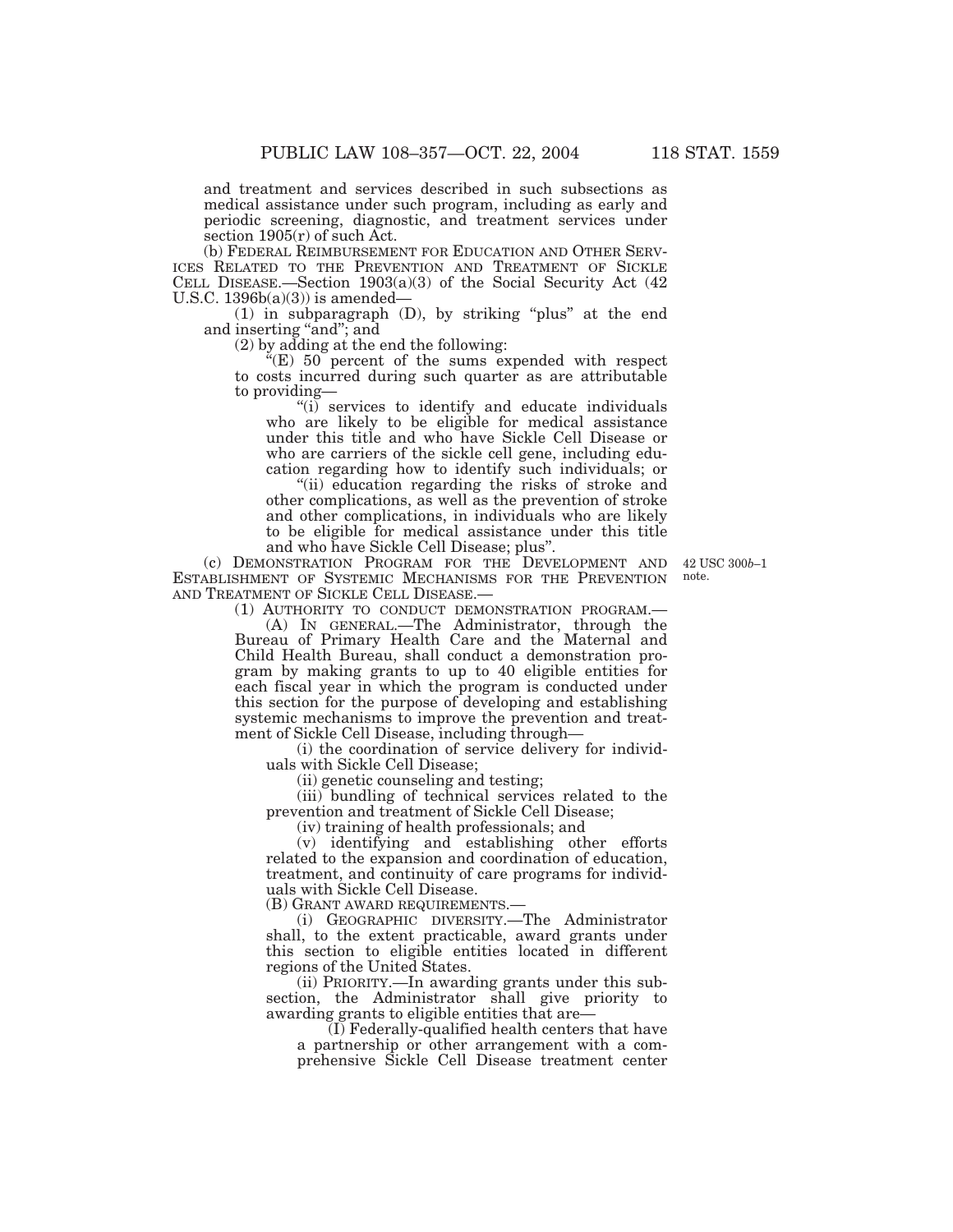and treatment and services described in such subsections as medical assistance under such program, including as early and periodic screening, diagnostic, and treatment services under section 1905(r) of such Act.

(b) FEDERAL REIMBURSEMENT FOR EDUCATION AND OTHER SERVICES RELATED TO THE PREVENTION AND TREATMENT OF SICKLE CELL DISEASE.—Section 1903(a)(3) of the Social Security Act (42 U.S.C. 1396b(a)(3)) is amended—

(1) in subparagraph (D), by striking "plus" at the end and inserting "and"; and

(2) by adding at the end the following:

"(E) 50 percent of the sums expended with respect to costs incurred during such quarter as are attributable to providing—

"(i) services to identify and educate individuals who are likely to be eligible for medical assistance under this title and who have Sickle Cell Disease or who are carriers of the sickle cell gene, including education regarding how to identify such individuals; or

"(ii) education regarding the risks of stroke and other complications, as well as the prevention of stroke and other complications, in individuals who are likely to be eligible for medical assistance under this title and who have Sickle Cell Disease; plus".

(c) DEMONSTRATION PROGRAM FOR THE DEVELOPMENT AND ESTABLISHMENT OF SYSTEMIC MECHANISMS FOR THE PREVENTION AND TREATMENT OF SICKLE CELL DISEASE.—

42 USC 300b–1 note.

(1) AUTHORITY TO CONDUCT DEMONSTRATION PROGRAM.—

(A) IN GENERAL.—The Administrator, through the Bureau of Primary Health Care and the Maternal and Child Health Bureau, shall conduct a demonstration program by making grants to up to 40 eligible entities for each fiscal year in which the program is conducted under this section for the purpose of developing and establishing systemic mechanisms to improve the prevention and treatment of Sickle Cell Disease, including through—

(i) the coordination of service delivery for individuals with Sickle Cell Disease;

(ii) genetic counseling and testing;

(iii) bundling of technical services related to the prevention and treatment of Sickle Cell Disease;

(iv) training of health professionals; and

(v) identifying and establishing other efforts related to the expansion and coordination of education, treatment, and continuity of care programs for individuals with Sickle Cell Disease.

(B) GRANT AWARD REQUIREMENTS.—

(i) GEOGRAPHIC DIVERSITY.—The Administrator shall, to the extent practicable, award grants under this section to eligible entities located in different regions of the United States.

(ii) PRIORITY.—In awarding grants under this subsection, the Administrator shall give priority to awarding grants to eligible entities that are—

(I) Federally-qualified health centers that have a partnership or other arrangement with a comprehensive Sickle Cell Disease treatment center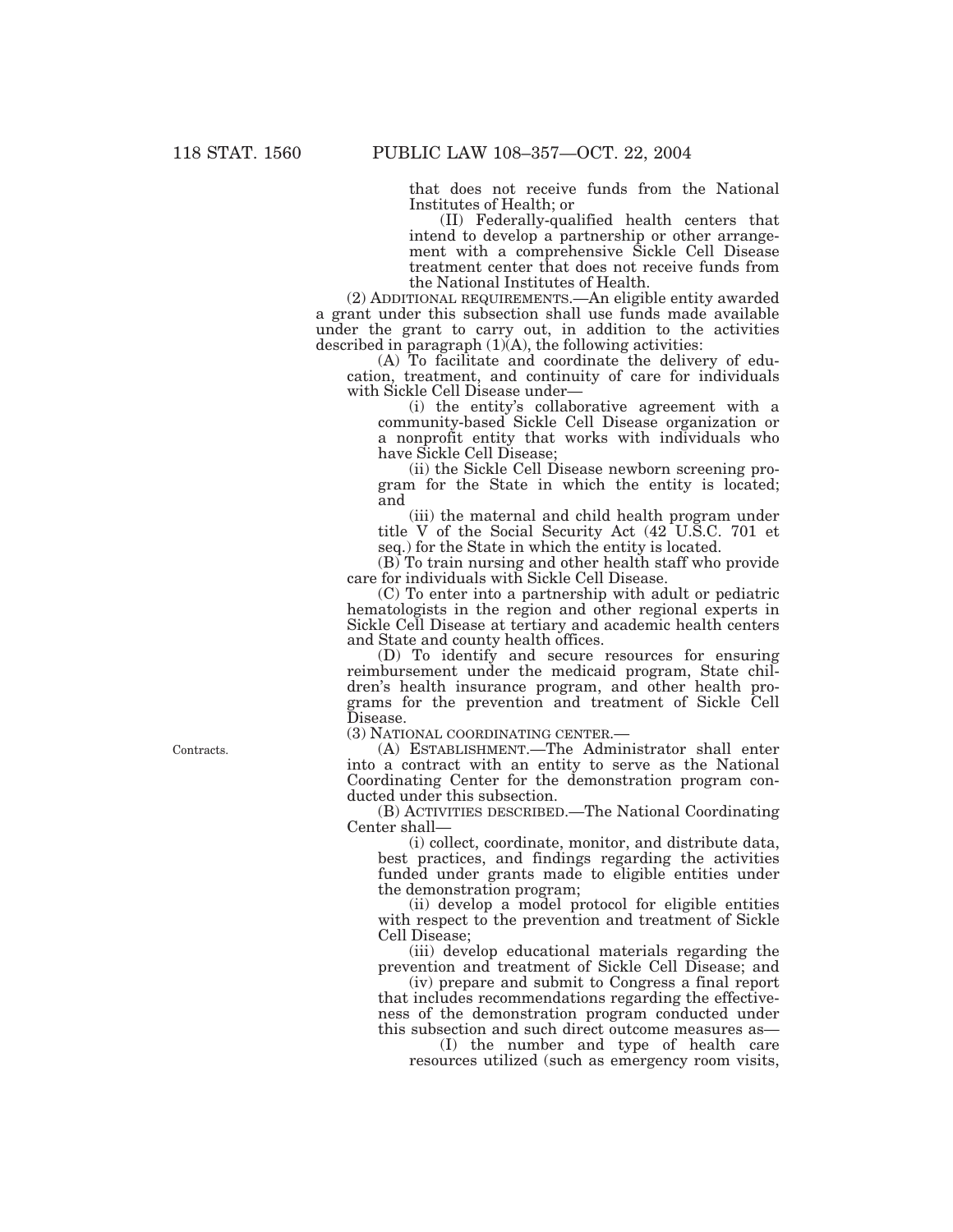that does not receive funds from the National Institutes of Health; or

(II) Federally-qualified health centers that intend to develop a partnership or other arrangement with a comprehensive Sickle Cell Disease treatment center that does not receive funds from the National Institutes of Health.

(2) ADDITIONAL REQUIREMENTS.—An eligible entity awarded a grant under this subsection shall use funds made available under the grant to carry out, in addition to the activities described in paragraph (1)(A), the following activities:

(A) To facilitate and coordinate the delivery of education, treatment, and continuity of care for individuals with Sickle Cell Disease under—

(i) the entity's collaborative agreement with a community-based Sickle Cell Disease organization or a nonprofit entity that works with individuals who have Sickle Cell Disease;

(ii) the Sickle Cell Disease newborn screening program for the State in which the entity is located; and

(iii) the maternal and child health program under title V of the Social Security Act (42 U.S.C. 701 et seq.) for the State in which the entity is located.

(B) To train nursing and other health staff who provide care for individuals with Sickle Cell Disease.

(C) To enter into a partnership with adult or pediatric hematologists in the region and other regional experts in Sickle Cell Disease at tertiary and academic health centers and State and county health offices.

(D) To identify and secure resources for ensuring reimbursement under the medicaid program, State children's health insurance program, and other health programs for the prevention and treatment of Sickle Cell Disease.

(3) NATIONAL COORDINATING CENTER.—

Contracts.

(A) ESTABLISHMENT.—The Administrator shall enter into a contract with an entity to serve as the National Coordinating Center for the demonstration program conducted under this subsection.

(B) ACTIVITIES DESCRIBED.—The National Coordinating Center shall—

(i) collect, coordinate, monitor, and distribute data, best practices, and findings regarding the activities funded under grants made to eligible entities under the demonstration program;

(ii) develop a model protocol for eligible entities with respect to the prevention and treatment of Sickle Cell Disease;

(iii) develop educational materials regarding the prevention and treatment of Sickle Cell Disease; and

(iv) prepare and submit to Congress a final report that includes recommendations regarding the effectiveness of the demonstration program conducted under this subsection and such direct outcome measures as—

(I) the number and type of health care resources utilized (such as emergency room visits,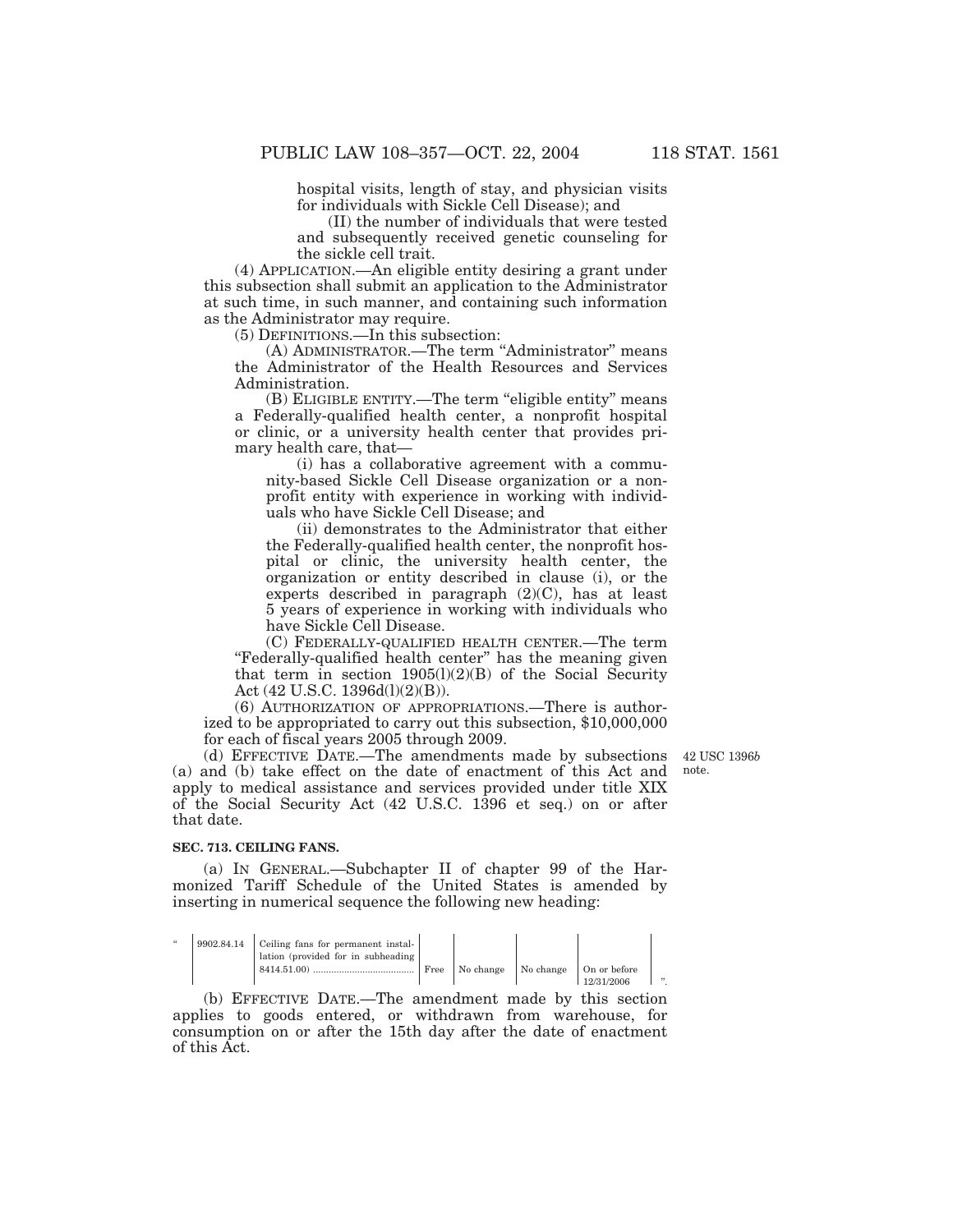hospital visits, length of stay, and physician visits for individuals with Sickle Cell Disease); and

(II) the number of individuals that were tested and subsequently received genetic counseling for the sickle cell trait.

(4) APPLICATION.—An eligible entity desiring a grant under this subsection shall submit an application to the Administrator at such time, in such manner, and containing such information as the Administrator may require.

(5) DEFINITIONS.—In this subsection:

(A) ADMINISTRATOR.—The term "Administrator" means the Administrator of the Health Resources and Services Administration.

(B) ELIGIBLE ENTITY.—The term "eligible entity" means a Federally-qualified health center, a nonprofit hospital or clinic, or a university health center that provides primary health care, that—

(i) has a collaborative agreement with a community-based Sickle Cell Disease organization or a nonprofit entity with experience in working with individuals who have Sickle Cell Disease; and

(ii) demonstrates to the Administrator that either the Federally-qualified health center, the nonprofit hospital or clinic, the university health center, the organization or entity described in clause (i), or the experts described in paragraph (2)(C), has at least 5 years of experience in working with individuals who have Sickle Cell Disease.

(C) FEDERALLY-QUALIFIED HEALTH CENTER.—The term "Federally-qualified health center" has the meaning given that term in section 1905(l)(2)(B) of the Social Security Act (42 U.S.C. 1396d(l)(2)(B)).

(6) AUTHORIZATION OF APPROPRIATIONS.—There is authorized to be appropriated to carry out this subsection, $10,000,000 for each of fiscal years 2005 through 2009.

(d) EFFECTIVE DATE.—The amendments made by subsections (a) and (b) take effect on the date of enactment of this Act and apply to medical assistance and services provided under title XIX of the Social Security Act (42 U.S.C. 1396 et seq.) on or after that date.

42 USC 1396b note.

**SEC. 713. CEILING FANS.**

(a) IN GENERAL.—Subchapter II of chapter 99 of the Harmonized Tariff Schedule of the United States is amended by inserting in numerical sequence the following new heading:

| " | 9902.84.14 | Ceiling fans for permanent installation (provided for in subheading 8414.51.00) ....................................... | Free | No change | No change | On or before 12/31/2006 | ". |
|---|---|---|---|---|---|---|---|

(b) EFFECTIVE DATE.—The amendment made by this section applies to goods entered, or withdrawn from warehouse, for consumption on or after the 15th day after the date of enactment of this Act.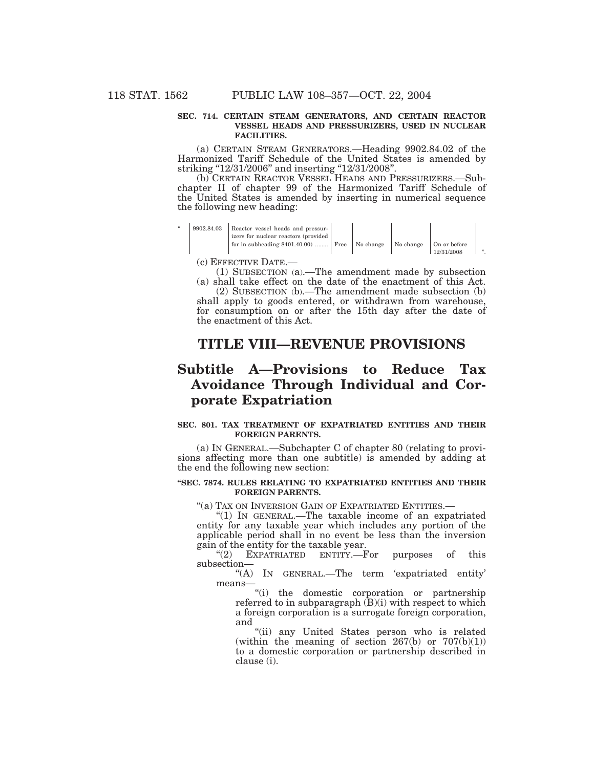**SEC. 714. CERTAIN STEAM GENERATORS, AND CERTAIN REACTOR VESSEL HEADS AND PRESSURIZERS, USED IN NUCLEAR FACILITIES.**

(a) CERTAIN STEAM GENERATORS.—Heading 9902.84.02 of the Harmonized Tariff Schedule of the United States is amended by striking "12/31/2006" and inserting "12/31/2008".

(b) CERTAIN REACTOR VESSEL HEADS AND PRESSURIZERS.—Subchapter II of chapter 99 of the Harmonized Tariff Schedule of the United States is amended by inserting in numerical sequence the following new heading:

| " | 9902.84.03 | Reactor vessel heads and pressurizers for nuclear reactors (provided for in subheading 8401.40.00) ........ | Free | No change | No change | On or before 12/31/2008 | ". |
|---|---|---|---|---|---|---|---|

(c) EFFECTIVE DATE.—

(1) SUBSECTION (a).—The amendment made by subsection (a) shall take effect on the date of the enactment of this Act.

(2) SUBSECTION (b).—The amendment made subsection (b) shall apply to goods entered, or withdrawn from warehouse, for consumption on or after the 15th day after the date of the enactment of this Act.

# TITLE VIII—REVENUE PROVISIONS

## Subtitle A—Provisions to Reduce Tax Avoidance Through Individual and Corporate Expatriation

**SEC. 801. TAX TREATMENT OF EXPATRIATED ENTITIES AND THEIR FOREIGN PARENTS.**

(a) IN GENERAL.—Subchapter C of chapter 80 (relating to provisions affecting more than one subtitle) is amended by adding at the end the following new section:

**"SEC. 7874. RULES RELATING TO EXPATRIATED ENTITIES AND THEIR FOREIGN PARENTS.**

"(a) TAX ON INVERSION GAIN OF EXPATRIATED ENTITIES.—

"(1) IN GENERAL.—The taxable income of an expatriated entity for any taxable year which includes any portion of the applicable period shall in no event be less than the inversion gain of the entity for the taxable year.

"(2) EXPATRIATED ENTITY.—For purposes of this subsection—

"(A) IN GENERAL.—The term 'expatriated entity' means—

"(i) the domestic corporation or partnership referred to in subparagraph (B)(i) with respect to which a foreign corporation is a surrogate foreign corporation, and

"(ii) any United States person who is related (within the meaning of section 267(b) or 707(b)(1)) to a domestic corporation or partnership described in clause (i).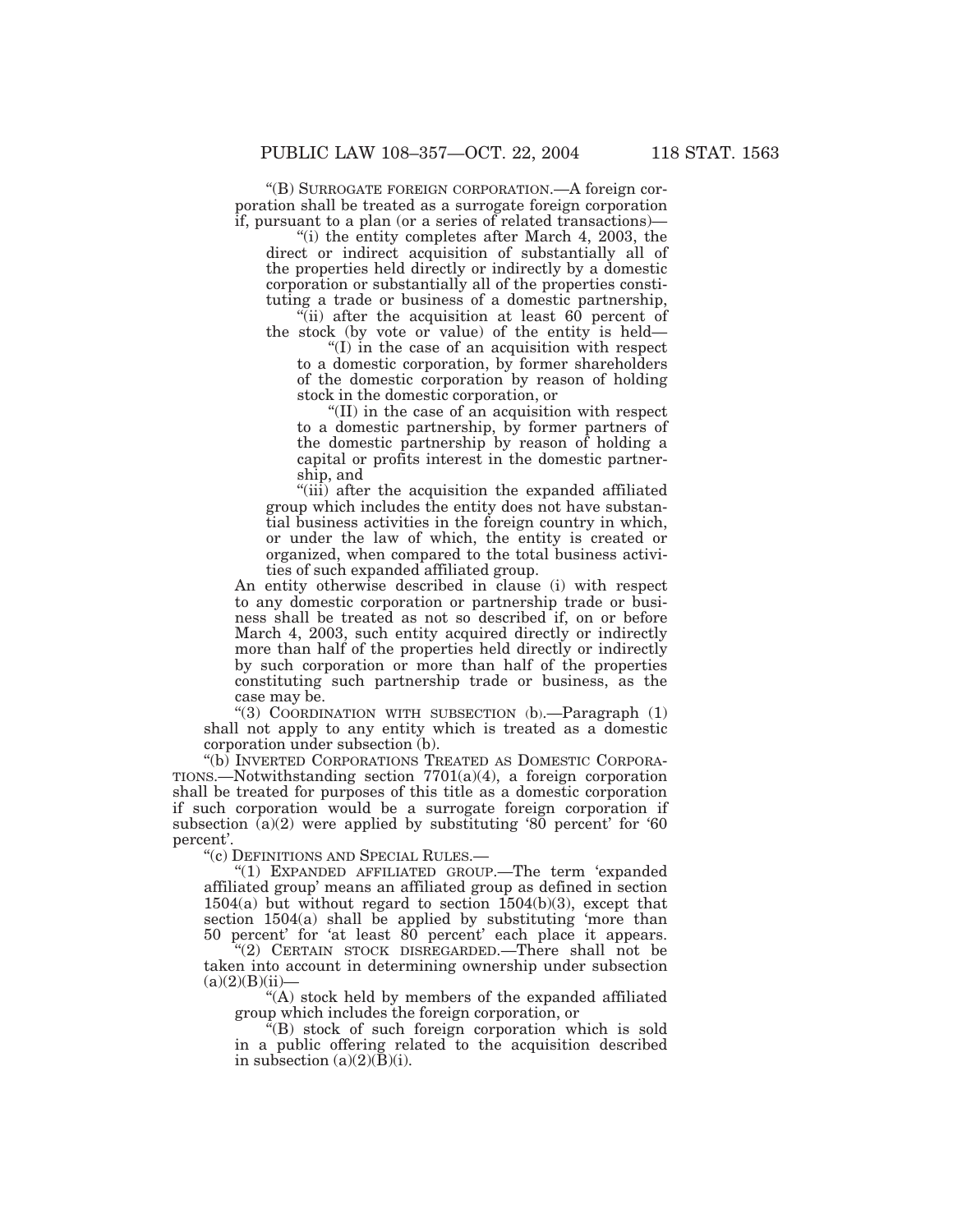"(B) SURROGATE FOREIGN CORPORATION.—A foreign corporation shall be treated as a surrogate foreign corporation if, pursuant to a plan (or a series of related transactions)—

"(i) the entity completes after March 4, 2003, the direct or indirect acquisition of substantially all of the properties held directly or indirectly by a domestic corporation or substantially all of the properties constituting a trade or business of a domestic partnership,

"(ii) after the acquisition at least 60 percent of the stock (by vote or value) of the entity is held—

"(I) in the case of an acquisition with respect to a domestic corporation, by former shareholders of the domestic corporation by reason of holding stock in the domestic corporation, or

"(II) in the case of an acquisition with respect to a domestic partnership, by former partners of the domestic partnership by reason of holding a capital or profits interest in the domestic partnership, and

"(iii) after the acquisition the expanded affiliated group which includes the entity does not have substantial business activities in the foreign country in which, or under the law of which, the entity is created or organized, when compared to the total business activities of such expanded affiliated group.

An entity otherwise described in clause (i) with respect to any domestic corporation or partnership trade or business shall be treated as not so described if, on or before March 4, 2003, such entity acquired directly or indirectly more than half of the properties held directly or indirectly by such corporation or more than half of the properties constituting such partnership trade or business, as the case may be.

"(3) COORDINATION WITH SUBSECTION (b).—Paragraph (1) shall not apply to any entity which is treated as a domestic corporation under subsection (b).

"(b) INVERTED CORPORATIONS TREATED AS DOMESTIC CORPORATIONS.—Notwithstanding section 7701(a)(4), a foreign corporation shall be treated for purposes of this title as a domestic corporation if such corporation would be a surrogate foreign corporation if subsection (a)(2) were applied by substituting '80 percent' for '60 percent'.

"(c) DEFINITIONS AND SPECIAL RULES.—

"(1) EXPANDED AFFILIATED GROUP.—The term 'expanded affiliated group' means an affiliated group as defined in section 1504(a) but without regard to section 1504(b)(3), except that section 1504(a) shall be applied by substituting 'more than 50 percent' for 'at least 80 percent' each place it appears.

"(2) CERTAIN STOCK DISREGARDED.—There shall not be taken into account in determining ownership under subsection (a)(2)(B)(ii)—

"(A) stock held by members of the expanded affiliated group which includes the foreign corporation, or

"(B) stock of such foreign corporation which is sold in a public offering related to the acquisition described in subsection (a)(2)(B)(i).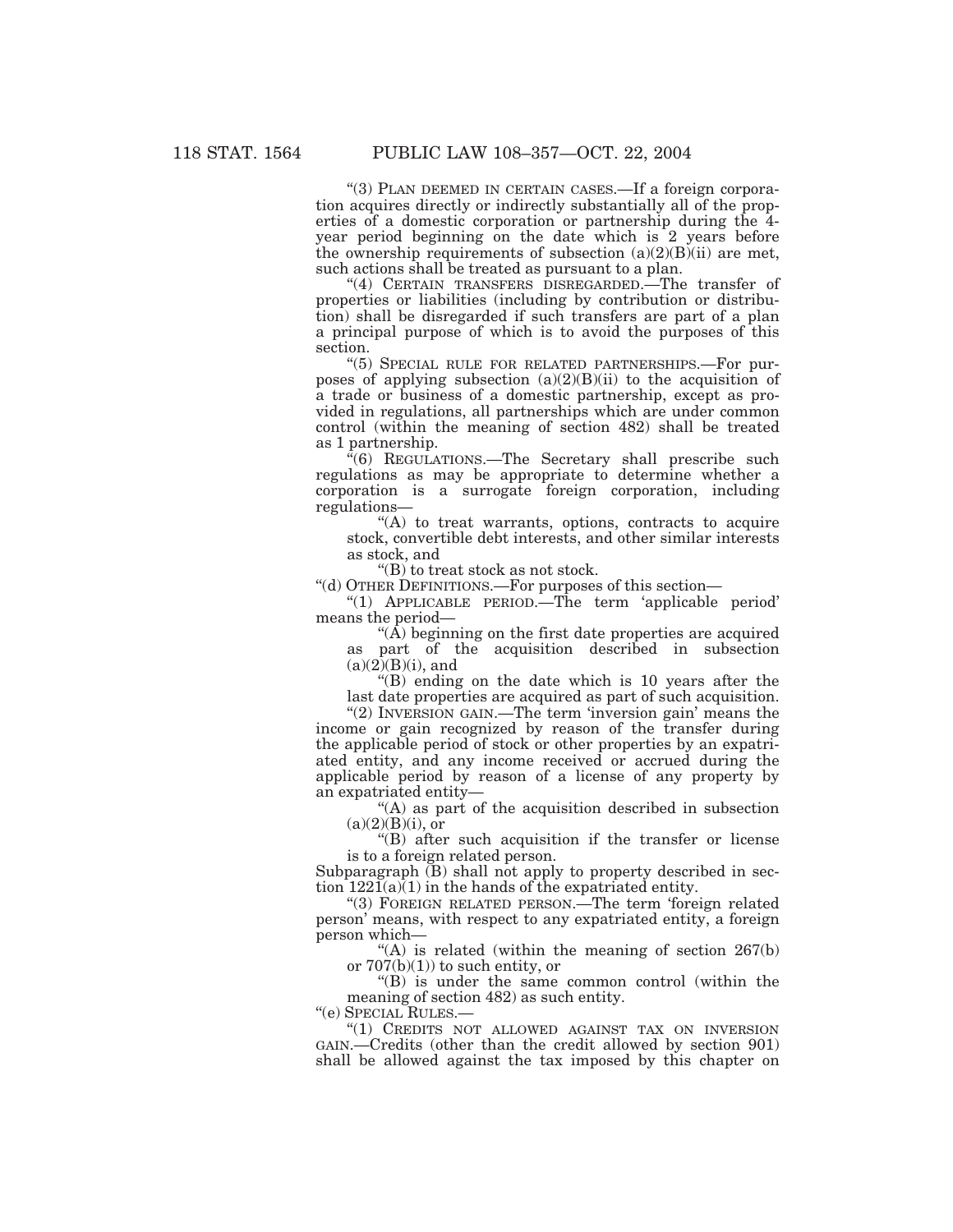"(3) PLAN DEEMED IN CERTAIN CASES.—If a foreign corporation acquires directly or indirectly substantially all of the properties of a domestic corporation or partnership during the 4-year period beginning on the date which is 2 years before the ownership requirements of subsection (a)(2)(B)(ii) are met, such actions shall be treated as pursuant to a plan.

"(4) CERTAIN TRANSFERS DISREGARDED.—The transfer of properties or liabilities (including by contribution or distribution) shall be disregarded if such transfers are part of a plan a principal purpose of which is to avoid the purposes of this section.

"(5) SPECIAL RULE FOR RELATED PARTNERSHIPS.—For purposes of applying subsection (a)(2)(B)(ii) to the acquisition of a trade or business of a domestic partnership, except as provided in regulations, all partnerships which are under common control (within the meaning of section 482) shall be treated as 1 partnership.

"(6) REGULATIONS.—The Secretary shall prescribe such regulations as may be appropriate to determine whether a corporation is a surrogate foreign corporation, including regulations—

"(A) to treat warrants, options, contracts to acquire stock, convertible debt interests, and other similar interests as stock, and

"(B) to treat stock as not stock.

"(d) OTHER DEFINITIONS.—For purposes of this section—

"(1) APPLICABLE PERIOD.—The term 'applicable period' means the period—

"(A) beginning on the first date properties are acquired as part of the acquisition described in subsection (a)(2)(B)(i), and

"(B) ending on the date which is 10 years after the last date properties are acquired as part of such acquisition.

"(2) INVERSION GAIN.—The term 'inversion gain' means the income or gain recognized by reason of the transfer during the applicable period of stock or other properties by an expatriated entity, and any income received or accrued during the applicable period by reason of a license of any property by an expatriated entity—

"(A) as part of the acquisition described in subsection (a)(2)(B)(i), or

"(B) after such acquisition if the transfer or license is to a foreign related person.

Subparagraph (B) shall not apply to property described in section 1221(a)(1) in the hands of the expatriated entity.

"(3) FOREIGN RELATED PERSON.—The term 'foreign related person' means, with respect to any expatriated entity, a foreign person which—

"(A) is related (within the meaning of section 267(b) or 707(b)(1)) to such entity, or

"(B) is under the same common control (within the meaning of section 482) as such entity.

"(e) SPECIAL RULES.—

"(1) CREDITS NOT ALLOWED AGAINST TAX ON INVERSION GAIN.—Credits (other than the credit allowed by section 901) shall be allowed against the tax imposed by this chapter on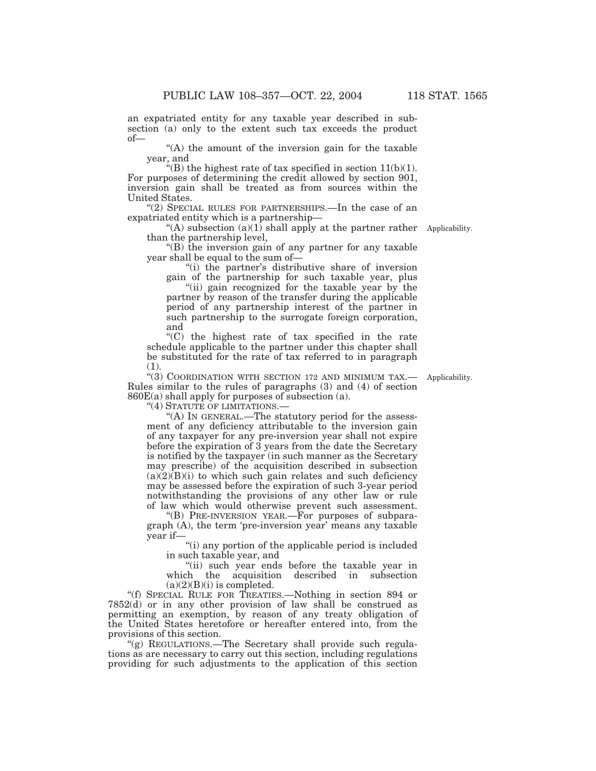an expatriated entity for any taxable year described in subsection (a) only to the extent such tax exceeds the product of—

"(A) the amount of the inversion gain for the taxable year, and

"(B) the highest rate of tax specified in section 11(b)(1).

For purposes of determining the credit allowed by section 901, inversion gain shall be treated as from sources within the United States.

"(2) SPECIAL RULES FOR PARTNERSHIPS.—In the case of an expatriated entity which is a partnership—

"(A) subsection (a)(1) shall apply at the partner rather than the partnership level,

Applicability.

"(B) the inversion gain of any partner for any taxable year shall be equal to the sum of—

"(i) the partner's distributive share of inversion gain of the partnership for such taxable year, plus

"(ii) gain recognized for the taxable year by the partner by reason of the transfer during the applicable period of any partnership interest of the partner in such partnership to the surrogate foreign corporation, and

"(C) the highest rate of tax specified in the rate schedule applicable to the partner under this chapter shall be substituted for the rate of tax referred to in paragraph (1).

"(3) COORDINATION WITH SECTION 172 AND MINIMUM TAX.—Rules similar to the rules of paragraphs (3) and (4) of section 860E(a) shall apply for purposes of subsection (a).

Applicability.

"(4) STATUTE OF LIMITATIONS.—

"(A) IN GENERAL.—The statutory period for the assessment of any deficiency attributable to the inversion gain of any taxpayer for any pre-inversion year shall not expire before the expiration of 3 years from the date the Secretary is notified by the taxpayer (in such manner as the Secretary may prescribe) of the acquisition described in subsection (a)(2)(B)(i) to which such gain relates and such deficiency may be assessed before the expiration of such 3-year period notwithstanding the provisions of any other law or rule of law which would otherwise prevent such assessment.

"(B) PRE-INVERSION YEAR.—For purposes of subparagraph (A), the term 'pre-inversion year' means any taxable year if—

"(i) any portion of the applicable period is included in such taxable year, and

"(ii) such year ends before the taxable year in which the acquisition described in subsection (a)(2)(B)(i) is completed.

"(f) SPECIAL RULE FOR TREATIES.—Nothing in section 894 or 7852(d) or in any other provision of law shall be construed as permitting an exemption, by reason of any treaty obligation of the United States heretofore or hereafter entered into, from the provisions of this section.

"(g) REGULATIONS.—The Secretary shall provide such regulations as are necessary to carry out this section, including regulations providing for such adjustments to the application of this section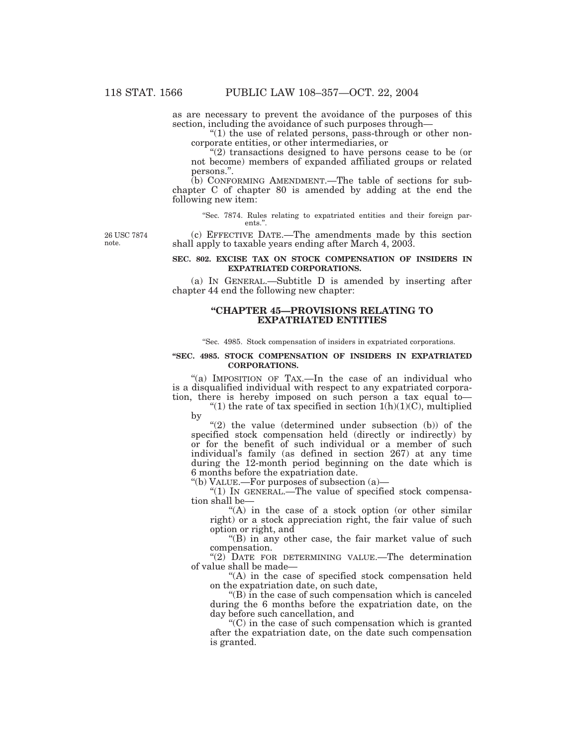as are necessary to prevent the avoidance of the purposes of this section, including the avoidance of such purposes through—

"(1) the use of related persons, pass-through or other noncorporate entities, or other intermediaries, or

"(2) transactions designed to have persons cease to be (or not become) members of expanded affiliated groups or related persons.".

(b) CONFORMING AMENDMENT.—The table of sections for subchapter C of chapter 80 is amended by adding at the end the following new item:

"Sec. 7874. Rules relating to expatriated entities and their foreign parents.".

26 USC 7874 note.

(c) EFFECTIVE DATE.—The amendments made by this section shall apply to taxable years ending after March 4, 2003.

**SEC. 802. EXCISE TAX ON STOCK COMPENSATION OF INSIDERS IN EXPATRIATED CORPORATIONS.**

(a) IN GENERAL.—Subtitle D is amended by inserting after chapter 44 end the following new chapter:

## "CHAPTER 45—PROVISIONS RELATING TO EXPATRIATED ENTITIES

"Sec. 4985. Stock compensation of insiders in expatriated corporations.

**"SEC. 4985. STOCK COMPENSATION OF INSIDERS IN EXPATRIATED CORPORATIONS.**

"(a) IMPOSITION OF TAX.—In the case of an individual who is a disqualified individual with respect to any expatriated corporation, there is hereby imposed on such person a tax equal to—

"(1) the rate of tax specified in section 1(h)(1)(C), multiplied by

"(2) the value (determined under subsection (b)) of the specified stock compensation held (directly or indirectly) by or for the benefit of such individual or a member of such individual's family (as defined in section 267) at any time during the 12-month period beginning on the date which is 6 months before the expatriation date.

"(b) VALUE.—For purposes of subsection (a)—

"(1) IN GENERAL.—The value of specified stock compensation shall be—

"(A) in the case of a stock option (or other similar right) or a stock appreciation right, the fair value of such option or right, and

"(B) in any other case, the fair market value of such compensation.

"(2) DATE FOR DETERMINING VALUE.—The determination of value shall be made—

"(A) in the case of specified stock compensation held on the expatriation date, on such date,

"(B) in the case of such compensation which is canceled during the 6 months before the expatriation date, on the day before such cancellation, and

"(C) in the case of such compensation which is granted after the expatriation date, on the date such compensation is granted.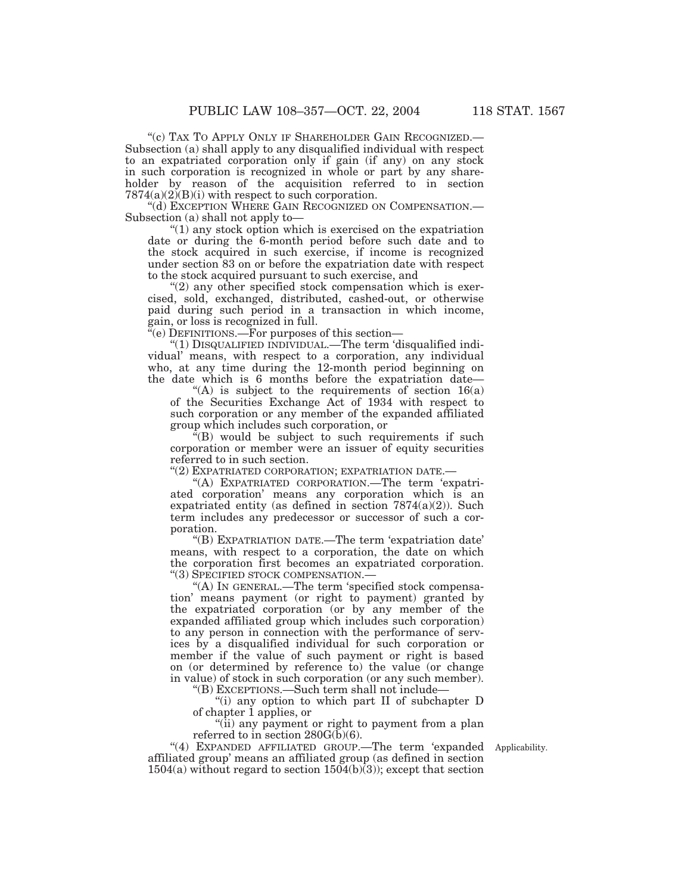"(c) TAX TO APPLY ONLY IF SHAREHOLDER GAIN RECOGNIZED.— Subsection (a) shall apply to any disqualified individual with respect to an expatriated corporation only if gain (if any) on any stock in such corporation is recognized in whole or part by any shareholder by reason of the acquisition referred to in section 7874(a)(2)(B)(i) with respect to such corporation.

"(d) EXCEPTION WHERE GAIN RECOGNIZED ON COMPENSATION.— Subsection (a) shall not apply to—

"(1) any stock option which is exercised on the expatriation date or during the 6-month period before such date and to the stock acquired in such exercise, if income is recognized under section 83 on or before the expatriation date with respect to the stock acquired pursuant to such exercise, and

"(2) any other specified stock compensation which is exercised, sold, exchanged, distributed, cashed-out, or otherwise paid during such period in a transaction in which income, gain, or loss is recognized in full.

"(e) DEFINITIONS.—For purposes of this section—

"(1) DISQUALIFIED INDIVIDUAL.—The term 'disqualified individual' means, with respect to a corporation, any individual who, at any time during the 12-month period beginning on the date which is 6 months before the expatriation date—

"(A) is subject to the requirements of section 16(a) of the Securities Exchange Act of 1934 with respect to such corporation or any member of the expanded affiliated group which includes such corporation, or

"(B) would be subject to such requirements if such corporation or member were an issuer of equity securities referred to in such section.

"(2) EXPATRIATED CORPORATION; EXPATRIATION DATE.—

"(A) EXPATRIATED CORPORATION.—The term 'expatriated corporation' means any corporation which is an expatriated entity (as defined in section 7874(a)(2)). Such term includes any predecessor or successor of such a corporation.

"(B) EXPATRIATION DATE.—The term 'expatriation date' means, with respect to a corporation, the date on which the corporation first becomes an expatriated corporation.

"(3) SPECIFIED STOCK COMPENSATION.—

"(A) IN GENERAL.—The term 'specified stock compensation' means payment (or right to payment) granted by the expatriated corporation (or by any member of the expanded affiliated group which includes such corporation) to any person in connection with the performance of services by a disqualified individual for such corporation or member if the value of such payment or right is based on (or determined by reference to) the value (or change in value) of stock in such corporation (or any such member).

"(B) EXCEPTIONS.—Such term shall not include—

"(i) any option to which part II of subchapter D of chapter 1 applies, or

"(ii) any payment or right to payment from a plan referred to in section 280G(b)(6).

Applicability.

"(4) EXPANDED AFFILIATED GROUP.—The term 'expanded affiliated group' means an affiliated group (as defined in section 1504(a) without regard to section 1504(b)(3)); except that section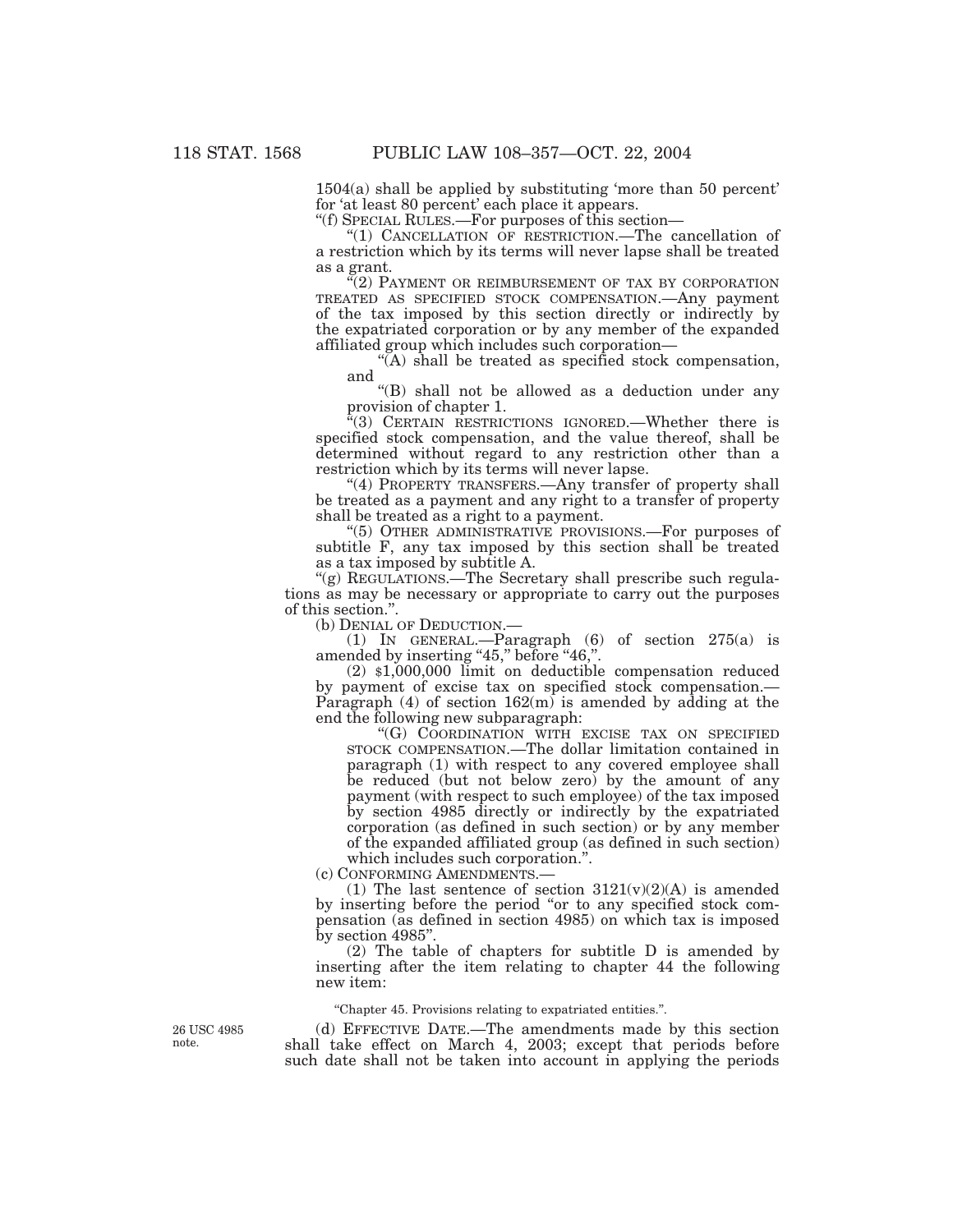1504(a) shall be applied by substituting 'more than 50 percent' for 'at least 80 percent' each place it appears.

"(f) SPECIAL RULES.—For purposes of this section—

"(1) CANCELLATION OF RESTRICTION.—The cancellation of a restriction which by its terms will never lapse shall be treated as a grant.

"(2) PAYMENT OR REIMBURSEMENT OF TAX BY CORPORATION TREATED AS SPECIFIED STOCK COMPENSATION.—Any payment of the tax imposed by this section directly or indirectly by the expatriated corporation or by any member of the expanded affiliated group which includes such corporation—

"(A) shall be treated as specified stock compensation, and

"(B) shall not be allowed as a deduction under any provision of chapter 1.

"(3) CERTAIN RESTRICTIONS IGNORED.—Whether there is specified stock compensation, and the value thereof, shall be determined without regard to any restriction other than a restriction which by its terms will never lapse.

"(4) PROPERTY TRANSFERS.—Any transfer of property shall be treated as a payment and any right to a transfer of property shall be treated as a right to a payment.

"(5) OTHER ADMINISTRATIVE PROVISIONS.—For purposes of subtitle F, any tax imposed by this section shall be treated as a tax imposed by subtitle A.

"(g) REGULATIONS.—The Secretary shall prescribe such regulations as may be necessary or appropriate to carry out the purposes of this section.".

(b) DENIAL OF DEDUCTION.—

(1) IN GENERAL.—Paragraph (6) of section 275(a) is amended by inserting "45," before "46,".

(2) $1,000,000 limit on deductible compensation reduced by payment of excise tax on specified stock compensation.—Paragraph (4) of section 162(m) is amended by adding at the end the following new subparagraph:

"(G) COORDINATION WITH EXCISE TAX ON SPECIFIED STOCK COMPENSATION.—The dollar limitation contained in paragraph (1) with respect to any covered employee shall be reduced (but not below zero) by the amount of any payment (with respect to such employee) of the tax imposed by section 4985 directly or indirectly by the expatriated corporation (as defined in such section) or by any member of the expanded affiliated group (as defined in such section) which includes such corporation.".

(c) CONFORMING AMENDMENTS.—

(1) The last sentence of section 3121(v)(2)(A) is amended by inserting before the period "or to any specified stock compensation (as defined in section 4985) on which tax is imposed by section 4985".

(2) The table of chapters for subtitle D is amended by inserting after the item relating to chapter 44 the following new item:

"Chapter 45. Provisions relating to expatriated entities.".

26 USC 4985 note.

(d) EFFECTIVE DATE.—The amendments made by this section shall take effect on March 4, 2003; except that periods before such date shall not be taken into account in applying the periods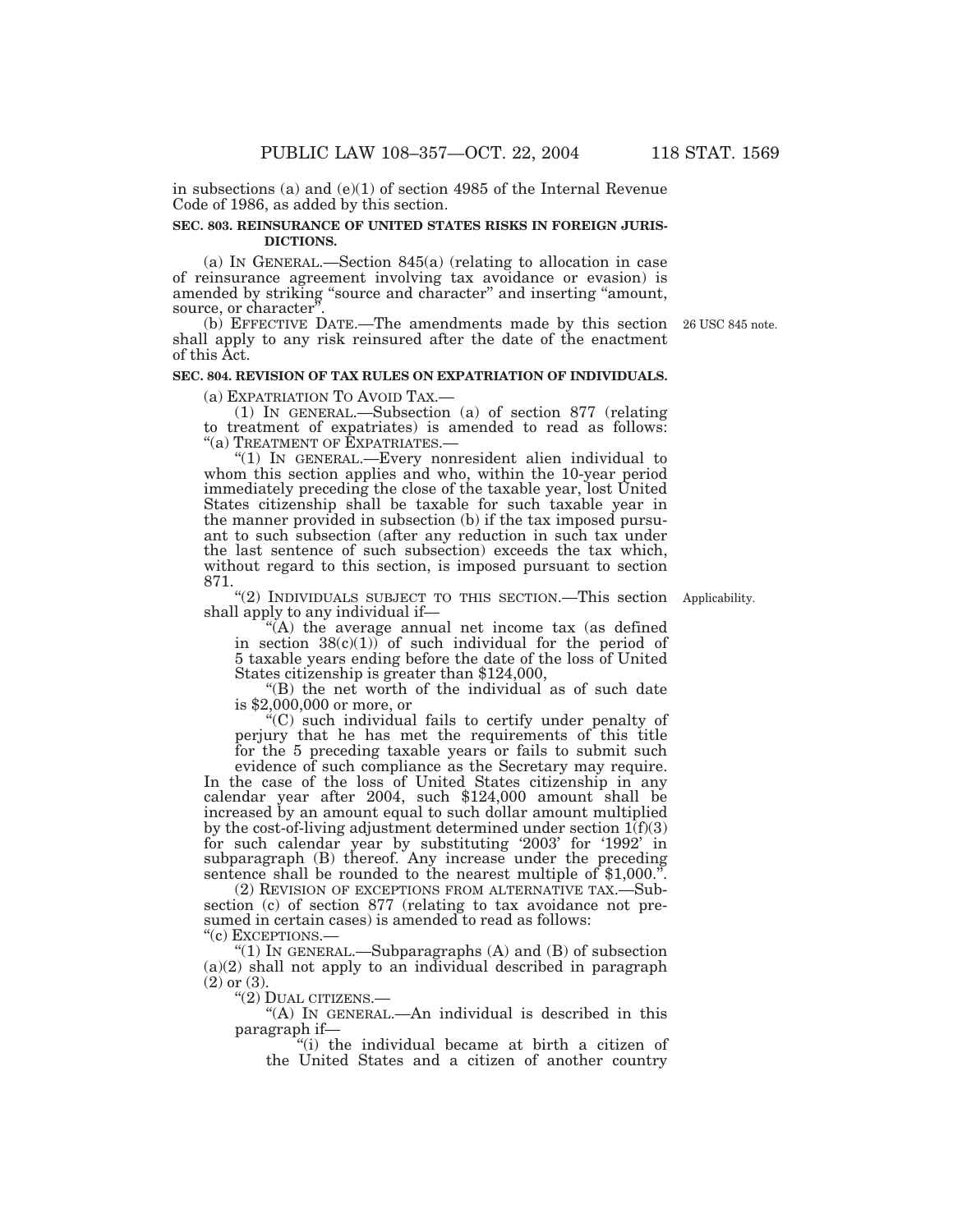in subsections (a) and (e)(1) of section 4985 of the Internal Revenue Code of 1986, as added by this section.

**SEC. 803. REINSURANCE OF UNITED STATES RISKS IN FOREIGN JURISDICTIONS.**

(a) IN GENERAL.—Section 845(a) (relating to allocation in case of reinsurance agreement involving tax avoidance or evasion) is amended by striking "source and character" and inserting "amount, source, or character".

(b) EFFECTIVE DATE.—The amendments made by this section shall apply to any risk reinsured after the date of the enactment of this Act.

26 USC 845 note.

**SEC. 804. REVISION OF TAX RULES ON EXPATRIATION OF INDIVIDUALS.**

(a) EXPATRIATION TO AVOID TAX.—

(1) IN GENERAL.—Subsection (a) of section 877 (relating to treatment of expatriates) is amended to read as follows:

"(a) TREATMENT OF EXPATRIATES.—

"(1) IN GENERAL.—Every nonresident alien individual to whom this section applies and who, within the 10-year period immediately preceding the close of the taxable year, lost United States citizenship shall be taxable for such taxable year in the manner provided in subsection (b) if the tax imposed pursuant to such subsection (after any reduction in such tax under the last sentence of such subsection) exceeds the tax which, without regard to this section, is imposed pursuant to section 871.

"(2) INDIVIDUALS SUBJECT TO THIS SECTION.—This section shall apply to any individual if—

Applicability.

"(A) the average annual net income tax (as defined in section 38(c)(1)) of such individual for the period of 5 taxable years ending before the date of the loss of United States citizenship is greater than $124,000,

"(B) the net worth of the individual as of such date is $2,000,000 or more, or

"(C) such individual fails to certify under penalty of perjury that he has met the requirements of this title for the 5 preceding taxable years or fails to submit such evidence of such compliance as the Secretary may require.

In the case of the loss of United States citizenship in any calendar year after 2004, such $124,000 amount shall be increased by an amount equal to such dollar amount multiplied by the cost-of-living adjustment determined under section 1(f)(3) for such calendar year by substituting '2003' for '1992' in subparagraph (B) thereof. Any increase under the preceding sentence shall be rounded to the nearest multiple of $1,000.".

(2) REVISION OF EXCEPTIONS FROM ALTERNATIVE TAX.—Subsection (c) of section 877 (relating to tax avoidance not presumed in certain cases) is amended to read as follows:

"(c) EXCEPTIONS.—

"(1) IN GENERAL.—Subparagraphs (A) and (B) of subsection (a)(2) shall not apply to an individual described in paragraph (2) or (3).

"(2) DUAL CITIZENS.—

"(A) IN GENERAL.—An individual is described in this paragraph if—

"(i) the individual became at birth a citizen of the United States and a citizen of another country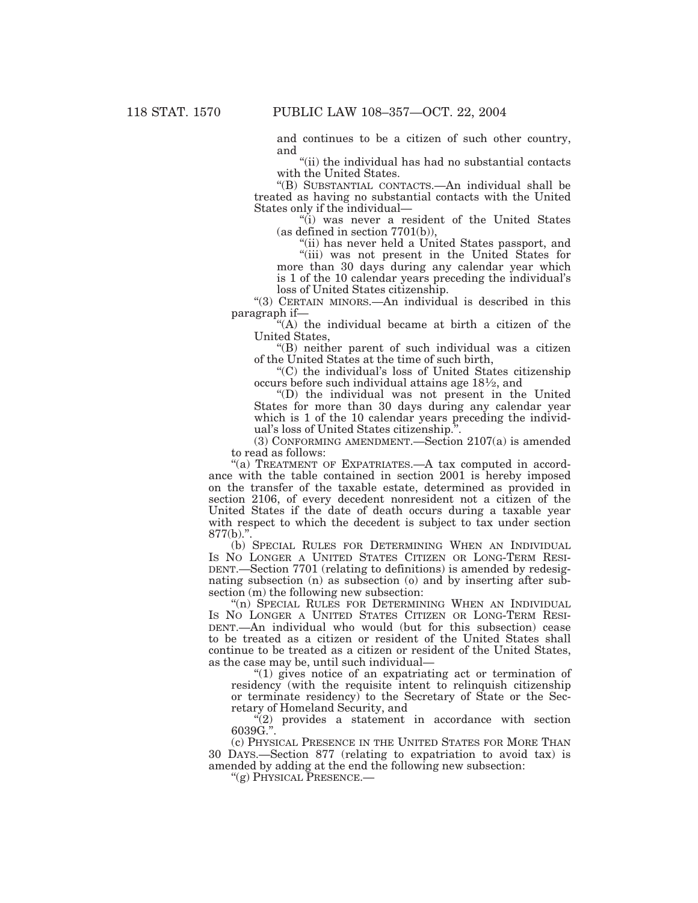and continues to be a citizen of such other country, and

"(ii) the individual has had no substantial contacts with the United States.

"(B) SUBSTANTIAL CONTACTS.—An individual shall be treated as having no substantial contacts with the United States only if the individual—

"(i) was never a resident of the United States (as defined in section 7701(b)),

"(ii) has never held a United States passport, and

"(iii) was not present in the United States for more than 30 days during any calendar year which is 1 of the 10 calendar years preceding the individual's loss of United States citizenship.

"(3) CERTAIN MINORS.—An individual is described in this paragraph if—

"(A) the individual became at birth a citizen of the United States,

"(B) neither parent of such individual was a citizen of the United States at the time of such birth,

"(C) the individual's loss of United States citizenship occurs before such individual attains age 18½, and

"(D) the individual was not present in the United States for more than 30 days during any calendar year which is 1 of the 10 calendar years preceding the individual's loss of United States citizenship.".

(3) CONFORMING AMENDMENT.—Section 2107(a) is amended to read as follows:

"(a) TREATMENT OF EXPATRIATES.—A tax computed in accordance with the table contained in section 2001 is hereby imposed on the transfer of the taxable estate, determined as provided in section 2106, of every decedent nonresident not a citizen of the United States if the date of death occurs during a taxable year with respect to which the decedent is subject to tax under section 877(b).".

(b) SPECIAL RULES FOR DETERMINING WHEN AN INDIVIDUAL IS NO LONGER A UNITED STATES CITIZEN OR LONG-TERM RESIDENT.—Section 7701 (relating to definitions) is amended by redesignating subsection (n) as subsection (o) and by inserting after subsection (m) the following new subsection:

"(n) SPECIAL RULES FOR DETERMINING WHEN AN INDIVIDUAL IS NO LONGER A UNITED STATES CITIZEN OR LONG-TERM RESIDENT.—An individual who would (but for this subsection) cease to be treated as a citizen or resident of the United States shall continue to be treated as a citizen or resident of the United States, as the case may be, until such individual—

"(1) gives notice of an expatriating act or termination of residency (with the requisite intent to relinquish citizenship or terminate residency) to the Secretary of State or the Secretary of Homeland Security, and

"(2) provides a statement in accordance with section 6039G.".

(c) PHYSICAL PRESENCE IN THE UNITED STATES FOR MORE THAN 30 DAYS.—Section 877 (relating to expatriation to avoid tax) is amended by adding at the end the following new subsection:

"(g) PHYSICAL PRESENCE.—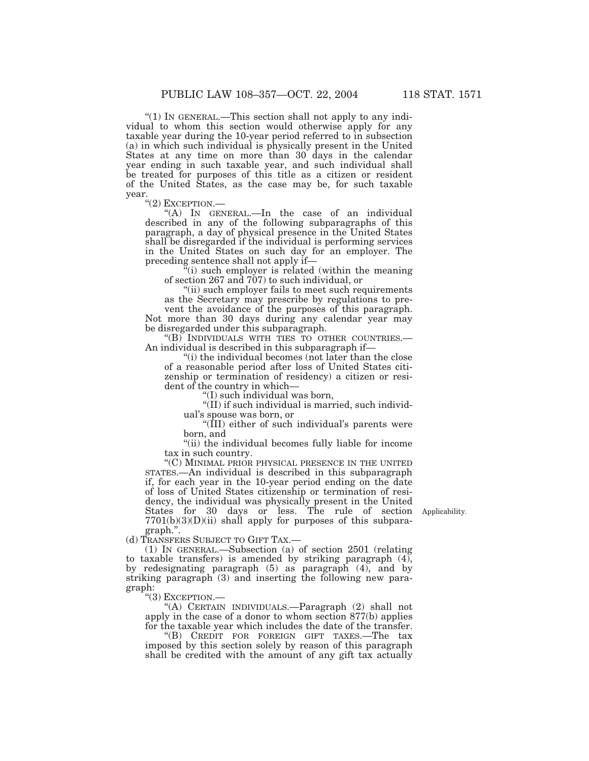"(1) IN GENERAL.—This section shall not apply to any individual to whom this section would otherwise apply for any taxable year during the 10-year period referred to in subsection (a) in which such individual is physically present in the United States at any time on more than 30 days in the calendar year ending in such taxable year, and such individual shall be treated for purposes of this title as a citizen or resident of the United States, as the case may be, for such taxable year.

"(2) EXCEPTION.—

"(A) IN GENERAL.—In the case of an individual described in any of the following subparagraphs of this paragraph, a day of physical presence in the United States shall be disregarded if the individual is performing services in the United States on such day for an employer. The preceding sentence shall not apply if—

"(i) such employer is related (within the meaning of section 267 and 707) to such individual, or

"(ii) such employer fails to meet such requirements as the Secretary may prescribe by regulations to prevent the avoidance of the purposes of this paragraph.

Not more than 30 days during any calendar year may be disregarded under this subparagraph.

"(B) INDIVIDUALS WITH TIES TO OTHER COUNTRIES.—An individual is described in this subparagraph if—

"(i) the individual becomes (not later than the close of a reasonable period after loss of United States citizenship or termination of residency) a citizen or resident of the country in which—

"(I) such individual was born,

"(II) if such individual is married, such individual's spouse was born, or

"(III) either of such individual's parents were born, and

"(ii) the individual becomes fully liable for income tax in such country.

"(C) MINIMAL PRIOR PHYSICAL PRESENCE IN THE UNITED STATES.—An individual is described in this subparagraph if, for each year in the 10-year period ending on the date of loss of United States citizenship or termination of residency, the individual was physically present in the United States for 30 days or less. The rule of section 7701(b)(3)(D)(ii) shall apply for purposes of this subparagraph.".

Applicability.

(d) TRANSFERS SUBJECT TO GIFT TAX.—

(1) IN GENERAL.—Subsection (a) of section 2501 (relating to taxable transfers) is amended by striking paragraph (4), by redesignating paragraph (5) as paragraph (4), and by striking paragraph (3) and inserting the following new paragraph:

"(3) EXCEPTION.—

"(A) CERTAIN INDIVIDUALS.—Paragraph (2) shall not apply in the case of a donor to whom section 877(b) applies for the taxable year which includes the date of the transfer.

"(B) CREDIT FOR FOREIGN GIFT TAXES.—The tax imposed by this section solely by reason of this paragraph shall be credited with the amount of any gift tax actually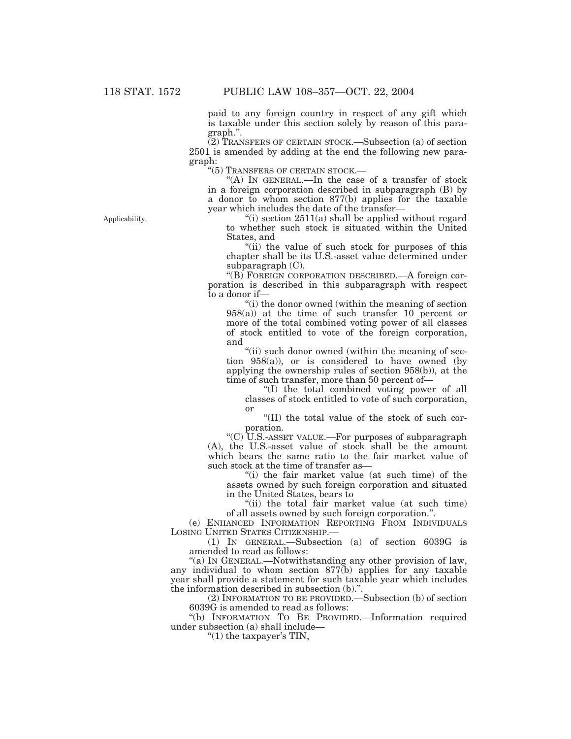paid to any foreign country in respect of any gift which is taxable under this section solely by reason of this paragraph.''.

(2) TRANSFERS OF CERTAIN STOCK.—Subsection (a) of section 2501 is amended by adding at the end the following new paragraph:

''(5) TRANSFERS OF CERTAIN STOCK.—

''(A) IN GENERAL.—In the case of a transfer of stock in a foreign corporation described in subparagraph (B) by a donor to whom section 877(b) applies for the taxable year which includes the date of the transfer—

Applicability.

''(i) section 2511(a) shall be applied without regard to whether such stock is situated within the United States, and

''(ii) the value of such stock for purposes of this chapter shall be its U.S.-asset value determined under subparagraph (C).

''(B) FOREIGN CORPORATION DESCRIBED.—A foreign corporation is described in this subparagraph with respect to a donor if—

''(i) the donor owned (within the meaning of section 958(a)) at the time of such transfer 10 percent or more of the total combined voting power of all classes of stock entitled to vote of the foreign corporation, and

''(ii) such donor owned (within the meaning of section 958(a)), or is considered to have owned (by applying the ownership rules of section 958(b)), at the time of such transfer, more than 50 percent of—

''(I) the total combined voting power of all classes of stock entitled to vote of such corporation, or

''(II) the total value of the stock of such corporation.

''(C) U.S.-ASSET VALUE.—For purposes of subparagraph (A), the U.S.-asset value of stock shall be the amount which bears the same ratio to the fair market value of such stock at the time of transfer as—

''(i) the fair market value (at such time) of the assets owned by such foreign corporation and situated in the United States, bears to

''(ii) the total fair market value (at such time) of all assets owned by such foreign corporation.''.

(e) ENHANCED INFORMATION REPORTING FROM INDIVIDUALS LOSING UNITED STATES CITIZENSHIP.—

(1) IN GENERAL.—Subsection (a) of section 6039G is amended to read as follows:

''(a) IN GENERAL.—Notwithstanding any other provision of law, any individual to whom section 877(b) applies for any taxable year shall provide a statement for such taxable year which includes the information described in subsection (b).''.

(2) INFORMATION TO BE PROVIDED.—Subsection (b) of section 6039G is amended to read as follows:

''(b) INFORMATION TO BE PROVIDED.—Information required under subsection (a) shall include—

''(1) the taxpayer's TIN,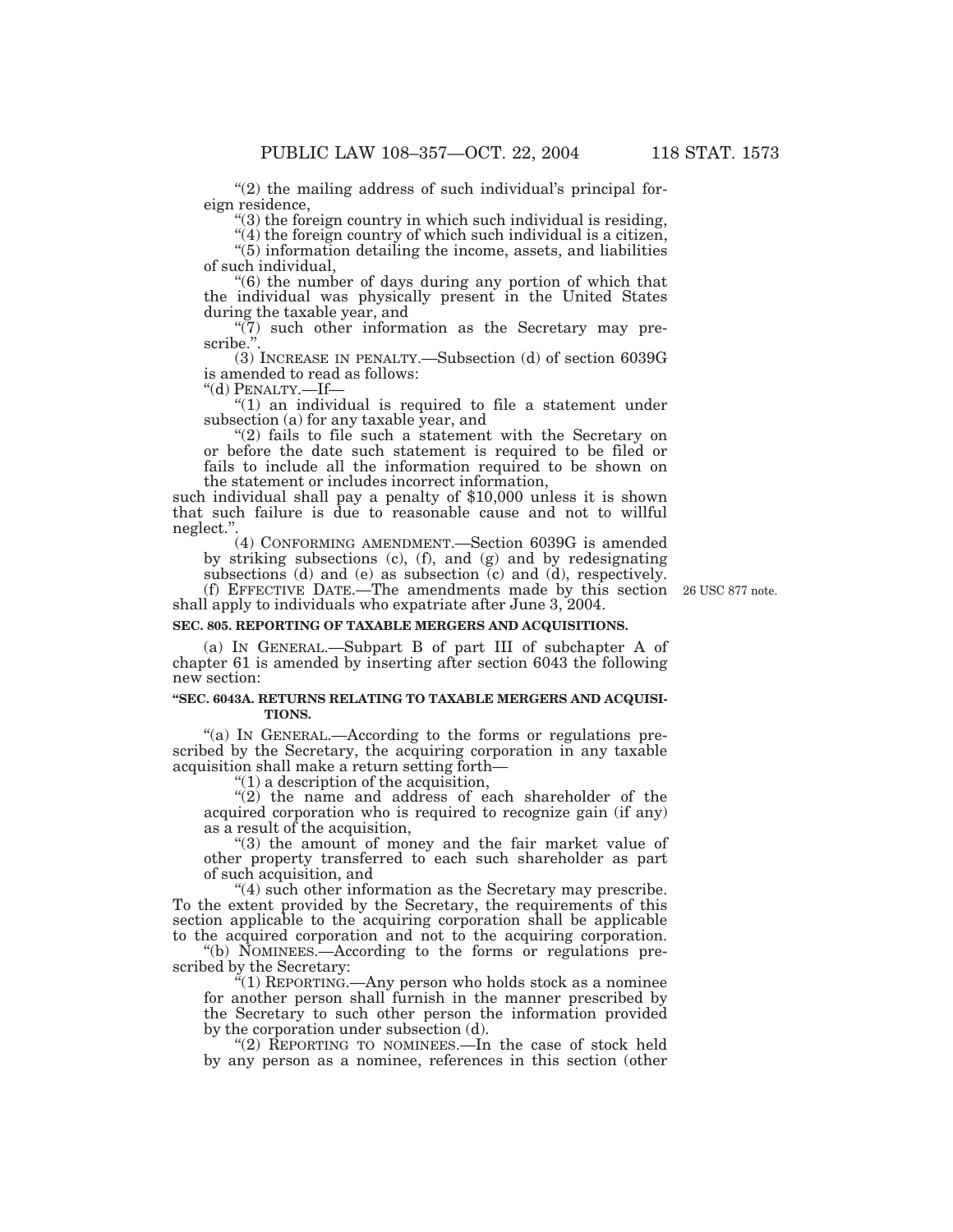"(2) the mailing address of such individual's principal foreign residence,

"(3) the foreign country in which such individual is residing,

"(4) the foreign country of which such individual is a citizen,

"(5) information detailing the income, assets, and liabilities of such individual,

"(6) the number of days during any portion of which that the individual was physically present in the United States during the taxable year, and

"(7) such other information as the Secretary may prescribe.".

(3) INCREASE IN PENALTY.—Subsection (d) of section 6039G is amended to read as follows:

"(d) PENALTY.—If—

"(1) an individual is required to file a statement under subsection (a) for any taxable year, and

"(2) fails to file such a statement with the Secretary on or before the date such statement is required to be filed or fails to include all the information required to be shown on the statement or includes incorrect information,

such individual shall pay a penalty of $10,000 unless it is shown that such failure is due to reasonable cause and not to willful neglect.".

(4) CONFORMING AMENDMENT.—Section 6039G is amended by striking subsections (c), (f), and (g) and by redesignating subsections (d) and (e) as subsection (c) and (d), respectively.

(f) EFFECTIVE DATE.—The amendments made by this section shall apply to individuals who expatriate after June 3, 2004.

26 USC 877 note.

**SEC. 805. REPORTING OF TAXABLE MERGERS AND ACQUISITIONS.**

(a) IN GENERAL.—Subpart B of part III of subchapter A of chapter 61 is amended by inserting after section 6043 the following new section:

**"SEC. 6043A. RETURNS RELATING TO TAXABLE MERGERS AND ACQUISITIONS.**

"(a) IN GENERAL.—According to the forms or regulations prescribed by the Secretary, the acquiring corporation in any taxable acquisition shall make a return setting forth—

"(1) a description of the acquisition,

"(2) the name and address of each shareholder of the acquired corporation who is required to recognize gain (if any) as a result of the acquisition,

"(3) the amount of money and the fair market value of other property transferred to each such shareholder as part of such acquisition, and

"(4) such other information as the Secretary may prescribe.

To the extent provided by the Secretary, the requirements of this section applicable to the acquiring corporation shall be applicable to the acquired corporation and not to the acquiring corporation.

"(b) NOMINEES.—According to the forms or regulations prescribed by the Secretary:

"(1) REPORTING.—Any person who holds stock as a nominee for another person shall furnish in the manner prescribed by the Secretary to such other person the information provided by the corporation under subsection (d).

"(2) REPORTING TO NOMINEES.—In the case of stock held by any person as a nominee, references in this section (other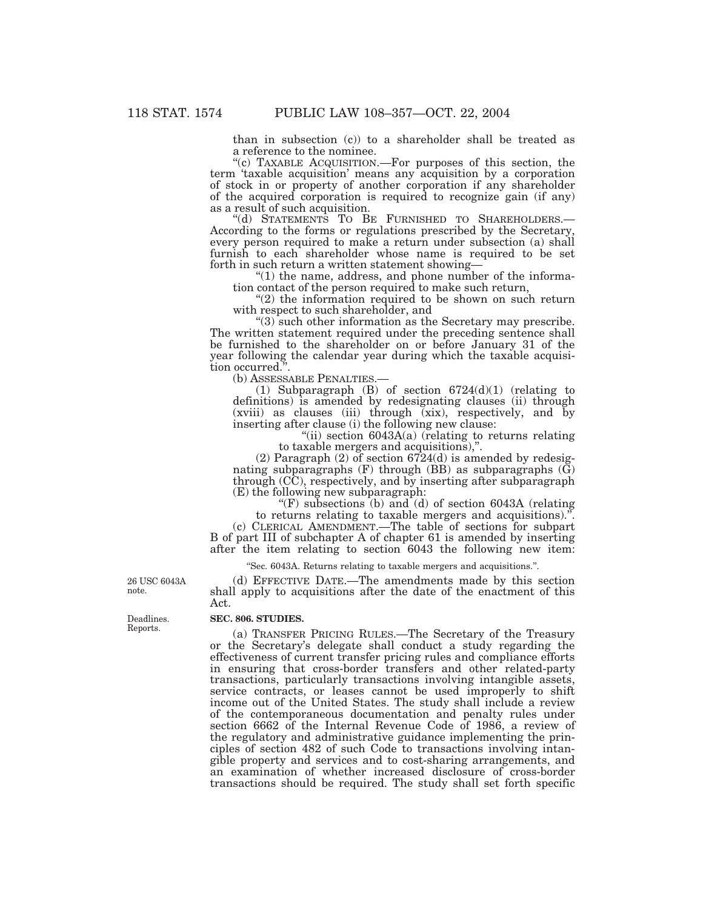than in subsection (c)) to a shareholder shall be treated as a reference to the nominee.

"(c) TAXABLE ACQUISITION.—For purposes of this section, the term 'taxable acquisition' means any acquisition by a corporation of stock in or property of another corporation if any shareholder of the acquired corporation is required to recognize gain (if any) as a result of such acquisition.

"(d) STATEMENTS TO BE FURNISHED TO SHAREHOLDERS.—According to the forms or regulations prescribed by the Secretary, every person required to make a return under subsection (a) shall furnish to each shareholder whose name is required to be set forth in such return a written statement showing—

"(1) the name, address, and phone number of the information contact of the person required to make such return,

"(2) the information required to be shown on such return with respect to such shareholder, and

"(3) such other information as the Secretary may prescribe.

The written statement required under the preceding sentence shall be furnished to the shareholder on or before January 31 of the year following the calendar year during which the taxable acquisition occurred.".

(b) ASSESSABLE PENALTIES.—

(1) Subparagraph (B) of section 6724(d)(1) (relating to definitions) is amended by redesignating clauses (ii) through (xviii) as clauses (iii) through (xix), respectively, and by inserting after clause (i) the following new clause:

"(ii) section 6043A(a) (relating to returns relating to taxable mergers and acquisitions),".

(2) Paragraph (2) of section 6724(d) is amended by redesignating subparagraphs (F) through (BB) as subparagraphs (G) through (CC), respectively, and by inserting after subparagraph (E) the following new subparagraph:

"(F) subsections (b) and (d) of section 6043A (relating to returns relating to taxable mergers and acquisitions).".

(c) CLERICAL AMENDMENT.—The table of sections for subpart B of part III of subchapter A of chapter 61 is amended by inserting after the item relating to section 6043 the following new item:

"Sec. 6043A. Returns relating to taxable mergers and acquisitions.".

26 USC 6043A note.

(d) EFFECTIVE DATE.—The amendments made by this section shall apply to acquisitions after the date of the enactment of this Act.

Deadlines. Reports.

**SEC. 806. STUDIES.**

(a) TRANSFER PRICING RULES.—The Secretary of the Treasury or the Secretary's delegate shall conduct a study regarding the effectiveness of current transfer pricing rules and compliance efforts in ensuring that cross-border transfers and other related-party transactions, particularly transactions involving intangible assets, service contracts, or leases cannot be used improperly to shift income out of the United States. The study shall include a review of the contemporaneous documentation and penalty rules under section 6662 of the Internal Revenue Code of 1986, a review of the regulatory and administrative guidance implementing the principles of section 482 of such Code to transactions involving intangible property and services and to cost-sharing arrangements, and an examination of whether increased disclosure of cross-border transactions should be required. The study shall set forth specific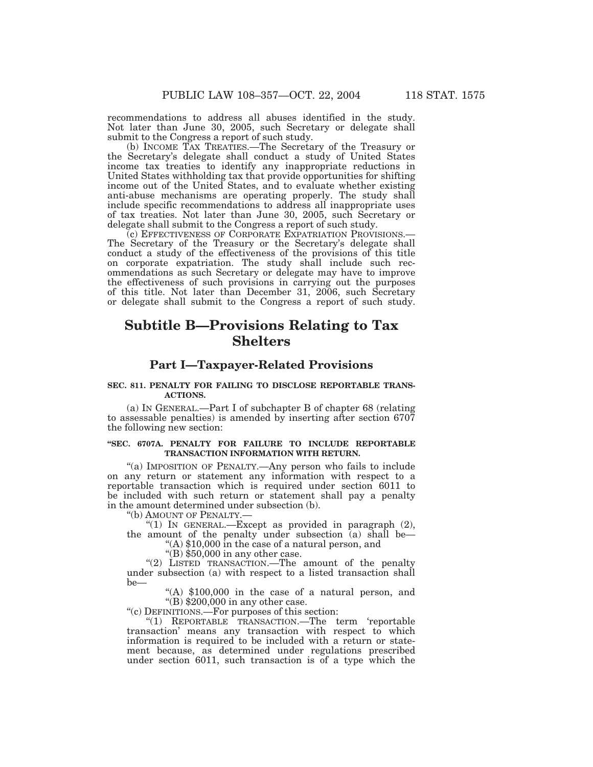recommendations to address all abuses identified in the study. Not later than June 30, 2005, such Secretary or delegate shall submit to the Congress a report of such study.

(b) INCOME TAX TREATIES.—The Secretary of the Treasury or the Secretary's delegate shall conduct a study of United States income tax treaties to identify any inappropriate reductions in United States withholding tax that provide opportunities for shifting income out of the United States, and to evaluate whether existing anti-abuse mechanisms are operating properly. The study shall include specific recommendations to address all inappropriate uses of tax treaties. Not later than June 30, 2005, such Secretary or delegate shall submit to the Congress a report of such study.

(c) EFFECTIVENESS OF CORPORATE EXPATRIATION PROVISIONS.—The Secretary of the Treasury or the Secretary's delegate shall conduct a study of the effectiveness of the provisions of this title on corporate expatriation. The study shall include such recommendations as such Secretary or delegate may have to improve the effectiveness of such provisions in carrying out the purposes of this title. Not later than December 31, 2006, such Secretary or delegate shall submit to the Congress a report of such study.

# Subtitle B—Provisions Relating to Tax Shelters

## Part I—Taxpayer-Related Provisions

**SEC. 811. PENALTY FOR FAILING TO DISCLOSE REPORTABLE TRANSACTIONS.**

(a) IN GENERAL.—Part I of subchapter B of chapter 68 (relating to assessable penalties) is amended by inserting after section 6707 the following new section:

**"SEC. 6707A. PENALTY FOR FAILURE TO INCLUDE REPORTABLE TRANSACTION INFORMATION WITH RETURN.**

"(a) IMPOSITION OF PENALTY.—Any person who fails to include on any return or statement any information with respect to a reportable transaction which is required under section 6011 to be included with such return or statement shall pay a penalty in the amount determined under subsection (b).

"(b) AMOUNT OF PENALTY.—

"(1) IN GENERAL.—Except as provided in paragraph (2), the amount of the penalty under subsection (a) shall be—

"(A) $10,000 in the case of a natural person, and

"(B) $50,000 in any other case.

"(2) LISTED TRANSACTION.—The amount of the penalty under subsection (a) with respect to a listed transaction shall be—

"(A) $100,000 in the case of a natural person, and

"(B) $200,000 in any other case.

"(c) DEFINITIONS.—For purposes of this section:

"(1) REPORTABLE TRANSACTION.—The term 'reportable transaction' means any transaction with respect to which information is required to be included with a return or statement because, as determined under regulations prescribed under section 6011, such transaction is of a type which the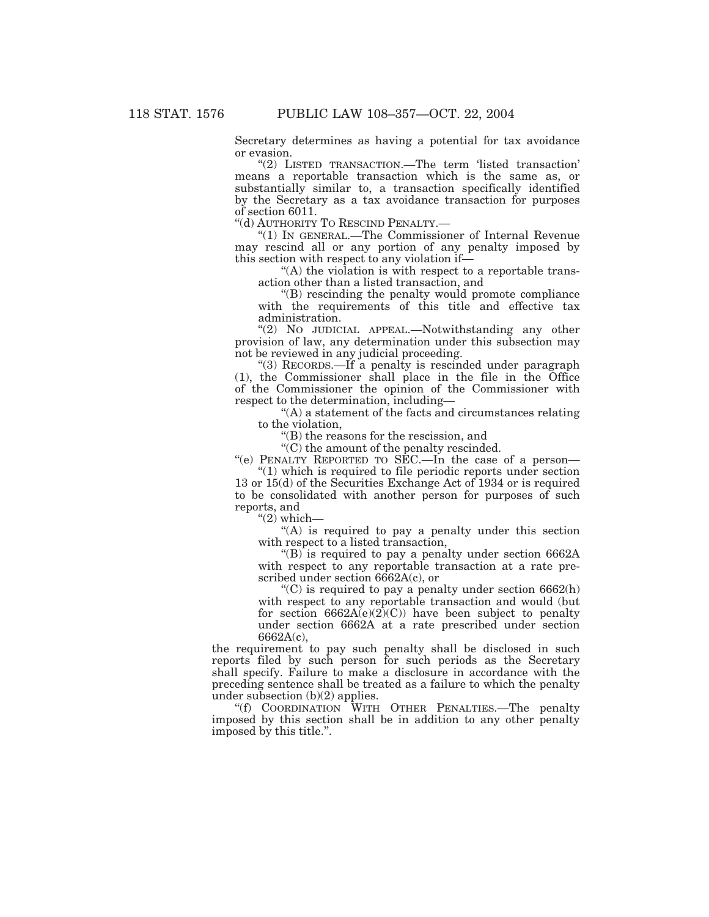Secretary determines as having a potential for tax avoidance or evasion.

"(2) LISTED TRANSACTION.—The term 'listed transaction' means a reportable transaction which is the same as, or substantially similar to, a transaction specifically identified by the Secretary as a tax avoidance transaction for purposes of section 6011.

"(d) AUTHORITY TO RESCIND PENALTY.—

"(1) IN GENERAL.—The Commissioner of Internal Revenue may rescind all or any portion of any penalty imposed by this section with respect to any violation if—

"(A) the violation is with respect to a reportable transaction other than a listed transaction, and

"(B) rescinding the penalty would promote compliance with the requirements of this title and effective tax administration.

"(2) NO JUDICIAL APPEAL.—Notwithstanding any other provision of law, any determination under this subsection may not be reviewed in any judicial proceeding.

"(3) RECORDS.—If a penalty is rescinded under paragraph (1), the Commissioner shall place in the file in the Office of the Commissioner the opinion of the Commissioner with respect to the determination, including—

"(A) a statement of the facts and circumstances relating to the violation,

"(B) the reasons for the rescission, and

"(C) the amount of the penalty rescinded.

"(e) PENALTY REPORTED TO SEC.—In the case of a person—

"(1) which is required to file periodic reports under section 13 or 15(d) of the Securities Exchange Act of 1934 or is required to be consolidated with another person for purposes of such reports, and

"(2) which—

"(A) is required to pay a penalty under this section with respect to a listed transaction,

"(B) is required to pay a penalty under section 6662A with respect to any reportable transaction at a rate prescribed under section 6662A(c), or

"(C) is required to pay a penalty under section 6662(h) with respect to any reportable transaction and would (but for section 6662A(e)(2)(C)) have been subject to penalty under section 6662A at a rate prescribed under section 6662A(c),

the requirement to pay such penalty shall be disclosed in such reports filed by such person for such periods as the Secretary shall specify. Failure to make a disclosure in accordance with the preceding sentence shall be treated as a failure to which the penalty under subsection (b)(2) applies.

"(f) COORDINATION WITH OTHER PENALTIES.—The penalty imposed by this section shall be in addition to any other penalty imposed by this title.".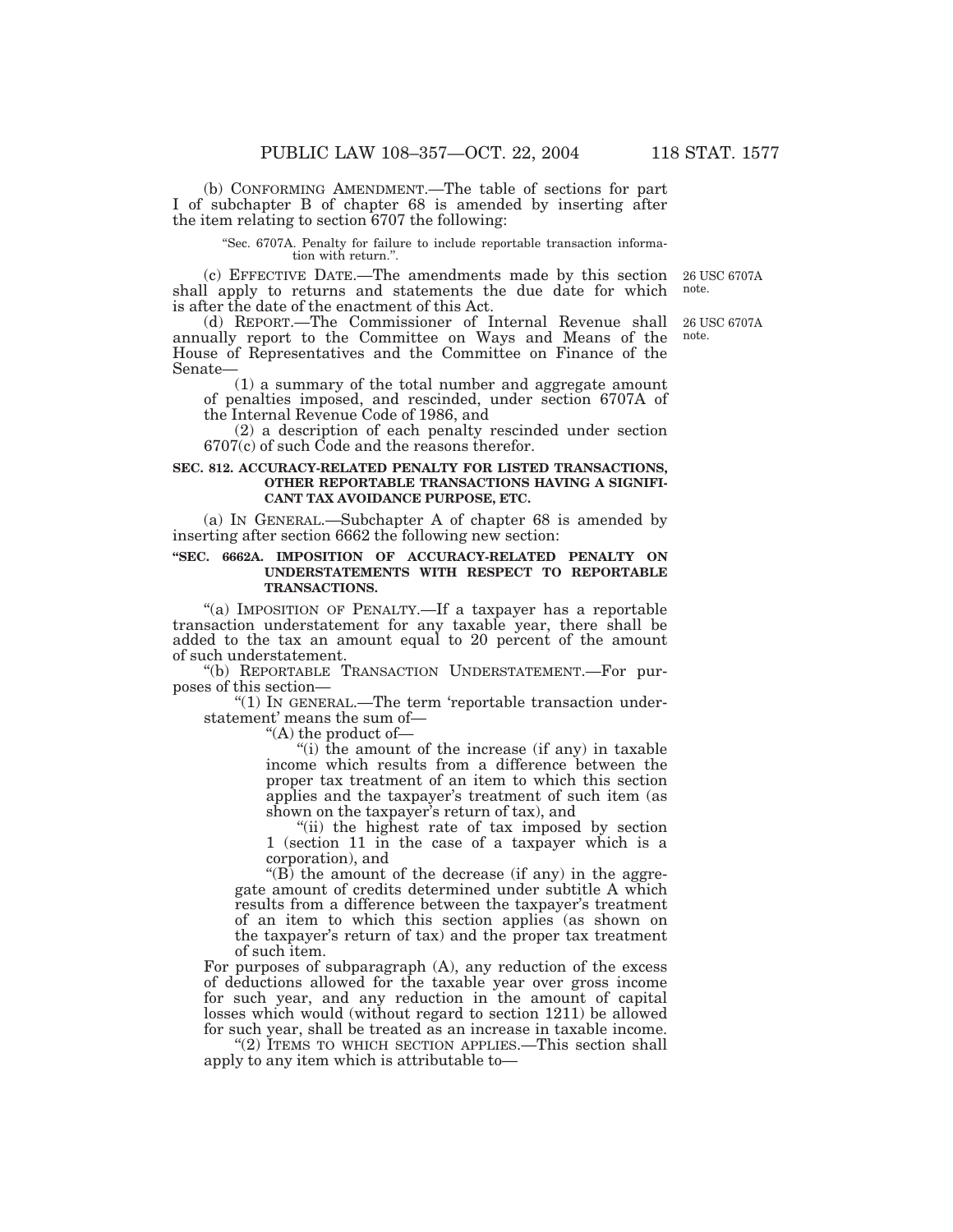(b) CONFORMING AMENDMENT.—The table of sections for part I of subchapter B of chapter 68 is amended by inserting after the item relating to section 6707 the following:

"Sec. 6707A. Penalty for failure to include reportable transaction information with return.".

(c) EFFECTIVE DATE.—The amendments made by this section shall apply to returns and statements the due date for which is after the date of the enactment of this Act.

26 USC 6707A note.

(d) REPORT.—The Commissioner of Internal Revenue shall annually report to the Committee on Ways and Means of the House of Representatives and the Committee on Finance of the Senate—

26 USC 6707A note.

(1) a summary of the total number and aggregate amount of penalties imposed, and rescinded, under section 6707A of the Internal Revenue Code of 1986, and

(2) a description of each penalty rescinded under section 6707(c) of such Code and the reasons therefor.

**SEC. 812. ACCURACY-RELATED PENALTY FOR LISTED TRANSACTIONS, OTHER REPORTABLE TRANSACTIONS HAVING A SIGNIFICANT TAX AVOIDANCE PURPOSE, ETC.**

(a) IN GENERAL.—Subchapter A of chapter 68 is amended by inserting after section 6662 the following new section:

**"SEC. 6662A. IMPOSITION OF ACCURACY-RELATED PENALTY ON UNDERSTATEMENTS WITH RESPECT TO REPORTABLE TRANSACTIONS.**

"(a) IMPOSITION OF PENALTY.—If a taxpayer has a reportable transaction understatement for any taxable year, there shall be added to the tax an amount equal to 20 percent of the amount of such understatement.

"(b) REPORTABLE TRANSACTION UNDERSTATEMENT.—For purposes of this section—

"(1) IN GENERAL.—The term 'reportable transaction understatement' means the sum of—

"(A) the product of—

"(i) the amount of the increase (if any) in taxable income which results from a difference between the proper tax treatment of an item to which this section applies and the taxpayer's treatment of such item (as shown on the taxpayer's return of tax), and

"(ii) the highest rate of tax imposed by section 1 (section 11 in the case of a taxpayer which is a corporation), and

"(B) the amount of the decrease (if any) in the aggregate amount of credits determined under subtitle A which results from a difference between the taxpayer's treatment of an item to which this section applies (as shown on the taxpayer's return of tax) and the proper tax treatment of such item.

For purposes of subparagraph (A), any reduction of the excess of deductions allowed for the taxable year over gross income for such year, and any reduction in the amount of capital losses which would (without regard to section 1211) be allowed for such year, shall be treated as an increase in taxable income.

"(2) ITEMS TO WHICH SECTION APPLIES.—This section shall apply to any item which is attributable to—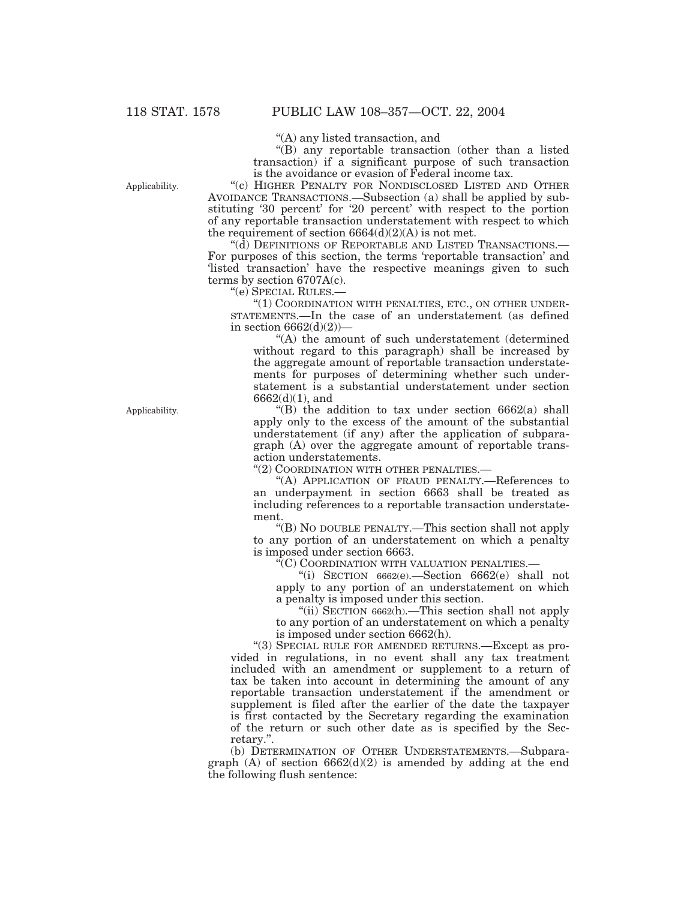"(A) any listed transaction, and

"(B) any reportable transaction (other than a listed transaction) if a significant purpose of such transaction is the avoidance or evasion of Federal income tax.

Applicability.

"(c) HIGHER PENALTY FOR NONDISCLOSED LISTED AND OTHER AVOIDANCE TRANSACTIONS.—Subsection (a) shall be applied by substituting '30 percent' for '20 percent' with respect to the portion of any reportable transaction understatement with respect to which the requirement of section 6664(d)(2)(A) is not met.

"(d) DEFINITIONS OF REPORTABLE AND LISTED TRANSACTIONS.—For purposes of this section, the terms 'reportable transaction' and 'listed transaction' have the respective meanings given to such terms by section 6707A(c).

"(e) SPECIAL RULES.—

"(1) COORDINATION WITH PENALTIES, ETC., ON OTHER UNDERSTATEMENTS.—In the case of an understatement (as defined in section 6662(d)(2))—

"(A) the amount of such understatement (determined without regard to this paragraph) shall be increased by the aggregate amount of reportable transaction understatements for purposes of determining whether such understatement is a substantial understatement under section 6662(d)(1), and

Applicability.

"(B) the addition to tax under section 6662(a) shall apply only to the excess of the amount of the substantial understatement (if any) after the application of subparagraph (A) over the aggregate amount of reportable transaction understatements.

"(2) COORDINATION WITH OTHER PENALTIES.—

"(A) APPLICATION OF FRAUD PENALTY.—References to an underpayment in section 6663 shall be treated as including references to a reportable transaction understatement.

"(B) NO DOUBLE PENALTY.—This section shall not apply to any portion of an understatement on which a penalty is imposed under section 6663.

"(C) COORDINATION WITH VALUATION PENALTIES.—

"(i) SECTION 6662(e).—Section 6662(e) shall not apply to any portion of an understatement on which a penalty is imposed under this section.

"(ii) SECTION 6662(h).—This section shall not apply to any portion of an understatement on which a penalty is imposed under section 6662(h).

"(3) SPECIAL RULE FOR AMENDED RETURNS.—Except as provided in regulations, in no event shall any tax treatment included with an amendment or supplement to a return of tax be taken into account in determining the amount of any reportable transaction understatement if the amendment or supplement is filed after the earlier of the date the taxpayer is first contacted by the Secretary regarding the examination of the return or such other date as is specified by the Secretary.".

(b) DETERMINATION OF OTHER UNDERSTATEMENTS.—Subparagraph (A) of section 6662(d)(2) is amended by adding at the end the following flush sentence: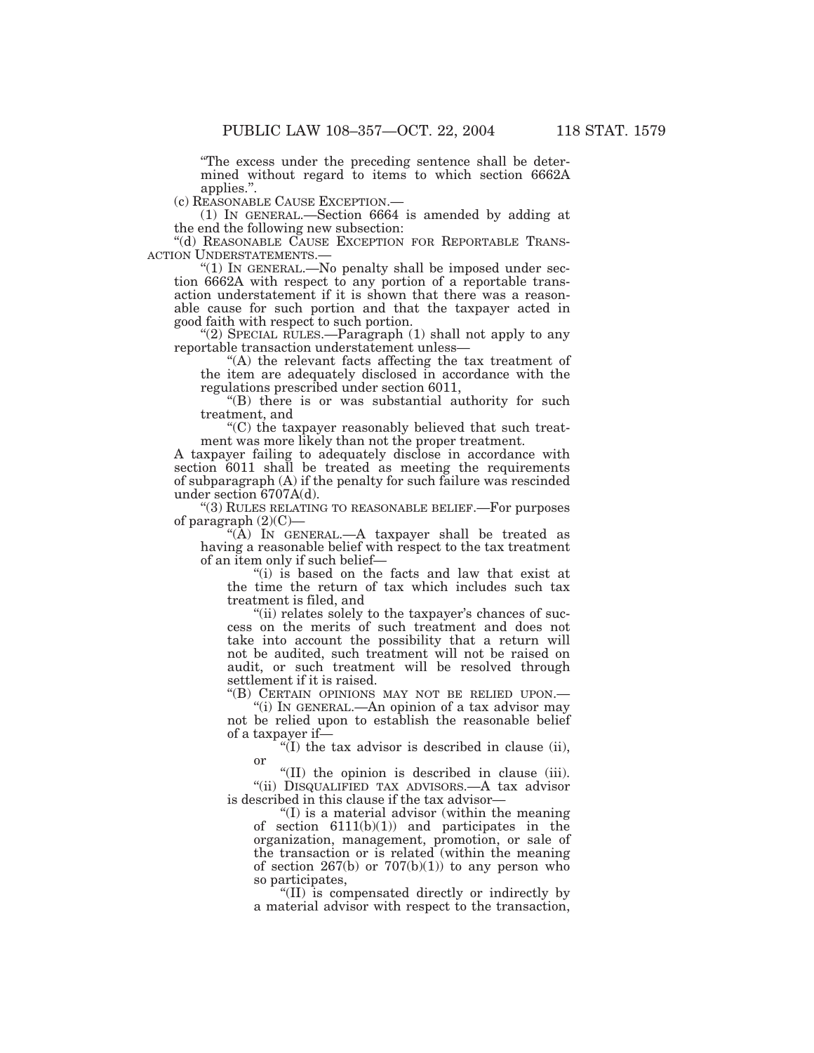"The excess under the preceding sentence shall be determined without regard to items to which section 6662A applies.".

(c) REASONABLE CAUSE EXCEPTION.—

(1) IN GENERAL.—Section 6664 is amended by adding at the end the following new subsection:

"(d) REASONABLE CAUSE EXCEPTION FOR REPORTABLE TRANSACTION UNDERSTATEMENTS.—

"(1) IN GENERAL.—No penalty shall be imposed under section 6662A with respect to any portion of a reportable transaction understatement if it is shown that there was a reasonable cause for such portion and that the taxpayer acted in good faith with respect to such portion.

"(2) SPECIAL RULES.—Paragraph (1) shall not apply to any reportable transaction understatement unless—

"(A) the relevant facts affecting the tax treatment of the item are adequately disclosed in accordance with the regulations prescribed under section 6011,

"(B) there is or was substantial authority for such treatment, and

"(C) the taxpayer reasonably believed that such treatment was more likely than not the proper treatment.

A taxpayer failing to adequately disclose in accordance with section 6011 shall be treated as meeting the requirements of subparagraph (A) if the penalty for such failure was rescinded under section 6707A(d).

"(3) RULES RELATING TO REASONABLE BELIEF.—For purposes of paragraph (2)(C)—

"(A) IN GENERAL.—A taxpayer shall be treated as having a reasonable belief with respect to the tax treatment of an item only if such belief—

"(i) is based on the facts and law that exist at the time the return of tax which includes such tax treatment is filed, and

"(ii) relates solely to the taxpayer's chances of success on the merits of such treatment and does not take into account the possibility that a return will not be audited, such treatment will not be raised on audit, or such treatment will be resolved through settlement if it is raised.

"(B) CERTAIN OPINIONS MAY NOT BE RELIED UPON.—

"(i) IN GENERAL.—An opinion of a tax advisor may not be relied upon to establish the reasonable belief of a taxpayer if—

"(I) the tax advisor is described in clause (ii), or

"(II) the opinion is described in clause (iii).

"(ii) DISQUALIFIED TAX ADVISORS.—A tax advisor is described in this clause if the tax advisor—

"(I) is a material advisor (within the meaning of section 6111(b)(1)) and participates in the organization, management, promotion, or sale of the transaction or is related (within the meaning of section 267(b) or 707(b)(1)) to any person who so participates,

"(II) is compensated directly or indirectly by a material advisor with respect to the transaction,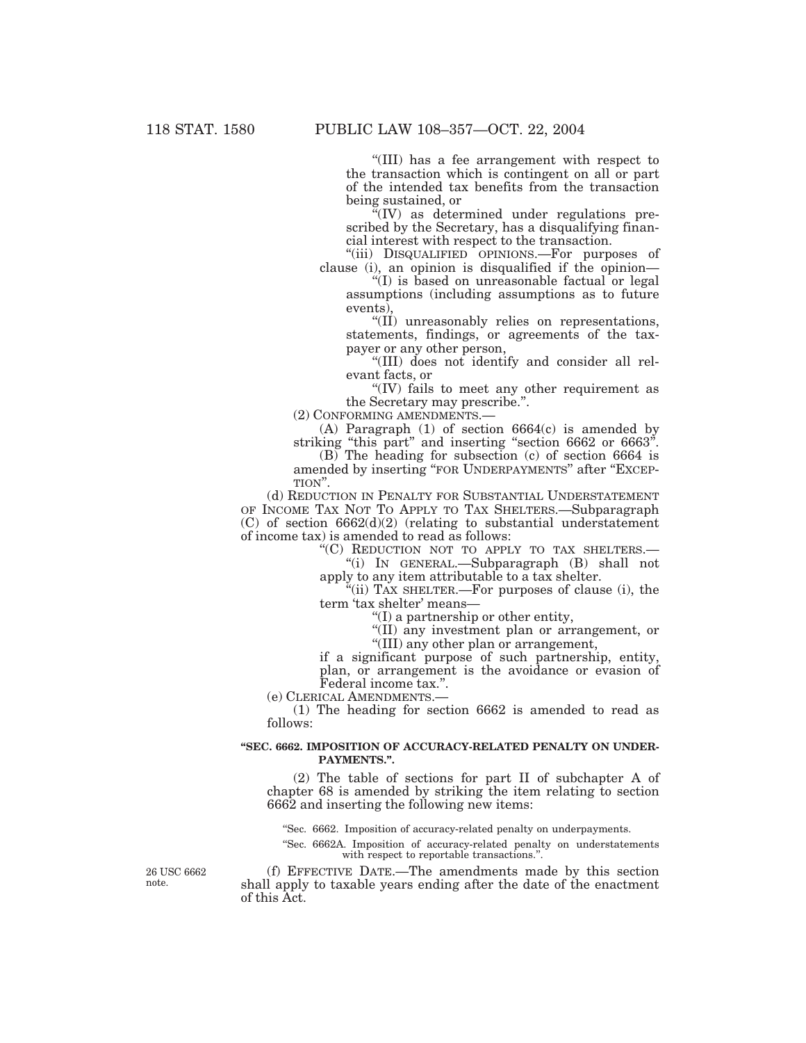"(III) has a fee arrangement with respect to the transaction which is contingent on all or part of the intended tax benefits from the transaction being sustained, or

"(IV) as determined under regulations prescribed by the Secretary, has a disqualifying financial interest with respect to the transaction.

"(iii) DISQUALIFIED OPINIONS.—For purposes of clause (i), an opinion is disqualified if the opinion—

"(I) is based on unreasonable factual or legal assumptions (including assumptions as to future events),

"(II) unreasonably relies on representations, statements, findings, or agreements of the taxpayer or any other person,

"(III) does not identify and consider all relevant facts, or

"(IV) fails to meet any other requirement as the Secretary may prescribe.".

(2) CONFORMING AMENDMENTS.—

(A) Paragraph (1) of section 6664(c) is amended by striking "this part" and inserting "section 6662 or 6663".

(B) The heading for subsection (c) of section 6664 is amended by inserting "FOR UNDERPAYMENTS" after "EXCEPTION".

(d) REDUCTION IN PENALTY FOR SUBSTANTIAL UNDERSTATEMENT OF INCOME TAX NOT TO APPLY TO TAX SHELTERS.—Subparagraph (C) of section 6662(d)(2) (relating to substantial understatement of income tax) is amended to read as follows:

"(C) REDUCTION NOT TO APPLY TO TAX SHELTERS.—

"(i) IN GENERAL.—Subparagraph (B) shall not apply to any item attributable to a tax shelter.

"(ii) TAX SHELTER.—For purposes of clause (i), the term 'tax shelter' means—

"(I) a partnership or other entity,

"(II) any investment plan or arrangement, or

"(III) any other plan or arrangement,

if a significant purpose of such partnership, entity, plan, or arrangement is the avoidance or evasion of Federal income tax.".

(e) CLERICAL AMENDMENTS.—

(1) The heading for section 6662 is amended to read as follows:

**"SEC. 6662. IMPOSITION OF ACCURACY-RELATED PENALTY ON UNDERPAYMENTS.".**

(2) The table of sections for part II of subchapter A of chapter 68 is amended by striking the item relating to section 6662 and inserting the following new items:

"Sec. 6662. Imposition of accuracy-related penalty on underpayments.

"Sec. 6662A. Imposition of accuracy-related penalty on understatements with respect to reportable transactions.".

26 USC 6662 note.

(f) EFFECTIVE DATE.—The amendments made by this section shall apply to taxable years ending after the date of the enactment of this Act.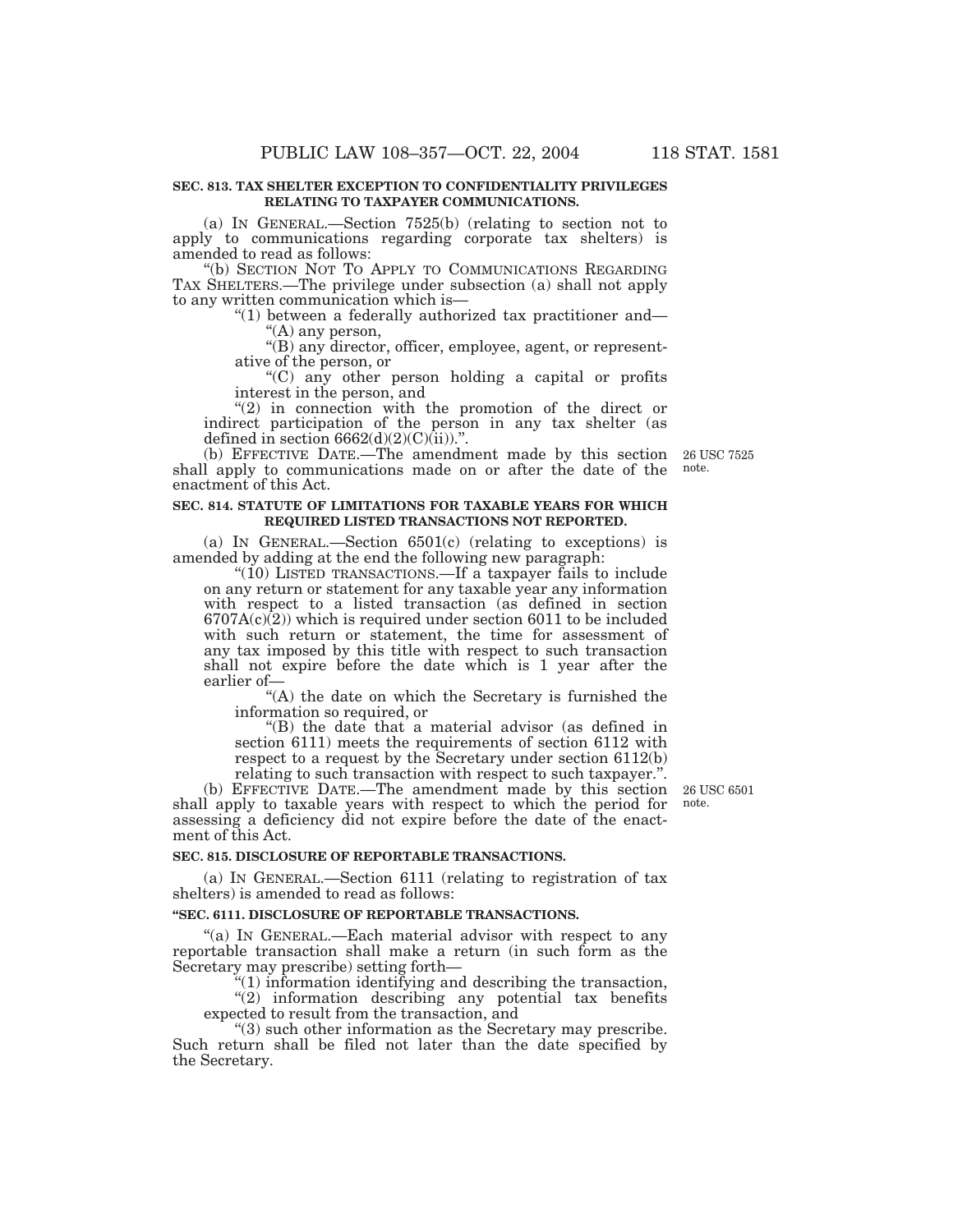**SEC. 813. TAX SHELTER EXCEPTION TO CONFIDENTIALITY PRIVILEGES RELATING TO TAXPAYER COMMUNICATIONS.**

(a) IN GENERAL.—Section 7525(b) (relating to section not to apply to communications regarding corporate tax shelters) is amended to read as follows:

"(b) SECTION NOT TO APPLY TO COMMUNICATIONS REGARDING TAX SHELTERS.—The privilege under subsection (a) shall not apply to any written communication which is—

"(1) between a federally authorized tax practitioner and—

"(A) any person,

"(B) any director, officer, employee, agent, or representative of the person, or

"(C) any other person holding a capital or profits interest in the person, and

"(2) in connection with the promotion of the direct or indirect participation of the person in any tax shelter (as defined in section 6662(d)(2)(C)(ii)).".

(b) EFFECTIVE DATE.—The amendment made by this section shall apply to communications made on or after the date of the enactment of this Act.

26 USC 7525 note.

**SEC. 814. STATUTE OF LIMITATIONS FOR TAXABLE YEARS FOR WHICH REQUIRED LISTED TRANSACTIONS NOT REPORTED.**

(a) IN GENERAL.—Section 6501(c) (relating to exceptions) is amended by adding at the end the following new paragraph:

"(10) LISTED TRANSACTIONS.—If a taxpayer fails to include on any return or statement for any taxable year any information with respect to a listed transaction (as defined in section 6707A(c)(2)) which is required under section 6011 to be included with such return or statement, the time for assessment of any tax imposed by this title with respect to such transaction shall not expire before the date which is 1 year after the earlier of—

"(A) the date on which the Secretary is furnished the information so required, or

"(B) the date that a material advisor (as defined in section 6111) meets the requirements of section 6112 with respect to a request by the Secretary under section 6112(b) relating to such transaction with respect to such taxpayer.".

(b) EFFECTIVE DATE.—The amendment made by this section shall apply to taxable years with respect to which the period for assessing a deficiency did not expire before the date of the enactment of this Act.

26 USC 6501 note.

**SEC. 815. DISCLOSURE OF REPORTABLE TRANSACTIONS.**

(a) IN GENERAL.—Section 6111 (relating to registration of tax shelters) is amended to read as follows:

**"SEC. 6111. DISCLOSURE OF REPORTABLE TRANSACTIONS.**

"(a) IN GENERAL.—Each material advisor with respect to any reportable transaction shall make a return (in such form as the Secretary may prescribe) setting forth—

"(1) information identifying and describing the transaction,

"(2) information describing any potential tax benefits expected to result from the transaction, and

"(3) such other information as the Secretary may prescribe.

Such return shall be filed not later than the date specified by the Secretary.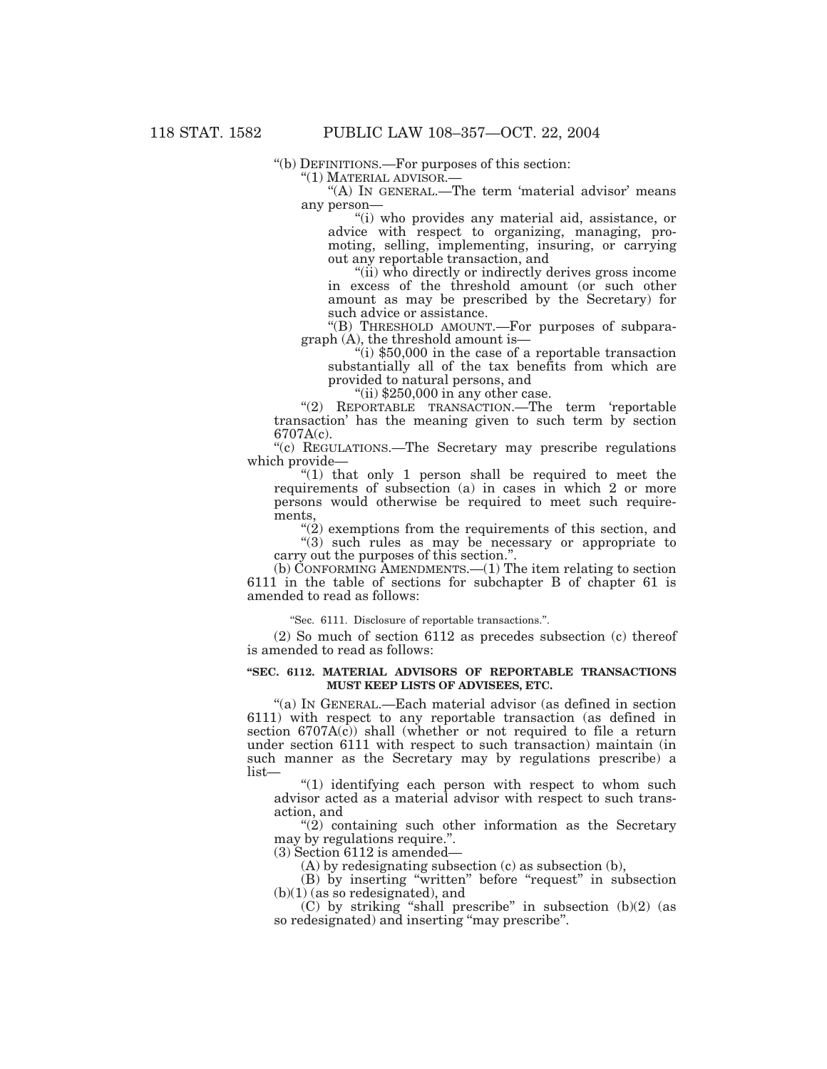"(b) DEFINITIONS.—For purposes of this section:

"(1) MATERIAL ADVISOR.—

"(A) IN GENERAL.—The term 'material advisor' means any person—

"(i) who provides any material aid, assistance, or advice with respect to organizing, managing, promoting, selling, implementing, insuring, or carrying out any reportable transaction, and

"(ii) who directly or indirectly derives gross income in excess of the threshold amount (or such other amount as may be prescribed by the Secretary) for such advice or assistance.

"(B) THRESHOLD AMOUNT.—For purposes of subparagraph (A), the threshold amount is—

"(i) $50,000 in the case of a reportable transaction substantially all of the tax benefits from which are provided to natural persons, and

"(ii) $250,000 in any other case.

"(2) REPORTABLE TRANSACTION.—The term 'reportable transaction' has the meaning given to such term by section 6707A(c).

"(c) REGULATIONS.—The Secretary may prescribe regulations which provide—

"(1) that only 1 person shall be required to meet the requirements of subsection (a) in cases in which 2 or more persons would otherwise be required to meet such requirements,

"(2) exemptions from the requirements of this section, and

"(3) such rules as may be necessary or appropriate to carry out the purposes of this section.".

(b) CONFORMING AMENDMENTS.—(1) The item relating to section 6111 in the table of sections for subchapter B of chapter 61 is amended to read as follows:

"Sec. 6111. Disclosure of reportable transactions.".

(2) So much of section 6112 as precedes subsection (c) thereof is amended to read as follows:

**"SEC. 6112. MATERIAL ADVISORS OF REPORTABLE TRANSACTIONS MUST KEEP LISTS OF ADVISEES, ETC.**

"(a) IN GENERAL.—Each material advisor (as defined in section 6111) with respect to any reportable transaction (as defined in section 6707A(c)) shall (whether or not required to file a return under section 6111 with respect to such transaction) maintain (in such manner as the Secretary may by regulations prescribe) a list—

"(1) identifying each person with respect to whom such advisor acted as a material advisor with respect to such transaction, and

"(2) containing such other information as the Secretary may by regulations require.".

(3) Section 6112 is amended—

(A) by redesignating subsection (c) as subsection (b),

(B) by inserting "written" before "request" in subsection (b)(1) (as so redesignated), and

(C) by striking "shall prescribe" in subsection (b)(2) (as so redesignated) and inserting "may prescribe".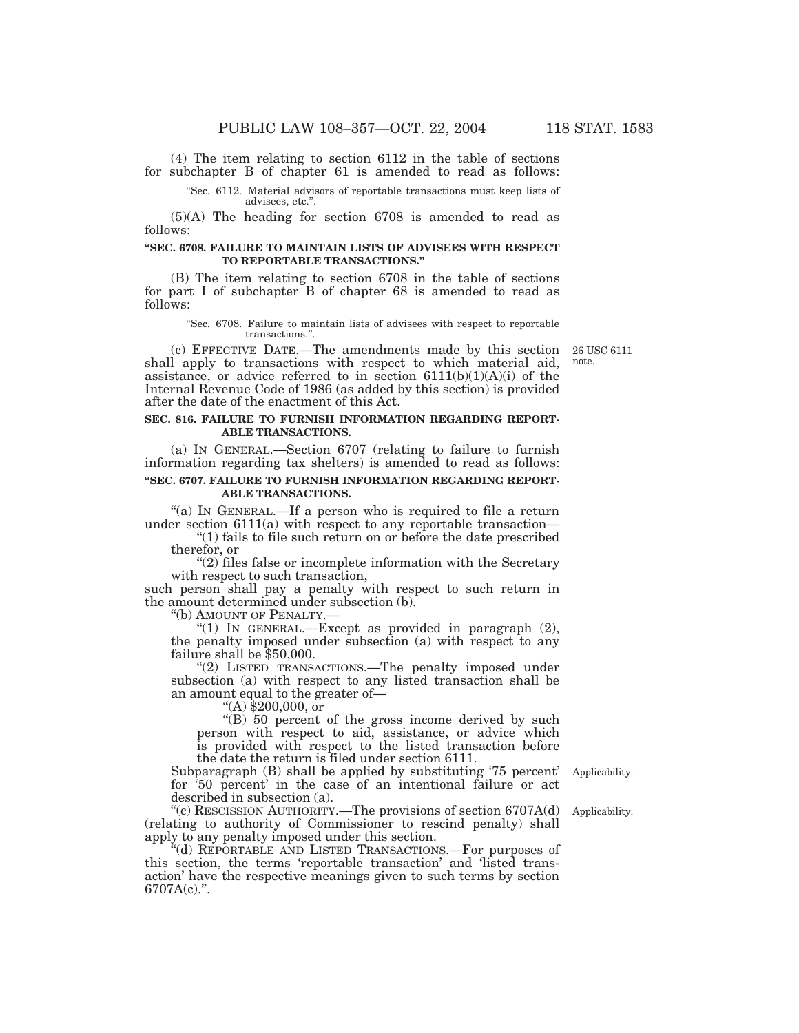(4) The item relating to section 6112 in the table of sections for subchapter B of chapter 61 is amended to read as follows:

"Sec. 6112. Material advisors of reportable transactions must keep lists of advisees, etc.".

(5)(A) The heading for section 6708 is amended to read as follows:

**"SEC. 6708. FAILURE TO MAINTAIN LISTS OF ADVISEES WITH RESPECT TO REPORTABLE TRANSACTIONS."**

(B) The item relating to section 6708 in the table of sections for part I of subchapter B of chapter 68 is amended to read as follows:

"Sec. 6708. Failure to maintain lists of advisees with respect to reportable transactions.".

26 USC 6111 note.

(c) EFFECTIVE DATE.—The amendments made by this section shall apply to transactions with respect to which material aid, assistance, or advice referred to in section 6111(b)(1)(A)(i) of the Internal Revenue Code of 1986 (as added by this section) is provided after the date of the enactment of this Act.

**SEC. 816. FAILURE TO FURNISH INFORMATION REGARDING REPORTABLE TRANSACTIONS.**

(a) IN GENERAL.—Section 6707 (relating to failure to furnish information regarding tax shelters) is amended to read as follows:

**"SEC. 6707. FAILURE TO FURNISH INFORMATION REGARDING REPORTABLE TRANSACTIONS.**

"(a) IN GENERAL.—If a person who is required to file a return under section 6111(a) with respect to any reportable transaction—

"(1) fails to file such return on or before the date prescribed therefor, or

"(2) files false or incomplete information with the Secretary with respect to such transaction,

such person shall pay a penalty with respect to such return in the amount determined under subsection (b).

"(b) AMOUNT OF PENALTY.—

"(1) IN GENERAL.—Except as provided in paragraph (2), the penalty imposed under subsection (a) with respect to any failure shall be $50,000.

"(2) LISTED TRANSACTIONS.—The penalty imposed under subsection (a) with respect to any listed transaction shall be an amount equal to the greater of—

"(A) $200,000, or

"(B) 50 percent of the gross income derived by such person with respect to aid, assistance, or advice which is provided with respect to the listed transaction before the date the return is filed under section 6111.

Applicability.

Subparagraph (B) shall be applied by substituting '75 percent' for '50 percent' in the case of an intentional failure or act described in subsection (a).

Applicability.

"(c) RESCISSION AUTHORITY.—The provisions of section 6707A(d) (relating to authority of Commissioner to rescind penalty) shall apply to any penalty imposed under this section.

"(d) REPORTABLE AND LISTED TRANSACTIONS.—For purposes of this section, the terms 'reportable transaction' and 'listed transaction' have the respective meanings given to such terms by section 6707A(c).".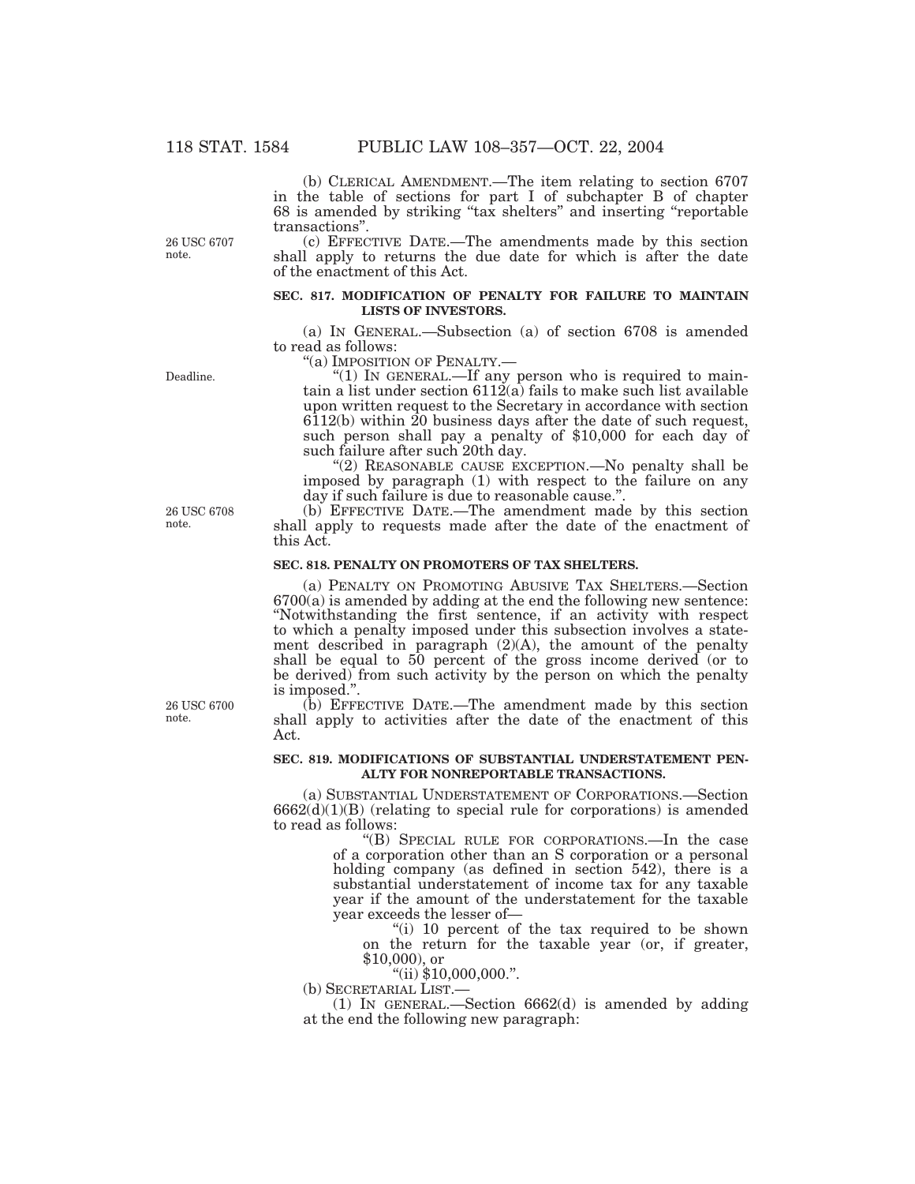(b) CLERICAL AMENDMENT.—The item relating to section 6707 in the table of sections for part I of subchapter B of chapter 68 is amended by striking "tax shelters" and inserting "reportable transactions".

26 USC 6707 note.

(c) EFFECTIVE DATE.—The amendments made by this section shall apply to returns the due date for which is after the date of the enactment of this Act.

**SEC. 817. MODIFICATION OF PENALTY FOR FAILURE TO MAINTAIN LISTS OF INVESTORS.**

(a) IN GENERAL.—Subsection (a) of section 6708 is amended to read as follows:

"(a) IMPOSITION OF PENALTY.—

Deadline.

"(1) IN GENERAL.—If any person who is required to maintain a list under section 6112(a) fails to make such list available upon written request to the Secretary in accordance with section 6112(b) within 20 business days after the date of such request, such person shall pay a penalty of $10,000 for each day of such failure after such 20th day.

"(2) REASONABLE CAUSE EXCEPTION.—No penalty shall be imposed by paragraph (1) with respect to the failure on any day if such failure is due to reasonable cause.".

26 USC 6708 note.

(b) EFFECTIVE DATE.—The amendment made by this section shall apply to requests made after the date of the enactment of this Act.

**SEC. 818. PENALTY ON PROMOTERS OF TAX SHELTERS.**

(a) PENALTY ON PROMOTING ABUSIVE TAX SHELTERS.—Section 6700(a) is amended by adding at the end the following new sentence: "Notwithstanding the first sentence, if an activity with respect to which a penalty imposed under this subsection involves a statement described in paragraph (2)(A), the amount of the penalty shall be equal to 50 percent of the gross income derived (or to be derived) from such activity by the person on which the penalty is imposed.".

26 USC 6700 note.

(b) EFFECTIVE DATE.—The amendment made by this section shall apply to activities after the date of the enactment of this Act.

**SEC. 819. MODIFICATIONS OF SUBSTANTIAL UNDERSTATEMENT PENALTY FOR NONREPORTABLE TRANSACTIONS.**

(a) SUBSTANTIAL UNDERSTATEMENT OF CORPORATIONS.—Section 6662(d)(1)(B) (relating to special rule for corporations) is amended to read as follows:

"(B) SPECIAL RULE FOR CORPORATIONS.—In the case of a corporation other than an S corporation or a personal holding company (as defined in section 542), there is a substantial understatement of income tax for any taxable year if the amount of the understatement for the taxable year exceeds the lesser of—

"(i) 10 percent of the tax required to be shown on the return for the taxable year (or, if greater, $10,000), or

"(ii) $10,000,000.".

(b) SECRETARIAL LIST.—

(1) IN GENERAL.—Section 6662(d) is amended by adding at the end the following new paragraph: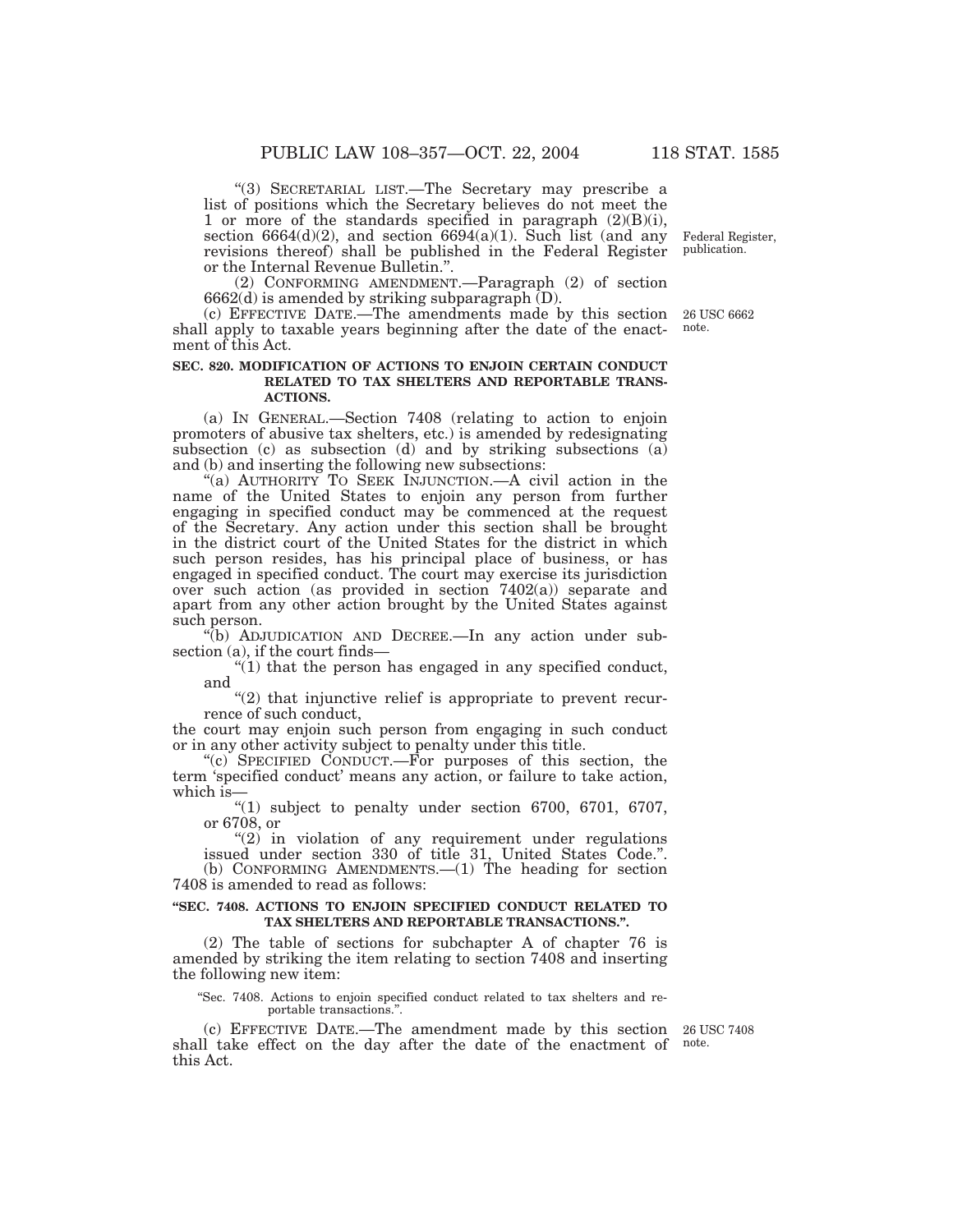"(3) SECRETARIAL LIST.—The Secretary may prescribe a list of positions which the Secretary believes do not meet the 1 or more of the standards specified in paragraph (2)(B)(i), section 6664(d)(2), and section 6694(a)(1). Such list (and any revisions thereof) shall be published in the Federal Register or the Internal Revenue Bulletin.".

Federal Register, publication.

(2) CONFORMING AMENDMENT.—Paragraph (2) of section 6662(d) is amended by striking subparagraph (D).

(c) EFFECTIVE DATE.—The amendments made by this section shall apply to taxable years beginning after the date of the enactment of this Act.

26 USC 6662 note.

**SEC. 820. MODIFICATION OF ACTIONS TO ENJOIN CERTAIN CONDUCT RELATED TO TAX SHELTERS AND REPORTABLE TRANSACTIONS.**

(a) IN GENERAL.—Section 7408 (relating to action to enjoin promoters of abusive tax shelters, etc.) is amended by redesignating subsection (c) as subsection (d) and by striking subsections (a) and (b) and inserting the following new subsections:

"(a) AUTHORITY TO SEEK INJUNCTION.—A civil action in the name of the United States to enjoin any person from further engaging in specified conduct may be commenced at the request of the Secretary. Any action under this section shall be brought in the district court of the United States for the district in which such person resides, has his principal place of business, or has engaged in specified conduct. The court may exercise its jurisdiction over such action (as provided in section 7402(a)) separate and apart from any other action brought by the United States against such person.

"(b) ADJUDICATION AND DECREE.—In any action under subsection (a), if the court finds—

"(1) that the person has engaged in any specified conduct, and

"(2) that injunctive relief is appropriate to prevent recurrence of such conduct,

the court may enjoin such person from engaging in such conduct or in any other activity subject to penalty under this title.

"(c) SPECIFIED CONDUCT.—For purposes of this section, the term 'specified conduct' means any action, or failure to take action, which is—

"(1) subject to penalty under section 6700, 6701, 6707, or 6708, or

"(2) in violation of any requirement under regulations issued under section 330 of title 31, United States Code.".

(b) CONFORMING AMENDMENTS.—(1) The heading for section 7408 is amended to read as follows:

**"SEC. 7408. ACTIONS TO ENJOIN SPECIFIED CONDUCT RELATED TO TAX SHELTERS AND REPORTABLE TRANSACTIONS.".**

(2) The table of sections for subchapter A of chapter 76 is amended by striking the item relating to section 7408 and inserting the following new item:

"Sec. 7408. Actions to enjoin specified conduct related to tax shelters and reportable transactions.".

(c) EFFECTIVE DATE.—The amendment made by this section shall take effect on the day after the date of the enactment of this Act.

26 USC 7408 note.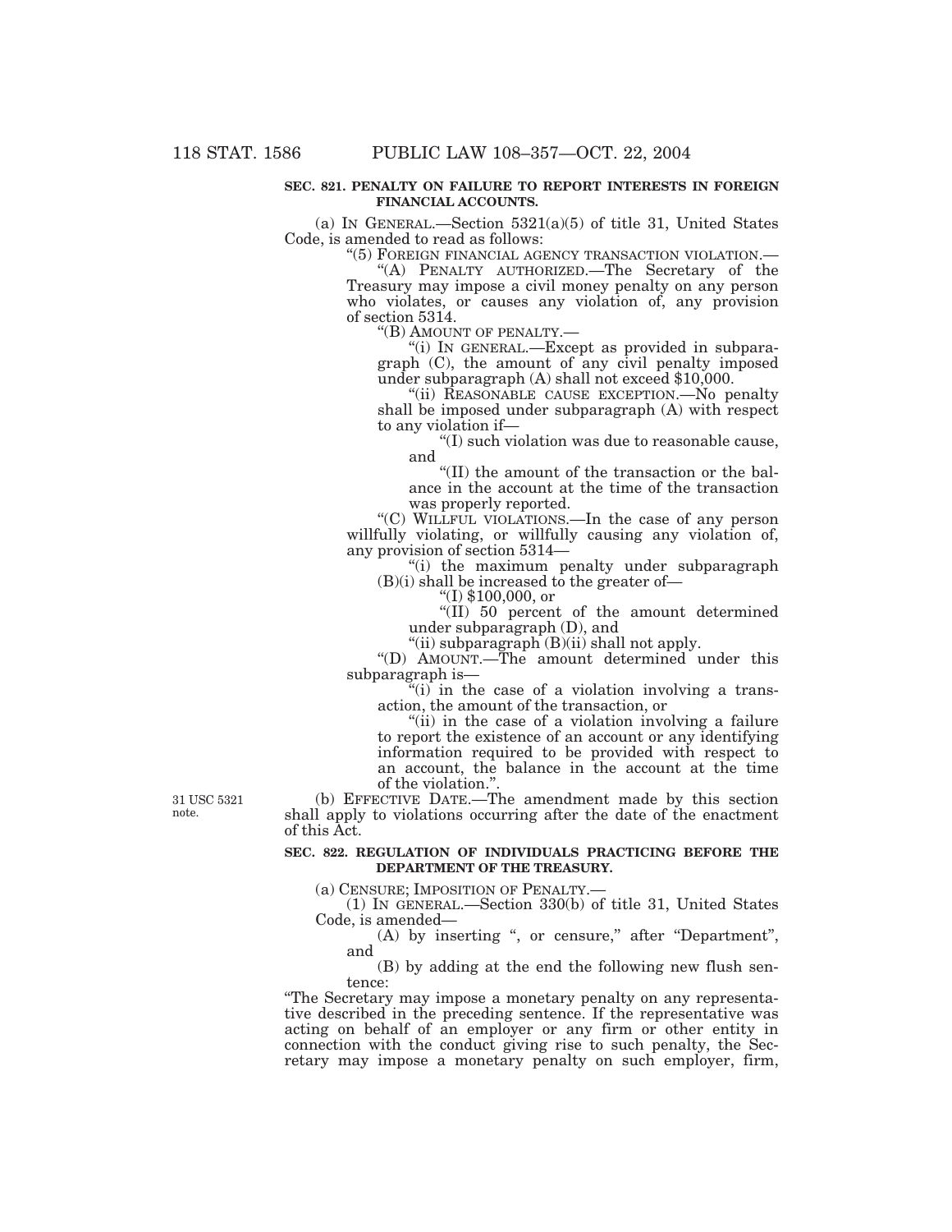**SEC. 821. PENALTY ON FAILURE TO REPORT INTERESTS IN FOREIGN FINANCIAL ACCOUNTS.**

(a) IN GENERAL.—Section 5321(a)(5) of title 31, United States Code, is amended to read as follows:

"(5) FOREIGN FINANCIAL AGENCY TRANSACTION VIOLATION.—

"(A) PENALTY AUTHORIZED.—The Secretary of the Treasury may impose a civil money penalty on any person who violates, or causes any violation of, any provision of section 5314.

"(B) AMOUNT OF PENALTY.—

"(i) IN GENERAL.—Except as provided in subparagraph (C), the amount of any civil penalty imposed under subparagraph (A) shall not exceed $10,000.

"(ii) REASONABLE CAUSE EXCEPTION.—No penalty shall be imposed under subparagraph (A) with respect to any violation if—

"(I) such violation was due to reasonable cause, and

"(II) the amount of the transaction or the balance in the account at the time of the transaction was properly reported.

"(C) WILLFUL VIOLATIONS.—In the case of any person willfully violating, or willfully causing any violation of, any provision of section 5314—

"(i) the maximum penalty under subparagraph (B)(i) shall be increased to the greater of—

"(I) $100,000, or

"(II) 50 percent of the amount determined under subparagraph (D), and

"(ii) subparagraph (B)(ii) shall not apply.

"(D) AMOUNT.—The amount determined under this subparagraph is—

"(i) in the case of a violation involving a transaction, the amount of the transaction, or

"(ii) in the case of a violation involving a failure to report the existence of an account or any identifying information required to be provided with respect to an account, the balance in the account at the time of the violation.".

31 USC 5321 note.

(b) EFFECTIVE DATE.—The amendment made by this section shall apply to violations occurring after the date of the enactment of this Act.

**SEC. 822. REGULATION OF INDIVIDUALS PRACTICING BEFORE THE DEPARTMENT OF THE TREASURY.**

(a) CENSURE; IMPOSITION OF PENALTY.—

(1) IN GENERAL.—Section 330(b) of title 31, United States Code, is amended—

(A) by inserting ", or censure," after "Department", and

(B) by adding at the end the following new flush sentence:

"The Secretary may impose a monetary penalty on any representative described in the preceding sentence. If the representative was acting on behalf of an employer or any firm or other entity in connection with the conduct giving rise to such penalty, the Secretary may impose a monetary penalty on such employer, firm,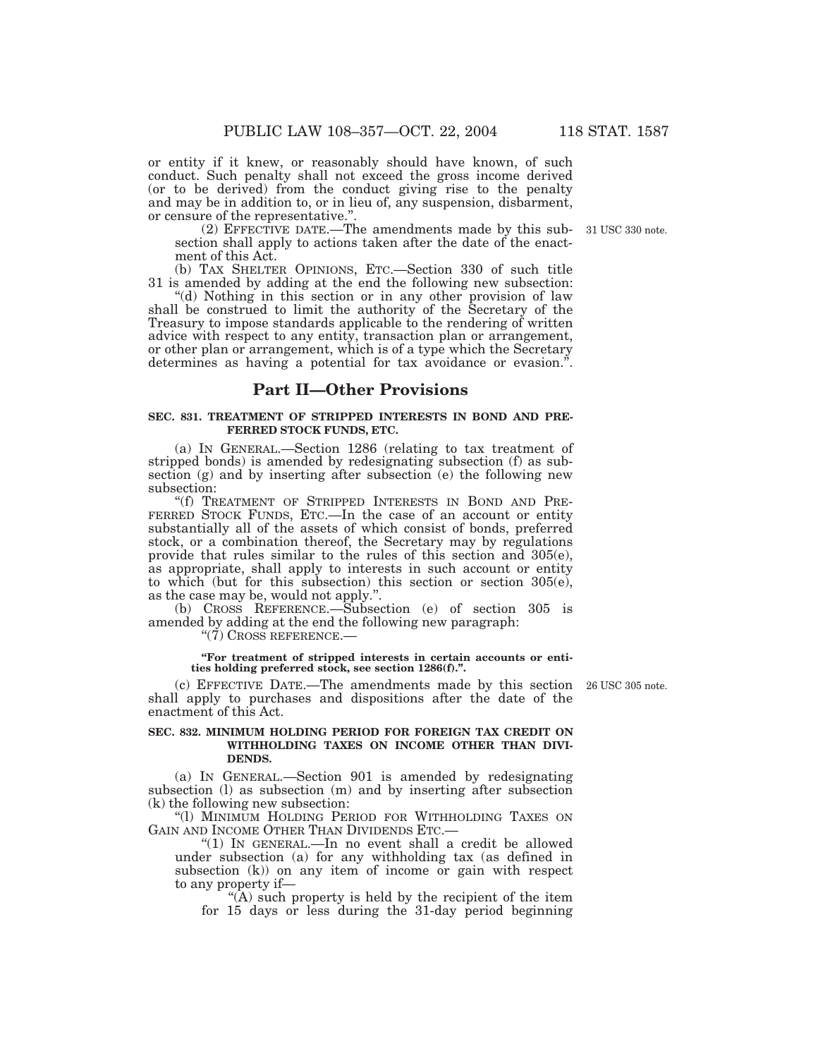or entity if it knew, or reasonably should have known, of such conduct. Such penalty shall not exceed the gross income derived (or to be derived) from the conduct giving rise to the penalty and may be in addition to, or in lieu of, any suspension, disbarment, or censure of the representative.".

(2) EFFECTIVE DATE.—The amendments made by this subsection shall apply to actions taken after the date of the enactment of this Act.

31 USC 330 note.

(b) TAX SHELTER OPINIONS, ETC.—Section 330 of such title 31 is amended by adding at the end the following new subsection:

"(d) Nothing in this section or in any other provision of law shall be construed to limit the authority of the Secretary of the Treasury to impose standards applicable to the rendering of written advice with respect to any entity, transaction plan or arrangement, or other plan or arrangement, which is of a type which the Secretary determines as having a potential for tax avoidance or evasion.".

## Part II—Other Provisions

**SEC. 831. TREATMENT OF STRIPPED INTERESTS IN BOND AND PREFERRED STOCK FUNDS, ETC.**

(a) IN GENERAL.—Section 1286 (relating to tax treatment of stripped bonds) is amended by redesignating subsection (f) as subsection (g) and by inserting after subsection (e) the following new subsection:

"(f) TREATMENT OF STRIPPED INTERESTS IN BOND AND PREFERRED STOCK FUNDS, ETC.—In the case of an account or entity substantially all of the assets of which consist of bonds, preferred stock, or a combination thereof, the Secretary may by regulations provide that rules similar to the rules of this section and 305(e), as appropriate, shall apply to interests in such account or entity to which (but for this subsection) this section or section 305(e), as the case may be, would not apply.".

(b) CROSS REFERENCE.—Subsection (e) of section 305 is amended by adding at the end the following new paragraph:

"(7) CROSS REFERENCE.—

**"For treatment of stripped interests in certain accounts or entities holding preferred stock, see section 1286(f).".**

(c) EFFECTIVE DATE.—The amendments made by this section shall apply to purchases and dispositions after the date of the enactment of this Act.

26 USC 305 note.

**SEC. 832. MINIMUM HOLDING PERIOD FOR FOREIGN TAX CREDIT ON WITHHOLDING TAXES ON INCOME OTHER THAN DIVIDENDS.**

(a) IN GENERAL.—Section 901 is amended by redesignating subsection (l) as subsection (m) and by inserting after subsection (k) the following new subsection:

"(l) MINIMUM HOLDING PERIOD FOR WITHHOLDING TAXES ON GAIN AND INCOME OTHER THAN DIVIDENDS ETC.—

"(1) IN GENERAL.—In no event shall a credit be allowed under subsection (a) for any withholding tax (as defined in subsection (k)) on any item of income or gain with respect to any property if—

"(A) such property is held by the recipient of the item for 15 days or less during the 31-day period beginning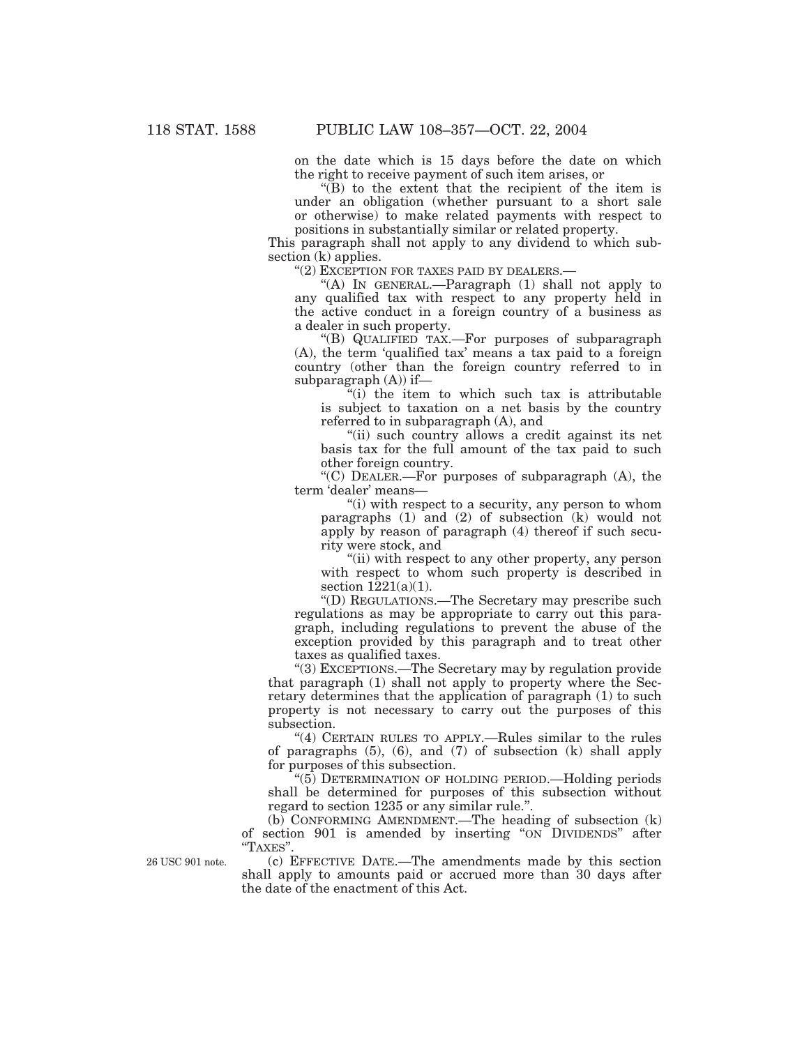on the date which is 15 days before the date on which the right to receive payment of such item arises, or

"(B) to the extent that the recipient of the item is under an obligation (whether pursuant to a short sale or otherwise) to make related payments with respect to positions in substantially similar or related property.

This paragraph shall not apply to any dividend to which subsection (k) applies.

"(2) EXCEPTION FOR TAXES PAID BY DEALERS.—

"(A) IN GENERAL.—Paragraph (1) shall not apply to any qualified tax with respect to any property held in the active conduct in a foreign country of a business as a dealer in such property.

"(B) QUALIFIED TAX.—For purposes of subparagraph (A), the term 'qualified tax' means a tax paid to a foreign country (other than the foreign country referred to in subparagraph (A)) if—

"(i) the item to which such tax is attributable is subject to taxation on a net basis by the country referred to in subparagraph (A), and

"(ii) such country allows a credit against its net basis tax for the full amount of the tax paid to such other foreign country.

"(C) DEALER.—For purposes of subparagraph (A), the term 'dealer' means—

"(i) with respect to a security, any person to whom paragraphs (1) and (2) of subsection (k) would not apply by reason of paragraph (4) thereof if such security were stock, and

"(ii) with respect to any other property, any person with respect to whom such property is described in section 1221(a)(1).

"(D) REGULATIONS.—The Secretary may prescribe such regulations as may be appropriate to carry out this paragraph, including regulations to prevent the abuse of the exception provided by this paragraph and to treat other taxes as qualified taxes.

"(3) EXCEPTIONS.—The Secretary may by regulation provide that paragraph (1) shall not apply to property where the Secretary determines that the application of paragraph (1) to such property is not necessary to carry out the purposes of this subsection.

"(4) CERTAIN RULES TO APPLY.—Rules similar to the rules of paragraphs (5), (6), and (7) of subsection (k) shall apply for purposes of this subsection.

"(5) DETERMINATION OF HOLDING PERIOD.—Holding periods shall be determined for purposes of this subsection without regard to section 1235 or any similar rule.".

(b) CONFORMING AMENDMENT.—The heading of subsection (k) of section 901 is amended by inserting "ON DIVIDENDS" after "TAXES".

26 USC 901 note.

(c) EFFECTIVE DATE.—The amendments made by this section shall apply to amounts paid or accrued more than 30 days after the date of the enactment of this Act.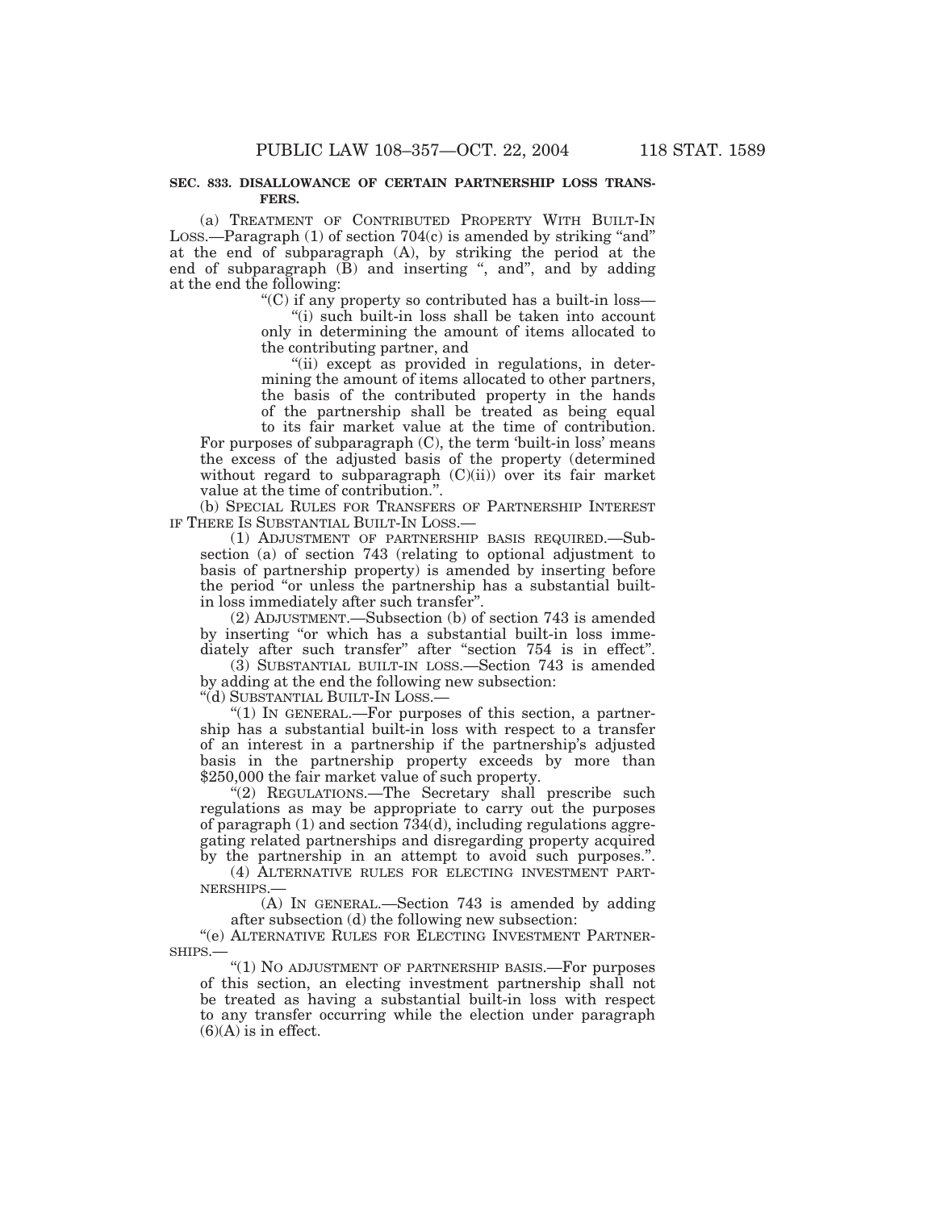**SEC. 833. DISALLOWANCE OF CERTAIN PARTNERSHIP LOSS TRANSFERS.**

(a) TREATMENT OF CONTRIBUTED PROPERTY WITH BUILT-IN LOSS.—Paragraph (1) of section 704(c) is amended by striking "and" at the end of subparagraph (A), by striking the period at the end of subparagraph (B) and inserting ", and", and by adding at the end the following:

"(C) if any property so contributed has a built-in loss—

"(i) such built-in loss shall be taken into account only in determining the amount of items allocated to the contributing partner, and

"(ii) except as provided in regulations, in determining the amount of items allocated to other partners, the basis of the contributed property in the hands of the partnership shall be treated as being equal to its fair market value at the time of contribution.

For purposes of subparagraph (C), the term 'built-in loss' means the excess of the adjusted basis of the property (determined without regard to subparagraph (C)(ii)) over its fair market value at the time of contribution.".

(b) SPECIAL RULES FOR TRANSFERS OF PARTNERSHIP INTEREST IF THERE IS SUBSTANTIAL BUILT-IN LOSS.—

(1) ADJUSTMENT OF PARTNERSHIP BASIS REQUIRED.—Subsection (a) of section 743 (relating to optional adjustment to basis of partnership property) is amended by inserting before the period "or unless the partnership has a substantial built-in loss immediately after such transfer".

(2) ADJUSTMENT.—Subsection (b) of section 743 is amended by inserting "or which has a substantial built-in loss immediately after such transfer" after "section 754 is in effect".

(3) SUBSTANTIAL BUILT-IN LOSS.—Section 743 is amended by adding at the end the following new subsection:

"(d) SUBSTANTIAL BUILT-IN LOSS.—

"(1) IN GENERAL.—For purposes of this section, a partnership has a substantial built-in loss with respect to a transfer of an interest in a partnership if the partnership's adjusted basis in the partnership property exceeds by more than \$250,000 the fair market value of such property.

"(2) REGULATIONS.—The Secretary shall prescribe such regulations as may be appropriate to carry out the purposes of paragraph (1) and section 734(d), including regulations aggregating related partnerships and disregarding property acquired by the partnership in an attempt to avoid such purposes.".

(4) ALTERNATIVE RULES FOR ELECTING INVESTMENT PARTNERSHIPS.—

(A) IN GENERAL.—Section 743 is amended by adding after subsection (d) the following new subsection:

"(e) ALTERNATIVE RULES FOR ELECTING INVESTMENT PARTNERSHIPS.—

"(1) NO ADJUSTMENT OF PARTNERSHIP BASIS.—For purposes of this section, an electing investment partnership shall not be treated as having a substantial built-in loss with respect to any transfer occurring while the election under paragraph (6)(A) is in effect.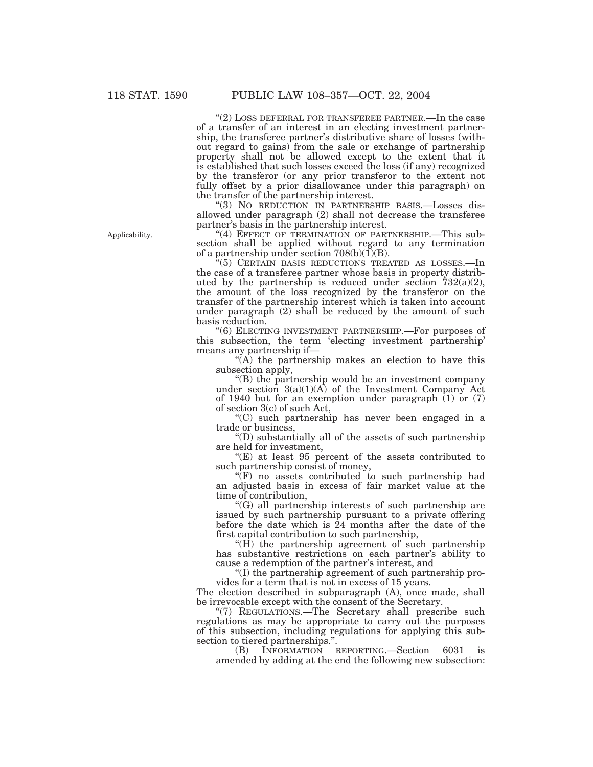"(2) LOSS DEFERRAL FOR TRANSFEREE PARTNER.—In the case of a transfer of an interest in an electing investment partnership, the transferee partner's distributive share of losses (without regard to gains) from the sale or exchange of partnership property shall not be allowed except to the extent that it is established that such losses exceed the loss (if any) recognized by the transferor (or any prior transferor to the extent not fully offset by a prior disallowance under this paragraph) on the transfer of the partnership interest.

"(3) NO REDUCTION IN PARTNERSHIP BASIS.—Losses disallowed under paragraph (2) shall not decrease the transferee partner's basis in the partnership interest.

Applicability.

"(4) EFFECT OF TERMINATION OF PARTNERSHIP.—This subsection shall be applied without regard to any termination of a partnership under section 708(b)(1)(B).

"(5) CERTAIN BASIS REDUCTIONS TREATED AS LOSSES.—In the case of a transferee partner whose basis in property distributed by the partnership is reduced under section 732(a)(2), the amount of the loss recognized by the transferor on the transfer of the partnership interest which is taken into account under paragraph (2) shall be reduced by the amount of such basis reduction.

"(6) ELECTING INVESTMENT PARTNERSHIP.—For purposes of this subsection, the term 'electing investment partnership' means any partnership if—

"(A) the partnership makes an election to have this subsection apply,

"(B) the partnership would be an investment company under section 3(a)(1)(A) of the Investment Company Act of 1940 but for an exemption under paragraph (1) or (7) of section 3(c) of such Act,

"(C) such partnership has never been engaged in a trade or business,

"(D) substantially all of the assets of such partnership are held for investment,

"(E) at least 95 percent of the assets contributed to such partnership consist of money,

"(F) no assets contributed to such partnership had an adjusted basis in excess of fair market value at the time of contribution,

"(G) all partnership interests of such partnership are issued by such partnership pursuant to a private offering before the date which is 24 months after the date of the first capital contribution to such partnership,

"(H) the partnership agreement of such partnership has substantive restrictions on each partner's ability to cause a redemption of the partner's interest, and

"(I) the partnership agreement of such partnership provides for a term that is not in excess of 15 years.

The election described in subparagraph (A), once made, shall be irrevocable except with the consent of the Secretary.

"(7) REGULATIONS.—The Secretary shall prescribe such regulations as may be appropriate to carry out the purposes of this subsection, including regulations for applying this subsection to tiered partnerships.".

(B) INFORMATION REPORTING.—Section 6031 is amended by adding at the end the following new subsection: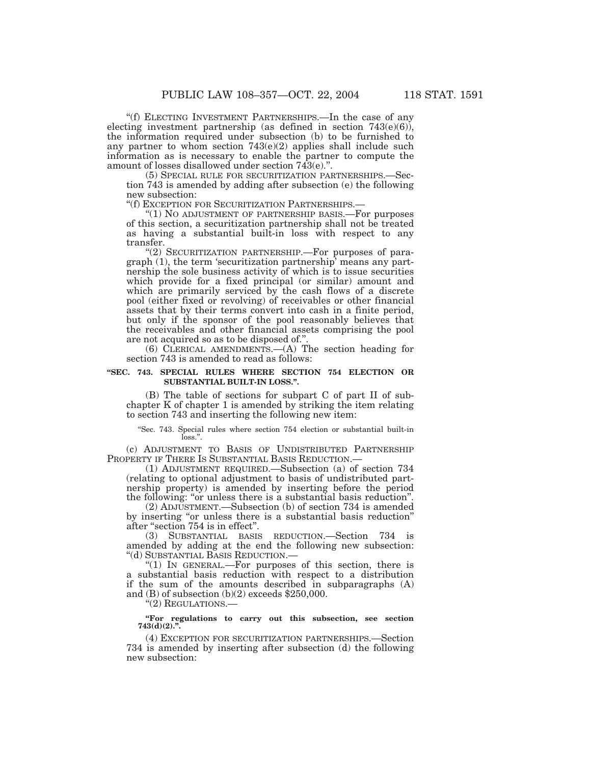"(f) ELECTING INVESTMENT PARTNERSHIPS.—In the case of any electing investment partnership (as defined in section 743(e)(6)), the information required under subsection (b) to be furnished to any partner to whom section 743(e)(2) applies shall include such information as is necessary to enable the partner to compute the amount of losses disallowed under section 743(e).".

(5) SPECIAL RULE FOR SECURITIZATION PARTNERSHIPS.—Section 743 is amended by adding after subsection (e) the following new subsection:

"(f) EXCEPTION FOR SECURITIZATION PARTNERSHIPS.—

"(1) NO ADJUSTMENT OF PARTNERSHIP BASIS.—For purposes of this section, a securitization partnership shall not be treated as having a substantial built-in loss with respect to any transfer.

"(2) SECURITIZATION PARTNERSHIP.—For purposes of paragraph (1), the term 'securitization partnership' means any partnership the sole business activity of which is to issue securities which provide for a fixed principal (or similar) amount and which are primarily serviced by the cash flows of a discrete pool (either fixed or revolving) of receivables or other financial assets that by their terms convert into cash in a finite period, but only if the sponsor of the pool reasonably believes that the receivables and other financial assets comprising the pool are not acquired so as to be disposed of.".

(6) CLERICAL AMENDMENTS.—(A) The section heading for section 743 is amended to read as follows:

**"SEC. 743. SPECIAL RULES WHERE SECTION 754 ELECTION OR SUBSTANTIAL BUILT-IN LOSS.".**

(B) The table of sections for subpart C of part II of subchapter K of chapter 1 is amended by striking the item relating to section 743 and inserting the following new item:

"Sec. 743. Special rules where section 754 election or substantial built-in loss.".

(c) ADJUSTMENT TO BASIS OF UNDISTRIBUTED PARTNERSHIP PROPERTY IF THERE IS SUBSTANTIAL BASIS REDUCTION.—

(1) ADJUSTMENT REQUIRED.—Subsection (a) of section 734 (relating to optional adjustment to basis of undistributed partnership property) is amended by inserting before the period the following: "or unless there is a substantial basis reduction".

(2) ADJUSTMENT.—Subsection (b) of section 734 is amended by inserting "or unless there is a substantial basis reduction" after "section 754 is in effect".

(3) SUBSTANTIAL BASIS REDUCTION.—Section 734 is amended by adding at the end the following new subsection:

"(d) SUBSTANTIAL BASIS REDUCTION.—

"(1) IN GENERAL.—For purposes of this section, there is a substantial basis reduction with respect to a distribution if the sum of the amounts described in subparagraphs (A) and (B) of subsection (b)(2) exceeds $250,000.

"(2) REGULATIONS.—

**"For regulations to carry out this subsection, see section 743(d)(2).".**

(4) EXCEPTION FOR SECURITIZATION PARTNERSHIPS.—Section 734 is amended by inserting after subsection (d) the following new subsection: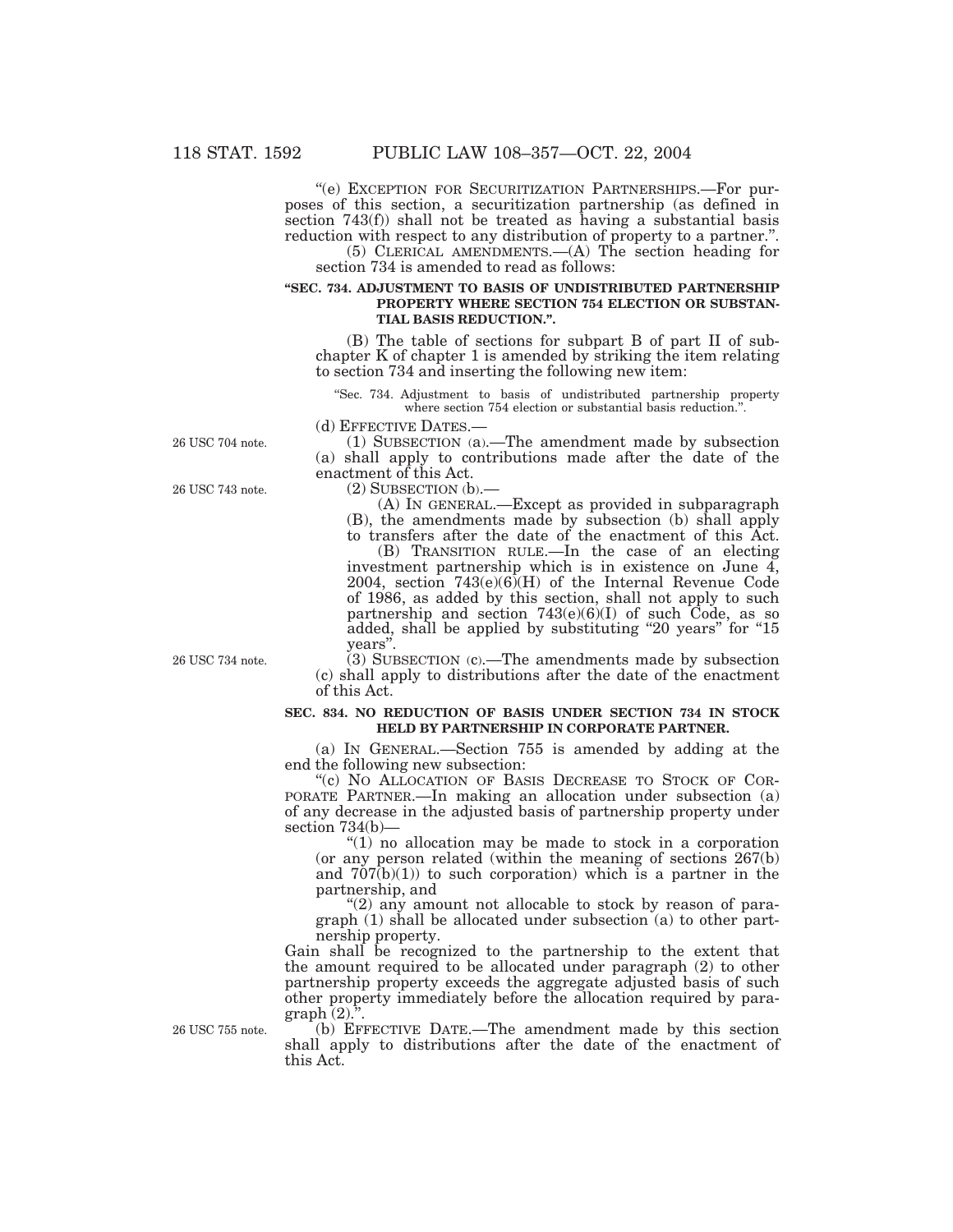"(e) EXCEPTION FOR SECURITIZATION PARTNERSHIPS.—For purposes of this section, a securitization partnership (as defined in section 743(f)) shall not be treated as having a substantial basis reduction with respect to any distribution of property to a partner.".

(5) CLERICAL AMENDMENTS.—(A) The section heading for section 734 is amended to read as follows:

**"SEC. 734. ADJUSTMENT TO BASIS OF UNDISTRIBUTED PARTNERSHIP PROPERTY WHERE SECTION 754 ELECTION OR SUBSTANTIAL BASIS REDUCTION.".**

(B) The table of sections for subpart B of part II of subchapter K of chapter 1 is amended by striking the item relating to section 734 and inserting the following new item:

"Sec. 734. Adjustment to basis of undistributed partnership property where section 754 election or substantial basis reduction.".

(d) EFFECTIVE DATES.—

26 USC 704 note.

(1) SUBSECTION (a).—The amendment made by subsection (a) shall apply to contributions made after the date of the enactment of this Act.

26 USC 743 note.

(2) SUBSECTION (b).—

(A) IN GENERAL.—Except as provided in subparagraph (B), the amendments made by subsection (b) shall apply to transfers after the date of the enactment of this Act.

(B) TRANSITION RULE.—In the case of an electing investment partnership which is in existence on June 4, 2004, section 743(e)(6)(H) of the Internal Revenue Code of 1986, as added by this section, shall not apply to such partnership and section 743(e)(6)(I) of such Code, as so added, shall be applied by substituting "20 years" for "15 years".

26 USC 734 note.

(3) SUBSECTION (c).—The amendments made by subsection (c) shall apply to distributions after the date of the enactment of this Act.

**SEC. 834. NO REDUCTION OF BASIS UNDER SECTION 734 IN STOCK HELD BY PARTNERSHIP IN CORPORATE PARTNER.**

(a) IN GENERAL.—Section 755 is amended by adding at the end the following new subsection:

"(c) NO ALLOCATION OF BASIS DECREASE TO STOCK OF CORPORATE PARTNER.—In making an allocation under subsection (a) of any decrease in the adjusted basis of partnership property under section 734(b)—

"(1) no allocation may be made to stock in a corporation (or any person related (within the meaning of sections 267(b) and 707(b)(1)) to such corporation) which is a partner in the partnership, and

"(2) any amount not allocable to stock by reason of paragraph (1) shall be allocated under subsection (a) to other partnership property.

Gain shall be recognized to the partnership to the extent that the amount required to be allocated under paragraph (2) to other partnership property exceeds the aggregate adjusted basis of such other property immediately before the allocation required by paragraph (2).".

26 USC 755 note.

(b) EFFECTIVE DATE.—The amendment made by this section shall apply to distributions after the date of the enactment of this Act.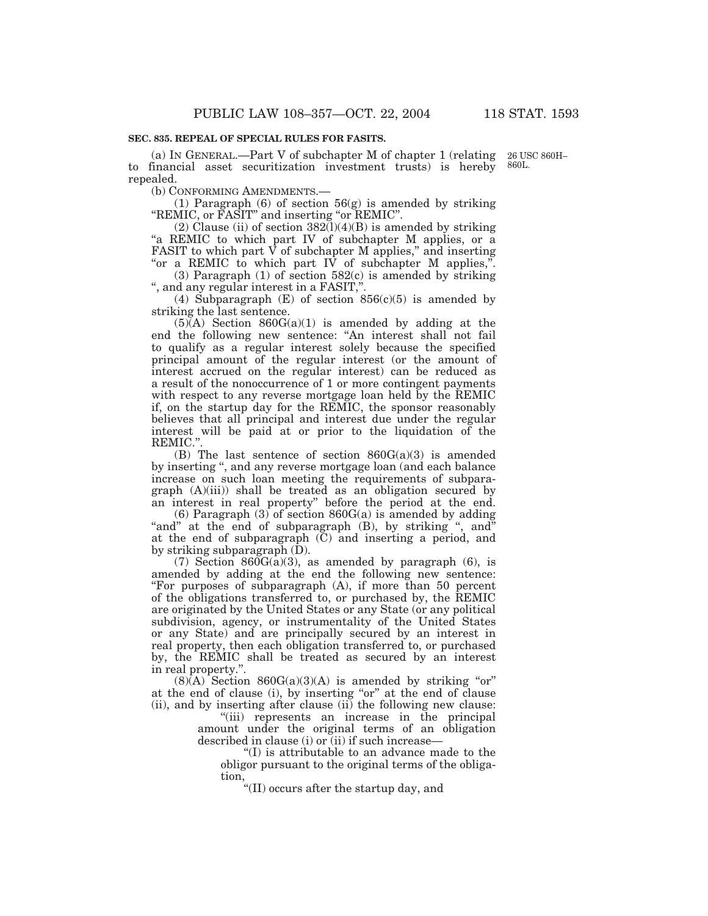**SEC. 835. REPEAL OF SPECIAL RULES FOR FASITS.**

(a) IN GENERAL.—Part V of subchapter M of chapter 1 (relating to financial asset securitization investment trusts) is hereby repealed.

26 USC 860H–860L.

(b) CONFORMING AMENDMENTS.—

(1) Paragraph (6) of section 56(g) is amended by striking "REMIC, or FASIT" and inserting "or REMIC".

(2) Clause (ii) of section 382(l)(4)(B) is amended by striking "a REMIC to which part IV of subchapter M applies, or a FASIT to which part V of subchapter M applies," and inserting "or a REMIC to which part IV of subchapter M applies,".

(3) Paragraph (1) of section 582(c) is amended by striking ", and any regular interest in a FASIT,".

(4) Subparagraph (E) of section 856(c)(5) is amended by striking the last sentence.

(5)(A) Section 860G(a)(1) is amended by adding at the end the following new sentence: "An interest shall not fail to qualify as a regular interest solely because the specified principal amount of the regular interest (or the amount of interest accrued on the regular interest) can be reduced as a result of the nonoccurrence of 1 or more contingent payments with respect to any reverse mortgage loan held by the REMIC if, on the startup day for the REMIC, the sponsor reasonably believes that all principal and interest due under the regular interest will be paid at or prior to the liquidation of the REMIC.".

(B) The last sentence of section 860G(a)(3) is amended by inserting ", and any reverse mortgage loan (and each balance increase on such loan meeting the requirements of subparagraph (A)(iii)) shall be treated as an obligation secured by an interest in real property" before the period at the end.

(6) Paragraph (3) of section 860G(a) is amended by adding "and" at the end of subparagraph (B), by striking ", and" at the end of subparagraph (C) and inserting a period, and by striking subparagraph (D).

(7) Section 860G(a)(3), as amended by paragraph (6), is amended by adding at the end the following new sentence: "For purposes of subparagraph (A), if more than 50 percent of the obligations transferred to, or purchased by, the REMIC are originated by the United States or any State (or any political subdivision, agency, or instrumentality of the United States or any State) and are principally secured by an interest in real property, then each obligation transferred to, or purchased by, the REMIC shall be treated as secured by an interest in real property.".

(8)(A) Section 860G(a)(3)(A) is amended by striking "or" at the end of clause (i), by inserting "or" at the end of clause (ii), and by inserting after clause (ii) the following new clause:

"(iii) represents an increase in the principal amount under the original terms of an obligation described in clause (i) or (ii) if such increase—

"(I) is attributable to an advance made to the obligor pursuant to the original terms of the obligation,

"(II) occurs after the startup day, and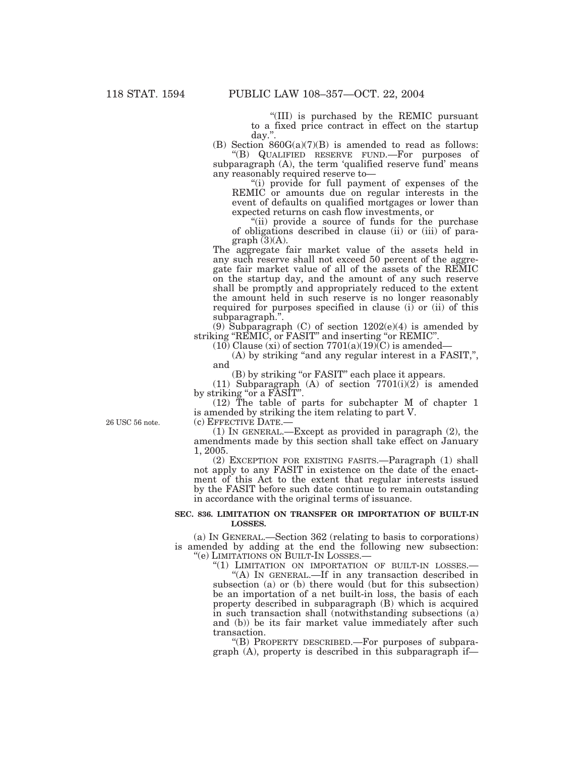"(III) is purchased by the REMIC pursuant to a fixed price contract in effect on the startup day.".

(B) Section 860G(a)(7)(B) is amended to read as follows:

"(B) QUALIFIED RESERVE FUND.—For purposes of subparagraph (A), the term 'qualified reserve fund' means any reasonably required reserve to—

"(i) provide for full payment of expenses of the REMIC or amounts due on regular interests in the event of defaults on qualified mortgages or lower than expected returns on cash flow investments, or

"(ii) provide a source of funds for the purchase of obligations described in clause (ii) or (iii) of paragraph (3)(A).

The aggregate fair market value of the assets held in any such reserve shall not exceed 50 percent of the aggregate fair market value of all of the assets of the REMIC on the startup day, and the amount of any such reserve shall be promptly and appropriately reduced to the extent the amount held in such reserve is no longer reasonably required for purposes specified in clause (i) or (ii) of this subparagraph.".

(9) Subparagraph (C) of section 1202(e)(4) is amended by striking "REMIC, or FASIT" and inserting "or REMIC".

(10) Clause (xi) of section 7701(a)(19)(C) is amended—

(A) by striking "and any regular interest in a FASIT,", and

(B) by striking "or FASIT" each place it appears.

(11) Subparagraph (A) of section 7701(i)(2) is amended by striking "or a FASIT".

(12) The table of parts for subchapter M of chapter 1 is amended by striking the item relating to part V.

26 USC 56 note.

(c) EFFECTIVE DATE.—

(1) IN GENERAL.—Except as provided in paragraph (2), the amendments made by this section shall take effect on January 1, 2005.

(2) EXCEPTION FOR EXISTING FASITS.—Paragraph (1) shall not apply to any FASIT in existence on the date of the enactment of this Act to the extent that regular interests issued by the FASIT before such date continue to remain outstanding in accordance with the original terms of issuance.

**SEC. 836. LIMITATION ON TRANSFER OR IMPORTATION OF BUILT-IN LOSSES.**

(a) IN GENERAL.—Section 362 (relating to basis to corporations) is amended by adding at the end the following new subsection:

"(e) LIMITATIONS ON BUILT-IN LOSSES.—

"(1) LIMITATION ON IMPORTATION OF BUILT-IN LOSSES.—

"(A) IN GENERAL.—If in any transaction described in subsection (a) or (b) there would (but for this subsection) be an importation of a net built-in loss, the basis of each property described in subparagraph (B) which is acquired in such transaction shall (notwithstanding subsections (a) and (b)) be its fair market value immediately after such transaction.

"(B) PROPERTY DESCRIBED.—For purposes of subparagraph (A), property is described in this subparagraph if—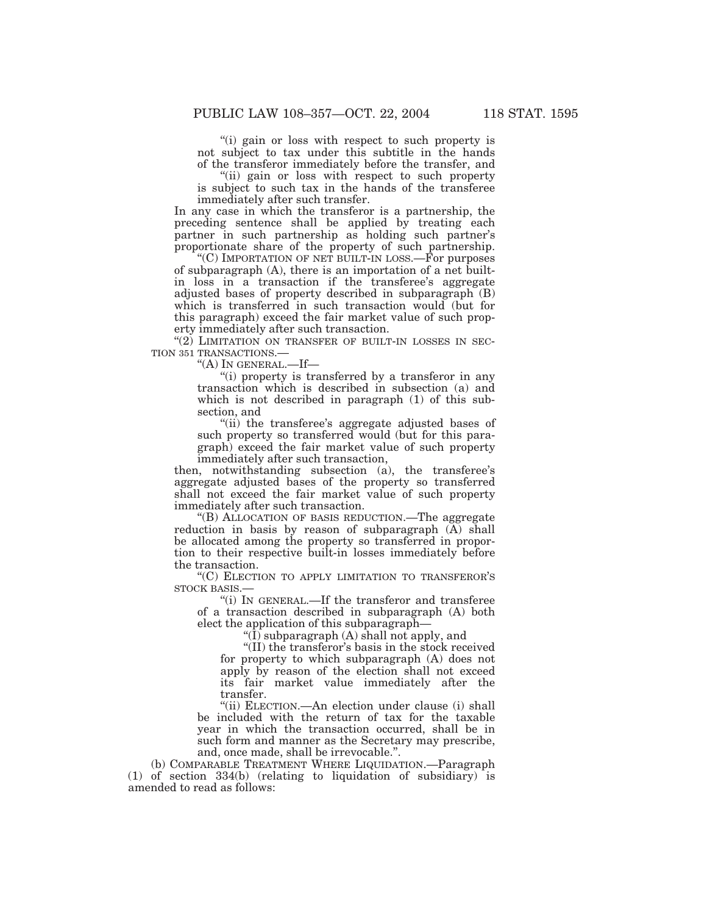"(i) gain or loss with respect to such property is not subject to tax under this subtitle in the hands of the transferor immediately before the transfer, and

"(ii) gain or loss with respect to such property is subject to such tax in the hands of the transferee immediately after such transfer.

In any case in which the transferor is a partnership, the preceding sentence shall be applied by treating each partner in such partnership as holding such partner's proportionate share of the property of such partnership.

"(C) IMPORTATION OF NET BUILT-IN LOSS.—For purposes of subparagraph (A), there is an importation of a net built-in loss in a transaction if the transferee's aggregate adjusted bases of property described in subparagraph (B) which is transferred in such transaction would (but for this paragraph) exceed the fair market value of such property immediately after such transaction.

"(2) LIMITATION ON TRANSFER OF BUILT-IN LOSSES IN SECTION 351 TRANSACTIONS.—

"(A) IN GENERAL.—If—

"(i) property is transferred by a transferor in any transaction which is described in subsection (a) and which is not described in paragraph (1) of this subsection, and

"(ii) the transferee's aggregate adjusted bases of such property so transferred would (but for this paragraph) exceed the fair market value of such property immediately after such transaction,

then, notwithstanding subsection (a), the transferee's aggregate adjusted bases of the property so transferred shall not exceed the fair market value of such property immediately after such transaction.

"(B) ALLOCATION OF BASIS REDUCTION.—The aggregate reduction in basis by reason of subparagraph (A) shall be allocated among the property so transferred in proportion to their respective built-in losses immediately before the transaction.

"(C) ELECTION TO APPLY LIMITATION TO TRANSFEROR'S STOCK BASIS.—

"(i) IN GENERAL.—If the transferor and transferee of a transaction described in subparagraph (A) both elect the application of this subparagraph—

"(I) subparagraph (A) shall not apply, and

"(II) the transferor's basis in the stock received for property to which subparagraph (A) does not apply by reason of the election shall not exceed its fair market value immediately after the transfer.

"(ii) ELECTION.—An election under clause (i) shall be included with the return of tax for the taxable year in which the transaction occurred, shall be in such form and manner as the Secretary may prescribe, and, once made, shall be irrevocable.".

(b) COMPARABLE TREATMENT WHERE LIQUIDATION.—Paragraph (1) of section 334(b) (relating to liquidation of subsidiary) is amended to read as follows: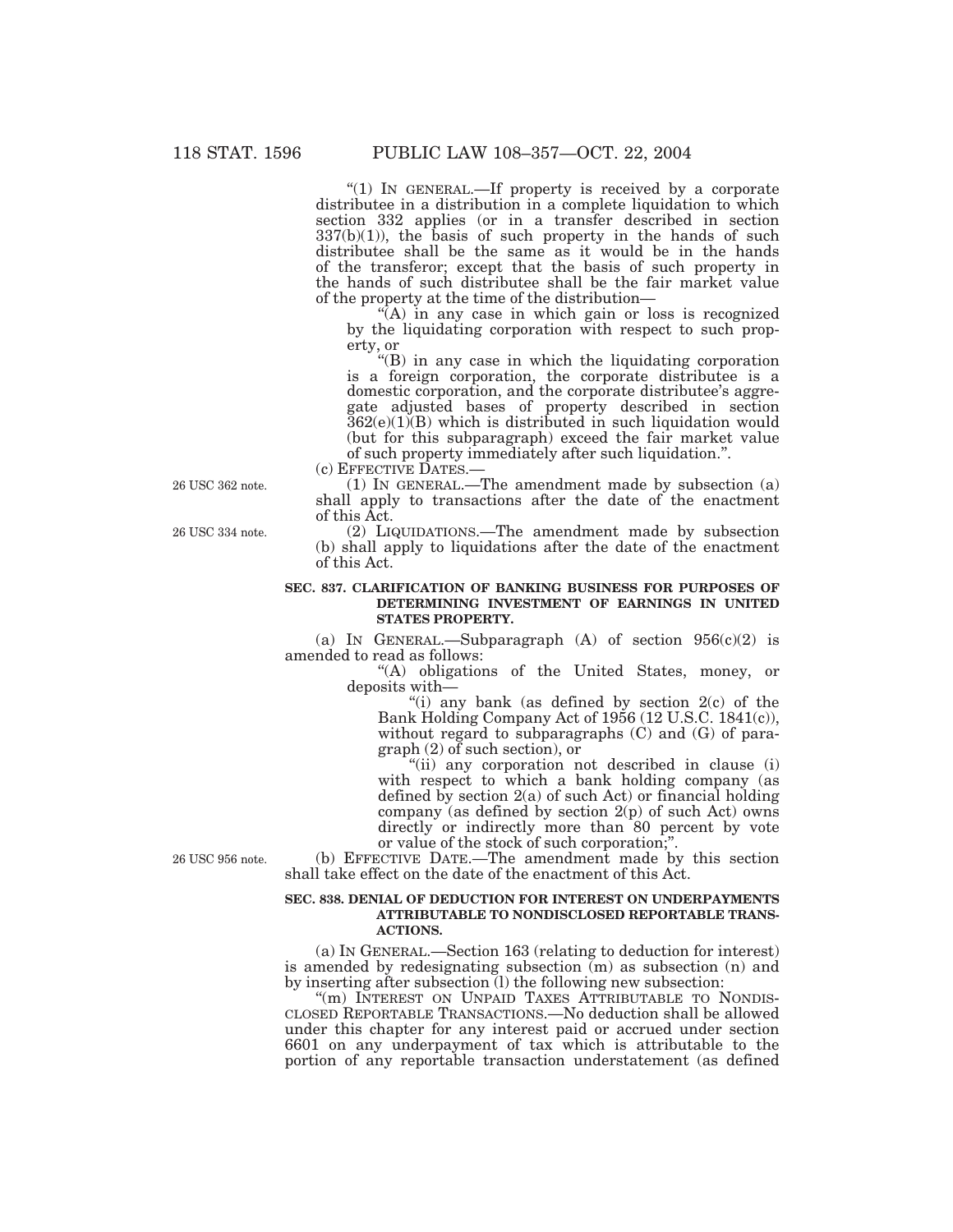"(1) IN GENERAL.—If property is received by a corporate distributee in a distribution in a complete liquidation to which section 332 applies (or in a transfer described in section 337(b)(1)), the basis of such property in the hands of such distributee shall be the same as it would be in the hands of the transferor; except that the basis of such property in the hands of such distributee shall be the fair market value of the property at the time of the distribution—

"(A) in any case in which gain or loss is recognized by the liquidating corporation with respect to such property, or

"(B) in any case in which the liquidating corporation is a foreign corporation, the corporate distributee is a domestic corporation, and the corporate distributee's aggregate adjusted bases of property described in section 362(e)(1)(B) which is distributed in such liquidation would (but for this subparagraph) exceed the fair market value of such property immediately after such liquidation.".

(c) EFFECTIVE DATES.—

26 USC 362 note.

(1) IN GENERAL.—The amendment made by subsection (a) shall apply to transactions after the date of the enactment of this Act.

26 USC 334 note.

(2) LIQUIDATIONS.—The amendment made by subsection (b) shall apply to liquidations after the date of the enactment of this Act.

**SEC. 837. CLARIFICATION OF BANKING BUSINESS FOR PURPOSES OF DETERMINING INVESTMENT OF EARNINGS IN UNITED STATES PROPERTY.**

(a) IN GENERAL.—Subparagraph (A) of section 956(c)(2) is amended to read as follows:

"(A) obligations of the United States, money, or deposits with—

"(i) any bank (as defined by section 2(c) of the Bank Holding Company Act of 1956 (12 U.S.C. 1841(c)), without regard to subparagraphs (C) and (G) of paragraph (2) of such section), or

"(ii) any corporation not described in clause (i) with respect to which a bank holding company (as defined by section 2(a) of such Act) or financial holding company (as defined by section 2(p) of such Act) owns directly or indirectly more than 80 percent by vote or value of the stock of such corporation;".

26 USC 956 note.

(b) EFFECTIVE DATE.—The amendment made by this section shall take effect on the date of the enactment of this Act.

**SEC. 838. DENIAL OF DEDUCTION FOR INTEREST ON UNDERPAYMENTS ATTRIBUTABLE TO NONDISCLOSED REPORTABLE TRANSACTIONS.**

(a) IN GENERAL.—Section 163 (relating to deduction for interest) is amended by redesignating subsection (m) as subsection (n) and by inserting after subsection (l) the following new subsection:

"(m) INTEREST ON UNPAID TAXES ATTRIBUTABLE TO NONDISCLOSED REPORTABLE TRANSACTIONS.—No deduction shall be allowed under this chapter for any interest paid or accrued under section 6601 on any underpayment of tax which is attributable to the portion of any reportable transaction understatement (as defined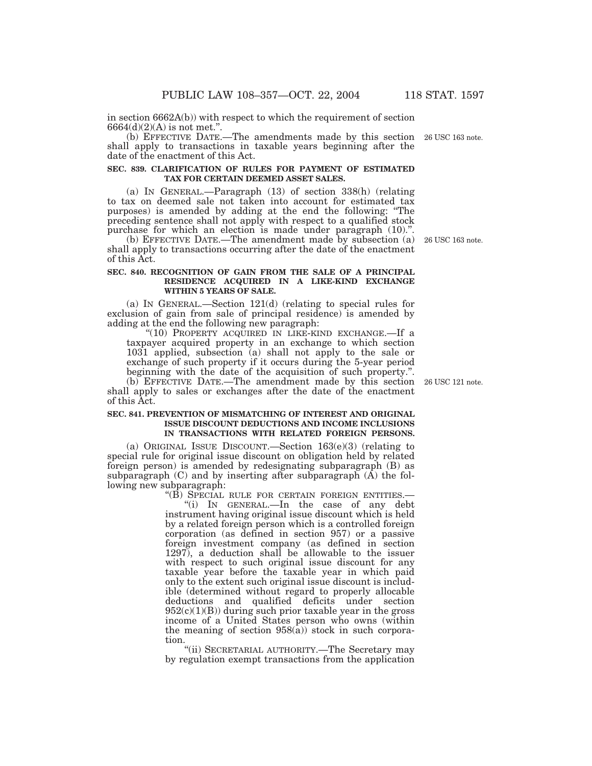in section 6662A(b)) with respect to which the requirement of section 6664(d)(2)(A) is not met.".

(b) EFFECTIVE DATE.—The amendments made by this section shall apply to transactions in taxable years beginning after the date of the enactment of this Act.

26 USC 163 note.

**SEC. 839. CLARIFICATION OF RULES FOR PAYMENT OF ESTIMATED TAX FOR CERTAIN DEEMED ASSET SALES.**

(a) IN GENERAL.—Paragraph (13) of section 338(h) (relating to tax on deemed sale not taken into account for estimated tax purposes) is amended by adding at the end the following: "The preceding sentence shall not apply with respect to a qualified stock purchase for which an election is made under paragraph (10).".

(b) EFFECTIVE DATE.—The amendment made by subsection (a) shall apply to transactions occurring after the date of the enactment of this Act.

26 USC 163 note.

**SEC. 840. RECOGNITION OF GAIN FROM THE SALE OF A PRINCIPAL RESIDENCE ACQUIRED IN A LIKE-KIND EXCHANGE WITHIN 5 YEARS OF SALE.**

(a) IN GENERAL.—Section 121(d) (relating to special rules for exclusion of gain from sale of principal residence) is amended by adding at the end the following new paragraph:

"(10) PROPERTY ACQUIRED IN LIKE-KIND EXCHANGE.—If a taxpayer acquired property in an exchange to which section 1031 applied, subsection (a) shall not apply to the sale or exchange of such property if it occurs during the 5-year period beginning with the date of the acquisition of such property.".

(b) EFFECTIVE DATE.—The amendment made by this section shall apply to sales or exchanges after the date of the enactment of this Act.

26 USC 121 note.

**SEC. 841. PREVENTION OF MISMATCHING OF INTEREST AND ORIGINAL ISSUE DISCOUNT DEDUCTIONS AND INCOME INCLUSIONS IN TRANSACTIONS WITH RELATED FOREIGN PERSONS.**

(a) ORIGINAL ISSUE DISCOUNT.—Section 163(e)(3) (relating to special rule for original issue discount on obligation held by related foreign person) is amended by redesignating subparagraph (B) as subparagraph (C) and by inserting after subparagraph (A) the following new subparagraph:

"(B) SPECIAL RULE FOR CERTAIN FOREIGN ENTITIES.—

"(i) IN GENERAL.—In the case of any debt instrument having original issue discount which is held by a related foreign person which is a controlled foreign corporation (as defined in section 957) or a passive foreign investment company (as defined in section 1297), a deduction shall be allowable to the issuer with respect to such original issue discount for any taxable year before the taxable year in which paid only to the extent such original issue discount is includible (determined without regard to properly allocable deductions and qualified deficits under section 952(c)(1)(B)) during such prior taxable year in the gross income of a United States person who owns (within the meaning of section 958(a)) stock in such corporation.

"(ii) SECRETARIAL AUTHORITY.—The Secretary may by regulation exempt transactions from the application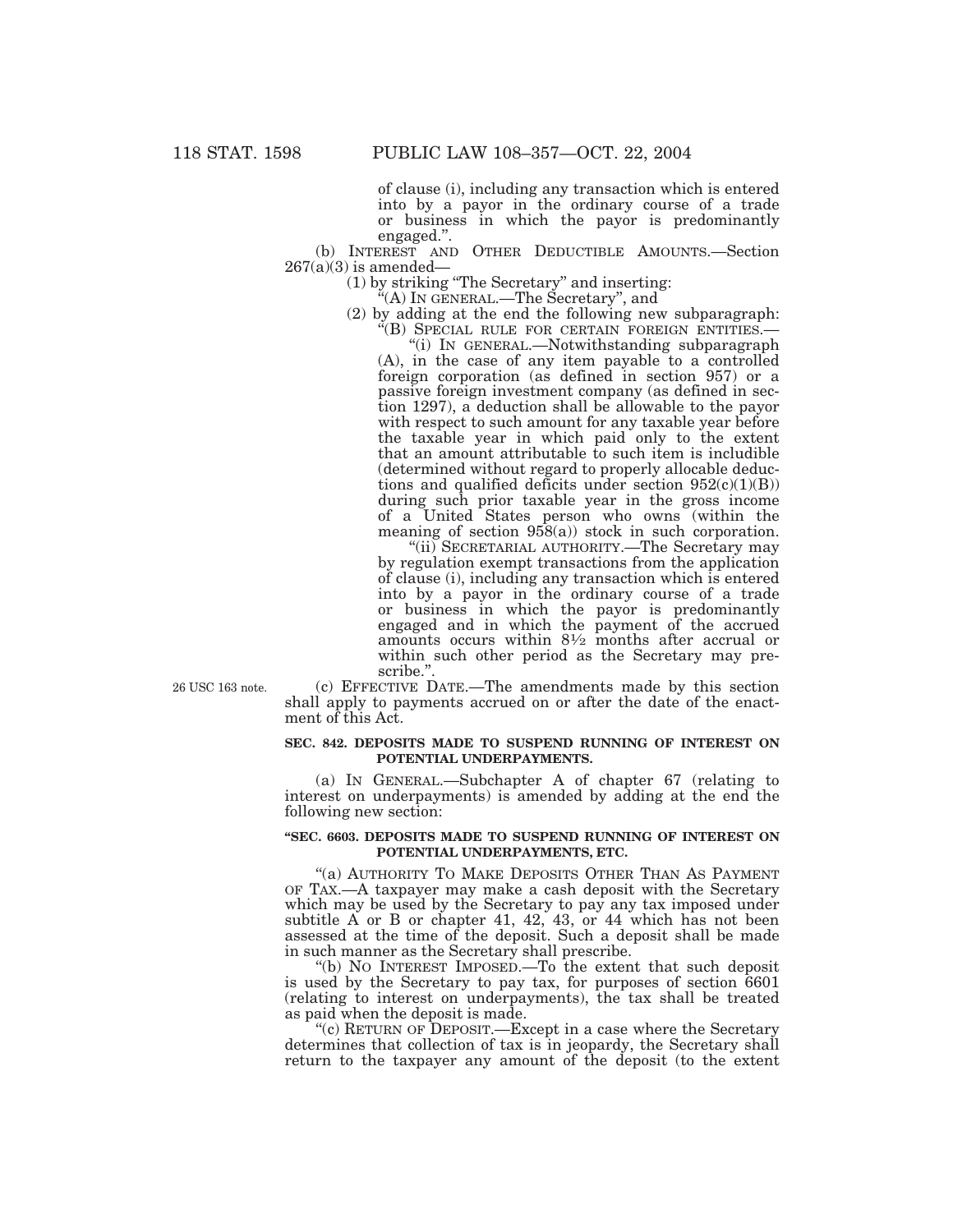of clause (i), including any transaction which is entered into by a payor in the ordinary course of a trade or business in which the payor is predominantly engaged.".

(b) INTEREST AND OTHER DEDUCTIBLE AMOUNTS.—Section 267(a)(3) is amended—

(1) by striking "The Secretary" and inserting:

"(A) IN GENERAL.—The Secretary", and

(2) by adding at the end the following new subparagraph:

"(B) SPECIAL RULE FOR CERTAIN FOREIGN ENTITIES.—

"(i) IN GENERAL.—Notwithstanding subparagraph (A), in the case of any item payable to a controlled foreign corporation (as defined in section 957) or a passive foreign investment company (as defined in section 1297), a deduction shall be allowable to the payor with respect to such amount for any taxable year before the taxable year in which paid only to the extent that an amount attributable to such item is includible (determined without regard to properly allocable deductions and qualified deficits under section 952(c)(1)(B)) during such prior taxable year in the gross income of a United States person who owns (within the meaning of section 958(a)) stock in such corporation.

"(ii) SECRETARIAL AUTHORITY.—The Secretary may by regulation exempt transactions from the application of clause (i), including any transaction which is entered into by a payor in the ordinary course of a trade or business in which the payor is predominantly engaged and in which the payment of the accrued amounts occurs within 8½ months after accrual or within such other period as the Secretary may prescribe.".

26 USC 163 note.

(c) EFFECTIVE DATE.—The amendments made by this section shall apply to payments accrued on or after the date of the enactment of this Act.

**SEC. 842. DEPOSITS MADE TO SUSPEND RUNNING OF INTEREST ON POTENTIAL UNDERPAYMENTS.**

(a) IN GENERAL.—Subchapter A of chapter 67 (relating to interest on underpayments) is amended by adding at the end the following new section:

**"SEC. 6603. DEPOSITS MADE TO SUSPEND RUNNING OF INTEREST ON POTENTIAL UNDERPAYMENTS, ETC.**

"(a) AUTHORITY TO MAKE DEPOSITS OTHER THAN AS PAYMENT OF TAX.—A taxpayer may make a cash deposit with the Secretary which may be used by the Secretary to pay any tax imposed under subtitle A or B or chapter 41, 42, 43, or 44 which has not been assessed at the time of the deposit. Such a deposit shall be made in such manner as the Secretary shall prescribe.

"(b) NO INTEREST IMPOSED.—To the extent that such deposit is used by the Secretary to pay tax, for purposes of section 6601 (relating to interest on underpayments), the tax shall be treated as paid when the deposit is made.

"(c) RETURN OF DEPOSIT.—Except in a case where the Secretary determines that collection of tax is in jeopardy, the Secretary shall return to the taxpayer any amount of the deposit (to the extent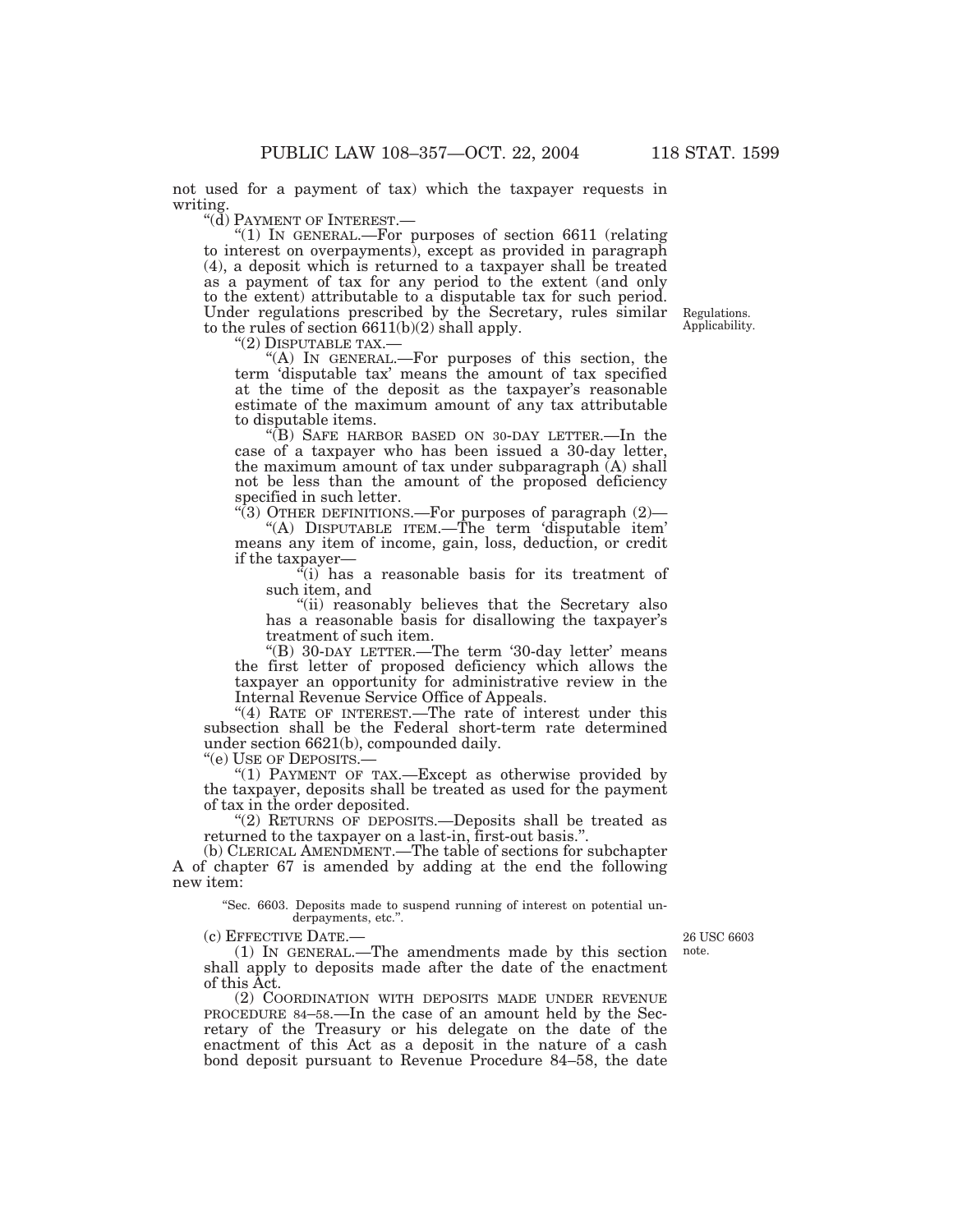not used for a payment of tax) which the taxpayer requests in writing.

"(d) PAYMENT OF INTEREST.—

"(1) IN GENERAL.—For purposes of section 6611 (relating to interest on overpayments), except as provided in paragraph (4), a deposit which is returned to a taxpayer shall be treated as a payment of tax for any period to the extent (and only to the extent) attributable to a disputable tax for such period. Under regulations prescribed by the Secretary, rules similar to the rules of section 6611(b)(2) shall apply.

Regulations. Applicability.

"(2) DISPUTABLE TAX.—

"(A) IN GENERAL.—For purposes of this section, the term 'disputable tax' means the amount of tax specified at the time of the deposit as the taxpayer's reasonable estimate of the maximum amount of any tax attributable to disputable items.

"(B) SAFE HARBOR BASED ON 30-DAY LETTER.—In the case of a taxpayer who has been issued a 30-day letter, the maximum amount of tax under subparagraph (A) shall not be less than the amount of the proposed deficiency specified in such letter.

"(3) OTHER DEFINITIONS.—For purposes of paragraph (2)—

"(A) DISPUTABLE ITEM.—The term 'disputable item' means any item of income, gain, loss, deduction, or credit if the taxpayer—

"(i) has a reasonable basis for its treatment of such item, and

"(ii) reasonably believes that the Secretary also has a reasonable basis for disallowing the taxpayer's treatment of such item.

"(B) 30-DAY LETTER.—The term '30-day letter' means the first letter of proposed deficiency which allows the taxpayer an opportunity for administrative review in the Internal Revenue Service Office of Appeals.

"(4) RATE OF INTEREST.—The rate of interest under this subsection shall be the Federal short-term rate determined under section 6621(b), compounded daily.

"(e) USE OF DEPOSITS.—

"(1) PAYMENT OF TAX.—Except as otherwise provided by the taxpayer, deposits shall be treated as used for the payment of tax in the order deposited.

"(2) RETURNS OF DEPOSITS.—Deposits shall be treated as returned to the taxpayer on a last-in, first-out basis.".

(b) CLERICAL AMENDMENT.—The table of sections for subchapter A of chapter 67 is amended by adding at the end the following new item:

"Sec. 6603. Deposits made to suspend running of interest on potential underpayments, etc.".

(c) EFFECTIVE DATE.—

26 USC 6603 note.

(1) IN GENERAL.—The amendments made by this section shall apply to deposits made after the date of the enactment of this Act.

(2) COORDINATION WITH DEPOSITS MADE UNDER REVENUE PROCEDURE 84–58.—In the case of an amount held by the Secretary of the Treasury or his delegate on the date of the enactment of this Act as a deposit in the nature of a cash bond deposit pursuant to Revenue Procedure 84–58, the date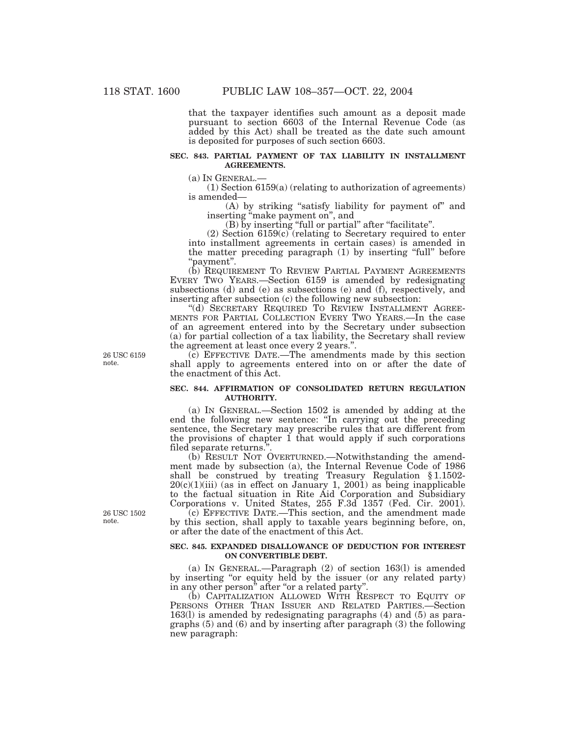that the taxpayer identifies such amount as a deposit made pursuant to section 6603 of the Internal Revenue Code (as added by this Act) shall be treated as the date such amount is deposited for purposes of such section 6603.

**SEC. 843. PARTIAL PAYMENT OF TAX LIABILITY IN INSTALLMENT AGREEMENTS.**

(a) IN GENERAL.—

(1) Section 6159(a) (relating to authorization of agreements) is amended—

(A) by striking "satisfy liability for payment of" and inserting "make payment on", and

(B) by inserting "full or partial" after "facilitate".

(2) Section 6159(c) (relating to Secretary required to enter into installment agreements in certain cases) is amended in the matter preceding paragraph (1) by inserting "full" before "payment".

(b) REQUIREMENT TO REVIEW PARTIAL PAYMENT AGREEMENTS EVERY TWO YEARS.—Section 6159 is amended by redesignating subsections (d) and (e) as subsections (e) and (f), respectively, and inserting after subsection (c) the following new subsection:

"(d) SECRETARY REQUIRED TO REVIEW INSTALLMENT AGREEMENTS FOR PARTIAL COLLECTION EVERY TWO YEARS.—In the case of an agreement entered into by the Secretary under subsection (a) for partial collection of a tax liability, the Secretary shall review the agreement at least once every 2 years.".

26 USC 6159 note.

(c) EFFECTIVE DATE.—The amendments made by this section shall apply to agreements entered into on or after the date of the enactment of this Act.

**SEC. 844. AFFIRMATION OF CONSOLIDATED RETURN REGULATION AUTHORITY.**

(a) IN GENERAL.—Section 1502 is amended by adding at the end the following new sentence: "In carrying out the preceding sentence, the Secretary may prescribe rules that are different from the provisions of chapter 1 that would apply if such corporations filed separate returns.".

(b) RESULT NOT OVERTURNED.—Notwithstanding the amendment made by subsection (a), the Internal Revenue Code of 1986 shall be construed by treating Treasury Regulation § 1.1502-20(c)(1)(iii) (as in effect on January 1, 2001) as being inapplicable to the factual situation in Rite Aid Corporation and Subsidiary Corporations v. United States, 255 F.3d 1357 (Fed. Cir. 2001).

26 USC 1502 note.

(c) EFFECTIVE DATE.—This section, and the amendment made by this section, shall apply to taxable years beginning before, on, or after the date of the enactment of this Act.

**SEC. 845. EXPANDED DISALLOWANCE OF DEDUCTION FOR INTEREST ON CONVERTIBLE DEBT.**

(a) IN GENERAL.—Paragraph (2) of section 163(l) is amended by inserting "or equity held by the issuer (or any related party) in any other person" after "or a related party".

(b) CAPITALIZATION ALLOWED WITH RESPECT TO EQUITY OF PERSONS OTHER THAN ISSUER AND RELATED PARTIES.—Section 163(l) is amended by redesignating paragraphs (4) and (5) as paragraphs (5) and (6) and by inserting after paragraph (3) the following new paragraph: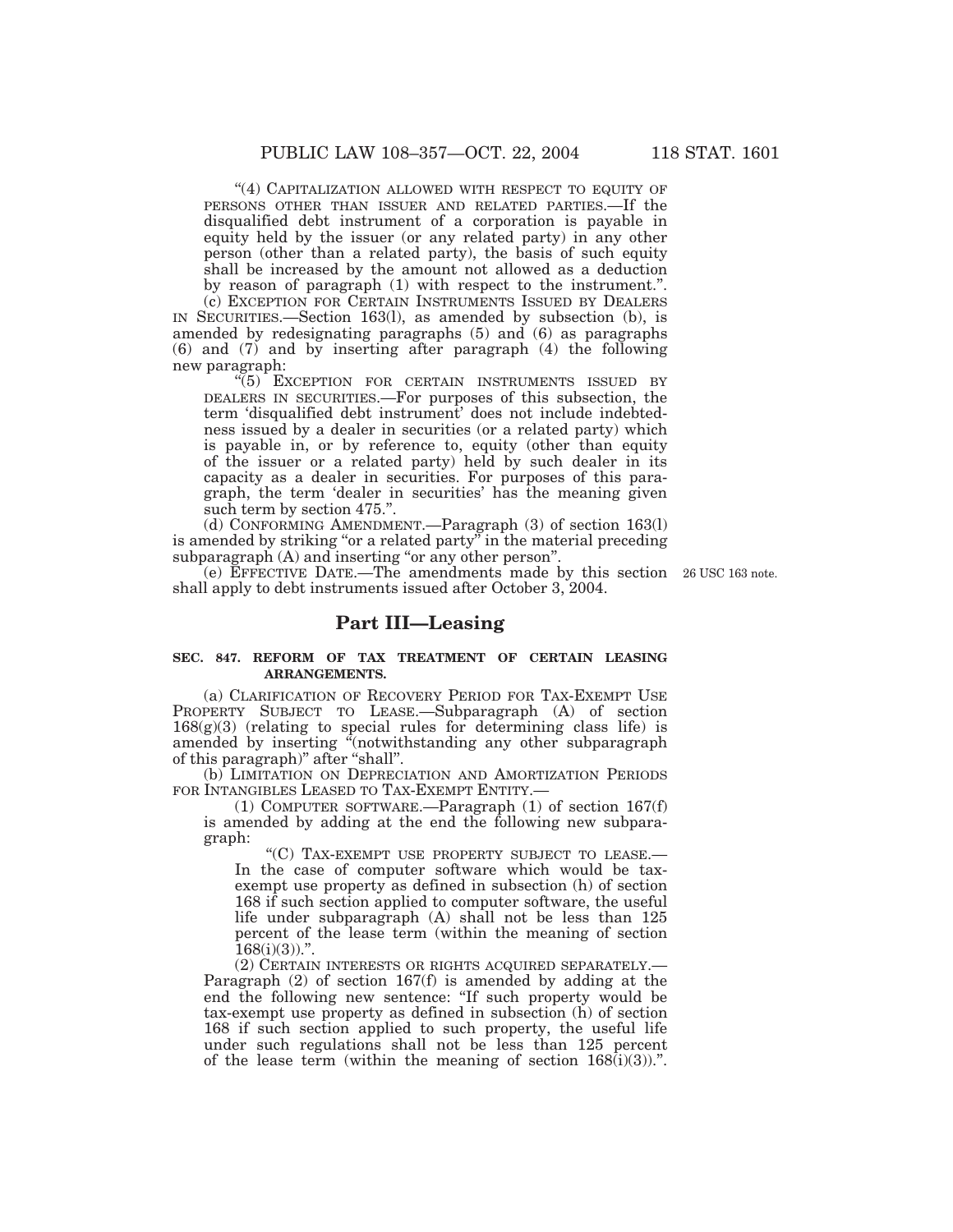"(4) CAPITALIZATION ALLOWED WITH RESPECT TO EQUITY OF PERSONS OTHER THAN ISSUER AND RELATED PARTIES.—If the disqualified debt instrument of a corporation is payable in equity held by the issuer (or any related party) in any other person (other than a related party), the basis of such equity shall be increased by the amount not allowed as a deduction by reason of paragraph (1) with respect to the instrument.".

(c) EXCEPTION FOR CERTAIN INSTRUMENTS ISSUED BY DEALERS IN SECURITIES.—Section 163(l), as amended by subsection (b), is amended by redesignating paragraphs (5) and (6) as paragraphs (6) and (7) and by inserting after paragraph (4) the following new paragraph:

"(5) EXCEPTION FOR CERTAIN INSTRUMENTS ISSUED BY DEALERS IN SECURITIES.—For purposes of this subsection, the term 'disqualified debt instrument' does not include indebtedness issued by a dealer in securities (or a related party) which is payable in, or by reference to, equity (other than equity of the issuer or a related party) held by such dealer in its capacity as a dealer in securities. For purposes of this paragraph, the term 'dealer in securities' has the meaning given such term by section 475.".

(d) CONFORMING AMENDMENT.—Paragraph (3) of section 163(l) is amended by striking "or a related party" in the material preceding subparagraph (A) and inserting "or any other person".

(e) EFFECTIVE DATE.—The amendments made by this section shall apply to debt instruments issued after October 3, 2004.

26 USC 163 note.

## Part III—Leasing

**SEC. 847. REFORM OF TAX TREATMENT OF CERTAIN LEASING ARRANGEMENTS.**

(a) CLARIFICATION OF RECOVERY PERIOD FOR TAX-EXEMPT USE PROPERTY SUBJECT TO LEASE.—Subparagraph (A) of section 168(g)(3) (relating to special rules for determining class life) is amended by inserting "(notwithstanding any other subparagraph of this paragraph)" after "shall".

(b) LIMITATION ON DEPRECIATION AND AMORTIZATION PERIODS FOR INTANGIBLES LEASED TO TAX-EXEMPT ENTITY.—

(1) COMPUTER SOFTWARE.—Paragraph (1) of section 167(f) is amended by adding at the end the following new subparagraph:

"(C) TAX-EXEMPT USE PROPERTY SUBJECT TO LEASE.—In the case of computer software which would be tax-exempt use property as defined in subsection (h) of section 168 if such section applied to computer software, the useful life under subparagraph (A) shall not be less than 125 percent of the lease term (within the meaning of section 168(i)(3)).".

(2) CERTAIN INTERESTS OR RIGHTS ACQUIRED SEPARATELY.—Paragraph (2) of section 167(f) is amended by adding at the end the following new sentence: "If such property would be tax-exempt use property as defined in subsection (h) of section 168 if such section applied to such property, the useful life under such regulations shall not be less than 125 percent of the lease term (within the meaning of section 168(i)(3)).".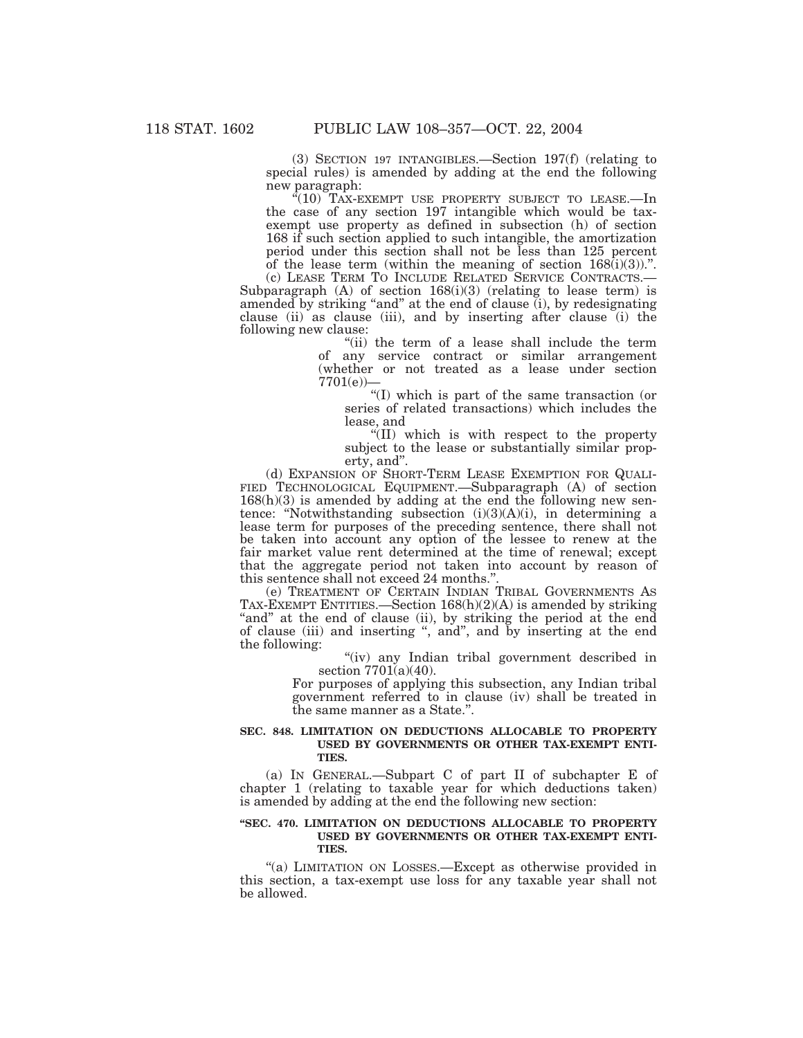(3) SECTION 197 INTANGIBLES.—Section 197(f) (relating to special rules) is amended by adding at the end the following new paragraph:

"(10) TAX-EXEMPT USE PROPERTY SUBJECT TO LEASE.—In the case of any section 197 intangible which would be tax-exempt use property as defined in subsection (h) of section 168 if such section applied to such intangible, the amortization period under this section shall not be less than 125 percent of the lease term (within the meaning of section 168(i)(3)).".

(c) LEASE TERM TO INCLUDE RELATED SERVICE CONTRACTS.—Subparagraph (A) of section 168(i)(3) (relating to lease term) is amended by striking "and" at the end of clause (i), by redesignating clause (ii) as clause (iii), and by inserting after clause (i) the following new clause:

"(ii) the term of a lease shall include the term of any service contract or similar arrangement (whether or not treated as a lease under section 7701(e))—

"(I) which is part of the same transaction (or series of related transactions) which includes the lease, and

"(II) which is with respect to the property subject to the lease or substantially similar property, and".

(d) EXPANSION OF SHORT-TERM LEASE EXEMPTION FOR QUALIFIED TECHNOLOGICAL EQUIPMENT.—Subparagraph (A) of section 168(h)(3) is amended by adding at the end the following new sentence: "Notwithstanding subsection (i)(3)(A)(i), in determining a lease term for purposes of the preceding sentence, there shall not be taken into account any option of the lessee to renew at the fair market value rent determined at the time of renewal; except that the aggregate period not taken into account by reason of this sentence shall not exceed 24 months.".

(e) TREATMENT OF CERTAIN INDIAN TRIBAL GOVERNMENTS AS TAX-EXEMPT ENTITIES.—Section 168(h)(2)(A) is amended by striking "and" at the end of clause (ii), by striking the period at the end of clause (iii) and inserting ", and", and by inserting at the end the following:

"(iv) any Indian tribal government described in section 7701(a)(40).

For purposes of applying this subsection, any Indian tribal government referred to in clause (iv) shall be treated in the same manner as a State.".

**SEC. 848. LIMITATION ON DEDUCTIONS ALLOCABLE TO PROPERTY USED BY GOVERNMENTS OR OTHER TAX-EXEMPT ENTITIES.**

(a) IN GENERAL.—Subpart C of part II of subchapter E of chapter 1 (relating to taxable year for which deductions taken) is amended by adding at the end the following new section:

**"SEC. 470. LIMITATION ON DEDUCTIONS ALLOCABLE TO PROPERTY USED BY GOVERNMENTS OR OTHER TAX-EXEMPT ENTITIES.**

"(a) LIMITATION ON LOSSES.—Except as otherwise provided in this section, a tax-exempt use loss for any taxable year shall not be allowed.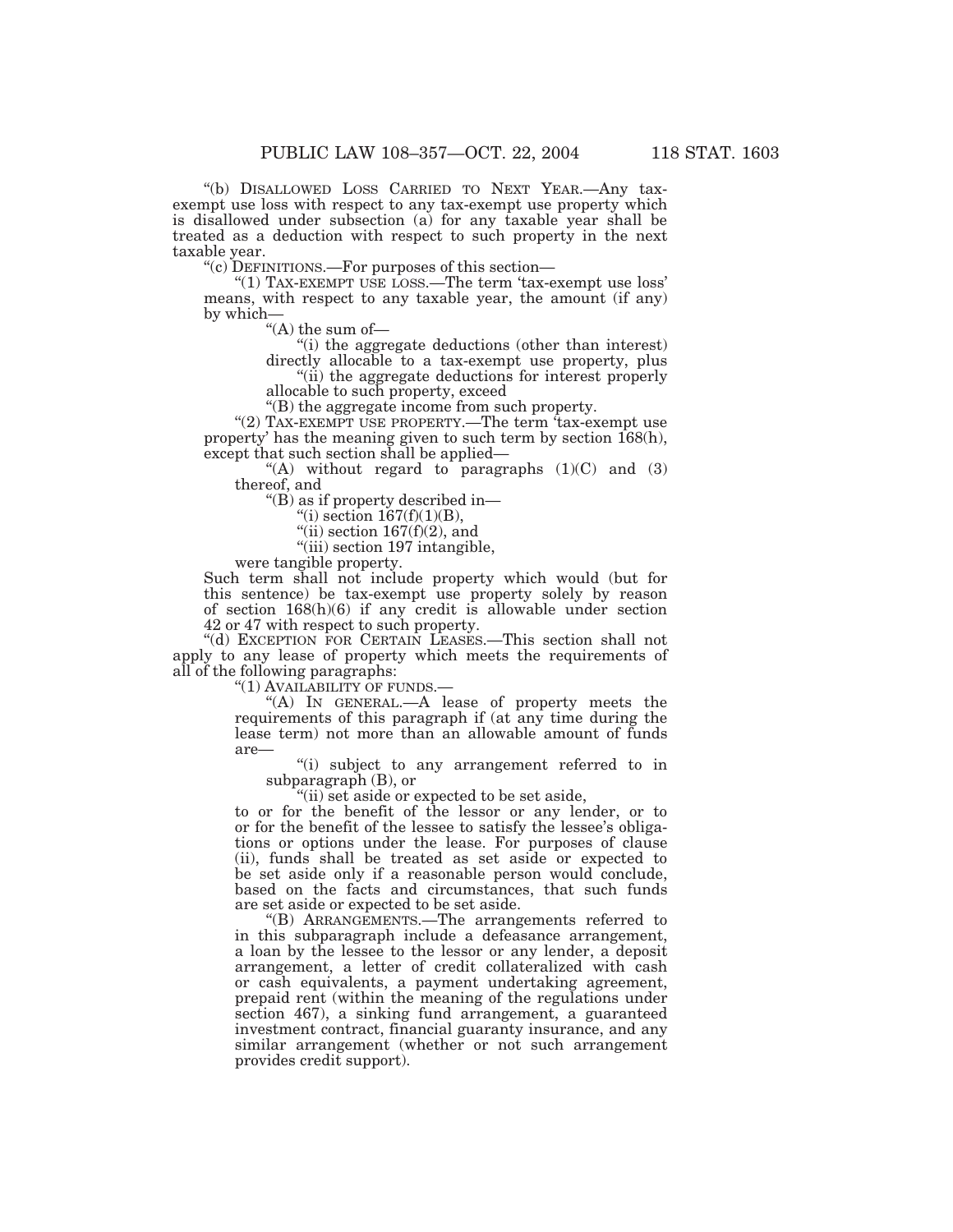"(b) DISALLOWED LOSS CARRIED TO NEXT YEAR.—Any tax-exempt use loss with respect to any tax-exempt use property which is disallowed under subsection (a) for any taxable year shall be treated as a deduction with respect to such property in the next taxable year.

"(c) DEFINITIONS.—For purposes of this section—

"(1) TAX-EXEMPT USE LOSS.—The term 'tax-exempt use loss' means, with respect to any taxable year, the amount (if any) by which—

"(A) the sum of—

"(i) the aggregate deductions (other than interest) directly allocable to a tax-exempt use property, plus

"(ii) the aggregate deductions for interest properly allocable to such property, exceed

"(B) the aggregate income from such property.

"(2) TAX-EXEMPT USE PROPERTY.—The term 'tax-exempt use property' has the meaning given to such term by section 168(h), except that such section shall be applied—

"(A) without regard to paragraphs (1)(C) and (3) thereof, and

"(B) as if property described in—

"(i) section 167(f)(1)(B),

"(ii) section 167(f)(2), and

"(iii) section 197 intangible,

were tangible property.

Such term shall not include property which would (but for this sentence) be tax-exempt use property solely by reason of section 168(h)(6) if any credit is allowable under section 42 or 47 with respect to such property.

"(d) EXCEPTION FOR CERTAIN LEASES.—This section shall not apply to any lease of property which meets the requirements of all of the following paragraphs:

"(1) AVAILABILITY OF FUNDS.—

"(A) IN GENERAL.—A lease of property meets the requirements of this paragraph if (at any time during the lease term) not more than an allowable amount of funds are—

"(i) subject to any arrangement referred to in subparagraph (B), or

"(ii) set aside or expected to be set aside,

to or for the benefit of the lessor or any lender, or to or for the benefit of the lessee to satisfy the lessee's obligations or options under the lease. For purposes of clause (ii), funds shall be treated as set aside or expected to be set aside only if a reasonable person would conclude, based on the facts and circumstances, that such funds are set aside or expected to be set aside.

"(B) ARRANGEMENTS.—The arrangements referred to in this subparagraph include a defeasance arrangement, a loan by the lessee to the lessor or any lender, a deposit arrangement, a letter of credit collateralized with cash or cash equivalents, a payment undertaking agreement, prepaid rent (within the meaning of the regulations under section 467), a sinking fund arrangement, a guaranteed investment contract, financial guaranty insurance, and any similar arrangement (whether or not such arrangement provides credit support).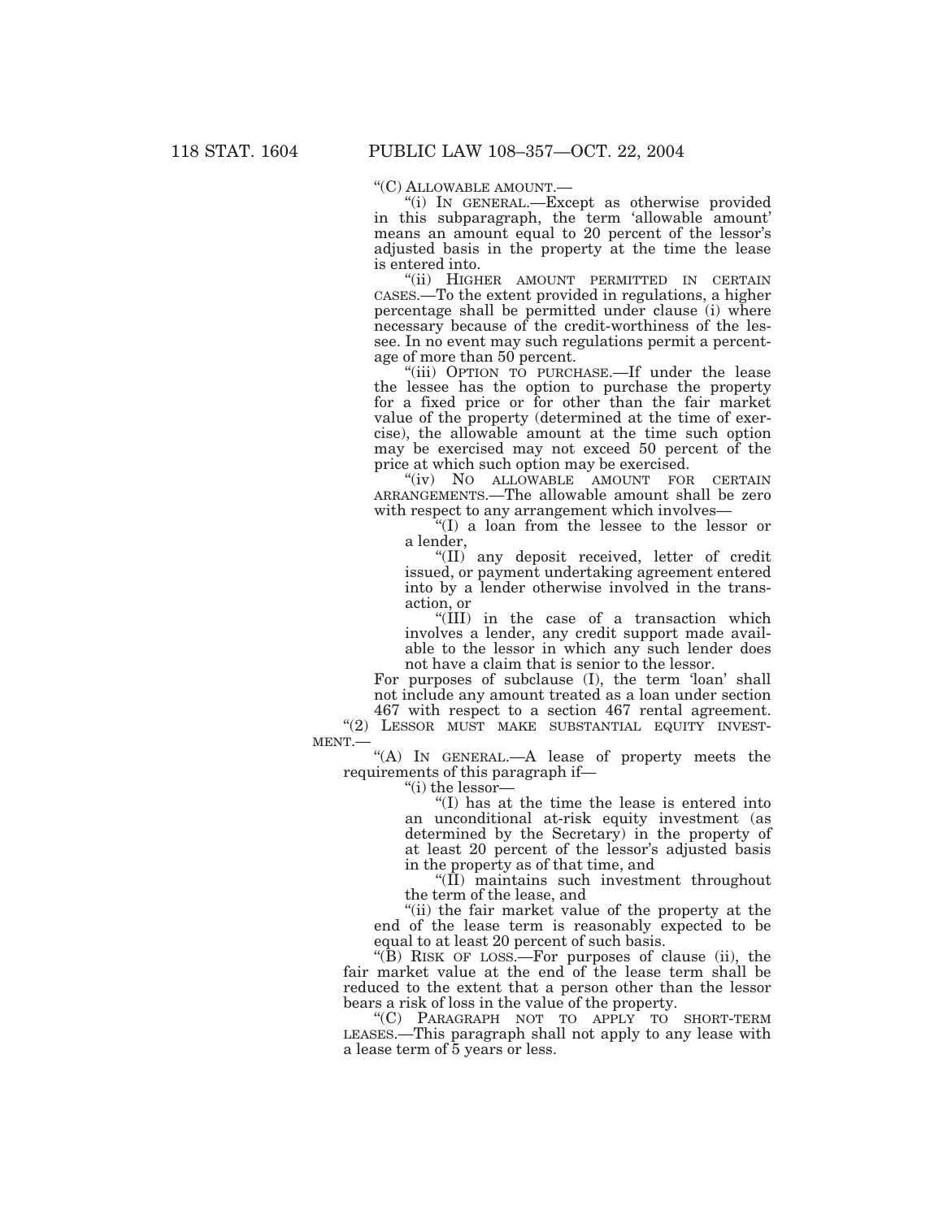"(C) ALLOWABLE AMOUNT.—

"(i) IN GENERAL.—Except as otherwise provided in this subparagraph, the term 'allowable amount' means an amount equal to 20 percent of the lessor's adjusted basis in the property at the time the lease is entered into.

"(ii) HIGHER AMOUNT PERMITTED IN CERTAIN CASES.—To the extent provided in regulations, a higher percentage shall be permitted under clause (i) where necessary because of the credit-worthiness of the lessee. In no event may such regulations permit a percentage of more than 50 percent.

"(iii) OPTION TO PURCHASE.—If under the lease the lessee has the option to purchase the property for a fixed price or for other than the fair market value of the property (determined at the time of exercise), the allowable amount at the time such option may be exercised may not exceed 50 percent of the price at which such option may be exercised.

"(iv) NO ALLOWABLE AMOUNT FOR CERTAIN ARRANGEMENTS.—The allowable amount shall be zero with respect to any arrangement which involves—

"(I) a loan from the lessee to the lessor or a lender,

"(II) any deposit received, letter of credit issued, or payment undertaking agreement entered into by a lender otherwise involved in the transaction, or

"(III) in the case of a transaction which involves a lender, any credit support made available to the lessor in which any such lender does not have a claim that is senior to the lessor.

For purposes of subclause (I), the term 'loan' shall not include any amount treated as a loan under section 467 with respect to a section 467 rental agreement.

"(2) LESSOR MUST MAKE SUBSTANTIAL EQUITY INVESTMENT.—

"(A) IN GENERAL.—A lease of property meets the requirements of this paragraph if—

"(i) the lessor—

"(I) has at the time the lease is entered into an unconditional at-risk equity investment (as determined by the Secretary) in the property of at least 20 percent of the lessor's adjusted basis in the property as of that time, and

"(II) maintains such investment throughout the term of the lease, and

"(ii) the fair market value of the property at the end of the lease term is reasonably expected to be equal to at least 20 percent of such basis.

"(B) RISK OF LOSS.—For purposes of clause (ii), the fair market value at the end of the lease term shall be reduced to the extent that a person other than the lessor bears a risk of loss in the value of the property.

"(C) PARAGRAPH NOT TO APPLY TO SHORT-TERM LEASES.—This paragraph shall not apply to any lease with a lease term of 5 years or less.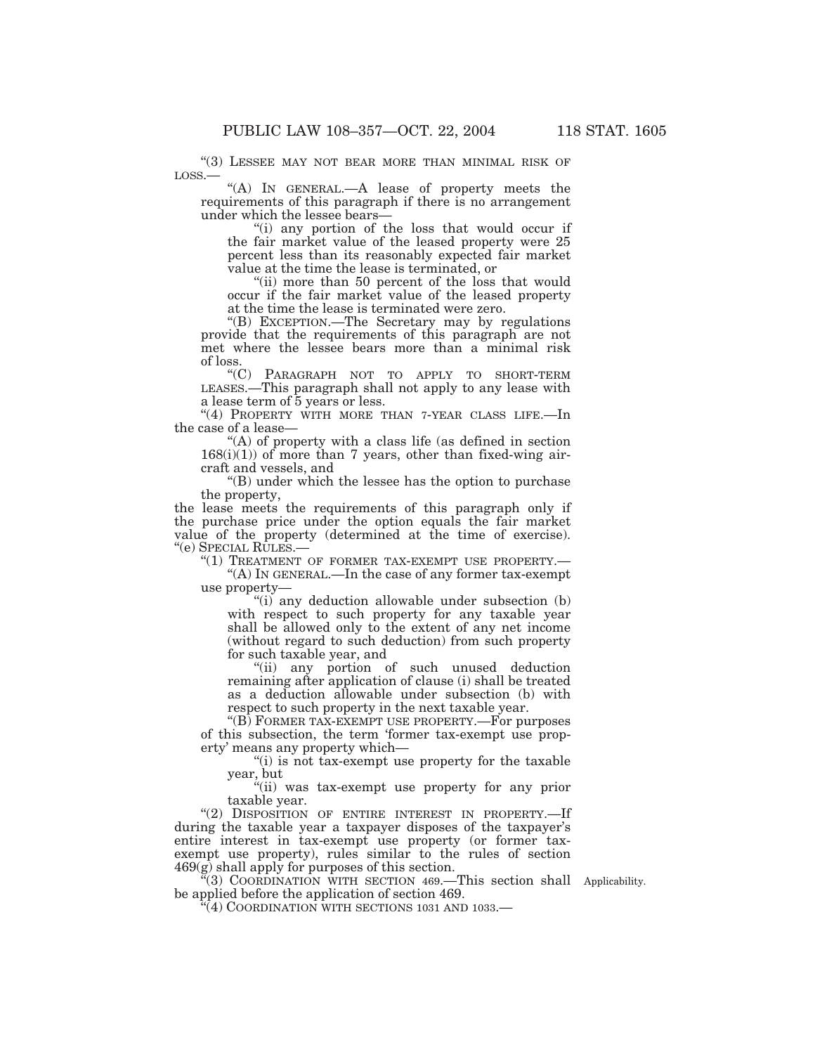"(3) LESSEE MAY NOT BEAR MORE THAN MINIMAL RISK OF LOSS.—

"(A) IN GENERAL.—A lease of property meets the requirements of this paragraph if there is no arrangement under which the lessee bears—

"(i) any portion of the loss that would occur if the fair market value of the leased property were 25 percent less than its reasonably expected fair market value at the time the lease is terminated, or

"(ii) more than 50 percent of the loss that would occur if the fair market value of the leased property at the time the lease is terminated were zero.

"(B) EXCEPTION.—The Secretary may by regulations provide that the requirements of this paragraph are not met where the lessee bears more than a minimal risk of loss.

"(C) PARAGRAPH NOT TO APPLY TO SHORT-TERM LEASES.—This paragraph shall not apply to any lease with a lease term of 5 years or less.

"(4) PROPERTY WITH MORE THAN 7-YEAR CLASS LIFE.—In the case of a lease—

"(A) of property with a class life (as defined in section 168(i)(1)) of more than 7 years, other than fixed-wing aircraft and vessels, and

"(B) under which the lessee has the option to purchase the property,

the lease meets the requirements of this paragraph only if the purchase price under the option equals the fair market value of the property (determined at the time of exercise).

"(e) SPECIAL RULES.—

"(1) TREATMENT OF FORMER TAX-EXEMPT USE PROPERTY.—

"(A) IN GENERAL.—In the case of any former tax-exempt use property—

"(i) any deduction allowable under subsection (b) with respect to such property for any taxable year shall be allowed only to the extent of any net income (without regard to such deduction) from such property for such taxable year, and

"(ii) any portion of such unused deduction remaining after application of clause (i) shall be treated as a deduction allowable under subsection (b) with respect to such property in the next taxable year.

"(B) FORMER TAX-EXEMPT USE PROPERTY.—For purposes of this subsection, the term 'former tax-exempt use property' means any property which—

"(i) is not tax-exempt use property for the taxable year, but

"(ii) was tax-exempt use property for any prior taxable year.

"(2) DISPOSITION OF ENTIRE INTEREST IN PROPERTY.—If during the taxable year a taxpayer disposes of the taxpayer's entire interest in tax-exempt use property (or former tax-exempt use property), rules similar to the rules of section 469(g) shall apply for purposes of this section.

"(3) COORDINATION WITH SECTION 469.—This section shall be applied before the application of section 469. Applicability.

"(4) COORDINATION WITH SECTIONS 1031 AND 1033.—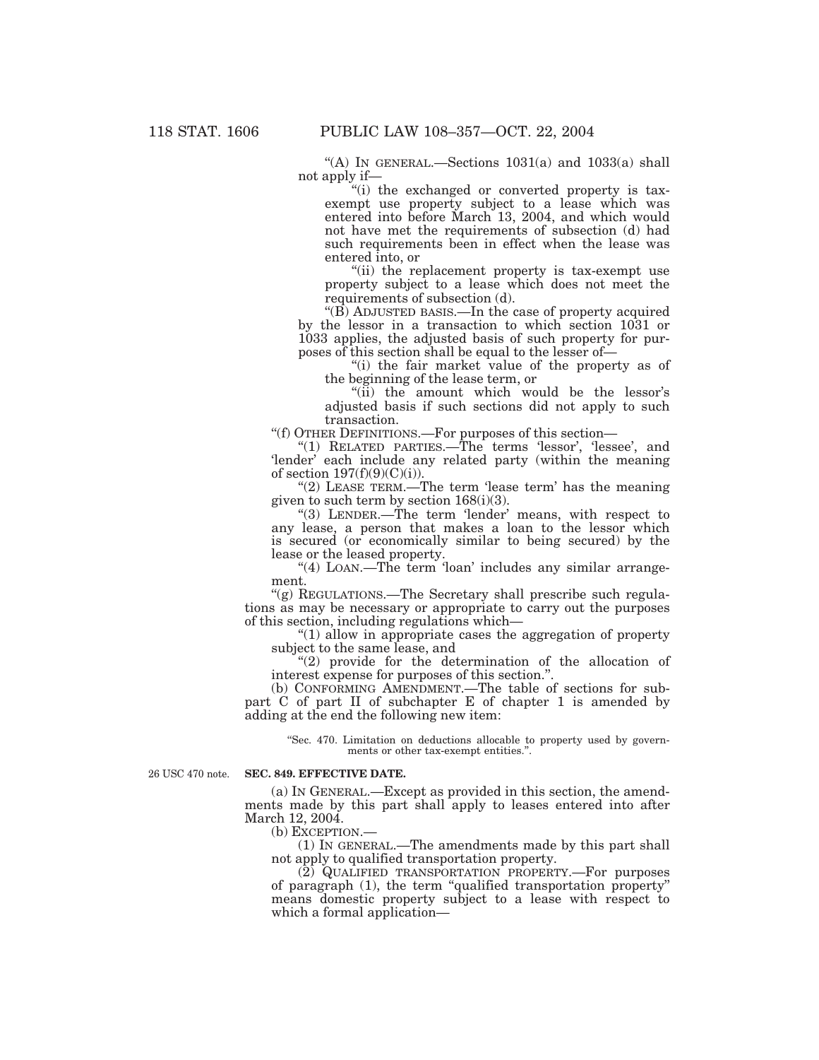"(A) IN GENERAL.—Sections 1031(a) and 1033(a) shall not apply if—

"(i) the exchanged or converted property is tax-exempt use property subject to a lease which was entered into before March 13, 2004, and which would not have met the requirements of subsection (d) had such requirements been in effect when the lease was entered into, or

"(ii) the replacement property is tax-exempt use property subject to a lease which does not meet the requirements of subsection (d).

"(B) ADJUSTED BASIS.—In the case of property acquired by the lessor in a transaction to which section 1031 or 1033 applies, the adjusted basis of such property for purposes of this section shall be equal to the lesser of—

"(i) the fair market value of the property as of the beginning of the lease term, or

"(ii) the amount which would be the lessor's adjusted basis if such sections did not apply to such transaction.

"(f) OTHER DEFINITIONS.—For purposes of this section—

"(1) RELATED PARTIES.—The terms 'lessor', 'lessee', and 'lender' each include any related party (within the meaning of section 197(f)(9)(C)(i)).

"(2) LEASE TERM.—The term 'lease term' has the meaning given to such term by section 168(i)(3).

"(3) LENDER.—The term 'lender' means, with respect to any lease, a person that makes a loan to the lessor which is secured (or economically similar to being secured) by the lease or the leased property.

"(4) LOAN.—The term 'loan' includes any similar arrangement.

"(g) REGULATIONS.—The Secretary shall prescribe such regulations as may be necessary or appropriate to carry out the purposes of this section, including regulations which—

"(1) allow in appropriate cases the aggregation of property subject to the same lease, and

"(2) provide for the determination of the allocation of interest expense for purposes of this section.".

(b) CONFORMING AMENDMENT.—The table of sections for subpart C of part II of subchapter E of chapter 1 is amended by adding at the end the following new item:

"Sec. 470. Limitation on deductions allocable to property used by governments or other tax-exempt entities.".

26 USC 470 note.

**SEC. 849. EFFECTIVE DATE.**

(a) IN GENERAL.—Except as provided in this section, the amendments made by this part shall apply to leases entered into after March 12, 2004.

(b) EXCEPTION.—

(1) IN GENERAL.—The amendments made by this part shall not apply to qualified transportation property.

(2) QUALIFIED TRANSPORTATION PROPERTY.—For purposes of paragraph (1), the term "qualified transportation property" means domestic property subject to a lease with respect to which a formal application—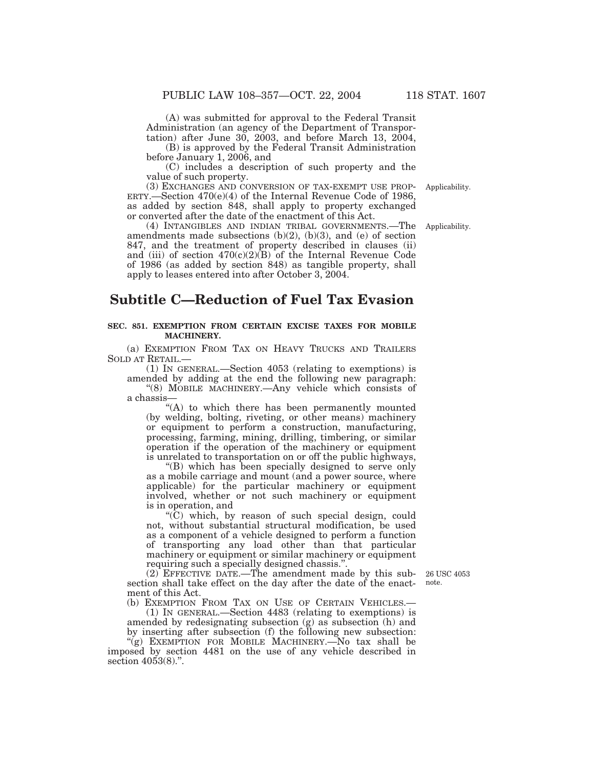(A) was submitted for approval to the Federal Transit Administration (an agency of the Department of Transportation) after June 30, 2003, and before March 13, 2004,

(B) is approved by the Federal Transit Administration before January 1, 2006, and

(C) includes a description of such property and the value of such property.

(3) EXCHANGES AND CONVERSION OF TAX-EXEMPT USE PROPERTY.—Section 470(e)(4) of the Internal Revenue Code of 1986, as added by section 848, shall apply to property exchanged or converted after the date of the enactment of this Act.

Applicability.

(4) INTANGIBLES AND INDIAN TRIBAL GOVERNMENTS.—The amendments made subsections (b)(2), (b)(3), and (e) of section 847, and the treatment of property described in clauses (ii) and (iii) of section 470(c)(2)(B) of the Internal Revenue Code of 1986 (as added by section 848) as tangible property, shall apply to leases entered into after October 3, 2004.

Applicability.

# Subtitle C—Reduction of Fuel Tax Evasion

**SEC. 851. EXEMPTION FROM CERTAIN EXCISE TAXES FOR MOBILE MACHINERY.**

(a) EXEMPTION FROM TAX ON HEAVY TRUCKS AND TRAILERS SOLD AT RETAIL.—

(1) IN GENERAL.—Section 4053 (relating to exemptions) is amended by adding at the end the following new paragraph:

"(8) MOBILE MACHINERY.—Any vehicle which consists of a chassis—

"(A) to which there has been permanently mounted (by welding, bolting, riveting, or other means) machinery or equipment to perform a construction, manufacturing, processing, farming, mining, drilling, timbering, or similar operation if the operation of the machinery or equipment is unrelated to transportation on or off the public highways,

"(B) which has been specially designed to serve only as a mobile carriage and mount (and a power source, where applicable) for the particular machinery or equipment involved, whether or not such machinery or equipment is in operation, and

"(C) which, by reason of such special design, could not, without substantial structural modification, be used as a component of a vehicle designed to perform a function of transporting any load other than that particular machinery or equipment or similar machinery or equipment requiring such a specially designed chassis.".

(2) EFFECTIVE DATE.—The amendment made by this subsection shall take effect on the day after the date of the enactment of this Act.

26 USC 4053 note.

(b) EXEMPTION FROM TAX ON USE OF CERTAIN VEHICLES.—

(1) IN GENERAL.—Section 4483 (relating to exemptions) is amended by redesignating subsection (g) as subsection (h) and by inserting after subsection (f) the following new subsection:

"(g) EXEMPTION FOR MOBILE MACHINERY.—No tax shall be imposed by section 4481 on the use of any vehicle described in section 4053(8).".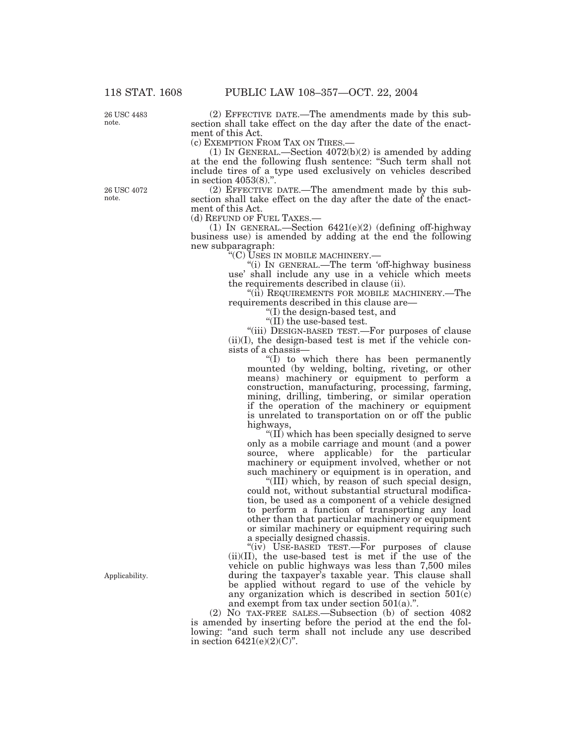(2) EFFECTIVE DATE.—The amendments made by this subsection shall take effect on the day after the date of the enactment of this Act.

(c) EXEMPTION FROM TAX ON TIRES.—

(1) IN GENERAL.—Section 4072(b)(2) is amended by adding at the end the following flush sentence: "Such term shall not include tires of a type used exclusively on vehicles described in section 4053(8).".

(2) EFFECTIVE DATE.—The amendment made by this subsection shall take effect on the day after the date of the enactment of this Act.

(d) REFUND OF FUEL TAXES.—

(1) IN GENERAL.—Section 6421(e)(2) (defining off-highway business use) is amended by adding at the end the following new subparagraph:

"(C) USES IN MOBILE MACHINERY.—

"(i) IN GENERAL.—The term 'off-highway business use' shall include any use in a vehicle which meets the requirements described in clause (ii).

"(ii) REQUIREMENTS FOR MOBILE MACHINERY.—The requirements described in this clause are—

"(I) the design-based test, and

"(II) the use-based test.

"(iii) DESIGN-BASED TEST.—For purposes of clause (ii)(I), the design-based test is met if the vehicle consists of a chassis—

"(I) to which there has been permanently mounted (by welding, bolting, riveting, or other means) machinery or equipment to perform a construction, manufacturing, processing, farming, mining, drilling, timbering, or similar operation if the operation of the machinery or equipment is unrelated to transportation on or off the public highways,

"(II) which has been specially designed to serve only as a mobile carriage and mount (and a power source, where applicable) for the particular machinery or equipment involved, whether or not such machinery or equipment is in operation, and

"(III) which, by reason of such special design, could not, without substantial structural modification, be used as a component of a vehicle designed to perform a function of transporting any load other than that particular machinery or equipment or similar machinery or equipment requiring such a specially designed chassis.

"(iv) USE-BASED TEST.—For purposes of clause (ii)(II), the use-based test is met if the use of the vehicle on public highways was less than 7,500 miles during the taxpayer's taxable year. This clause shall be applied without regard to use of the vehicle by any organization which is described in section 501(c) and exempt from tax under section 501(a).".

(2) NO TAX-FREE SALES.—Subsection (b) of section 4082 is amended by inserting before the period at the end the following: "and such term shall not include any use described in section 6421(e)(2)(C)".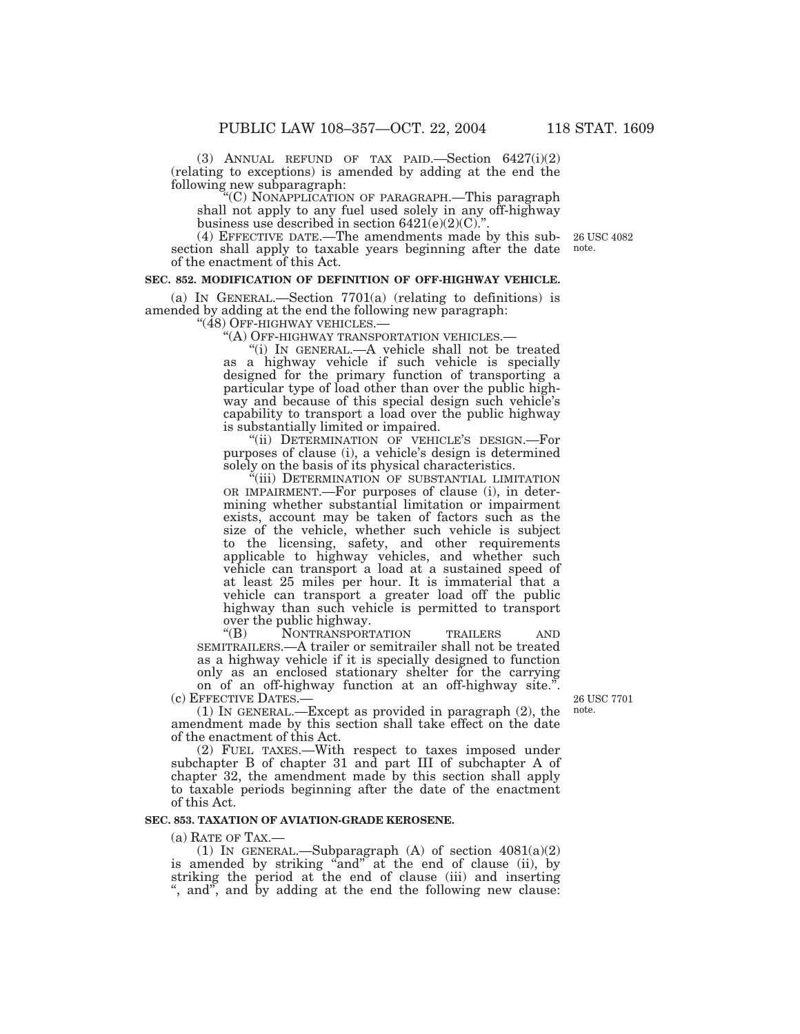(3) ANNUAL REFUND OF TAX PAID.—Section 6427(i)(2) (relating to exceptions) is amended by adding at the end the following new subparagraph:

"(C) NONAPPLICATION OF PARAGRAPH.—This paragraph shall not apply to any fuel used solely in any off-highway business use described in section 6421(e)(2)(C).".

(4) EFFECTIVE DATE.—The amendments made by this subsection shall apply to taxable years beginning after the date of the enactment of this Act.

26 USC 4082 note.

**SEC. 852. MODIFICATION OF DEFINITION OF OFF-HIGHWAY VEHICLE.**

(a) IN GENERAL.—Section 7701(a) (relating to definitions) is amended by adding at the end the following new paragraph:

"(48) OFF-HIGHWAY VEHICLES.—

"(A) OFF-HIGHWAY TRANSPORTATION VEHICLES.—

"(i) IN GENERAL.—A vehicle shall not be treated as a highway vehicle if such vehicle is specially designed for the primary function of transporting a particular type of load other than over the public highway and because of this special design such vehicle's capability to transport a load over the public highway is substantially limited or impaired.

"(ii) DETERMINATION OF VEHICLE'S DESIGN.—For purposes of clause (i), a vehicle's design is determined solely on the basis of its physical characteristics.

"(iii) DETERMINATION OF SUBSTANTIAL LIMITATION OR IMPAIRMENT.—For purposes of clause (i), in determining whether substantial limitation or impairment exists, account may be taken of factors such as the size of the vehicle, whether such vehicle is subject to the licensing, safety, and other requirements applicable to highway vehicles, and whether such vehicle can transport a load at a sustained speed of at least 25 miles per hour. It is immaterial that a vehicle can transport a greater load off the public highway than such vehicle is permitted to transport over the public highway.

"(B) NONTRANSPORTATION TRAILERS AND SEMITRAILERS.—A trailer or semitrailer shall not be treated as a highway vehicle if it is specially designed to function only as an enclosed stationary shelter for the carrying on of an off-highway function at an off-highway site.".

(c) EFFECTIVE DATES.—

26 USC 7701 note.

(1) IN GENERAL.—Except as provided in paragraph (2), the amendment made by this section shall take effect on the date of the enactment of this Act.

(2) FUEL TAXES.—With respect to taxes imposed under subchapter B of chapter 31 and part III of subchapter A of chapter 32, the amendment made by this section shall apply to taxable periods beginning after the date of the enactment of this Act.

**SEC. 853. TAXATION OF AVIATION-GRADE KEROSENE.**

(a) RATE OF TAX.—

(1) IN GENERAL.—Subparagraph (A) of section 4081(a)(2) is amended by striking "and" at the end of clause (ii), by striking the period at the end of clause (iii) and inserting ", and", and by adding at the end the following new clause: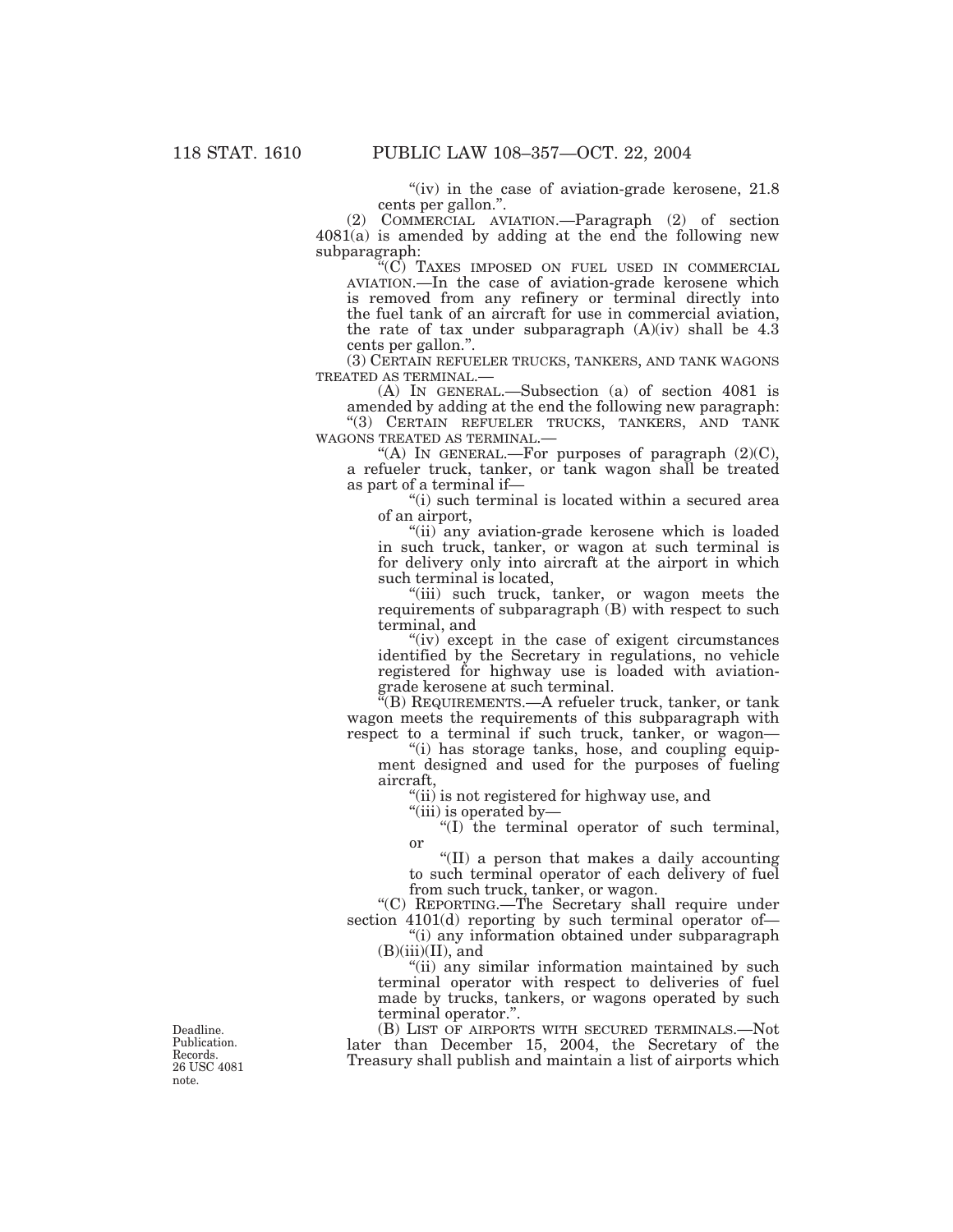"(iv) in the case of aviation-grade kerosene, 21.8 cents per gallon.".

(2) COMMERCIAL AVIATION.—Paragraph (2) of section 4081(a) is amended by adding at the end the following new subparagraph:

"(C) TAXES IMPOSED ON FUEL USED IN COMMERCIAL AVIATION.—In the case of aviation-grade kerosene which is removed from any refinery or terminal directly into the fuel tank of an aircraft for use in commercial aviation, the rate of tax under subparagraph (A)(iv) shall be 4.3 cents per gallon.".

(3) CERTAIN REFUELER TRUCKS, TANKERS, AND TANK WAGONS TREATED AS TERMINAL.—

(A) IN GENERAL.—Subsection (a) of section 4081 is amended by adding at the end the following new paragraph:

"(3) CERTAIN REFUELER TRUCKS, TANKERS, AND TANK WAGONS TREATED AS TERMINAL.—

"(A) IN GENERAL.—For purposes of paragraph (2)(C), a refueler truck, tanker, or tank wagon shall be treated as part of a terminal if—

"(i) such terminal is located within a secured area of an airport,

"(ii) any aviation-grade kerosene which is loaded in such truck, tanker, or wagon at such terminal is for delivery only into aircraft at the airport in which such terminal is located,

"(iii) such truck, tanker, or wagon meets the requirements of subparagraph (B) with respect to such terminal, and

"(iv) except in the case of exigent circumstances identified by the Secretary in regulations, no vehicle registered for highway use is loaded with aviation-grade kerosene at such terminal.

"(B) REQUIREMENTS.—A refueler truck, tanker, or tank wagon meets the requirements of this subparagraph with respect to a terminal if such truck, tanker, or wagon—

"(i) has storage tanks, hose, and coupling equipment designed and used for the purposes of fueling aircraft,

"(ii) is not registered for highway use, and

"(iii) is operated by—

"(I) the terminal operator of such terminal, or

"(II) a person that makes a daily accounting to such terminal operator of each delivery of fuel from such truck, tanker, or wagon.

"(C) REPORTING.—The Secretary shall require under section 4101(d) reporting by such terminal operator of—

"(i) any information obtained under subparagraph (B)(iii)(II), and

"(ii) any similar information maintained by such terminal operator with respect to deliveries of fuel made by trucks, tankers, or wagons operated by such terminal operator.".

Deadline. Publication. Records. 26 USC 4081 note.

(B) LIST OF AIRPORTS WITH SECURED TERMINALS.—Not later than December 15, 2004, the Secretary of the Treasury shall publish and maintain a list of airports which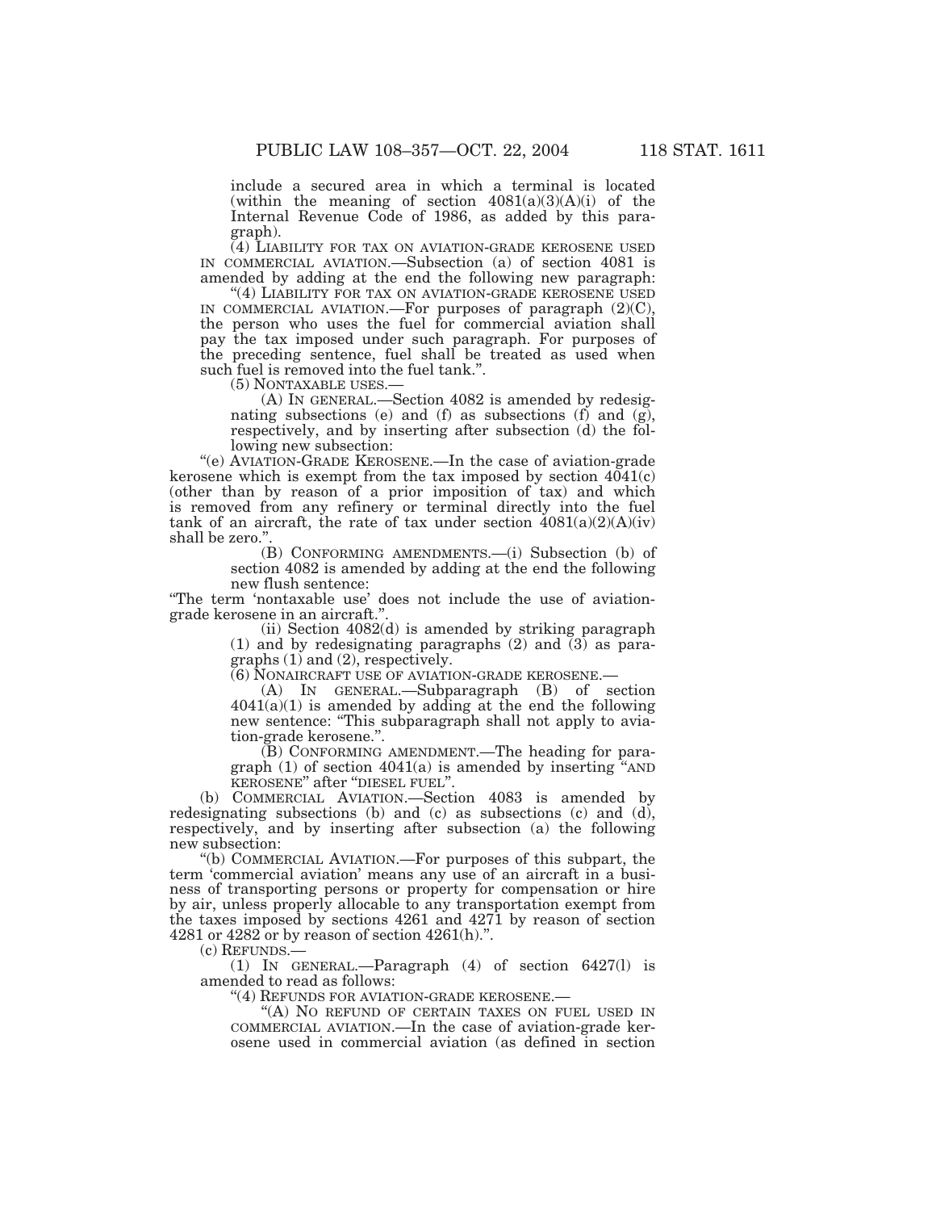include a secured area in which a terminal is located (within the meaning of section 4081(a)(3)(A)(i) of the Internal Revenue Code of 1986, as added by this paragraph).

(4) LIABILITY FOR TAX ON AVIATION-GRADE KEROSENE USED IN COMMERCIAL AVIATION.—Subsection (a) of section 4081 is amended by adding at the end the following new paragraph:

"(4) LIABILITY FOR TAX ON AVIATION-GRADE KEROSENE USED IN COMMERCIAL AVIATION.—For purposes of paragraph (2)(C), the person who uses the fuel for commercial aviation shall pay the tax imposed under such paragraph. For purposes of the preceding sentence, fuel shall be treated as used when such fuel is removed into the fuel tank.".

(5) NONTAXABLE USES.—

(A) IN GENERAL.—Section 4082 is amended by redesignating subsections (e) and (f) as subsections (f) and (g), respectively, and by inserting after subsection (d) the following new subsection:

"(e) AVIATION-GRADE KEROSENE.—In the case of aviation-grade kerosene which is exempt from the tax imposed by section 4041(c) (other than by reason of a prior imposition of tax) and which is removed from any refinery or terminal directly into the fuel tank of an aircraft, the rate of tax under section 4081(a)(2)(A)(iv) shall be zero.".

(B) CONFORMING AMENDMENTS.—(i) Subsection (b) of section 4082 is amended by adding at the end the following new flush sentence:

"The term 'nontaxable use' does not include the use of aviation-grade kerosene in an aircraft.".

(ii) Section 4082(d) is amended by striking paragraph (1) and by redesignating paragraphs (2) and (3) as paragraphs (1) and (2), respectively.

(6) NONAIRCRAFT USE OF AVIATION-GRADE KEROSENE.—

(A) IN GENERAL.—Subparagraph (B) of section 4041(a)(1) is amended by adding at the end the following new sentence: "This subparagraph shall not apply to aviation-grade kerosene.".

(B) CONFORMING AMENDMENT.—The heading for paragraph (1) of section 4041(a) is amended by inserting "AND KEROSENE" after "DIESEL FUEL".

(b) COMMERCIAL AVIATION.—Section 4083 is amended by redesignating subsections (b) and (c) as subsections (c) and (d), respectively, and by inserting after subsection (a) the following new subsection:

"(b) COMMERCIAL AVIATION.—For purposes of this subpart, the term 'commercial aviation' means any use of an aircraft in a business of transporting persons or property for compensation or hire by air, unless properly allocable to any transportation exempt from the taxes imposed by sections 4261 and 4271 by reason of section 4281 or 4282 or by reason of section 4261(h).".

(c) REFUNDS.—

(1) IN GENERAL.—Paragraph (4) of section 6427(l) is amended to read as follows:

"(4) REFUNDS FOR AVIATION-GRADE KEROSENE.—

"(A) NO REFUND OF CERTAIN TAXES ON FUEL USED IN COMMERCIAL AVIATION.—In the case of aviation-grade kerosene used in commercial aviation (as defined in section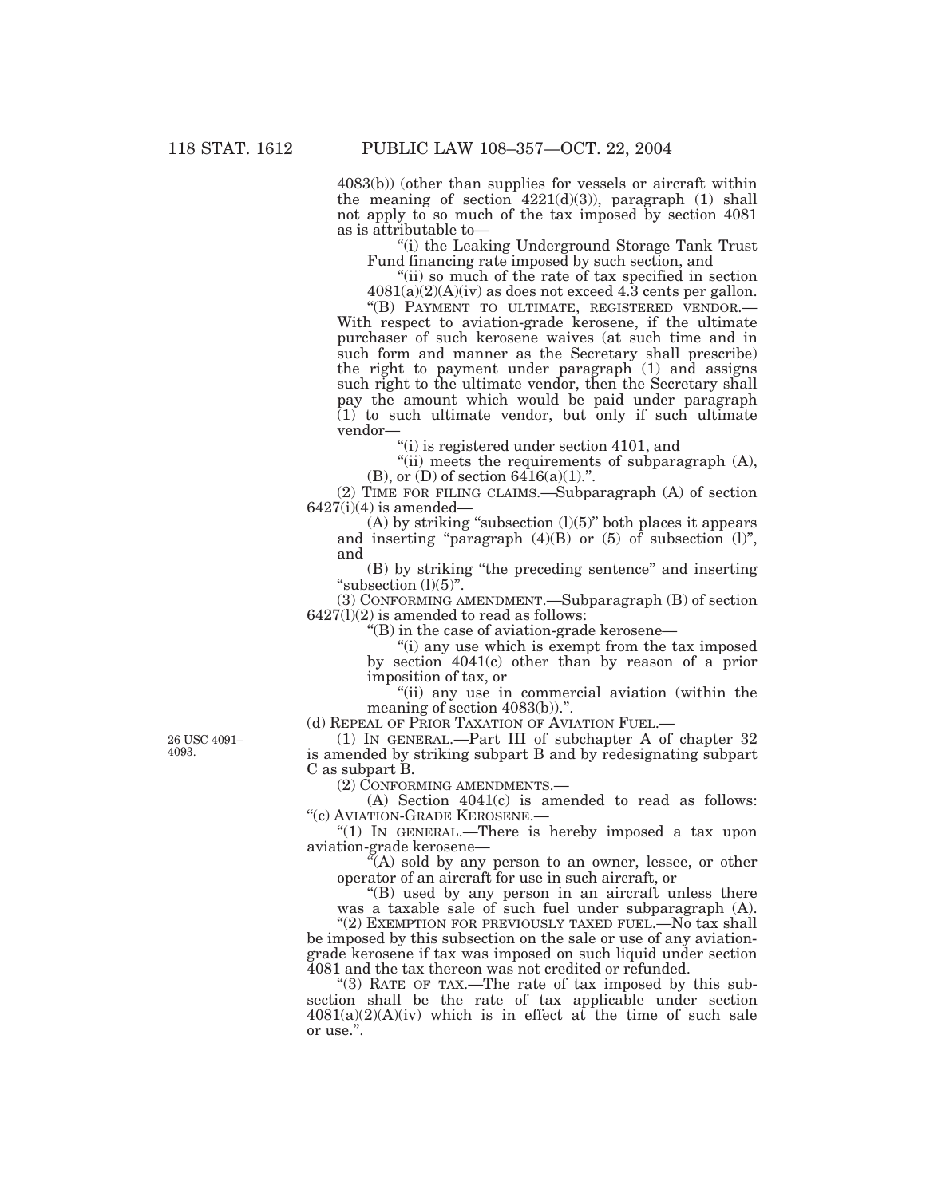4083(b)) (other than supplies for vessels or aircraft within the meaning of section 4221(d)(3)), paragraph (1) shall not apply to so much of the tax imposed by section 4081 as is attributable to—

"(i) the Leaking Underground Storage Tank Trust Fund financing rate imposed by such section, and

"(ii) so much of the rate of tax specified in section 4081(a)(2)(A)(iv) as does not exceed 4.3 cents per gallon.

"(B) PAYMENT TO ULTIMATE, REGISTERED VENDOR.— With respect to aviation-grade kerosene, if the ultimate purchaser of such kerosene waives (at such time and in such form and manner as the Secretary shall prescribe) the right to payment under paragraph (1) and assigns such right to the ultimate vendor, then the Secretary shall pay the amount which would be paid under paragraph (1) to such ultimate vendor, but only if such ultimate vendor—

"(i) is registered under section 4101, and

"(ii) meets the requirements of subparagraph (A), (B), or (D) of section 6416(a)(1).".

(2) TIME FOR FILING CLAIMS.—Subparagraph (A) of section 6427(i)(4) is amended—

(A) by striking "subsection (l)(5)" both places it appears and inserting "paragraph (4)(B) or (5) of subsection (l)", and

(B) by striking "the preceding sentence" and inserting "subsection (l)(5)".

(3) CONFORMING AMENDMENT.—Subparagraph (B) of section 6427(l)(2) is amended to read as follows:

"(B) in the case of aviation-grade kerosene—

"(i) any use which is exempt from the tax imposed by section 4041(c) other than by reason of a prior imposition of tax, or

"(ii) any use in commercial aviation (within the meaning of section 4083(b)).".

(d) REPEAL OF PRIOR TAXATION OF AVIATION FUEL.—

26 USC 4091–4093.

(1) IN GENERAL.—Part III of subchapter A of chapter 32 is amended by striking subpart B and by redesignating subpart C as subpart B.

(2) CONFORMING AMENDMENTS.—

(A) Section 4041(c) is amended to read as follows:

"(c) AVIATION-GRADE KEROSENE.—

"(1) IN GENERAL.—There is hereby imposed a tax upon aviation-grade kerosene—

"(A) sold by any person to an owner, lessee, or other operator of an aircraft for use in such aircraft, or

"(B) used by any person in an aircraft unless there was a taxable sale of such fuel under subparagraph (A).

"(2) EXEMPTION FOR PREVIOUSLY TAXED FUEL.—No tax shall be imposed by this subsection on the sale or use of any aviation-grade kerosene if tax was imposed on such liquid under section 4081 and the tax thereon was not credited or refunded.

"(3) RATE OF TAX.—The rate of tax imposed by this subsection shall be the rate of tax applicable under section 4081(a)(2)(A)(iv) which is in effect at the time of such sale or use.".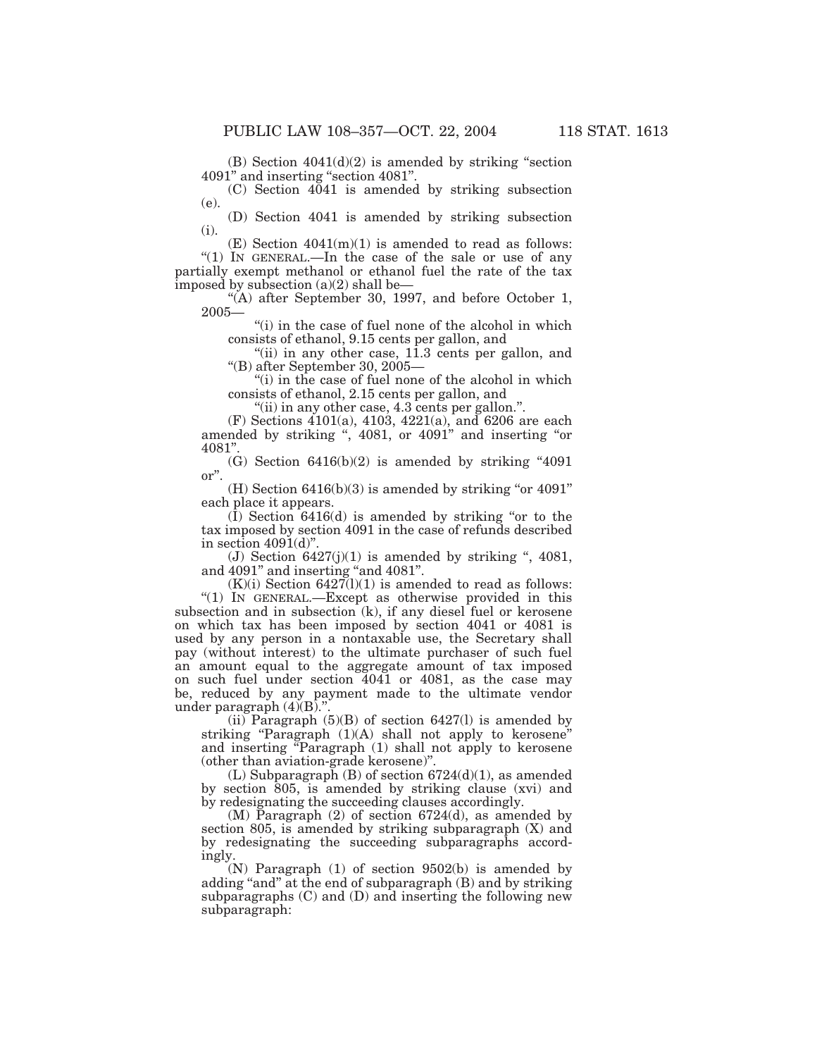(B) Section 4041(d)(2) is amended by striking "section 4091" and inserting "section 4081".

(C) Section 4041 is amended by striking subsection (e).

(D) Section 4041 is amended by striking subsection (i).

(E) Section 4041(m)(1) is amended to read as follows:

"(1) IN GENERAL.—In the case of the sale or use of any partially exempt methanol or ethanol fuel the rate of the tax imposed by subsection (a)(2) shall be—

"(A) after September 30, 1997, and before October 1, 2005—

"(i) in the case of fuel none of the alcohol in which consists of ethanol, 9.15 cents per gallon, and

"(ii) in any other case, 11.3 cents per gallon, and

"(B) after September 30, 2005—

"(i) in the case of fuel none of the alcohol in which consists of ethanol, 2.15 cents per gallon, and

"(ii) in any other case, 4.3 cents per gallon.".

(F) Sections 4101(a), 4103, 4221(a), and 6206 are each amended by striking ", 4081, or 4091" and inserting "or 4081".

(G) Section 6416(b)(2) is amended by striking "4091 or".

(H) Section 6416(b)(3) is amended by striking "or 4091" each place it appears.

(I) Section 6416(d) is amended by striking "or to the tax imposed by section 4091 in the case of refunds described in section 4091(d)".

(J) Section 6427(j)(1) is amended by striking ", 4081, and 4091" and inserting "and 4081".

(K)(i) Section 6427(l)(1) is amended to read as follows:

"(1) IN GENERAL.—Except as otherwise provided in this subsection and in subsection (k), if any diesel fuel or kerosene on which tax has been imposed by section 4041 or 4081 is used by any person in a nontaxable use, the Secretary shall pay (without interest) to the ultimate purchaser of such fuel an amount equal to the aggregate amount of tax imposed on such fuel under section 4041 or 4081, as the case may be, reduced by any payment made to the ultimate vendor under paragraph (4)(B).".

(ii) Paragraph (5)(B) of section 6427(l) is amended by striking "Paragraph (1)(A) shall not apply to kerosene" and inserting "Paragraph (1) shall not apply to kerosene (other than aviation-grade kerosene)".

(L) Subparagraph (B) of section 6724(d)(1), as amended by section 805, is amended by striking clause (xvi) and by redesignating the succeeding clauses accordingly.

(M) Paragraph (2) of section 6724(d), as amended by section 805, is amended by striking subparagraph (X) and by redesignating the succeeding subparagraphs accordingly.

(N) Paragraph (1) of section 9502(b) is amended by adding "and" at the end of subparagraph (B) and by striking subparagraphs (C) and (D) and inserting the following new subparagraph: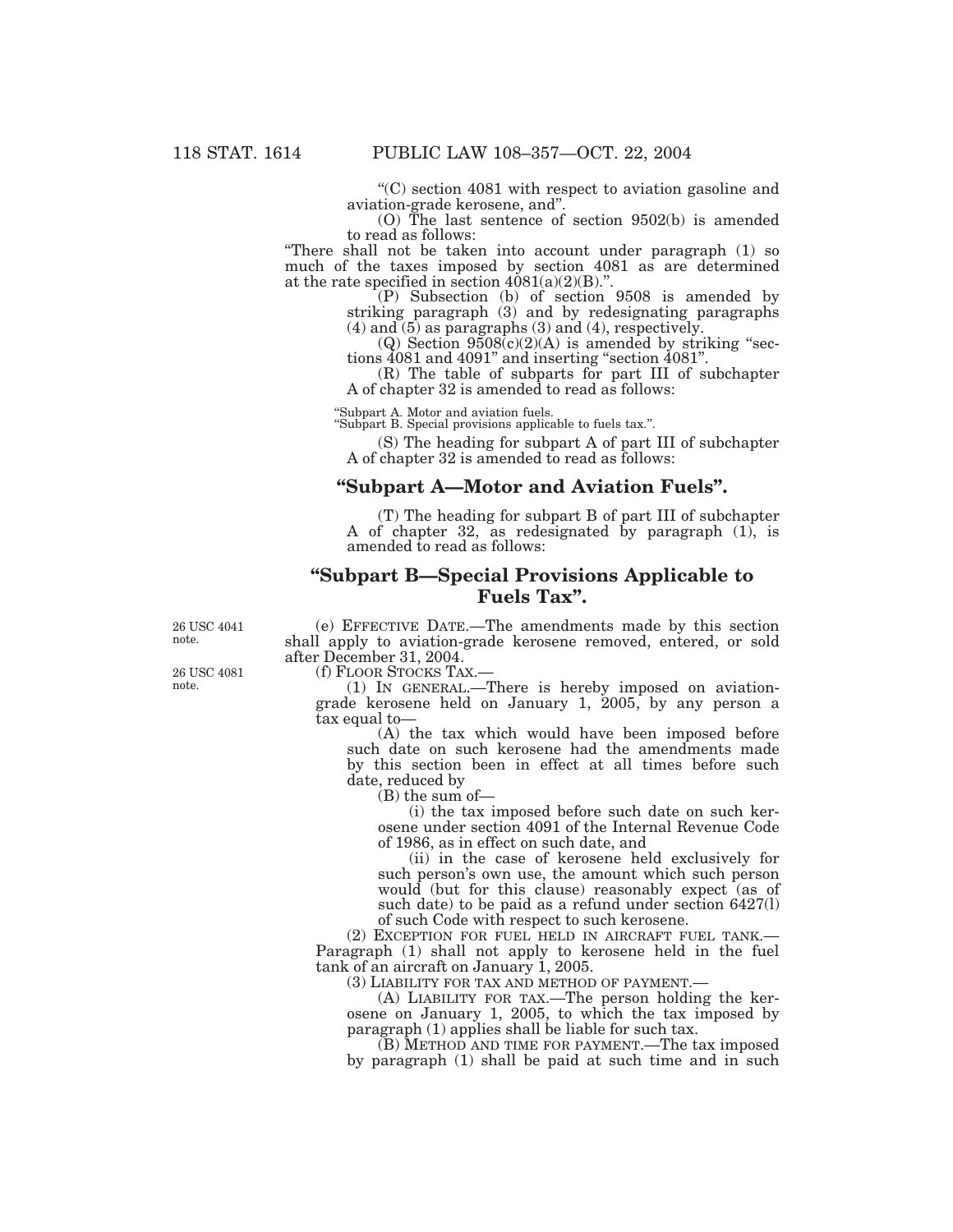"(C) section 4081 with respect to aviation gasoline and aviation-grade kerosene, and".

(O) The last sentence of section 9502(b) is amended to read as follows:

"There shall not be taken into account under paragraph (1) so much of the taxes imposed by section 4081 as are determined at the rate specified in section 4081(a)(2)(B).".

(P) Subsection (b) of section 9508 is amended by striking paragraph (3) and by redesignating paragraphs (4) and (5) as paragraphs (3) and (4), respectively.

(Q) Section 9508(c)(2)(A) is amended by striking "sections 4081 and 4091" and inserting "section 4081".

(R) The table of subparts for part III of subchapter A of chapter 32 is amended to read as follows:

"Subpart A. Motor and aviation fuels.
"Subpart B. Special provisions applicable to fuels tax.".

(S) The heading for subpart A of part III of subchapter A of chapter 32 is amended to read as follows:

## "Subpart A—Motor and Aviation Fuels".

(T) The heading for subpart B of part III of subchapter A of chapter 32, as redesignated by paragraph (1), is amended to read as follows:

## "Subpart B—Special Provisions Applicable to Fuels Tax".

26 USC 4041 note.

(e) EFFECTIVE DATE.—The amendments made by this section shall apply to aviation-grade kerosene removed, entered, or sold after December 31, 2004.

26 USC 4081 note.

(f) FLOOR STOCKS TAX.—

(1) IN GENERAL.—There is hereby imposed on aviation-grade kerosene held on January 1, 2005, by any person a tax equal to—

(A) the tax which would have been imposed before such date on such kerosene had the amendments made by this section been in effect at all times before such date, reduced by

(B) the sum of—

(i) the tax imposed before such date on such kerosene under section 4091 of the Internal Revenue Code of 1986, as in effect on such date, and

(ii) in the case of kerosene held exclusively for such person's own use, the amount which such person would (but for this clause) reasonably expect (as of such date) to be paid as a refund under section 6427(l) of such Code with respect to such kerosene.

(2) EXCEPTION FOR FUEL HELD IN AIRCRAFT FUEL TANK.—Paragraph (1) shall not apply to kerosene held in the fuel tank of an aircraft on January 1, 2005.

(3) LIABILITY FOR TAX AND METHOD OF PAYMENT.—

(A) LIABILITY FOR TAX.—The person holding the kerosene on January 1, 2005, to which the tax imposed by paragraph (1) applies shall be liable for such tax.

(B) METHOD AND TIME FOR PAYMENT.—The tax imposed by paragraph (1) shall be paid at such time and in such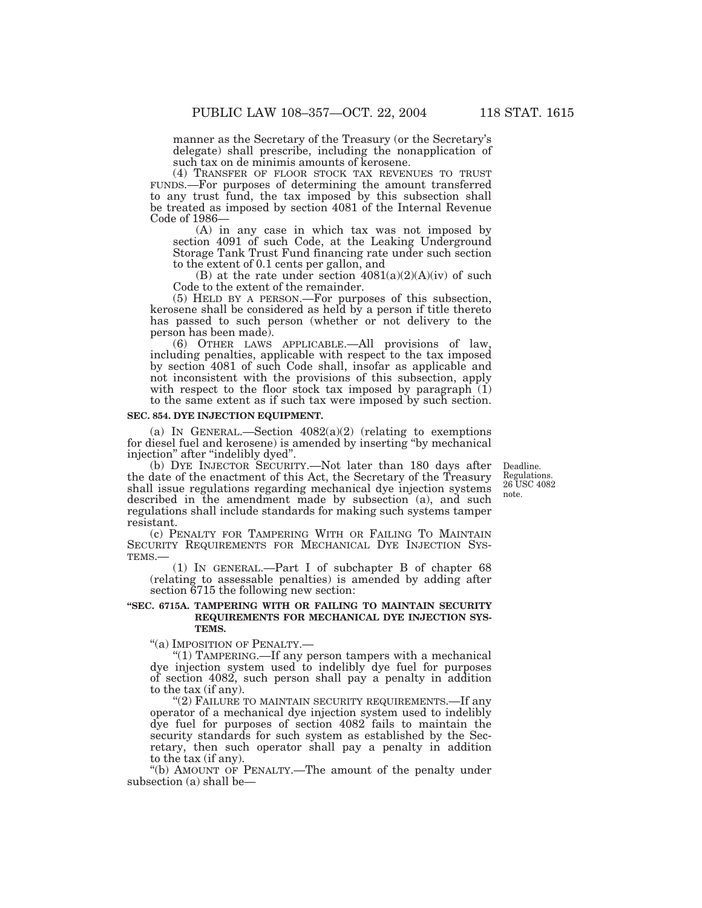manner as the Secretary of the Treasury (or the Secretary's delegate) shall prescribe, including the nonapplication of such tax on de minimis amounts of kerosene.

(4) TRANSFER OF FLOOR STOCK TAX REVENUES TO TRUST FUNDS.—For purposes of determining the amount transferred to any trust fund, the tax imposed by this subsection shall be treated as imposed by section 4081 of the Internal Revenue Code of 1986—

(A) in any case in which tax was not imposed by section 4091 of such Code, at the Leaking Underground Storage Tank Trust Fund financing rate under such section to the extent of 0.1 cents per gallon, and

(B) at the rate under section 4081(a)(2)(A)(iv) of such Code to the extent of the remainder.

(5) HELD BY A PERSON.—For purposes of this subsection, kerosene shall be considered as held by a person if title thereto has passed to such person (whether or not delivery to the person has been made).

(6) OTHER LAWS APPLICABLE.—All provisions of law, including penalties, applicable with respect to the tax imposed by section 4081 of such Code shall, insofar as applicable and not inconsistent with the provisions of this subsection, apply with respect to the floor stock tax imposed by paragraph (1) to the same extent as if such tax were imposed by such section.

**SEC. 854. DYE INJECTION EQUIPMENT.**

(a) IN GENERAL.—Section 4082(a)(2) (relating to exemptions for diesel fuel and kerosene) is amended by inserting "by mechanical injection" after "indelibly dyed".

(b) DYE INJECTOR SECURITY.—Not later than 180 days after the date of the enactment of this Act, the Secretary of the Treasury shall issue regulations regarding mechanical dye injection systems described in the amendment made by subsection (a), and such regulations shall include standards for making such systems tamper resistant.

Deadline. Regulations. 26 USC 4082 note.

(c) PENALTY FOR TAMPERING WITH OR FAILING TO MAINTAIN SECURITY REQUIREMENTS FOR MECHANICAL DYE INJECTION SYSTEMS.—

(1) IN GENERAL.—Part I of subchapter B of chapter 68 (relating to assessable penalties) is amended by adding after section 6715 the following new section:

**"SEC. 6715A. TAMPERING WITH OR FAILING TO MAINTAIN SECURITY REQUIREMENTS FOR MECHANICAL DYE INJECTION SYSTEMS.**

"(a) IMPOSITION OF PENALTY.—

"(1) TAMPERING.—If any person tampers with a mechanical dye injection system used to indelibly dye fuel for purposes of section 4082, such person shall pay a penalty in addition to the tax (if any).

"(2) FAILURE TO MAINTAIN SECURITY REQUIREMENTS.—If any operator of a mechanical dye injection system used to indelibly dye fuel for purposes of section 4082 fails to maintain the security standards for such system as established by the Secretary, then such operator shall pay a penalty in addition to the tax (if any).

"(b) AMOUNT OF PENALTY.—The amount of the penalty under subsection (a) shall be—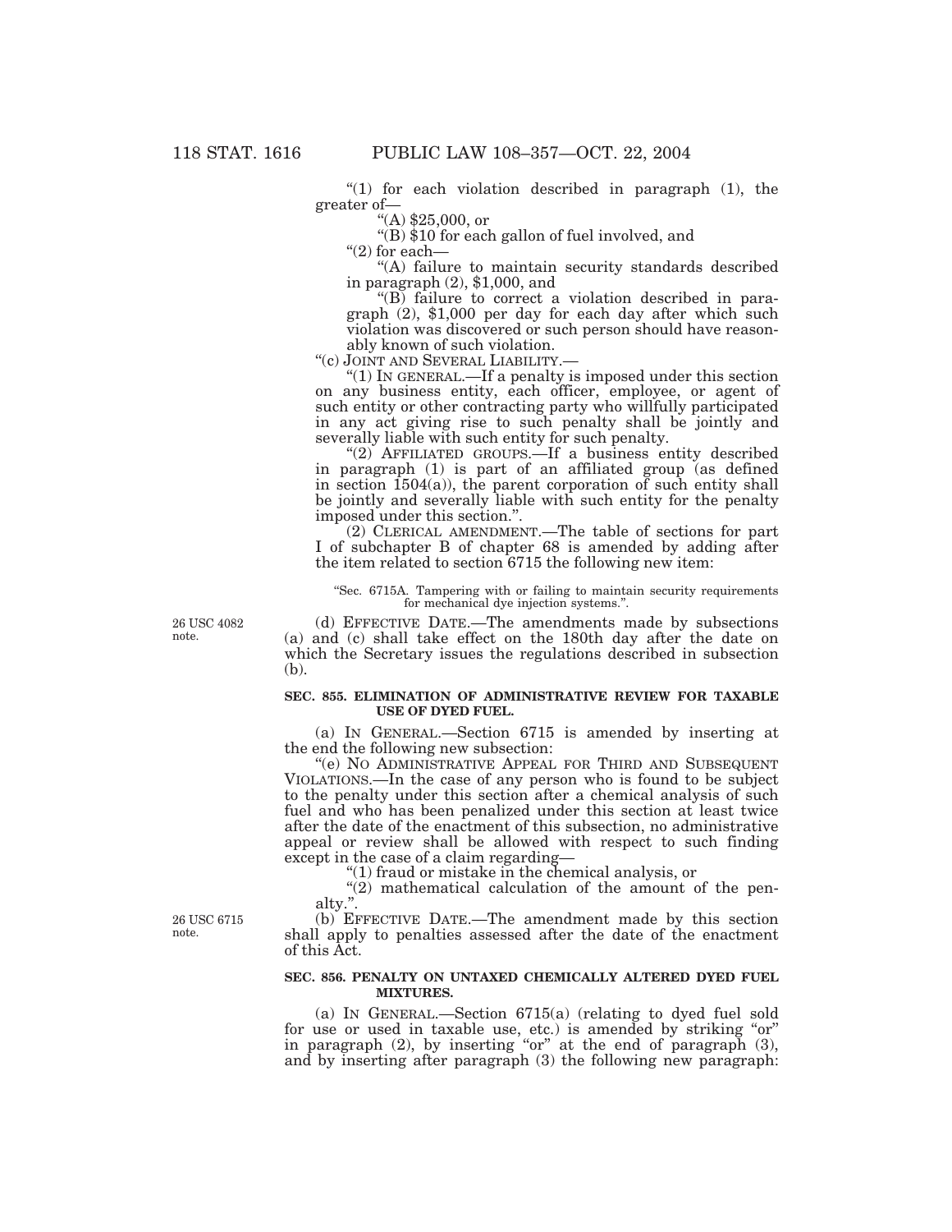"(1) for each violation described in paragraph (1), the greater of—

"(A) $25,000, or

"(B) $10 for each gallon of fuel involved, and

"(2) for each—

"(A) failure to maintain security standards described in paragraph (2), $1,000, and

"(B) failure to correct a violation described in paragraph (2), $1,000 per day for each day after which such violation was discovered or such person should have reasonably known of such violation.

"(c) JOINT AND SEVERAL LIABILITY.—

"(1) IN GENERAL.—If a penalty is imposed under this section on any business entity, each officer, employee, or agent of such entity or other contracting party who willfully participated in any act giving rise to such penalty shall be jointly and severally liable with such entity for such penalty.

"(2) AFFILIATED GROUPS.—If a business entity described in paragraph (1) is part of an affiliated group (as defined in section 1504(a)), the parent corporation of such entity shall be jointly and severally liable with such entity for the penalty imposed under this section.".

(2) CLERICAL AMENDMENT.—The table of sections for part I of subchapter B of chapter 68 is amended by adding after the item related to section 6715 the following new item:

"Sec. 6715A. Tampering with or failing to maintain security requirements for mechanical dye injection systems.".

26 USC 4082 note.

(d) EFFECTIVE DATE.—The amendments made by subsections (a) and (c) shall take effect on the 180th day after the date on which the Secretary issues the regulations described in subsection (b).

**SEC. 855. ELIMINATION OF ADMINISTRATIVE REVIEW FOR TAXABLE USE OF DYED FUEL.**

(a) IN GENERAL.—Section 6715 is amended by inserting at the end the following new subsection:

"(e) NO ADMINISTRATIVE APPEAL FOR THIRD AND SUBSEQUENT VIOLATIONS.—In the case of any person who is found to be subject to the penalty under this section after a chemical analysis of such fuel and who has been penalized under this section at least twice after the date of the enactment of this subsection, no administrative appeal or review shall be allowed with respect to such finding except in the case of a claim regarding—

"(1) fraud or mistake in the chemical analysis, or

"(2) mathematical calculation of the amount of the penalty.".

26 USC 6715 note.

(b) EFFECTIVE DATE.—The amendment made by this section shall apply to penalties assessed after the date of the enactment of this Act.

**SEC. 856. PENALTY ON UNTAXED CHEMICALLY ALTERED DYED FUEL MIXTURES.**

(a) IN GENERAL.—Section 6715(a) (relating to dyed fuel sold for use or used in taxable use, etc.) is amended by striking "or" in paragraph (2), by inserting "or" at the end of paragraph (3), and by inserting after paragraph (3) the following new paragraph: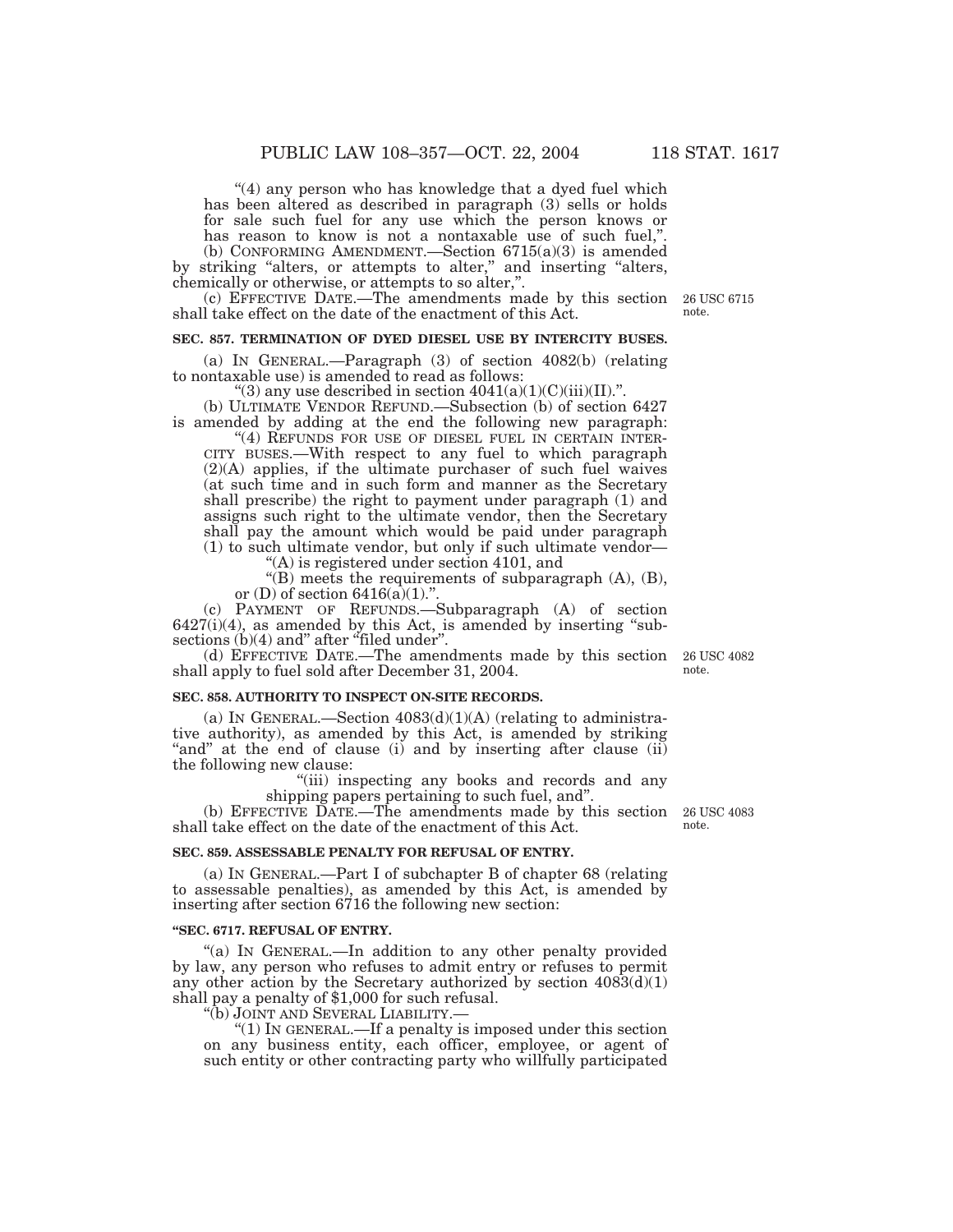"(4) any person who has knowledge that a dyed fuel which has been altered as described in paragraph (3) sells or holds for sale such fuel for any use which the person knows or has reason to know is not a nontaxable use of such fuel,".

(b) CONFORMING AMENDMENT.—Section 6715(a)(3) is amended by striking "alters, or attempts to alter," and inserting "alters, chemically or otherwise, or attempts to so alter,".

(c) EFFECTIVE DATE.—The amendments made by this section shall take effect on the date of the enactment of this Act.

26 USC 6715 note.

**SEC. 857. TERMINATION OF DYED DIESEL USE BY INTERCITY BUSES.**

(a) IN GENERAL.—Paragraph (3) of section 4082(b) (relating to nontaxable use) is amended to read as follows:

"(3) any use described in section 4041(a)(1)(C)(iii)(II).".

(b) ULTIMATE VENDOR REFUND.—Subsection (b) of section 6427 is amended by adding at the end the following new paragraph:

"(4) REFUNDS FOR USE OF DIESEL FUEL IN CERTAIN INTERCITY BUSES.—With respect to any fuel to which paragraph (2)(A) applies, if the ultimate purchaser of such fuel waives (at such time and in such form and manner as the Secretary shall prescribe) the right to payment under paragraph (1) and assigns such right to the ultimate vendor, then the Secretary shall pay the amount which would be paid under paragraph (1) to such ultimate vendor, but only if such ultimate vendor—

"(A) is registered under section 4101, and

"(B) meets the requirements of subparagraph (A), (B), or (D) of section 6416(a)(1).".

(c) PAYMENT OF REFUNDS.—Subparagraph (A) of section 6427(i)(4), as amended by this Act, is amended by inserting "subsections (b)(4) and" after "filed under".

(d) EFFECTIVE DATE.—The amendments made by this section shall apply to fuel sold after December 31, 2004.

26 USC 4082 note.

**SEC. 858. AUTHORITY TO INSPECT ON-SITE RECORDS.**

(a) IN GENERAL.—Section 4083(d)(1)(A) (relating to administrative authority), as amended by this Act, is amended by striking "and" at the end of clause (i) and by inserting after clause (ii) the following new clause:

"(iii) inspecting any books and records and any shipping papers pertaining to such fuel, and".

(b) EFFECTIVE DATE.—The amendments made by this section shall take effect on the date of the enactment of this Act.

26 USC 4083 note.

**SEC. 859. ASSESSABLE PENALTY FOR REFUSAL OF ENTRY.**

(a) IN GENERAL.—Part I of subchapter B of chapter 68 (relating to assessable penalties), as amended by this Act, is amended by inserting after section 6716 the following new section:

**"SEC. 6717. REFUSAL OF ENTRY.**

"(a) IN GENERAL.—In addition to any other penalty provided by law, any person who refuses to admit entry or refuses to permit any other action by the Secretary authorized by section 4083(d)(1) shall pay a penalty of $1,000 for such refusal.

"(b) JOINT AND SEVERAL LIABILITY.—

"(1) IN GENERAL.—If a penalty is imposed under this section on any business entity, each officer, employee, or agent of such entity or other contracting party who willfully participated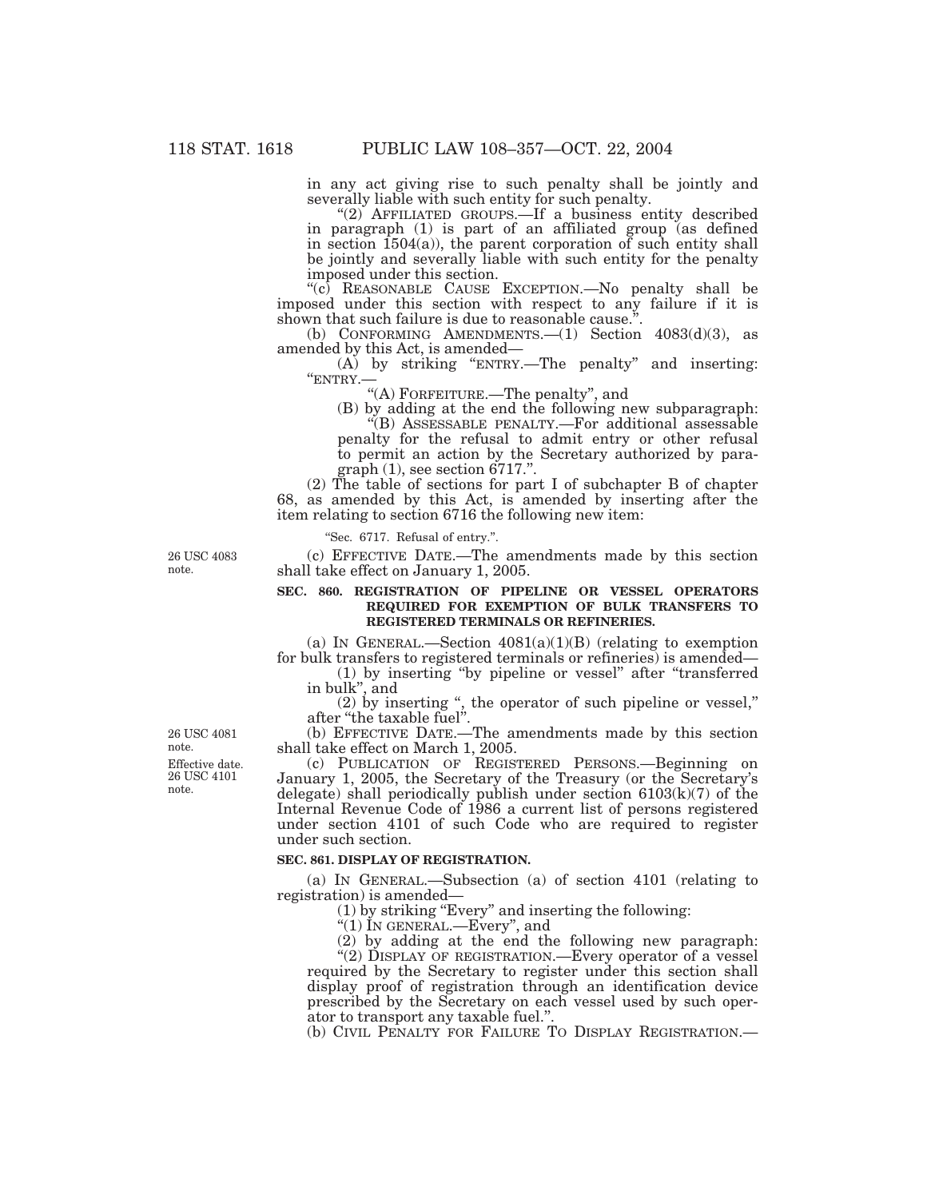in any act giving rise to such penalty shall be jointly and severally liable with such entity for such penalty.

"(2) AFFILIATED GROUPS.—If a business entity described in paragraph (1) is part of an affiliated group (as defined in section 1504(a)), the parent corporation of such entity shall be jointly and severally liable with such entity for the penalty imposed under this section.

"(c) REASONABLE CAUSE EXCEPTION.—No penalty shall be imposed under this section with respect to any failure if it is shown that such failure is due to reasonable cause.".

(b) CONFORMING AMENDMENTS.—(1) Section 4083(d)(3), as amended by this Act, is amended—

(A) by striking "ENTRY.—The penalty" and inserting: "ENTRY.—

"(A) FORFEITURE.—The penalty", and

(B) by adding at the end the following new subparagraph:

"(B) ASSESSABLE PENALTY.—For additional assessable penalty for the refusal to admit entry or other refusal to permit an action by the Secretary authorized by paragraph (1), see section 6717.".

(2) The table of sections for part I of subchapter B of chapter 68, as amended by this Act, is amended by inserting after the item relating to section 6716 the following new item:

"Sec. 6717. Refusal of entry.".

26 USC 4083 note.

(c) EFFECTIVE DATE.—The amendments made by this section shall take effect on January 1, 2005.

**SEC. 860. REGISTRATION OF PIPELINE OR VESSEL OPERATORS REQUIRED FOR EXEMPTION OF BULK TRANSFERS TO REGISTERED TERMINALS OR REFINERIES.**

(a) IN GENERAL.—Section 4081(a)(1)(B) (relating to exemption for bulk transfers to registered terminals or refineries) is amended—

(1) by inserting "by pipeline or vessel" after "transferred in bulk", and

(2) by inserting ", the operator of such pipeline or vessel," after "the taxable fuel".

26 USC 4081 note.

(b) EFFECTIVE DATE.—The amendments made by this section shall take effect on March 1, 2005.

Effective date. 26 USC 4101 note.

(c) PUBLICATION OF REGISTERED PERSONS.—Beginning on January 1, 2005, the Secretary of the Treasury (or the Secretary's delegate) shall periodically publish under section 6103(k)(7) of the Internal Revenue Code of 1986 a current list of persons registered under section 4101 of such Code who are required to register under such section.

**SEC. 861. DISPLAY OF REGISTRATION.**

(a) IN GENERAL.—Subsection (a) of section 4101 (relating to registration) is amended—

(1) by striking "Every" and inserting the following:

"(1) IN GENERAL.—Every", and

(2) by adding at the end the following new paragraph:

"(2) DISPLAY OF REGISTRATION.—Every operator of a vessel required by the Secretary to register under this section shall display proof of registration through an identification device prescribed by the Secretary on each vessel used by such operator to transport any taxable fuel.".

(b) CIVIL PENALTY FOR FAILURE TO DISPLAY REGISTRATION.—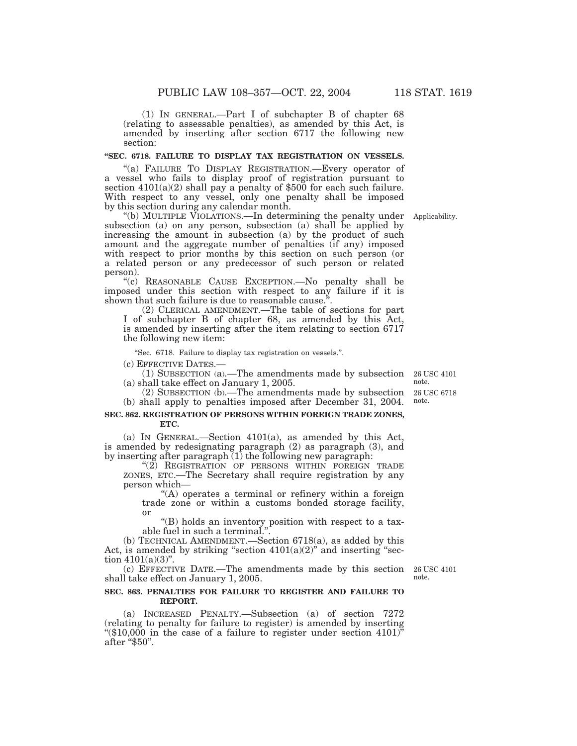(1) IN GENERAL.—Part I of subchapter B of chapter 68 (relating to assessable penalties), as amended by this Act, is amended by inserting after section 6717 the following new section:

**"SEC. 6718. FAILURE TO DISPLAY TAX REGISTRATION ON VESSELS.**

"(a) FAILURE TO DISPLAY REGISTRATION.—Every operator of a vessel who fails to display proof of registration pursuant to section 4101(a)(2) shall pay a penalty of $500 for each such failure. With respect to any vessel, only one penalty shall be imposed by this section during any calendar month.

"(b) MULTIPLE VIOLATIONS.—In determining the penalty under subsection (a) on any person, subsection (a) shall be applied by increasing the amount in subsection (a) by the product of such amount and the aggregate number of penalties (if any) imposed with respect to prior months by this section on such person (or a related person or any predecessor of such person or related person).

Applicability.

"(c) REASONABLE CAUSE EXCEPTION.—No penalty shall be imposed under this section with respect to any failure if it is shown that such failure is due to reasonable cause.".

(2) CLERICAL AMENDMENT.—The table of sections for part I of subchapter B of chapter 68, as amended by this Act, is amended by inserting after the item relating to section 6717 the following new item:

"Sec. 6718. Failure to display tax registration on vessels.".

(c) EFFECTIVE DATES.—

(1) SUBSECTION (a).—The amendments made by subsection (a) shall take effect on January 1, 2005.

26 USC 4101 note.

(2) SUBSECTION (b).—The amendments made by subsection (b) shall apply to penalties imposed after December 31, 2004.

26 USC 6718 note.

**SEC. 862. REGISTRATION OF PERSONS WITHIN FOREIGN TRADE ZONES, ETC.**

(a) IN GENERAL.—Section 4101(a), as amended by this Act, is amended by redesignating paragraph (2) as paragraph (3), and by inserting after paragraph (1) the following new paragraph:

"(2) REGISTRATION OF PERSONS WITHIN FOREIGN TRADE ZONES, ETC.—The Secretary shall require registration by any person which—

"(A) operates a terminal or refinery within a foreign trade zone or within a customs bonded storage facility, or

"(B) holds an inventory position with respect to a taxable fuel in such a terminal.".

(b) TECHNICAL AMENDMENT.—Section 6718(a), as added by this Act, is amended by striking "section 4101(a)(2)" and inserting "section 4101(a)(3)".

(c) EFFECTIVE DATE.—The amendments made by this section shall take effect on January 1, 2005.

26 USC 4101 note.

**SEC. 863. PENALTIES FOR FAILURE TO REGISTER AND FAILURE TO REPORT.**

(a) INCREASED PENALTY.—Subsection (a) of section 7272 (relating to penalty for failure to register) is amended by inserting "($10,000 in the case of a failure to register under section 4101)" after "$50".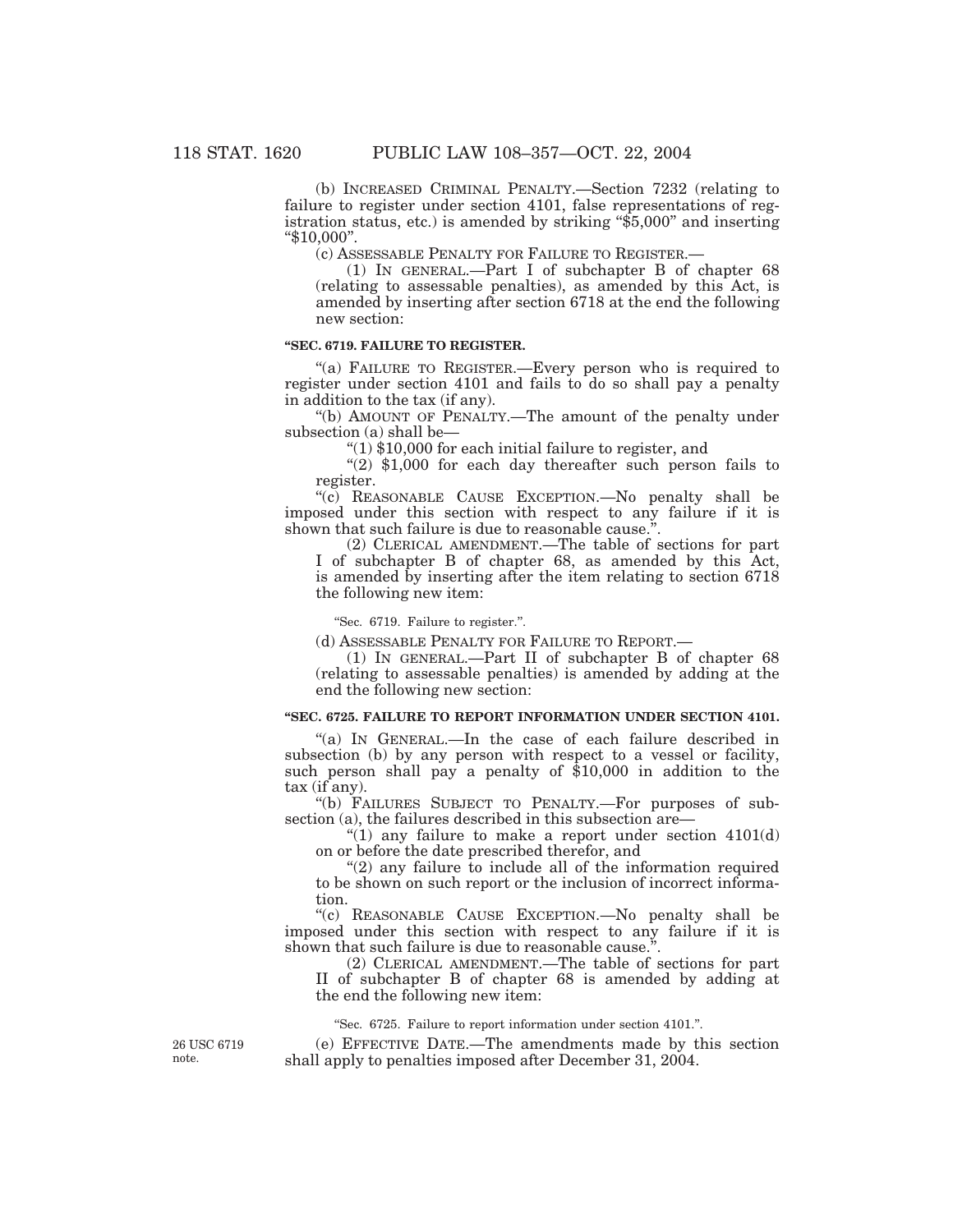(b) INCREASED CRIMINAL PENALTY.—Section 7232 (relating to failure to register under section 4101, false representations of registration status, etc.) is amended by striking "$5,000" and inserting "$10,000".

(c) ASSESSABLE PENALTY FOR FAILURE TO REGISTER.—

(1) IN GENERAL.—Part I of subchapter B of chapter 68 (relating to assessable penalties), as amended by this Act, is amended by inserting after section 6718 at the end the following new section:

**"SEC. 6719. FAILURE TO REGISTER.**

"(a) FAILURE TO REGISTER.—Every person who is required to register under section 4101 and fails to do so shall pay a penalty in addition to the tax (if any).

"(b) AMOUNT OF PENALTY.—The amount of the penalty under subsection (a) shall be—

"(1) $10,000 for each initial failure to register, and

"(2) $1,000 for each day thereafter such person fails to register.

"(c) REASONABLE CAUSE EXCEPTION.—No penalty shall be imposed under this section with respect to any failure if it is shown that such failure is due to reasonable cause.".

(2) CLERICAL AMENDMENT.—The table of sections for part I of subchapter B of chapter 68, as amended by this Act, is amended by inserting after the item relating to section 6718 the following new item:

"Sec. 6719. Failure to register.".

(d) ASSESSABLE PENALTY FOR FAILURE TO REPORT.—

(1) IN GENERAL.—Part II of subchapter B of chapter 68 (relating to assessable penalties) is amended by adding at the end the following new section:

**"SEC. 6725. FAILURE TO REPORT INFORMATION UNDER SECTION 4101.**

"(a) IN GENERAL.—In the case of each failure described in subsection (b) by any person with respect to a vessel or facility, such person shall pay a penalty of $10,000 in addition to the tax (if any).

"(b) FAILURES SUBJECT TO PENALTY.—For purposes of subsection (a), the failures described in this subsection are—

"(1) any failure to make a report under section 4101(d) on or before the date prescribed therefor, and

"(2) any failure to include all of the information required to be shown on such report or the inclusion of incorrect information.

"(c) REASONABLE CAUSE EXCEPTION.—No penalty shall be imposed under this section with respect to any failure if it is shown that such failure is due to reasonable cause.".

(2) CLERICAL AMENDMENT.—The table of sections for part II of subchapter B of chapter 68 is amended by adding at the end the following new item:

"Sec. 6725. Failure to report information under section 4101.".

26 USC 6719 note.

(e) EFFECTIVE DATE.—The amendments made by this section shall apply to penalties imposed after December 31, 2004.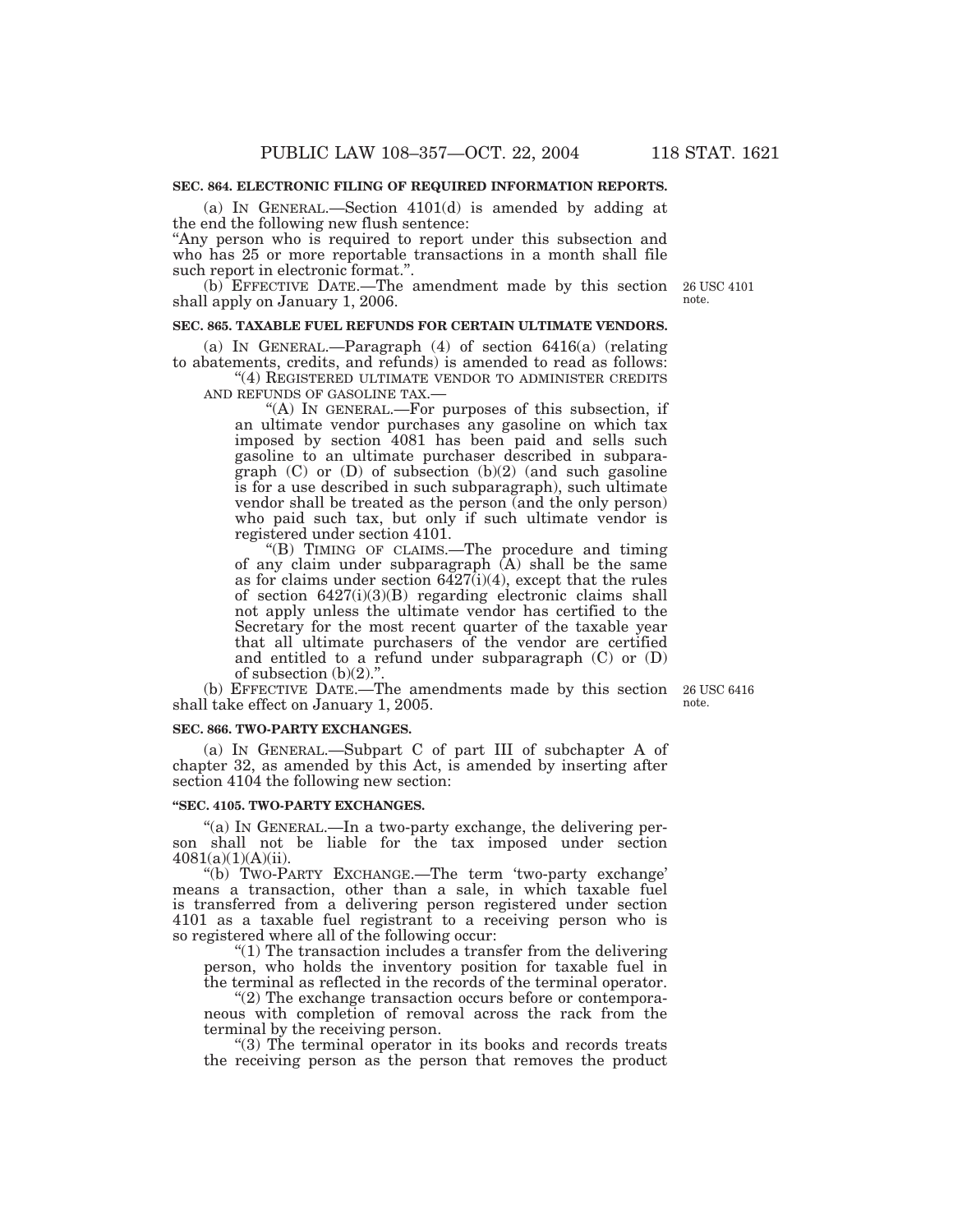**SEC. 864. ELECTRONIC FILING OF REQUIRED INFORMATION REPORTS.**

(a) IN GENERAL.—Section 4101(d) is amended by adding at the end the following new flush sentence:

"Any person who is required to report under this subsection and who has 25 or more reportable transactions in a month shall file such report in electronic format.".

(b) EFFECTIVE DATE.—The amendment made by this section shall apply on January 1, 2006.

26 USC 4101 note.

**SEC. 865. TAXABLE FUEL REFUNDS FOR CERTAIN ULTIMATE VENDORS.**

(a) IN GENERAL.—Paragraph (4) of section 6416(a) (relating to abatements, credits, and refunds) is amended to read as follows:

"(4) REGISTERED ULTIMATE VENDOR TO ADMINISTER CREDITS AND REFUNDS OF GASOLINE TAX.—

"(A) IN GENERAL.—For purposes of this subsection, if an ultimate vendor purchases any gasoline on which tax imposed by section 4081 has been paid and sells such gasoline to an ultimate purchaser described in subparagraph (C) or (D) of subsection (b)(2) (and such gasoline is for a use described in such subparagraph), such ultimate vendor shall be treated as the person (and the only person) who paid such tax, but only if such ultimate vendor is registered under section 4101.

"(B) TIMING OF CLAIMS.—The procedure and timing of any claim under subparagraph (A) shall be the same as for claims under section 6427(i)(4), except that the rules of section 6427(i)(3)(B) regarding electronic claims shall not apply unless the ultimate vendor has certified to the Secretary for the most recent quarter of the taxable year that all ultimate purchasers of the vendor are certified and entitled to a refund under subparagraph (C) or (D) of subsection (b)(2).".

(b) EFFECTIVE DATE.—The amendments made by this section shall take effect on January 1, 2005.

26 USC 6416 note.

**SEC. 866. TWO-PARTY EXCHANGES.**

(a) IN GENERAL.—Subpart C of part III of subchapter A of chapter 32, as amended by this Act, is amended by inserting after section 4104 the following new section:

**"SEC. 4105. TWO-PARTY EXCHANGES.**

"(a) IN GENERAL.—In a two-party exchange, the delivering person shall not be liable for the tax imposed under section 4081(a)(1)(A)(ii).

"(b) TWO-PARTY EXCHANGE.—The term 'two-party exchange' means a transaction, other than a sale, in which taxable fuel is transferred from a delivering person registered under section 4101 as a taxable fuel registrant to a receiving person who is so registered where all of the following occur:

"(1) The transaction includes a transfer from the delivering person, who holds the inventory position for taxable fuel in the terminal as reflected in the records of the terminal operator.

"(2) The exchange transaction occurs before or contemporaneous with completion of removal across the rack from the terminal by the receiving person.

"(3) The terminal operator in its books and records treats the receiving person as the person that removes the product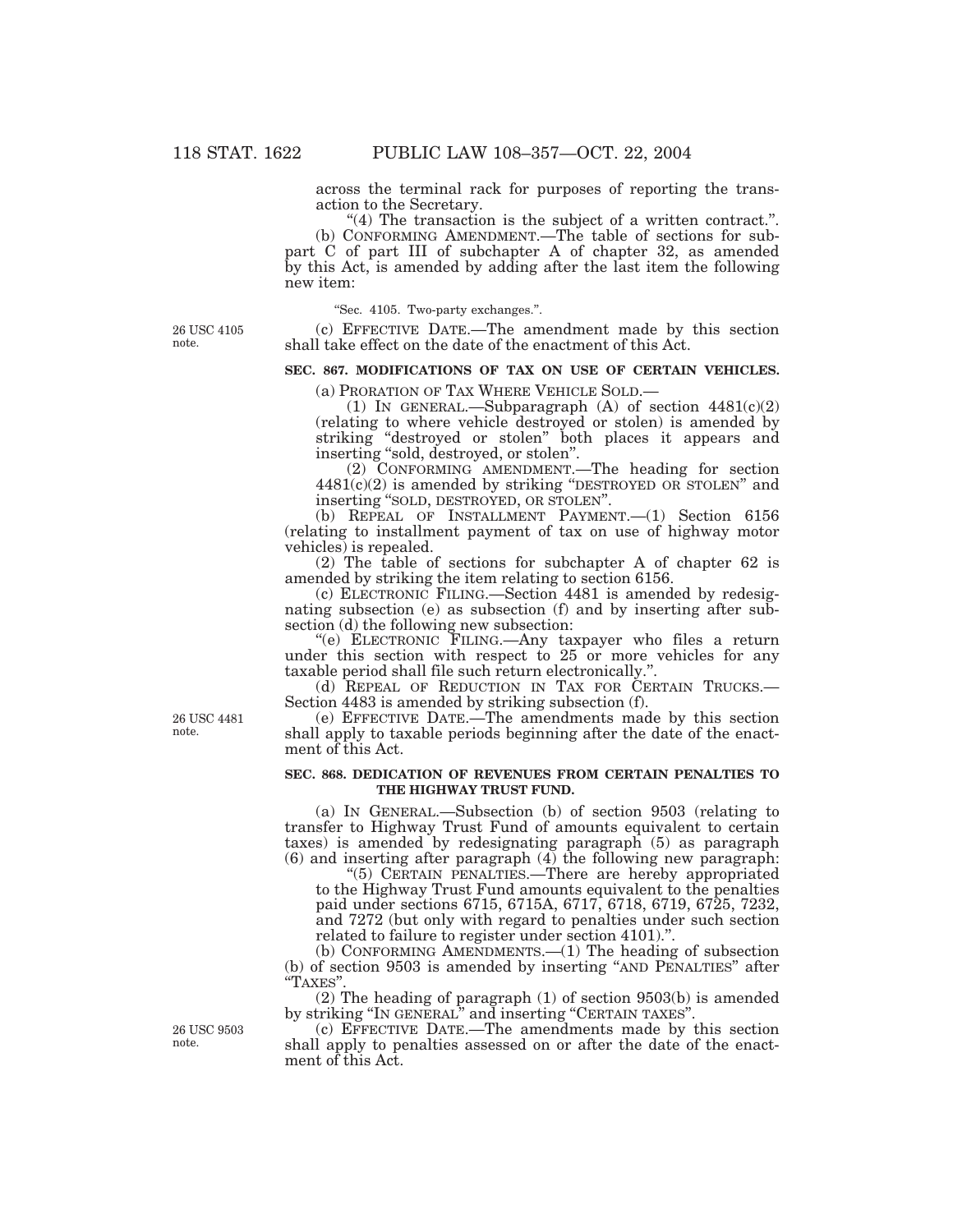across the terminal rack for purposes of reporting the transaction to the Secretary.

"(4) The transaction is the subject of a written contract.".

(b) CONFORMING AMENDMENT.—The table of sections for subpart C of part III of subchapter A of chapter 32, as amended by this Act, is amended by adding after the last item the following new item:

"Sec. 4105. Two-party exchanges.".

26 USC 4105 note.

(c) EFFECTIVE DATE.—The amendment made by this section shall take effect on the date of the enactment of this Act.

### SEC. 867. MODIFICATIONS OF TAX ON USE OF CERTAIN VEHICLES.

(a) PRORATION OF TAX WHERE VEHICLE SOLD.—

(1) IN GENERAL.—Subparagraph (A) of section 4481(c)(2) (relating to where vehicle destroyed or stolen) is amended by striking "destroyed or stolen" both places it appears and inserting "sold, destroyed, or stolen".

(2) CONFORMING AMENDMENT.—The heading for section 4481(c)(2) is amended by striking "DESTROYED OR STOLEN" and inserting "SOLD, DESTROYED, OR STOLEN".

(b) REPEAL OF INSTALLMENT PAYMENT.—(1) Section 6156 (relating to installment payment of tax on use of highway motor vehicles) is repealed.

(2) The table of sections for subchapter A of chapter 62 is amended by striking the item relating to section 6156.

(c) ELECTRONIC FILING.—Section 4481 is amended by redesignating subsection (e) as subsection (f) and by inserting after subsection (d) the following new subsection:

"(e) ELECTRONIC FILING.—Any taxpayer who files a return under this section with respect to 25 or more vehicles for any taxable period shall file such return electronically.".

(d) REPEAL OF REDUCTION IN TAX FOR CERTAIN TRUCKS.—Section 4483 is amended by striking subsection (f).

26 USC 4481 note.

(e) EFFECTIVE DATE.—The amendments made by this section shall apply to taxable periods beginning after the date of the enactment of this Act.

### SEC. 868. DEDICATION OF REVENUES FROM CERTAIN PENALTIES TO THE HIGHWAY TRUST FUND.

(a) IN GENERAL.—Subsection (b) of section 9503 (relating to transfer to Highway Trust Fund of amounts equivalent to certain taxes) is amended by redesignating paragraph (5) as paragraph (6) and inserting after paragraph (4) the following new paragraph:

"(5) CERTAIN PENALTIES.—There are hereby appropriated to the Highway Trust Fund amounts equivalent to the penalties paid under sections 6715, 6715A, 6717, 6718, 6719, 6725, 7232, and 7272 (but only with regard to penalties under such section related to failure to register under section 4101).".

(b) CONFORMING AMENDMENTS.—(1) The heading of subsection (b) of section 9503 is amended by inserting "AND PENALTIES" after "TAXES".

(2) The heading of paragraph (1) of section 9503(b) is amended by striking "IN GENERAL" and inserting "CERTAIN TAXES".

26 USC 9503 note.

(c) EFFECTIVE DATE.—The amendments made by this section shall apply to penalties assessed on or after the date of the enactment of this Act.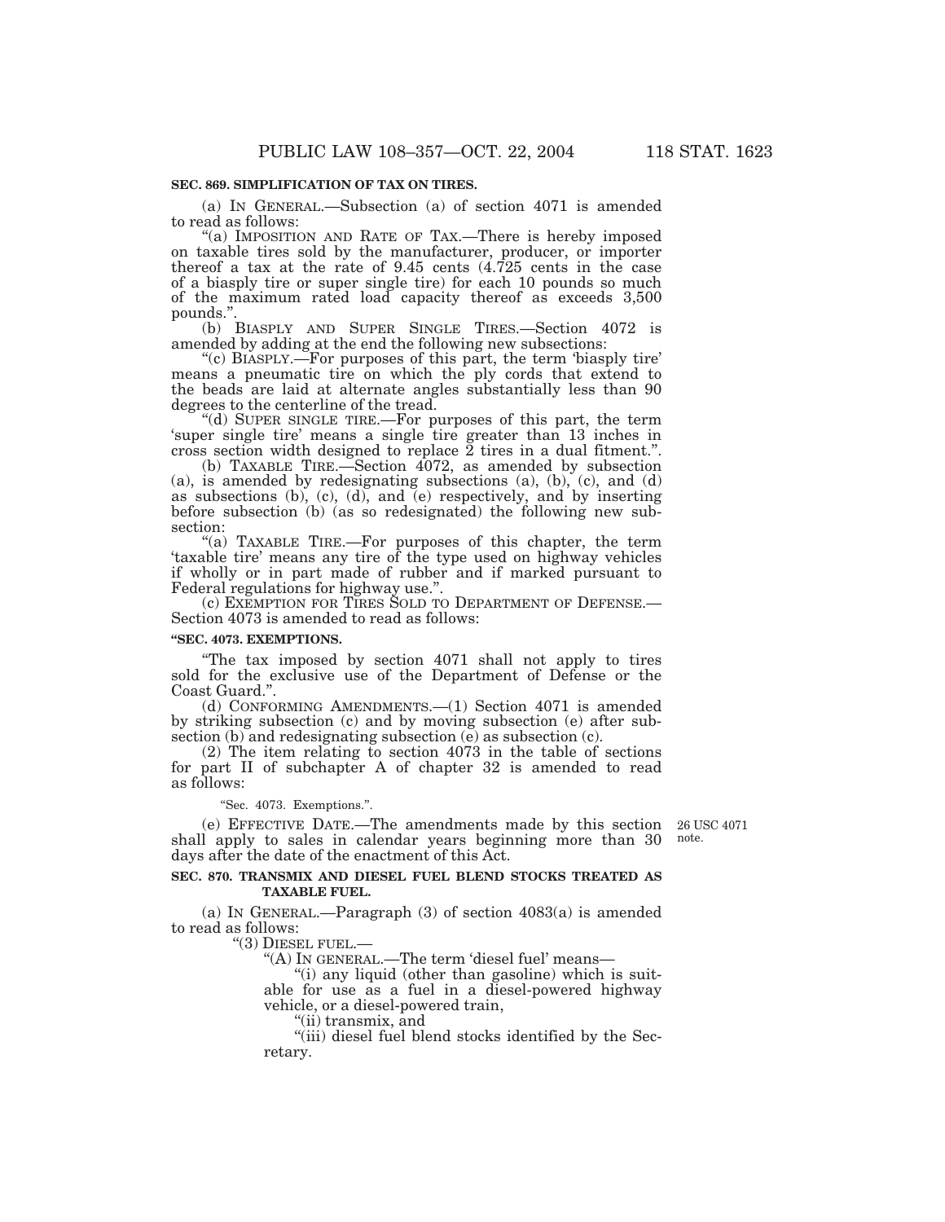**SEC. 869. SIMPLIFICATION OF TAX ON TIRES.**

(a) IN GENERAL.—Subsection (a) of section 4071 is amended to read as follows:

"(a) IMPOSITION AND RATE OF TAX.—There is hereby imposed on taxable tires sold by the manufacturer, producer, or importer thereof a tax at the rate of 9.45 cents (4.725 cents in the case of a biasply tire or super single tire) for each 10 pounds so much of the maximum rated load capacity thereof as exceeds 3,500 pounds.".

(b) BIASPLY AND SUPER SINGLE TIRES.—Section 4072 is amended by adding at the end the following new subsections:

"(c) BIASPLY.—For purposes of this part, the term 'biasply tire' means a pneumatic tire on which the ply cords that extend to the beads are laid at alternate angles substantially less than 90 degrees to the centerline of the tread.

"(d) SUPER SINGLE TIRE.—For purposes of this part, the term 'super single tire' means a single tire greater than 13 inches in cross section width designed to replace 2 tires in a dual fitment.".

(b) TAXABLE TIRE.—Section 4072, as amended by subsection (a), is amended by redesignating subsections (a), (b), (c), and (d) as subsections (b), (c), (d), and (e) respectively, and by inserting before subsection (b) (as so redesignated) the following new subsection:

"(a) TAXABLE TIRE.—For purposes of this chapter, the term 'taxable tire' means any tire of the type used on highway vehicles if wholly or in part made of rubber and if marked pursuant to Federal regulations for highway use.".

(c) EXEMPTION FOR TIRES SOLD TO DEPARTMENT OF DEFENSE.—Section 4073 is amended to read as follows:

**"SEC. 4073. EXEMPTIONS.**

"The tax imposed by section 4071 shall not apply to tires sold for the exclusive use of the Department of Defense or the Coast Guard.".

(d) CONFORMING AMENDMENTS.—(1) Section 4071 is amended by striking subsection (c) and by moving subsection (e) after subsection (b) and redesignating subsection (e) as subsection (c).

(2) The item relating to section 4073 in the table of sections for part II of subchapter A of chapter 32 is amended to read as follows:

"Sec. 4073. Exemptions.".

(e) EFFECTIVE DATE.—The amendments made by this section shall apply to sales in calendar years beginning more than 30 days after the date of the enactment of this Act.

26 USC 4071 note.

**SEC. 870. TRANSMIX AND DIESEL FUEL BLEND STOCKS TREATED AS TAXABLE FUEL.**

(a) IN GENERAL.—Paragraph (3) of section 4083(a) is amended to read as follows:

"(3) DIESEL FUEL.—

"(A) IN GENERAL.—The term 'diesel fuel' means—

"(i) any liquid (other than gasoline) which is suitable for use as a fuel in a diesel-powered highway vehicle, or a diesel-powered train,

"(ii) transmix, and

"(iii) diesel fuel blend stocks identified by the Secretary.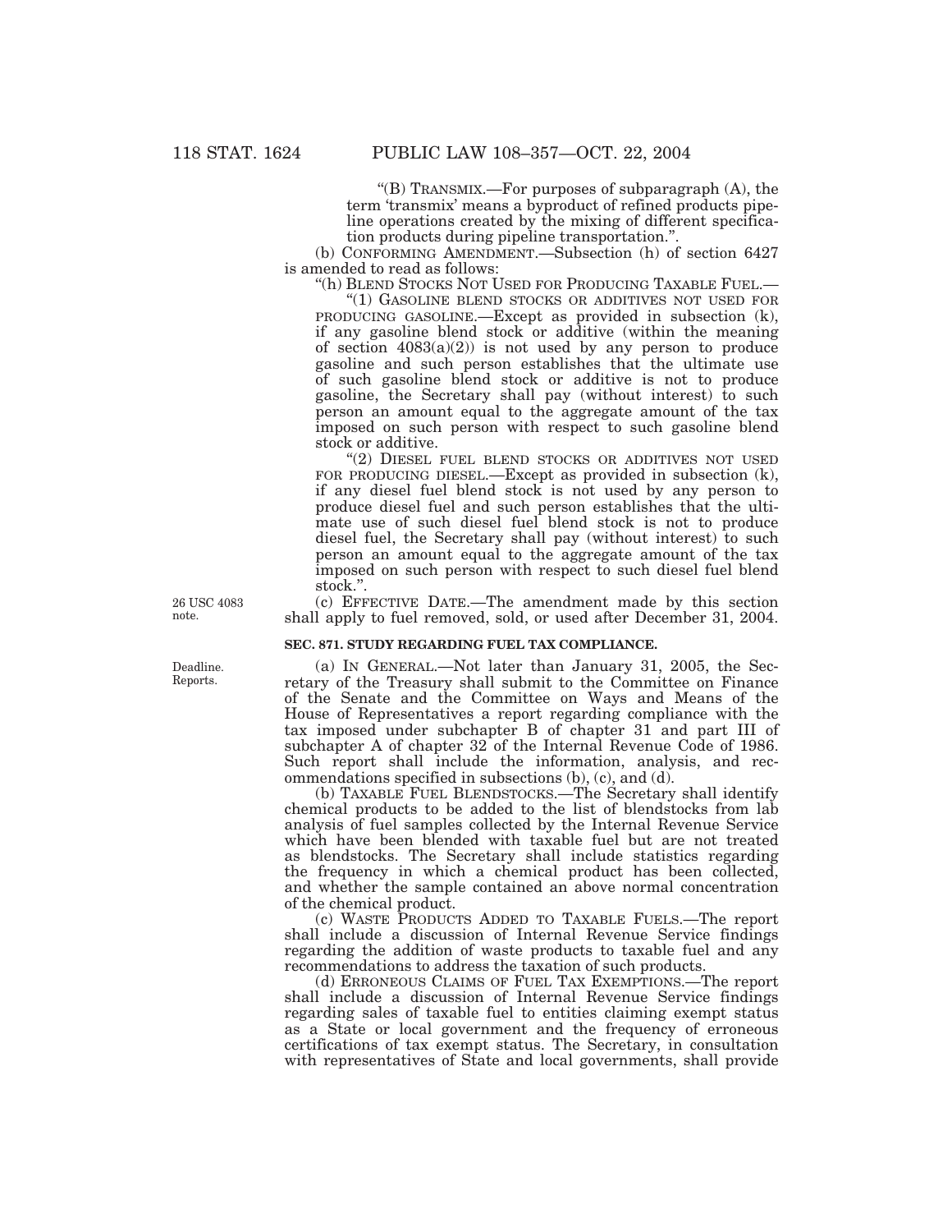"(B) TRANSMIX.—For purposes of subparagraph (A), the term 'transmix' means a byproduct of refined products pipeline operations created by the mixing of different specification products during pipeline transportation.".

(b) CONFORMING AMENDMENT.—Subsection (h) of section 6427 is amended to read as follows:

"(h) BLEND STOCKS NOT USED FOR PRODUCING TAXABLE FUEL.—

"(1) GASOLINE BLEND STOCKS OR ADDITIVES NOT USED FOR PRODUCING GASOLINE.—Except as provided in subsection (k), if any gasoline blend stock or additive (within the meaning of section 4083(a)(2)) is not used by any person to produce gasoline and such person establishes that the ultimate use of such gasoline blend stock or additive is not to produce gasoline, the Secretary shall pay (without interest) to such person an amount equal to the aggregate amount of the tax imposed on such person with respect to such gasoline blend stock or additive.

"(2) DIESEL FUEL BLEND STOCKS OR ADDITIVES NOT USED FOR PRODUCING DIESEL.—Except as provided in subsection (k), if any diesel fuel blend stock is not used by any person to produce diesel fuel and such person establishes that the ultimate use of such diesel fuel blend stock is not to produce diesel fuel, the Secretary shall pay (without interest) to such person an amount equal to the aggregate amount of the tax imposed on such person with respect to such diesel fuel blend stock.".

26 USC 4083 note.

(c) EFFECTIVE DATE.—The amendment made by this section shall apply to fuel removed, sold, or used after December 31, 2004.

**SEC. 871. STUDY REGARDING FUEL TAX COMPLIANCE.**

Deadline. Reports.

(a) IN GENERAL.—Not later than January 31, 2005, the Secretary of the Treasury shall submit to the Committee on Finance of the Senate and the Committee on Ways and Means of the House of Representatives a report regarding compliance with the tax imposed under subchapter B of chapter 31 and part III of subchapter A of chapter 32 of the Internal Revenue Code of 1986. Such report shall include the information, analysis, and recommendations specified in subsections (b), (c), and (d).

(b) TAXABLE FUEL BLENDSTOCKS.—The Secretary shall identify chemical products to be added to the list of blendstocks from lab analysis of fuel samples collected by the Internal Revenue Service which have been blended with taxable fuel but are not treated as blendstocks. The Secretary shall include statistics regarding the frequency in which a chemical product has been collected, and whether the sample contained an above normal concentration of the chemical product.

(c) WASTE PRODUCTS ADDED TO TAXABLE FUELS.—The report shall include a discussion of Internal Revenue Service findings regarding the addition of waste products to taxable fuel and any recommendations to address the taxation of such products.

(d) ERRONEOUS CLAIMS OF FUEL TAX EXEMPTIONS.—The report shall include a discussion of Internal Revenue Service findings regarding sales of taxable fuel to entities claiming exempt status as a State or local government and the frequency of erroneous certifications of tax exempt status. The Secretary, in consultation with representatives of State and local governments, shall provide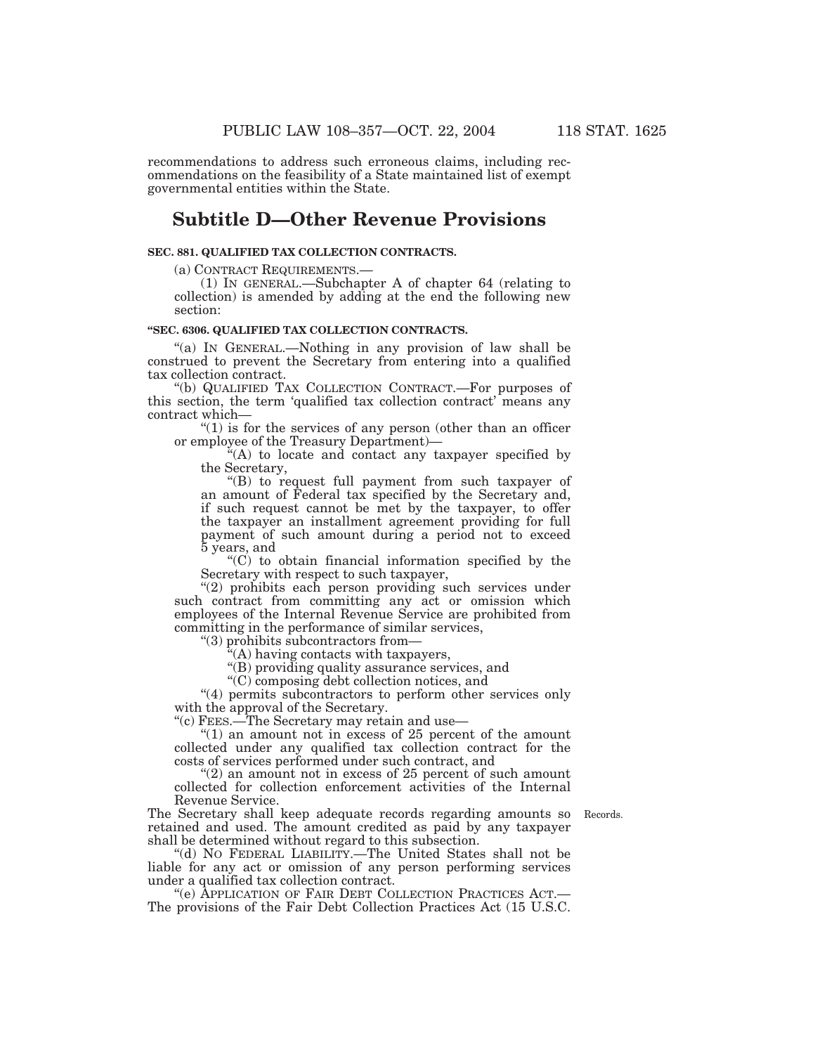recommendations to address such erroneous claims, including recommendations on the feasibility of a State maintained list of exempt governmental entities within the State.

## Subtitle D—Other Revenue Provisions

**SEC. 881. QUALIFIED TAX COLLECTION CONTRACTS.**

(a) CONTRACT REQUIREMENTS.—

(1) IN GENERAL.—Subchapter A of chapter 64 (relating to collection) is amended by adding at the end the following new section:

**"SEC. 6306. QUALIFIED TAX COLLECTION CONTRACTS.**

"(a) IN GENERAL.—Nothing in any provision of law shall be construed to prevent the Secretary from entering into a qualified tax collection contract.

"(b) QUALIFIED TAX COLLECTION CONTRACT.—For purposes of this section, the term 'qualified tax collection contract' means any contract which—

"(1) is for the services of any person (other than an officer or employee of the Treasury Department)—

"(A) to locate and contact any taxpayer specified by the Secretary,

"(B) to request full payment from such taxpayer of an amount of Federal tax specified by the Secretary and, if such request cannot be met by the taxpayer, to offer the taxpayer an installment agreement providing for full payment of such amount during a period not to exceed 5 years, and

"(C) to obtain financial information specified by the Secretary with respect to such taxpayer,

"(2) prohibits each person providing such services under such contract from committing any act or omission which employees of the Internal Revenue Service are prohibited from committing in the performance of similar services,

"(3) prohibits subcontractors from—

"(A) having contacts with taxpayers,

"(B) providing quality assurance services, and

"(C) composing debt collection notices, and

"(4) permits subcontractors to perform other services only with the approval of the Secretary.

"(c) FEES.—The Secretary may retain and use—

"(1) an amount not in excess of 25 percent of the amount collected under any qualified tax collection contract for the costs of services performed under such contract, and

"(2) an amount not in excess of 25 percent of such amount collected for collection enforcement activities of the Internal Revenue Service.

The Secretary shall keep adequate records regarding amounts so retained and used. The amount credited as paid by any taxpayer shall be determined without regard to this subsection.

Records.

"(d) NO FEDERAL LIABILITY.—The United States shall not be liable for any act or omission of any person performing services under a qualified tax collection contract.

"(e) APPLICATION OF FAIR DEBT COLLECTION PRACTICES ACT.—The provisions of the Fair Debt Collection Practices Act (15 U.S.C.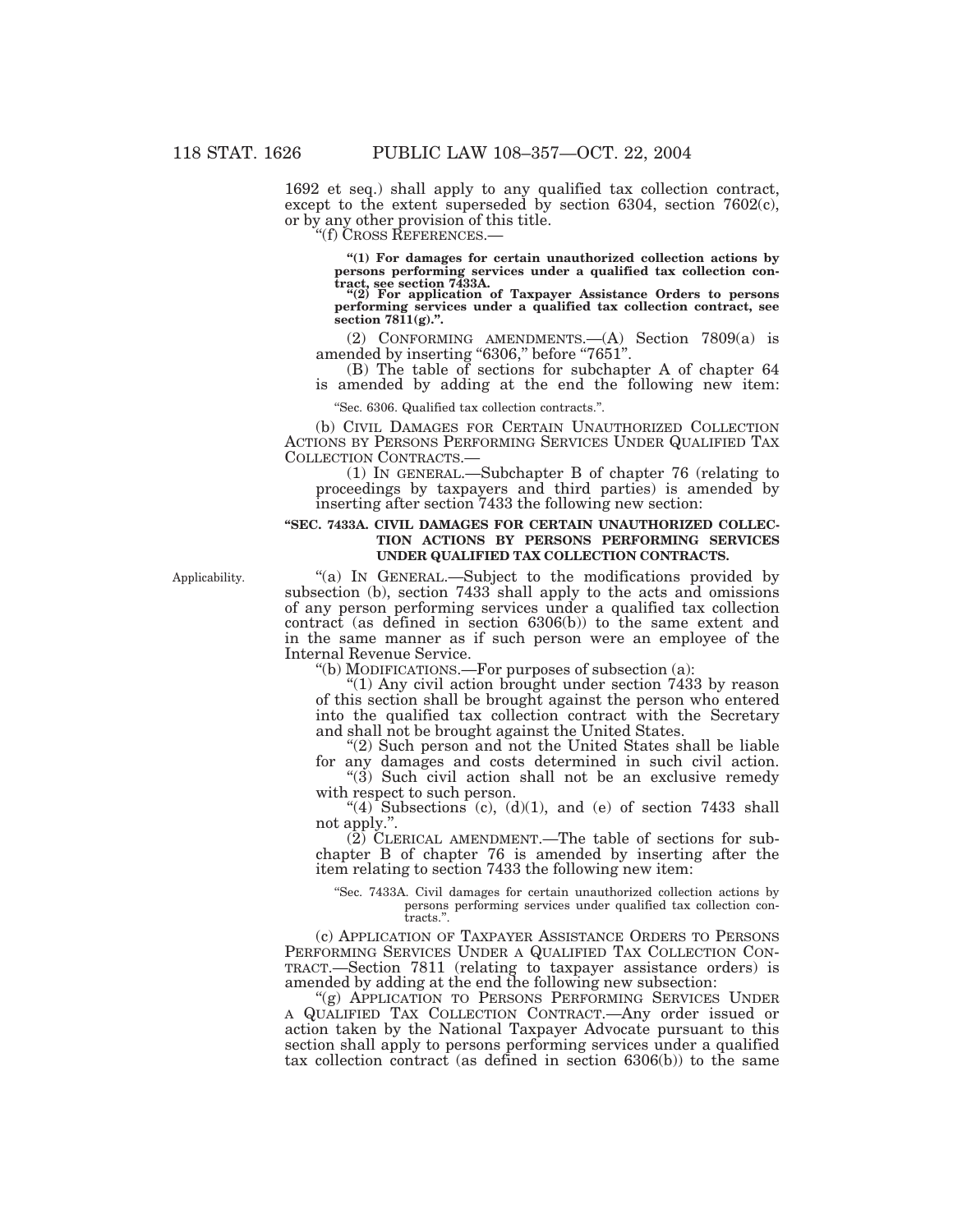1692 et seq.) shall apply to any qualified tax collection contract, except to the extent superseded by section 6304, section 7602(c), or by any other provision of this title.

"(f) CROSS REFERENCES.—

**"(1) For damages for certain unauthorized collection actions by persons performing services under a qualified tax collection contract, see section 7433A.**

**"(2) For application of Taxpayer Assistance Orders to persons performing services under a qualified tax collection contract, see section 7811(g).".**

(2) CONFORMING AMENDMENTS.—(A) Section 7809(a) is amended by inserting "6306," before "7651".

(B) The table of sections for subchapter A of chapter 64 is amended by adding at the end the following new item:

"Sec. 6306. Qualified tax collection contracts.".

(b) CIVIL DAMAGES FOR CERTAIN UNAUTHORIZED COLLECTION ACTIONS BY PERSONS PERFORMING SERVICES UNDER QUALIFIED TAX COLLECTION CONTRACTS.—

(1) IN GENERAL.—Subchapter B of chapter 76 (relating to proceedings by taxpayers and third parties) is amended by inserting after section 7433 the following new section:

**"SEC. 7433A. CIVIL DAMAGES FOR CERTAIN UNAUTHORIZED COLLECTION ACTIONS BY PERSONS PERFORMING SERVICES UNDER QUALIFIED TAX COLLECTION CONTRACTS.**

Applicability.

"(a) IN GENERAL.—Subject to the modifications provided by subsection (b), section 7433 shall apply to the acts and omissions of any person performing services under a qualified tax collection contract (as defined in section 6306(b)) to the same extent and in the same manner as if such person were an employee of the Internal Revenue Service.

"(b) MODIFICATIONS.—For purposes of subsection (a):

"(1) Any civil action brought under section 7433 by reason of this section shall be brought against the person who entered into the qualified tax collection contract with the Secretary and shall not be brought against the United States.

"(2) Such person and not the United States shall be liable for any damages and costs determined in such civil action.

"(3) Such civil action shall not be an exclusive remedy with respect to such person.

"(4) Subsections (c), (d)(1), and (e) of section 7433 shall not apply.".

(2) CLERICAL AMENDMENT.—The table of sections for subchapter B of chapter 76 is amended by inserting after the item relating to section 7433 the following new item:

"Sec. 7433A. Civil damages for certain unauthorized collection actions by persons performing services under qualified tax collection contracts.".

(c) APPLICATION OF TAXPAYER ASSISTANCE ORDERS TO PERSONS PERFORMING SERVICES UNDER A QUALIFIED TAX COLLECTION CONTRACT.—Section 7811 (relating to taxpayer assistance orders) is amended by adding at the end the following new subsection:

"(g) APPLICATION TO PERSONS PERFORMING SERVICES UNDER A QUALIFIED TAX COLLECTION CONTRACT.—Any order issued or action taken by the National Taxpayer Advocate pursuant to this section shall apply to persons performing services under a qualified tax collection contract (as defined in section 6306(b)) to the same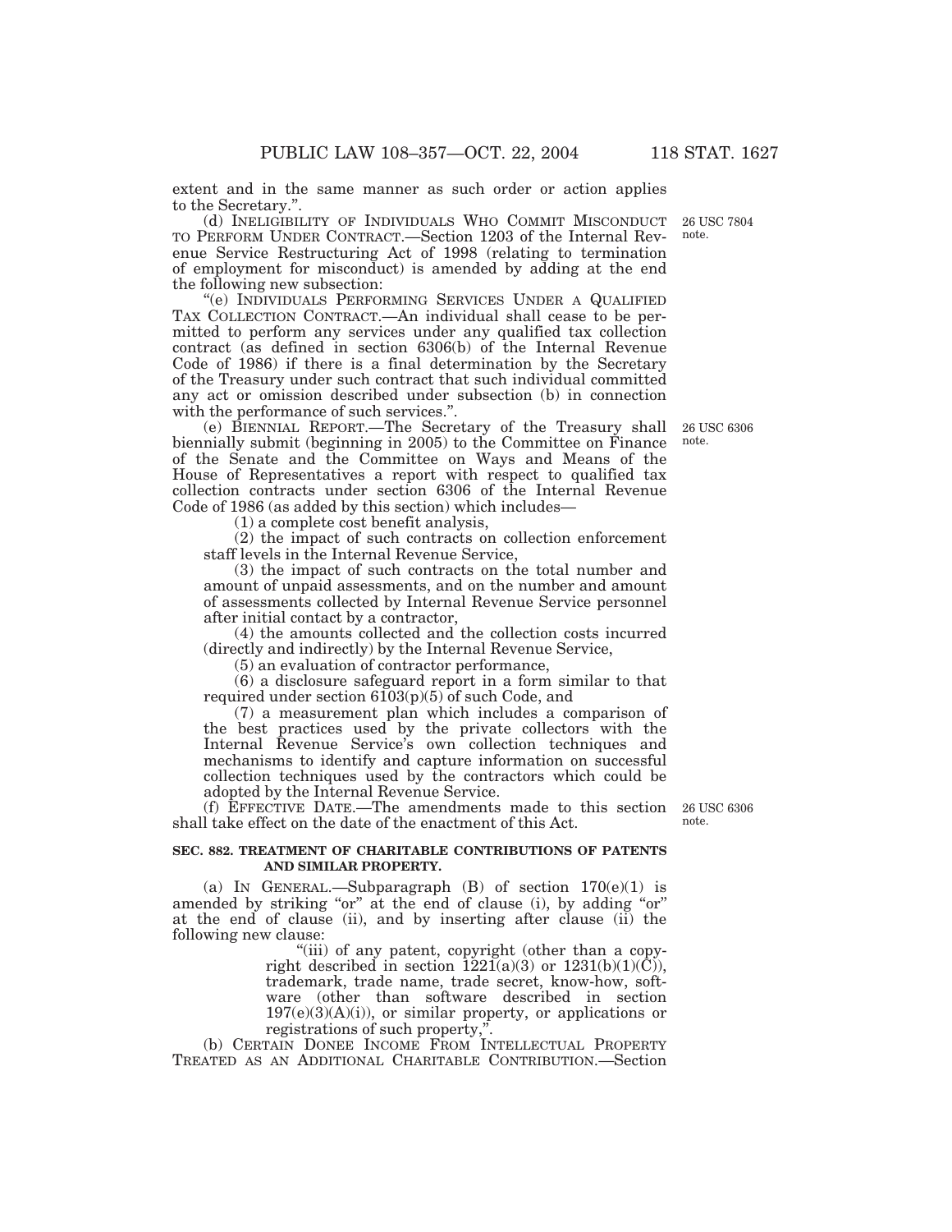extent and in the same manner as such order or action applies to the Secretary.".

(d) INELIGIBILITY OF INDIVIDUALS WHO COMMIT MISCONDUCT TO PERFORM UNDER CONTRACT.—Section 1203 of the Internal Revenue Service Restructuring Act of 1998 (relating to termination of employment for misconduct) is amended by adding at the end the following new subsection:

26 USC 7804 note.

"(e) INDIVIDUALS PERFORMING SERVICES UNDER A QUALIFIED TAX COLLECTION CONTRACT.—An individual shall cease to be permitted to perform any services under any qualified tax collection contract (as defined in section 6306(b) of the Internal Revenue Code of 1986) if there is a final determination by the Secretary of the Treasury under such contract that such individual committed any act or omission described under subsection (b) in connection with the performance of such services.".

(e) BIENNIAL REPORT.—The Secretary of the Treasury shall biennially submit (beginning in 2005) to the Committee on Finance of the Senate and the Committee on Ways and Means of the House of Representatives a report with respect to qualified tax collection contracts under section 6306 of the Internal Revenue Code of 1986 (as added by this section) which includes—

26 USC 6306 note.

(1) a complete cost benefit analysis,

(2) the impact of such contracts on collection enforcement staff levels in the Internal Revenue Service,

(3) the impact of such contracts on the total number and amount of unpaid assessments, and on the number and amount of assessments collected by Internal Revenue Service personnel after initial contact by a contractor,

(4) the amounts collected and the collection costs incurred (directly and indirectly) by the Internal Revenue Service,

(5) an evaluation of contractor performance,

(6) a disclosure safeguard report in a form similar to that required under section 6103(p)(5) of such Code, and

(7) a measurement plan which includes a comparison of the best practices used by the private collectors with the Internal Revenue Service's own collection techniques and mechanisms to identify and capture information on successful collection techniques used by the contractors which could be adopted by the Internal Revenue Service.

(f) EFFECTIVE DATE.—The amendments made to this section shall take effect on the date of the enactment of this Act.

26 USC 6306 note.

**SEC. 882. TREATMENT OF CHARITABLE CONTRIBUTIONS OF PATENTS AND SIMILAR PROPERTY.**

(a) IN GENERAL.—Subparagraph (B) of section 170(e)(1) is amended by striking "or" at the end of clause (i), by adding "or" at the end of clause (ii), and by inserting after clause (ii) the following new clause:

"(iii) of any patent, copyright (other than a copyright described in section 1221(a)(3) or 1231(b)(1)(C)), trademark, trade name, trade secret, know-how, software (other than software described in section 197(e)(3)(A)(i)), or similar property, or applications or registrations of such property,".

(b) CERTAIN DONEE INCOME FROM INTELLECTUAL PROPERTY TREATED AS AN ADDITIONAL CHARITABLE CONTRIBUTION.—Section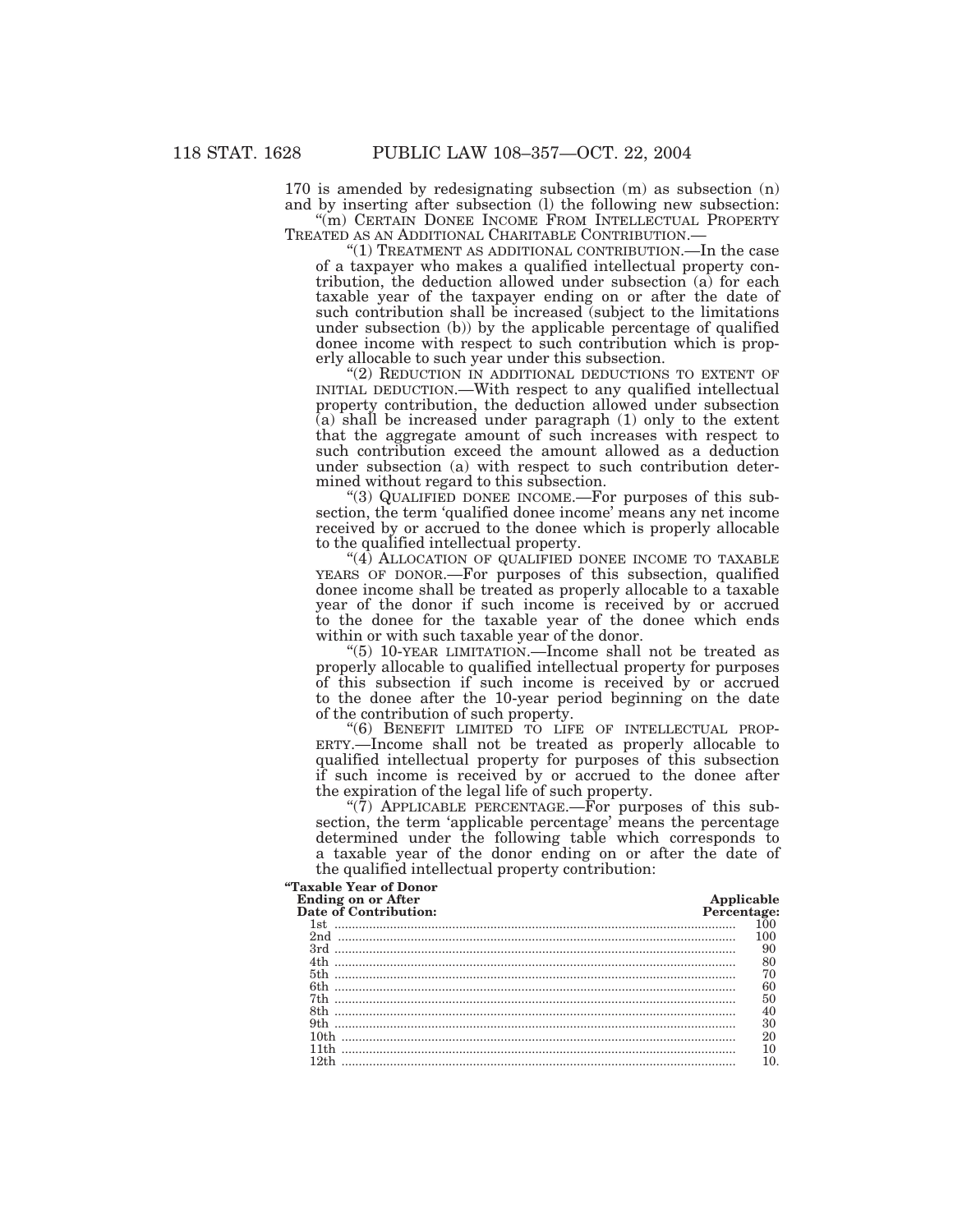170 is amended by redesignating subsection (m) as subsection (n) and by inserting after subsection (l) the following new subsection:

"(m) CERTAIN DONEE INCOME FROM INTELLECTUAL PROPERTY TREATED AS AN ADDITIONAL CHARITABLE CONTRIBUTION.—

"(1) TREATMENT AS ADDITIONAL CONTRIBUTION.—In the case of a taxpayer who makes a qualified intellectual property contribution, the deduction allowed under subsection (a) for each taxable year of the taxpayer ending on or after the date of such contribution shall be increased (subject to the limitations under subsection (b)) by the applicable percentage of qualified donee income with respect to such contribution which is properly allocable to such year under this subsection.

"(2) REDUCTION IN ADDITIONAL DEDUCTIONS TO EXTENT OF INITIAL DEDUCTION.—With respect to any qualified intellectual property contribution, the deduction allowed under subsection (a) shall be increased under paragraph (1) only to the extent that the aggregate amount of such increases with respect to such contribution exceed the amount allowed as a deduction under subsection (a) with respect to such contribution determined without regard to this subsection.

"(3) QUALIFIED DONEE INCOME.—For purposes of this subsection, the term 'qualified donee income' means any net income received by or accrued to the donee which is properly allocable to the qualified intellectual property.

"(4) ALLOCATION OF QUALIFIED DONEE INCOME TO TAXABLE YEARS OF DONOR.—For purposes of this subsection, qualified donee income shall be treated as properly allocable to a taxable year of the donor if such income is received by or accrued to the donee for the taxable year of the donee which ends within or with such taxable year of the donor.

"(5) 10-YEAR LIMITATION.—Income shall not be treated as properly allocable to qualified intellectual property for purposes of this subsection if such income is received by or accrued to the donee after the 10-year period beginning on the date of the contribution of such property.

"(6) BENEFIT LIMITED TO LIFE OF INTELLECTUAL PROPERTY.—Income shall not be treated as properly allocable to qualified intellectual property for purposes of this subsection if such income is received by or accrued to the donee after the expiration of the legal life of such property.

"(7) APPLICABLE PERCENTAGE.—For purposes of this subsection, the term 'applicable percentage' means the percentage determined under the following table which corresponds to a taxable year of the donor ending on or after the date of the qualified intellectual property contribution:

| "Taxable Year of Donor Ending on or After Date of Contribution: | Applicable Percentage: |
|---|---|
| 1st | 100 |
| 2nd | 100 |
| 3rd | 90 |
| 4th | 80 |
| 5th | 70 |
| 6th | 60 |
| 7th | 50 |
| 8th | 40 |
| 9th | 30 |
| 10th | 20 |
| 11th | 10 |
| 12th | 10. |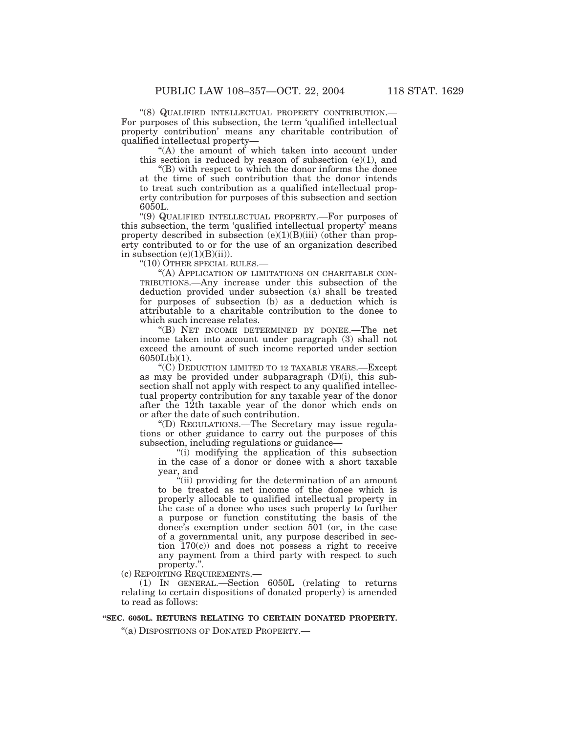"(8) QUALIFIED INTELLECTUAL PROPERTY CONTRIBUTION.—For purposes of this subsection, the term 'qualified intellectual property contribution' means any charitable contribution of qualified intellectual property—

"(A) the amount of which taken into account under this section is reduced by reason of subsection (e)(1), and

"(B) with respect to which the donor informs the donee at the time of such contribution that the donor intends to treat such contribution as a qualified intellectual property contribution for purposes of this subsection and section 6050L.

"(9) QUALIFIED INTELLECTUAL PROPERTY.—For purposes of this subsection, the term 'qualified intellectual property' means property described in subsection (e)(1)(B)(iii) (other than property contributed to or for the use of an organization described in subsection (e)(1)(B)(ii)).

"(10) OTHER SPECIAL RULES.—

"(A) APPLICATION OF LIMITATIONS ON CHARITABLE CONTRIBUTIONS.—Any increase under this subsection of the deduction provided under subsection (a) shall be treated for purposes of subsection (b) as a deduction which is attributable to a charitable contribution to the donee to which such increase relates.

"(B) NET INCOME DETERMINED BY DONEE.—The net income taken into account under paragraph (3) shall not exceed the amount of such income reported under section 6050L(b)(1).

"(C) DEDUCTION LIMITED TO 12 TAXABLE YEARS.—Except as may be provided under subparagraph (D)(i), this subsection shall not apply with respect to any qualified intellectual property contribution for any taxable year of the donor after the 12th taxable year of the donor which ends on or after the date of such contribution.

"(D) REGULATIONS.—The Secretary may issue regulations or other guidance to carry out the purposes of this subsection, including regulations or guidance—

"(i) modifying the application of this subsection in the case of a donor or donee with a short taxable year, and

"(ii) providing for the determination of an amount to be treated as net income of the donee which is properly allocable to qualified intellectual property in the case of a donee who uses such property to further a purpose or function constituting the basis of the donee's exemption under section 501 (or, in the case of a governmental unit, any purpose described in section 170(c)) and does not possess a right to receive any payment from a third party with respect to such property.".

(c) REPORTING REQUIREMENTS.—

(1) IN GENERAL.—Section 6050L (relating to returns relating to certain dispositions of donated property) is amended to read as follows:

**"SEC. 6050L. RETURNS RELATING TO CERTAIN DONATED PROPERTY.**

"(a) DISPOSITIONS OF DONATED PROPERTY.—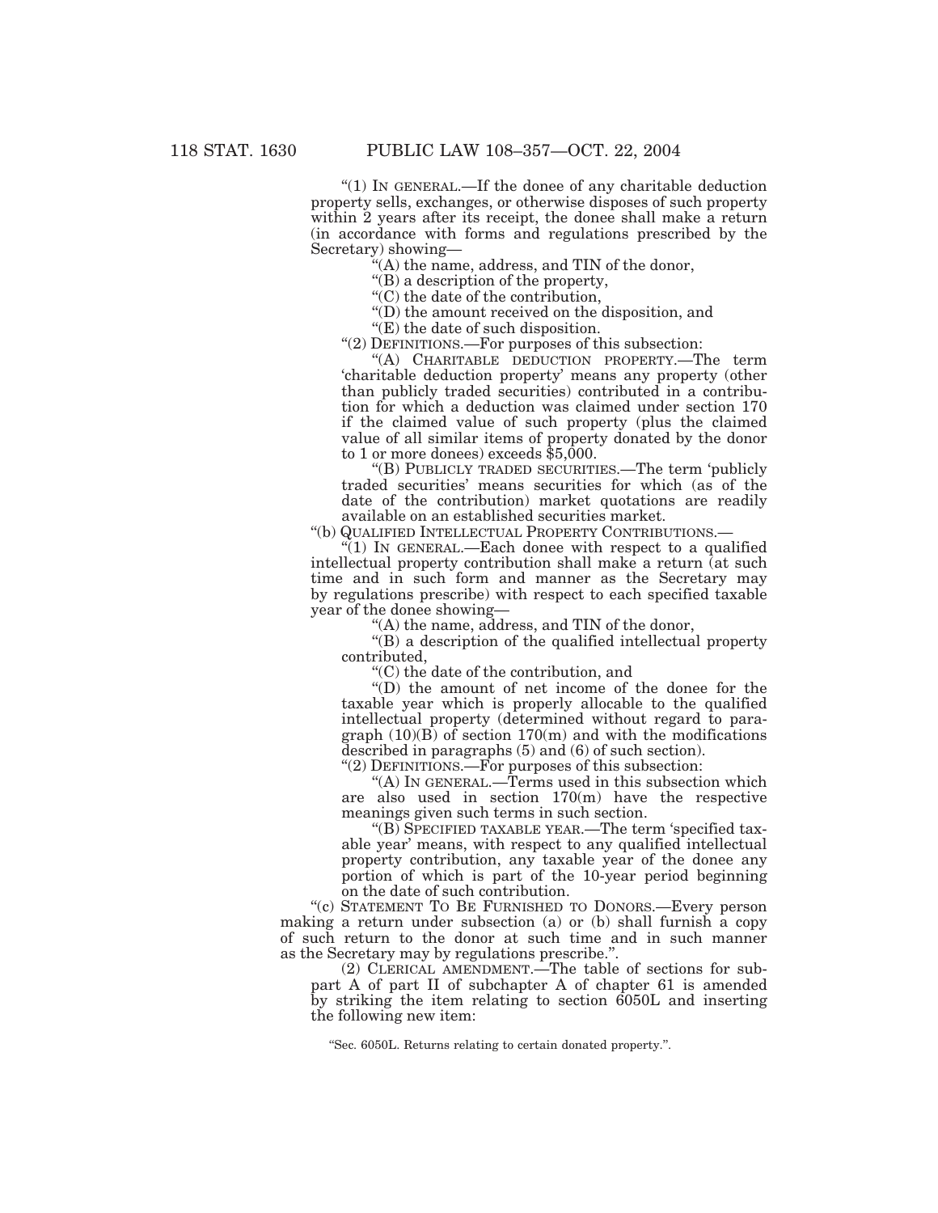"(1) IN GENERAL.—If the donee of any charitable deduction property sells, exchanges, or otherwise disposes of such property within 2 years after its receipt, the donee shall make a return (in accordance with forms and regulations prescribed by the Secretary) showing—

"(A) the name, address, and TIN of the donor,

"(B) a description of the property,

"(C) the date of the contribution,

"(D) the amount received on the disposition, and

"(E) the date of such disposition.

"(2) DEFINITIONS.—For purposes of this subsection:

"(A) CHARITABLE DEDUCTION PROPERTY.—The term 'charitable deduction property' means any property (other than publicly traded securities) contributed in a contribution for which a deduction was claimed under section 170 if the claimed value of such property (plus the claimed value of all similar items of property donated by the donor to 1 or more donees) exceeds $5,000.

"(B) PUBLICLY TRADED SECURITIES.—The term 'publicly traded securities' means securities for which (as of the date of the contribution) market quotations are readily available on an established securities market.

"(b) QUALIFIED INTELLECTUAL PROPERTY CONTRIBUTIONS.—

"(1) IN GENERAL.—Each donee with respect to a qualified intellectual property contribution shall make a return (at such time and in such form and manner as the Secretary may by regulations prescribe) with respect to each specified taxable year of the donee showing—

"(A) the name, address, and TIN of the donor,

"(B) a description of the qualified intellectual property contributed,

"(C) the date of the contribution, and

"(D) the amount of net income of the donee for the taxable year which is properly allocable to the qualified intellectual property (determined without regard to paragraph (10)(B) of section 170(m) and with the modifications described in paragraphs (5) and (6) of such section).

"(2) DEFINITIONS.—For purposes of this subsection:

"(A) IN GENERAL.—Terms used in this subsection which are also used in section 170(m) have the respective meanings given such terms in such section.

"(B) SPECIFIED TAXABLE YEAR.—The term 'specified taxable year' means, with respect to any qualified intellectual property contribution, any taxable year of the donee any portion of which is part of the 10-year period beginning on the date of such contribution.

"(c) STATEMENT TO BE FURNISHED TO DONORS.—Every person making a return under subsection (a) or (b) shall furnish a copy of such return to the donor at such time and in such manner as the Secretary may by regulations prescribe.".

(2) CLERICAL AMENDMENT.—The table of sections for subpart A of part II of subchapter A of chapter 61 is amended by striking the item relating to section 6050L and inserting the following new item:

"Sec. 6050L. Returns relating to certain donated property.".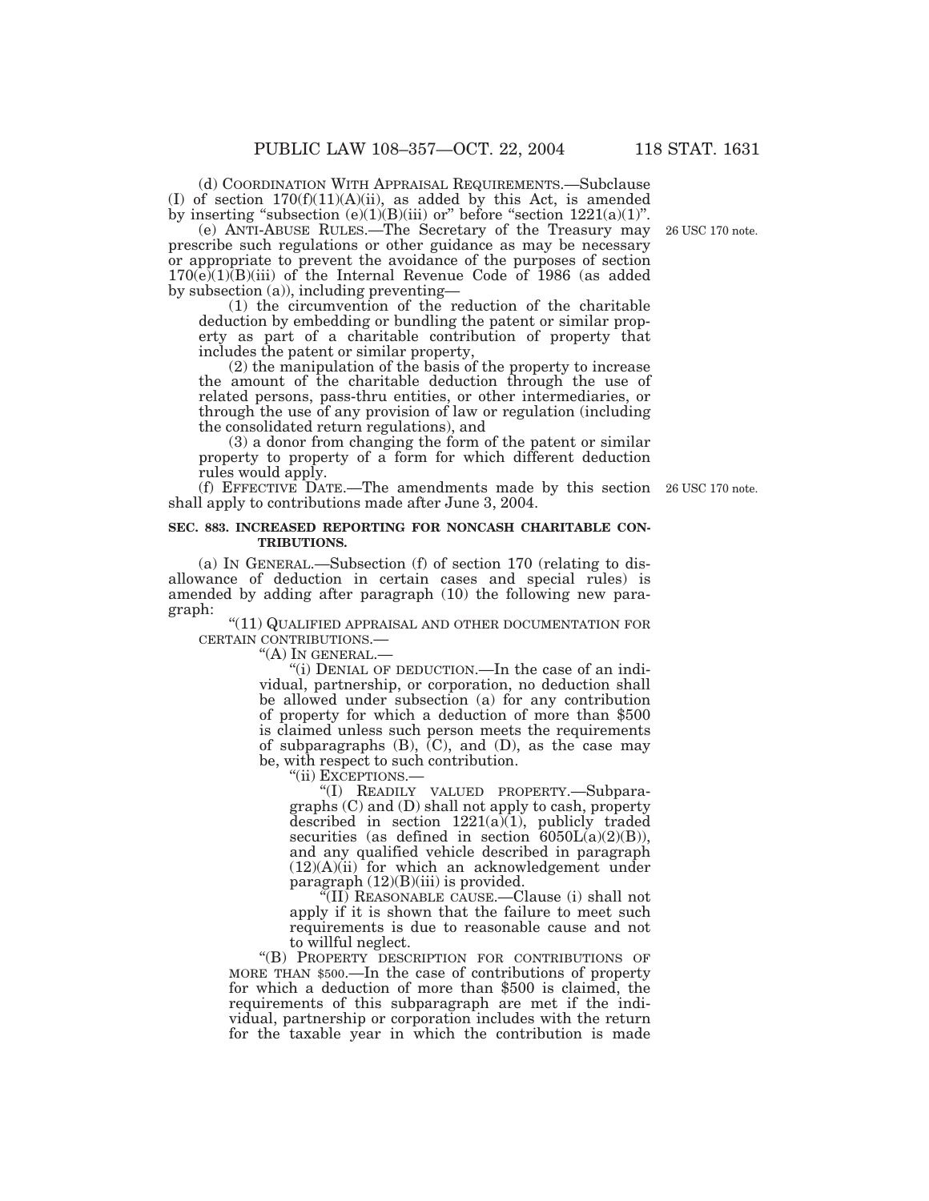(d) COORDINATION WITH APPRAISAL REQUIREMENTS.—Subclause (I) of section 170(f)(11)(A)(ii), as added by this Act, is amended by inserting "subsection (e)(1)(B)(iii) or" before "section 1221(a)(1)".

(e) ANTI-ABUSE RULES.—The Secretary of the Treasury may prescribe such regulations or other guidance as may be necessary or appropriate to prevent the avoidance of the purposes of section 170(e)(1)(B)(iii) of the Internal Revenue Code of 1986 (as added by subsection (a)), including preventing—

26 USC 170 note.

(1) the circumvention of the reduction of the charitable deduction by embedding or bundling the patent or similar property as part of a charitable contribution of property that includes the patent or similar property,

(2) the manipulation of the basis of the property to increase the amount of the charitable deduction through the use of related persons, pass-thru entities, or other intermediaries, or through the use of any provision of law or regulation (including the consolidated return regulations), and

(3) a donor from changing the form of the patent or similar property to property of a form for which different deduction rules would apply.

(f) EFFECTIVE DATE.—The amendments made by this section shall apply to contributions made after June 3, 2004.

26 USC 170 note.

**SEC. 883. INCREASED REPORTING FOR NONCASH CHARITABLE CONTRIBUTIONS.**

(a) IN GENERAL.—Subsection (f) of section 170 (relating to disallowance of deduction in certain cases and special rules) is amended by adding after paragraph (10) the following new paragraph:

"(11) QUALIFIED APPRAISAL AND OTHER DOCUMENTATION FOR CERTAIN CONTRIBUTIONS.—

"(A) IN GENERAL.—

"(i) DENIAL OF DEDUCTION.—In the case of an individual, partnership, or corporation, no deduction shall be allowed under subsection (a) for any contribution of property for which a deduction of more than $500 is claimed unless such person meets the requirements of subparagraphs (B), (C), and (D), as the case may be, with respect to such contribution.

"(ii) EXCEPTIONS.—

"(I) READILY VALUED PROPERTY.—Subparagraphs (C) and (D) shall not apply to cash, property described in section 1221(a)(1), publicly traded securities (as defined in section 6050L(a)(2)(B)), and any qualified vehicle described in paragraph (12)(A)(ii) for which an acknowledgement under paragraph (12)(B)(iii) is provided.

"(II) REASONABLE CAUSE.—Clause (i) shall not apply if it is shown that the failure to meet such requirements is due to reasonable cause and not to willful neglect.

"(B) PROPERTY DESCRIPTION FOR CONTRIBUTIONS OF MORE THAN $500.—In the case of contributions of property for which a deduction of more than $500 is claimed, the requirements of this subparagraph are met if the individual, partnership or corporation includes with the return for the taxable year in which the contribution is made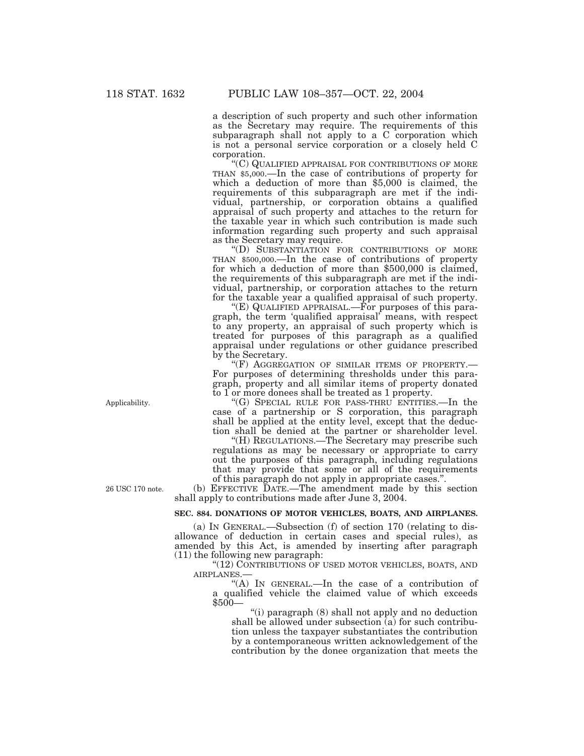a description of such property and such other information as the Secretary may require. The requirements of this subparagraph shall not apply to a C corporation which is not a personal service corporation or a closely held C corporation.

"(C) QUALIFIED APPRAISAL FOR CONTRIBUTIONS OF MORE THAN $5,000.—In the case of contributions of property for which a deduction of more than $5,000 is claimed, the requirements of this subparagraph are met if the individual, partnership, or corporation obtains a qualified appraisal of such property and attaches to the return for the taxable year in which such contribution is made such information regarding such property and such appraisal as the Secretary may require.

"(D) SUBSTANTIATION FOR CONTRIBUTIONS OF MORE THAN $500,000.—In the case of contributions of property for which a deduction of more than $500,000 is claimed, the requirements of this subparagraph are met if the individual, partnership, or corporation attaches to the return for the taxable year a qualified appraisal of such property.

"(E) QUALIFIED APPRAISAL.—For purposes of this paragraph, the term 'qualified appraisal' means, with respect to any property, an appraisal of such property which is treated for purposes of this paragraph as a qualified appraisal under regulations or other guidance prescribed by the Secretary.

"(F) AGGREGATION OF SIMILAR ITEMS OF PROPERTY.—For purposes of determining thresholds under this paragraph, property and all similar items of property donated to 1 or more donees shall be treated as 1 property.

Applicability.

"(G) SPECIAL RULE FOR PASS-THRU ENTITIES.—In the case of a partnership or S corporation, this paragraph shall be applied at the entity level, except that the deduction shall be denied at the partner or shareholder level.

"(H) REGULATIONS.—The Secretary may prescribe such regulations as may be necessary or appropriate to carry out the purposes of this paragraph, including regulations that may provide that some or all of the requirements of this paragraph do not apply in appropriate cases.".

26 USC 170 note.

(b) EFFECTIVE DATE.—The amendment made by this section shall apply to contributions made after June 3, 2004.

**SEC. 884. DONATIONS OF MOTOR VEHICLES, BOATS, AND AIRPLANES.**

(a) IN GENERAL.—Subsection (f) of section 170 (relating to disallowance of deduction in certain cases and special rules), as amended by this Act, is amended by inserting after paragraph (11) the following new paragraph:

"(12) CONTRIBUTIONS OF USED MOTOR VEHICLES, BOATS, AND AIRPLANES.—

"(A) IN GENERAL.—In the case of a contribution of a qualified vehicle the claimed value of which exceeds $500—

"(i) paragraph (8) shall not apply and no deduction shall be allowed under subsection (a) for such contribution unless the taxpayer substantiates the contribution by a contemporaneous written acknowledgement of the contribution by the donee organization that meets the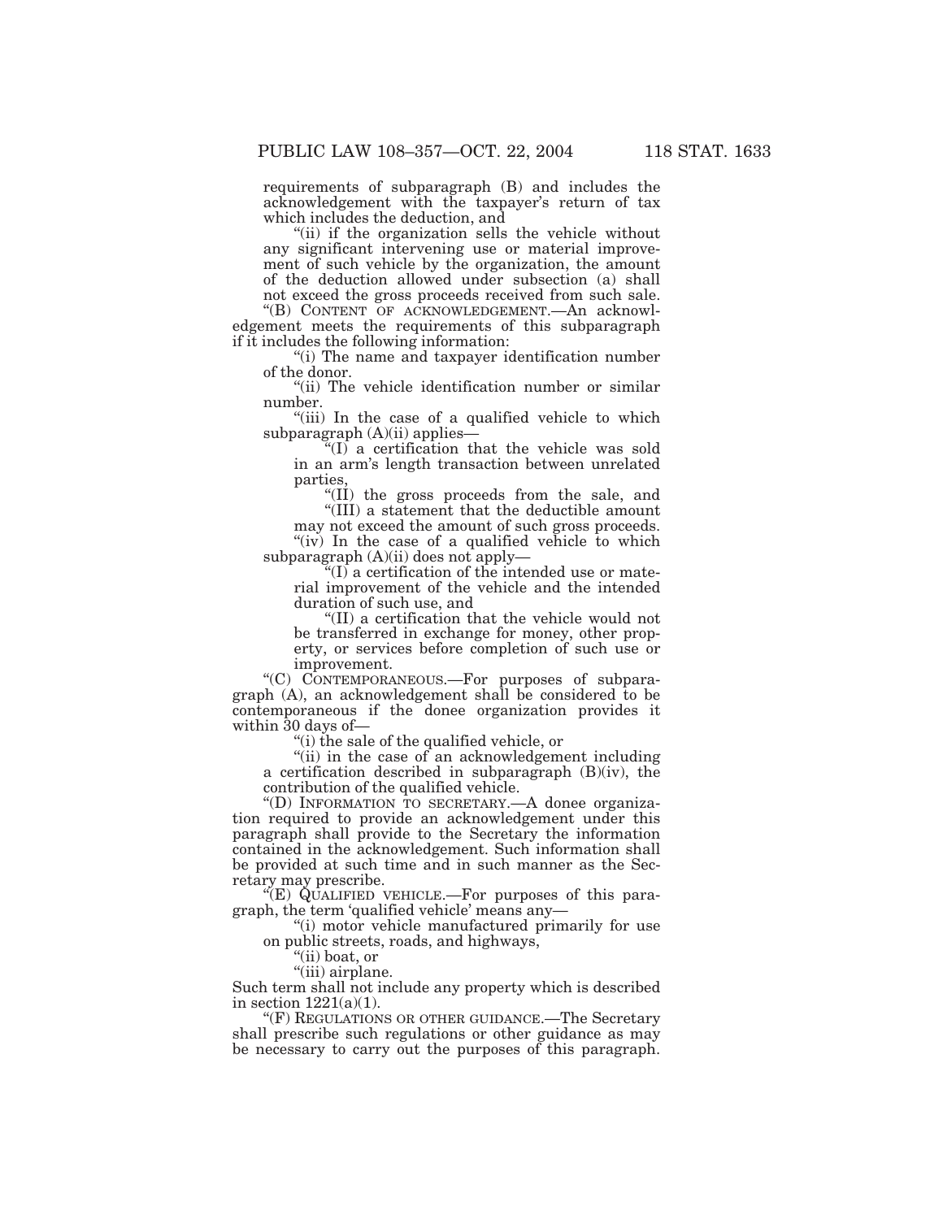requirements of subparagraph (B) and includes the acknowledgement with the taxpayer's return of tax which includes the deduction, and

"(ii) if the organization sells the vehicle without any significant intervening use or material improvement of such vehicle by the organization, the amount of the deduction allowed under subsection (a) shall not exceed the gross proceeds received from such sale.

"(B) CONTENT OF ACKNOWLEDGEMENT.—An acknowledgement meets the requirements of this subparagraph if it includes the following information:

"(i) The name and taxpayer identification number of the donor.

"(ii) The vehicle identification number or similar number.

"(iii) In the case of a qualified vehicle to which subparagraph (A)(ii) applies—

"(I) a certification that the vehicle was sold in an arm's length transaction between unrelated parties,

"(II) the gross proceeds from the sale, and

"(III) a statement that the deductible amount may not exceed the amount of such gross proceeds.

"(iv) In the case of a qualified vehicle to which subparagraph (A)(ii) does not apply—

"(I) a certification of the intended use or material improvement of the vehicle and the intended duration of such use, and

"(II) a certification that the vehicle would not be transferred in exchange for money, other property, or services before completion of such use or improvement.

"(C) CONTEMPORANEOUS.—For purposes of subparagraph (A), an acknowledgement shall be considered to be contemporaneous if the donee organization provides it within 30 days of—

"(i) the sale of the qualified vehicle, or

"(ii) in the case of an acknowledgement including a certification described in subparagraph (B)(iv), the contribution of the qualified vehicle.

"(D) INFORMATION TO SECRETARY.—A donee organization required to provide an acknowledgement under this paragraph shall provide to the Secretary the information contained in the acknowledgement. Such information shall be provided at such time and in such manner as the Secretary may prescribe.

"(E) QUALIFIED VEHICLE.—For purposes of this paragraph, the term 'qualified vehicle' means any—

"(i) motor vehicle manufactured primarily for use on public streets, roads, and highways,

"(ii) boat, or

"(iii) airplane.

Such term shall not include any property which is described in section 1221(a)(1).

"(F) REGULATIONS OR OTHER GUIDANCE.—The Secretary shall prescribe such regulations or other guidance as may be necessary to carry out the purposes of this paragraph.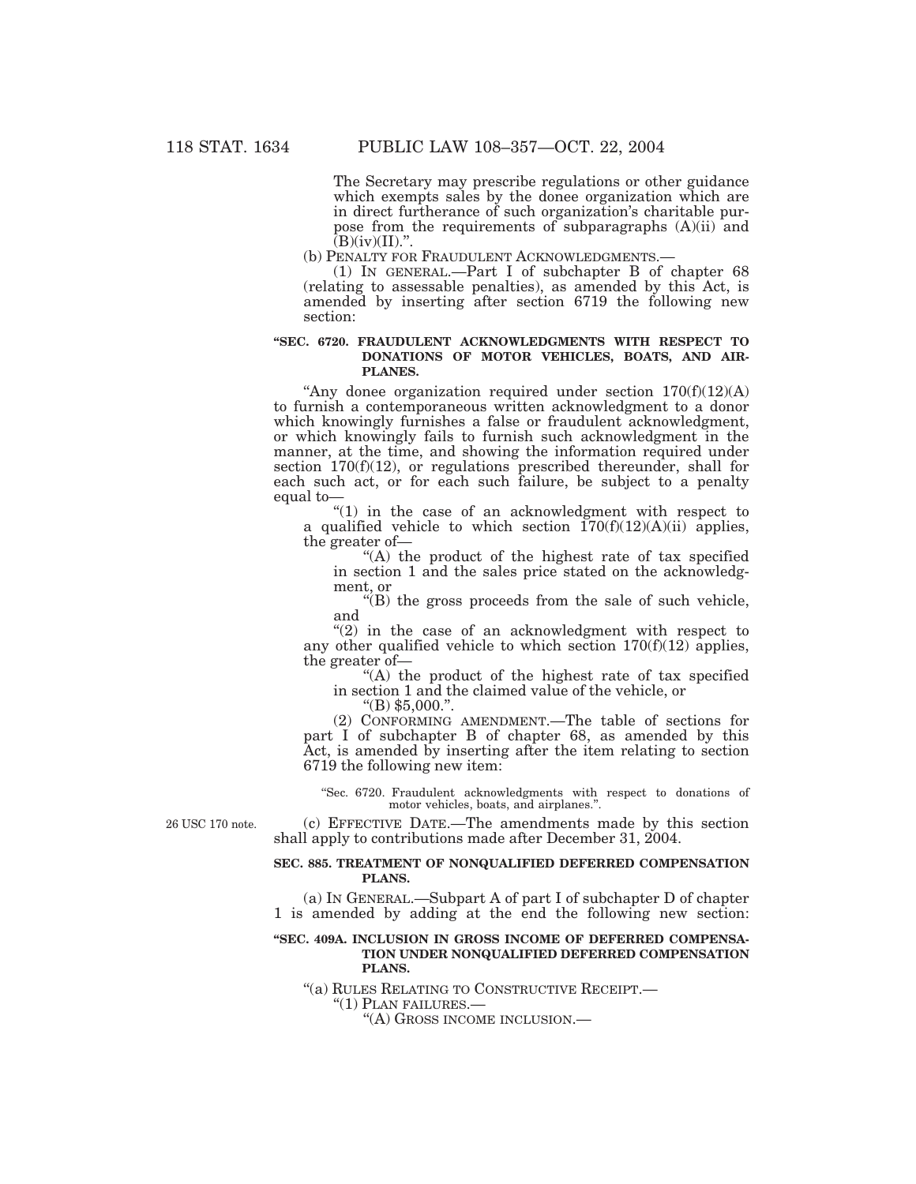The Secretary may prescribe regulations or other guidance which exempts sales by the donee organization which are in direct furtherance of such organization's charitable purpose from the requirements of subparagraphs (A)(ii) and (B)(iv)(II).".

(b) PENALTY FOR FRAUDULENT ACKNOWLEDGMENTS.—

(1) IN GENERAL.—Part I of subchapter B of chapter 68 (relating to assessable penalties), as amended by this Act, is amended by inserting after section 6719 the following new section:

**"SEC. 6720. FRAUDULENT ACKNOWLEDGMENTS WITH RESPECT TO DONATIONS OF MOTOR VEHICLES, BOATS, AND AIRPLANES.**

"Any donee organization required under section 170(f)(12)(A) to furnish a contemporaneous written acknowledgment to a donor which knowingly furnishes a false or fraudulent acknowledgment, or which knowingly fails to furnish such acknowledgment in the manner, at the time, and showing the information required under section 170(f)(12), or regulations prescribed thereunder, shall for each such act, or for each such failure, be subject to a penalty equal to—

"(1) in the case of an acknowledgment with respect to a qualified vehicle to which section 170(f)(12)(A)(ii) applies, the greater of—

"(A) the product of the highest rate of tax specified in section 1 and the sales price stated on the acknowledgment, or

"(B) the gross proceeds from the sale of such vehicle, and

"(2) in the case of an acknowledgment with respect to any other qualified vehicle to which section 170(f)(12) applies, the greater of—

"(A) the product of the highest rate of tax specified in section 1 and the claimed value of the vehicle, or

"(B) $5,000.".

(2) CONFORMING AMENDMENT.—The table of sections for part I of subchapter B of chapter 68, as amended by this Act, is amended by inserting after the item relating to section 6719 the following new item:

"Sec. 6720. Fraudulent acknowledgments with respect to donations of motor vehicles, boats, and airplanes.".

26 USC 170 note.

(c) EFFECTIVE DATE.—The amendments made by this section shall apply to contributions made after December 31, 2004.

**SEC. 885. TREATMENT OF NONQUALIFIED DEFERRED COMPENSATION PLANS.**

(a) IN GENERAL.—Subpart A of part I of subchapter D of chapter 1 is amended by adding at the end the following new section:

**"SEC. 409A. INCLUSION IN GROSS INCOME OF DEFERRED COMPENSATION UNDER NONQUALIFIED DEFERRED COMPENSATION PLANS.**

"(a) RULES RELATING TO CONSTRUCTIVE RECEIPT.—

"(1) PLAN FAILURES.—

"(A) GROSS INCOME INCLUSION.—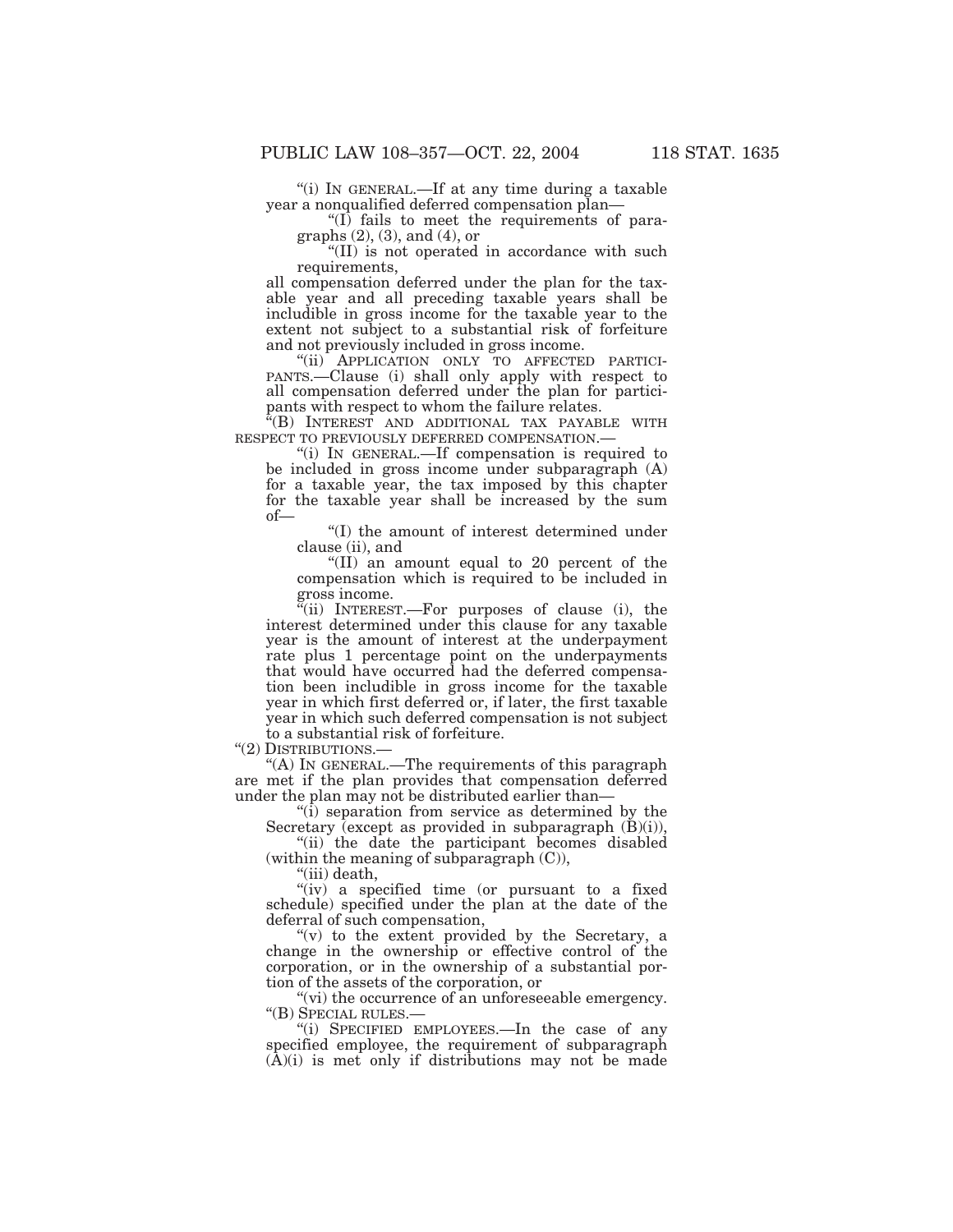"(i) IN GENERAL.—If at any time during a taxable year a nonqualified deferred compensation plan—

"(I) fails to meet the requirements of paragraphs (2), (3), and (4), or

"(II) is not operated in accordance with such requirements,

all compensation deferred under the plan for the taxable year and all preceding taxable years shall be includible in gross income for the taxable year to the extent not subject to a substantial risk of forfeiture and not previously included in gross income.

"(ii) APPLICATION ONLY TO AFFECTED PARTICIPANTS.—Clause (i) shall only apply with respect to all compensation deferred under the plan for participants with respect to whom the failure relates.

"(B) INTEREST AND ADDITIONAL TAX PAYABLE WITH RESPECT TO PREVIOUSLY DEFERRED COMPENSATION.—

"(i) IN GENERAL.—If compensation is required to be included in gross income under subparagraph (A) for a taxable year, the tax imposed by this chapter for the taxable year shall be increased by the sum of—

"(I) the amount of interest determined under clause (ii), and

"(II) an amount equal to 20 percent of the compensation which is required to be included in gross income.

"(ii) INTEREST.—For purposes of clause (i), the interest determined under this clause for any taxable year is the amount of interest at the underpayment rate plus 1 percentage point on the underpayments that would have occurred had the deferred compensation been includible in gross income for the taxable year in which first deferred or, if later, the first taxable year in which such deferred compensation is not subject to a substantial risk of forfeiture.

"(2) DISTRIBUTIONS.—

"(A) IN GENERAL.—The requirements of this paragraph are met if the plan provides that compensation deferred under the plan may not be distributed earlier than—

"(i) separation from service as determined by the Secretary (except as provided in subparagraph (B)(i)),

"(ii) the date the participant becomes disabled (within the meaning of subparagraph (C)),

"(iii) death,

"(iv) a specified time (or pursuant to a fixed schedule) specified under the plan at the date of the deferral of such compensation,

"(v) to the extent provided by the Secretary, a change in the ownership or effective control of the corporation, or in the ownership of a substantial portion of the assets of the corporation, or

"(vi) the occurrence of an unforeseeable emergency.

"(B) SPECIAL RULES.—

"(i) SPECIFIED EMPLOYEES.—In the case of any specified employee, the requirement of subparagraph (A)(i) is met only if distributions may not be made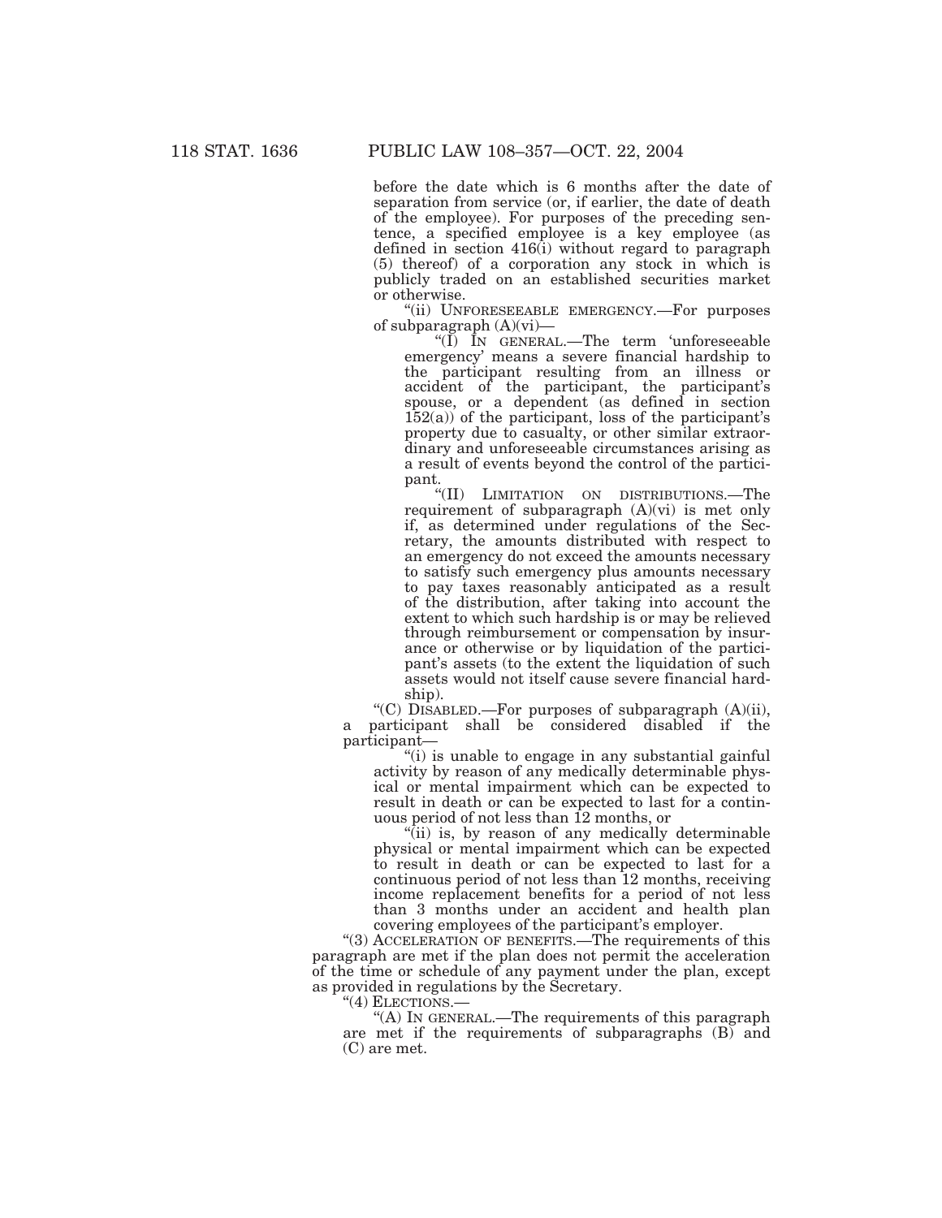before the date which is 6 months after the date of separation from service (or, if earlier, the date of death of the employee). For purposes of the preceding sentence, a specified employee is a key employee (as defined in section 416(i) without regard to paragraph (5) thereof) of a corporation any stock in which is publicly traded on an established securities market or otherwise.

"(ii) UNFORESEEABLE EMERGENCY.—For purposes of subparagraph (A)(vi)—

"(I) IN GENERAL.—The term 'unforeseeable emergency' means a severe financial hardship to the participant resulting from an illness or accident of the participant, the participant's spouse, or a dependent (as defined in section 152(a)) of the participant, loss of the participant's property due to casualty, or other similar extraordinary and unforeseeable circumstances arising as a result of events beyond the control of the participant.

"(II) LIMITATION ON DISTRIBUTIONS.—The requirement of subparagraph (A)(vi) is met only if, as determined under regulations of the Secretary, the amounts distributed with respect to an emergency do not exceed the amounts necessary to satisfy such emergency plus amounts necessary to pay taxes reasonably anticipated as a result of the distribution, after taking into account the extent to which such hardship is or may be relieved through reimbursement or compensation by insurance or otherwise or by liquidation of the participant's assets (to the extent the liquidation of such assets would not itself cause severe financial hardship).

"(C) DISABLED.—For purposes of subparagraph (A)(ii), a participant shall be considered disabled if the participant—

"(i) is unable to engage in any substantial gainful activity by reason of any medically determinable physical or mental impairment which can be expected to result in death or can be expected to last for a continuous period of not less than 12 months, or

"(ii) is, by reason of any medically determinable physical or mental impairment which can be expected to result in death or can be expected to last for a continuous period of not less than 12 months, receiving income replacement benefits for a period of not less than 3 months under an accident and health plan covering employees of the participant's employer.

"(3) ACCELERATION OF BENEFITS.—The requirements of this paragraph are met if the plan does not permit the acceleration of the time or schedule of any payment under the plan, except as provided in regulations by the Secretary.

"(4) ELECTIONS.—

"(A) IN GENERAL.—The requirements of this paragraph are met if the requirements of subparagraphs (B) and (C) are met.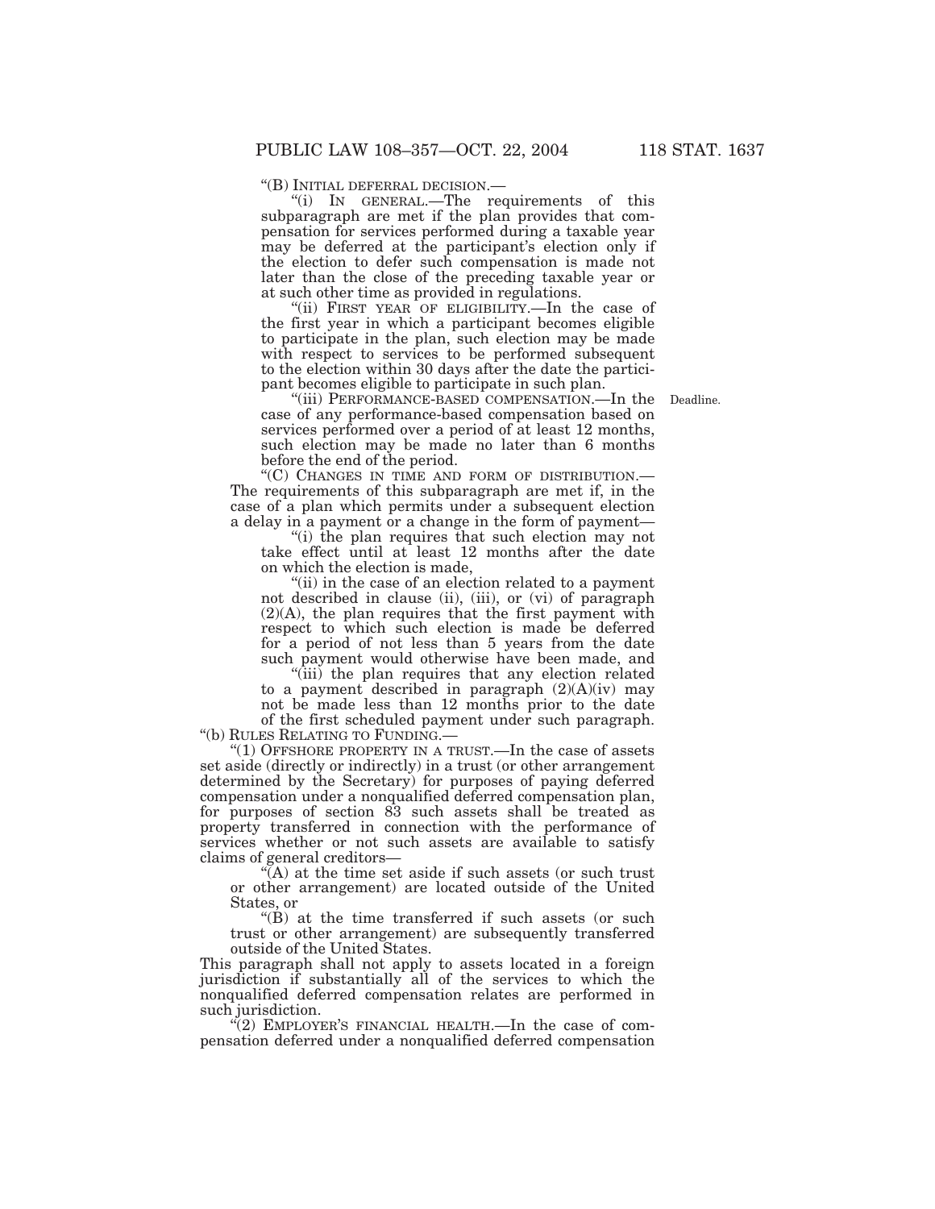"(B) INITIAL DEFERRAL DECISION.—

"(i) IN GENERAL.—The requirements of this subparagraph are met if the plan provides that compensation for services performed during a taxable year may be deferred at the participant's election only if the election to defer such compensation is made not later than the close of the preceding taxable year or at such other time as provided in regulations.

"(ii) FIRST YEAR OF ELIGIBILITY.—In the case of the first year in which a participant becomes eligible to participate in the plan, such election may be made with respect to services to be performed subsequent to the election within 30 days after the date the participant becomes eligible to participate in such plan.

"(iii) PERFORMANCE-BASED COMPENSATION.—In the case of any performance-based compensation based on services performed over a period of at least 12 months, such election may be made no later than 6 months before the end of the period.

Deadline.

"(C) CHANGES IN TIME AND FORM OF DISTRIBUTION.—The requirements of this subparagraph are met if, in the case of a plan which permits under a subsequent election a delay in a payment or a change in the form of payment—

"(i) the plan requires that such election may not take effect until at least 12 months after the date on which the election is made,

"(ii) in the case of an election related to a payment not described in clause (ii), (iii), or (vi) of paragraph (2)(A), the plan requires that the first payment with respect to which such election is made be deferred for a period of not less than 5 years from the date such payment would otherwise have been made, and

"(iii) the plan requires that any election related to a payment described in paragraph (2)(A)(iv) may not be made less than 12 months prior to the date of the first scheduled payment under such paragraph.

"(b) RULES RELATING TO FUNDING.—

"(1) OFFSHORE PROPERTY IN A TRUST.—In the case of assets set aside (directly or indirectly) in a trust (or other arrangement determined by the Secretary) for purposes of paying deferred compensation under a nonqualified deferred compensation plan, for purposes of section 83 such assets shall be treated as property transferred in connection with the performance of services whether or not such assets are available to satisfy claims of general creditors—

"(A) at the time set aside if such assets (or such trust or other arrangement) are located outside of the United States, or

"(B) at the time transferred if such assets (or such trust or other arrangement) are subsequently transferred outside of the United States.

This paragraph shall not apply to assets located in a foreign jurisdiction if substantially all of the services to which the nonqualified deferred compensation relates are performed in such jurisdiction.

"(2) EMPLOYER'S FINANCIAL HEALTH.—In the case of compensation deferred under a nonqualified deferred compensation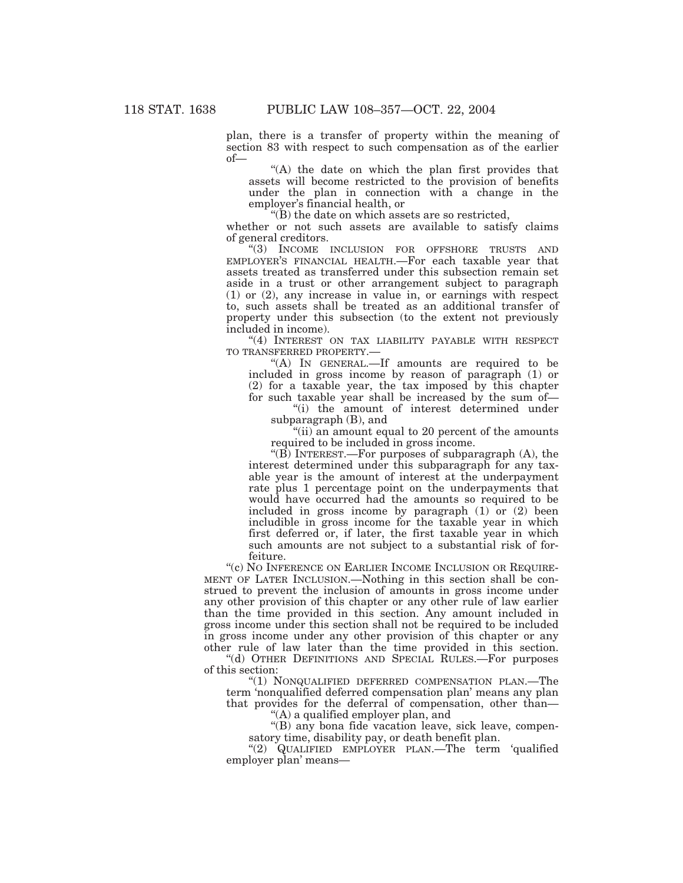plan, there is a transfer of property within the meaning of section 83 with respect to such compensation as of the earlier of—

"(A) the date on which the plan first provides that assets will become restricted to the provision of benefits under the plan in connection with a change in the employer's financial health, or

"(B) the date on which assets are so restricted,

whether or not such assets are available to satisfy claims of general creditors.

"(3) INCOME INCLUSION FOR OFFSHORE TRUSTS AND EMPLOYER'S FINANCIAL HEALTH.—For each taxable year that assets treated as transferred under this subsection remain set aside in a trust or other arrangement subject to paragraph (1) or (2), any increase in value in, or earnings with respect to, such assets shall be treated as an additional transfer of property under this subsection (to the extent not previously included in income).

"(4) INTEREST ON TAX LIABILITY PAYABLE WITH RESPECT TO TRANSFERRED PROPERTY.—

"(A) IN GENERAL.—If amounts are required to be included in gross income by reason of paragraph (1) or (2) for a taxable year, the tax imposed by this chapter for such taxable year shall be increased by the sum of—

"(i) the amount of interest determined under subparagraph (B), and

"(ii) an amount equal to 20 percent of the amounts required to be included in gross income.

"(B) INTEREST.—For purposes of subparagraph (A), the interest determined under this subparagraph for any taxable year is the amount of interest at the underpayment rate plus 1 percentage point on the underpayments that would have occurred had the amounts so required to be included in gross income by paragraph (1) or (2) been includible in gross income for the taxable year in which first deferred or, if later, the first taxable year in which such amounts are not subject to a substantial risk of forfeiture.

"(c) NO INFERENCE ON EARLIER INCOME INCLUSION OR REQUIREMENT OF LATER INCLUSION.—Nothing in this section shall be construed to prevent the inclusion of amounts in gross income under any other provision of this chapter or any other rule of law earlier than the time provided in this section. Any amount included in gross income under this section shall not be required to be included in gross income under any other provision of this chapter or any other rule of law later than the time provided in this section.

"(d) OTHER DEFINITIONS AND SPECIAL RULES.—For purposes of this section:

"(1) NONQUALIFIED DEFERRED COMPENSATION PLAN.—The term 'nonqualified deferred compensation plan' means any plan that provides for the deferral of compensation, other than—

"(A) a qualified employer plan, and

"(B) any bona fide vacation leave, sick leave, compensatory time, disability pay, or death benefit plan.

"(2) QUALIFIED EMPLOYER PLAN.—The term 'qualified employer plan' means—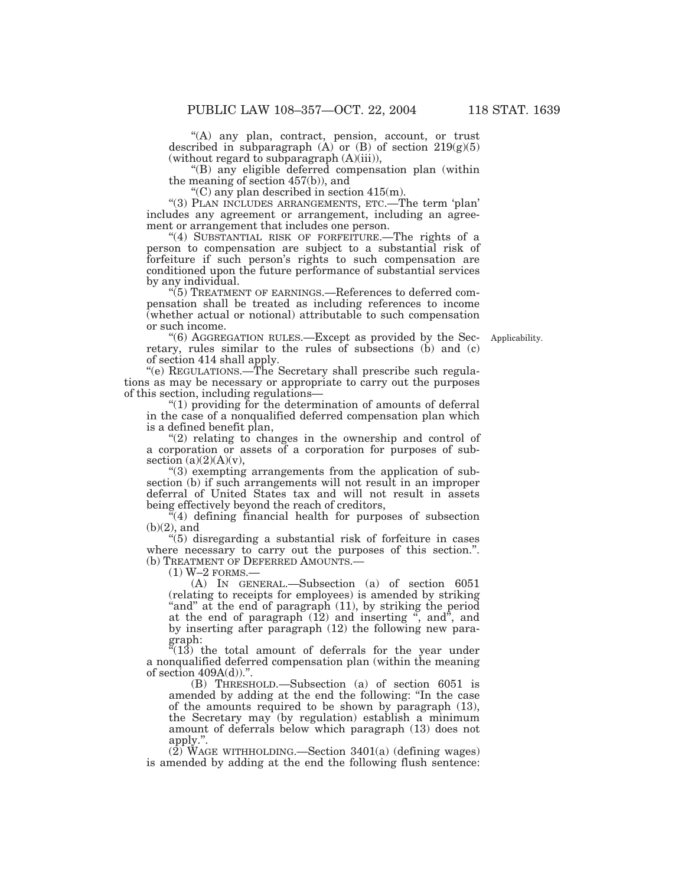"(A) any plan, contract, pension, account, or trust described in subparagraph (A) or (B) of section 219(g)(5) (without regard to subparagraph (A)(iii)),

"(B) any eligible deferred compensation plan (within the meaning of section 457(b)), and

"(C) any plan described in section 415(m).

"(3) PLAN INCLUDES ARRANGEMENTS, ETC.—The term 'plan' includes any agreement or arrangement, including an agreement or arrangement that includes one person.

"(4) SUBSTANTIAL RISK OF FORFEITURE.—The rights of a person to compensation are subject to a substantial risk of forfeiture if such person's rights to such compensation are conditioned upon the future performance of substantial services by any individual.

"(5) TREATMENT OF EARNINGS.—References to deferred compensation shall be treated as including references to income (whether actual or notional) attributable to such compensation or such income.

Applicability.

"(6) AGGREGATION RULES.—Except as provided by the Secretary, rules similar to the rules of subsections (b) and (c) of section 414 shall apply.

"(e) REGULATIONS.—The Secretary shall prescribe such regulations as may be necessary or appropriate to carry out the purposes of this section, including regulations—

"(1) providing for the determination of amounts of deferral in the case of a nonqualified deferred compensation plan which is a defined benefit plan,

"(2) relating to changes in the ownership and control of a corporation or assets of a corporation for purposes of subsection (a)(2)(A)(v),

"(3) exempting arrangements from the application of subsection (b) if such arrangements will not result in an improper deferral of United States tax and will not result in assets being effectively beyond the reach of creditors,

"(4) defining financial health for purposes of subsection (b)(2), and

"(5) disregarding a substantial risk of forfeiture in cases where necessary to carry out the purposes of this section.".

(b) TREATMENT OF DEFERRED AMOUNTS.—

(1) W–2 FORMS.—

(A) IN GENERAL.—Subsection (a) of section 6051 (relating to receipts for employees) is amended by striking "and" at the end of paragraph (11), by striking the period at the end of paragraph (12) and inserting ", and", and by inserting after paragraph (12) the following new paragraph:

"(13) the total amount of deferrals for the year under a nonqualified deferred compensation plan (within the meaning of section 409A(d)).".

(B) THRESHOLD.—Subsection (a) of section 6051 is amended by adding at the end the following: "In the case of the amounts required to be shown by paragraph (13), the Secretary may (by regulation) establish a minimum amount of deferrals below which paragraph (13) does not apply.".

(2) WAGE WITHHOLDING.—Section 3401(a) (defining wages) is amended by adding at the end the following flush sentence: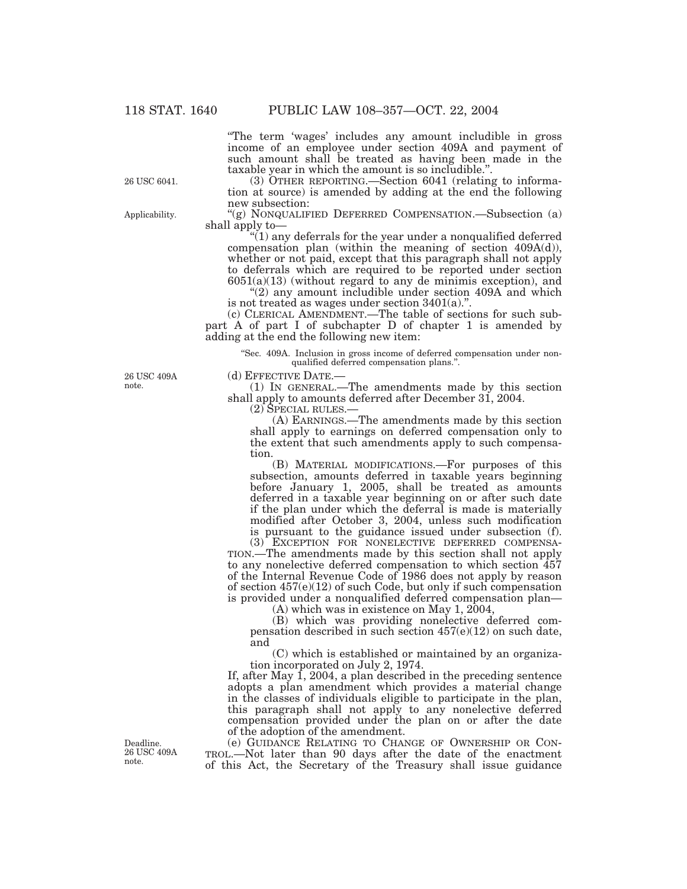"The term 'wages' includes any amount includible in gross income of an employee under section 409A and payment of such amount shall be treated as having been made in the taxable year in which the amount is so includible.".

26 USC 6041.

(3) OTHER REPORTING.—Section 6041 (relating to information at source) is amended by adding at the end the following new subsection:

Applicability.

"(g) NONQUALIFIED DEFERRED COMPENSATION.—Subsection (a) shall apply to—

"(1) any deferrals for the year under a nonqualified deferred compensation plan (within the meaning of section 409A(d)), whether or not paid, except that this paragraph shall not apply to deferrals which are required to be reported under section 6051(a)(13) (without regard to any de minimis exception), and

"(2) any amount includible under section 409A and which is not treated as wages under section 3401(a).".

(c) CLERICAL AMENDMENT.—The table of sections for such subpart A of part I of subchapter D of chapter 1 is amended by adding at the end the following new item:

"Sec. 409A. Inclusion in gross income of deferred compensation under nonqualified deferred compensation plans.".

26 USC 409A note.

(d) EFFECTIVE DATE.—

(1) IN GENERAL.—The amendments made by this section shall apply to amounts deferred after December 31, 2004.

(2) SPECIAL RULES.—

(A) EARNINGS.—The amendments made by this section shall apply to earnings on deferred compensation only to the extent that such amendments apply to such compensation.

(B) MATERIAL MODIFICATIONS.—For purposes of this subsection, amounts deferred in taxable years beginning before January 1, 2005, shall be treated as amounts deferred in a taxable year beginning on or after such date if the plan under which the deferral is made is materially modified after October 3, 2004, unless such modification is pursuant to the guidance issued under subsection (f).

(3) EXCEPTION FOR NONELECTIVE DEFERRED COMPENSATION.—The amendments made by this section shall not apply to any nonelective deferred compensation to which section 457 of the Internal Revenue Code of 1986 does not apply by reason of section 457(e)(12) of such Code, but only if such compensation is provided under a nonqualified deferred compensation plan—

(A) which was in existence on May 1, 2004,

(B) which was providing nonelective deferred compensation described in such section 457(e)(12) on such date, and

(C) which is established or maintained by an organization incorporated on July 2, 1974.

If, after May 1, 2004, a plan described in the preceding sentence adopts a plan amendment which provides a material change in the classes of individuals eligible to participate in the plan, this paragraph shall not apply to any nonelective deferred compensation provided under the plan on or after the date of the adoption of the amendment.

Deadline. 26 USC 409A note.

(e) GUIDANCE RELATING TO CHANGE OF OWNERSHIP OR CONTROL.—Not later than 90 days after the date of the enactment of this Act, the Secretary of the Treasury shall issue guidance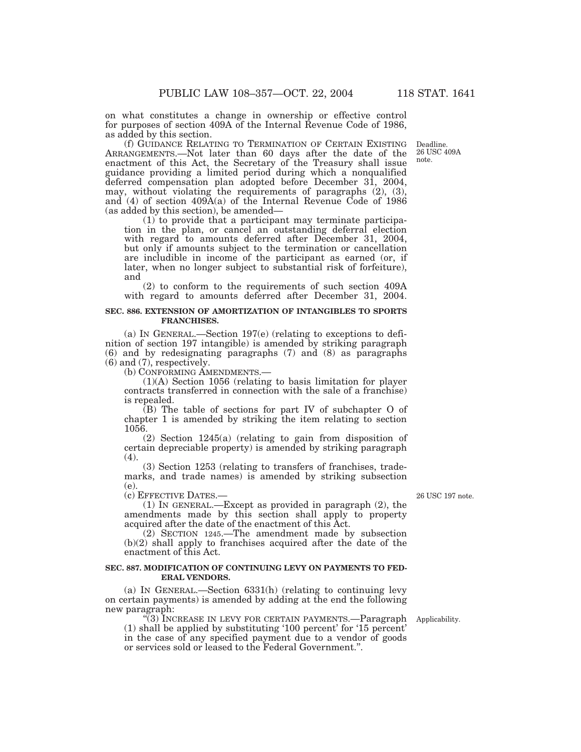on what constitutes a change in ownership or effective control for purposes of section 409A of the Internal Revenue Code of 1986, as added by this section.

(f) GUIDANCE RELATING TO TERMINATION OF CERTAIN EXISTING ARRANGEMENTS.—Not later than 60 days after the date of the enactment of this Act, the Secretary of the Treasury shall issue guidance providing a limited period during which a nonqualified deferred compensation plan adopted before December 31, 2004, may, without violating the requirements of paragraphs (2), (3), and (4) of section 409A(a) of the Internal Revenue Code of 1986 (as added by this section), be amended—

Deadline. 26 USC 409A note.

(1) to provide that a participant may terminate participation in the plan, or cancel an outstanding deferral election with regard to amounts deferred after December 31, 2004, but only if amounts subject to the termination or cancellation are includible in income of the participant as earned (or, if later, when no longer subject to substantial risk of forfeiture), and

(2) to conform to the requirements of such section 409A with regard to amounts deferred after December 31, 2004.

**SEC. 886. EXTENSION OF AMORTIZATION OF INTANGIBLES TO SPORTS FRANCHISES.**

(a) IN GENERAL.—Section 197(e) (relating to exceptions to definition of section 197 intangible) is amended by striking paragraph (6) and by redesignating paragraphs (7) and (8) as paragraphs (6) and (7), respectively.

(b) CONFORMING AMENDMENTS.—

(1)(A) Section 1056 (relating to basis limitation for player contracts transferred in connection with the sale of a franchise) is repealed.

(B) The table of sections for part IV of subchapter O of chapter 1 is amended by striking the item relating to section 1056.

(2) Section 1245(a) (relating to gain from disposition of certain depreciable property) is amended by striking paragraph (4).

(3) Section 1253 (relating to transfers of franchises, trademarks, and trade names) is amended by striking subsection (e).

(c) EFFECTIVE DATES.—

26 USC 197 note.

(1) IN GENERAL.—Except as provided in paragraph (2), the amendments made by this section shall apply to property acquired after the date of the enactment of this Act.

(2) SECTION 1245.—The amendment made by subsection (b)(2) shall apply to franchises acquired after the date of the enactment of this Act.

**SEC. 887. MODIFICATION OF CONTINUING LEVY ON PAYMENTS TO FEDERAL VENDORS.**

(a) IN GENERAL.—Section 6331(h) (relating to continuing levy on certain payments) is amended by adding at the end the following new paragraph:

Applicability.

"(3) INCREASE IN LEVY FOR CERTAIN PAYMENTS.—Paragraph (1) shall be applied by substituting '100 percent' for '15 percent' in the case of any specified payment due to a vendor of goods or services sold or leased to the Federal Government.".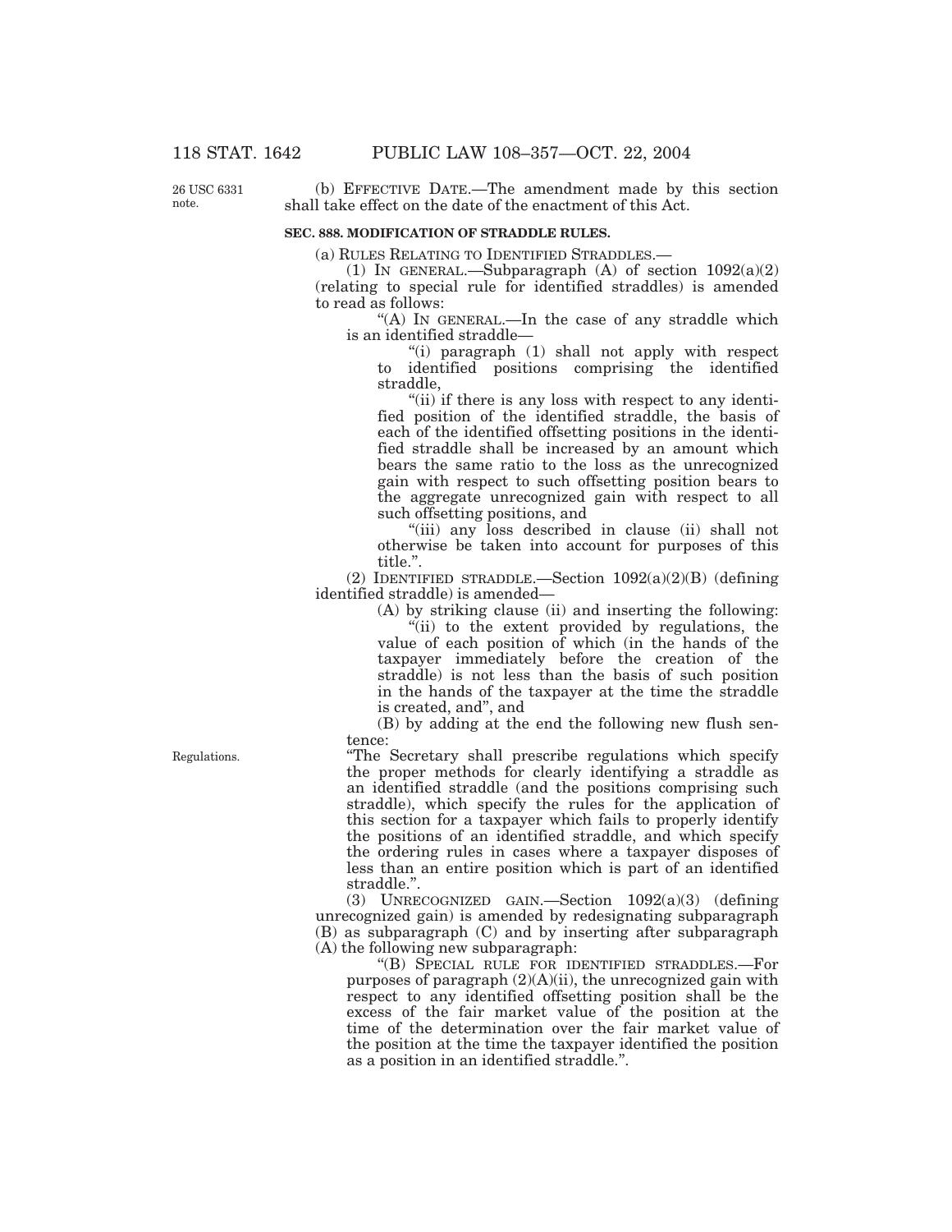(b) EFFECTIVE DATE.—The amendment made by this section shall take effect on the date of the enactment of this Act.

**SEC. 888. MODIFICATION OF STRADDLE RULES.**

(a) RULES RELATING TO IDENTIFIED STRADDLES.—

(1) IN GENERAL.—Subparagraph (A) of section 1092(a)(2) (relating to special rule for identified straddles) is amended to read as follows:

"(A) IN GENERAL.—In the case of any straddle which is an identified straddle—

"(i) paragraph (1) shall not apply with respect to identified positions comprising the identified straddle,

"(ii) if there is any loss with respect to any identified position of the identified straddle, the basis of each of the identified offsetting positions in the identified straddle shall be increased by an amount which bears the same ratio to the loss as the unrecognized gain with respect to such offsetting position bears to the aggregate unrecognized gain with respect to all such offsetting positions, and

"(iii) any loss described in clause (ii) shall not otherwise be taken into account for purposes of this title.".

(2) IDENTIFIED STRADDLE.—Section 1092(a)(2)(B) (defining identified straddle) is amended—

(A) by striking clause (ii) and inserting the following:

"(ii) to the extent provided by regulations, the value of each position of which (in the hands of the taxpayer immediately before the creation of the straddle) is not less than the basis of such position in the hands of the taxpayer at the time the straddle is created, and", and

(B) by adding at the end the following new flush sentence:

"The Secretary shall prescribe regulations which specify the proper methods for clearly identifying a straddle as an identified straddle (and the positions comprising such straddle), which specify the rules for the application of this section for a taxpayer which fails to properly identify the positions of an identified straddle, and which specify the ordering rules in cases where a taxpayer disposes of less than an entire position which is part of an identified straddle.".

(3) UNRECOGNIZED GAIN.—Section 1092(a)(3) (defining unrecognized gain) is amended by redesignating subparagraph (B) as subparagraph (C) and by inserting after subparagraph (A) the following new subparagraph:

"(B) SPECIAL RULE FOR IDENTIFIED STRADDLES.—For purposes of paragraph (2)(A)(ii), the unrecognized gain with respect to any identified offsetting position shall be the excess of the fair market value of the position at the time of the determination over the fair market value of the position at the time the taxpayer identified the position as a position in an identified straddle.".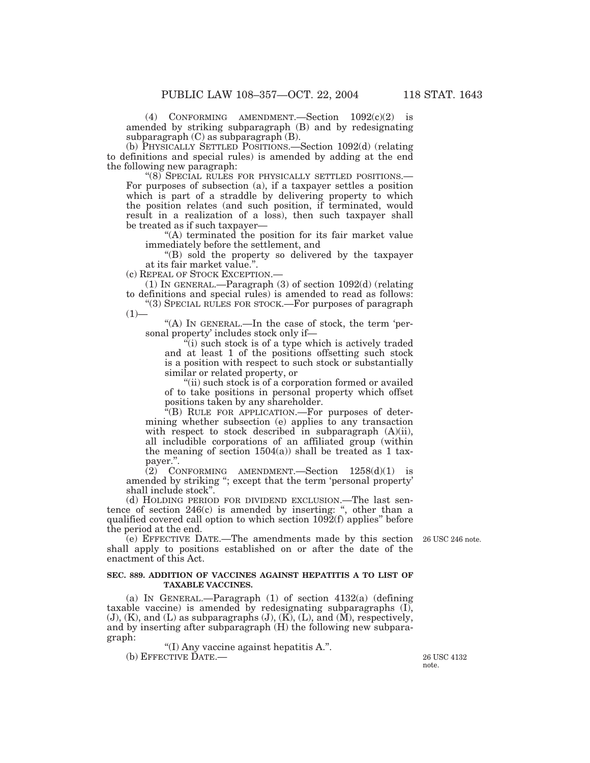(4) CONFORMING AMENDMENT.—Section 1092(c)(2) is amended by striking subparagraph (B) and by redesignating subparagraph (C) as subparagraph (B).

(b) PHYSICALLY SETTLED POSITIONS.—Section 1092(d) (relating to definitions and special rules) is amended by adding at the end the following new paragraph:

"(8) SPECIAL RULES FOR PHYSICALLY SETTLED POSITIONS.—For purposes of subsection (a), if a taxpayer settles a position which is part of a straddle by delivering property to which the position relates (and such position, if terminated, would result in a realization of a loss), then such taxpayer shall be treated as if such taxpayer—

"(A) terminated the position for its fair market value immediately before the settlement, and

"(B) sold the property so delivered by the taxpayer at its fair market value.".

(c) REPEAL OF STOCK EXCEPTION.—

(1) IN GENERAL.—Paragraph (3) of section 1092(d) (relating to definitions and special rules) is amended to read as follows:

"(3) SPECIAL RULES FOR STOCK.—For purposes of paragraph (1)—

"(A) IN GENERAL.—In the case of stock, the term 'personal property' includes stock only if—

"(i) such stock is of a type which is actively traded and at least 1 of the positions offsetting such stock is a position with respect to such stock or substantially similar or related property, or

"(ii) such stock is of a corporation formed or availed of to take positions in personal property which offset positions taken by any shareholder.

"(B) RULE FOR APPLICATION.—For purposes of determining whether subsection (e) applies to any transaction with respect to stock described in subparagraph (A)(ii), all includible corporations of an affiliated group (within the meaning of section 1504(a)) shall be treated as 1 taxpayer.".

(2) CONFORMING AMENDMENT.—Section 1258(d)(1) is amended by striking "; except that the term 'personal property' shall include stock".

(d) HOLDING PERIOD FOR DIVIDEND EXCLUSION.—The last sentence of section 246(c) is amended by inserting: ", other than a qualified covered call option to which section 1092(f) applies" before the period at the end.

(e) EFFECTIVE DATE.—The amendments made by this section shall apply to positions established on or after the date of the enactment of this Act.

26 USC 246 note.

**SEC. 889. ADDITION OF VACCINES AGAINST HEPATITIS A TO LIST OF TAXABLE VACCINES.**

(a) IN GENERAL.—Paragraph (1) of section 4132(a) (defining taxable vaccine) is amended by redesignating subparagraphs (I), (J), (K), and (L) as subparagraphs (J), (K), (L), and (M), respectively, and by inserting after subparagraph (H) the following new subparagraph:

"(I) Any vaccine against hepatitis A.".

(b) EFFECTIVE DATE.—

26 USC 4132 note.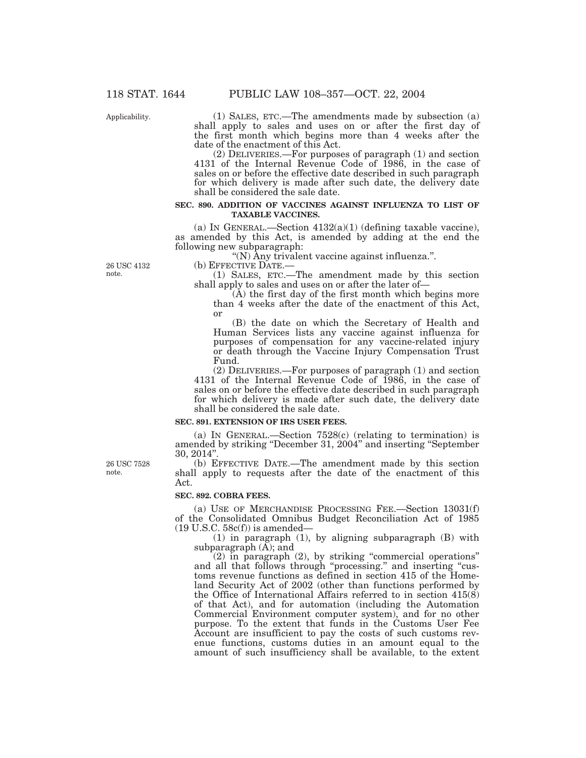Applicability.

(1) SALES, ETC.—The amendments made by subsection (a) shall apply to sales and uses on or after the first day of the first month which begins more than 4 weeks after the date of the enactment of this Act.

(2) DELIVERIES.—For purposes of paragraph (1) and section 4131 of the Internal Revenue Code of 1986, in the case of sales on or before the effective date described in such paragraph for which delivery is made after such date, the delivery date shall be considered the sale date.

**SEC. 890. ADDITION OF VACCINES AGAINST INFLUENZA TO LIST OF TAXABLE VACCINES.**

(a) IN GENERAL.—Section 4132(a)(1) (defining taxable vaccine), as amended by this Act, is amended by adding at the end the following new subparagraph:

"(N) Any trivalent vaccine against influenza.".

26 USC 4132 note.

(b) EFFECTIVE DATE.—

(1) SALES, ETC.—The amendment made by this section shall apply to sales and uses on or after the later of—

(A) the first day of the first month which begins more than 4 weeks after the date of the enactment of this Act, or

(B) the date on which the Secretary of Health and Human Services lists any vaccine against influenza for purposes of compensation for any vaccine-related injury or death through the Vaccine Injury Compensation Trust Fund.

(2) DELIVERIES.—For purposes of paragraph (1) and section 4131 of the Internal Revenue Code of 1986, in the case of sales on or before the effective date described in such paragraph for which delivery is made after such date, the delivery date shall be considered the sale date.

**SEC. 891. EXTENSION OF IRS USER FEES.**

(a) IN GENERAL.—Section 7528(c) (relating to termination) is amended by striking "December 31, 2004" and inserting "September 30, 2014".

26 USC 7528 note.

(b) EFFECTIVE DATE.—The amendment made by this section shall apply to requests after the date of the enactment of this Act.

**SEC. 892. COBRA FEES.**

(a) USE OF MERCHANDISE PROCESSING FEE.—Section 13031(f) of the Consolidated Omnibus Budget Reconciliation Act of 1985 (19 U.S.C. 58c(f)) is amended—

(1) in paragraph (1), by aligning subparagraph (B) with subparagraph (A); and

(2) in paragraph (2), by striking "commercial operations" and all that follows through "processing." and inserting "customs revenue functions as defined in section 415 of the Homeland Security Act of 2002 (other than functions performed by the Office of International Affairs referred to in section 415(8) of that Act), and for automation (including the Automation Commercial Environment computer system), and for no other purpose. To the extent that funds in the Customs User Fee Account are insufficient to pay the costs of such customs revenue functions, customs duties in an amount equal to the amount of such insufficiency shall be available, to the extent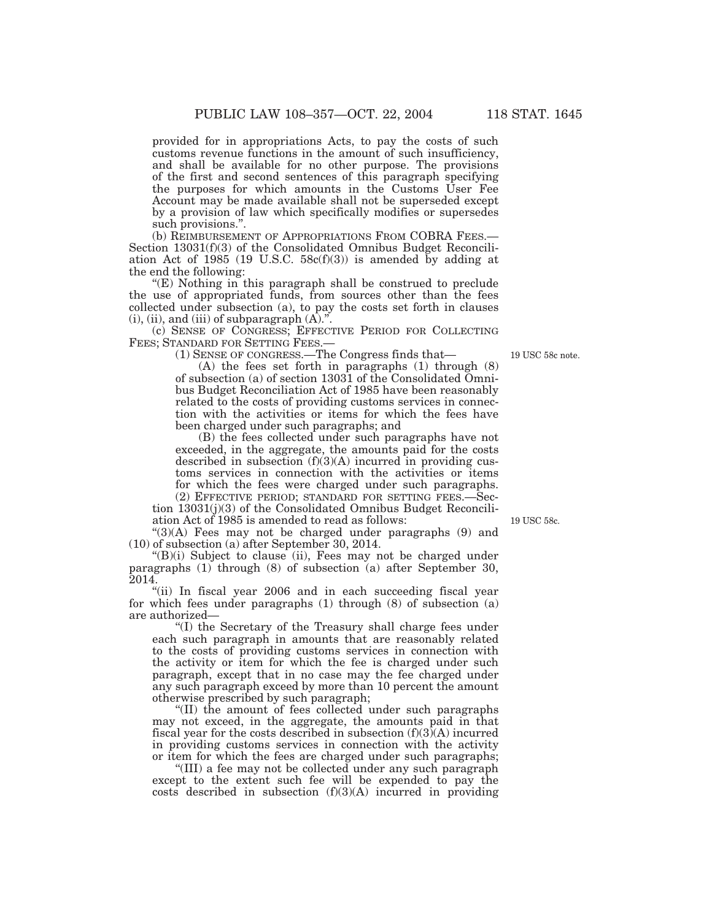provided for in appropriations Acts, to pay the costs of such customs revenue functions in the amount of such insufficiency, and shall be available for no other purpose. The provisions of the first and second sentences of this paragraph specifying the purposes for which amounts in the Customs User Fee Account may be made available shall not be superseded except by a provision of law which specifically modifies or supersedes such provisions.".

(b) REIMBURSEMENT OF APPROPRIATIONS FROM COBRA FEES.—Section 13031(f)(3) of the Consolidated Omnibus Budget Reconciliation Act of 1985 (19 U.S.C. 58c(f)(3)) is amended by adding at the end the following:

"(E) Nothing in this paragraph shall be construed to preclude the use of appropriated funds, from sources other than the fees collected under subsection (a), to pay the costs set forth in clauses (i), (ii), and (iii) of subparagraph (A).".

(c) SENSE OF CONGRESS; EFFECTIVE PERIOD FOR COLLECTING FEES; STANDARD FOR SETTING FEES.—

19 USC 58c note.

(1) SENSE OF CONGRESS.—The Congress finds that—

(A) the fees set forth in paragraphs (1) through (8) of subsection (a) of section 13031 of the Consolidated Omnibus Budget Reconciliation Act of 1985 have been reasonably related to the costs of providing customs services in connection with the activities or items for which the fees have been charged under such paragraphs; and

(B) the fees collected under such paragraphs have not exceeded, in the aggregate, the amounts paid for the costs described in subsection (f)(3)(A) incurred in providing customs services in connection with the activities or items for which the fees were charged under such paragraphs.

(2) EFFECTIVE PERIOD; STANDARD FOR SETTING FEES.—Section 13031(j)(3) of the Consolidated Omnibus Budget Reconciliation Act of 1985 is amended to read as follows:

19 USC 58c.

"(3)(A) Fees may not be charged under paragraphs (9) and (10) of subsection (a) after September 30, 2014.

"(B)(i) Subject to clause (ii), Fees may not be charged under paragraphs (1) through (8) of subsection (a) after September 30, 2014.

"(ii) In fiscal year 2006 and in each succeeding fiscal year for which fees under paragraphs (1) through (8) of subsection (a) are authorized—

"(I) the Secretary of the Treasury shall charge fees under each such paragraph in amounts that are reasonably related to the costs of providing customs services in connection with the activity or item for which the fee is charged under such paragraph, except that in no case may the fee charged under any such paragraph exceed by more than 10 percent the amount otherwise prescribed by such paragraph;

"(II) the amount of fees collected under such paragraphs may not exceed, in the aggregate, the amounts paid in that fiscal year for the costs described in subsection (f)(3)(A) incurred in providing customs services in connection with the activity or item for which the fees are charged under such paragraphs;

"(III) a fee may not be collected under any such paragraph except to the extent such fee will be expended to pay the costs described in subsection (f)(3)(A) incurred in providing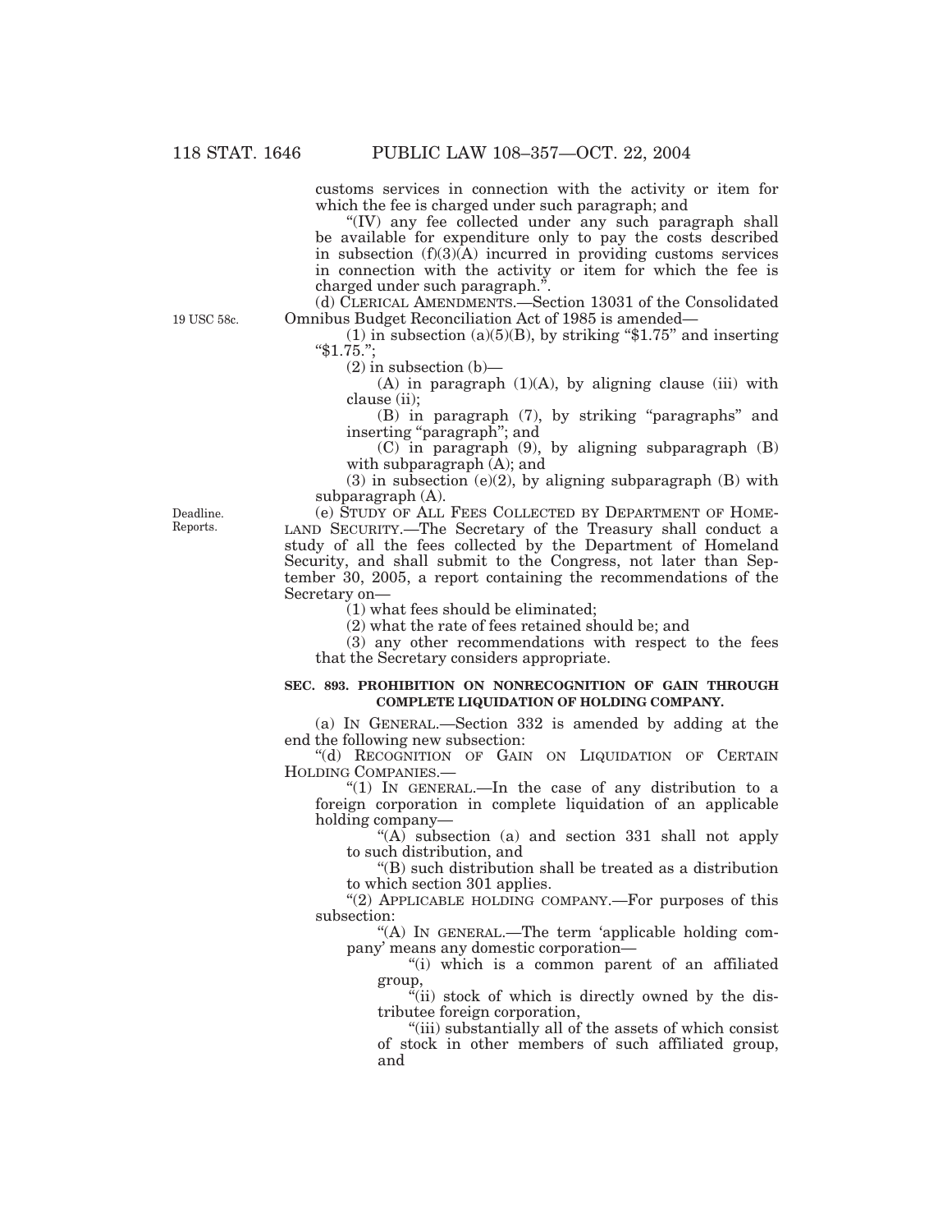customs services in connection with the activity or item for which the fee is charged under such paragraph; and

"(IV) any fee collected under any such paragraph shall be available for expenditure only to pay the costs described in subsection (f)(3)(A) incurred in providing customs services in connection with the activity or item for which the fee is charged under such paragraph.".

(d) CLERICAL AMENDMENTS.—Section 13031 of the Consolidated Omnibus Budget Reconciliation Act of 1985 is amended—

19 USC 58c.

(1) in subsection (a)(5)(B), by striking "$1.75" and inserting "$1.75.";

(2) in subsection (b)—

(A) in paragraph (1)(A), by aligning clause (iii) with clause (ii);

(B) in paragraph (7), by striking "paragraphs" and inserting "paragraph"; and

(C) in paragraph (9), by aligning subparagraph (B) with subparagraph (A); and

(3) in subsection (e)(2), by aligning subparagraph (B) with subparagraph (A).

Deadline. Reports.

(e) STUDY OF ALL FEES COLLECTED BY DEPARTMENT OF HOMELAND SECURITY.—The Secretary of the Treasury shall conduct a study of all the fees collected by the Department of Homeland Security, and shall submit to the Congress, not later than September 30, 2005, a report containing the recommendations of the Secretary on—

(1) what fees should be eliminated;

(2) what the rate of fees retained should be; and

(3) any other recommendations with respect to the fees that the Secretary considers appropriate.

**SEC. 893. PROHIBITION ON NONRECOGNITION OF GAIN THROUGH COMPLETE LIQUIDATION OF HOLDING COMPANY.**

(a) IN GENERAL.—Section 332 is amended by adding at the end the following new subsection:

"(d) RECOGNITION OF GAIN ON LIQUIDATION OF CERTAIN HOLDING COMPANIES.—

"(1) IN GENERAL.—In the case of any distribution to a foreign corporation in complete liquidation of an applicable holding company—

"(A) subsection (a) and section 331 shall not apply to such distribution, and

"(B) such distribution shall be treated as a distribution to which section 301 applies.

"(2) APPLICABLE HOLDING COMPANY.—For purposes of this subsection:

"(A) IN GENERAL.—The term 'applicable holding company' means any domestic corporation—

"(i) which is a common parent of an affiliated group,

"(ii) stock of which is directly owned by the distributee foreign corporation,

"(iii) substantially all of the assets of which consist of stock in other members of such affiliated group, and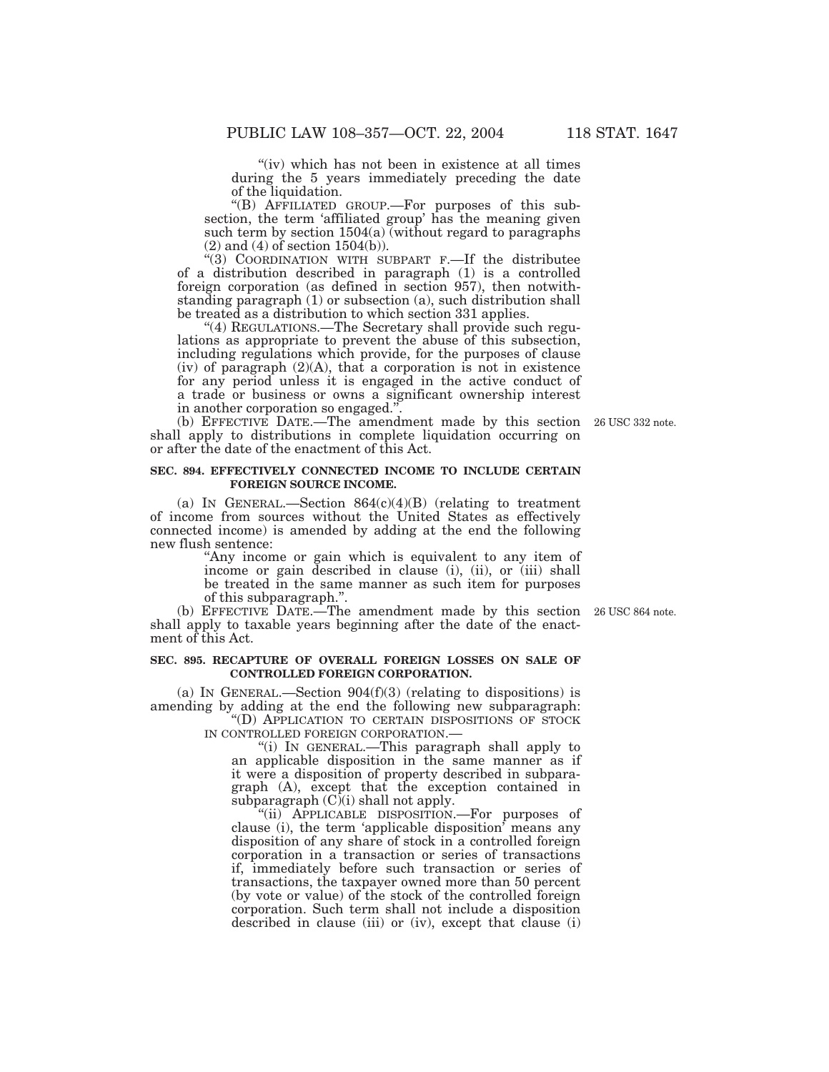"(iv) which has not been in existence at all times during the 5 years immediately preceding the date of the liquidation.

"(B) AFFILIATED GROUP.—For purposes of this subsection, the term 'affiliated group' has the meaning given such term by section 1504(a) (without regard to paragraphs (2) and (4) of section 1504(b)).

"(3) COORDINATION WITH SUBPART F.—If the distributee of a distribution described in paragraph (1) is a controlled foreign corporation (as defined in section 957), then notwithstanding paragraph (1) or subsection (a), such distribution shall be treated as a distribution to which section 331 applies.

"(4) REGULATIONS.—The Secretary shall provide such regulations as appropriate to prevent the abuse of this subsection, including regulations which provide, for the purposes of clause (iv) of paragraph (2)(A), that a corporation is not in existence for any period unless it is engaged in the active conduct of a trade or business or owns a significant ownership interest in another corporation so engaged.".

(b) EFFECTIVE DATE.—The amendment made by this section shall apply to distributions in complete liquidation occurring on or after the date of the enactment of this Act.

26 USC 332 note.

**SEC. 894. EFFECTIVELY CONNECTED INCOME TO INCLUDE CERTAIN FOREIGN SOURCE INCOME.**

(a) IN GENERAL.—Section 864(c)(4)(B) (relating to treatment of income from sources without the United States as effectively connected income) is amended by adding at the end the following new flush sentence:

"Any income or gain which is equivalent to any item of income or gain described in clause (i), (ii), or (iii) shall be treated in the same manner as such item for purposes of this subparagraph.".

(b) EFFECTIVE DATE.—The amendment made by this section shall apply to taxable years beginning after the date of the enactment of this Act.

26 USC 864 note.

**SEC. 895. RECAPTURE OF OVERALL FOREIGN LOSSES ON SALE OF CONTROLLED FOREIGN CORPORATION.**

(a) IN GENERAL.—Section 904(f)(3) (relating to dispositions) is amending by adding at the end the following new subparagraph:

"(D) APPLICATION TO CERTAIN DISPOSITIONS OF STOCK IN CONTROLLED FOREIGN CORPORATION.—

"(i) IN GENERAL.—This paragraph shall apply to an applicable disposition in the same manner as if it were a disposition of property described in subparagraph (A), except that the exception contained in subparagraph (C)(i) shall not apply.

"(ii) APPLICABLE DISPOSITION.—For purposes of clause (i), the term 'applicable disposition' means any disposition of any share of stock in a controlled foreign corporation in a transaction or series of transactions if, immediately before such transaction or series of transactions, the taxpayer owned more than 50 percent (by vote or value) of the stock of the controlled foreign corporation. Such term shall not include a disposition described in clause (iii) or (iv), except that clause (i)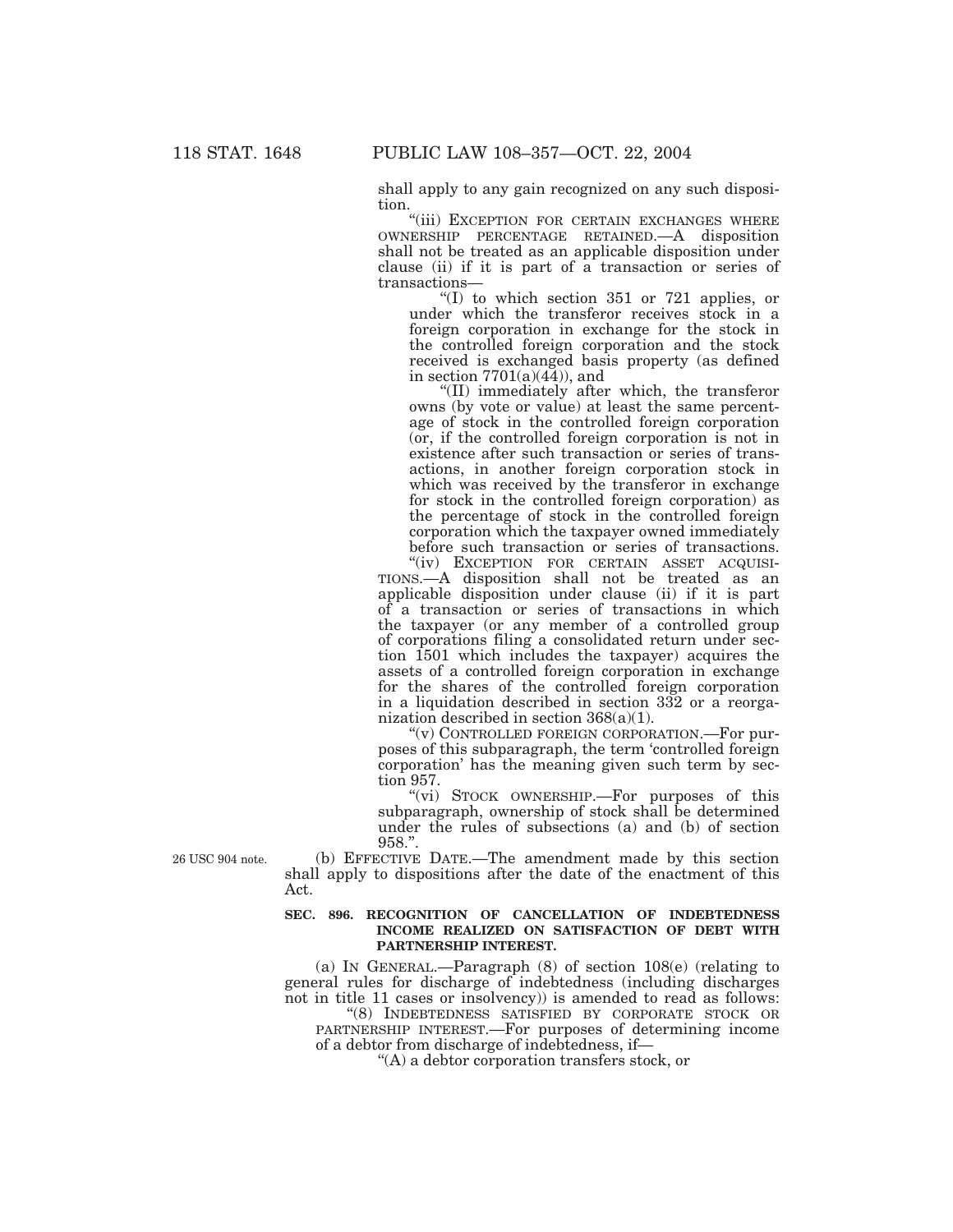shall apply to any gain recognized on any such disposition.

"(iii) EXCEPTION FOR CERTAIN EXCHANGES WHERE OWNERSHIP PERCENTAGE RETAINED.—A disposition shall not be treated as an applicable disposition under clause (ii) if it is part of a transaction or series of transactions—

"(I) to which section 351 or 721 applies, or under which the transferor receives stock in a foreign corporation in exchange for the stock in the controlled foreign corporation and the stock received is exchanged basis property (as defined in section 7701(a)(44)), and

"(II) immediately after which, the transferor owns (by vote or value) at least the same percentage of stock in the controlled foreign corporation (or, if the controlled foreign corporation is not in existence after such transaction or series of transactions, in another foreign corporation stock in which was received by the transferor in exchange for stock in the controlled foreign corporation) as the percentage of stock in the controlled foreign corporation which the taxpayer owned immediately before such transaction or series of transactions.

"(iv) EXCEPTION FOR CERTAIN ASSET ACQUISITIONS.—A disposition shall not be treated as an applicable disposition under clause (ii) if it is part of a transaction or series of transactions in which the taxpayer (or any member of a controlled group of corporations filing a consolidated return under section 1501 which includes the taxpayer) acquires the assets of a controlled foreign corporation in exchange for the shares of the controlled foreign corporation in a liquidation described in section 332 or a reorganization described in section 368(a)(1).

"(v) CONTROLLED FOREIGN CORPORATION.—For purposes of this subparagraph, the term 'controlled foreign corporation' has the meaning given such term by section 957.

"(vi) STOCK OWNERSHIP.—For purposes of this subparagraph, ownership of stock shall be determined under the rules of subsections (a) and (b) of section 958.".

26 USC 904 note.

(b) EFFECTIVE DATE.—The amendment made by this section shall apply to dispositions after the date of the enactment of this Act.

**SEC. 896. RECOGNITION OF CANCELLATION OF INDEBTEDNESS INCOME REALIZED ON SATISFACTION OF DEBT WITH PARTNERSHIP INTEREST.**

(a) IN GENERAL.—Paragraph (8) of section 108(e) (relating to general rules for discharge of indebtedness (including discharges not in title 11 cases or insolvency)) is amended to read as follows:

"(8) INDEBTEDNESS SATISFIED BY CORPORATE STOCK OR PARTNERSHIP INTEREST.—For purposes of determining income of a debtor from discharge of indebtedness, if—

"(A) a debtor corporation transfers stock, or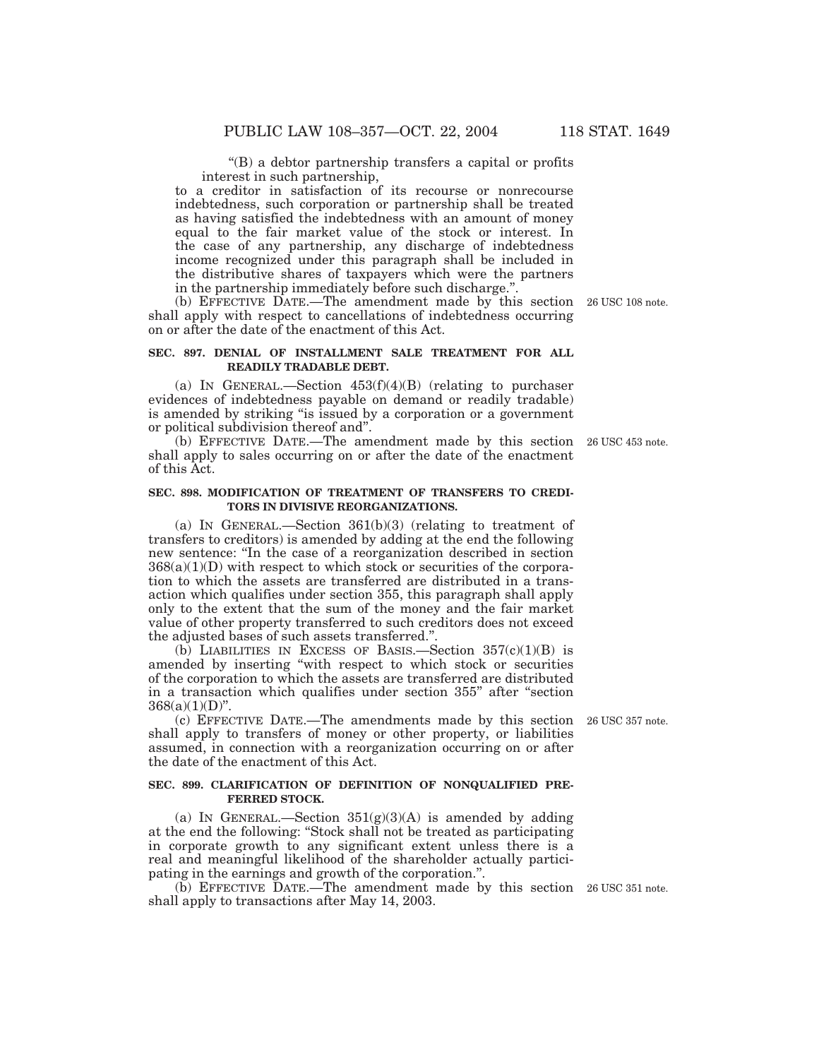"(B) a debtor partnership transfers a capital or profits interest in such partnership,

to a creditor in satisfaction of its recourse or nonrecourse indebtedness, such corporation or partnership shall be treated as having satisfied the indebtedness with an amount of money equal to the fair market value of the stock or interest. In the case of any partnership, any discharge of indebtedness income recognized under this paragraph shall be included in the distributive shares of taxpayers which were the partners in the partnership immediately before such discharge.".

(b) EFFECTIVE DATE.—The amendment made by this section shall apply with respect to cancellations of indebtedness occurring on or after the date of the enactment of this Act.

26 USC 108 note.

**SEC. 897. DENIAL OF INSTALLMENT SALE TREATMENT FOR ALL READILY TRADABLE DEBT.**

(a) IN GENERAL.—Section 453(f)(4)(B) (relating to purchaser evidences of indebtedness payable on demand or readily tradable) is amended by striking "is issued by a corporation or a government or political subdivision thereof and".

(b) EFFECTIVE DATE.—The amendment made by this section shall apply to sales occurring on or after the date of the enactment of this Act.

26 USC 453 note.

**SEC. 898. MODIFICATION OF TREATMENT OF TRANSFERS TO CREDITORS IN DIVISIVE REORGANIZATIONS.**

(a) IN GENERAL.—Section 361(b)(3) (relating to treatment of transfers to creditors) is amended by adding at the end the following new sentence: "In the case of a reorganization described in section 368(a)(1)(D) with respect to which stock or securities of the corporation to which the assets are transferred are distributed in a transaction which qualifies under section 355, this paragraph shall apply only to the extent that the sum of the money and the fair market value of other property transferred to such creditors does not exceed the adjusted bases of such assets transferred.".

(b) LIABILITIES IN EXCESS OF BASIS.—Section 357(c)(1)(B) is amended by inserting "with respect to which stock or securities of the corporation to which the assets are transferred are distributed in a transaction which qualifies under section 355" after "section 368(a)(1)(D)".

(c) EFFECTIVE DATE.—The amendments made by this section shall apply to transfers of money or other property, or liabilities assumed, in connection with a reorganization occurring on or after the date of the enactment of this Act.

26 USC 357 note.

**SEC. 899. CLARIFICATION OF DEFINITION OF NONQUALIFIED PREFERRED STOCK.**

(a) IN GENERAL.—Section 351(g)(3)(A) is amended by adding at the end the following: "Stock shall not be treated as participating in corporate growth to any significant extent unless there is a real and meaningful likelihood of the shareholder actually participating in the earnings and growth of the corporation.".

(b) EFFECTIVE DATE.—The amendment made by this section shall apply to transactions after May 14, 2003.

26 USC 351 note.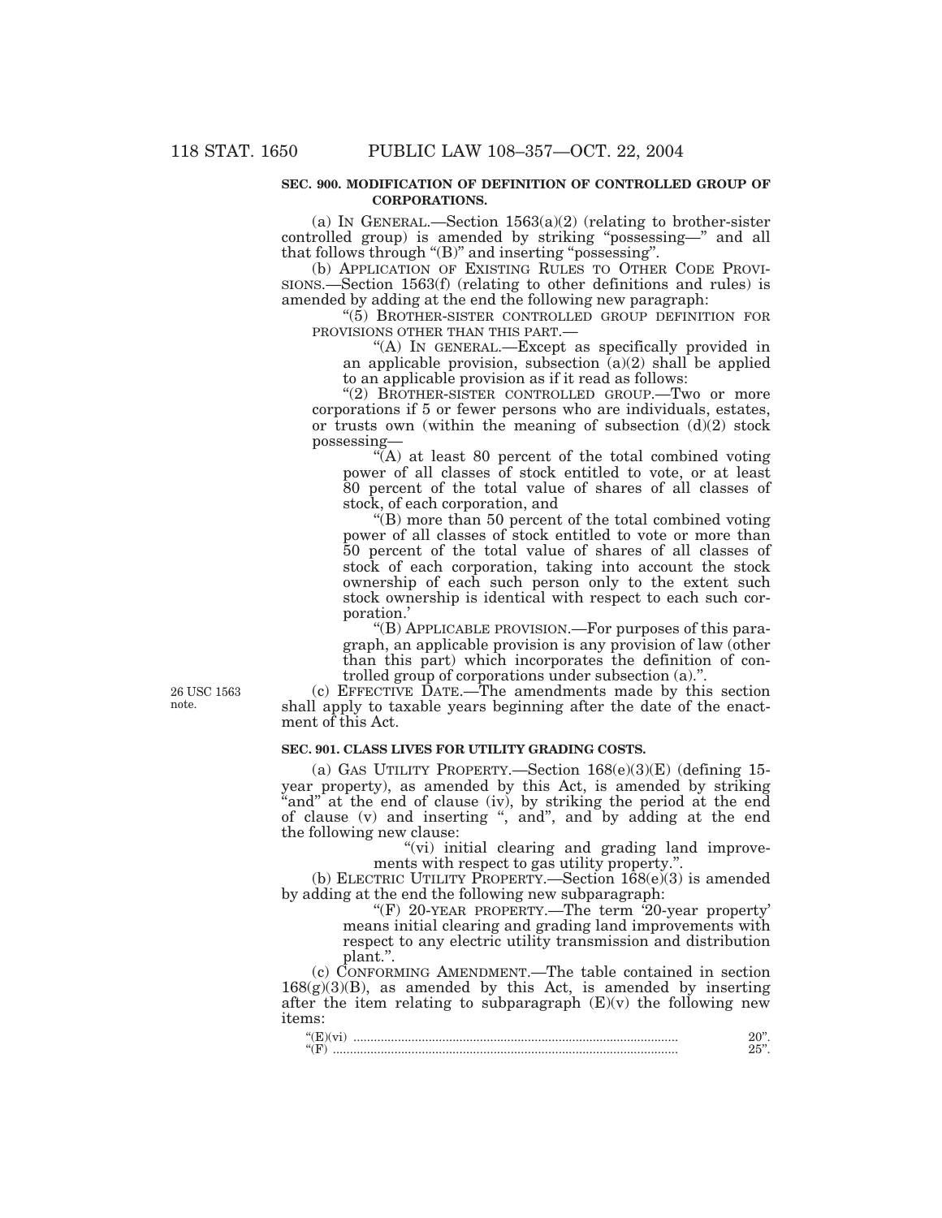**SEC. 900. MODIFICATION OF DEFINITION OF CONTROLLED GROUP OF CORPORATIONS.**

(a) IN GENERAL.—Section 1563(a)(2) (relating to brother-sister controlled group) is amended by striking "possessing—" and all that follows through "(B)" and inserting "possessing".

(b) APPLICATION OF EXISTING RULES TO OTHER CODE PROVISIONS.—Section 1563(f) (relating to other definitions and rules) is amended by adding at the end the following new paragraph:

"(5) BROTHER-SISTER CONTROLLED GROUP DEFINITION FOR PROVISIONS OTHER THAN THIS PART.—

"(A) IN GENERAL.—Except as specifically provided in an applicable provision, subsection (a)(2) shall be applied to an applicable provision as if it read as follows:

"(2) BROTHER-SISTER CONTROLLED GROUP.—Two or more corporations if 5 or fewer persons who are individuals, estates, or trusts own (within the meaning of subsection (d)(2) stock possessing—

"(A) at least 80 percent of the total combined voting power of all classes of stock entitled to vote, or at least 80 percent of the total value of shares of all classes of stock, of each corporation, and

"(B) more than 50 percent of the total combined voting power of all classes of stock entitled to vote or more than 50 percent of the total value of shares of all classes of stock of each corporation, taking into account the stock ownership of each such person only to the extent such stock ownership is identical with respect to each such corporation.'

"(B) APPLICABLE PROVISION.—For purposes of this paragraph, an applicable provision is any provision of law (other than this part) which incorporates the definition of controlled group of corporations under subsection (a).".

26 USC 1563 note.

(c) EFFECTIVE DATE.—The amendments made by this section shall apply to taxable years beginning after the date of the enactment of this Act.

**SEC. 901. CLASS LIVES FOR UTILITY GRADING COSTS.**

(a) GAS UTILITY PROPERTY.—Section 168(e)(3)(E) (defining 15-year property), as amended by this Act, is amended by striking "and" at the end of clause (iv), by striking the period at the end of clause (v) and inserting ", and", and by adding at the end the following new clause:

"(vi) initial clearing and grading land improvements with respect to gas utility property.".

(b) ELECTRIC UTILITY PROPERTY.—Section 168(e)(3) is amended by adding at the end the following new subparagraph:

"(F) 20-YEAR PROPERTY.—The term '20-year property' means initial clearing and grading land improvements with respect to any electric utility transmission and distribution plant.".

(c) CONFORMING AMENDMENT.—The table contained in section 168(g)(3)(B), as amended by this Act, is amended by inserting after the item relating to subparagraph (E)(v) the following new items:

"(E)(vi) .......... 20".
"(F) .......... 25".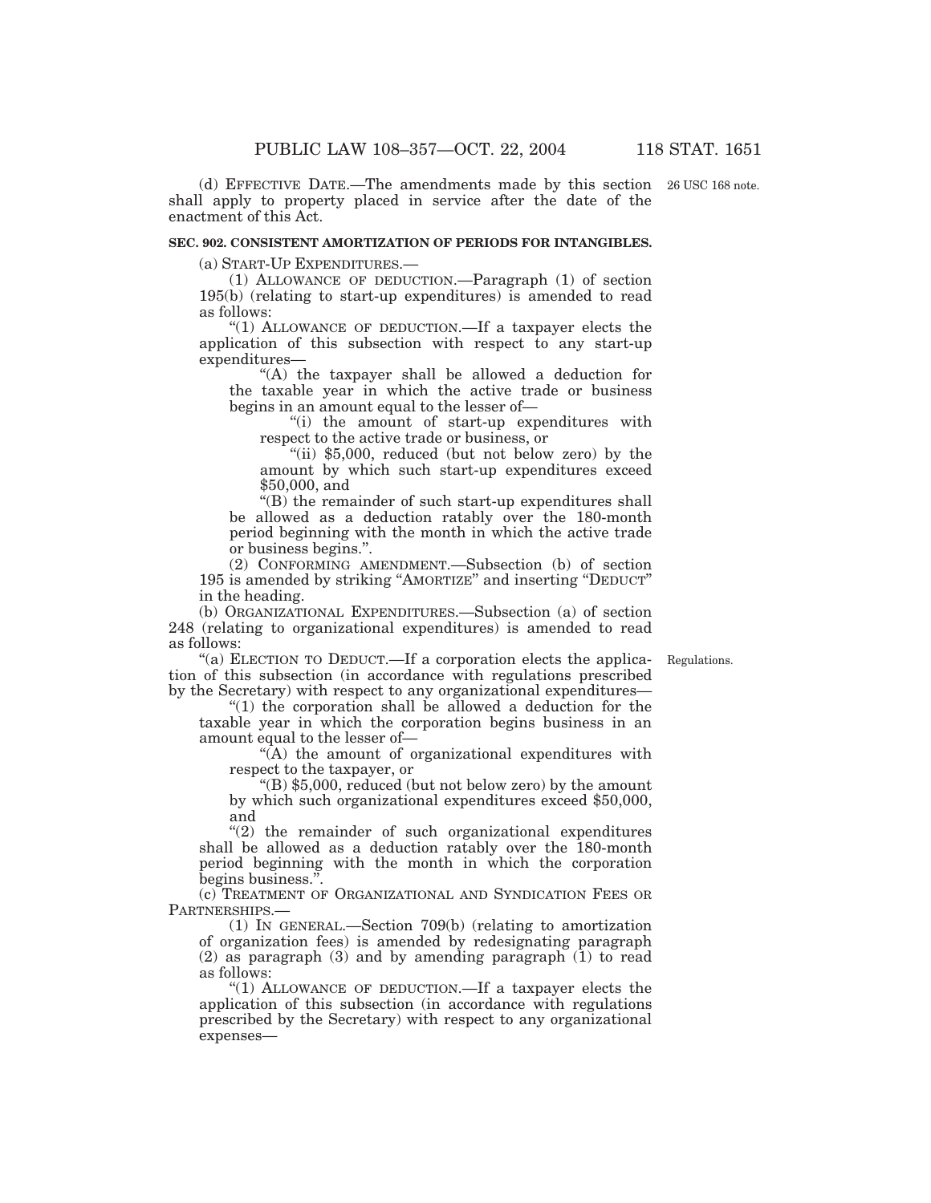(d) EFFECTIVE DATE.—The amendments made by this section shall apply to property placed in service after the date of the enactment of this Act.

26 USC 168 note.

**SEC. 902. CONSISTENT AMORTIZATION OF PERIODS FOR INTANGIBLES.**

(a) START-UP EXPENDITURES.—

(1) ALLOWANCE OF DEDUCTION.—Paragraph (1) of section 195(b) (relating to start-up expenditures) is amended to read as follows:

"(1) ALLOWANCE OF DEDUCTION.—If a taxpayer elects the application of this subsection with respect to any start-up expenditures—

"(A) the taxpayer shall be allowed a deduction for the taxable year in which the active trade or business begins in an amount equal to the lesser of—

"(i) the amount of start-up expenditures with respect to the active trade or business, or

"(ii) $5,000, reduced (but not below zero) by the amount by which such start-up expenditures exceed $50,000, and

"(B) the remainder of such start-up expenditures shall be allowed as a deduction ratably over the 180-month period beginning with the month in which the active trade or business begins.".

(2) CONFORMING AMENDMENT.—Subsection (b) of section 195 is amended by striking "AMORTIZE" and inserting "DEDUCT" in the heading.

(b) ORGANIZATIONAL EXPENDITURES.—Subsection (a) of section 248 (relating to organizational expenditures) is amended to read as follows:

Regulations.

"(a) ELECTION TO DEDUCT.—If a corporation elects the application of this subsection (in accordance with regulations prescribed by the Secretary) with respect to any organizational expenditures—

"(1) the corporation shall be allowed a deduction for the taxable year in which the corporation begins business in an amount equal to the lesser of—

"(A) the amount of organizational expenditures with respect to the taxpayer, or

"(B) $5,000, reduced (but not below zero) by the amount by which such organizational expenditures exceed $50,000, and

"(2) the remainder of such organizational expenditures shall be allowed as a deduction ratably over the 180-month period beginning with the month in which the corporation begins business.".

(c) TREATMENT OF ORGANIZATIONAL AND SYNDICATION FEES OR PARTNERSHIPS.—

(1) IN GENERAL.—Section 709(b) (relating to amortization of organization fees) is amended by redesignating paragraph (2) as paragraph (3) and by amending paragraph (1) to read as follows:

"(1) ALLOWANCE OF DEDUCTION.—If a taxpayer elects the application of this subsection (in accordance with regulations prescribed by the Secretary) with respect to any organizational expenses—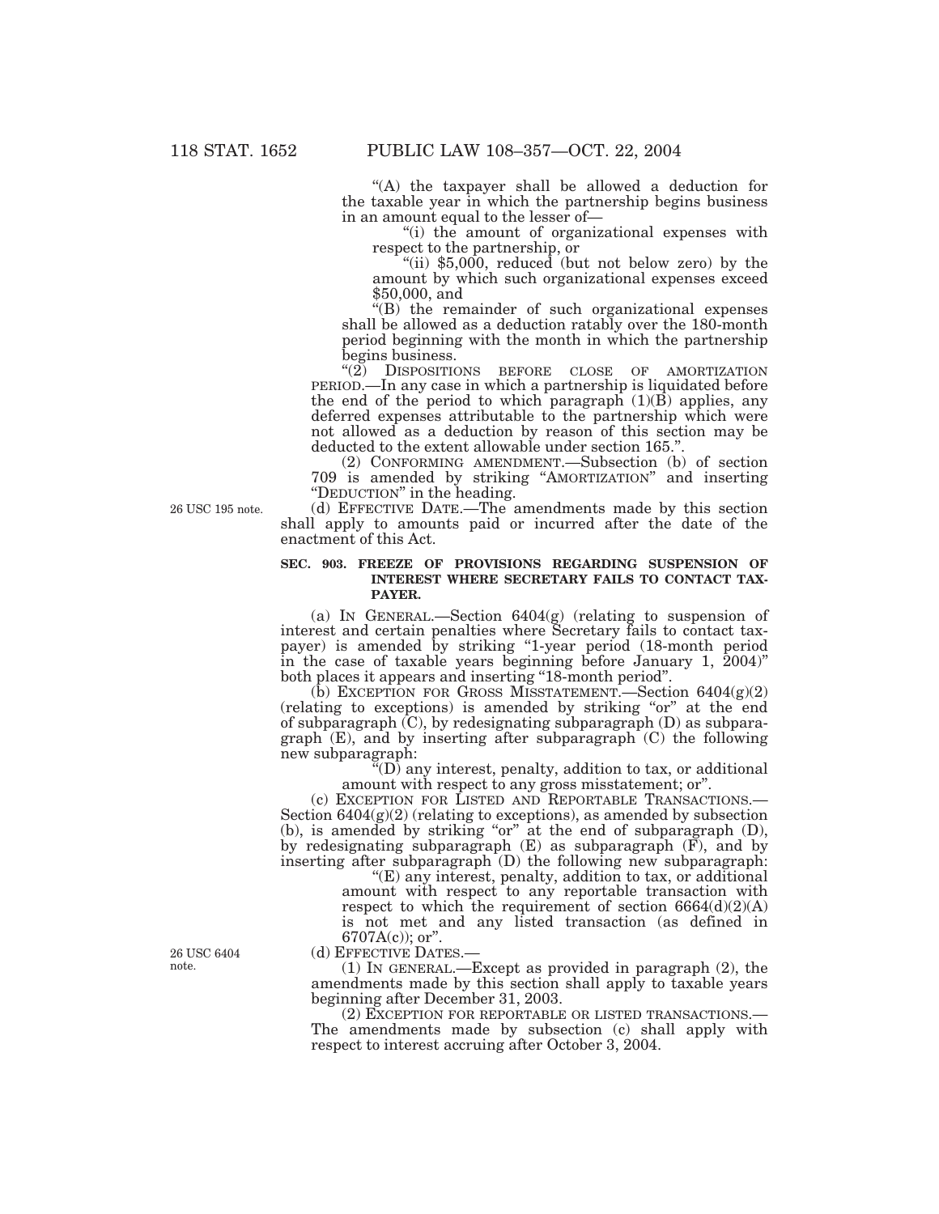"(A) the taxpayer shall be allowed a deduction for the taxable year in which the partnership begins business in an amount equal to the lesser of—

"(i) the amount of organizational expenses with respect to the partnership, or

"(ii) $5,000, reduced (but not below zero) by the amount by which such organizational expenses exceed $50,000, and

"(B) the remainder of such organizational expenses shall be allowed as a deduction ratably over the 180-month period beginning with the month in which the partnership begins business.

"(2) DISPOSITIONS BEFORE CLOSE OF AMORTIZATION PERIOD.—In any case in which a partnership is liquidated before the end of the period to which paragraph (1)(B) applies, any deferred expenses attributable to the partnership which were not allowed as a deduction by reason of this section may be deducted to the extent allowable under section 165.".

(2) CONFORMING AMENDMENT.—Subsection (b) of section 709 is amended by striking "AMORTIZATION" and inserting "DEDUCTION" in the heading.

26 USC 195 note.

(d) EFFECTIVE DATE.—The amendments made by this section shall apply to amounts paid or incurred after the date of the enactment of this Act.

**SEC. 903. FREEZE OF PROVISIONS REGARDING SUSPENSION OF INTEREST WHERE SECRETARY FAILS TO CONTACT TAXPAYER.**

(a) IN GENERAL.—Section 6404(g) (relating to suspension of interest and certain penalties where Secretary fails to contact taxpayer) is amended by striking "1-year period (18-month period in the case of taxable years beginning before January 1, 2004)" both places it appears and inserting "18-month period".

(b) EXCEPTION FOR GROSS MISSTATEMENT.—Section 6404(g)(2) (relating to exceptions) is amended by striking "or" at the end of subparagraph (C), by redesignating subparagraph (D) as subparagraph (E), and by inserting after subparagraph (C) the following new subparagraph:

"(D) any interest, penalty, addition to tax, or additional amount with respect to any gross misstatement; or".

(c) EXCEPTION FOR LISTED AND REPORTABLE TRANSACTIONS.—Section 6404(g)(2) (relating to exceptions), as amended by subsection (b), is amended by striking "or" at the end of subparagraph (D), by redesignating subparagraph (E) as subparagraph (F), and by inserting after subparagraph (D) the following new subparagraph:

"(E) any interest, penalty, addition to tax, or additional amount with respect to any reportable transaction with respect to which the requirement of section 6664(d)(2)(A) is not met and any listed transaction (as defined in 6707A(c)); or".

26 USC 6404 note.

(d) EFFECTIVE DATES.—

(1) IN GENERAL.—Except as provided in paragraph (2), the amendments made by this section shall apply to taxable years beginning after December 31, 2003.

(2) EXCEPTION FOR REPORTABLE OR LISTED TRANSACTIONS.—The amendments made by subsection (c) shall apply with respect to interest accruing after October 3, 2004.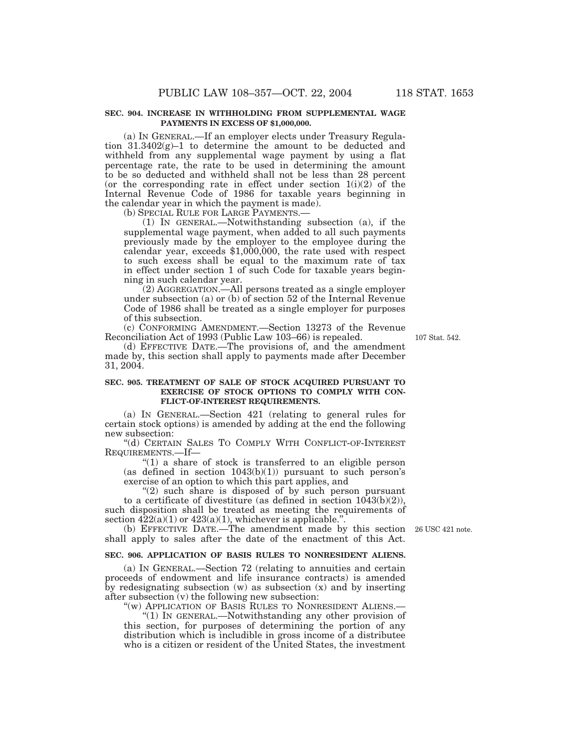**SEC. 904. INCREASE IN WITHHOLDING FROM SUPPLEMENTAL WAGE PAYMENTS IN EXCESS OF $1,000,000.**

(a) IN GENERAL.—If an employer elects under Treasury Regulation 31.3402(g)–1 to determine the amount to be deducted and withheld from any supplemental wage payment by using a flat percentage rate, the rate to be used in determining the amount to be so deducted and withheld shall not be less than 28 percent (or the corresponding rate in effect under section 1(i)(2) of the Internal Revenue Code of 1986 for taxable years beginning in the calendar year in which the payment is made).

(b) SPECIAL RULE FOR LARGE PAYMENTS.—

(1) IN GENERAL.—Notwithstanding subsection (a), if the supplemental wage payment, when added to all such payments previously made by the employer to the employee during the calendar year, exceeds $1,000,000, the rate used with respect to such excess shall be equal to the maximum rate of tax in effect under section 1 of such Code for taxable years beginning in such calendar year.

(2) AGGREGATION.—All persons treated as a single employer under subsection (a) or (b) of section 52 of the Internal Revenue Code of 1986 shall be treated as a single employer for purposes of this subsection.

(c) CONFORMING AMENDMENT.—Section 13273 of the Revenue Reconciliation Act of 1993 (Public Law 103–66) is repealed.

107 Stat. 542.

(d) EFFECTIVE DATE.—The provisions of, and the amendment made by, this section shall apply to payments made after December 31, 2004.

**SEC. 905. TREATMENT OF SALE OF STOCK ACQUIRED PURSUANT TO EXERCISE OF STOCK OPTIONS TO COMPLY WITH CONFLICT-OF-INTEREST REQUIREMENTS.**

(a) IN GENERAL.—Section 421 (relating to general rules for certain stock options) is amended by adding at the end the following new subsection:

"(d) CERTAIN SALES TO COMPLY WITH CONFLICT-OF-INTEREST REQUIREMENTS.—If—

"(1) a share of stock is transferred to an eligible person (as defined in section 1043(b)(1)) pursuant to such person's exercise of an option to which this part applies, and

"(2) such share is disposed of by such person pursuant to a certificate of divestiture (as defined in section 1043(b)(2)), such disposition shall be treated as meeting the requirements of section 422(a)(1) or 423(a)(1), whichever is applicable.".

(b) EFFECTIVE DATE.—The amendment made by this section shall apply to sales after the date of the enactment of this Act.

26 USC 421 note.

**SEC. 906. APPLICATION OF BASIS RULES TO NONRESIDENT ALIENS.**

(a) IN GENERAL.—Section 72 (relating to annuities and certain proceeds of endowment and life insurance contracts) is amended by redesignating subsection (w) as subsection (x) and by inserting after subsection (v) the following new subsection:

"(w) APPLICATION OF BASIS RULES TO NONRESIDENT ALIENS.—

"(1) IN GENERAL.—Notwithstanding any other provision of this section, for purposes of determining the portion of any distribution which is includible in gross income of a distributee who is a citizen or resident of the United States, the investment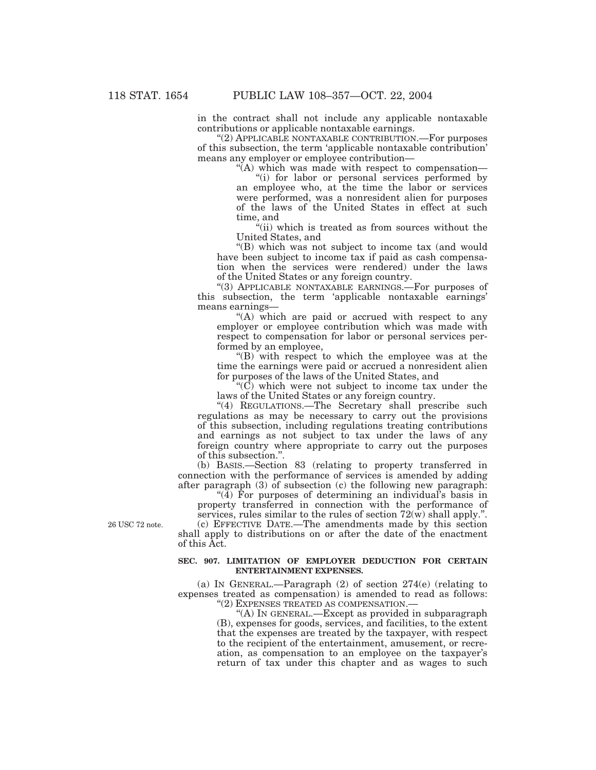in the contract shall not include any applicable nontaxable contributions or applicable nontaxable earnings.

"(2) APPLICABLE NONTAXABLE CONTRIBUTION.—For purposes of this subsection, the term 'applicable nontaxable contribution' means any employer or employee contribution—

"(A) which was made with respect to compensation—

"(i) for labor or personal services performed by an employee who, at the time the labor or services were performed, was a nonresident alien for purposes of the laws of the United States in effect at such time, and

"(ii) which is treated as from sources without the United States, and

"(B) which was not subject to income tax (and would have been subject to income tax if paid as cash compensation when the services were rendered) under the laws of the United States or any foreign country.

"(3) APPLICABLE NONTAXABLE EARNINGS.—For purposes of this subsection, the term 'applicable nontaxable earnings' means earnings—

"(A) which are paid or accrued with respect to any employer or employee contribution which was made with respect to compensation for labor or personal services performed by an employee,

"(B) with respect to which the employee was at the time the earnings were paid or accrued a nonresident alien for purposes of the laws of the United States, and

"(C) which were not subject to income tax under the laws of the United States or any foreign country.

"(4) REGULATIONS.—The Secretary shall prescribe such regulations as may be necessary to carry out the provisions of this subsection, including regulations treating contributions and earnings as not subject to tax under the laws of any foreign country where appropriate to carry out the purposes of this subsection.".

(b) BASIS.—Section 83 (relating to property transferred in connection with the performance of services is amended by adding after paragraph (3) of subsection (c) the following new paragraph:

"(4) For purposes of determining an individual's basis in property transferred in connection with the performance of services, rules similar to the rules of section 72(w) shall apply.".

26 USC 72 note.

(c) EFFECTIVE DATE.—The amendments made by this section shall apply to distributions on or after the date of the enactment of this Act.

**SEC. 907. LIMITATION OF EMPLOYER DEDUCTION FOR CERTAIN ENTERTAINMENT EXPENSES.**

(a) IN GENERAL.—Paragraph (2) of section 274(e) (relating to expenses treated as compensation) is amended to read as follows:

"(2) EXPENSES TREATED AS COMPENSATION.—

"(A) IN GENERAL.—Except as provided in subparagraph (B), expenses for goods, services, and facilities, to the extent that the expenses are treated by the taxpayer, with respect to the recipient of the entertainment, amusement, or recreation, as compensation to an employee on the taxpayer's return of tax under this chapter and as wages to such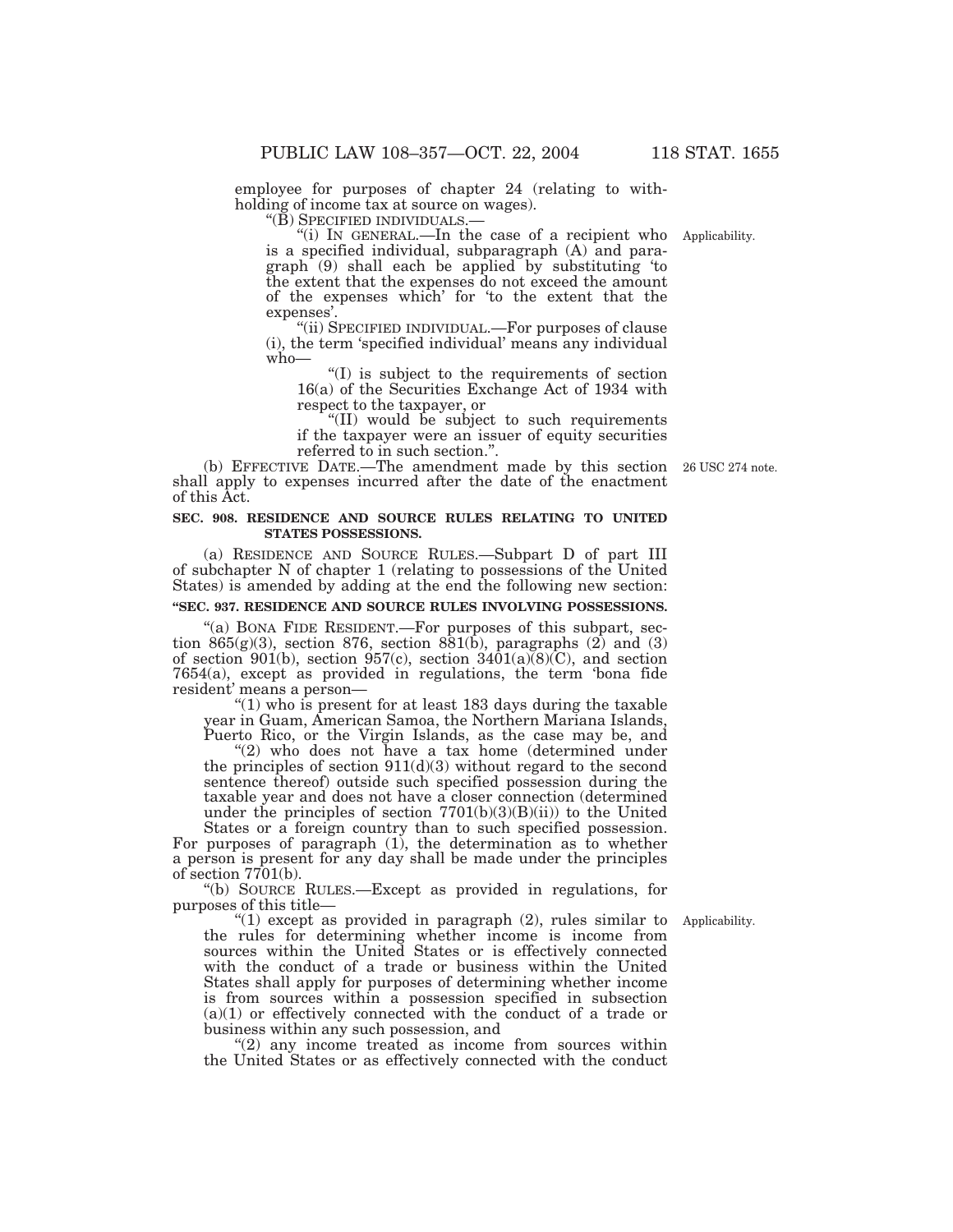employee for purposes of chapter 24 (relating to withholding of income tax at source on wages).

"(B) SPECIFIED INDIVIDUALS.—

"(i) IN GENERAL.—In the case of a recipient who is a specified individual, subparagraph (A) and paragraph (9) shall each be applied by substituting 'to the extent that the expenses do not exceed the amount of the expenses which' for 'to the extent that the expenses'.

Applicability.

"(ii) SPECIFIED INDIVIDUAL.—For purposes of clause (i), the term 'specified individual' means any individual who—

"(I) is subject to the requirements of section 16(a) of the Securities Exchange Act of 1934 with respect to the taxpayer, or

"(II) would be subject to such requirements if the taxpayer were an issuer of equity securities referred to in such section.".

(b) EFFECTIVE DATE.—The amendment made by this section shall apply to expenses incurred after the date of the enactment of this Act.

26 USC 274 note.

**SEC. 908. RESIDENCE AND SOURCE RULES RELATING TO UNITED STATES POSSESSIONS.**

(a) RESIDENCE AND SOURCE RULES.—Subpart D of part III of subchapter N of chapter 1 (relating to possessions of the United States) is amended by adding at the end the following new section:

**"SEC. 937. RESIDENCE AND SOURCE RULES INVOLVING POSSESSIONS.**

"(a) BONA FIDE RESIDENT.—For purposes of this subpart, section 865(g)(3), section 876, section 881(b), paragraphs (2) and (3) of section 901(b), section 957(c), section 3401(a)(8)(C), and section 7654(a), except as provided in regulations, the term 'bona fide resident' means a person—

"(1) who is present for at least 183 days during the taxable year in Guam, American Samoa, the Northern Mariana Islands, Puerto Rico, or the Virgin Islands, as the case may be, and

"(2) who does not have a tax home (determined under the principles of section 911(d)(3) without regard to the second sentence thereof) outside such specified possession during the taxable year and does not have a closer connection (determined under the principles of section 7701(b)(3)(B)(ii)) to the United States or a foreign country than to such specified possession.

For purposes of paragraph (1), the determination as to whether a person is present for any day shall be made under the principles of section 7701(b).

"(b) SOURCE RULES.—Except as provided in regulations, for purposes of this title—

"(1) except as provided in paragraph (2), rules similar to the rules for determining whether income is income from sources within the United States or is effectively connected with the conduct of a trade or business within the United States shall apply for purposes of determining whether income is from sources within a possession specified in subsection (a)(1) or effectively connected with the conduct of a trade or business within any such possession, and

Applicability.

"(2) any income treated as income from sources within the United States or as effectively connected with the conduct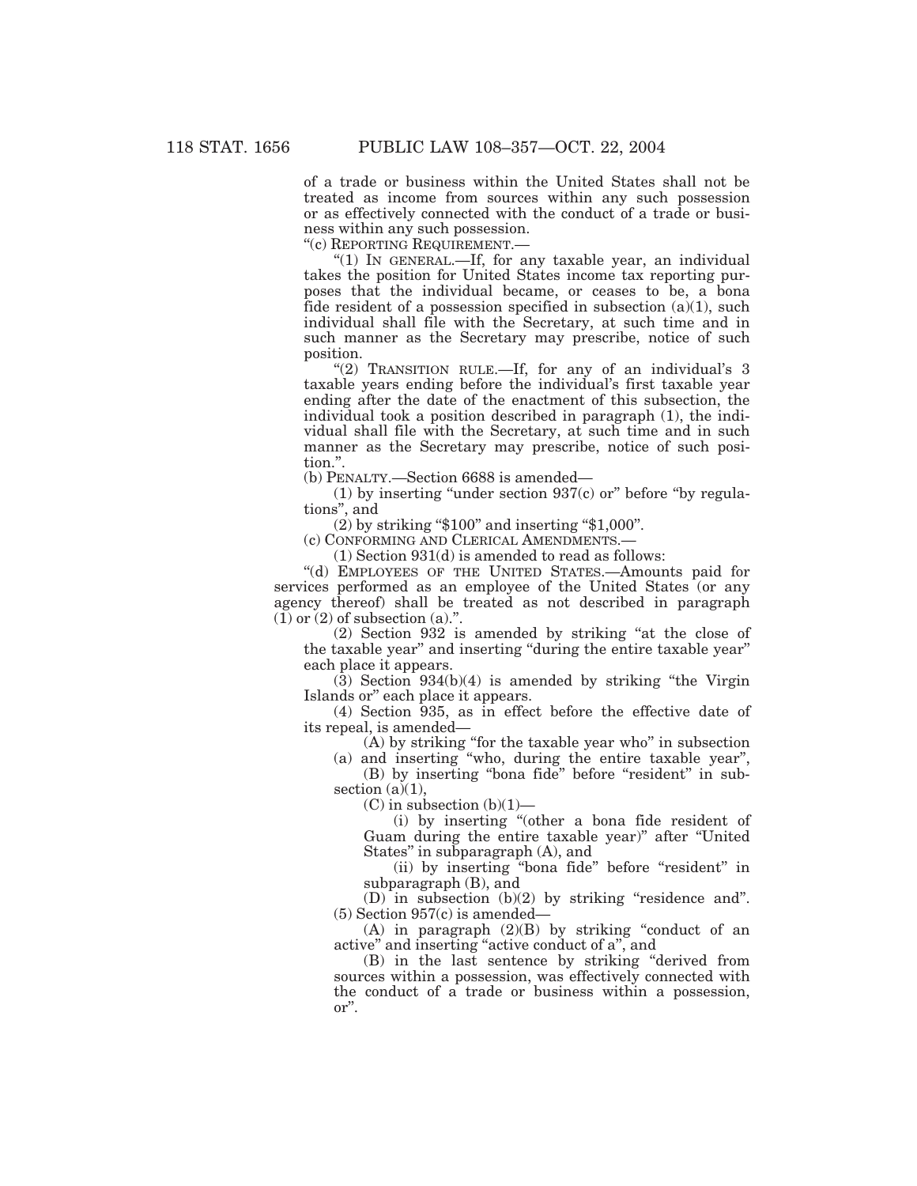of a trade or business within the United States shall not be treated as income from sources within any such possession or as effectively connected with the conduct of a trade or business within any such possession.

"(c) REPORTING REQUIREMENT.—

"(1) IN GENERAL.—If, for any taxable year, an individual takes the position for United States income tax reporting purposes that the individual became, or ceases to be, a bona fide resident of a possession specified in subsection (a)(1), such individual shall file with the Secretary, at such time and in such manner as the Secretary may prescribe, notice of such position.

"(2) TRANSITION RULE.—If, for any of an individual's 3 taxable years ending before the individual's first taxable year ending after the date of the enactment of this subsection, the individual took a position described in paragraph (1), the individual shall file with the Secretary, at such time and in such manner as the Secretary may prescribe, notice of such position.".

(b) PENALTY.—Section 6688 is amended—

(1) by inserting "under section 937(c) or" before "by regulations", and

(2) by striking "$100" and inserting "$1,000".

(c) CONFORMING AND CLERICAL AMENDMENTS.—

(1) Section 931(d) is amended to read as follows:

"(d) EMPLOYEES OF THE UNITED STATES.—Amounts paid for services performed as an employee of the United States (or any agency thereof) shall be treated as not described in paragraph (1) or (2) of subsection (a).".

(2) Section 932 is amended by striking "at the close of the taxable year" and inserting "during the entire taxable year" each place it appears.

(3) Section 934(b)(4) is amended by striking "the Virgin Islands or" each place it appears.

(4) Section 935, as in effect before the effective date of its repeal, is amended—

(A) by striking "for the taxable year who" in subsection (a) and inserting "who, during the entire taxable year",

(B) by inserting "bona fide" before "resident" in subsection (a)(1),

(C) in subsection (b)(1)—

(i) by inserting "(other a bona fide resident of Guam during the entire taxable year)" after "United States" in subparagraph (A), and

(ii) by inserting "bona fide" before "resident" in subparagraph (B), and

(D) in subsection (b)(2) by striking "residence and".

(5) Section 957(c) is amended—

(A) in paragraph (2)(B) by striking "conduct of an active" and inserting "active conduct of a", and

(B) in the last sentence by striking "derived from sources within a possession, was effectively connected with the conduct of a trade or business within a possession, or".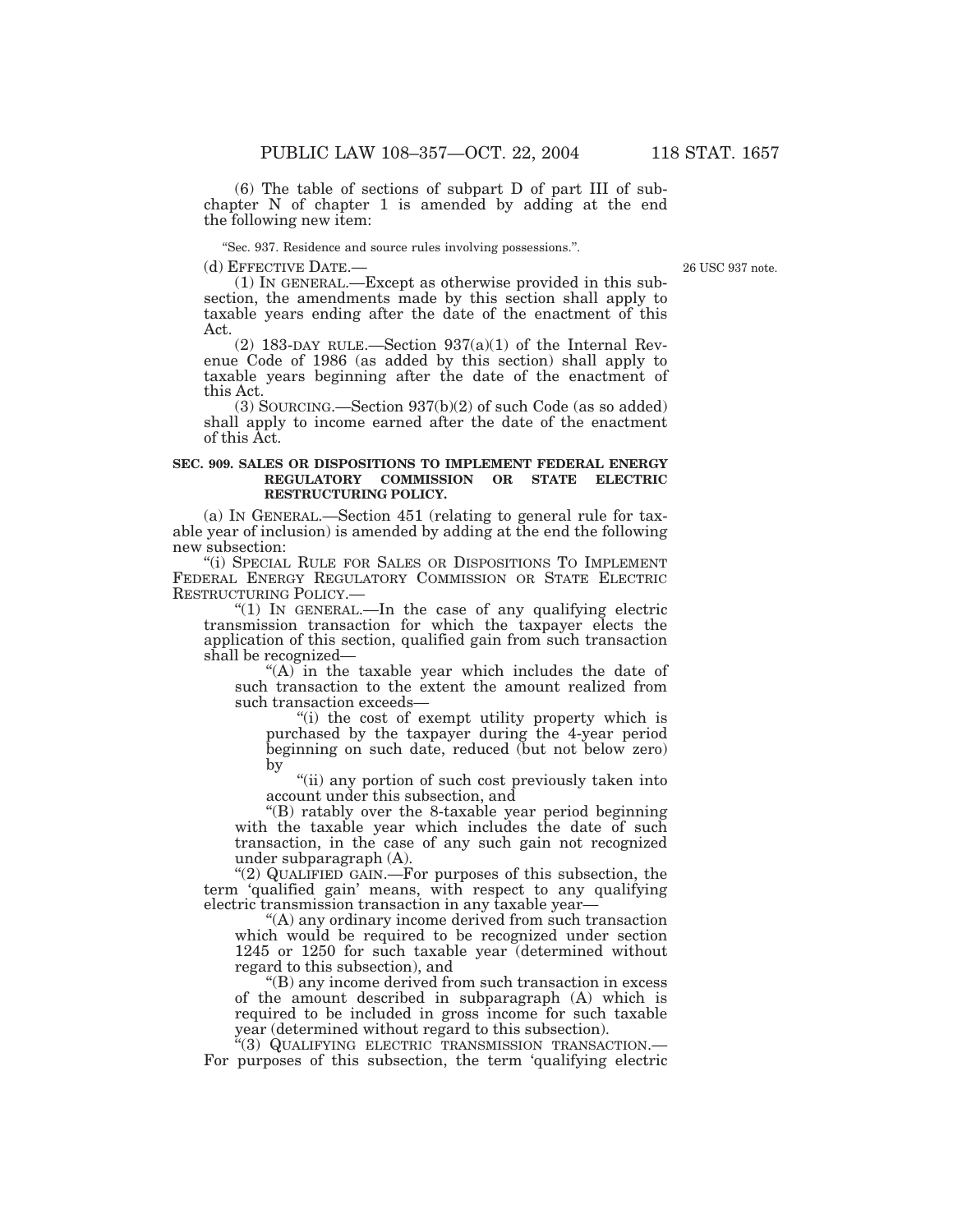(6) The table of sections of subpart D of part III of subchapter N of chapter 1 is amended by adding at the end the following new item:

"Sec. 937. Residence and source rules involving possessions.".

(d) EFFECTIVE DATE.—

26 USC 937 note.

(1) IN GENERAL.—Except as otherwise provided in this subsection, the amendments made by this section shall apply to taxable years ending after the date of the enactment of this Act.

(2) 183-DAY RULE.—Section 937(a)(1) of the Internal Revenue Code of 1986 (as added by this section) shall apply to taxable years beginning after the date of the enactment of this Act.

(3) SOURCING.—Section 937(b)(2) of such Code (as so added) shall apply to income earned after the date of the enactment of this Act.

**SEC. 909. SALES OR DISPOSITIONS TO IMPLEMENT FEDERAL ENERGY REGULATORY COMMISSION OR STATE ELECTRIC RESTRUCTURING POLICY.**

(a) IN GENERAL.—Section 451 (relating to general rule for taxable year of inclusion) is amended by adding at the end the following new subsection:

"(i) SPECIAL RULE FOR SALES OR DISPOSITIONS TO IMPLEMENT FEDERAL ENERGY REGULATORY COMMISSION OR STATE ELECTRIC RESTRUCTURING POLICY.—

"(1) IN GENERAL.—In the case of any qualifying electric transmission transaction for which the taxpayer elects the application of this section, qualified gain from such transaction shall be recognized—

"(A) in the taxable year which includes the date of such transaction to the extent the amount realized from such transaction exceeds—

"(i) the cost of exempt utility property which is purchased by the taxpayer during the 4-year period beginning on such date, reduced (but not below zero) by

"(ii) any portion of such cost previously taken into account under this subsection, and

"(B) ratably over the 8-taxable year period beginning with the taxable year which includes the date of such transaction, in the case of any such gain not recognized under subparagraph (A).

"(2) QUALIFIED GAIN.—For purposes of this subsection, the term 'qualified gain' means, with respect to any qualifying electric transmission transaction in any taxable year—

"(A) any ordinary income derived from such transaction which would be required to be recognized under section 1245 or 1250 for such taxable year (determined without regard to this subsection), and

"(B) any income derived from such transaction in excess of the amount described in subparagraph (A) which is required to be included in gross income for such taxable year (determined without regard to this subsection).

"(3) QUALIFYING ELECTRIC TRANSMISSION TRANSACTION.—For purposes of this subsection, the term 'qualifying electric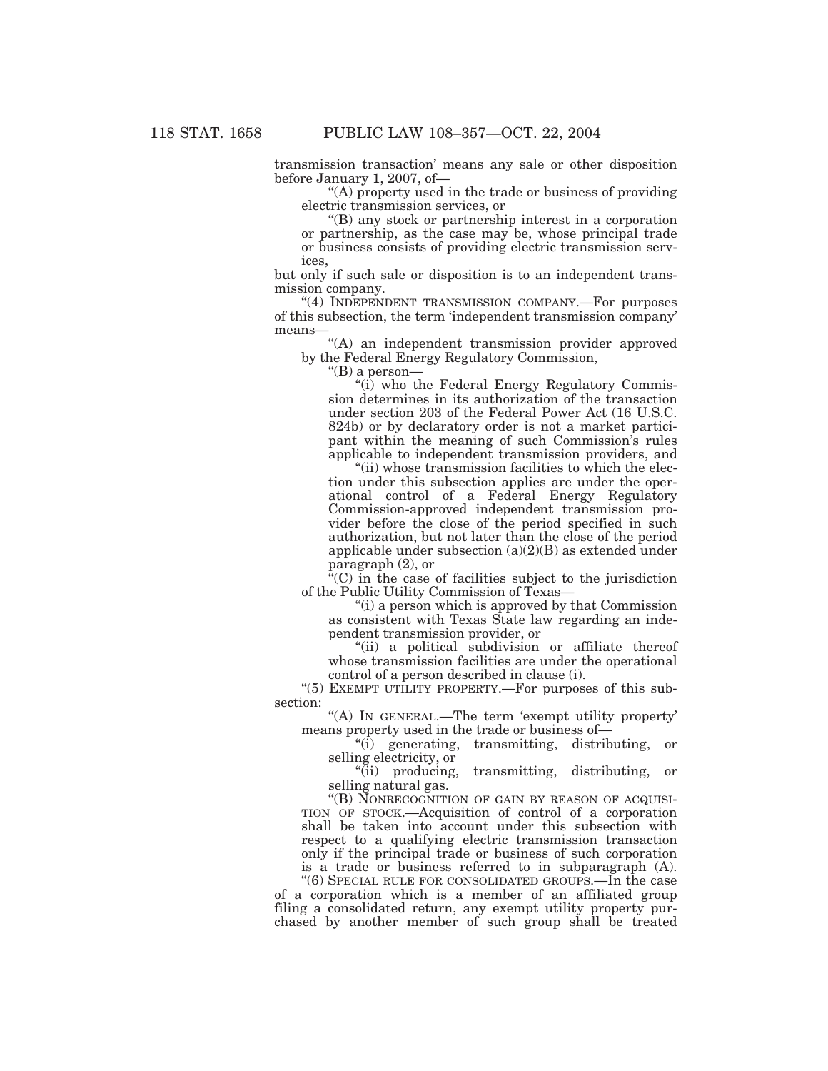transmission transaction' means any sale or other disposition before January 1, 2007, of—

"(A) property used in the trade or business of providing electric transmission services, or

"(B) any stock or partnership interest in a corporation or partnership, as the case may be, whose principal trade or business consists of providing electric transmission services,

but only if such sale or disposition is to an independent transmission company.

"(4) INDEPENDENT TRANSMISSION COMPANY.—For purposes of this subsection, the term 'independent transmission company' means—

"(A) an independent transmission provider approved by the Federal Energy Regulatory Commission,

"(B) a person—

"(i) who the Federal Energy Regulatory Commission determines in its authorization of the transaction under section 203 of the Federal Power Act (16 U.S.C. 824b) or by declaratory order is not a market participant within the meaning of such Commission's rules applicable to independent transmission providers, and

"(ii) whose transmission facilities to which the election under this subsection applies are under the operational control of a Federal Energy Regulatory Commission-approved independent transmission provider before the close of the period specified in such authorization, but not later than the close of the period applicable under subsection (a)(2)(B) as extended under paragraph (2), or

"(C) in the case of facilities subject to the jurisdiction of the Public Utility Commission of Texas—

"(i) a person which is approved by that Commission as consistent with Texas State law regarding an independent transmission provider, or

"(ii) a political subdivision or affiliate thereof whose transmission facilities are under the operational control of a person described in clause (i).

"(5) EXEMPT UTILITY PROPERTY.—For purposes of this subsection:

"(A) IN GENERAL.—The term 'exempt utility property' means property used in the trade or business of—

"(i) generating, transmitting, distributing, or selling electricity, or

"(ii) producing, transmitting, distributing, or selling natural gas.

"(B) NONRECOGNITION OF GAIN BY REASON OF ACQUISITION OF STOCK.—Acquisition of control of a corporation shall be taken into account under this subsection with respect to a qualifying electric transmission transaction only if the principal trade or business of such corporation is a trade or business referred to in subparagraph (A).

"(6) SPECIAL RULE FOR CONSOLIDATED GROUPS.—In the case of a corporation which is a member of an affiliated group filing a consolidated return, any exempt utility property purchased by another member of such group shall be treated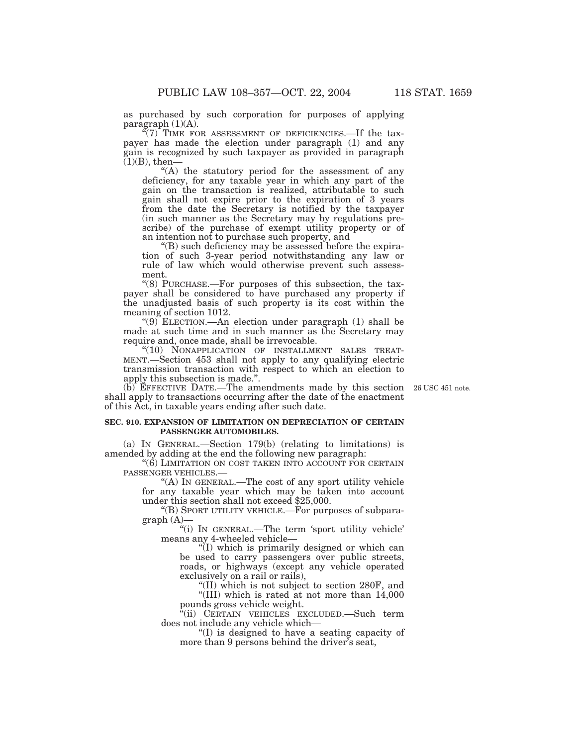as purchased by such corporation for purposes of applying paragraph (1)(A).

"(7) TIME FOR ASSESSMENT OF DEFICIENCIES.—If the taxpayer has made the election under paragraph (1) and any gain is recognized by such taxpayer as provided in paragraph (1)(B), then—

"(A) the statutory period for the assessment of any deficiency, for any taxable year in which any part of the gain on the transaction is realized, attributable to such gain shall not expire prior to the expiration of 3 years from the date the Secretary is notified by the taxpayer (in such manner as the Secretary may by regulations prescribe) of the purchase of exempt utility property or of an intention not to purchase such property, and

"(B) such deficiency may be assessed before the expiration of such 3-year period notwithstanding any law or rule of law which would otherwise prevent such assessment.

"(8) PURCHASE.—For purposes of this subsection, the taxpayer shall be considered to have purchased any property if the unadjusted basis of such property is its cost within the meaning of section 1012.

"(9) ELECTION.—An election under paragraph (1) shall be made at such time and in such manner as the Secretary may require and, once made, shall be irrevocable.

"(10) NONAPPLICATION OF INSTALLMENT SALES TREATMENT.—Section 453 shall not apply to any qualifying electric transmission transaction with respect to which an election to apply this subsection is made.".

(b) EFFECTIVE DATE.—The amendments made by this section shall apply to transactions occurring after the date of the enactment of this Act, in taxable years ending after such date.

26 USC 451 note.

**SEC. 910. EXPANSION OF LIMITATION ON DEPRECIATION OF CERTAIN PASSENGER AUTOMOBILES.**

(a) IN GENERAL.—Section 179(b) (relating to limitations) is amended by adding at the end the following new paragraph:

"(6) LIMITATION ON COST TAKEN INTO ACCOUNT FOR CERTAIN PASSENGER VEHICLES.—

"(A) IN GENERAL.—The cost of any sport utility vehicle for any taxable year which may be taken into account under this section shall not exceed $25,000.

"(B) SPORT UTILITY VEHICLE.—For purposes of subparagraph (A)—

"(i) IN GENERAL.—The term 'sport utility vehicle' means any 4-wheeled vehicle—

"(I) which is primarily designed or which can be used to carry passengers over public streets, roads, or highways (except any vehicle operated exclusively on a rail or rails),

"(II) which is not subject to section 280F, and

"(III) which is rated at not more than 14,000 pounds gross vehicle weight.

"(ii) CERTAIN VEHICLES EXCLUDED.—Such term does not include any vehicle which—

"(I) is designed to have a seating capacity of more than 9 persons behind the driver's seat,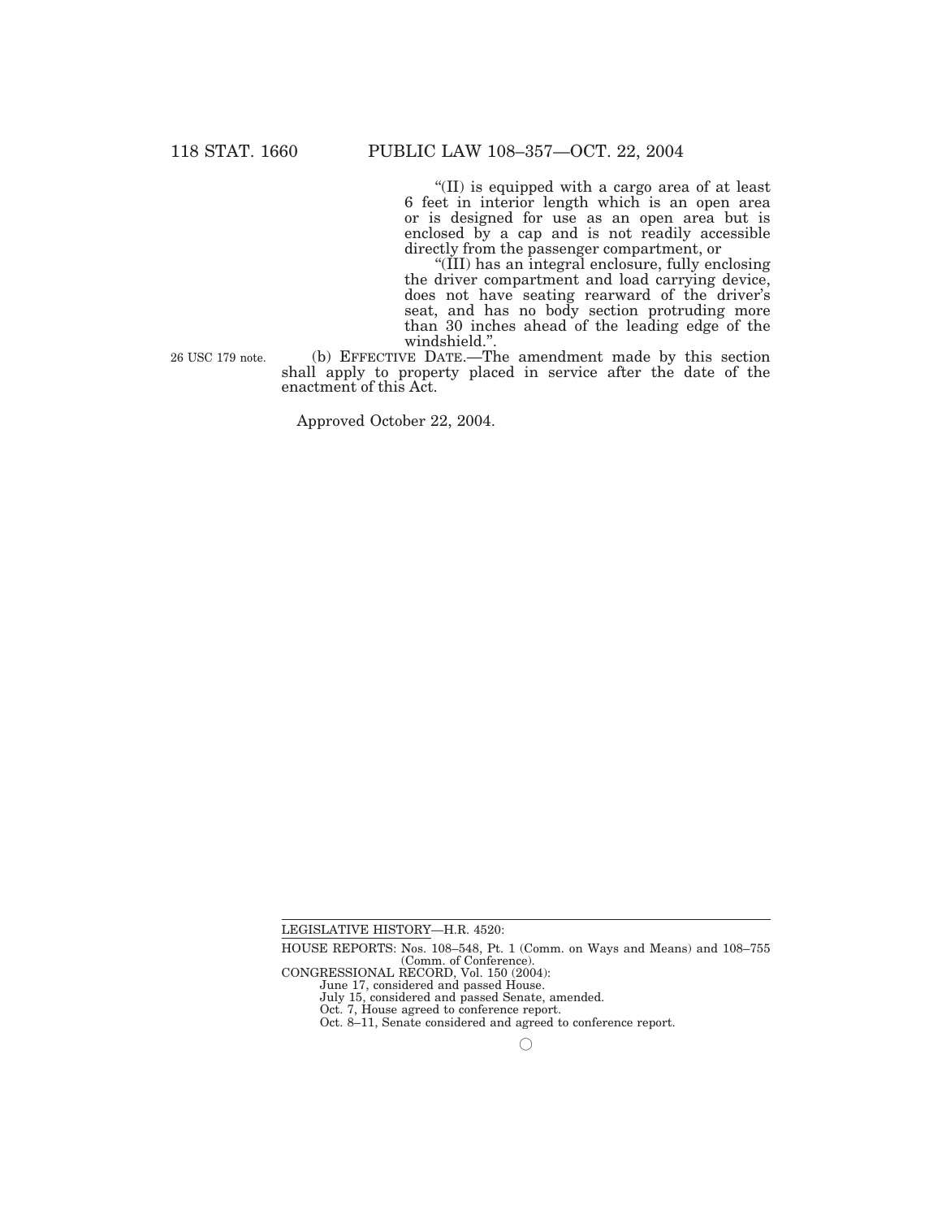"(II) is equipped with a cargo area of at least 6 feet in interior length which is an open area or is designed for use as an open area but is enclosed by a cap and is not readily accessible directly from the passenger compartment, or

"(III) has an integral enclosure, fully enclosing the driver compartment and load carrying device, does not have seating rearward of the driver's seat, and has no body section protruding more than 30 inches ahead of the leading edge of the windshield.".

26 USC 179 note.

(b) EFFECTIVE DATE.—The amendment made by this section shall apply to property placed in service after the date of the enactment of this Act.

Approved October 22, 2004.

---

LEGISLATIVE HISTORY—H.R. 4520:

HOUSE REPORTS: Nos. 108–548, Pt. 1 (Comm. on Ways and Means) and 108–755 (Comm. of Conference).

CONGRESSIONAL RECORD, Vol. 150 (2004):

June 17, considered and passed House.

July 15, considered and passed Senate, amended.

Oct. 7, House agreed to conference report.

Oct. 8–11, Senate considered and agreed to conference report.